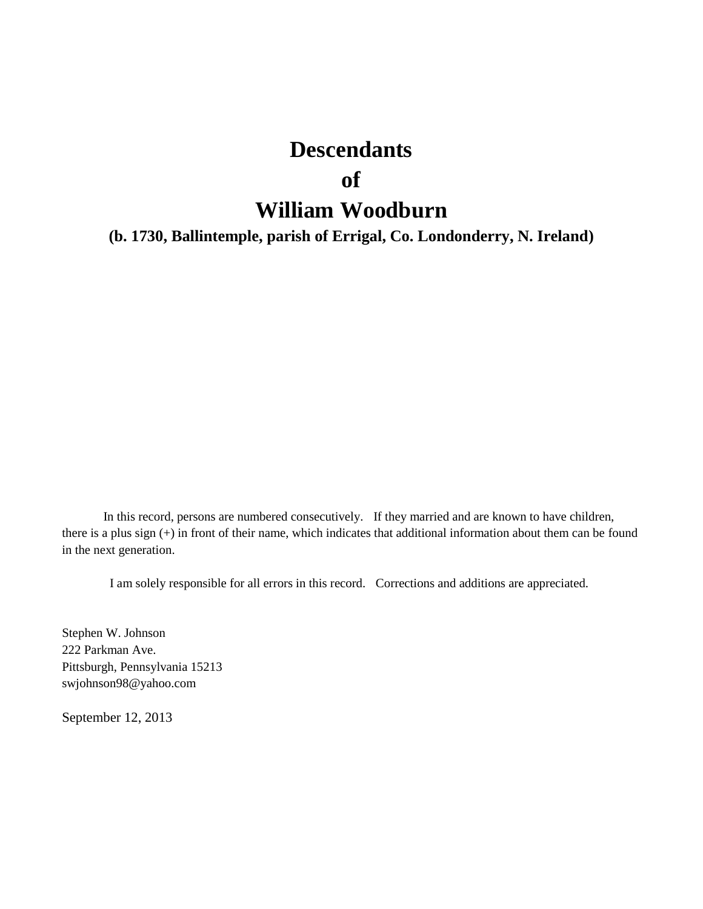# Descendants
# of
# William Woodburn

**(b. 1730, Ballintemple, parish of Errigal, Co. Londonderry, N. Ireland)**

In this record, persons are numbered consecutively. If they married and are known to have children, there is a plus sign (+) in front of their name, which indicates that additional information about them can be found in the next generation.

I am solely responsible for all errors in this record. Corrections and additions are appreciated.

Stephen W. Johnson
222 Parkman Ave.
Pittsburgh, Pennsylvania 15213
swjohnson98@yahoo.com

September 12, 2013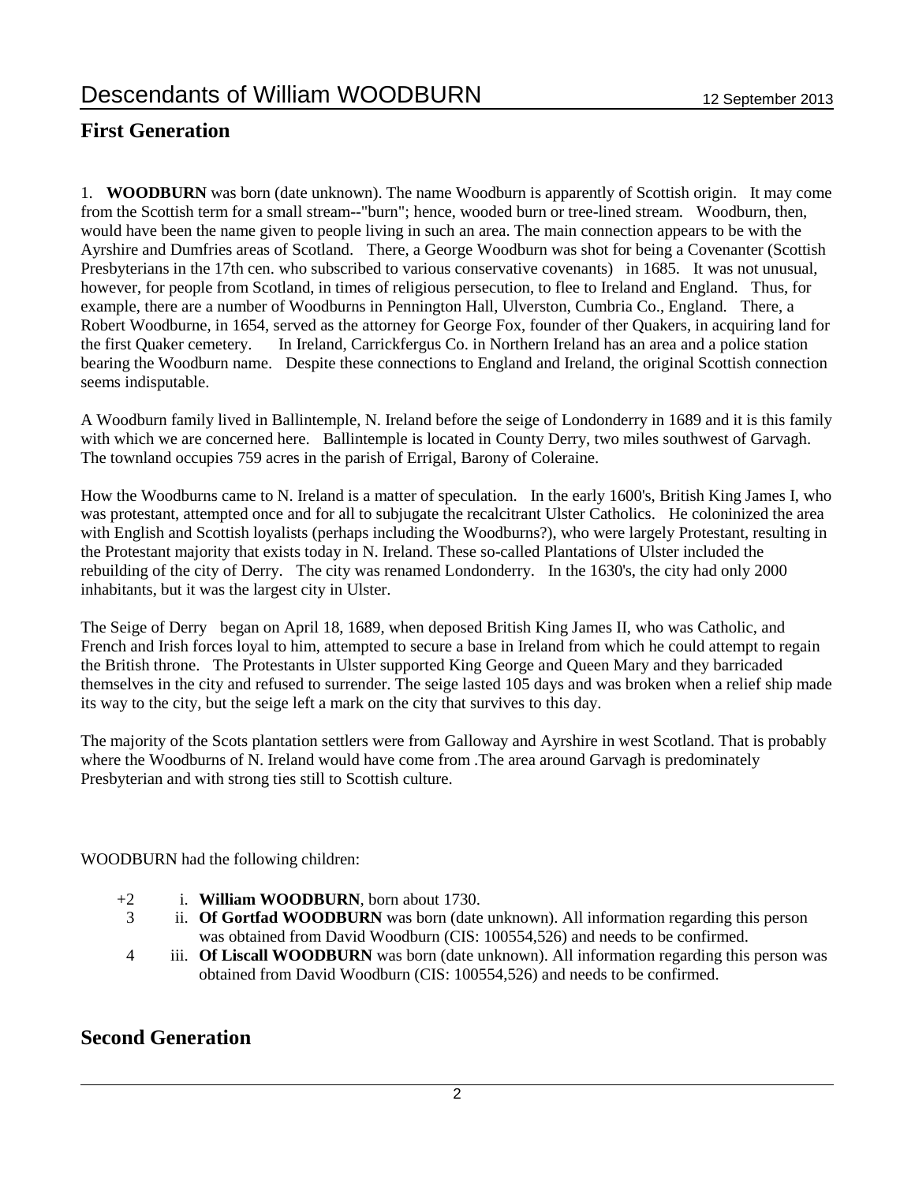## First Generation

1. **WOODBURN** was born (date unknown). The name Woodburn is apparently of Scottish origin. It may come from the Scottish term for a small stream--"burn"; hence, wooded burn or tree-lined stream. Woodburn, then, would have been the name given to people living in such an area. The main connection appears to be with the Ayrshire and Dumfries areas of Scotland. There, a George Woodburn was shot for being a Covenanter (Scottish Presbyterians in the 17th cen. who subscribed to various conservative covenants) in 1685. It was not unusual, however, for people from Scotland, in times of religious persecution, to flee to Ireland and England. Thus, for example, there are a number of Woodburns in Pennington Hall, Ulverston, Cumbria Co., England. There, a Robert Woodburne, in 1654, served as the attorney for George Fox, founder of ther Quakers, in acquiring land for the first Quaker cemetery. In Ireland, Carrickfergus Co. in Northern Ireland has an area and a police station bearing the Woodburn name. Despite these connections to England and Ireland, the original Scottish connection seems indisputable.

A Woodburn family lived in Ballintemple, N. Ireland before the seige of Londonderry in 1689 and it is this family with which we are concerned here. Ballintemple is located in County Derry, two miles southwest of Garvagh. The townland occupies 759 acres in the parish of Errigal, Barony of Coleraine.

How the Woodburns came to N. Ireland is a matter of speculation. In the early 1600's, British King James I, who was protestant, attempted once and for all to subjugate the recalcitrant Ulster Catholics. He coloninized the area with English and Scottish loyalists (perhaps including the Woodburns?), who were largely Protestant, resulting in the Protestant majority that exists today in N. Ireland. These so-called Plantations of Ulster included the rebuilding of the city of Derry. The city was renamed Londonderry. In the 1630's, the city had only 2000 inhabitants, but it was the largest city in Ulster.

The Seige of Derry began on April 18, 1689, when deposed British King James II, who was Catholic, and French and Irish forces loyal to him, attempted to secure a base in Ireland from which he could attempt to regain the British throne. The Protestants in Ulster supported King George and Queen Mary and they barricaded themselves in the city and refused to surrender. The seige lasted 105 days and was broken when a relief ship made its way to the city, but the seige left a mark on the city that survives to this day.

The majority of the Scots plantation settlers were from Galloway and Ayrshire in west Scotland. That is probably where the Woodburns of N. Ireland would have come from .The area around Garvagh is predominately Presbyterian and with strong ties still to Scottish culture.

WOODBURN had the following children:

- +2 i. **William WOODBURN**, born about 1730.
- 3 ii. **Of Gortfad WOODBURN** was born (date unknown). All information regarding this person was obtained from David Woodburn (CIS: 100554,526) and needs to be confirmed.
- 4 iii. **Of Liscall WOODBURN** was born (date unknown). All information regarding this person was obtained from David Woodburn (CIS: 100554,526) and needs to be confirmed.

## Second Generation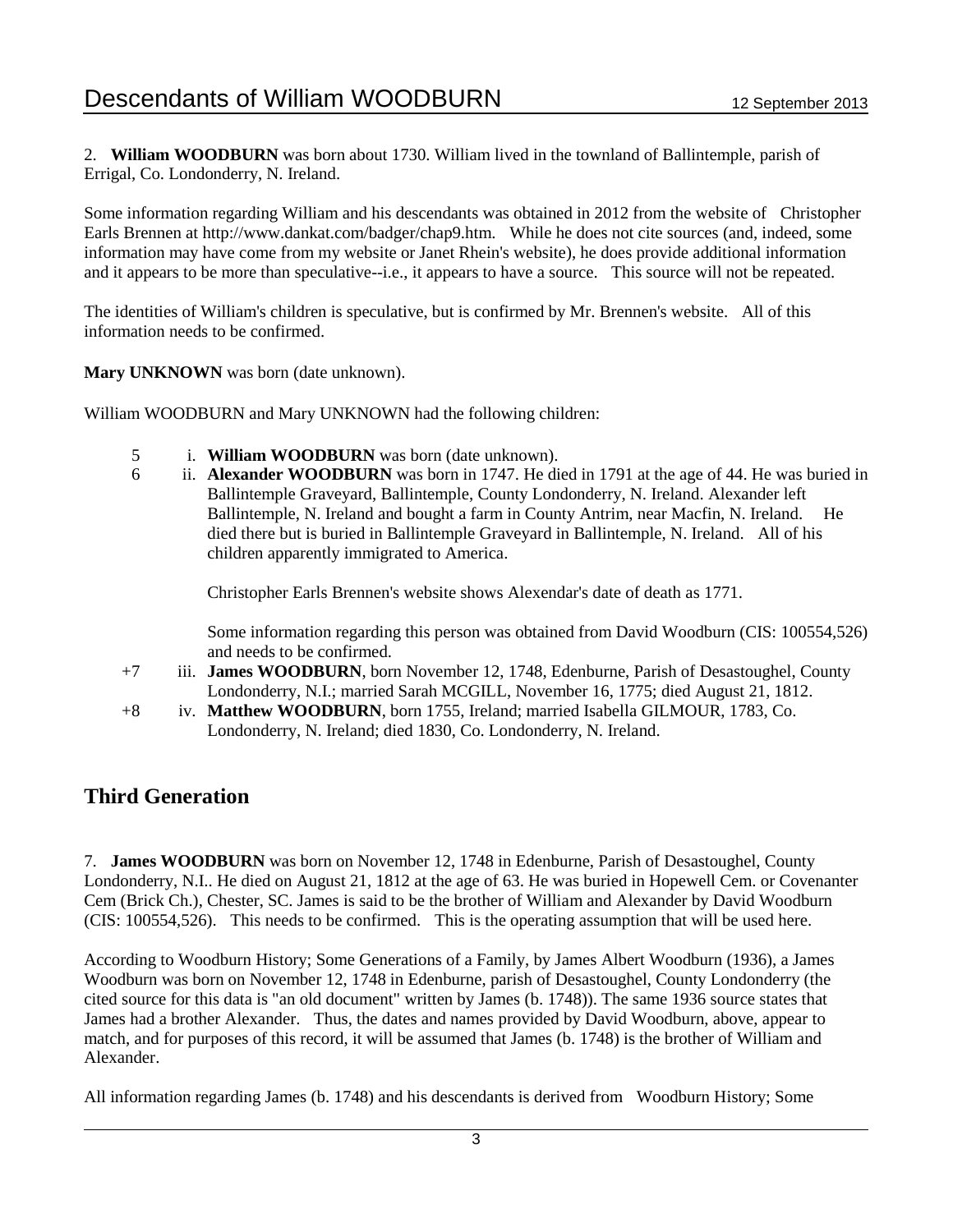2. **William WOODBURN** was born about 1730. William lived in the townland of Ballintemple, parish of Errigal, Co. Londonderry, N. Ireland.

Some information regarding William and his descendants was obtained in 2012 from the website of Christopher Earls Brennen at http://www.dankat.com/badger/chap9.htm. While he does not cite sources (and, indeed, some information may have come from my website or Janet Rhein's website), he does provide additional information and it appears to be more than speculative--i.e., it appears to have a source. This source will not be repeated.

The identities of William's children is speculative, but is confirmed by Mr. Brennen's website. All of this information needs to be confirmed.

**Mary UNKNOWN** was born (date unknown).

William WOODBURN and Mary UNKNOWN had the following children:

5 i. **William WOODBURN** was born (date unknown).

6 ii. **Alexander WOODBURN** was born in 1747. He died in 1791 at the age of 44. He was buried in Ballintemple Graveyard, Ballintemple, County Londonderry, N. Ireland. Alexander left Ballintemple, N. Ireland and bought a farm in County Antrim, near Macfin, N. Ireland. He died there but is buried in Ballintemple Graveyard in Ballintemple, N. Ireland. All of his children apparently immigrated to America.

Christopher Earls Brennen's website shows Alexendar's date of death as 1771.

Some information regarding this person was obtained from David Woodburn (CIS: 100554,526) and needs to be confirmed.

+7 iii. **James WOODBURN**, born November 12, 1748, Edenburne, Parish of Desastoughel, County Londonderry, N.I.; married Sarah MCGILL, November 16, 1775; died August 21, 1812.

+8 iv. **Matthew WOODBURN**, born 1755, Ireland; married Isabella GILMOUR, 1783, Co. Londonderry, N. Ireland; died 1830, Co. Londonderry, N. Ireland.

## Third Generation

7. **James WOODBURN** was born on November 12, 1748 in Edenburne, Parish of Desastoughel, County Londonderry, N.I.. He died on August 21, 1812 at the age of 63. He was buried in Hopewell Cem. or Covenanter Cem (Brick Ch.), Chester, SC. James is said to be the brother of William and Alexander by David Woodburn (CIS: 100554,526). This needs to be confirmed. This is the operating assumption that will be used here.

According to Woodburn History; Some Generations of a Family, by James Albert Woodburn (1936), a James Woodburn was born on November 12, 1748 in Edenburne, parish of Desastoughel, County Londonderry (the cited source for this data is "an old document" written by James (b. 1748)). The same 1936 source states that James had a brother Alexander. Thus, the dates and names provided by David Woodburn, above, appear to match, and for purposes of this record, it will be assumed that James (b. 1748) is the brother of William and Alexander.

All information regarding James (b. 1748) and his descendants is derived from Woodburn History; Some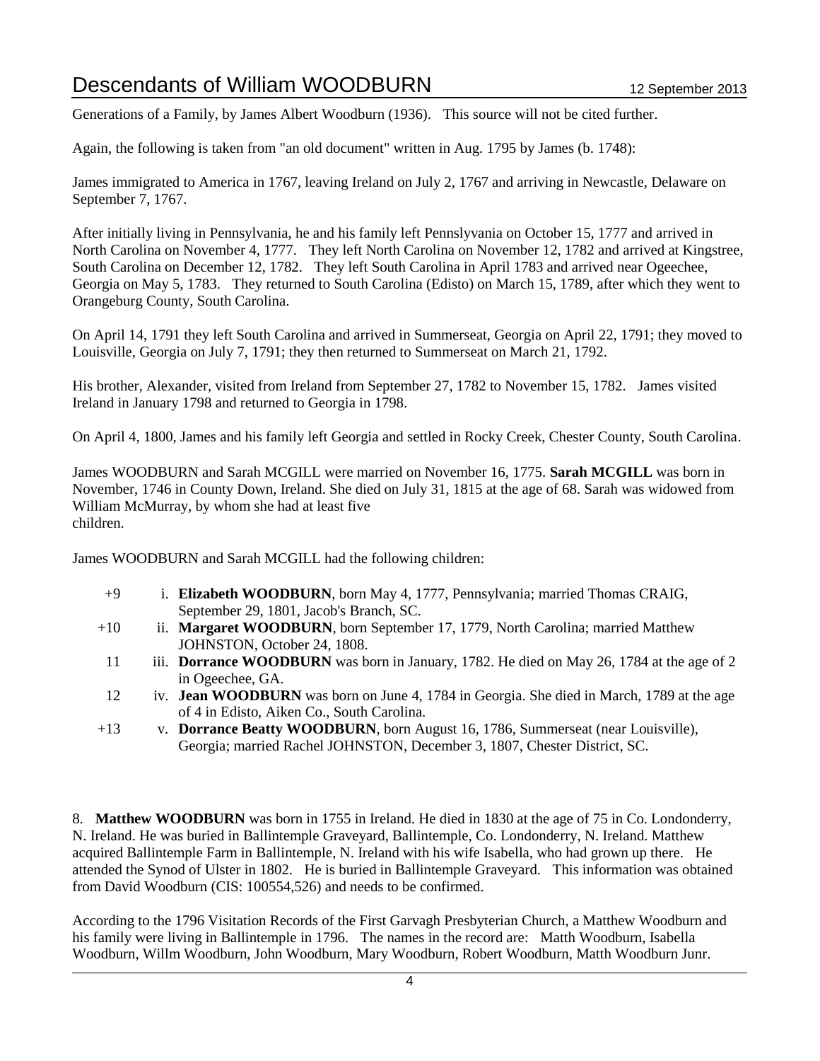Generations of a Family, by James Albert Woodburn (1936). This source will not be cited further.

Again, the following is taken from "an old document" written in Aug. 1795 by James (b. 1748):

James immigrated to America in 1767, leaving Ireland on July 2, 1767 and arriving in Newcastle, Delaware on September 7, 1767.

After initially living in Pennsylvania, he and his family left Pennslyvania on October 15, 1777 and arrived in North Carolina on November 4, 1777. They left North Carolina on November 12, 1782 and arrived at Kingstree, South Carolina on December 12, 1782. They left South Carolina in April 1783 and arrived near Ogeechee, Georgia on May 5, 1783. They returned to South Carolina (Edisto) on March 15, 1789, after which they went to Orangeburg County, South Carolina.

On April 14, 1791 they left South Carolina and arrived in Summerseat, Georgia on April 22, 1791; they moved to Louisville, Georgia on July 7, 1791; they then returned to Summerseat on March 21, 1792.

His brother, Alexander, visited from Ireland from September 27, 1782 to November 15, 1782. James visited Ireland in January 1798 and returned to Georgia in 1798.

On April 4, 1800, James and his family left Georgia and settled in Rocky Creek, Chester County, South Carolina.

James WOODBURN and Sarah MCGILL were married on November 16, 1775. **Sarah MCGILL** was born in November, 1746 in County Down, Ireland. She died on July 31, 1815 at the age of 68. Sarah was widowed from William McMurray, by whom she had at least five children.

James WOODBURN and Sarah MCGILL had the following children:

- +9 i. **Elizabeth WOODBURN**, born May 4, 1777, Pennsylvania; married Thomas CRAIG, September 29, 1801, Jacob's Branch, SC.
- +10 ii. **Margaret WOODBURN**, born September 17, 1779, North Carolina; married Matthew JOHNSTON, October 24, 1808.
- 11 iii. **Dorrance WOODBURN** was born in January, 1782. He died on May 26, 1784 at the age of 2 in Ogeechee, GA.
- 12 iv. **Jean WOODBURN** was born on June 4, 1784 in Georgia. She died in March, 1789 at the age of 4 in Edisto, Aiken Co., South Carolina.
- +13 v. **Dorrance Beatty WOODBURN**, born August 16, 1786, Summerseat (near Louisville), Georgia; married Rachel JOHNSTON, December 3, 1807, Chester District, SC.

8. **Matthew WOODBURN** was born in 1755 in Ireland. He died in 1830 at the age of 75 in Co. Londonderry, N. Ireland. He was buried in Ballintemple Graveyard, Ballintemple, Co. Londonderry, N. Ireland. Matthew acquired Ballintemple Farm in Ballintemple, N. Ireland with his wife Isabella, who had grown up there. He attended the Synod of Ulster in 1802. He is buried in Ballintemple Graveyard. This information was obtained from David Woodburn (CIS: 100554,526) and needs to be confirmed.

According to the 1796 Visitation Records of the First Garvagh Presbyterian Church, a Matthew Woodburn and his family were living in Ballintemple in 1796. The names in the record are: Matth Woodburn, Isabella Woodburn, Willm Woodburn, John Woodburn, Mary Woodburn, Robert Woodburn, Matth Woodburn Junr.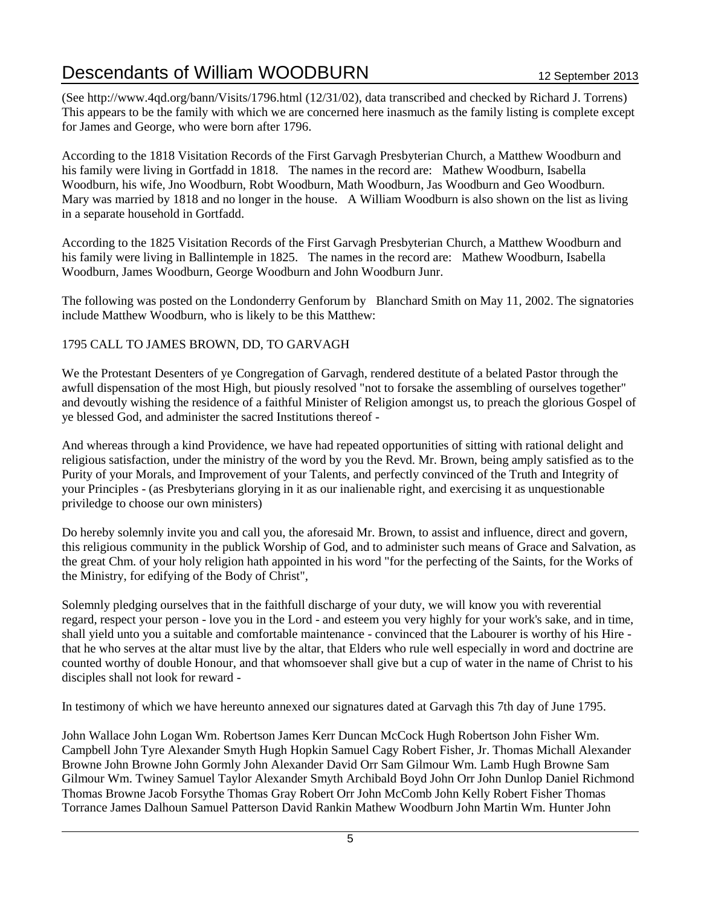(See http://www.4qd.org/bann/Visits/1796.html (12/31/02), data transcribed and checked by Richard J. Torrens) This appears to be the family with which we are concerned here inasmuch as the family listing is complete except for James and George, who were born after 1796.

According to the 1818 Visitation Records of the First Garvagh Presbyterian Church, a Matthew Woodburn and his family were living in Gortfadd in 1818. The names in the record are: Mathew Woodburn, Isabella Woodburn, his wife, Jno Woodburn, Robt Woodburn, Math Woodburn, Jas Woodburn and Geo Woodburn. Mary was married by 1818 and no longer in the house. A William Woodburn is also shown on the list as living in a separate household in Gortfadd.

According to the 1825 Visitation Records of the First Garvagh Presbyterian Church, a Matthew Woodburn and his family were living in Ballintemple in 1825. The names in the record are: Mathew Woodburn, Isabella Woodburn, James Woodburn, George Woodburn and John Woodburn Junr.

The following was posted on the Londonderry Genforum by Blanchard Smith on May 11, 2002. The signatories include Matthew Woodburn, who is likely to be this Matthew:

1795 CALL TO JAMES BROWN, DD, TO GARVAGH

We the Protestant Desenters of ye Congregation of Garvagh, rendered destitute of a belated Pastor through the awfull dispensation of the most High, but piously resolved "not to forsake the assembling of ourselves together" and devoutly wishing the residence of a faithful Minister of Religion amongst us, to preach the glorious Gospel of ye blessed God, and administer the sacred Institutions thereof -

And whereas through a kind Providence, we have had repeated opportunities of sitting with rational delight and religious satisfaction, under the ministry of the word by you the Revd. Mr. Brown, being amply satisfied as to the Purity of your Morals, and Improvement of your Talents, and perfectly convinced of the Truth and Integrity of your Principles - (as Presbyterians glorying in it as our inalienable right, and exercising it as unquestionable priviledge to choose our own ministers)

Do hereby solemnly invite you and call you, the aforesaid Mr. Brown, to assist and influence, direct and govern, this religious community in the publick Worship of God, and to administer such means of Grace and Salvation, as the great Chm. of your holy religion hath appointed in his word "for the perfecting of the Saints, for the Works of the Ministry, for edifying of the Body of Christ",

Solemnly pledging ourselves that in the faithfull discharge of your duty, we will know you with reverential regard, respect your person - love you in the Lord - and esteem you very highly for your work's sake, and in time, shall yield unto you a suitable and comfortable maintenance - convinced that the Labourer is worthy of his Hire - that he who serves at the altar must live by the altar, that Elders who rule well especially in word and doctrine are counted worthy of double Honour, and that whomsoever shall give but a cup of water in the name of Christ to his disciples shall not look for reward -

In testimony of which we have hereunto annexed our signatures dated at Garvagh this 7th day of June 1795.

John Wallace John Logan Wm. Robertson James Kerr Duncan McCock Hugh Robertson John Fisher Wm. Campbell John Tyre Alexander Smyth Hugh Hopkin Samuel Cagy Robert Fisher, Jr. Thomas Michall Alexander Browne John Browne John Gormly John Alexander David Orr Sam Gilmour Wm. Lamb Hugh Browne Sam Gilmour Wm. Twiney Samuel Taylor Alexander Smyth Archibald Boyd John Orr John Dunlop Daniel Richmond Thomas Browne Jacob Forsythe Thomas Gray Robert Orr John McComb John Kelly Robert Fisher Thomas Torrance James Dalhoun Samuel Patterson David Rankin Mathew Woodburn John Martin Wm. Hunter John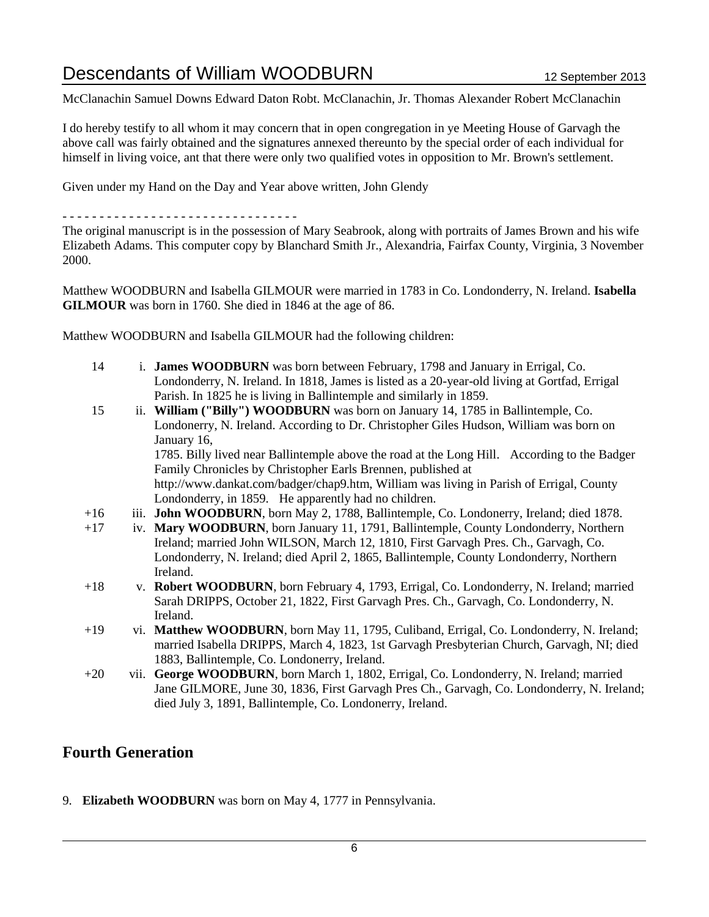McClanachin Samuel Downs Edward Daton Robt. McClanachin, Jr. Thomas Alexander Robert McClanachin

I do hereby testify to all whom it may concern that in open congregation in ye Meeting House of Garvagh the above call was fairly obtained and the signatures annexed thereunto by the special order of each individual for himself in living voice, ant that there were only two qualified votes in opposition to Mr. Brown's settlement.

Given under my Hand on the Day and Year above written, John Glendy

- - - - - - - - - - - - - - - - - - - - - - - - - - - - - - -

The original manuscript is in the possession of Mary Seabrook, along with portraits of James Brown and his wife Elizabeth Adams. This computer copy by Blanchard Smith Jr., Alexandria, Fairfax County, Virginia, 3 November 2000.

Matthew WOODBURN and Isabella GILMOUR were married in 1783 in Co. Londonderry, N. Ireland. **Isabella GILMOUR** was born in 1760. She died in 1846 at the age of 86.

Matthew WOODBURN and Isabella GILMOUR had the following children:

14 i. **James WOODBURN** was born between February, 1798 and January in Errigal, Co. Londonderry, N. Ireland. In 1818, James is listed as a 20-year-old living at Gortfad, Errigal Parish. In 1825 he is living in Ballintemple and similarly in 1859.

15 ii. **William ("Billy") WOODBURN** was born on January 14, 1785 in Ballintemple, Co. Londonerry, N. Ireland. According to Dr. Christopher Giles Hudson, William was born on January 16,
1785. Billy lived near Ballintemple above the road at the Long Hill. According to the Badger Family Chronicles by Christopher Earls Brennen, published at http://www.dankat.com/badger/chap9.htm, William was living in Parish of Errigal, County Londonderry, in 1859. He apparently had no children.

+16 iii. **John WOODBURN**, born May 2, 1788, Ballintemple, Co. Londonerry, Ireland; died 1878.

+17 iv. **Mary WOODBURN**, born January 11, 1791, Ballintemple, County Londonderry, Northern Ireland; married John WILSON, March 12, 1810, First Garvagh Pres. Ch., Garvagh, Co. Londonderry, N. Ireland; died April 2, 1865, Ballintemple, County Londonderry, Northern Ireland.

+18 v. **Robert WOODBURN**, born February 4, 1793, Errigal, Co. Londonderry, N. Ireland; married Sarah DRIPPS, October 21, 1822, First Garvagh Pres. Ch., Garvagh, Co. Londonderry, N. Ireland.

+19 vi. **Matthew WOODBURN**, born May 11, 1795, Culiband, Errigal, Co. Londonderry, N. Ireland; married Isabella DRIPPS, March 4, 1823, 1st Garvagh Presbyterian Church, Garvagh, NI; died 1883, Ballintemple, Co. Londonerry, Ireland.

+20 vii. **George WOODBURN**, born March 1, 1802, Errigal, Co. Londonderry, N. Ireland; married Jane GILMORE, June 30, 1836, First Garvagh Pres Ch., Garvagh, Co. Londonderry, N. Ireland; died July 3, 1891, Ballintemple, Co. Londonerry, Ireland.

## Fourth Generation

9. **Elizabeth WOODBURN** was born on May 4, 1777 in Pennsylvania.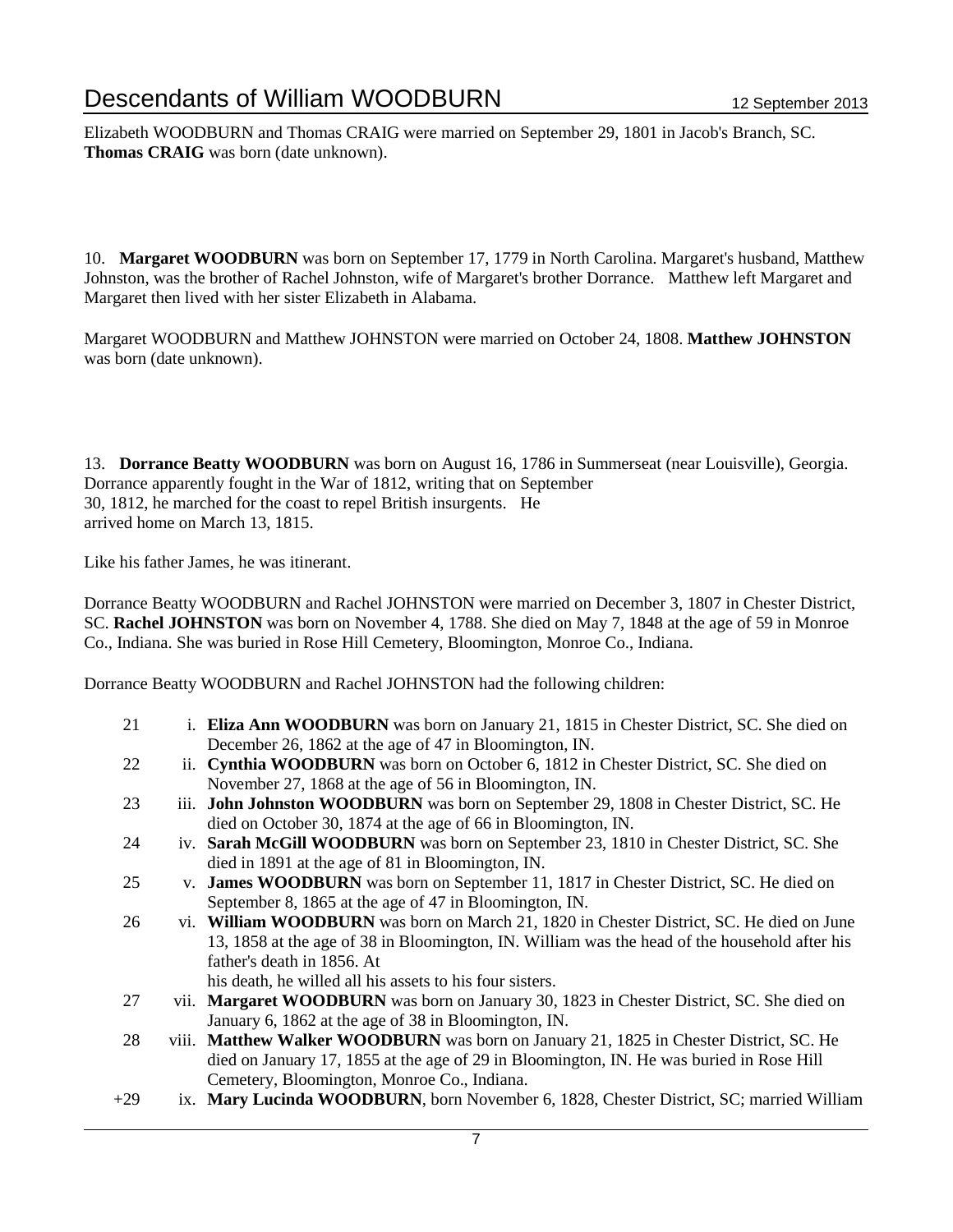Elizabeth WOODBURN and Thomas CRAIG were married on September 29, 1801 in Jacob's Branch, SC. **Thomas CRAIG** was born (date unknown).

10. **Margaret WOODBURN** was born on September 17, 1779 in North Carolina. Margaret's husband, Matthew Johnston, was the brother of Rachel Johnston, wife of Margaret's brother Dorrance. Matthew left Margaret and Margaret then lived with her sister Elizabeth in Alabama.

Margaret WOODBURN and Matthew JOHNSTON were married on October 24, 1808. **Matthew JOHNSTON** was born (date unknown).

13. **Dorrance Beatty WOODBURN** was born on August 16, 1786 in Summerseat (near Louisville), Georgia. Dorrance apparently fought in the War of 1812, writing that on September 30, 1812, he marched for the coast to repel British insurgents. He arrived home on March 13, 1815.

Like his father James, he was itinerant.

Dorrance Beatty WOODBURN and Rachel JOHNSTON were married on December 3, 1807 in Chester District, SC. **Rachel JOHNSTON** was born on November 4, 1788. She died on May 7, 1848 at the age of 59 in Monroe Co., Indiana. She was buried in Rose Hill Cemetery, Bloomington, Monroe Co., Indiana.

Dorrance Beatty WOODBURN and Rachel JOHNSTON had the following children:

- 21 i. **Eliza Ann WOODBURN** was born on January 21, 1815 in Chester District, SC. She died on December 26, 1862 at the age of 47 in Bloomington, IN.
- 22 ii. **Cynthia WOODBURN** was born on October 6, 1812 in Chester District, SC. She died on November 27, 1868 at the age of 56 in Bloomington, IN.
- 23 iii. **John Johnston WOODBURN** was born on September 29, 1808 in Chester District, SC. He died on October 30, 1874 at the age of 66 in Bloomington, IN.
- 24 iv. **Sarah McGill WOODBURN** was born on September 23, 1810 in Chester District, SC. She died in 1891 at the age of 81 in Bloomington, IN.
- 25 v. **James WOODBURN** was born on September 11, 1817 in Chester District, SC. He died on September 8, 1865 at the age of 47 in Bloomington, IN.
- 26 vi. **William WOODBURN** was born on March 21, 1820 in Chester District, SC. He died on June 13, 1858 at the age of 38 in Bloomington, IN. William was the head of the household after his father's death in 1856. At his death, he willed all his assets to his four sisters.
- 27 vii. **Margaret WOODBURN** was born on January 30, 1823 in Chester District, SC. She died on January 6, 1862 at the age of 38 in Bloomington, IN.
- 28 viii. **Matthew Walker WOODBURN** was born on January 21, 1825 in Chester District, SC. He died on January 17, 1855 at the age of 29 in Bloomington, IN. He was buried in Rose Hill Cemetery, Bloomington, Monroe Co., Indiana.
- +29 ix. **Mary Lucinda WOODBURN**, born November 6, 1828, Chester District, SC; married William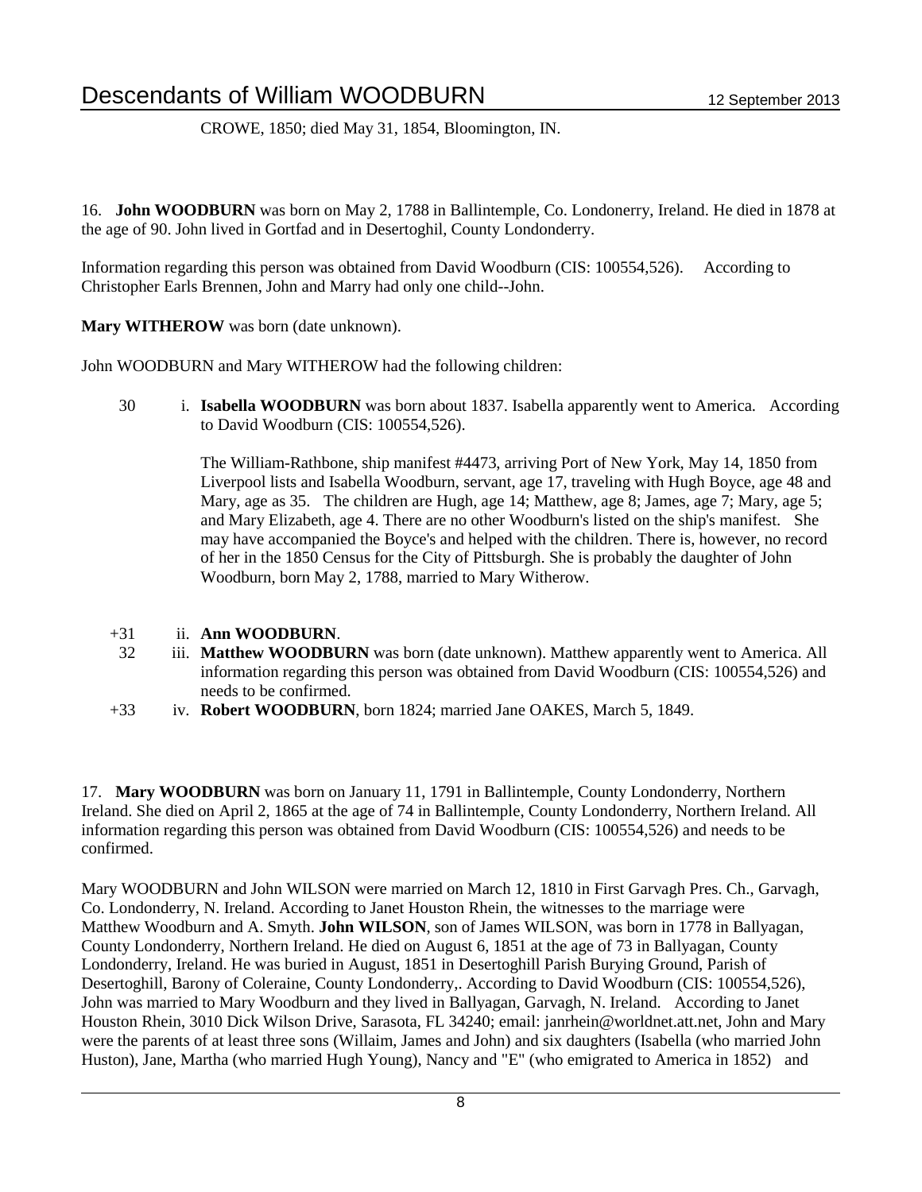CROWE, 1850; died May 31, 1854, Bloomington, IN.

16. **John WOODBURN** was born on May 2, 1788 in Ballintemple, Co. Londonerry, Ireland. He died in 1878 at the age of 90. John lived in Gortfad and in Desertoghil, County Londonderry.

Information regarding this person was obtained from David Woodburn (CIS: 100554,526). According to Christopher Earls Brennen, John and Marry had only one child--John.

**Mary WITHEROW** was born (date unknown).

John WOODBURN and Mary WITHEROW had the following children:

30 i. **Isabella WOODBURN** was born about 1837. Isabella apparently went to America. According to David Woodburn (CIS: 100554,526).

The William-Rathbone, ship manifest #4473, arriving Port of New York, May 14, 1850 from Liverpool lists and Isabella Woodburn, servant, age 17, traveling with Hugh Boyce, age 48 and Mary, age as 35. The children are Hugh, age 14; Matthew, age 8; James, age 7; Mary, age 5; and Mary Elizabeth, age 4. There are no other Woodburn's listed on the ship's manifest. She may have accompanied the Boyce's and helped with the children. There is, however, no record of her in the 1850 Census for the City of Pittsburgh. She is probably the daughter of John Woodburn, born May 2, 1788, married to Mary Witherow.

+31 ii. **Ann WOODBURN**.

32 iii. **Matthew WOODBURN** was born (date unknown). Matthew apparently went to America. All information regarding this person was obtained from David Woodburn (CIS: 100554,526) and needs to be confirmed.

+33 iv. **Robert WOODBURN**, born 1824; married Jane OAKES, March 5, 1849.

17. **Mary WOODBURN** was born on January 11, 1791 in Ballintemple, County Londonderry, Northern Ireland. She died on April 2, 1865 at the age of 74 in Ballintemple, County Londonderry, Northern Ireland. All information regarding this person was obtained from David Woodburn (CIS: 100554,526) and needs to be confirmed.

Mary WOODBURN and John WILSON were married on March 12, 1810 in First Garvagh Pres. Ch., Garvagh, Co. Londonderry, N. Ireland. According to Janet Houston Rhein, the witnesses to the marriage were Matthew Woodburn and A. Smyth. **John WILSON**, son of James WILSON, was born in 1778 in Ballyagan, County Londonderry, Northern Ireland. He died on August 6, 1851 at the age of 73 in Ballyagan, County Londonderry, Ireland. He was buried in August, 1851 in Desertoghill Parish Burying Ground, Parish of Desertoghill, Barony of Coleraine, County Londonderry,. According to David Woodburn (CIS: 100554,526), John was married to Mary Woodburn and they lived in Ballyagan, Garvagh, N. Ireland. According to Janet Houston Rhein, 3010 Dick Wilson Drive, Sarasota, FL 34240; email: janrhein@worldnet.att.net, John and Mary were the parents of at least three sons (Willaim, James and John) and six daughters (Isabella (who married John Huston), Jane, Martha (who married Hugh Young), Nancy and "E" (who emigrated to America in 1852) and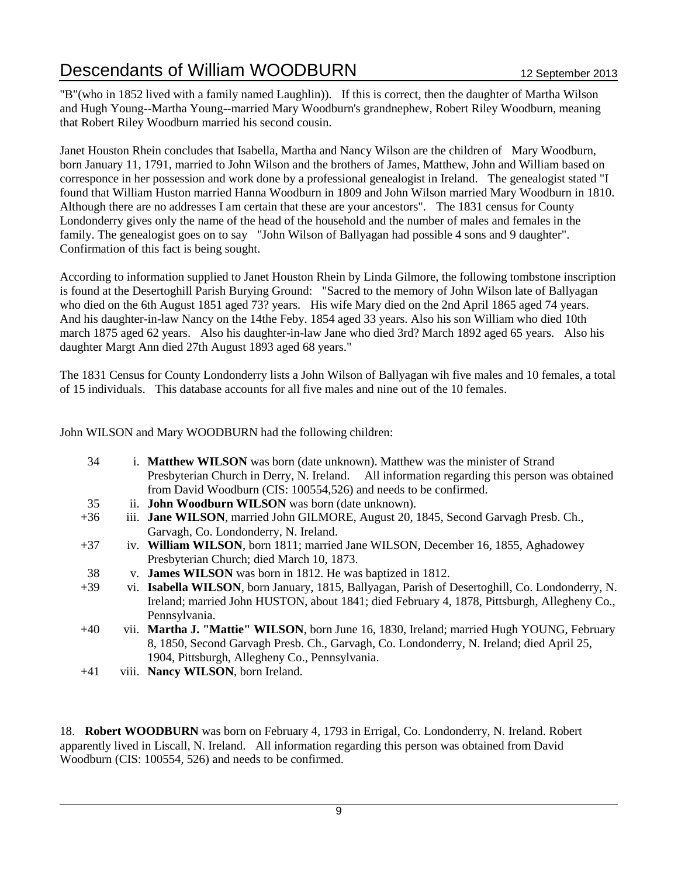"B"(who in 1852 lived with a family named Laughlin)). If this is correct, then the daughter of Martha Wilson and Hugh Young--Martha Young--married Mary Woodburn's grandnephew, Robert Riley Woodburn, meaning that Robert Riley Woodburn married his second cousin.

Janet Houston Rhein concludes that Isabella, Martha and Nancy Wilson are the children of Mary Woodburn, born January 11, 1791, married to John Wilson and the brothers of James, Matthew, John and William based on corresponce in her possession and work done by a professional genealogist in Ireland. The genealogist stated "I found that William Huston married Hanna Woodburn in 1809 and John Wilson married Mary Woodburn in 1810. Although there are no addresses I am certain that these are your ancestors". The 1831 census for County Londonderry gives only the name of the head of the household and the number of males and females in the family. The genealogist goes on to say "John Wilson of Ballyagan had possible 4 sons and 9 daughter". Confirmation of this fact is being sought.

According to information supplied to Janet Houston Rhein by Linda Gilmore, the following tombstone inscription is found at the Desertoghill Parish Burying Ground: "Sacred to the memory of John Wilson late of Ballyagan who died on the 6th August 1851 aged 73? years. His wife Mary died on the 2nd April 1865 aged 74 years. And his daughter-in-law Nancy on the 14the Feby. 1854 aged 33 years. Also his son William who died 10th march 1875 aged 62 years. Also his daughter-in-law Jane who died 3rd? March 1892 aged 65 years. Also his daughter Margt Ann died 27th August 1893 aged 68 years."

The 1831 Census for County Londonderry lists a John Wilson of Ballyagan wih five males and 10 females, a total of 15 individuals. This database accounts for all five males and nine out of the 10 females.

John WILSON and Mary WOODBURN had the following children:

- 34 i. **Matthew WILSON** was born (date unknown). Matthew was the minister of Strand Presbyterian Church in Derry, N. Ireland. All information regarding this person was obtained from David Woodburn (CIS: 100554,526) and needs to be confirmed.
- 35 ii. **John Woodburn WILSON** was born (date unknown).
- +36 iii. **Jane WILSON**, married John GILMORE, August 20, 1845, Second Garvagh Presb. Ch., Garvagh, Co. Londonderry, N. Ireland.
- +37 iv. **William WILSON**, born 1811; married Jane WILSON, December 16, 1855, Aghadowey Presbyterian Church; died March 10, 1873.
- 38 v. **James WILSON** was born in 1812. He was baptized in 1812.
- +39 vi. **Isabella WILSON**, born January, 1815, Ballyagan, Parish of Desertoghill, Co. Londonderry, N. Ireland; married John HUSTON, about 1841; died February 4, 1878, Pittsburgh, Allegheny Co., Pennsylvania.
- +40 vii. **Martha J. "Mattie" WILSON**, born June 16, 1830, Ireland; married Hugh YOUNG, February 8, 1850, Second Garvagh Presb. Ch., Garvagh, Co. Londonderry, N. Ireland; died April 25, 1904, Pittsburgh, Allegheny Co., Pennsylvania.
- +41 viii. **Nancy WILSON**, born Ireland.

18. **Robert WOODBURN** was born on February 4, 1793 in Errigal, Co. Londonderry, N. Ireland. Robert apparently lived in Liscall, N. Ireland. All information regarding this person was obtained from David Woodburn (CIS: 100554, 526) and needs to be confirmed.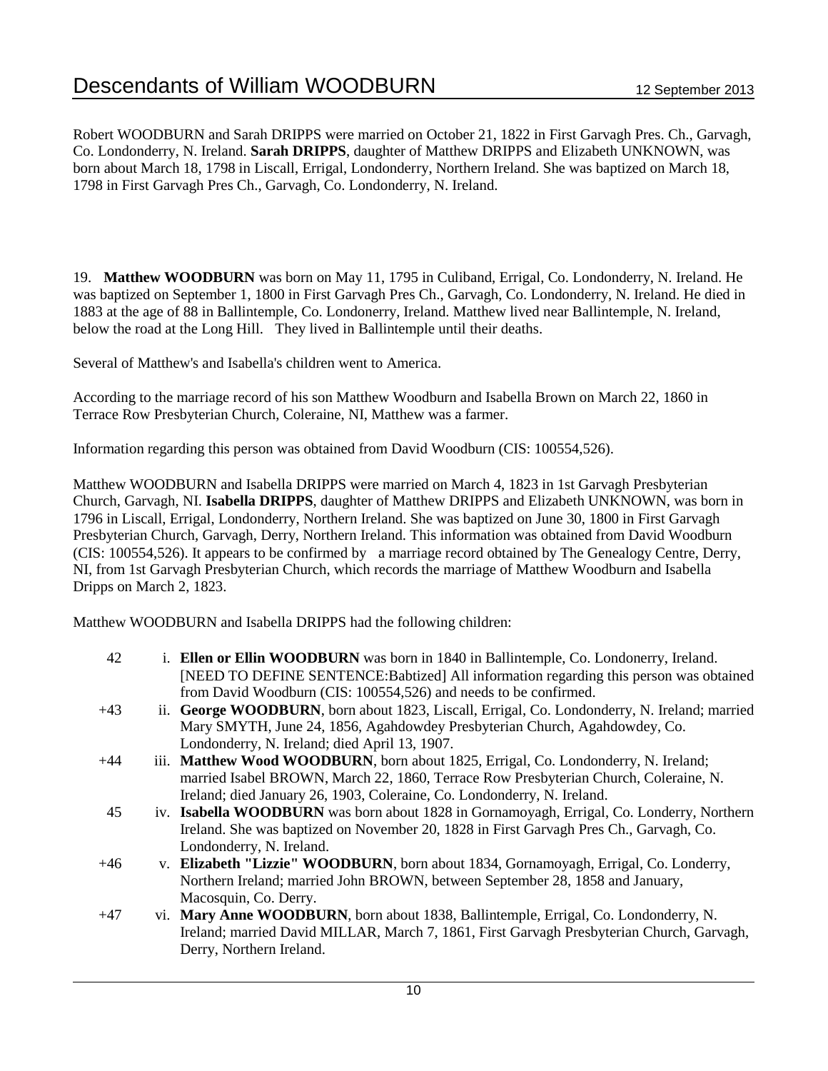Robert WOODBURN and Sarah DRIPPS were married on October 21, 1822 in First Garvagh Pres. Ch., Garvagh, Co. Londonderry, N. Ireland. **Sarah DRIPPS**, daughter of Matthew DRIPPS and Elizabeth UNKNOWN, was born about March 18, 1798 in Liscall, Errigal, Londonderry, Northern Ireland. She was baptized on March 18, 1798 in First Garvagh Pres Ch., Garvagh, Co. Londonderry, N. Ireland.

19. **Matthew WOODBURN** was born on May 11, 1795 in Culiband, Errigal, Co. Londonderry, N. Ireland. He was baptized on September 1, 1800 in First Garvagh Pres Ch., Garvagh, Co. Londonderry, N. Ireland. He died in 1883 at the age of 88 in Ballintemple, Co. Londonerry, Ireland. Matthew lived near Ballintemple, N. Ireland, below the road at the Long Hill. They lived in Ballintemple until their deaths.

Several of Matthew's and Isabella's children went to America.

According to the marriage record of his son Matthew Woodburn and Isabella Brown on March 22, 1860 in Terrace Row Presbyterian Church, Coleraine, NI, Matthew was a farmer.

Information regarding this person was obtained from David Woodburn (CIS: 100554,526).

Matthew WOODBURN and Isabella DRIPPS were married on March 4, 1823 in 1st Garvagh Presbyterian Church, Garvagh, NI. **Isabella DRIPPS**, daughter of Matthew DRIPPS and Elizabeth UNKNOWN, was born in 1796 in Liscall, Errigal, Londonderry, Northern Ireland. She was baptized on June 30, 1800 in First Garvagh Presbyterian Church, Garvagh, Derry, Northern Ireland. This information was obtained from David Woodburn (CIS: 100554,526). It appears to be confirmed by a marriage record obtained by The Genealogy Centre, Derry, NI, from 1st Garvagh Presbyterian Church, which records the marriage of Matthew Woodburn and Isabella Dripps on March 2, 1823.

Matthew WOODBURN and Isabella DRIPPS had the following children:

- 42 i. **Ellen or Ellin WOODBURN** was born in 1840 in Ballintemple, Co. Londonerry, Ireland. [NEED TO DEFINE SENTENCE:Babtized] All information regarding this person was obtained from David Woodburn (CIS: 100554,526) and needs to be confirmed.
- +43 ii. **George WOODBURN**, born about 1823, Liscall, Errigal, Co. Londonderry, N. Ireland; married Mary SMYTH, June 24, 1856, Agahdowdey Presbyterian Church, Agahdowdey, Co. Londonderry, N. Ireland; died April 13, 1907.
- +44 iii. **Matthew Wood WOODBURN**, born about 1825, Errigal, Co. Londonderry, N. Ireland; married Isabel BROWN, March 22, 1860, Terrace Row Presbyterian Church, Coleraine, N. Ireland; died January 26, 1903, Coleraine, Co. Londonderry, N. Ireland.
- 45 iv. **Isabella WOODBURN** was born about 1828 in Gornamoyagh, Errigal, Co. Londerry, Northern Ireland. She was baptized on November 20, 1828 in First Garvagh Pres Ch., Garvagh, Co. Londonderry, N. Ireland.
- +46 v. **Elizabeth "Lizzie" WOODBURN**, born about 1834, Gornamoyagh, Errigal, Co. Londerry, Northern Ireland; married John BROWN, between September 28, 1858 and January, Macosquin, Co. Derry.
- +47 vi. **Mary Anne WOODBURN**, born about 1838, Ballintemple, Errigal, Co. Londonderry, N. Ireland; married David MILLAR, March 7, 1861, First Garvagh Presbyterian Church, Garvagh, Derry, Northern Ireland.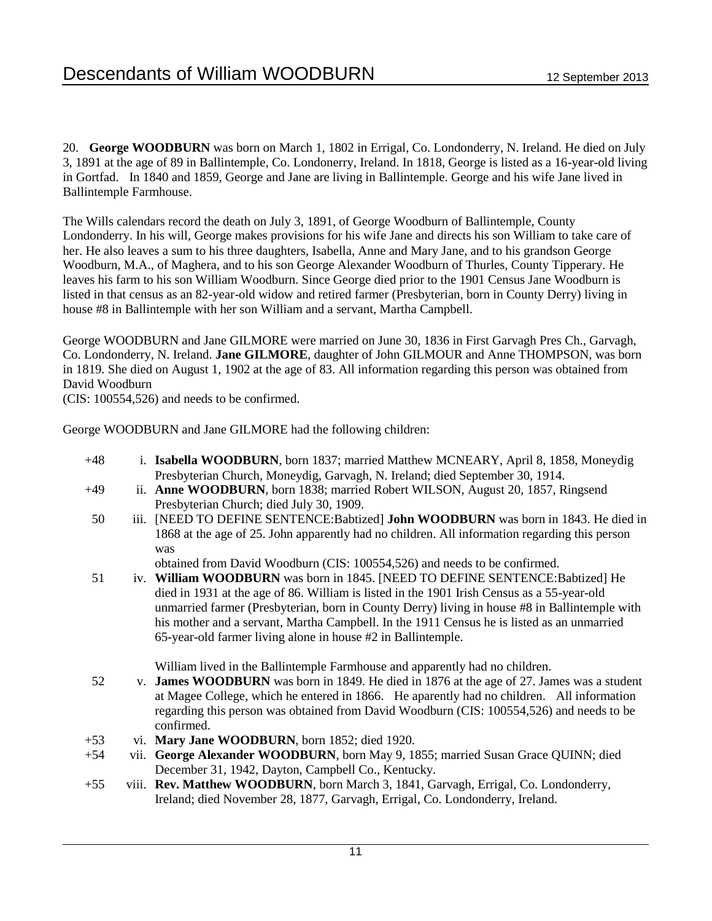20. **George WOODBURN** was born on March 1, 1802 in Errigal, Co. Londonderry, N. Ireland. He died on July 3, 1891 at the age of 89 in Ballintemple, Co. Londonerry, Ireland. In 1818, George is listed as a 16-year-old living in Gortfad. In 1840 and 1859, George and Jane are living in Ballintemple. George and his wife Jane lived in Ballintemple Farmhouse.

The Wills calendars record the death on July 3, 1891, of George Woodburn of Ballintemple, County Londonderry. In his will, George makes provisions for his wife Jane and directs his son William to take care of her. He also leaves a sum to his three daughters, Isabella, Anne and Mary Jane, and to his grandson George Woodburn, M.A., of Maghera, and to his son George Alexander Woodburn of Thurles, County Tipperary. He leaves his farm to his son William Woodburn. Since George died prior to the 1901 Census Jane Woodburn is listed in that census as an 82-year-old widow and retired farmer (Presbyterian, born in County Derry) living in house #8 in Ballintemple with her son William and a servant, Martha Campbell.

George WOODBURN and Jane GILMORE were married on June 30, 1836 in First Garvagh Pres Ch., Garvagh, Co. Londonderry, N. Ireland. **Jane GILMORE**, daughter of John GILMOUR and Anne THOMPSON, was born in 1819. She died on August 1, 1902 at the age of 83. All information regarding this person was obtained from David Woodburn
(CIS: 100554,526) and needs to be confirmed.

George WOODBURN and Jane GILMORE had the following children:

- +48 i. **Isabella WOODBURN**, born 1837; married Matthew MCNEARY, April 8, 1858, Moneydig Presbyterian Church, Moneydig, Garvagh, N. Ireland; died September 30, 1914.
- +49 ii. **Anne WOODBURN**, born 1838; married Robert WILSON, August 20, 1857, Ringsend Presbyterian Church; died July 30, 1909.
- 50 iii. [NEED TO DEFINE SENTENCE:Babtized] **John WOODBURN** was born in 1843. He died in 1868 at the age of 25. John apparently had no children. All information regarding this person was
  obtained from David Woodburn (CIS: 100554,526) and needs to be confirmed.
- 51 iv. **William WOODBURN** was born in 1845. [NEED TO DEFINE SENTENCE:Babtized] He died in 1931 at the age of 86. William is listed in the 1901 Irish Census as a 55-year-old unmarried farmer (Presbyterian, born in County Derry) living in house #8 in Ballintemple with his mother and a servant, Martha Campbell. In the 1911 Census he is listed as an unmarried 65-year-old farmer living alone in house #2 in Ballintemple.

  William lived in the Ballintemple Farmhouse and apparently had no children.
- 52 v. **James WOODBURN** was born in 1849. He died in 1876 at the age of 27. James was a student at Magee College, which he entered in 1866. He aparently had no children. All information regarding this person was obtained from David Woodburn (CIS: 100554,526) and needs to be confirmed.
- +53 vi. **Mary Jane WOODBURN**, born 1852; died 1920.
- +54 vii. **George Alexander WOODBURN**, born May 9, 1855; married Susan Grace QUINN; died December 31, 1942, Dayton, Campbell Co., Kentucky.
- +55 viii. **Rev. Matthew WOODBURN**, born March 3, 1841, Garvagh, Errigal, Co. Londonderry, Ireland; died November 28, 1877, Garvagh, Errigal, Co. Londonderry, Ireland.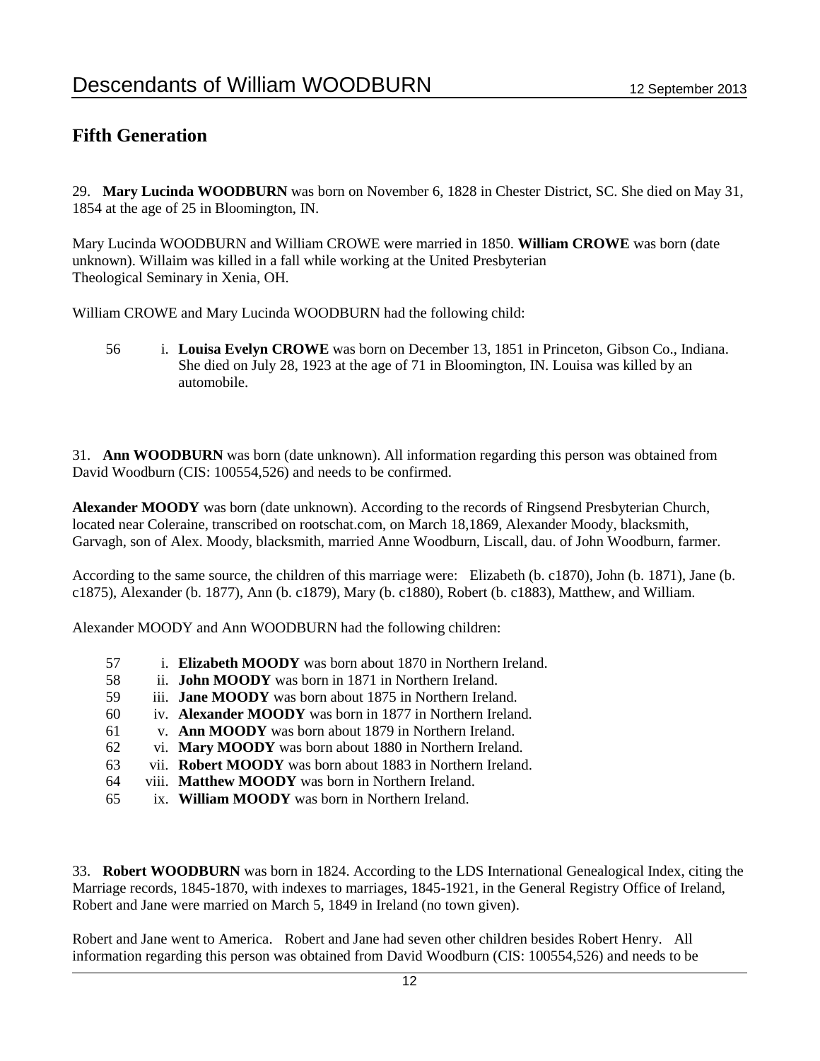## Fifth Generation

29. **Mary Lucinda WOODBURN** was born on November 6, 1828 in Chester District, SC. She died on May 31, 1854 at the age of 25 in Bloomington, IN.

Mary Lucinda WOODBURN and William CROWE were married in 1850. **William CROWE** was born (date unknown). Willaim was killed in a fall while working at the United Presbyterian Theological Seminary in Xenia, OH.

William CROWE and Mary Lucinda WOODBURN had the following child:

56 i. **Louisa Evelyn CROWE** was born on December 13, 1851 in Princeton, Gibson Co., Indiana. She died on July 28, 1923 at the age of 71 in Bloomington, IN. Louisa was killed by an automobile.

31. **Ann WOODBURN** was born (date unknown). All information regarding this person was obtained from David Woodburn (CIS: 100554,526) and needs to be confirmed.

**Alexander MOODY** was born (date unknown). According to the records of Ringsend Presbyterian Church, located near Coleraine, transcribed on rootschat.com, on March 18,1869, Alexander Moody, blacksmith, Garvagh, son of Alex. Moody, blacksmith, married Anne Woodburn, Liscall, dau. of John Woodburn, farmer.

According to the same source, the children of this marriage were: Elizabeth (b. c1870), John (b. 1871), Jane (b. c1875), Alexander (b. 1877), Ann (b. c1879), Mary (b. c1880), Robert (b. c1883), Matthew, and William.

Alexander MOODY and Ann WOODBURN had the following children:

57 i. **Elizabeth MOODY** was born about 1870 in Northern Ireland.
58 ii. **John MOODY** was born in 1871 in Northern Ireland.
59 iii. **Jane MOODY** was born about 1875 in Northern Ireland.
60 iv. **Alexander MOODY** was born in 1877 in Northern Ireland.
61 v. **Ann MOODY** was born about 1879 in Northern Ireland.
62 vi. **Mary MOODY** was born about 1880 in Northern Ireland.
63 vii. **Robert MOODY** was born about 1883 in Northern Ireland.
64 viii. **Matthew MOODY** was born in Northern Ireland.
65 ix. **William MOODY** was born in Northern Ireland.

33. **Robert WOODBURN** was born in 1824. According to the LDS International Genealogical Index, citing the Marriage records, 1845-1870, with indexes to marriages, 1845-1921, in the General Registry Office of Ireland, Robert and Jane were married on March 5, 1849 in Ireland (no town given).

Robert and Jane went to America. Robert and Jane had seven other children besides Robert Henry. All information regarding this person was obtained from David Woodburn (CIS: 100554,526) and needs to be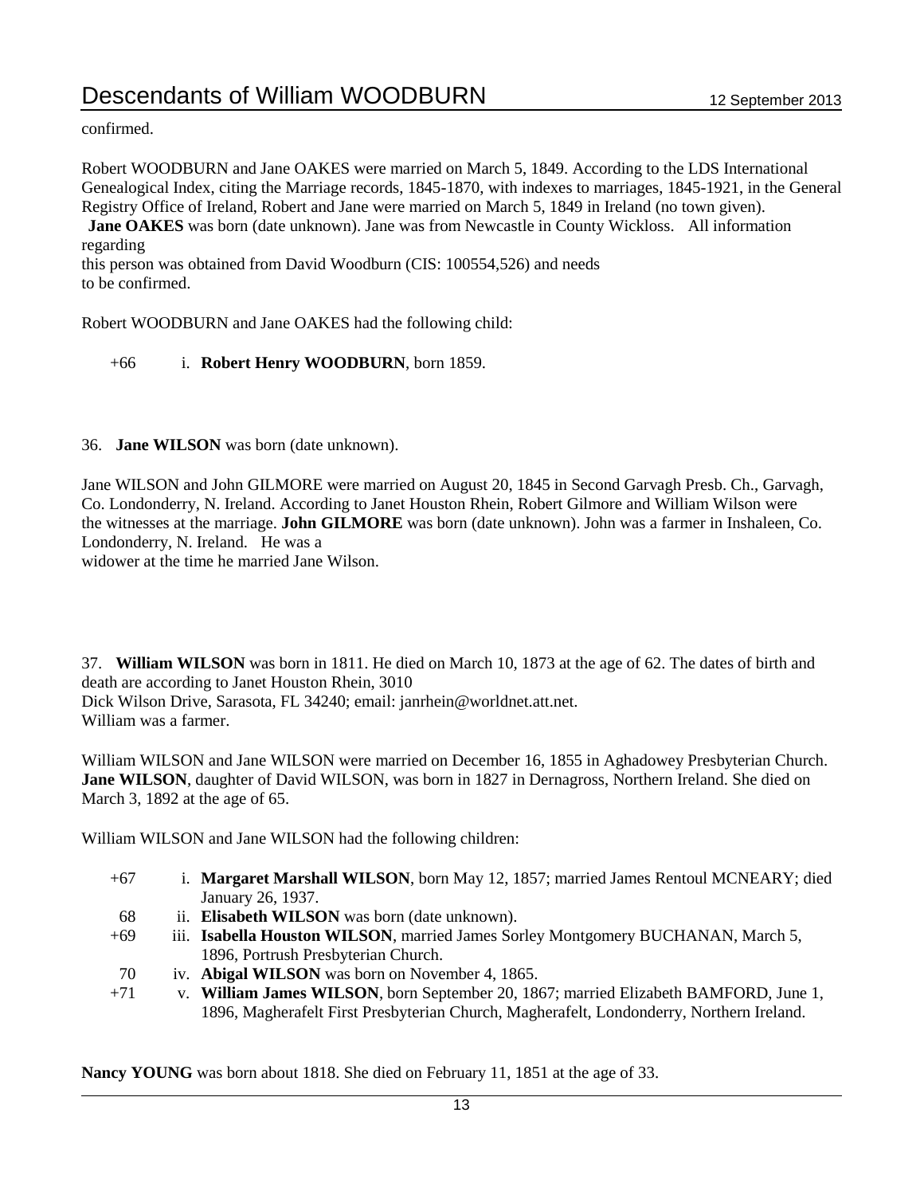confirmed.

Robert WOODBURN and Jane OAKES were married on March 5, 1849. According to the LDS International Genealogical Index, citing the Marriage records, 1845-1870, with indexes to marriages, 1845-1921, in the General Registry Office of Ireland, Robert and Jane were married on March 5, 1849 in Ireland (no town given). **Jane OAKES** was born (date unknown). Jane was from Newcastle in County Wickloss. All information regarding this person was obtained from David Woodburn (CIS: 100554,526) and needs to be confirmed.

Robert WOODBURN and Jane OAKES had the following child:

+66 i. **Robert Henry WOODBURN**, born 1859.

36. **Jane WILSON** was born (date unknown).

Jane WILSON and John GILMORE were married on August 20, 1845 in Second Garvagh Presb. Ch., Garvagh, Co. Londonderry, N. Ireland. According to Janet Houston Rhein, Robert Gilmore and William Wilson were the witnesses at the marriage. **John GILMORE** was born (date unknown). John was a farmer in Inshaleen, Co. Londonderry, N. Ireland. He was a widower at the time he married Jane Wilson.

37. **William WILSON** was born in 1811. He died on March 10, 1873 at the age of 62. The dates of birth and death are according to Janet Houston Rhein, 3010 Dick Wilson Drive, Sarasota, FL 34240; email: janrhein@worldnet.att.net.
William was a farmer.

William WILSON and Jane WILSON were married on December 16, 1855 in Aghadowey Presbyterian Church. **Jane WILSON**, daughter of David WILSON, was born in 1827 in Dernagross, Northern Ireland. She died on March 3, 1892 at the age of 65.

William WILSON and Jane WILSON had the following children:

+67 i. **Margaret Marshall WILSON**, born May 12, 1857; married James Rentoul MCNEARY; died January 26, 1937.
68 ii. **Elisabeth WILSON** was born (date unknown).
+69 iii. **Isabella Houston WILSON**, married James Sorley Montgomery BUCHANAN, March 5, 1896, Portrush Presbyterian Church.
70 iv. **Abigal WILSON** was born on November 4, 1865.
+71 v. **William James WILSON**, born September 20, 1867; married Elizabeth BAMFORD, June 1, 1896, Magherafelt First Presbyterian Church, Magherafelt, Londonderry, Northern Ireland.

**Nancy YOUNG** was born about 1818. She died on February 11, 1851 at the age of 33.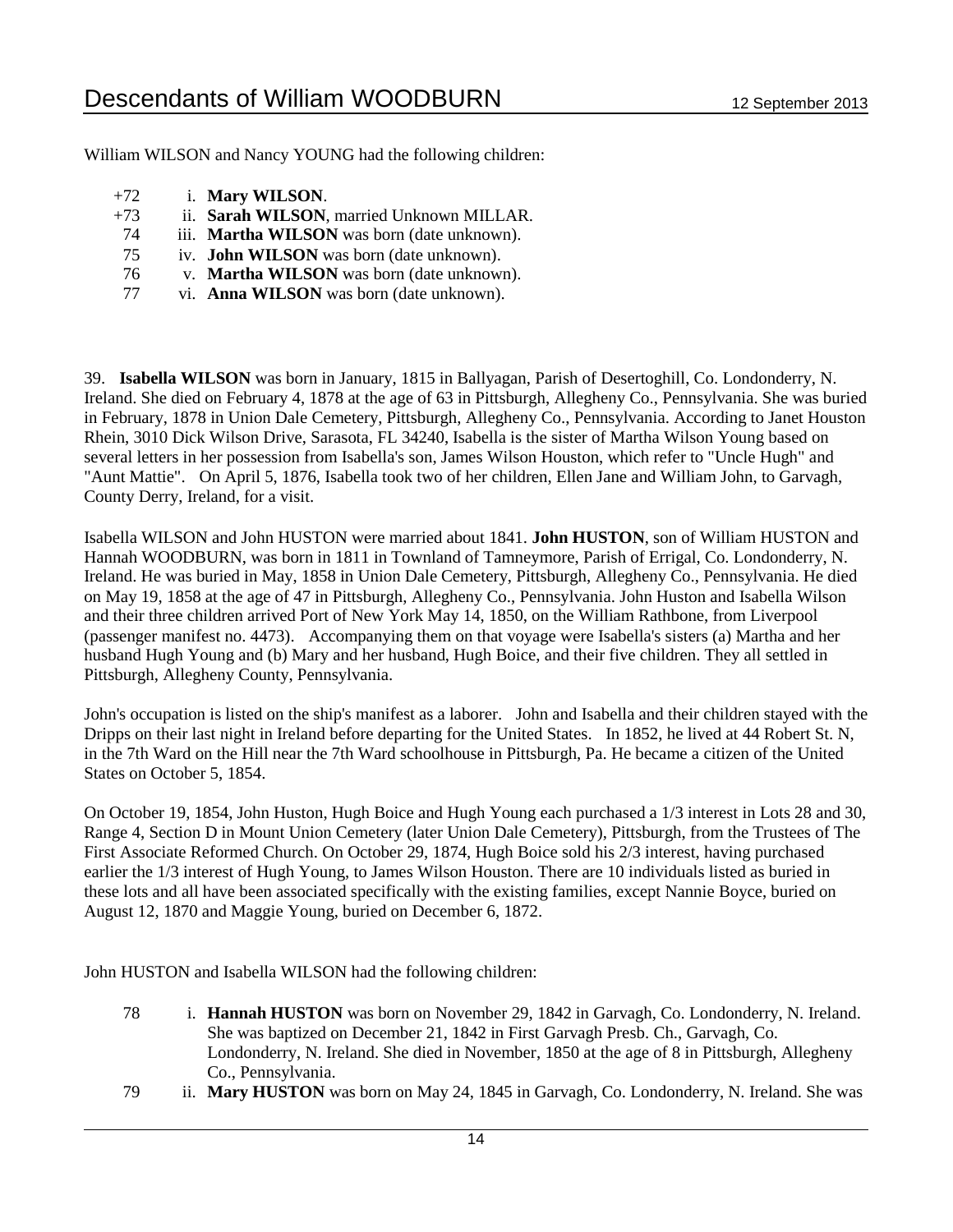William WILSON and Nancy YOUNG had the following children:

+72 i. **Mary WILSON**.
+73 ii. **Sarah WILSON**, married Unknown MILLAR.
74 iii. **Martha WILSON** was born (date unknown).
75 iv. **John WILSON** was born (date unknown).
76 v. **Martha WILSON** was born (date unknown).
77 vi. **Anna WILSON** was born (date unknown).

39. **Isabella WILSON** was born in January, 1815 in Ballyagan, Parish of Desertoghill, Co. Londonderry, N. Ireland. She died on February 4, 1878 at the age of 63 in Pittsburgh, Allegheny Co., Pennsylvania. She was buried in February, 1878 in Union Dale Cemetery, Pittsburgh, Allegheny Co., Pennsylvania. According to Janet Houston Rhein, 3010 Dick Wilson Drive, Sarasota, FL 34240, Isabella is the sister of Martha Wilson Young based on several letters in her possession from Isabella's son, James Wilson Houston, which refer to "Uncle Hugh" and "Aunt Mattie". On April 5, 1876, Isabella took two of her children, Ellen Jane and William John, to Garvagh, County Derry, Ireland, for a visit.

Isabella WILSON and John HUSTON were married about 1841. **John HUSTON**, son of William HUSTON and Hannah WOODBURN, was born in 1811 in Townland of Tamneymore, Parish of Errigal, Co. Londonderry, N. Ireland. He was buried in May, 1858 in Union Dale Cemetery, Pittsburgh, Allegheny Co., Pennsylvania. He died on May 19, 1858 at the age of 47 in Pittsburgh, Allegheny Co., Pennsylvania. John Huston and Isabella Wilson and their three children arrived Port of New York May 14, 1850, on the William Rathbone, from Liverpool (passenger manifest no. 4473). Accompanying them on that voyage were Isabella's sisters (a) Martha and her husband Hugh Young and (b) Mary and her husband, Hugh Boice, and their five children. They all settled in Pittsburgh, Allegheny County, Pennsylvania.

John's occupation is listed on the ship's manifest as a laborer. John and Isabella and their children stayed with the Dripps on their last night in Ireland before departing for the United States. In 1852, he lived at 44 Robert St. N, in the 7th Ward on the Hill near the 7th Ward schoolhouse in Pittsburgh, Pa. He became a citizen of the United States on October 5, 1854.

On October 19, 1854, John Huston, Hugh Boice and Hugh Young each purchased a 1/3 interest in Lots 28 and 30, Range 4, Section D in Mount Union Cemetery (later Union Dale Cemetery), Pittsburgh, from the Trustees of The First Associate Reformed Church. On October 29, 1874, Hugh Boice sold his 2/3 interest, having purchased earlier the 1/3 interest of Hugh Young, to James Wilson Houston. There are 10 individuals listed as buried in these lots and all have been associated specifically with the existing families, except Nannie Boyce, buried on August 12, 1870 and Maggie Young, buried on December 6, 1872.

John HUSTON and Isabella WILSON had the following children:

78 i. **Hannah HUSTON** was born on November 29, 1842 in Garvagh, Co. Londonderry, N. Ireland. She was baptized on December 21, 1842 in First Garvagh Presb. Ch., Garvagh, Co. Londonderry, N. Ireland. She died in November, 1850 at the age of 8 in Pittsburgh, Allegheny Co., Pennsylvania.
79 ii. **Mary HUSTON** was born on May 24, 1845 in Garvagh, Co. Londonderry, N. Ireland. She was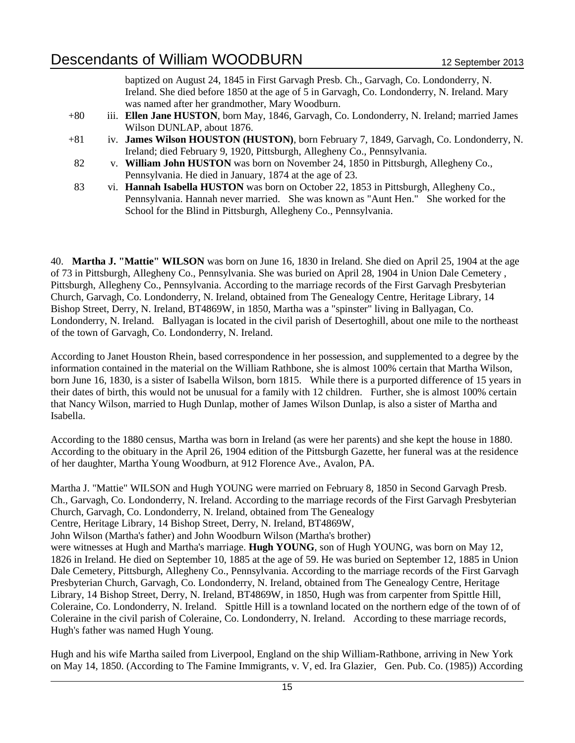baptized on August 24, 1845 in First Garvagh Presb. Ch., Garvagh, Co. Londonderry, N. Ireland. She died before 1850 at the age of 5 in Garvagh, Co. Londonderry, N. Ireland. Mary was named after her grandmother, Mary Woodburn.

+80 iii. **Ellen Jane HUSTON**, born May, 1846, Garvagh, Co. Londonderry, N. Ireland; married James Wilson DUNLAP, about 1876.

+81 iv. **James Wilson HOUSTON (HUSTON)**, born February 7, 1849, Garvagh, Co. Londonderry, N. Ireland; died February 9, 1920, Pittsburgh, Allegheny Co., Pennsylvania.

82 v. **William John HUSTON** was born on November 24, 1850 in Pittsburgh, Allegheny Co., Pennsylvania. He died in January, 1874 at the age of 23.

83 vi. **Hannah Isabella HUSTON** was born on October 22, 1853 in Pittsburgh, Allegheny Co., Pennsylvania. Hannah never married. She was known as "Aunt Hen." She worked for the School for the Blind in Pittsburgh, Allegheny Co., Pennsylvania.

40. **Martha J. "Mattie" WILSON** was born on June 16, 1830 in Ireland. She died on April 25, 1904 at the age of 73 in Pittsburgh, Allegheny Co., Pennsylvania. She was buried on April 28, 1904 in Union Dale Cemetery , Pittsburgh, Allegheny Co., Pennsylvania. According to the marriage records of the First Garvagh Presbyterian Church, Garvagh, Co. Londonderry, N. Ireland, obtained from The Genealogy Centre, Heritage Library, 14 Bishop Street, Derry, N. Ireland, BT4869W, in 1850, Martha was a "spinster" living in Ballyagan, Co. Londonderry, N. Ireland. Ballyagan is located in the civil parish of Desertoghill, about one mile to the northeast of the town of Garvagh, Co. Londonderry, N. Ireland.

According to Janet Houston Rhein, based correspondence in her possession, and supplemented to a degree by the information contained in the material on the William Rathbone, she is almost 100% certain that Martha Wilson, born June 16, 1830, is a sister of Isabella Wilson, born 1815. While there is a purported difference of 15 years in their dates of birth, this would not be unusual for a family with 12 children. Further, she is almost 100% certain that Nancy Wilson, married to Hugh Dunlap, mother of James Wilson Dunlap, is also a sister of Martha and Isabella.

According to the 1880 census, Martha was born in Ireland (as were her parents) and she kept the house in 1880. According to the obituary in the April 26, 1904 edition of the Pittsburgh Gazette, her funeral was at the residence of her daughter, Martha Young Woodburn, at 912 Florence Ave., Avalon, PA.

Martha J. "Mattie" WILSON and Hugh YOUNG were married on February 8, 1850 in Second Garvagh Presb. Ch., Garvagh, Co. Londonderry, N. Ireland. According to the marriage records of the First Garvagh Presbyterian Church, Garvagh, Co. Londonderry, N. Ireland, obtained from The Genealogy Centre, Heritage Library, 14 Bishop Street, Derry, N. Ireland, BT4869W, John Wilson (Martha's father) and John Woodburn Wilson (Martha's brother) were witnesses at Hugh and Martha's marriage. **Hugh YOUNG**, son of Hugh YOUNG, was born on May 12, 1826 in Ireland. He died on September 10, 1885 at the age of 59. He was buried on September 12, 1885 in Union Dale Cemetery, Pittsburgh, Allegheny Co., Pennsylvania. According to the marriage records of the First Garvagh Presbyterian Church, Garvagh, Co. Londonderry, N. Ireland, obtained from The Genealogy Centre, Heritage Library, 14 Bishop Street, Derry, N. Ireland, BT4869W, in 1850, Hugh was from carpenter from Spittle Hill, Coleraine, Co. Londonderry, N. Ireland. Spittle Hill is a townland located on the northern edge of the town of of Coleraine in the civil parish of Coleraine, Co. Londonderry, N. Ireland. According to these marriage records, Hugh's father was named Hugh Young.

Hugh and his wife Martha sailed from Liverpool, England on the ship William-Rathbone, arriving in New York on May 14, 1850. (According to The Famine Immigrants, v. V, ed. Ira Glazier, Gen. Pub. Co. (1985)) According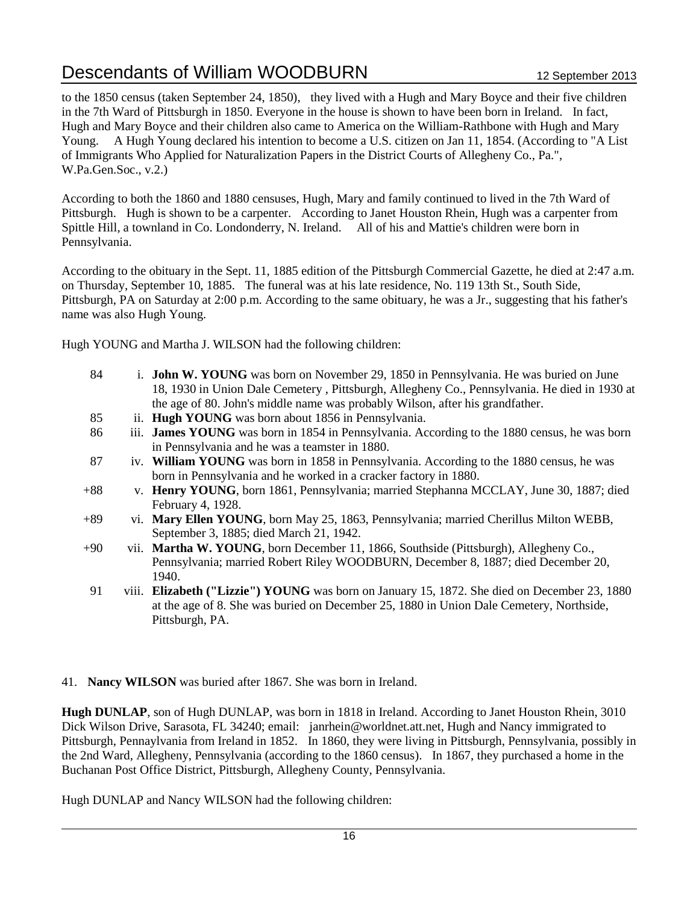to the 1850 census (taken September 24, 1850), they lived with a Hugh and Mary Boyce and their five children in the 7th Ward of Pittsburgh in 1850. Everyone in the house is shown to have been born in Ireland. In fact, Hugh and Mary Boyce and their children also came to America on the William-Rathbone with Hugh and Mary Young. A Hugh Young declared his intention to become a U.S. citizen on Jan 11, 1854. (According to "A List of Immigrants Who Applied for Naturalization Papers in the District Courts of Allegheny Co., Pa.", W.Pa.Gen.Soc., v.2.)

According to both the 1860 and 1880 censuses, Hugh, Mary and family continued to lived in the 7th Ward of Pittsburgh. Hugh is shown to be a carpenter. According to Janet Houston Rhein, Hugh was a carpenter from Spittle Hill, a townland in Co. Londonderry, N. Ireland. All of his and Mattie's children were born in Pennsylvania.

According to the obituary in the Sept. 11, 1885 edition of the Pittsburgh Commercial Gazette, he died at 2:47 a.m. on Thursday, September 10, 1885. The funeral was at his late residence, No. 119 13th St., South Side, Pittsburgh, PA on Saturday at 2:00 p.m. According to the same obituary, he was a Jr., suggesting that his father's name was also Hugh Young.

Hugh YOUNG and Martha J. WILSON had the following children:

- 84 i. **John W. YOUNG** was born on November 29, 1850 in Pennsylvania. He was buried on June 18, 1930 in Union Dale Cemetery , Pittsburgh, Allegheny Co., Pennsylvania. He died in 1930 at the age of 80. John's middle name was probably Wilson, after his grandfather.
- 85 ii. **Hugh YOUNG** was born about 1856 in Pennsylvania.
- 86 iii. **James YOUNG** was born in 1854 in Pennsylvania. According to the 1880 census, he was born in Pennsylvania and he was a teamster in 1880.
- 87 iv. **William YOUNG** was born in 1858 in Pennsylvania. According to the 1880 census, he was born in Pennsylvania and he worked in a cracker factory in 1880.
- +88 v. **Henry YOUNG**, born 1861, Pennsylvania; married Stephanna MCCLAY, June 30, 1887; died February 4, 1928.
- +89 vi. **Mary Ellen YOUNG**, born May 25, 1863, Pennsylvania; married Cherillus Milton WEBB, September 3, 1885; died March 21, 1942.
- +90 vii. **Martha W. YOUNG**, born December 11, 1866, Southside (Pittsburgh), Allegheny Co., Pennsylvania; married Robert Riley WOODBURN, December 8, 1887; died December 20, 1940.
- 91 viii. **Elizabeth ("Lizzie") YOUNG** was born on January 15, 1872. She died on December 23, 1880 at the age of 8. She was buried on December 25, 1880 in Union Dale Cemetery, Northside, Pittsburgh, PA.

41. **Nancy WILSON** was buried after 1867. She was born in Ireland.

**Hugh DUNLAP**, son of Hugh DUNLAP, was born in 1818 in Ireland. According to Janet Houston Rhein, 3010 Dick Wilson Drive, Sarasota, FL 34240; email: janrhein@worldnet.att.net, Hugh and Nancy immigrated to Pittsburgh, Pennaylvania from Ireland in 1852. In 1860, they were living in Pittsburgh, Pennsylvania, possibly in the 2nd Ward, Allegheny, Pennsylvania (according to the 1860 census). In 1867, they purchased a home in the Buchanan Post Office District, Pittsburgh, Allegheny County, Pennsylvania.

Hugh DUNLAP and Nancy WILSON had the following children: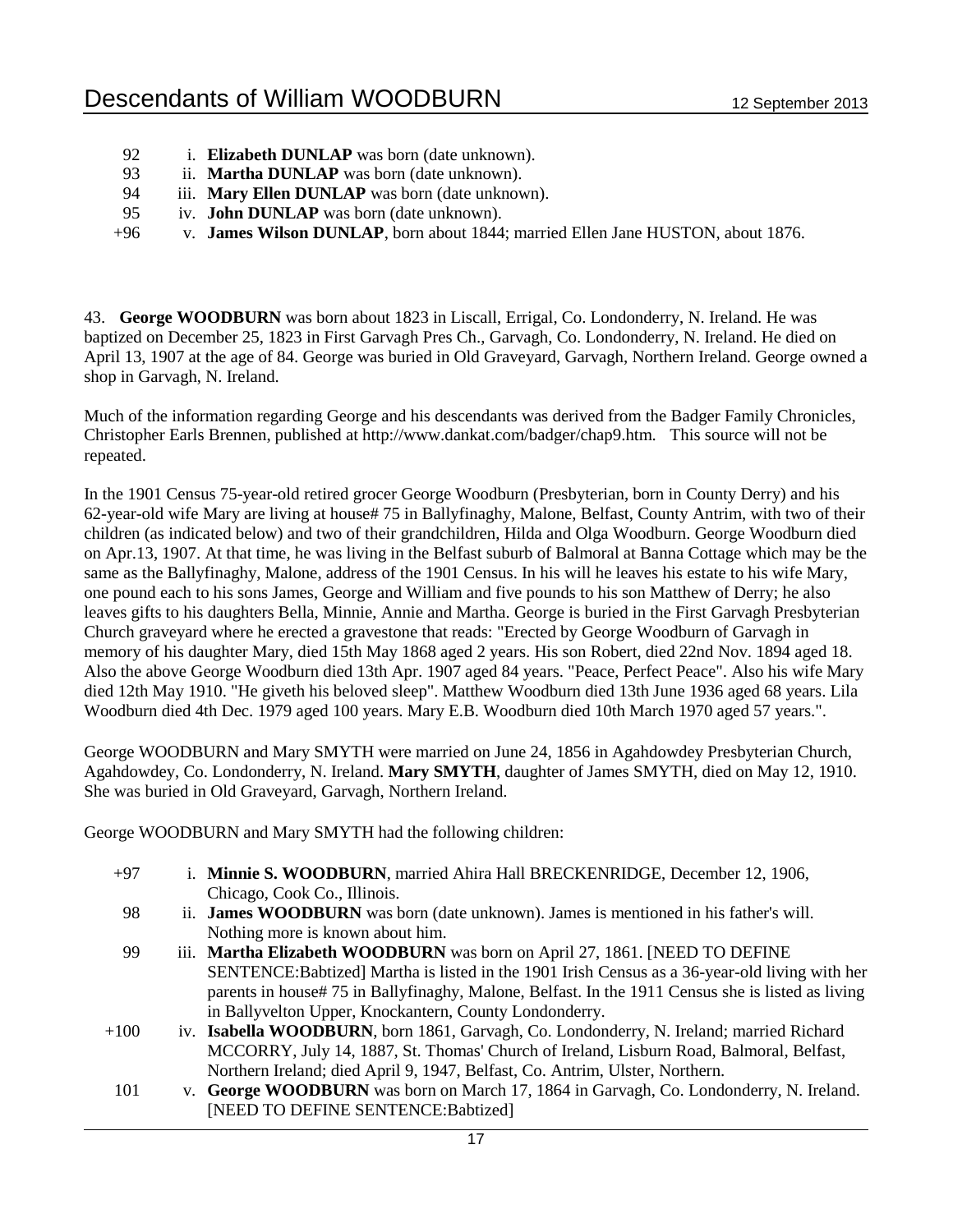92 i. **Elizabeth DUNLAP** was born (date unknown).
93 ii. **Martha DUNLAP** was born (date unknown).
94 iii. **Mary Ellen DUNLAP** was born (date unknown).
95 iv. **John DUNLAP** was born (date unknown).
+96 v. **James Wilson DUNLAP**, born about 1844; married Ellen Jane HUSTON, about 1876.

43. **George WOODBURN** was born about 1823 in Liscall, Errigal, Co. Londonderry, N. Ireland. He was baptized on December 25, 1823 in First Garvagh Pres Ch., Garvagh, Co. Londonderry, N. Ireland. He died on April 13, 1907 at the age of 84. George was buried in Old Graveyard, Garvagh, Northern Ireland. George owned a shop in Garvagh, N. Ireland.

Much of the information regarding George and his descendants was derived from the Badger Family Chronicles, Christopher Earls Brennen, published at http://www.dankat.com/badger/chap9.htm. This source will not be repeated.

In the 1901 Census 75-year-old retired grocer George Woodburn (Presbyterian, born in County Derry) and his 62-year-old wife Mary are living at house# 75 in Ballyfinaghy, Malone, Belfast, County Antrim, with two of their children (as indicated below) and two of their grandchildren, Hilda and Olga Woodburn. George Woodburn died on Apr.13, 1907. At that time, he was living in the Belfast suburb of Balmoral at Banna Cottage which may be the same as the Ballyfinaghy, Malone, address of the 1901 Census. In his will he leaves his estate to his wife Mary, one pound each to his sons James, George and William and five pounds to his son Matthew of Derry; he also leaves gifts to his daughters Bella, Minnie, Annie and Martha. George is buried in the First Garvagh Presbyterian Church graveyard where he erected a gravestone that reads: "Erected by George Woodburn of Garvagh in memory of his daughter Mary, died 15th May 1868 aged 2 years. His son Robert, died 22nd Nov. 1894 aged 18. Also the above George Woodburn died 13th Apr. 1907 aged 84 years. "Peace, Perfect Peace". Also his wife Mary died 12th May 1910. "He giveth his beloved sleep". Matthew Woodburn died 13th June 1936 aged 68 years. Lila Woodburn died 4th Dec. 1979 aged 100 years. Mary E.B. Woodburn died 10th March 1970 aged 57 years.".

George WOODBURN and Mary SMYTH were married on June 24, 1856 in Agahdowdey Presbyterian Church, Agahdowdey, Co. Londonderry, N. Ireland. **Mary SMYTH**, daughter of James SMYTH, died on May 12, 1910. She was buried in Old Graveyard, Garvagh, Northern Ireland.

George WOODBURN and Mary SMYTH had the following children:

+97 i. **Minnie S. WOODBURN**, married Ahira Hall BRECKENRIDGE, December 12, 1906, Chicago, Cook Co., Illinois.
98 ii. **James WOODBURN** was born (date unknown). James is mentioned in his father's will. Nothing more is known about him.
99 iii. **Martha Elizabeth WOODBURN** was born on April 27, 1861. [NEED TO DEFINE SENTENCE:Babtized] Martha is listed in the 1901 Irish Census as a 36-year-old living with her parents in house# 75 in Ballyfinaghy, Malone, Belfast. In the 1911 Census she is listed as living in Ballyvelton Upper, Knockantern, County Londonderry.
+100 iv. **Isabella WOODBURN**, born 1861, Garvagh, Co. Londonderry, N. Ireland; married Richard MCCORRY, July 14, 1887, St. Thomas' Church of Ireland, Lisburn Road, Balmoral, Belfast, Northern Ireland; died April 9, 1947, Belfast, Co. Antrim, Ulster, Northern.
101 v. **George WOODBURN** was born on March 17, 1864 in Garvagh, Co. Londonderry, N. Ireland. [NEED TO DEFINE SENTENCE:Babtized]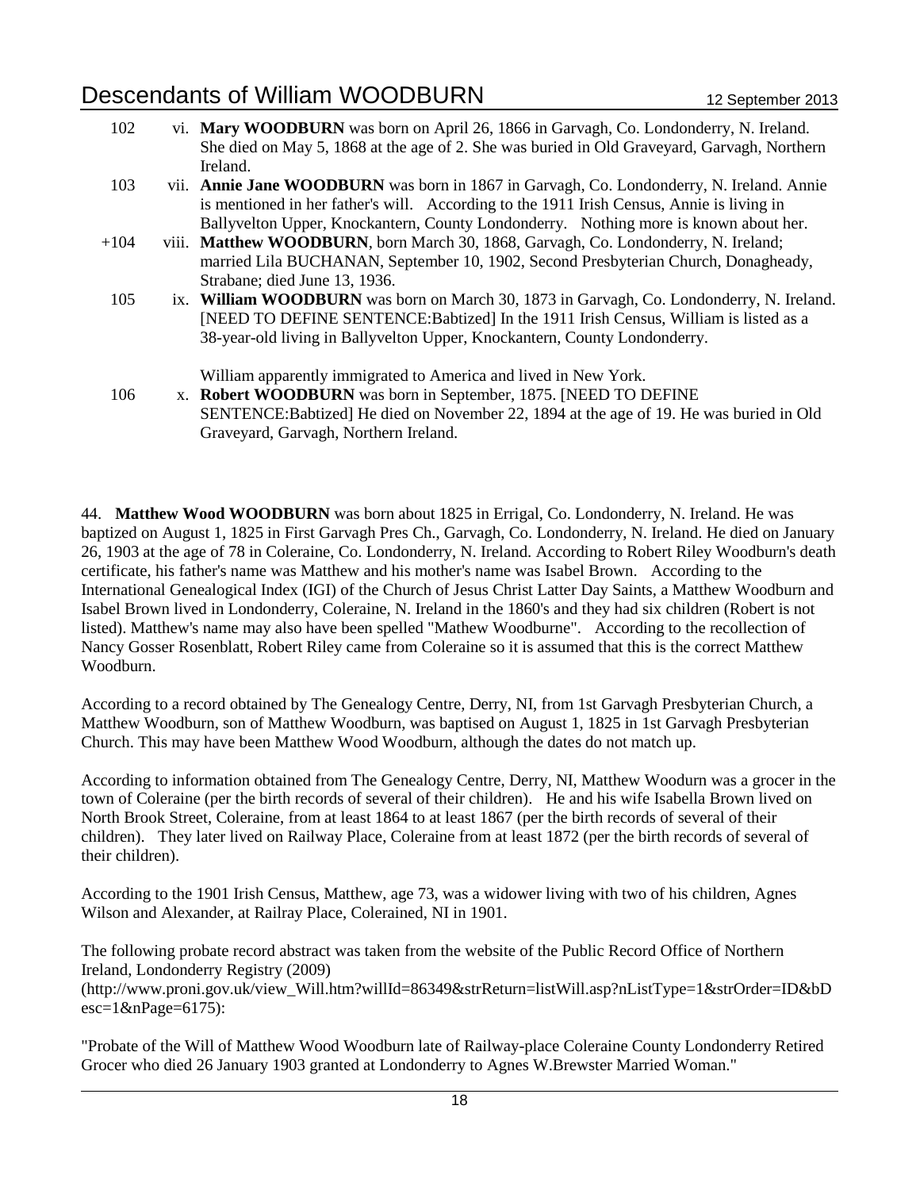102 vi. **Mary WOODBURN** was born on April 26, 1866 in Garvagh, Co. Londonderry, N. Ireland. She died on May 5, 1868 at the age of 2. She was buried in Old Graveyard, Garvagh, Northern Ireland.

103 vii. **Annie Jane WOODBURN** was born in 1867 in Garvagh, Co. Londonderry, N. Ireland. Annie is mentioned in her father's will. According to the 1911 Irish Census, Annie is living in Ballyvelton Upper, Knockantern, County Londonderry. Nothing more is known about her.

+104 viii. **Matthew WOODBURN**, born March 30, 1868, Garvagh, Co. Londonderry, N. Ireland; married Lila BUCHANAN, September 10, 1902, Second Presbyterian Church, Donagheady, Strabane; died June 13, 1936.

105 ix. **William WOODBURN** was born on March 30, 1873 in Garvagh, Co. Londonderry, N. Ireland. [NEED TO DEFINE SENTENCE:Babtized] In the 1911 Irish Census, William is listed as a 38-year-old living in Ballyvelton Upper, Knockantern, County Londonderry.

William apparently immigrated to America and lived in New York.

106 x. **Robert WOODBURN** was born in September, 1875. [NEED TO DEFINE SENTENCE:Babtized] He died on November 22, 1894 at the age of 19. He was buried in Old Graveyard, Garvagh, Northern Ireland.

44. **Matthew Wood WOODBURN** was born about 1825 in Errigal, Co. Londonderry, N. Ireland. He was baptized on August 1, 1825 in First Garvagh Pres Ch., Garvagh, Co. Londonderry, N. Ireland. He died on January 26, 1903 at the age of 78 in Coleraine, Co. Londonderry, N. Ireland. According to Robert Riley Woodburn's death certificate, his father's name was Matthew and his mother's name was Isabel Brown. According to the International Genealogical Index (IGI) of the Church of Jesus Christ Latter Day Saints, a Matthew Woodburn and Isabel Brown lived in Londonderry, Coleraine, N. Ireland in the 1860's and they had six children (Robert is not listed). Matthew's name may also have been spelled "Mathew Woodburne". According to the recollection of Nancy Gosser Rosenblatt, Robert Riley came from Coleraine so it is assumed that this is the correct Matthew Woodburn.

According to a record obtained by The Genealogy Centre, Derry, NI, from 1st Garvagh Presbyterian Church, a Matthew Woodburn, son of Matthew Woodburn, was baptised on August 1, 1825 in 1st Garvagh Presbyterian Church. This may have been Matthew Wood Woodburn, although the dates do not match up.

According to information obtained from The Genealogy Centre, Derry, NI, Matthew Wooduru was a grocer in the town of Coleraine (per the birth records of several of their children). He and his wife Isabella Brown lived on North Brook Street, Coleraine, from at least 1864 to at least 1867 (per the birth records of several of their children). They later lived on Railway Place, Coleraine from at least 1872 (per the birth records of several of their children).

According to the 1901 Irish Census, Matthew, age 73, was a widower living with two of his children, Agnes Wilson and Alexander, at Railray Place, Colerained, NI in 1901.

The following probate record abstract was taken from the website of the Public Record Office of Northern Ireland, Londonderry Registry (2009) (http://www.proni.gov.uk/view_Will.htm?willId=86349&strReturn=listWill.asp?nListType=1&strOrder=ID&bDesc=1&nPage=6175):

"Probate of the Will of Matthew Wood Woodburn late of Railway-place Coleraine County Londonderry Retired Grocer who died 26 January 1903 granted at Londonderry to Agnes W.Brewster Married Woman."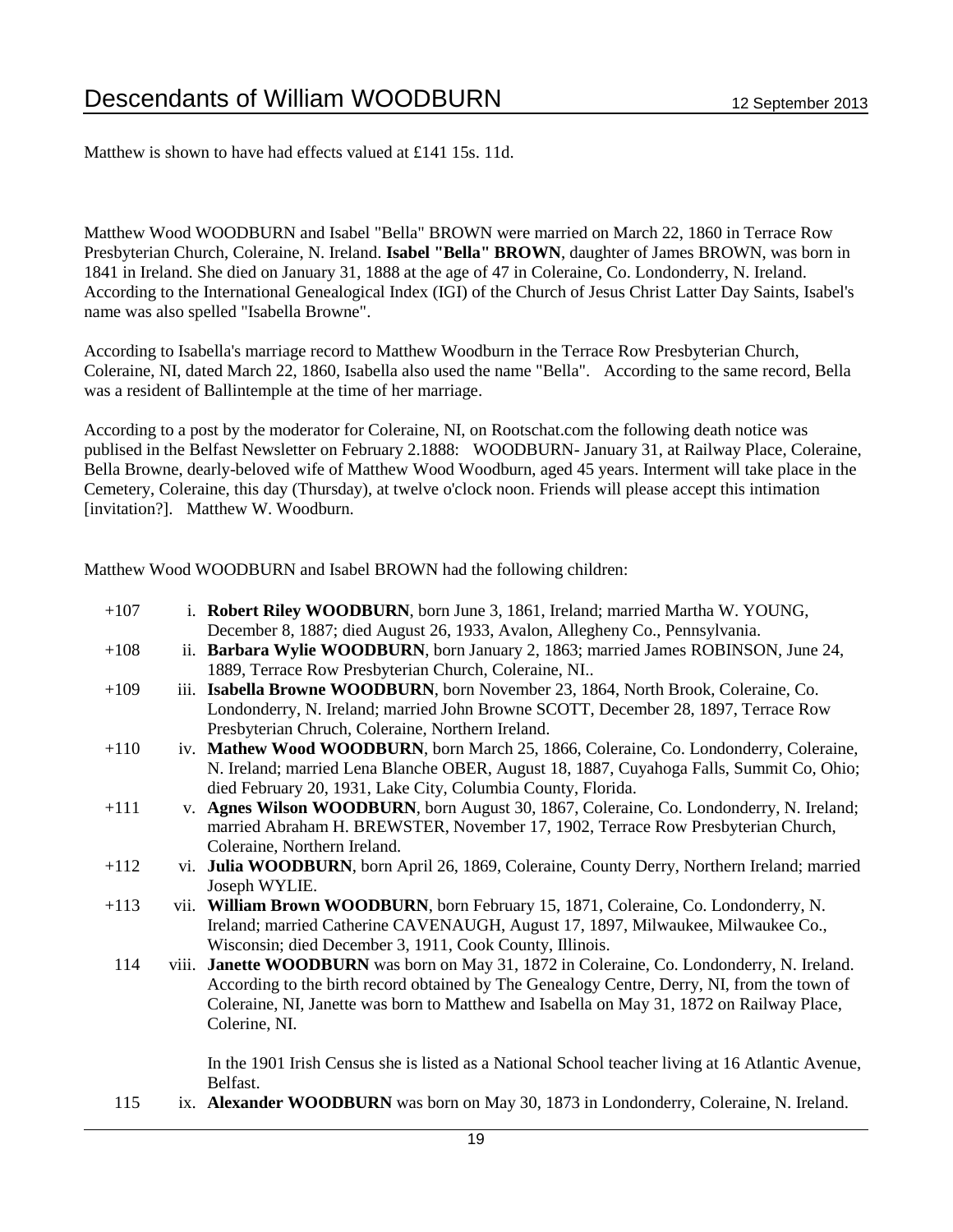Matthew is shown to have had effects valued at £141 15s. 11d.

Matthew Wood WOODBURN and Isabel "Bella" BROWN were married on March 22, 1860 in Terrace Row Presbyterian Church, Coleraine, N. Ireland. **Isabel "Bella" BROWN**, daughter of James BROWN, was born in 1841 in Ireland. She died on January 31, 1888 at the age of 47 in Coleraine, Co. Londonderry, N. Ireland. According to the International Genealogical Index (IGI) of the Church of Jesus Christ Latter Day Saints, Isabel's name was also spelled "Isabella Browne".

According to Isabella's marriage record to Matthew Woodburn in the Terrace Row Presbyterian Church, Coleraine, NI, dated March 22, 1860, Isabella also used the name "Bella". According to the same record, Bella was a resident of Ballintemple at the time of her marriage.

According to a post by the moderator for Coleraine, NI, on Rootschat.com the following death notice was publised in the Belfast Newsletter on February 2.1888: WOODBURN- January 31, at Railway Place, Coleraine, Bella Browne, dearly-beloved wife of Matthew Wood Woodburn, aged 45 years. Interment will take place in the Cemetery, Coleraine, this day (Thursday), at twelve o'clock noon. Friends will please accept this intimation [invitation?]. Matthew W. Woodburn.

Matthew Wood WOODBURN and Isabel BROWN had the following children:

+107 i. **Robert Riley WOODBURN**, born June 3, 1861, Ireland; married Martha W. YOUNG, December 8, 1887; died August 26, 1933, Avalon, Allegheny Co., Pennsylvania.

+108 ii. **Barbara Wylie WOODBURN**, born January 2, 1863; married James ROBINSON, June 24, 1889, Terrace Row Presbyterian Church, Coleraine, NI..

+109 iii. **Isabella Browne WOODBURN**, born November 23, 1864, North Brook, Coleraine, Co. Londonderry, N. Ireland; married John Browne SCOTT, December 28, 1897, Terrace Row Presbyterian Chruch, Coleraine, Northern Ireland.

+110 iv. **Mathew Wood WOODBURN**, born March 25, 1866, Coleraine, Co. Londonderry, Coleraine, N. Ireland; married Lena Blanche OBER, August 18, 1887, Cuyahoga Falls, Summit Co, Ohio; died February 20, 1931, Lake City, Columbia County, Florida.

+111 v. **Agnes Wilson WOODBURN**, born August 30, 1867, Coleraine, Co. Londonderry, N. Ireland; married Abraham H. BREWSTER, November 17, 1902, Terrace Row Presbyterian Church, Coleraine, Northern Ireland.

+112 vi. **Julia WOODBURN**, born April 26, 1869, Coleraine, County Derry, Northern Ireland; married Joseph WYLIE.

+113 vii. **William Brown WOODBURN**, born February 15, 1871, Coleraine, Co. Londonderry, N. Ireland; married Catherine CAVENAUGH, August 17, 1897, Milwaukee, Milwaukee Co., Wisconsin; died December 3, 1911, Cook County, Illinois.

114 viii. **Janette WOODBURN** was born on May 31, 1872 in Coleraine, Co. Londonderry, N. Ireland. According to the birth record obtained by The Genealogy Centre, Derry, NI, from the town of Coleraine, NI, Janette was born to Matthew and Isabella on May 31, 1872 on Railway Place, Colerine, NI.

In the 1901 Irish Census she is listed as a National School teacher living at 16 Atlantic Avenue, Belfast.

115 ix. **Alexander WOODBURN** was born on May 30, 1873 in Londonderry, Coleraine, N. Ireland.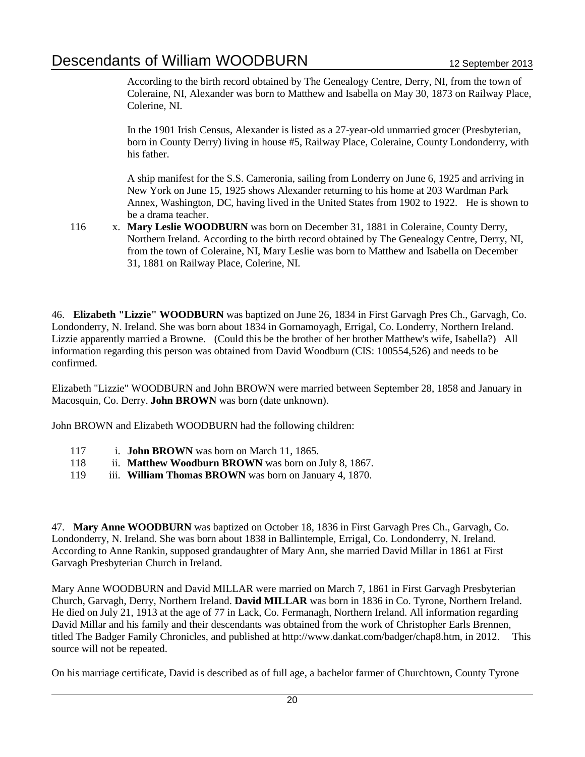According to the birth record obtained by The Genealogy Centre, Derry, NI, from the town of Coleraine, NI, Alexander was born to Matthew and Isabella on May 30, 1873 on Railway Place, Colerine, NI.

In the 1901 Irish Census, Alexander is listed as a 27-year-old unmarried grocer (Presbyterian, born in County Derry) living in house #5, Railway Place, Coleraine, County Londonderry, with his father.

A ship manifest for the S.S. Cameronia, sailing from Londerry on June 6, 1925 and arriving in New York on June 15, 1925 shows Alexander returning to his home at 203 Wardman Park Annex, Washington, DC, having lived in the United States from 1902 to 1922. He is shown to be a drama teacher.

116 x. **Mary Leslie WOODBURN** was born on December 31, 1881 in Coleraine, County Derry, Northern Ireland. According to the birth record obtained by The Genealogy Centre, Derry, NI, from the town of Coleraine, NI, Mary Leslie was born to Matthew and Isabella on December 31, 1881 on Railway Place, Colerine, NI.

46. **Elizabeth "Lizzie" WOODBURN** was baptized on June 26, 1834 in First Garvagh Pres Ch., Garvagh, Co. Londonderry, N. Ireland. She was born about 1834 in Gornamoyagh, Errigal, Co. Londerry, Northern Ireland. Lizzie apparently married a Browne. (Could this be the brother of her brother Matthew's wife, Isabella?) All information regarding this person was obtained from David Woodburn (CIS: 100554,526) and needs to be confirmed.

Elizabeth "Lizzie" WOODBURN and John BROWN were married between September 28, 1858 and January in Macosquin, Co. Derry. **John BROWN** was born (date unknown).

John BROWN and Elizabeth WOODBURN had the following children:

117 i. **John BROWN** was born on March 11, 1865.
118 ii. **Matthew Woodburn BROWN** was born on July 8, 1867.
119 iii. **William Thomas BROWN** was born on January 4, 1870.

47. **Mary Anne WOODBURN** was baptized on October 18, 1836 in First Garvagh Pres Ch., Garvagh, Co. Londonderry, N. Ireland. She was born about 1838 in Ballintemple, Errigal, Co. Londonderry, N. Ireland. According to Anne Rankin, supposed grandaughter of Mary Ann, she married David Millar in 1861 at First Garvagh Presbyterian Church in Ireland.

Mary Anne WOODBURN and David MILLAR were married on March 7, 1861 in First Garvagh Presbyterian Church, Garvagh, Derry, Northern Ireland. **David MILLAR** was born in 1836 in Co. Tyrone, Northern Ireland. He died on July 21, 1913 at the age of 77 in Lack, Co. Fermanagh, Northern Ireland. All information regarding David Millar and his family and their descendants was obtained from the work of Christopher Earls Brennen, titled The Badger Family Chronicles, and published at http://www.dankat.com/badger/chap8.htm, in 2012. This source will not be repeated.

On his marriage certificate, David is described as of full age, a bachelor farmer of Churchtown, County Tyrone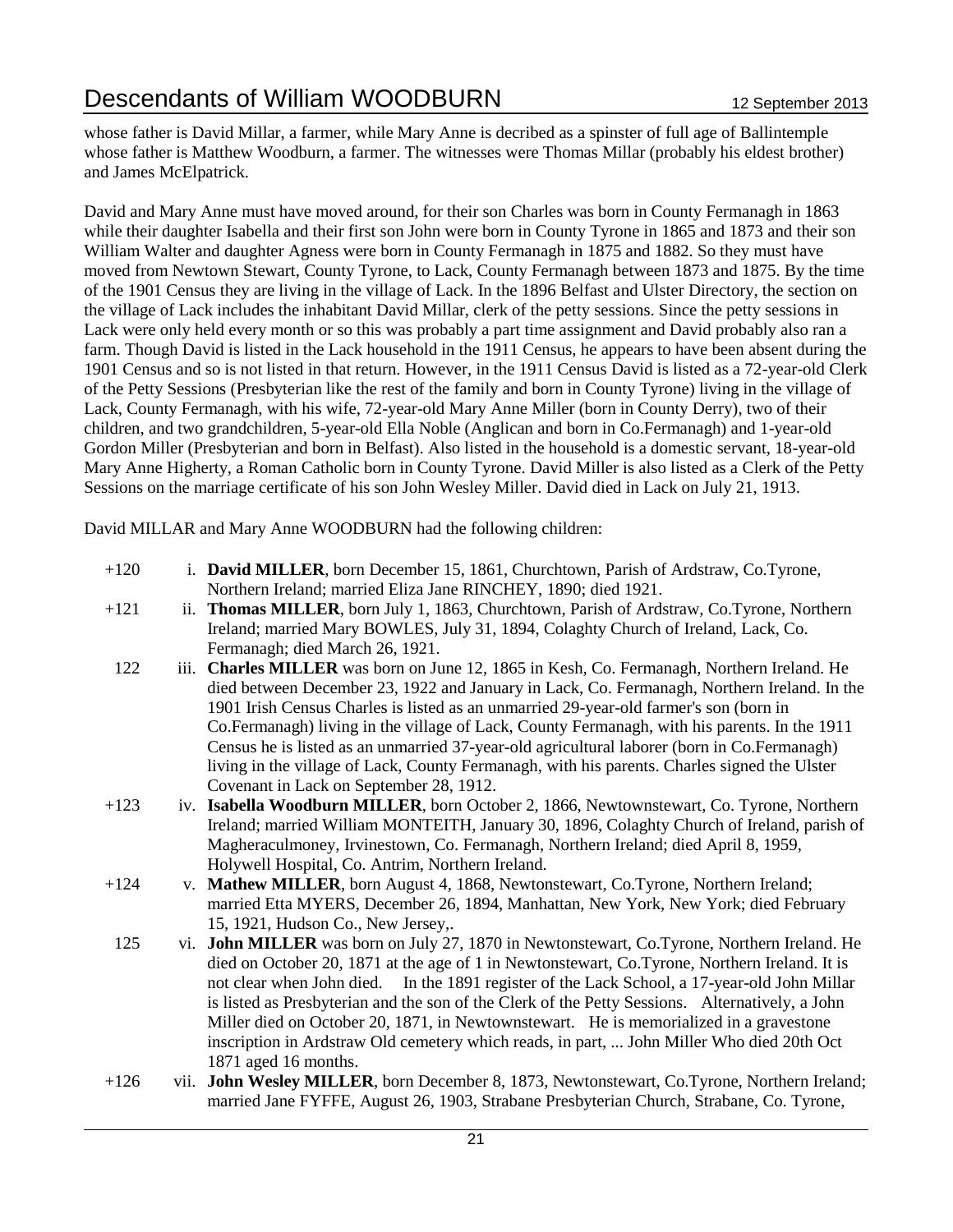whose father is David Millar, a farmer, while Mary Anne is decribed as a spinster of full age of Ballintemple whose father is Matthew Woodburn, a farmer. The witnesses were Thomas Millar (probably his eldest brother) and James McElpatrick.

David and Mary Anne must have moved around, for their son Charles was born in County Fermanagh in 1863 while their daughter Isabella and their first son John were born in County Tyrone in 1865 and 1873 and their son William Walter and daughter Agness were born in County Fermanagh in 1875 and 1882. So they must have moved from Newtown Stewart, County Tyrone, to Lack, County Fermanagh between 1873 and 1875. By the time of the 1901 Census they are living in the village of Lack. In the 1896 Belfast and Ulster Directory, the section on the village of Lack includes the inhabitant David Millar, clerk of the petty sessions. Since the petty sessions in Lack were only held every month or so this was probably a part time assignment and David probably also ran a farm. Though David is listed in the Lack household in the 1911 Census, he appears to have been absent during the 1901 Census and so is not listed in that return. However, in the 1911 Census David is listed as a 72-year-old Clerk of the Petty Sessions (Presbyterian like the rest of the family and born in County Tyrone) living in the village of Lack, County Fermanagh, with his wife, 72-year-old Mary Anne Miller (born in County Derry), two of their children, and two grandchildren, 5-year-old Ella Noble (Anglican and born in Co.Fermanagh) and 1-year-old Gordon Miller (Presbyterian and born in Belfast). Also listed in the household is a domestic servant, 18-year-old Mary Anne Higherty, a Roman Catholic born in County Tyrone. David Miller is also listed as a Clerk of the Petty Sessions on the marriage certificate of his son John Wesley Miller. David died in Lack on July 21, 1913.

David MILLAR and Mary Anne WOODBURN had the following children:

+120 i. **David MILLER**, born December 15, 1861, Churchtown, Parish of Ardstraw, Co.Tyrone, Northern Ireland; married Eliza Jane RINCHEY, 1890; died 1921.

+121 ii. **Thomas MILLER**, born July 1, 1863, Churchtown, Parish of Ardstraw, Co.Tyrone, Northern Ireland; married Mary BOWLES, July 31, 1894, Colaghty Church of Ireland, Lack, Co. Fermanagh; died March 26, 1921.

122 iii. **Charles MILLER** was born on June 12, 1865 in Kesh, Co. Fermanagh, Northern Ireland. He died between December 23, 1922 and January in Lack, Co. Fermanagh, Northern Ireland. In the 1901 Irish Census Charles is listed as an unmarried 29-year-old farmer's son (born in Co.Fermanagh) living in the village of Lack, County Fermanagh, with his parents. In the 1911 Census he is listed as an unmarried 37-year-old agricultural laborer (born in Co.Fermanagh) living in the village of Lack, County Fermanagh, with his parents. Charles signed the Ulster Covenant in Lack on September 28, 1912.

+123 iv. **Isabella Woodburn MILLER**, born October 2, 1866, Newtownstewart, Co. Tyrone, Northern Ireland; married William MONTEITH, January 30, 1896, Colaghty Church of Ireland, parish of Magheraculmoney, Irvinestown, Co. Fermanagh, Northern Ireland; died April 8, 1959, Holywell Hospital, Co. Antrim, Northern Ireland.

+124 v. **Mathew MILLER**, born August 4, 1868, Newtonstewart, Co.Tyrone, Northern Ireland; married Etta MYERS, December 26, 1894, Manhattan, New York, New York; died February 15, 1921, Hudson Co., New Jersey,.

125 vi. **John MILLER** was born on July 27, 1870 in Newtonstewart, Co.Tyrone, Northern Ireland. He died on October 20, 1871 at the age of 1 in Newtonstewart, Co.Tyrone, Northern Ireland. It is not clear when John died. In the 1891 register of the Lack School, a 17-year-old John Millar is listed as Presbyterian and the son of the Clerk of the Petty Sessions. Alternatively, a John Miller died on October 20, 1871, in Newtownstewart. He is memorialized in a gravestone inscription in Ardstraw Old cemetery which reads, in part, ... John Miller Who died 20th Oct 1871 aged 16 months.

+126 vii. **John Wesley MILLER**, born December 8, 1873, Newtonstewart, Co.Tyrone, Northern Ireland; married Jane FYFFE, August 26, 1903, Strabane Presbyterian Church, Strabane, Co. Tyrone,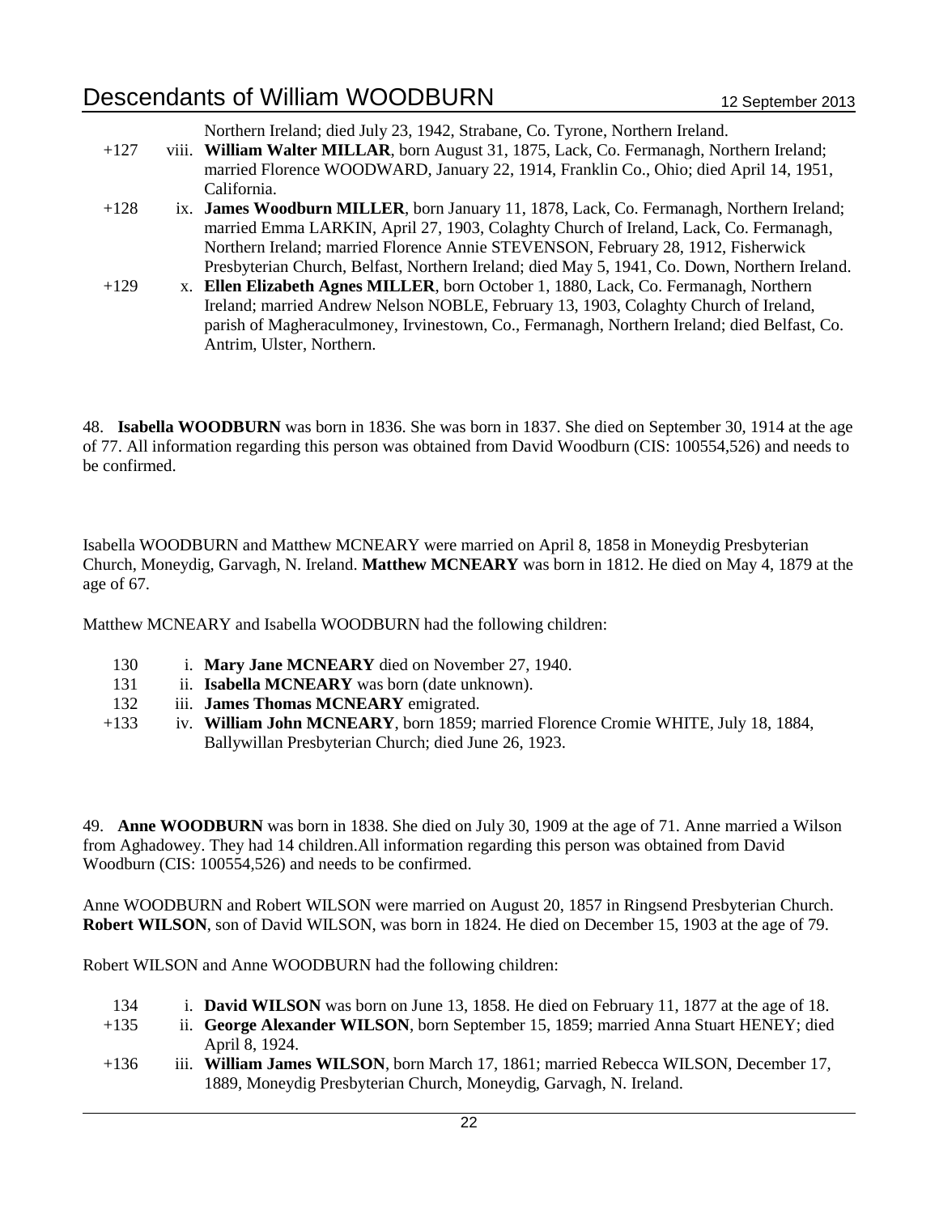Northern Ireland; died July 23, 1942, Strabane, Co. Tyrone, Northern Ireland.

- +127 viii. **William Walter MILLAR**, born August 31, 1875, Lack, Co. Fermanagh, Northern Ireland; married Florence WOODWARD, January 22, 1914, Franklin Co., Ohio; died April 14, 1951, California.
- +128 ix. **James Woodburn MILLER**, born January 11, 1878, Lack, Co. Fermanagh, Northern Ireland; married Emma LARKIN, April 27, 1903, Colaghty Church of Ireland, Lack, Co. Fermanagh, Northern Ireland; married Florence Annie STEVENSON, February 28, 1912, Fisherwick Presbyterian Church, Belfast, Northern Ireland; died May 5, 1941, Co. Down, Northern Ireland.
- +129 x. **Ellen Elizabeth Agnes MILLER**, born October 1, 1880, Lack, Co. Fermanagh, Northern Ireland; married Andrew Nelson NOBLE, February 13, 1903, Colaghty Church of Ireland, parish of Magheraculmoney, Irvinestown, Co., Fermanagh, Northern Ireland; died Belfast, Co. Antrim, Ulster, Northern.

48. **Isabella WOODBURN** was born in 1836. She was born in 1837. She died on September 30, 1914 at the age of 77. All information regarding this person was obtained from David Woodburn (CIS: 100554,526) and needs to be confirmed.

Isabella WOODBURN and Matthew MCNEARY were married on April 8, 1858 in Moneydig Presbyterian Church, Moneydig, Garvagh, N. Ireland. **Matthew MCNEARY** was born in 1812. He died on May 4, 1879 at the age of 67.

Matthew MCNEARY and Isabella WOODBURN had the following children:

- 130 i. **Mary Jane MCNEARY** died on November 27, 1940.
- 131 ii. **Isabella MCNEARY** was born (date unknown).
- 132 iii. **James Thomas MCNEARY** emigrated.
- +133 iv. **William John MCNEARY**, born 1859; married Florence Cromie WHITE, July 18, 1884, Ballywillan Presbyterian Church; died June 26, 1923.

49. **Anne WOODBURN** was born in 1838. She died on July 30, 1909 at the age of 71. Anne married a Wilson from Aghadowey. They had 14 children.All information regarding this person was obtained from David Woodburn (CIS: 100554,526) and needs to be confirmed.

Anne WOODBURN and Robert WILSON were married on August 20, 1857 in Ringsend Presbyterian Church. **Robert WILSON**, son of David WILSON, was born in 1824. He died on December 15, 1903 at the age of 79.

Robert WILSON and Anne WOODBURN had the following children:

- 134 i. **David WILSON** was born on June 13, 1858. He died on February 11, 1877 at the age of 18.
- +135 ii. **George Alexander WILSON**, born September 15, 1859; married Anna Stuart HENEY; died April 8, 1924.
- +136 iii. **William James WILSON**, born March 17, 1861; married Rebecca WILSON, December 17, 1889, Moneydig Presbyterian Church, Moneydig, Garvagh, N. Ireland.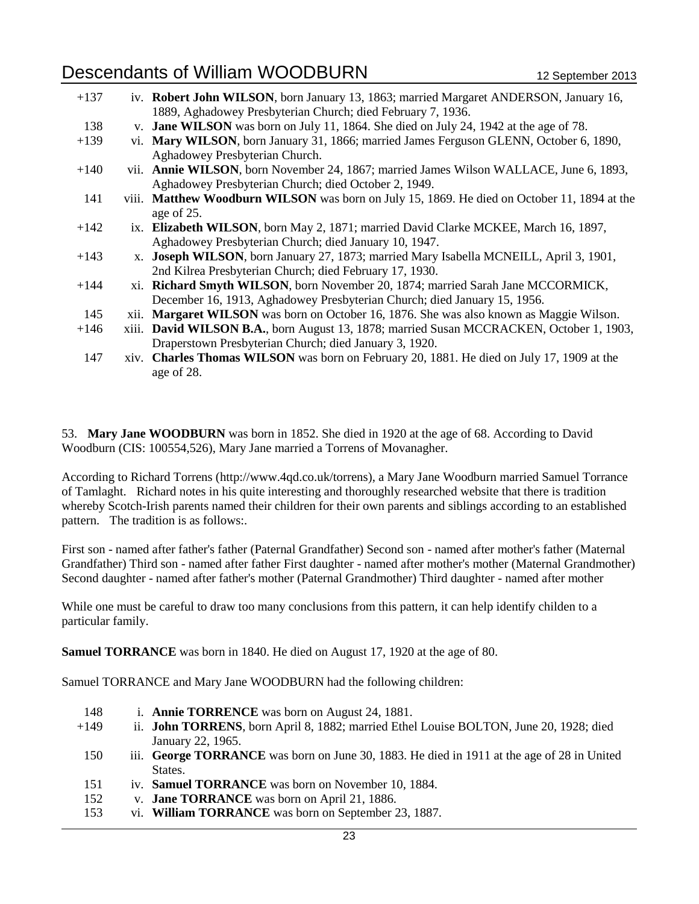+137 iv. **Robert John WILSON**, born January 13, 1863; married Margaret ANDERSON, January 16, 1889, Aghadowey Presbyterian Church; died February 7, 1936.

138 v. **Jane WILSON** was born on July 11, 1864. She died on July 24, 1942 at the age of 78.

+139 vi. **Mary WILSON**, born January 31, 1866; married James Ferguson GLENN, October 6, 1890, Aghadowey Presbyterian Church.

+140 vii. **Annie WILSON**, born November 24, 1867; married James Wilson WALLACE, June 6, 1893, Aghadowey Presbyterian Church; died October 2, 1949.

141 viii. **Matthew Woodburn WILSON** was born on July 15, 1869. He died on October 11, 1894 at the age of 25.

+142 ix. **Elizabeth WILSON**, born May 2, 1871; married David Clarke MCKEE, March 16, 1897, Aghadowey Presbyterian Church; died January 10, 1947.

+143 x. **Joseph WILSON**, born January 27, 1873; married Mary Isabella MCNEILL, April 3, 1901, 2nd Kilrea Presbyterian Church; died February 17, 1930.

+144 xi. **Richard Smyth WILSON**, born November 20, 1874; married Sarah Jane MCCORMICK, December 16, 1913, Aghadowey Presbyterian Church; died January 15, 1956.

145 xii. **Margaret WILSON** was born on October 16, 1876. She was also known as Maggie Wilson.

+146 xiii. **David WILSON B.A.**, born August 13, 1878; married Susan MCCRACKEN, October 1, 1903, Draperstown Presbyterian Church; died January 3, 1920.

147 xiv. **Charles Thomas WILSON** was born on February 20, 1881. He died on July 17, 1909 at the age of 28.

53. **Mary Jane WOODBURN** was born in 1852. She died in 1920 at the age of 68. According to David Woodburn (CIS: 100554,526), Mary Jane married a Torrens of Movanagher.

According to Richard Torrens (http://www.4qd.co.uk/torrens), a Mary Jane Woodburn married Samuel Torrance of Tamlaght. Richard notes in his quite interesting and thoroughly researched website that there is tradition whereby Scotch-Irish parents named their children for their own parents and siblings according to an established pattern. The tradition is as follows:.

First son - named after father's father (Paternal Grandfather) Second son - named after mother's father (Maternal Grandfather) Third son - named after father First daughter - named after mother's mother (Maternal Grandmother) Second daughter - named after father's mother (Paternal Grandmother) Third daughter - named after mother

While one must be careful to draw too many conclusions from this pattern, it can help identify childen to a particular family.

**Samuel TORRANCE** was born in 1840. He died on August 17, 1920 at the age of 80.

Samuel TORRANCE and Mary Jane WOODBURN had the following children:

148 i. **Annie TORRENCE** was born on August 24, 1881.

+149 ii. **John TORRENS**, born April 8, 1882; married Ethel Louise BOLTON, June 20, 1928; died January 22, 1965.

150 iii. **George TORRANCE** was born on June 30, 1883. He died in 1911 at the age of 28 in United States.

151 iv. **Samuel TORRANCE** was born on November 10, 1884.

152 v. **Jane TORRANCE** was born on April 21, 1886.

153 vi. **William TORRANCE** was born on September 23, 1887.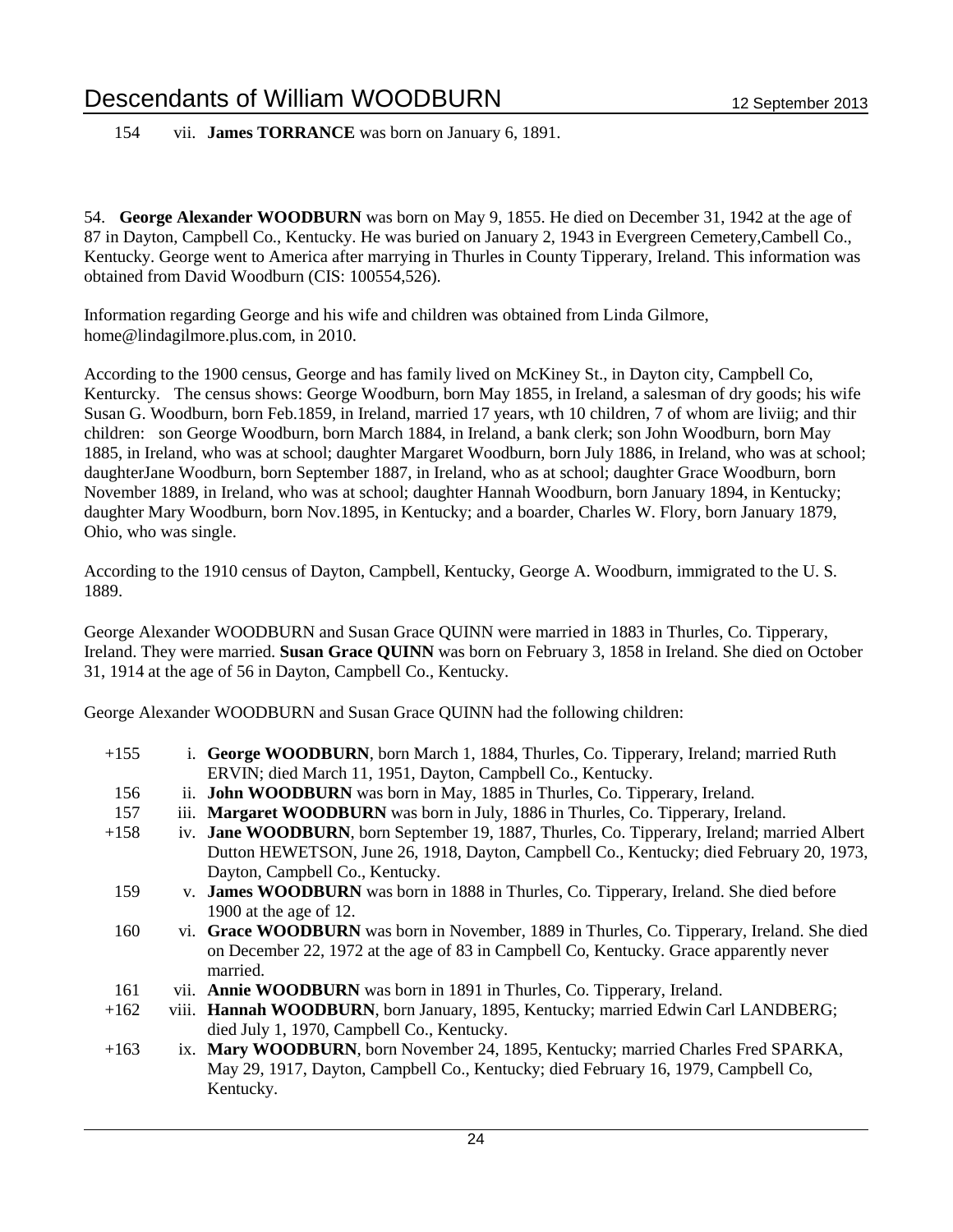154 vii. **James TORRANCE** was born on January 6, 1891.

54. **George Alexander WOODBURN** was born on May 9, 1855. He died on December 31, 1942 at the age of 87 in Dayton, Campbell Co., Kentucky. He was buried on January 2, 1943 in Evergreen Cemetery,Cambell Co., Kentucky. George went to America after marrying in Thurles in County Tipperary, Ireland. This information was obtained from David Woodburn (CIS: 100554,526).

Information regarding George and his wife and children was obtained from Linda Gilmore, home@lindagilmore.plus.com, in 2010.

According to the 1900 census, George and has family lived on McKiney St., in Dayton city, Campbell Co, Kenturcky. The census shows: George Woodburn, born May 1855, in Ireland, a salesman of dry goods; his wife Susan G. Woodburn, born Feb.1859, in Ireland, married 17 years, wth 10 children, 7 of whom are liviig; and thir children: son George Woodburn, born March 1884, in Ireland, a bank clerk; son John Woodburn, born May 1885, in Ireland, who was at school; daughter Margaret Woodburn, born July 1886, in Ireland, who was at school; daughterJane Woodburn, born September 1887, in Ireland, who as at school; daughter Grace Woodburn, born November 1889, in Ireland, who was at school; daughter Hannah Woodburn, born January 1894, in Kentucky; daughter Mary Woodburn, born Nov.1895, in Kentucky; and a boarder, Charles W. Flory, born January 1879, Ohio, who was single.

According to the 1910 census of Dayton, Campbell, Kentucky, George A. Woodburn, immigrated to the U. S. 1889.

George Alexander WOODBURN and Susan Grace QUINN were married in 1883 in Thurles, Co. Tipperary, Ireland. They were married. **Susan Grace QUINN** was born on February 3, 1858 in Ireland. She died on October 31, 1914 at the age of 56 in Dayton, Campbell Co., Kentucky.

George Alexander WOODBURN and Susan Grace QUINN had the following children:

+155 i. **George WOODBURN**, born March 1, 1884, Thurles, Co. Tipperary, Ireland; married Ruth ERVIN; died March 11, 1951, Dayton, Campbell Co., Kentucky.

156 ii. **John WOODBURN** was born in May, 1885 in Thurles, Co. Tipperary, Ireland.

157 iii. **Margaret WOODBURN** was born in July, 1886 in Thurles, Co. Tipperary, Ireland.

+158 iv. **Jane WOODBURN**, born September 19, 1887, Thurles, Co. Tipperary, Ireland; married Albert Dutton HEWETSON, June 26, 1918, Dayton, Campbell Co., Kentucky; died February 20, 1973, Dayton, Campbell Co., Kentucky.

159 v. **James WOODBURN** was born in 1888 in Thurles, Co. Tipperary, Ireland. She died before 1900 at the age of 12.

160 vi. **Grace WOODBURN** was born in November, 1889 in Thurles, Co. Tipperary, Ireland. She died on December 22, 1972 at the age of 83 in Campbell Co, Kentucky. Grace apparently never married.

161 vii. **Annie WOODBURN** was born in 1891 in Thurles, Co. Tipperary, Ireland.

+162 viii. **Hannah WOODBURN**, born January, 1895, Kentucky; married Edwin Carl LANDBERG; died July 1, 1970, Campbell Co., Kentucky.

+163 ix. **Mary WOODBURN**, born November 24, 1895, Kentucky; married Charles Fred SPARKA, May 29, 1917, Dayton, Campbell Co., Kentucky; died February 16, 1979, Campbell Co, Kentucky.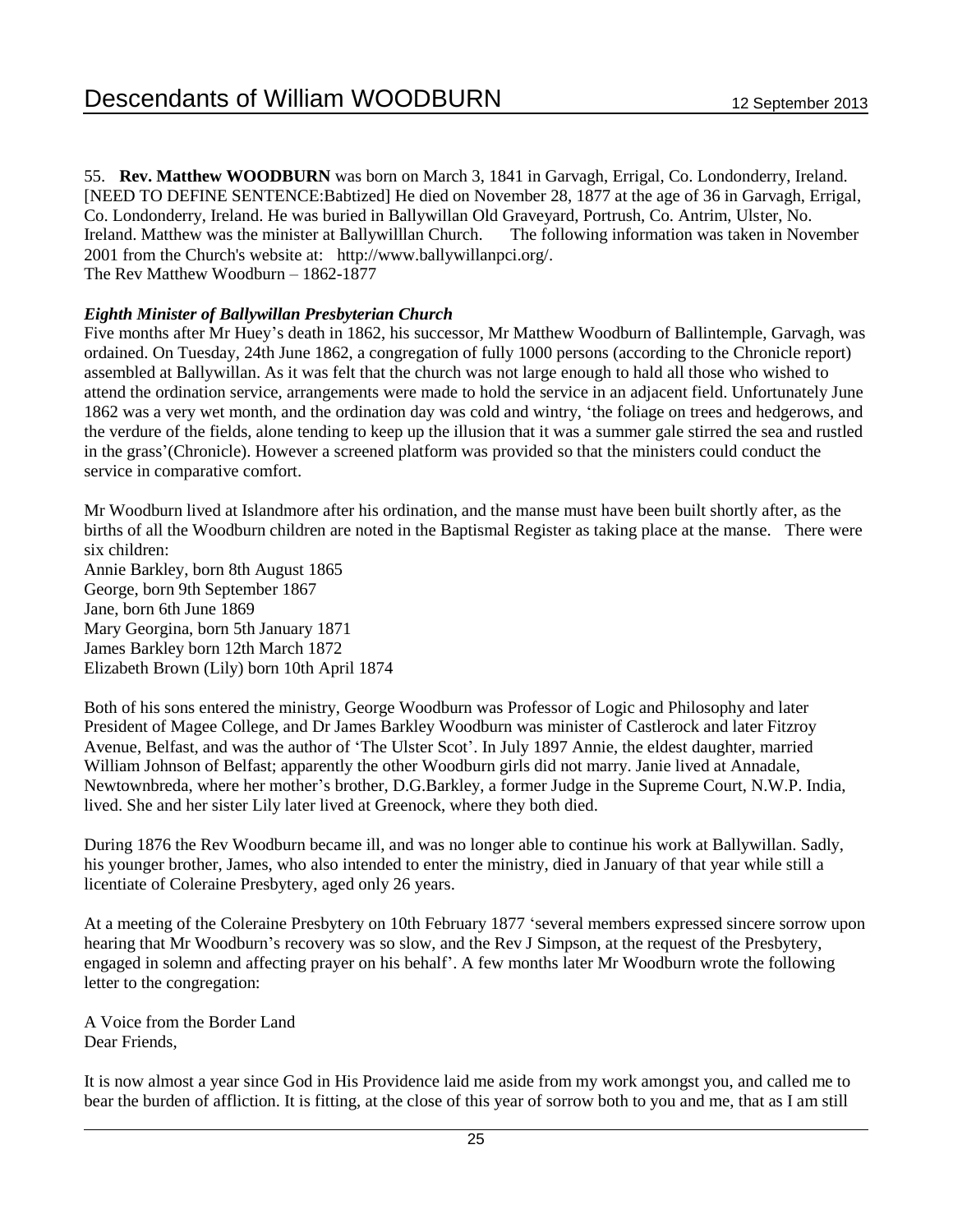55. **Rev. Matthew WOODBURN** was born on March 3, 1841 in Garvagh, Errigal, Co. Londonderry, Ireland. [NEED TO DEFINE SENTENCE:Babtized] He died on November 28, 1877 at the age of 36 in Garvagh, Errigal, Co. Londonderry, Ireland. He was buried in Ballywillan Old Graveyard, Portrush, Co. Antrim, Ulster, No. Ireland. Matthew was the minister at Ballywilllan Church. The following information was taken in November 2001 from the Church's website at: http://www.ballywillanpci.org/.
The Rev Matthew Woodburn – 1862-1877

***Eighth Minister of Ballywillan Presbyterian Church***

Five months after Mr Huey's death in 1862, his successor, Mr Matthew Woodburn of Ballintemple, Garvagh, was ordained. On Tuesday, 24th June 1862, a congregation of fully 1000 persons (according to the Chronicle report) assembled at Ballywillan. As it was felt that the church was not large enough to hald all those who wished to attend the ordination service, arrangements were made to hold the service in an adjacent field. Unfortunately June 1862 was a very wet month, and the ordination day was cold and wintry, 'the foliage on trees and hedgerows, and the verdure of the fields, alone tending to keep up the illusion that it was a summer gale stirred the sea and rustled in the grass'(Chronicle). However a screened platform was provided so that the ministers could conduct the service in comparative comfort.

Mr Woodburn lived at Islandmore after his ordination, and the manse must have been built shortly after, as the births of all the Woodburn children are noted in the Baptismal Register as taking place at the manse. There were six children:
Annie Barkley, born 8th August 1865
George, born 9th September 1867
Jane, born 6th June 1869
Mary Georgina, born 5th January 1871
James Barkley born 12th March 1872
Elizabeth Brown (Lily) born 10th April 1874

Both of his sons entered the ministry, George Woodburn was Professor of Logic and Philosophy and later President of Magee College, and Dr James Barkley Woodburn was minister of Castlerock and later Fitzroy Avenue, Belfast, and was the author of 'The Ulster Scot'. In July 1897 Annie, the eldest daughter, married William Johnson of Belfast; apparently the other Woodburn girls did not marry. Janie lived at Annadale, Newtownbreda, where her mother's brother, D.G.Barkley, a former Judge in the Supreme Court, N.W.P. India, lived. She and her sister Lily later lived at Greenock, where they both died.

During 1876 the Rev Woodburn became ill, and was no longer able to continue his work at Ballywillan. Sadly, his younger brother, James, who also intended to enter the ministry, died in January of that year while still a licentiate of Coleraine Presbytery, aged only 26 years.

At a meeting of the Coleraine Presbytery on 10th February 1877 'several members expressed sincere sorrow upon hearing that Mr Woodburn's recovery was so slow, and the Rev J Simpson, at the request of the Presbytery, engaged in solemn and affecting prayer on his behalf'. A few months later Mr Woodburn wrote the following letter to the congregation:

A Voice from the Border Land
Dear Friends,

It is now almost a year since God in His Providence laid me aside from my work amongst you, and called me to bear the burden of affliction. It is fitting, at the close of this year of sorrow both to you and me, that as I am still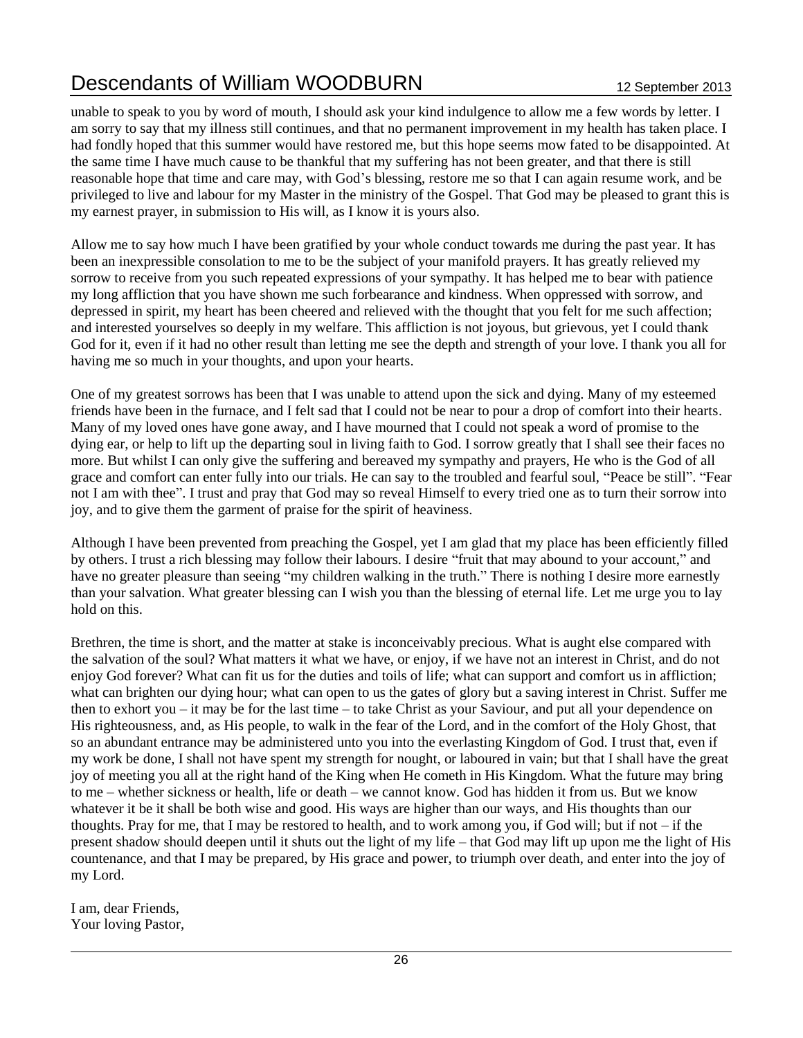unable to speak to you by word of mouth, I should ask your kind indulgence to allow me a few words by letter. I am sorry to say that my illness still continues, and that no permanent improvement in my health has taken place. I had fondly hoped that this summer would have restored me, but this hope seems mow fated to be disappointed. At the same time I have much cause to be thankful that my suffering has not been greater, and that there is still reasonable hope that time and care may, with God's blessing, restore me so that I can again resume work, and be privileged to live and labour for my Master in the ministry of the Gospel. That God may be pleased to grant this is my earnest prayer, in submission to His will, as I know it is yours also.

Allow me to say how much I have been gratified by your whole conduct towards me during the past year. It has been an inexpressible consolation to me to be the subject of your manifold prayers. It has greatly relieved my sorrow to receive from you such repeated expressions of your sympathy. It has helped me to bear with patience my long affliction that you have shown me such forbearance and kindness. When oppressed with sorrow, and depressed in spirit, my heart has been cheered and relieved with the thought that you felt for me such affection; and interested yourselves so deeply in my welfare. This affliction is not joyous, but grievous, yet I could thank God for it, even if it had no other result than letting me see the depth and strength of your love. I thank you all for having me so much in your thoughts, and upon your hearts.

One of my greatest sorrows has been that I was unable to attend upon the sick and dying. Many of my esteemed friends have been in the furnace, and I felt sad that I could not be near to pour a drop of comfort into their hearts. Many of my loved ones have gone away, and I have mourned that I could not speak a word of promise to the dying ear, or help to lift up the departing soul in living faith to God. I sorrow greatly that I shall see their faces no more. But whilst I can only give the suffering and bereaved my sympathy and prayers, He who is the God of all grace and comfort can enter fully into our trials. He can say to the troubled and fearful soul, "Peace be still". "Fear not I am with thee". I trust and pray that God may so reveal Himself to every tried one as to turn their sorrow into joy, and to give them the garment of praise for the spirit of heaviness.

Although I have been prevented from preaching the Gospel, yet I am glad that my place has been efficiently filled by others. I trust a rich blessing may follow their labours. I desire "fruit that may abound to your account," and have no greater pleasure than seeing "my children walking in the truth." There is nothing I desire more earnestly than your salvation. What greater blessing can I wish you than the blessing of eternal life. Let me urge you to lay hold on this.

Brethren, the time is short, and the matter at stake is inconceivably precious. What is aught else compared with the salvation of the soul? What matters it what we have, or enjoy, if we have not an interest in Christ, and do not enjoy God forever? What can fit us for the duties and toils of life; what can support and comfort us in affliction; what can brighten our dying hour; what can open to us the gates of glory but a saving interest in Christ. Suffer me then to exhort you – it may be for the last time – to take Christ as your Saviour, and put all your dependence on His righteousness, and, as His people, to walk in the fear of the Lord, and in the comfort of the Holy Ghost, that so an abundant entrance may be administered unto you into the everlasting Kingdom of God. I trust that, even if my work be done, I shall not have spent my strength for nought, or laboured in vain; but that I shall have the great joy of meeting you all at the right hand of the King when He cometh in His Kingdom. What the future may bring to me – whether sickness or health, life or death – we cannot know. God has hidden it from us. But we know whatever it be it shall be both wise and good. His ways are higher than our ways, and His thoughts than our thoughts. Pray for me, that I may be restored to health, and to work among you, if God will; but if not – if the present shadow should deepen until it shuts out the light of my life – that God may lift up upon me the light of His countenance, and that I may be prepared, by His grace and power, to triumph over death, and enter into the joy of my Lord.

I am, dear Friends,  
Your loving Pastor,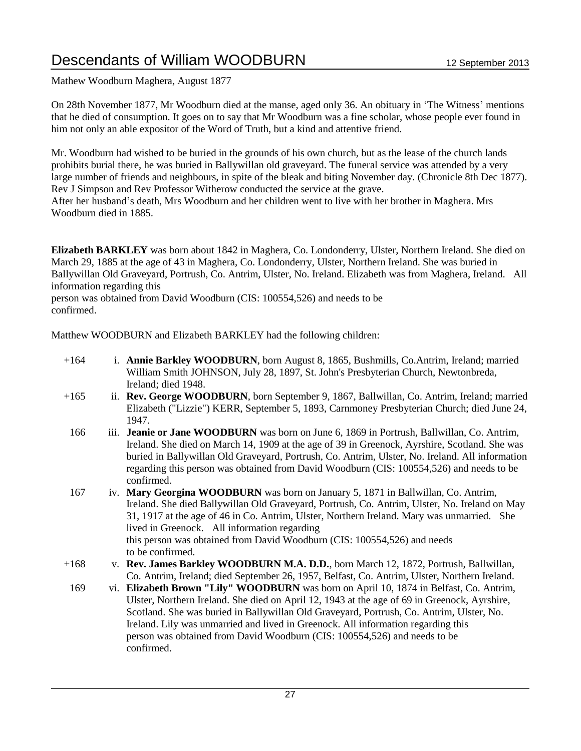Mathew Woodburn Maghera, August 1877

On 28th November 1877, Mr Woodburn died at the manse, aged only 36. An obituary in 'The Witness' mentions that he died of consumption. It goes on to say that Mr Woodburn was a fine scholar, whose people ever found in him not only an able expositor of the Word of Truth, but a kind and attentive friend.

Mr. Woodburn had wished to be buried in the grounds of his own church, but as the lease of the church lands prohibits burial there, he was buried in Ballywillan old graveyard. The funeral service was attended by a very large number of friends and neighbours, in spite of the bleak and biting November day. (Chronicle 8th Dec 1877). Rev J Simpson and Rev Professor Witherow conducted the service at the grave.
After her husband's death, Mrs Woodburn and her children went to live with her brother in Maghera. Mrs Woodburn died in 1885.

**Elizabeth BARKLEY** was born about 1842 in Maghera, Co. Londonderry, Ulster, Northern Ireland. She died on March 29, 1885 at the age of 43 in Maghera, Co. Londonderry, Ulster, Northern Ireland. She was buried in Ballywillan Old Graveyard, Portrush, Co. Antrim, Ulster, No. Ireland. Elizabeth was from Maghera, Ireland. All information regarding this
person was obtained from David Woodburn (CIS: 100554,526) and needs to be
confirmed.

Matthew WOODBURN and Elizabeth BARKLEY had the following children:

+164 i. **Annie Barkley WOODBURN**, born August 8, 1865, Bushmills, Co.Antrim, Ireland; married William Smith JOHNSON, July 28, 1897, St. John's Presbyterian Church, Newtonbreda, Ireland; died 1948.

+165 ii. **Rev. George WOODBURN**, born September 9, 1867, Ballwillan, Co. Antrim, Ireland; married Elizabeth ("Lizzie") KERR, September 5, 1893, Carnmoney Presbyterian Church; died June 24, 1947.

166 iii. **Jeanie or Jane WOODBURN** was born on June 6, 1869 in Portrush, Ballwillan, Co. Antrim, Ireland. She died on March 14, 1909 at the age of 39 in Greenock, Ayrshire, Scotland. She was buried in Ballywillan Old Graveyard, Portrush, Co. Antrim, Ulster, No. Ireland. All information regarding this person was obtained from David Woodburn (CIS: 100554,526) and needs to be confirmed.

167 iv. **Mary Georgina WOODBURN** was born on January 5, 1871 in Ballwillan, Co. Antrim, Ireland. She died Ballywillan Old Graveyard, Portrush, Co. Antrim, Ulster, No. Ireland on May 31, 1917 at the age of 46 in Co. Antrim, Ulster, Northern Ireland. Mary was unmarried. She lived in Greenock. All information regarding
this person was obtained from David Woodburn (CIS: 100554,526) and needs
to be confirmed.

+168 v. **Rev. James Barkley WOODBURN M.A. D.D.**, born March 12, 1872, Portrush, Ballwillan, Co. Antrim, Ireland; died September 26, 1957, Belfast, Co. Antrim, Ulster, Northern Ireland.

169 vi. **Elizabeth Brown "Lily" WOODBURN** was born on April 10, 1874 in Belfast, Co. Antrim, Ulster, Northern Ireland. She died on April 12, 1943 at the age of 69 in Greenock, Ayrshire, Scotland. She was buried in Ballywillan Old Graveyard, Portrush, Co. Antrim, Ulster, No. Ireland. Lily was unmarried and lived in Greenock. All information regarding this
person was obtained from David Woodburn (CIS: 100554,526) and needs to be
confirmed.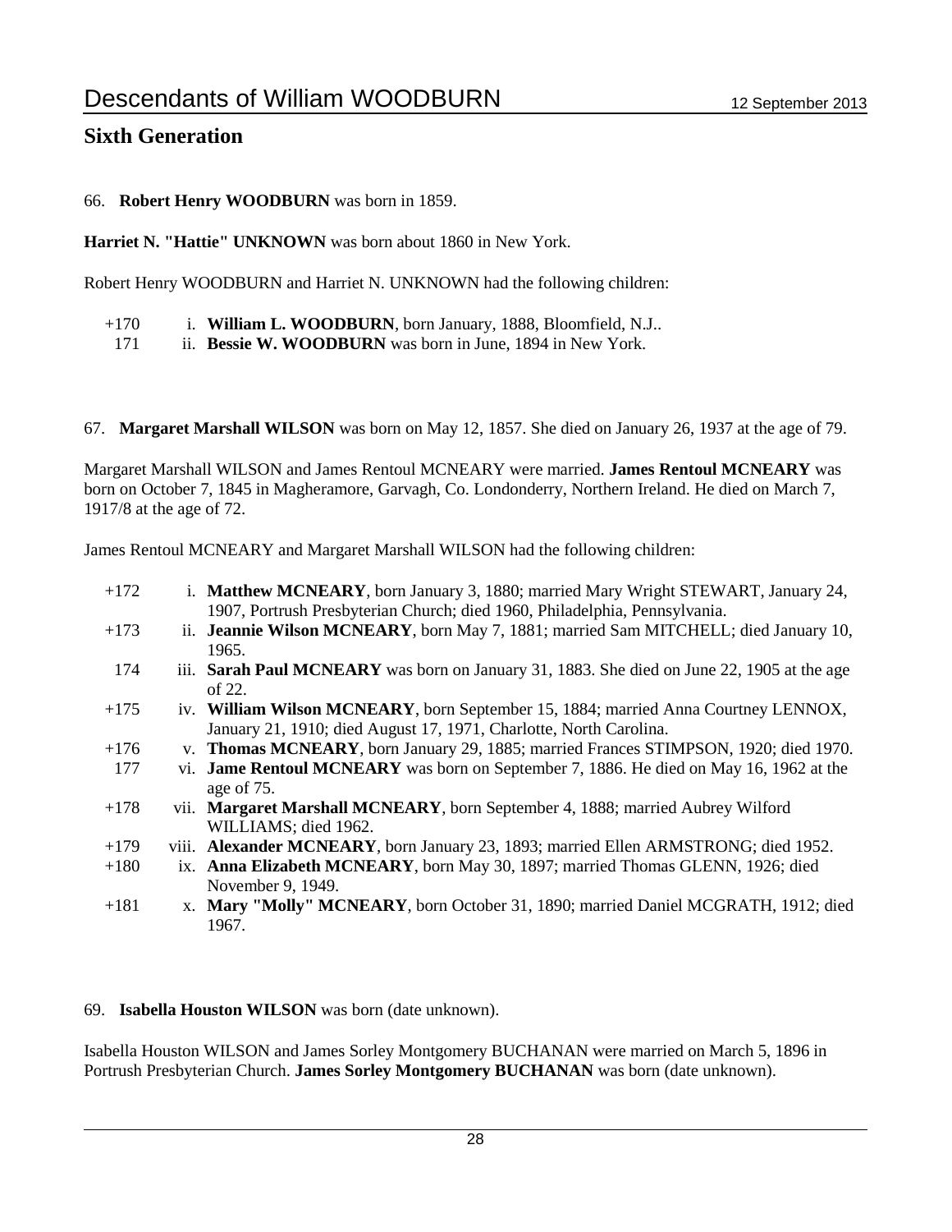## Sixth Generation

66. **Robert Henry WOODBURN** was born in 1859.

**Harriet N. "Hattie" UNKNOWN** was born about 1860 in New York.

Robert Henry WOODBURN and Harriet N. UNKNOWN had the following children:

- +170 i. **William L. WOODBURN**, born January, 1888, Bloomfield, N.J..
- 171 ii. **Bessie W. WOODBURN** was born in June, 1894 in New York.

67. **Margaret Marshall WILSON** was born on May 12, 1857. She died on January 26, 1937 at the age of 79.

Margaret Marshall WILSON and James Rentoul MCNEARY were married. **James Rentoul MCNEARY** was born on October 7, 1845 in Magheramore, Garvagh, Co. Londonderry, Northern Ireland. He died on March 7, 1917/8 at the age of 72.

James Rentoul MCNEARY and Margaret Marshall WILSON had the following children:

- +172 i. **Matthew MCNEARY**, born January 3, 1880; married Mary Wright STEWART, January 24, 1907, Portrush Presbyterian Church; died 1960, Philadelphia, Pennsylvania.
- +173 ii. **Jeannie Wilson MCNEARY**, born May 7, 1881; married Sam MITCHELL; died January 10, 1965.
- 174 iii. **Sarah Paul MCNEARY** was born on January 31, 1883. She died on June 22, 1905 at the age of 22.
- +175 iv. **William Wilson MCNEARY**, born September 15, 1884; married Anna Courtney LENNOX, January 21, 1910; died August 17, 1971, Charlotte, North Carolina.
- +176 v. **Thomas MCNEARY**, born January 29, 1885; married Frances STIMPSON, 1920; died 1970.
- 177 vi. **Jame Rentoul MCNEARY** was born on September 7, 1886. He died on May 16, 1962 at the age of 75.
- +178 vii. **Margaret Marshall MCNEARY**, born September 4, 1888; married Aubrey Wilford WILLIAMS; died 1962.
- +179 viii. **Alexander MCNEARY**, born January 23, 1893; married Ellen ARMSTRONG; died 1952.
- +180 ix. **Anna Elizabeth MCNEARY**, born May 30, 1897; married Thomas GLENN, 1926; died November 9, 1949.
- +181 x. **Mary "Molly" MCNEARY**, born October 31, 1890; married Daniel MCGRATH, 1912; died 1967.

69. **Isabella Houston WILSON** was born (date unknown).

Isabella Houston WILSON and James Sorley Montgomery BUCHANAN were married on March 5, 1896 in Portrush Presbyterian Church. **James Sorley Montgomery BUCHANAN** was born (date unknown).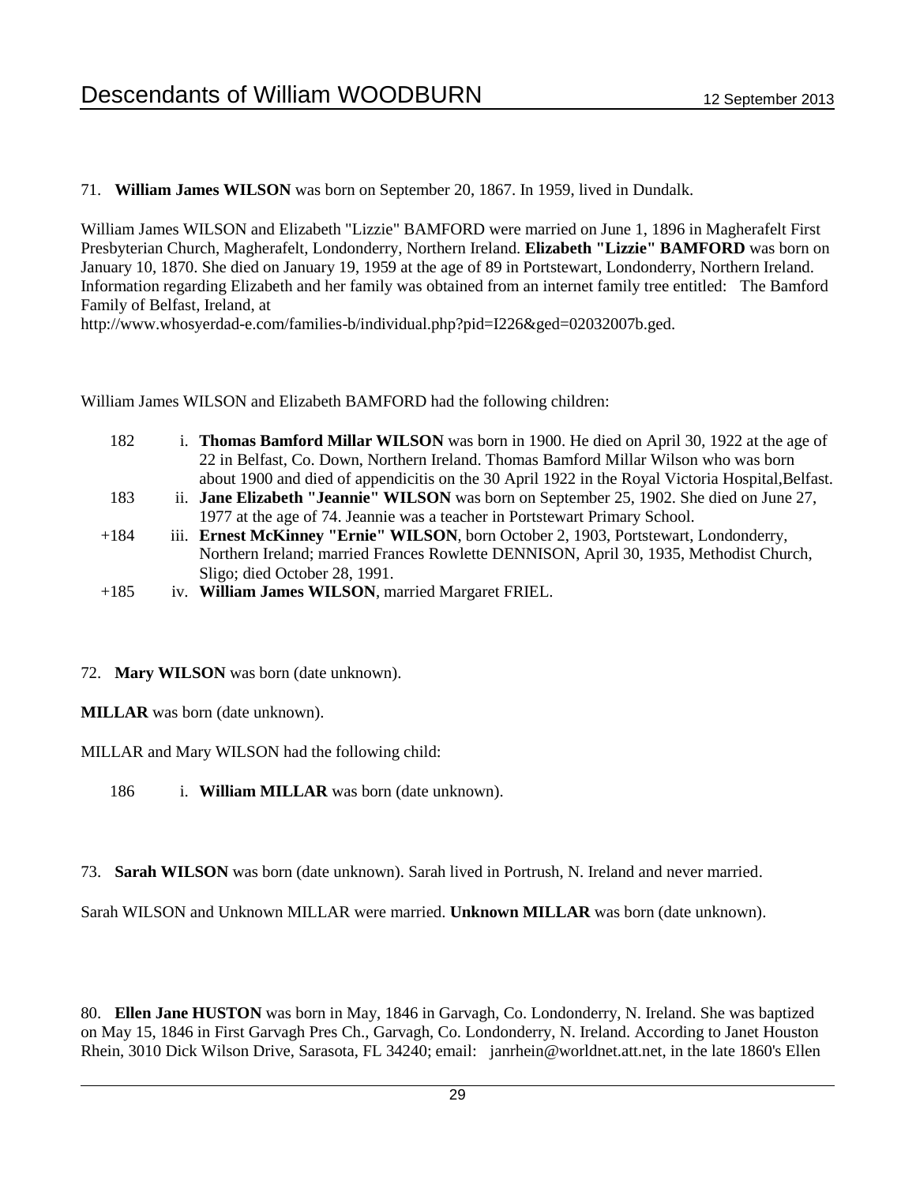71. **William James WILSON** was born on September 20, 1867. In 1959, lived in Dundalk.

William James WILSON and Elizabeth "Lizzie" BAMFORD were married on June 1, 1896 in Magherafelt First Presbyterian Church, Magherafelt, Londonderry, Northern Ireland. **Elizabeth "Lizzie" BAMFORD** was born on January 10, 1870. She died on January 19, 1959 at the age of 89 in Portstewart, Londonderry, Northern Ireland. Information regarding Elizabeth and her family was obtained from an internet family tree entitled: The Bamford Family of Belfast, Ireland, at http://www.whosyerdad-e.com/families-b/individual.php?pid=I226&ged=02032007b.ged.

William James WILSON and Elizabeth BAMFORD had the following children:

- 182 i. **Thomas Bamford Millar WILSON** was born in 1900. He died on April 30, 1922 at the age of 22 in Belfast, Co. Down, Northern Ireland. Thomas Bamford Millar Wilson who was born about 1900 and died of appendicitis on the 30 April 1922 in the Royal Victoria Hospital,Belfast.
- 183 ii. **Jane Elizabeth "Jeannie" WILSON** was born on September 25, 1902. She died on June 27, 1977 at the age of 74. Jeannie was a teacher in Portstewart Primary School.
- +184 iii. **Ernest McKinney "Ernie" WILSON**, born October 2, 1903, Portstewart, Londonderry, Northern Ireland; married Frances Rowlette DENNISON, April 30, 1935, Methodist Church, Sligo; died October 28, 1991.
- +185 iv. **William James WILSON**, married Margaret FRIEL.

72. **Mary WILSON** was born (date unknown).

**MILLAR** was born (date unknown).

MILLAR and Mary WILSON had the following child:

- 186 i. **William MILLAR** was born (date unknown).

73. **Sarah WILSON** was born (date unknown). Sarah lived in Portrush, N. Ireland and never married.

Sarah WILSON and Unknown MILLAR were married. **Unknown MILLAR** was born (date unknown).

80. **Ellen Jane HUSTON** was born in May, 1846 in Garvagh, Co. Londonderry, N. Ireland. She was baptized on May 15, 1846 in First Garvagh Pres Ch., Garvagh, Co. Londonderry, N. Ireland. According to Janet Houston Rhein, 3010 Dick Wilson Drive, Sarasota, FL 34240; email: janrhein@worldnet.att.net, in the late 1860's Ellen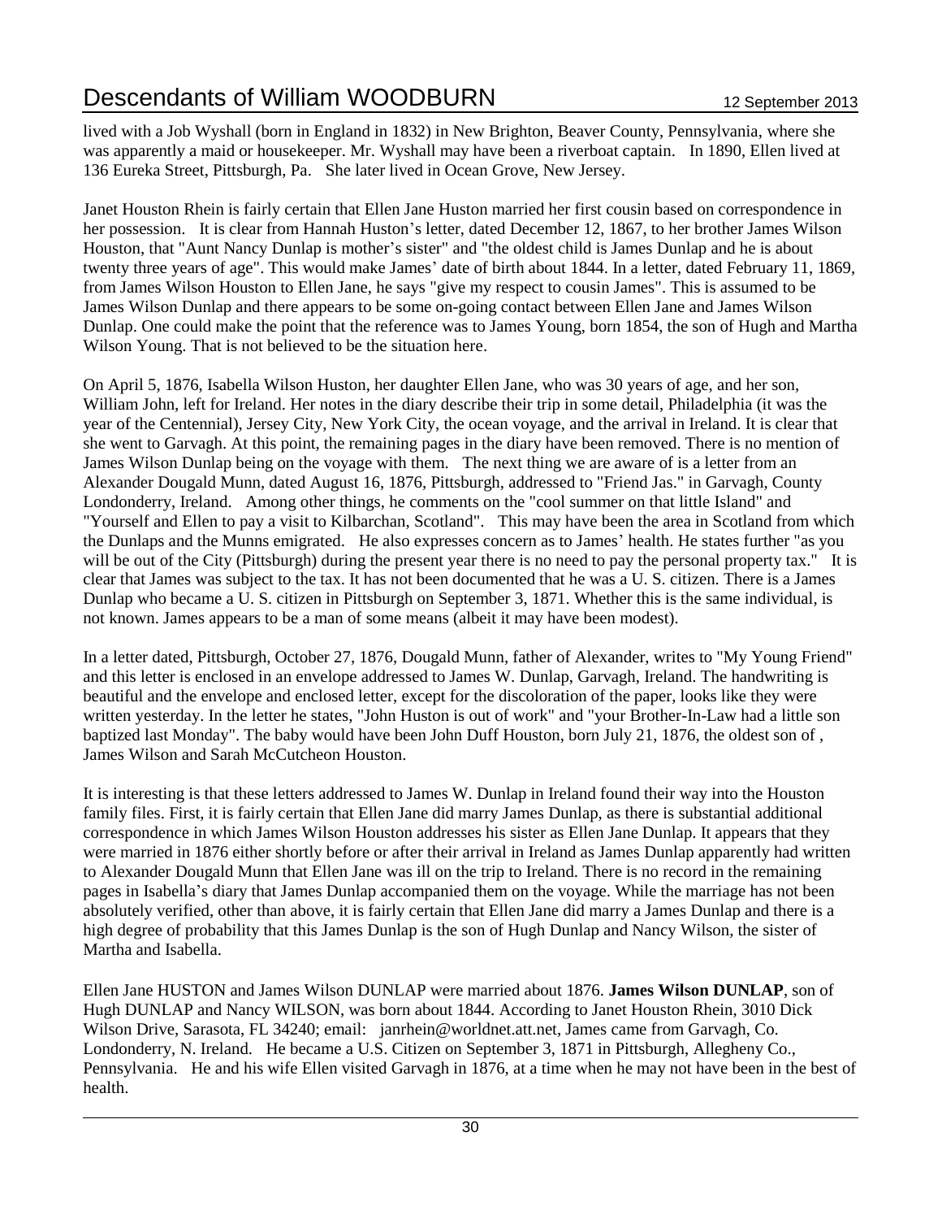lived with a Job Wyshall (born in England in 1832) in New Brighton, Beaver County, Pennsylvania, where she was apparently a maid or housekeeper. Mr. Wyshall may have been a riverboat captain. In 1890, Ellen lived at 136 Eureka Street, Pittsburgh, Pa. She later lived in Ocean Grove, New Jersey.

Janet Houston Rhein is fairly certain that Ellen Jane Huston married her first cousin based on correspondence in her possession. It is clear from Hannah Huston's letter, dated December 12, 1867, to her brother James Wilson Houston, that "Aunt Nancy Dunlap is mother's sister" and "the oldest child is James Dunlap and he is about twenty three years of age". This would make James' date of birth about 1844. In a letter, dated February 11, 1869, from James Wilson Houston to Ellen Jane, he says "give my respect to cousin James". This is assumed to be James Wilson Dunlap and there appears to be some on-going contact between Ellen Jane and James Wilson Dunlap. One could make the point that the reference was to James Young, born 1854, the son of Hugh and Martha Wilson Young. That is not believed to be the situation here.

On April 5, 1876, Isabella Wilson Huston, her daughter Ellen Jane, who was 30 years of age, and her son, William John, left for Ireland. Her notes in the diary describe their trip in some detail, Philadelphia (it was the year of the Centennial), Jersey City, New York City, the ocean voyage, and the arrival in Ireland. It is clear that she went to Garvagh. At this point, the remaining pages in the diary have been removed. There is no mention of James Wilson Dunlap being on the voyage with them. The next thing we are aware of is a letter from an Alexander Dougald Munn, dated August 16, 1876, Pittsburgh, addressed to "Friend Jas." in Garvagh, County Londonderry, Ireland. Among other things, he comments on the "cool summer on that little Island" and "Yourself and Ellen to pay a visit to Kilbarchan, Scotland". This may have been the area in Scotland from which the Dunlaps and the Munns emigrated. He also expresses concern as to James' health. He states further "as you will be out of the City (Pittsburgh) during the present year there is no need to pay the personal property tax." It is clear that James was subject to the tax. It has not been documented that he was a U. S. citizen. There is a James Dunlap who became a U. S. citizen in Pittsburgh on September 3, 1871. Whether this is the same individual, is not known. James appears to be a man of some means (albeit it may have been modest).

In a letter dated, Pittsburgh, October 27, 1876, Dougald Munn, father of Alexander, writes to "My Young Friend" and this letter is enclosed in an envelope addressed to James W. Dunlap, Garvagh, Ireland. The handwriting is beautiful and the envelope and enclosed letter, except for the discoloration of the paper, looks like they were written yesterday. In the letter he states, "John Huston is out of work" and "your Brother-In-Law had a little son baptized last Monday". The baby would have been John Duff Houston, born July 21, 1876, the oldest son of , James Wilson and Sarah McCutcheon Houston.

It is interesting is that these letters addressed to James W. Dunlap in Ireland found their way into the Houston family files. First, it is fairly certain that Ellen Jane did marry James Dunlap, as there is substantial additional correspondence in which James Wilson Houston addresses his sister as Ellen Jane Dunlap. It appears that they were married in 1876 either shortly before or after their arrival in Ireland as James Dunlap apparently had written to Alexander Dougald Munn that Ellen Jane was ill on the trip to Ireland. There is no record in the remaining pages in Isabella's diary that James Dunlap accompanied them on the voyage. While the marriage has not been absolutely verified, other than above, it is fairly certain that Ellen Jane did marry a James Dunlap and there is a high degree of probability that this James Dunlap is the son of Hugh Dunlap and Nancy Wilson, the sister of Martha and Isabella.

Ellen Jane HUSTON and James Wilson DUNLAP were married about 1876. **James Wilson DUNLAP**, son of Hugh DUNLAP and Nancy WILSON, was born about 1844. According to Janet Houston Rhein, 3010 Dick Wilson Drive, Sarasota, FL 34240; email: janrhein@worldnet.att.net, James came from Garvagh, Co. Londonderry, N. Ireland. He became a U.S. Citizen on September 3, 1871 in Pittsburgh, Allegheny Co., Pennsylvania. He and his wife Ellen visited Garvagh in 1876, at a time when he may not have been in the best of health.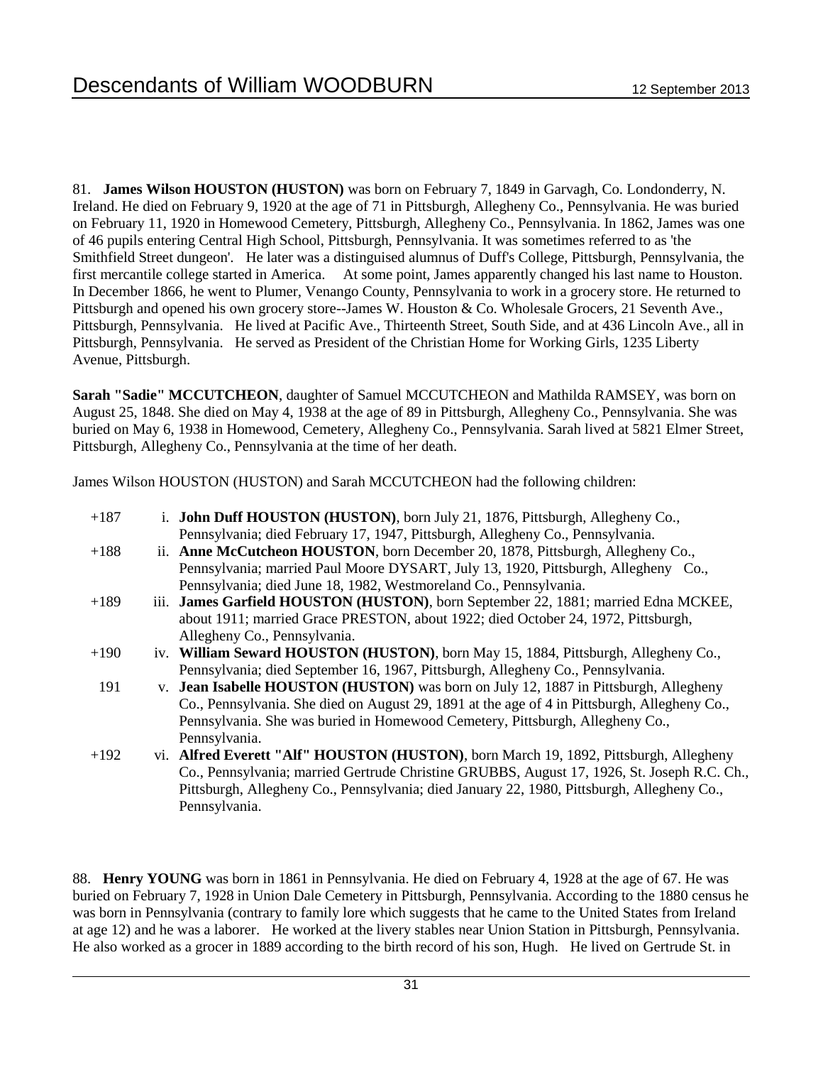81. **James Wilson HOUSTON (HUSTON)** was born on February 7, 1849 in Garvagh, Co. Londonderry, N. Ireland. He died on February 9, 1920 at the age of 71 in Pittsburgh, Allegheny Co., Pennsylvania. He was buried on February 11, 1920 in Homewood Cemetery, Pittsburgh, Allegheny Co., Pennsylvania. In 1862, James was one of 46 pupils entering Central High School, Pittsburgh, Pennsylvania. It was sometimes referred to as 'the Smithfield Street dungeon'. He later was a distinguised alumnus of Duff's College, Pittsburgh, Pennsylvania, the first mercantile college started in America. At some point, James apparently changed his last name to Houston. In December 1866, he went to Plumer, Venango County, Pennsylvania to work in a grocery store. He returned to Pittsburgh and opened his own grocery store--James W. Houston & Co. Wholesale Grocers, 21 Seventh Ave., Pittsburgh, Pennsylvania. He lived at Pacific Ave., Thirteenth Street, South Side, and at 436 Lincoln Ave., all in Pittsburgh, Pennsylvania. He served as President of the Christian Home for Working Girls, 1235 Liberty Avenue, Pittsburgh.

**Sarah "Sadie" MCCUTCHEON**, daughter of Samuel MCCUTCHEON and Mathilda RAMSEY, was born on August 25, 1848. She died on May 4, 1938 at the age of 89 in Pittsburgh, Allegheny Co., Pennsylvania. She was buried on May 6, 1938 in Homewood, Cemetery, Allegheny Co., Pennsylvania. Sarah lived at 5821 Elmer Street, Pittsburgh, Allegheny Co., Pennsylvania at the time of her death.

James Wilson HOUSTON (HUSTON) and Sarah MCCUTCHEON had the following children:

- +187 i. **John Duff HOUSTON (HUSTON)**, born July 21, 1876, Pittsburgh, Allegheny Co., Pennsylvania; died February 17, 1947, Pittsburgh, Allegheny Co., Pennsylvania.
- +188 ii. **Anne McCutcheon HOUSTON**, born December 20, 1878, Pittsburgh, Allegheny Co., Pennsylvania; married Paul Moore DYSART, July 13, 1920, Pittsburgh, Allegheny Co., Pennsylvania; died June 18, 1982, Westmoreland Co., Pennsylvania.
- +189 iii. **James Garfield HOUSTON (HUSTON)**, born September 22, 1881; married Edna MCKEE, about 1911; married Grace PRESTON, about 1922; died October 24, 1972, Pittsburgh, Allegheny Co., Pennsylvania.
- +190 iv. **William Seward HOUSTON (HUSTON)**, born May 15, 1884, Pittsburgh, Allegheny Co., Pennsylvania; died September 16, 1967, Pittsburgh, Allegheny Co., Pennsylvania.
- 191 v. **Jean Isabelle HOUSTON (HUSTON)** was born on July 12, 1887 in Pittsburgh, Allegheny Co., Pennsylvania. She died on August 29, 1891 at the age of 4 in Pittsburgh, Allegheny Co., Pennsylvania. She was buried in Homewood Cemetery, Pittsburgh, Allegheny Co., Pennsylvania.
- +192 vi. **Alfred Everett "Alf" HOUSTON (HUSTON)**, born March 19, 1892, Pittsburgh, Allegheny Co., Pennsylvania; married Gertrude Christine GRUBBS, August 17, 1926, St. Joseph R.C. Ch., Pittsburgh, Allegheny Co., Pennsylvania; died January 22, 1980, Pittsburgh, Allegheny Co., Pennsylvania.

88. **Henry YOUNG** was born in 1861 in Pennsylvania. He died on February 4, 1928 at the age of 67. He was buried on February 7, 1928 in Union Dale Cemetery in Pittsburgh, Pennsylvania. According to the 1880 census he was born in Pennsylvania (contrary to family lore which suggests that he came to the United States from Ireland at age 12) and he was a laborer. He worked at the livery stables near Union Station in Pittsburgh, Pennsylvania. He also worked as a grocer in 1889 according to the birth record of his son, Hugh. He lived on Gertrude St. in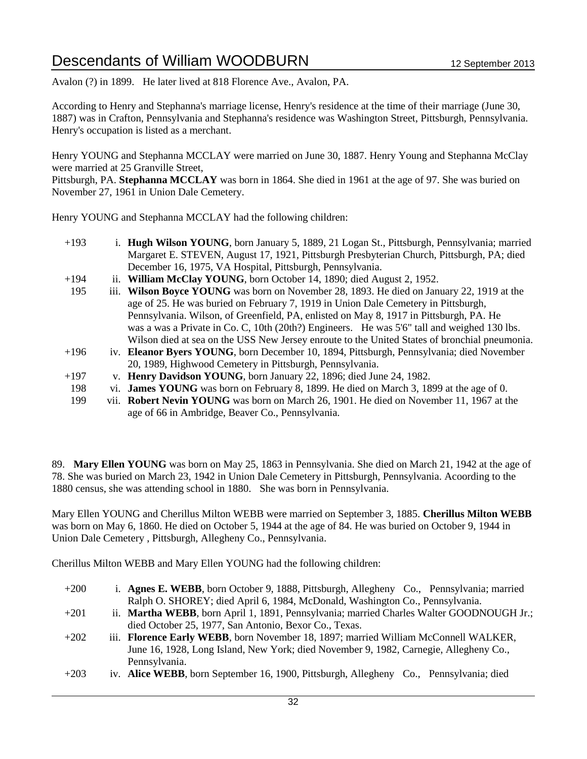Avalon (?) in 1899. He later lived at 818 Florence Ave., Avalon, PA.

According to Henry and Stephanna's marriage license, Henry's residence at the time of their marriage (June 30, 1887) was in Crafton, Pennsylvania and Stephanna's residence was Washington Street, Pittsburgh, Pennsylvania. Henry's occupation is listed as a merchant.

Henry YOUNG and Stephanna MCCLAY were married on June 30, 1887. Henry Young and Stephanna McClay were married at 25 Granville Street,
Pittsburgh, PA. **Stephanna MCCLAY** was born in 1864. She died in 1961 at the age of 97. She was buried on November 27, 1961 in Union Dale Cemetery.

Henry YOUNG and Stephanna MCCLAY had the following children:

- +193 i. **Hugh Wilson YOUNG**, born January 5, 1889, 21 Logan St., Pittsburgh, Pennsylvania; married Margaret E. STEVEN, August 17, 1921, Pittsburgh Presbyterian Church, Pittsburgh, PA; died December 16, 1975, VA Hospital, Pittsburgh, Pennsylvania.
- +194 ii. **William McClay YOUNG**, born October 14, 1890; died August 2, 1952.
- 195 iii. **Wilson Boyce YOUNG** was born on November 28, 1893. He died on January 22, 1919 at the age of 25. He was buried on February 7, 1919 in Union Dale Cemetery in Pittsburgh, Pennsylvania. Wilson, of Greenfield, PA, enlisted on May 8, 1917 in Pittsburgh, PA. He was a was a Private in Co. C, 10th (20th?) Engineers. He was 5'6" tall and weighed 130 lbs. Wilson died at sea on the USS New Jersey enroute to the United States of bronchial pneumonia.
- +196 iv. **Eleanor Byers YOUNG**, born December 10, 1894, Pittsburgh, Pennsylvania; died November 20, 1989, Highwood Cemetery in Pittsburgh, Pennsylvania.
- +197 v. **Henry Davidson YOUNG**, born January 22, 1896; died June 24, 1982.
- 198 vi. **James YOUNG** was born on February 8, 1899. He died on March 3, 1899 at the age of 0.
- 199 vii. **Robert Nevin YOUNG** was born on March 26, 1901. He died on November 11, 1967 at the age of 66 in Ambridge, Beaver Co., Pennsylvania.

89. **Mary Ellen YOUNG** was born on May 25, 1863 in Pennsylvania. She died on March 21, 1942 at the age of 78. She was buried on March 23, 1942 in Union Dale Cemetery in Pittsburgh, Pennsylvania. Acoording to the 1880 census, she was attending school in 1880. She was born in Pennsylvania.

Mary Ellen YOUNG and Cherillus Milton WEBB were married on September 3, 1885. **Cherillus Milton WEBB** was born on May 6, 1860. He died on October 5, 1944 at the age of 84. He was buried on October 9, 1944 in Union Dale Cemetery , Pittsburgh, Allegheny Co., Pennsylvania.

Cherillus Milton WEBB and Mary Ellen YOUNG had the following children:

- +200 i. **Agnes E. WEBB**, born October 9, 1888, Pittsburgh, Allegheny Co., Pennsylvania; married Ralph O. SHOREY; died April 6, 1984, McDonald, Washington Co., Pennsylvania.
- +201 ii. **Martha WEBB**, born April 1, 1891, Pennsylvania; married Charles Walter GOODNOUGH Jr.; died October 25, 1977, San Antonio, Bexor Co., Texas.
- +202 iii. **Florence Early WEBB**, born November 18, 1897; married William McConnell WALKER, June 16, 1928, Long Island, New York; died November 9, 1982, Carnegie, Allegheny Co., Pennsylvania.
- +203 iv. **Alice WEBB**, born September 16, 1900, Pittsburgh, Allegheny Co., Pennsylvania; died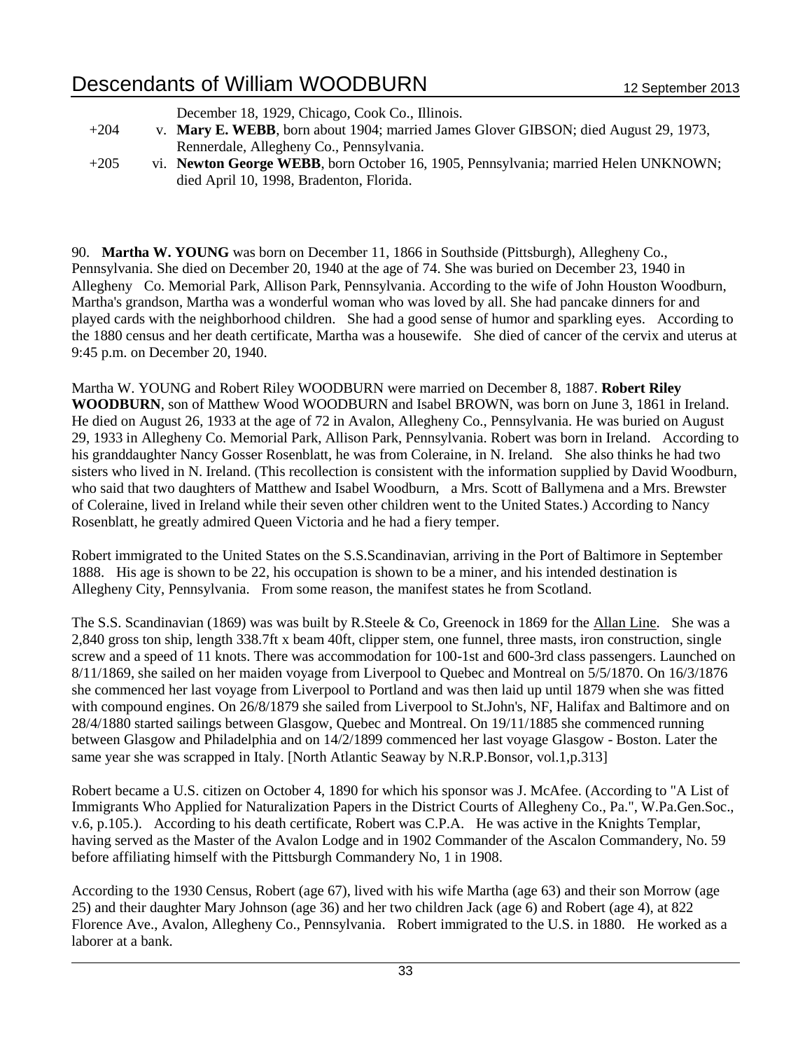December 18, 1929, Chicago, Cook Co., Illinois.

+204 v. **Mary E. WEBB**, born about 1904; married James Glover GIBSON; died August 29, 1973, Rennerdale, Allegheny Co., Pennsylvania.

+205 vi. **Newton George WEBB**, born October 16, 1905, Pennsylvania; married Helen UNKNOWN; died April 10, 1998, Bradenton, Florida.

90. **Martha W. YOUNG** was born on December 11, 1866 in Southside (Pittsburgh), Allegheny Co., Pennsylvania. She died on December 20, 1940 at the age of 74. She was buried on December 23, 1940 in Allegheny Co. Memorial Park, Allison Park, Pennsylvania. According to the wife of John Houston Woodburn, Martha's grandson, Martha was a wonderful woman who was loved by all. She had pancake dinners for and played cards with the neighborhood children. She had a good sense of humor and sparkling eyes. According to the 1880 census and her death certificate, Martha was a housewife. She died of cancer of the cervix and uterus at 9:45 p.m. on December 20, 1940.

Martha W. YOUNG and Robert Riley WOODBURN were married on December 8, 1887. **Robert Riley WOODBURN**, son of Matthew Wood WOODBURN and Isabel BROWN, was born on June 3, 1861 in Ireland. He died on August 26, 1933 at the age of 72 in Avalon, Allegheny Co., Pennsylvania. He was buried on August 29, 1933 in Allegheny Co. Memorial Park, Allison Park, Pennsylvania. Robert was born in Ireland. According to his granddaughter Nancy Gosser Rosenblatt, he was from Coleraine, in N. Ireland. She also thinks he had two sisters who lived in N. Ireland. (This recollection is consistent with the information supplied by David Woodburn, who said that two daughters of Matthew and Isabel Woodburn, a Mrs. Scott of Ballymena and a Mrs. Brewster of Coleraine, lived in Ireland while their seven other children went to the United States.) According to Nancy Rosenblatt, he greatly admired Queen Victoria and he had a fiery temper.

Robert immigrated to the United States on the S.S.Scandinavian, arriving in the Port of Baltimore in September 1888. His age is shown to be 22, his occupation is shown to be a miner, and his intended destination is Allegheny City, Pennsylvania. From some reason, the manifest states he from Scotland.

The S.S. Scandinavian (1869) was was built by R.Steele & Co, Greenock in 1869 for the Allan Line. She was a 2,840 gross ton ship, length 338.7ft x beam 40ft, clipper stem, one funnel, three masts, iron construction, single screw and a speed of 11 knots. There was accommodation for 100-1st and 600-3rd class passengers. Launched on 8/11/1869, she sailed on her maiden voyage from Liverpool to Quebec and Montreal on 5/5/1870. On 16/3/1876 she commenced her last voyage from Liverpool to Portland and was then laid up until 1879 when she was fitted with compound engines. On 26/8/1879 she sailed from Liverpool to St.John's, NF, Halifax and Baltimore and on 28/4/1880 started sailings between Glasgow, Quebec and Montreal. On 19/11/1885 she commenced running between Glasgow and Philadelphia and on 14/2/1899 commenced her last voyage Glasgow - Boston. Later the same year she was scrapped in Italy. [North Atlantic Seaway by N.R.P.Bonsor, vol.1,p.313]

Robert became a U.S. citizen on October 4, 1890 for which his sponsor was J. McAfee. (According to "A List of Immigrants Who Applied for Naturalization Papers in the District Courts of Allegheny Co., Pa.", W.Pa.Gen.Soc., v.6, p.105.). According to his death certificate, Robert was C.P.A. He was active in the Knights Templar, having served as the Master of the Avalon Lodge and in 1902 Commander of the Ascalon Commandery, No. 59 before affiliating himself with the Pittsburgh Commandery No, 1 in 1908.

According to the 1930 Census, Robert (age 67), lived with his wife Martha (age 63) and their son Morrow (age 25) and their daughter Mary Johnson (age 36) and her two children Jack (age 6) and Robert (age 4), at 822 Florence Ave., Avalon, Allegheny Co., Pennsylvania. Robert immigrated to the U.S. in 1880. He worked as a laborer at a bank.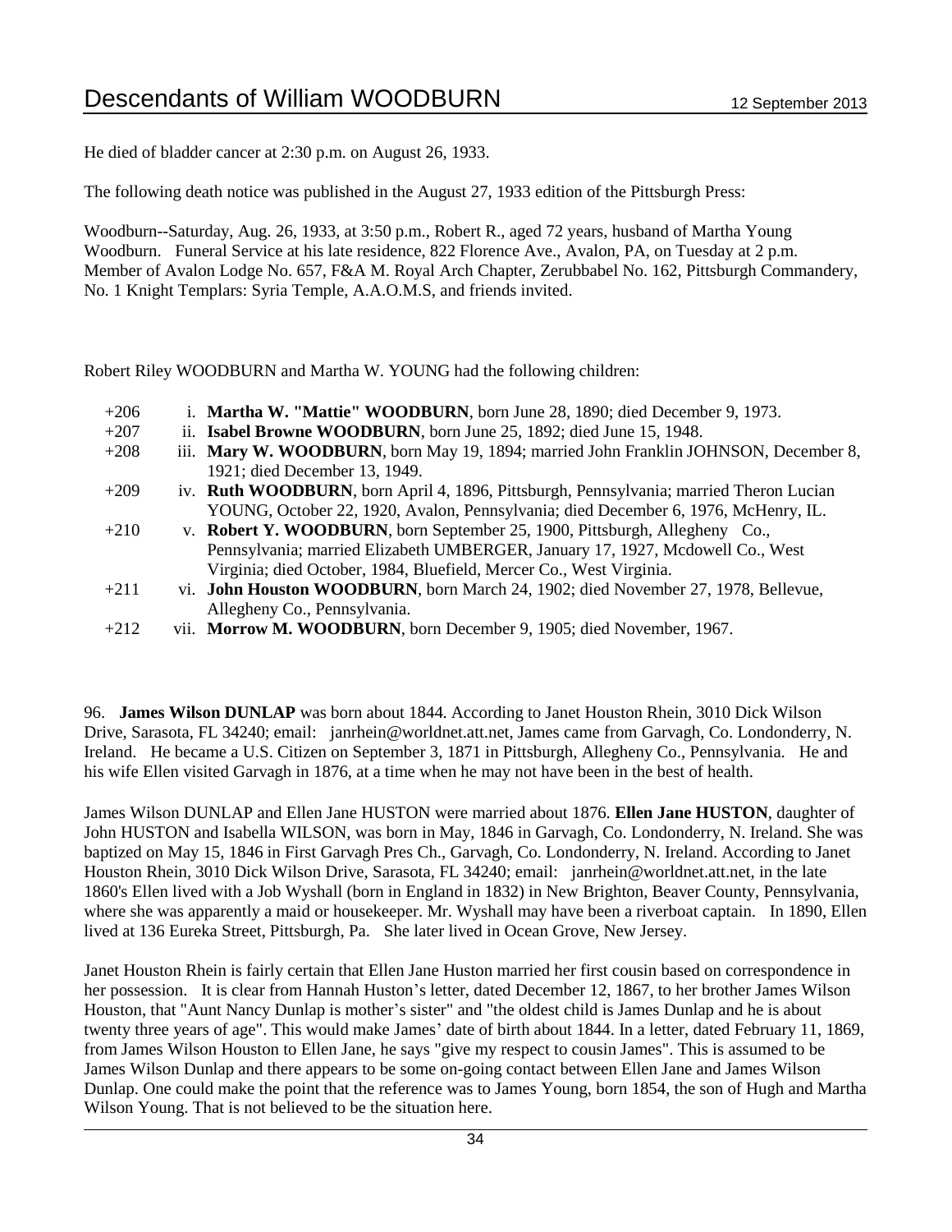He died of bladder cancer at 2:30 p.m. on August 26, 1933.

The following death notice was published in the August 27, 1933 edition of the Pittsburgh Press:

Woodburn--Saturday, Aug. 26, 1933, at 3:50 p.m., Robert R., aged 72 years, husband of Martha Young Woodburn. Funeral Service at his late residence, 822 Florence Ave., Avalon, PA, on Tuesday at 2 p.m. Member of Avalon Lodge No. 657, F&A M. Royal Arch Chapter, Zerubbabel No. 162, Pittsburgh Commandery, No. 1 Knight Templars: Syria Temple, A.A.O.M.S, and friends invited.

Robert Riley WOODBURN and Martha W. YOUNG had the following children:

- +206 i. **Martha W. "Mattie" WOODBURN**, born June 28, 1890; died December 9, 1973.
- +207 ii. **Isabel Browne WOODBURN**, born June 25, 1892; died June 15, 1948.
- +208 iii. **Mary W. WOODBURN**, born May 19, 1894; married John Franklin JOHNSON, December 8, 1921; died December 13, 1949.
- +209 iv. **Ruth WOODBURN**, born April 4, 1896, Pittsburgh, Pennsylvania; married Theron Lucian YOUNG, October 22, 1920, Avalon, Pennsylvania; died December 6, 1976, McHenry, IL.
- +210 v. **Robert Y. WOODBURN**, born September 25, 1900, Pittsburgh, Allegheny Co., Pennsylvania; married Elizabeth UMBERGER, January 17, 1927, Mcdowell Co., West Virginia; died October, 1984, Bluefield, Mercer Co., West Virginia.
- +211 vi. **John Houston WOODBURN**, born March 24, 1902; died November 27, 1978, Bellevue, Allegheny Co., Pennsylvania.
- +212 vii. **Morrow M. WOODBURN**, born December 9, 1905; died November, 1967.

96. **James Wilson DUNLAP** was born about 1844. According to Janet Houston Rhein, 3010 Dick Wilson Drive, Sarasota, FL 34240; email: janrhein@worldnet.att.net, James came from Garvagh, Co. Londonderry, N. Ireland. He became a U.S. Citizen on September 3, 1871 in Pittsburgh, Allegheny Co., Pennsylvania. He and his wife Ellen visited Garvagh in 1876, at a time when he may not have been in the best of health.

James Wilson DUNLAP and Ellen Jane HUSTON were married about 1876. **Ellen Jane HUSTON**, daughter of John HUSTON and Isabella WILSON, was born in May, 1846 in Garvagh, Co. Londonderry, N. Ireland. She was baptized on May 15, 1846 in First Garvagh Pres Ch., Garvagh, Co. Londonderry, N. Ireland. According to Janet Houston Rhein, 3010 Dick Wilson Drive, Sarasota, FL 34240; email: janrhein@worldnet.att.net, in the late 1860's Ellen lived with a Job Wyshall (born in England in 1832) in New Brighton, Beaver County, Pennsylvania, where she was apparently a maid or housekeeper. Mr. Wyshall may have been a riverboat captain. In 1890, Ellen lived at 136 Eureka Street, Pittsburgh, Pa. She later lived in Ocean Grove, New Jersey.

Janet Houston Rhein is fairly certain that Ellen Jane Huston married her first cousin based on correspondence in her possession. It is clear from Hannah Huston's letter, dated December 12, 1867, to her brother James Wilson Houston, that "Aunt Nancy Dunlap is mother's sister" and "the oldest child is James Dunlap and he is about twenty three years of age". This would make James' date of birth about 1844. In a letter, dated February 11, 1869, from James Wilson Houston to Ellen Jane, he says "give my respect to cousin James". This is assumed to be James Wilson Dunlap and there appears to be some on-going contact between Ellen Jane and James Wilson Dunlap. One could make the point that the reference was to James Young, born 1854, the son of Hugh and Martha Wilson Young. That is not believed to be the situation here.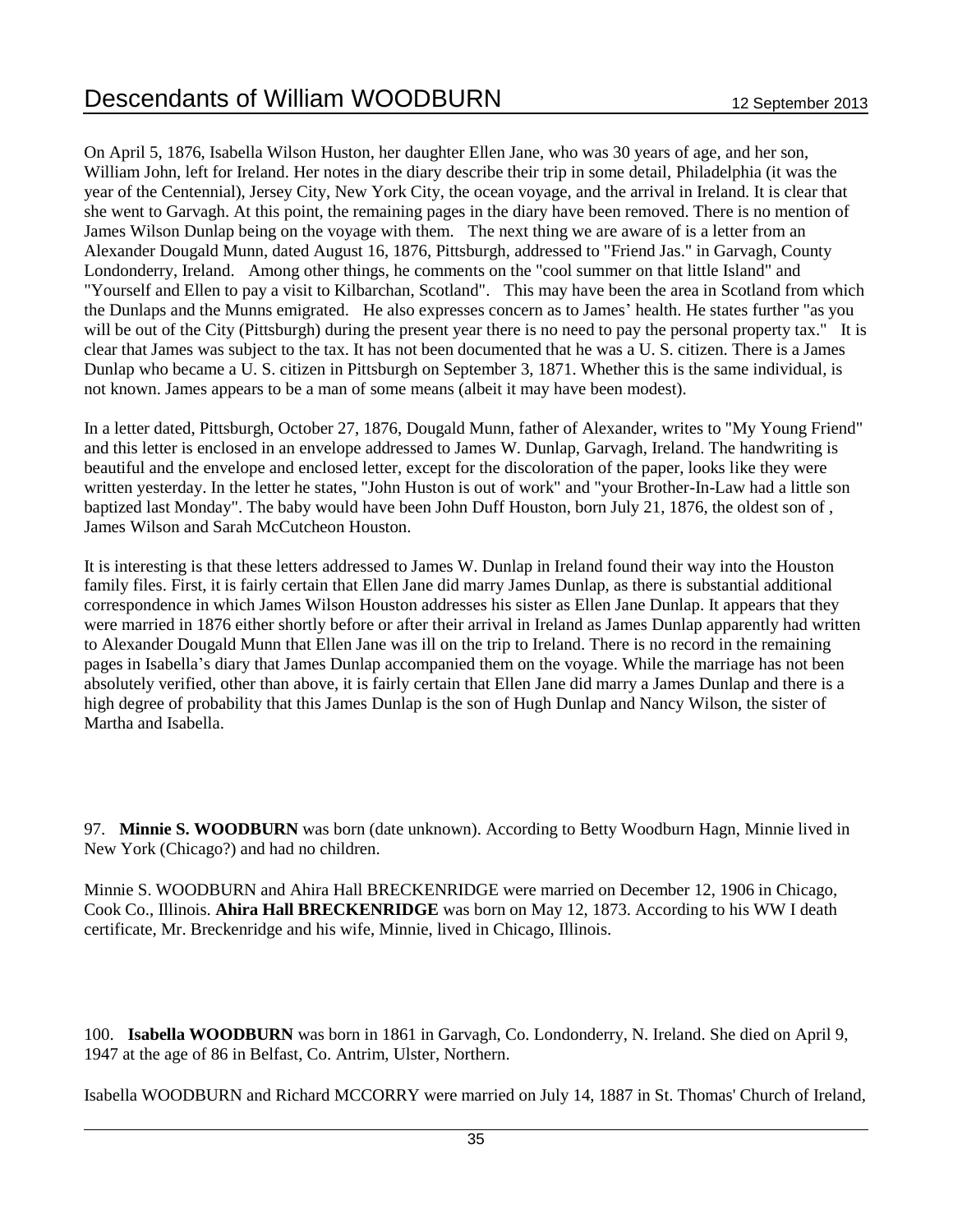On April 5, 1876, Isabella Wilson Huston, her daughter Ellen Jane, who was 30 years of age, and her son, William John, left for Ireland. Her notes in the diary describe their trip in some detail, Philadelphia (it was the year of the Centennial), Jersey City, New York City, the ocean voyage, and the arrival in Ireland. It is clear that she went to Garvagh. At this point, the remaining pages in the diary have been removed. There is no mention of James Wilson Dunlap being on the voyage with them. The next thing we are aware of is a letter from an Alexander Dougald Munn, dated August 16, 1876, Pittsburgh, addressed to "Friend Jas." in Garvagh, County Londonderry, Ireland. Among other things, he comments on the "cool summer on that little Island" and "Yourself and Ellen to pay a visit to Kilbarchan, Scotland". This may have been the area in Scotland from which the Dunlaps and the Munns emigrated. He also expresses concern as to James' health. He states further "as you will be out of the City (Pittsburgh) during the present year there is no need to pay the personal property tax." It is clear that James was subject to the tax. It has not been documented that he was a U. S. citizen. There is a James Dunlap who became a U. S. citizen in Pittsburgh on September 3, 1871. Whether this is the same individual, is not known. James appears to be a man of some means (albeit it may have been modest).

In a letter dated, Pittsburgh, October 27, 1876, Dougald Munn, father of Alexander, writes to "My Young Friend" and this letter is enclosed in an envelope addressed to James W. Dunlap, Garvagh, Ireland. The handwriting is beautiful and the envelope and enclosed letter, except for the discoloration of the paper, looks like they were written yesterday. In the letter he states, "John Huston is out of work" and "your Brother-In-Law had a little son baptized last Monday". The baby would have been John Duff Houston, born July 21, 1876, the oldest son of , James Wilson and Sarah McCutcheon Houston.

It is interesting is that these letters addressed to James W. Dunlap in Ireland found their way into the Houston family files. First, it is fairly certain that Ellen Jane did marry James Dunlap, as there is substantial additional correspondence in which James Wilson Houston addresses his sister as Ellen Jane Dunlap. It appears that they were married in 1876 either shortly before or after their arrival in Ireland as James Dunlap apparently had written to Alexander Dougald Munn that Ellen Jane was ill on the trip to Ireland. There is no record in the remaining pages in Isabella's diary that James Dunlap accompanied them on the voyage. While the marriage has not been absolutely verified, other than above, it is fairly certain that Ellen Jane did marry a James Dunlap and there is a high degree of probability that this James Dunlap is the son of Hugh Dunlap and Nancy Wilson, the sister of Martha and Isabella.

97. **Minnie S. WOODBURN** was born (date unknown). According to Betty Woodburn Hagn, Minnie lived in New York (Chicago?) and had no children.

Minnie S. WOODBURN and Ahira Hall BRECKENRIDGE were married on December 12, 1906 in Chicago, Cook Co., Illinois. **Ahira Hall BRECKENRIDGE** was born on May 12, 1873. According to his WW I death certificate, Mr. Breckenridge and his wife, Minnie, lived in Chicago, Illinois.

100. **Isabella WOODBURN** was born in 1861 in Garvagh, Co. Londonderry, N. Ireland. She died on April 9, 1947 at the age of 86 in Belfast, Co. Antrim, Ulster, Northern.

Isabella WOODBURN and Richard MCCORRY were married on July 14, 1887 in St. Thomas' Church of Ireland,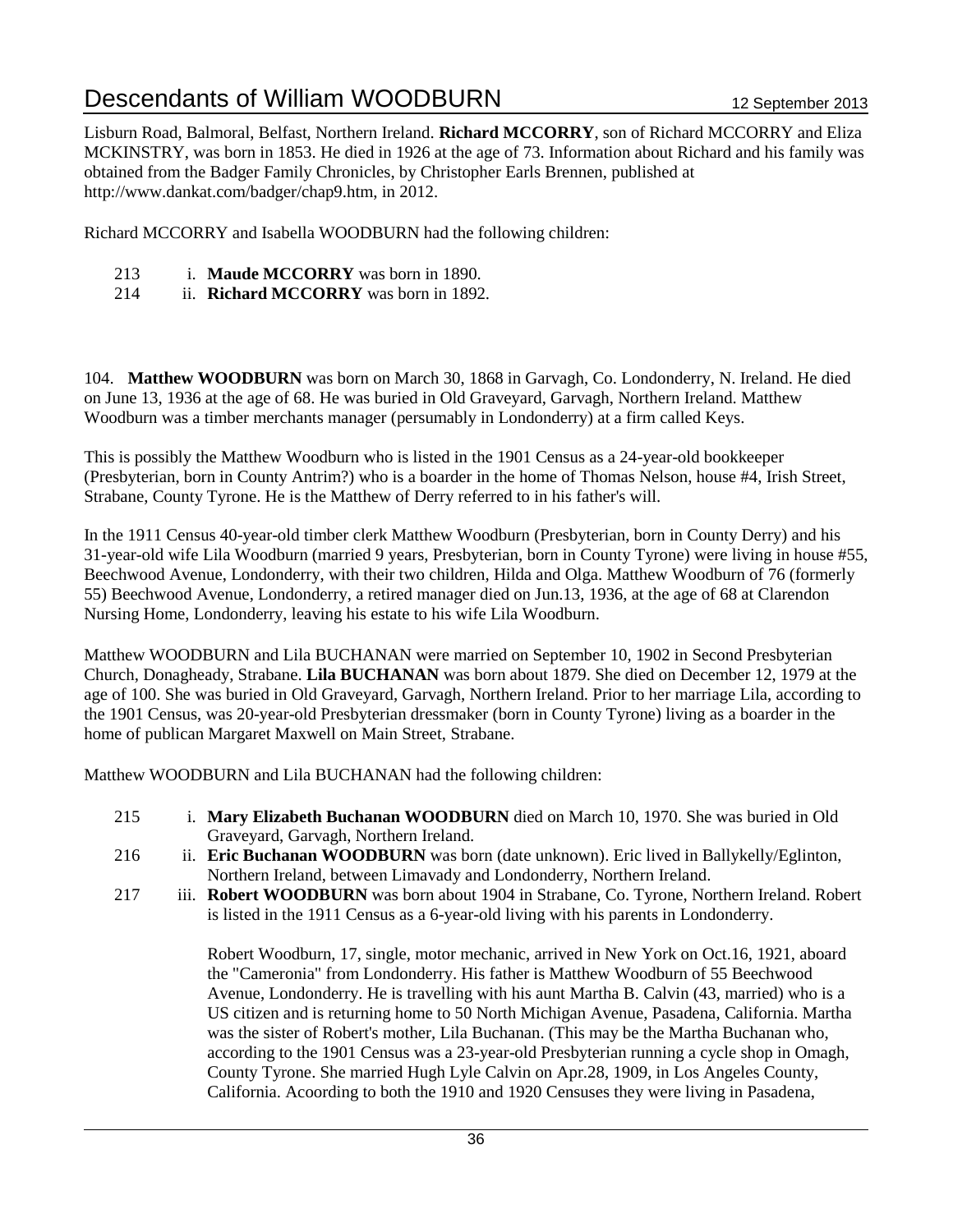Lisburn Road, Balmoral, Belfast, Northern Ireland. **Richard MCCORRY**, son of Richard MCCORRY and Eliza MCKINSTRY, was born in 1853. He died in 1926 at the age of 73. Information about Richard and his family was obtained from the Badger Family Chronicles, by Christopher Earls Brennen, published at http://www.dankat.com/badger/chap9.htm, in 2012.

Richard MCCORRY and Isabella WOODBURN had the following children:

213 i. **Maude MCCORRY** was born in 1890.
214 ii. **Richard MCCORRY** was born in 1892.

104. **Matthew WOODBURN** was born on March 30, 1868 in Garvagh, Co. Londonderry, N. Ireland. He died on June 13, 1936 at the age of 68. He was buried in Old Graveyard, Garvagh, Northern Ireland. Matthew Woodburn was a timber merchants manager (persumably in Londonderry) at a firm called Keys.

This is possibly the Matthew Woodburn who is listed in the 1901 Census as a 24-year-old bookkeeper (Presbyterian, born in County Antrim?) who is a boarder in the home of Thomas Nelson, house #4, Irish Street, Strabane, County Tyrone. He is the Matthew of Derry referred to in his father's will.

In the 1911 Census 40-year-old timber clerk Matthew Woodburn (Presbyterian, born in County Derry) and his 31-year-old wife Lila Woodburn (married 9 years, Presbyterian, born in County Tyrone) were living in house #55, Beechwood Avenue, Londonderry, with their two children, Hilda and Olga. Matthew Woodburn of 76 (formerly 55) Beechwood Avenue, Londonderry, a retired manager died on Jun.13, 1936, at the age of 68 at Clarendon Nursing Home, Londonderry, leaving his estate to his wife Lila Woodburn.

Matthew WOODBURN and Lila BUCHANAN were married on September 10, 1902 in Second Presbyterian Church, Donagheady, Strabane. **Lila BUCHANAN** was born about 1879. She died on December 12, 1979 at the age of 100. She was buried in Old Graveyard, Garvagh, Northern Ireland. Prior to her marriage Lila, according to the 1901 Census, was 20-year-old Presbyterian dressmaker (born in County Tyrone) living as a boarder in the home of publican Margaret Maxwell on Main Street, Strabane.

Matthew WOODBURN and Lila BUCHANAN had the following children:

215 i. **Mary Elizabeth Buchanan WOODBURN** died on March 10, 1970. She was buried in Old Graveyard, Garvagh, Northern Ireland.

216 ii. **Eric Buchanan WOODBURN** was born (date unknown). Eric lived in Ballykelly/Eglinton, Northern Ireland, between Limavady and Londonderry, Northern Ireland.

217 iii. **Robert WOODBURN** was born about 1904 in Strabane, Co. Tyrone, Northern Ireland. Robert is listed in the 1911 Census as a 6-year-old living with his parents in Londonderry.

Robert Woodburn, 17, single, motor mechanic, arrived in New York on Oct.16, 1921, aboard the "Cameronia" from Londonderry. His father is Matthew Woodburn of 55 Beechwood Avenue, Londonderry. He is travelling with his aunt Martha B. Calvin (43, married) who is a US citizen and is returning home to 50 North Michigan Avenue, Pasadena, California. Martha was the sister of Robert's mother, Lila Buchanan. (This may be the Martha Buchanan who, according to the 1901 Census was a 23-year-old Presbyterian running a cycle shop in Omagh, County Tyrone. She married Hugh Lyle Calvin on Apr.28, 1909, in Los Angeles County, California. Acoording to both the 1910 and 1920 Censuses they were living in Pasadena,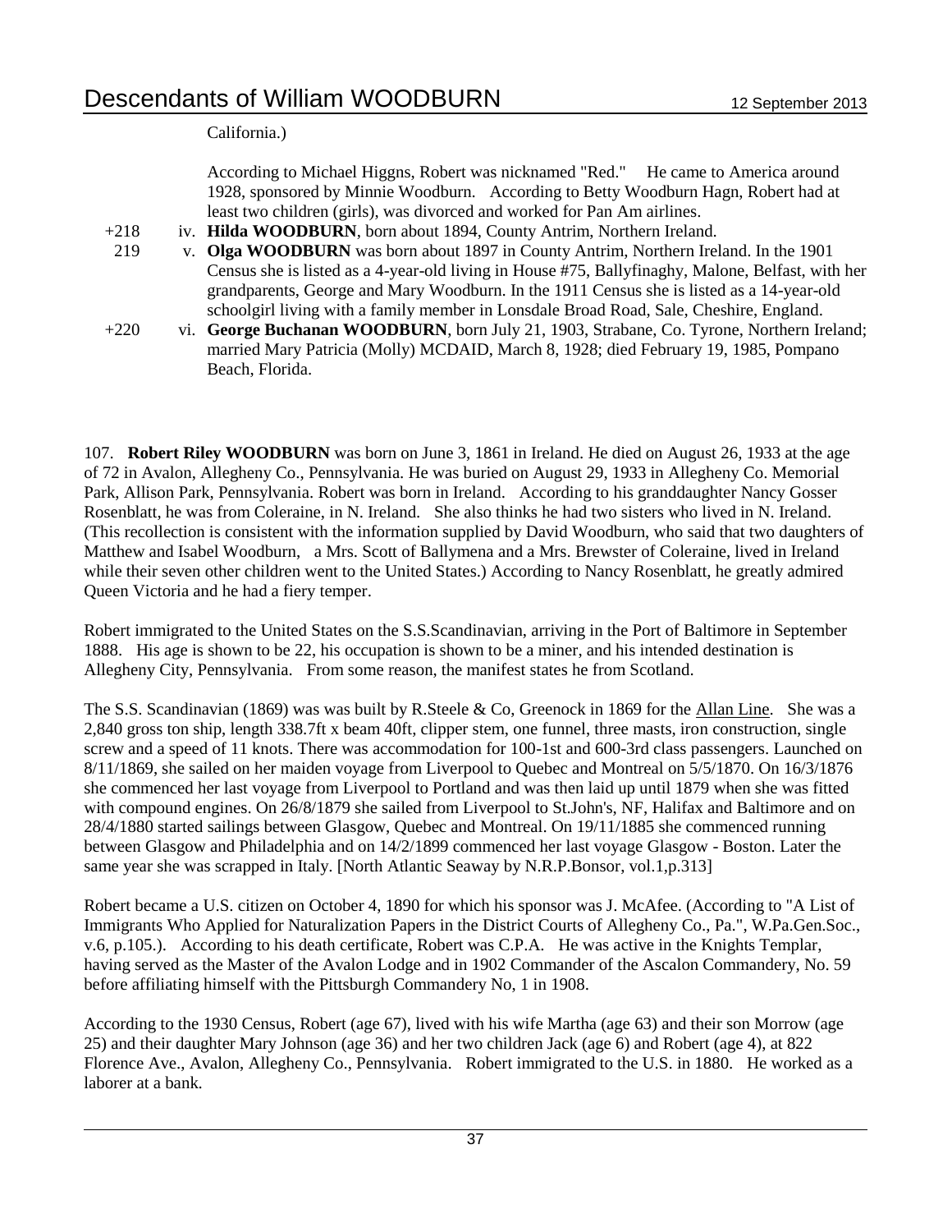California.)

According to Michael Higgns, Robert was nicknamed "Red." He came to America around 1928, sponsored by Minnie Woodburn. According to Betty Woodburn Hagn, Robert had at least two children (girls), was divorced and worked for Pan Am airlines.

+218 iv. **Hilda WOODBURN**, born about 1894, County Antrim, Northern Ireland.

219 v. **Olga WOODBURN** was born about 1897 in County Antrim, Northern Ireland. In the 1901 Census she is listed as a 4-year-old living in House #75, Ballyfinaghy, Malone, Belfast, with her grandparents, George and Mary Woodburn. In the 1911 Census she is listed as a 14-year-old schoolgirl living with a family member in Lonsdale Broad Road, Sale, Cheshire, England.

+220 vi. **George Buchanan WOODBURN**, born July 21, 1903, Strabane, Co. Tyrone, Northern Ireland; married Mary Patricia (Molly) MCDAID, March 8, 1928; died February 19, 1985, Pompano Beach, Florida.

107. **Robert Riley WOODBURN** was born on June 3, 1861 in Ireland. He died on August 26, 1933 at the age of 72 in Avalon, Allegheny Co., Pennsylvania. He was buried on August 29, 1933 in Allegheny Co. Memorial Park, Allison Park, Pennsylvania. Robert was born in Ireland. According to his granddaughter Nancy Gosser Rosenblatt, he was from Coleraine, in N. Ireland. She also thinks he had two sisters who lived in N. Ireland. (This recollection is consistent with the information supplied by David Woodburn, who said that two daughters of Matthew and Isabel Woodburn, a Mrs. Scott of Ballymena and a Mrs. Brewster of Coleraine, lived in Ireland while their seven other children went to the United States.) According to Nancy Rosenblatt, he greatly admired Queen Victoria and he had a fiery temper.

Robert immigrated to the United States on the S.S.Scandinavian, arriving in the Port of Baltimore in September 1888. His age is shown to be 22, his occupation is shown to be a miner, and his intended destination is Allegheny City, Pennsylvania. From some reason, the manifest states he from Scotland.

The S.S. Scandinavian (1869) was was built by R.Steele & Co, Greenock in 1869 for the Allan Line. She was a 2,840 gross ton ship, length 338.7ft x beam 40ft, clipper stem, one funnel, three masts, iron construction, single screw and a speed of 11 knots. There was accommodation for 100-1st and 600-3rd class passengers. Launched on 8/11/1869, she sailed on her maiden voyage from Liverpool to Quebec and Montreal on 5/5/1870. On 16/3/1876 she commenced her last voyage from Liverpool to Portland and was then laid up until 1879 when she was fitted with compound engines. On 26/8/1879 she sailed from Liverpool to St.John's, NF, Halifax and Baltimore and on 28/4/1880 started sailings between Glasgow, Quebec and Montreal. On 19/11/1885 she commenced running between Glasgow and Philadelphia and on 14/2/1899 commenced her last voyage Glasgow - Boston. Later the same year she was scrapped in Italy. [North Atlantic Seaway by N.R.P.Bonsor, vol.1,p.313]

Robert became a U.S. citizen on October 4, 1890 for which his sponsor was J. McAfee. (According to "A List of Immigrants Who Applied for Naturalization Papers in the District Courts of Allegheny Co., Pa.", W.Pa.Gen.Soc., v.6, p.105.). According to his death certificate, Robert was C.P.A. He was active in the Knights Templar, having served as the Master of the Avalon Lodge and in 1902 Commander of the Ascalon Commandery, No. 59 before affiliating himself with the Pittsburgh Commandery No, 1 in 1908.

According to the 1930 Census, Robert (age 67), lived with his wife Martha (age 63) and their son Morrow (age 25) and their daughter Mary Johnson (age 36) and her two children Jack (age 6) and Robert (age 4), at 822 Florence Ave., Avalon, Allegheny Co., Pennsylvania. Robert immigrated to the U.S. in 1880. He worked as a laborer at a bank.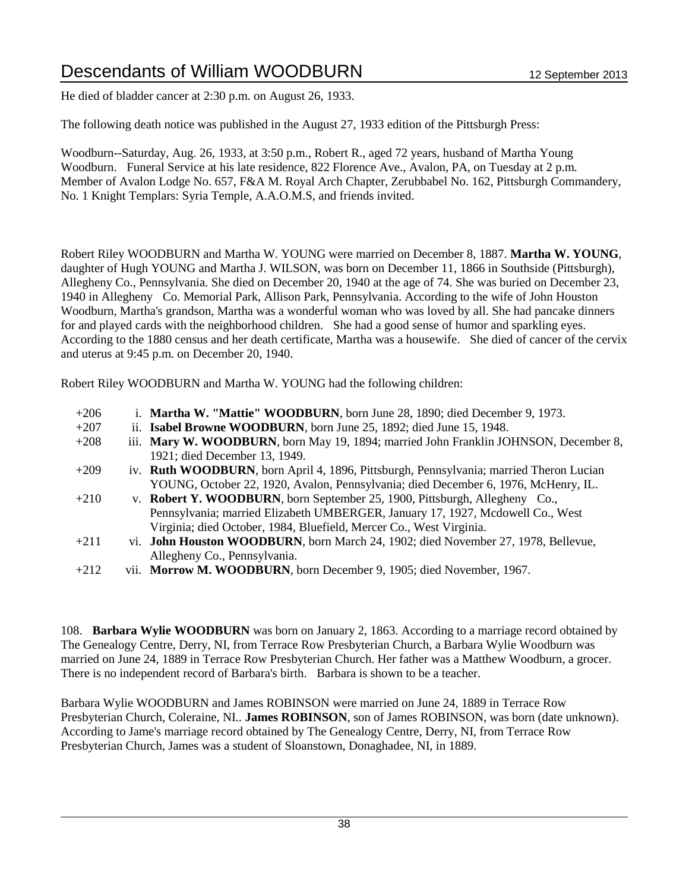He died of bladder cancer at 2:30 p.m. on August 26, 1933.

The following death notice was published in the August 27, 1933 edition of the Pittsburgh Press:

Woodburn--Saturday, Aug. 26, 1933, at 3:50 p.m., Robert R., aged 72 years, husband of Martha Young Woodburn. Funeral Service at his late residence, 822 Florence Ave., Avalon, PA, on Tuesday at 2 p.m. Member of Avalon Lodge No. 657, F&A M. Royal Arch Chapter, Zerubbabel No. 162, Pittsburgh Commandery, No. 1 Knight Templars: Syria Temple, A.A.O.M.S, and friends invited.

Robert Riley WOODBURN and Martha W. YOUNG were married on December 8, 1887. **Martha W. YOUNG**, daughter of Hugh YOUNG and Martha J. WILSON, was born on December 11, 1866 in Southside (Pittsburgh), Allegheny Co., Pennsylvania. She died on December 20, 1940 at the age of 74. She was buried on December 23, 1940 in Allegheny Co. Memorial Park, Allison Park, Pennsylvania. According to the wife of John Houston Woodburn, Martha's grandson, Martha was a wonderful woman who was loved by all. She had pancake dinners for and played cards with the neighborhood children. She had a good sense of humor and sparkling eyes. According to the 1880 census and her death certificate, Martha was a housewife. She died of cancer of the cervix and uterus at 9:45 p.m. on December 20, 1940.

Robert Riley WOODBURN and Martha W. YOUNG had the following children:

+206 i. **Martha W. "Mattie" WOODBURN**, born June 28, 1890; died December 9, 1973.

+207 ii. **Isabel Browne WOODBURN**, born June 25, 1892; died June 15, 1948.

+208 iii. **Mary W. WOODBURN**, born May 19, 1894; married John Franklin JOHNSON, December 8, 1921; died December 13, 1949.

+209 iv. **Ruth WOODBURN**, born April 4, 1896, Pittsburgh, Pennsylvania; married Theron Lucian YOUNG, October 22, 1920, Avalon, Pennsylvania; died December 6, 1976, McHenry, IL.

+210 v. **Robert Y. WOODBURN**, born September 25, 1900, Pittsburgh, Allegheny Co., Pennsylvania; married Elizabeth UMBERGER, January 17, 1927, Mcdowell Co., West Virginia; died October, 1984, Bluefield, Mercer Co., West Virginia.

+211 vi. **John Houston WOODBURN**, born March 24, 1902; died November 27, 1978, Bellevue, Allegheny Co., Pennsylvania.

+212 vii. **Morrow M. WOODBURN**, born December 9, 1905; died November, 1967.

108. **Barbara Wylie WOODBURN** was born on January 2, 1863. According to a marriage record obtained by The Genealogy Centre, Derry, NI, from Terrace Row Presbyterian Church, a Barbara Wylie Woodburn was married on June 24, 1889 in Terrace Row Presbyterian Church. Her father was a Matthew Woodburn, a grocer. There is no independent record of Barbara's birth. Barbara is shown to be a teacher.

Barbara Wylie WOODBURN and James ROBINSON were married on June 24, 1889 in Terrace Row Presbyterian Church, Coleraine, NI.. **James ROBINSON**, son of James ROBINSON, was born (date unknown). According to Jame's marriage record obtained by The Genealogy Centre, Derry, NI, from Terrace Row Presbyterian Church, James was a student of Sloanstown, Donaghadee, NI, in 1889.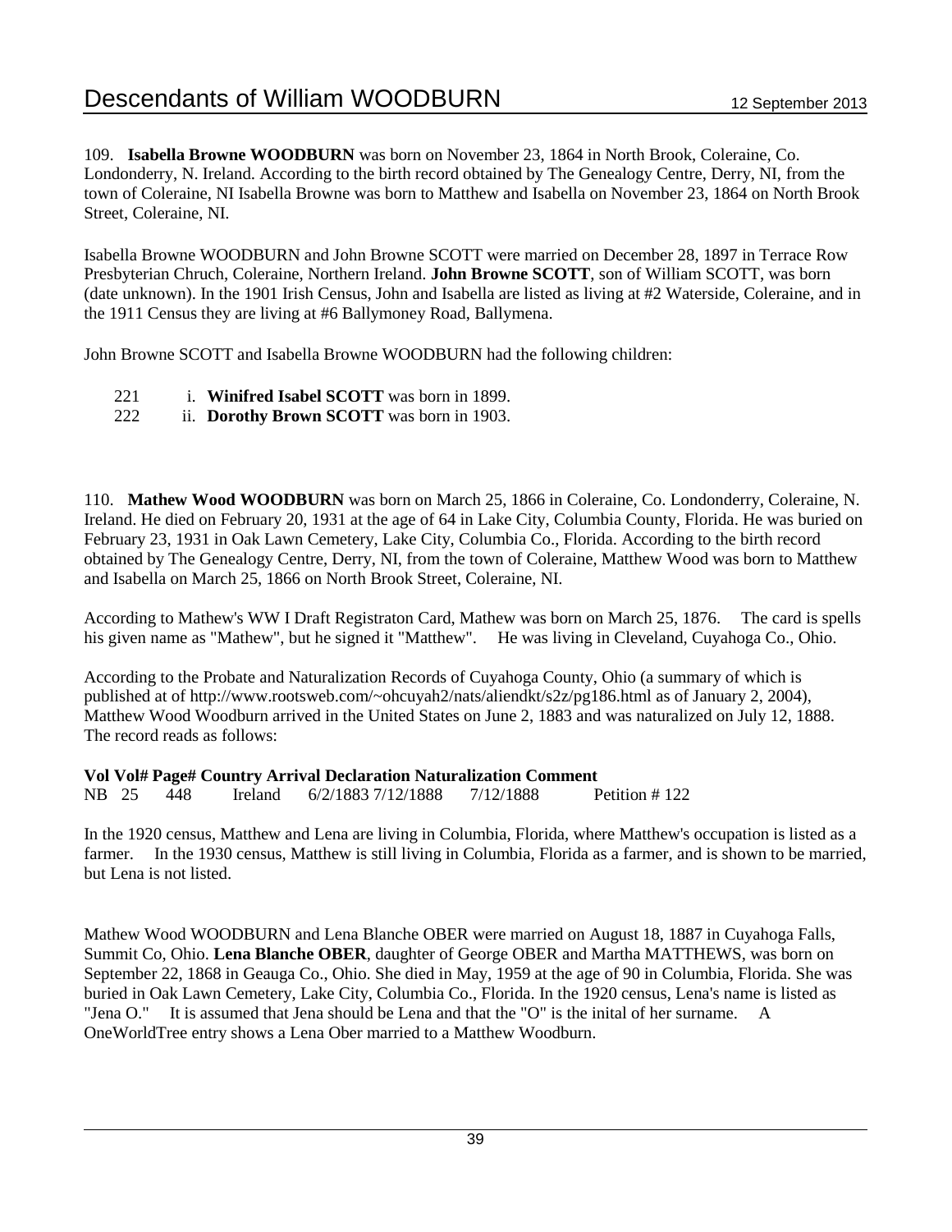109. **Isabella Browne WOODBURN** was born on November 23, 1864 in North Brook, Coleraine, Co. Londonderry, N. Ireland. According to the birth record obtained by The Genealogy Centre, Derry, NI, from the town of Coleraine, NI Isabella Browne was born to Matthew and Isabella on November 23, 1864 on North Brook Street, Coleraine, NI.

Isabella Browne WOODBURN and John Browne SCOTT were married on December 28, 1897 in Terrace Row Presbyterian Chruch, Coleraine, Northern Ireland. **John Browne SCOTT**, son of William SCOTT, was born (date unknown). In the 1901 Irish Census, John and Isabella are listed as living at #2 Waterside, Coleraine, and in the 1911 Census they are living at #6 Ballymoney Road, Ballymena.

John Browne SCOTT and Isabella Browne WOODBURN had the following children:

221 i. **Winifred Isabel SCOTT** was born in 1899.
222 ii. **Dorothy Brown SCOTT** was born in 1903.

110. **Mathew Wood WOODBURN** was born on March 25, 1866 in Coleraine, Co. Londonderry, Coleraine, N. Ireland. He died on February 20, 1931 at the age of 64 in Lake City, Columbia County, Florida. He was buried on February 23, 1931 in Oak Lawn Cemetery, Lake City, Columbia Co., Florida. According to the birth record obtained by The Genealogy Centre, Derry, NI, from the town of Coleraine, Matthew Wood was born to Matthew and Isabella on March 25, 1866 on North Brook Street, Coleraine, NI.

According to Mathew's WW I Draft Registraton Card, Mathew was born on March 25, 1876. The card is spells his given name as "Mathew", but he signed it "Matthew". He was living in Cleveland, Cuyahoga Co., Ohio.

According to the Probate and Naturalization Records of Cuyahoga County, Ohio (a summary of which is published at of http://www.rootsweb.com/~ohcuyah2/nats/aliendkt/s2z/pg186.html as of January 2, 2004), Matthew Wood Woodburn arrived in the United States on June 2, 1883 and was naturalized on July 12, 1888. The record reads as follows:

| Vol | Vol# | Page# | Country | Arrival | Declaration | Naturalization | Comment |
|---|---|---|---|---|---|---|---|
| NB | 25 | 448 | Ireland | 6/2/1883 | 7/12/1888 | 7/12/1888 | Petition # 122 |

In the 1920 census, Matthew and Lena are living in Columbia, Florida, where Matthew's occupation is listed as a farmer. In the 1930 census, Matthew is still living in Columbia, Florida as a farmer, and is shown to be married, but Lena is not listed.

Mathew Wood WOODBURN and Lena Blanche OBER were married on August 18, 1887 in Cuyahoga Falls, Summit Co, Ohio. **Lena Blanche OBER**, daughter of George OBER and Martha MATTHEWS, was born on September 22, 1868 in Geauga Co., Ohio. She died in May, 1959 at the age of 90 in Columbia, Florida. She was buried in Oak Lawn Cemetery, Lake City, Columbia Co., Florida. In the 1920 census, Lena's name is listed as "Jena O." It is assumed that Jena should be Lena and that the "O" is the inital of her surname. A OneWorldTree entry shows a Lena Ober married to a Matthew Woodburn.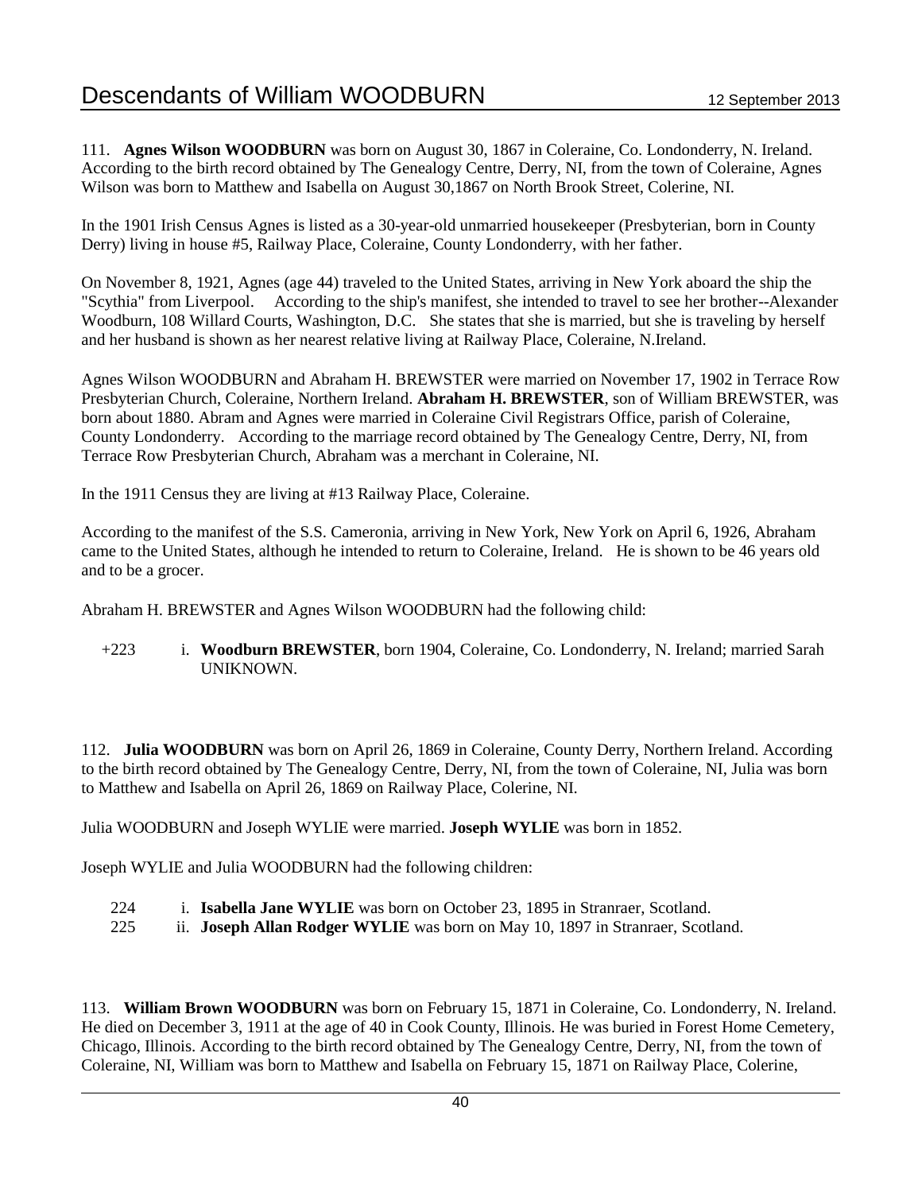111. **Agnes Wilson WOODBURN** was born on August 30, 1867 in Coleraine, Co. Londonderry, N. Ireland. According to the birth record obtained by The Genealogy Centre, Derry, NI, from the town of Coleraine, Agnes Wilson was born to Matthew and Isabella on August 30,1867 on North Brook Street, Colerine, NI.

In the 1901 Irish Census Agnes is listed as a 30-year-old unmarried housekeeper (Presbyterian, born in County Derry) living in house #5, Railway Place, Coleraine, County Londonderry, with her father.

On November 8, 1921, Agnes (age 44) traveled to the United States, arriving in New York aboard the ship the "Scythia" from Liverpool. According to the ship's manifest, she intended to travel to see her brother--Alexander Woodburn, 108 Willard Courts, Washington, D.C. She states that she is married, but she is traveling by herself and her husband is shown as her nearest relative living at Railway Place, Coleraine, N.Ireland.

Agnes Wilson WOODBURN and Abraham H. BREWSTER were married on November 17, 1902 in Terrace Row Presbyterian Church, Coleraine, Northern Ireland. **Abraham H. BREWSTER**, son of William BREWSTER, was born about 1880. Abram and Agnes were married in Coleraine Civil Registrars Office, parish of Coleraine, County Londonderry. According to the marriage record obtained by The Genealogy Centre, Derry, NI, from Terrace Row Presbyterian Church, Abraham was a merchant in Coleraine, NI.

In the 1911 Census they are living at #13 Railway Place, Coleraine.

According to the manifest of the S.S. Cameronia, arriving in New York, New York on April 6, 1926, Abraham came to the United States, although he intended to return to Coleraine, Ireland. He is shown to be 46 years old and to be a grocer.

Abraham H. BREWSTER and Agnes Wilson WOODBURN had the following child:

+223 i. **Woodburn BREWSTER**, born 1904, Coleraine, Co. Londonderry, N. Ireland; married Sarah UNIKNOWN.

112. **Julia WOODBURN** was born on April 26, 1869 in Coleraine, County Derry, Northern Ireland. According to the birth record obtained by The Genealogy Centre, Derry, NI, from the town of Coleraine, NI, Julia was born to Matthew and Isabella on April 26, 1869 on Railway Place, Colerine, NI.

Julia WOODBURN and Joseph WYLIE were married. **Joseph WYLIE** was born in 1852.

Joseph WYLIE and Julia WOODBURN had the following children:

224 i. **Isabella Jane WYLIE** was born on October 23, 1895 in Stranraer, Scotland.
225 ii. **Joseph Allan Rodger WYLIE** was born on May 10, 1897 in Stranraer, Scotland.

113. **William Brown WOODBURN** was born on February 15, 1871 in Coleraine, Co. Londonderry, N. Ireland. He died on December 3, 1911 at the age of 40 in Cook County, Illinois. He was buried in Forest Home Cemetery, Chicago, Illinois. According to the birth record obtained by The Genealogy Centre, Derry, NI, from the town of Coleraine, NI, William was born to Matthew and Isabella on February 15, 1871 on Railway Place, Colerine,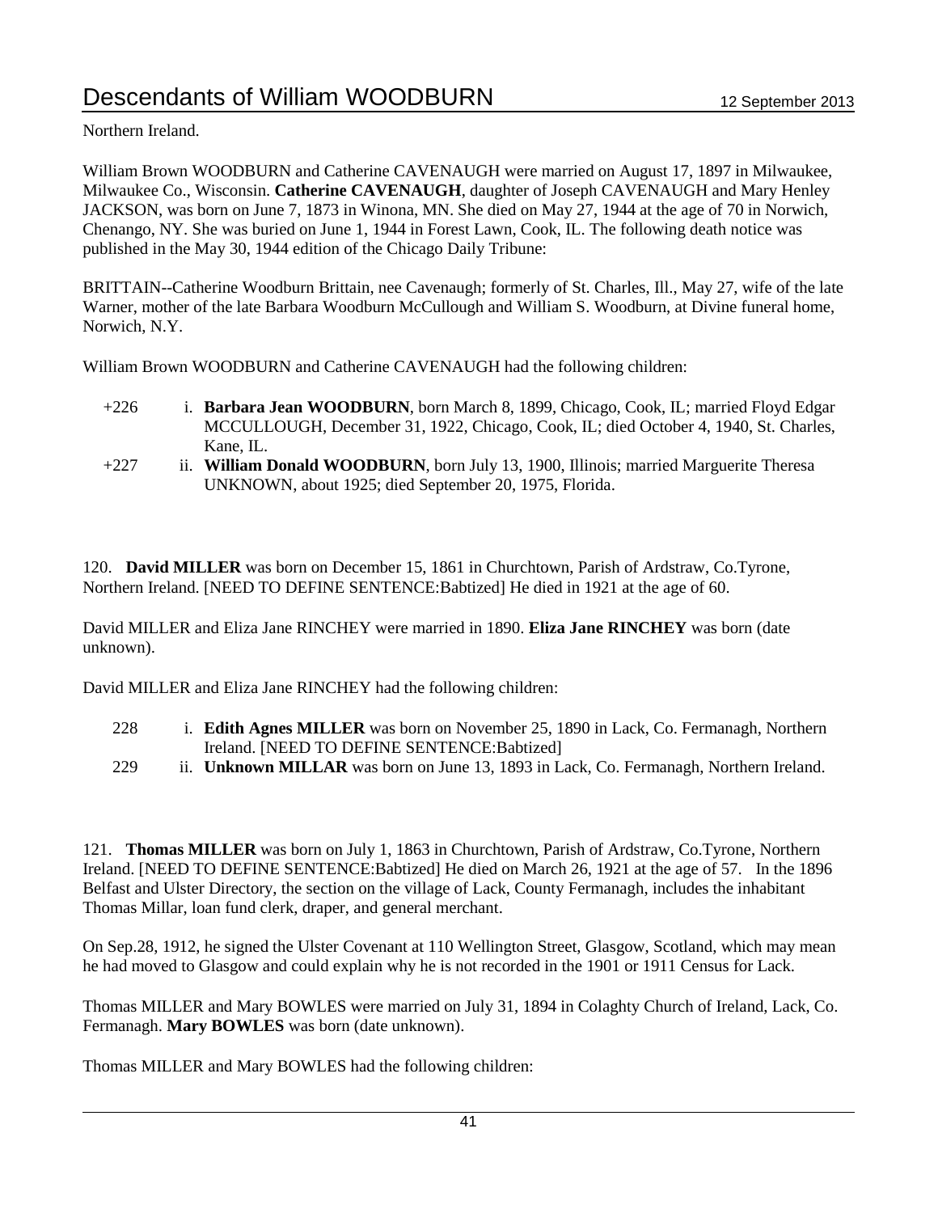Northern Ireland.

William Brown WOODBURN and Catherine CAVENAUGH were married on August 17, 1897 in Milwaukee, Milwaukee Co., Wisconsin. **Catherine CAVENAUGH**, daughter of Joseph CAVENAUGH and Mary Henley JACKSON, was born on June 7, 1873 in Winona, MN. She died on May 27, 1944 at the age of 70 in Norwich, Chenango, NY. She was buried on June 1, 1944 in Forest Lawn, Cook, IL. The following death notice was published in the May 30, 1944 edition of the Chicago Daily Tribune:

BRITTAIN--Catherine Woodburn Brittain, nee Cavenaugh; formerly of St. Charles, Ill., May 27, wife of the late Warner, mother of the late Barbara Woodburn McCullough and William S. Woodburn, at Divine funeral home, Norwich, N.Y.

William Brown WOODBURN and Catherine CAVENAUGH had the following children:

- +226 i. **Barbara Jean WOODBURN**, born March 8, 1899, Chicago, Cook, IL; married Floyd Edgar MCCULLOUGH, December 31, 1922, Chicago, Cook, IL; died October 4, 1940, St. Charles, Kane, IL.
- +227 ii. **William Donald WOODBURN**, born July 13, 1900, Illinois; married Marguerite Theresa UNKNOWN, about 1925; died September 20, 1975, Florida.

120. **David MILLER** was born on December 15, 1861 in Churchtown, Parish of Ardstraw, Co.Tyrone, Northern Ireland. [NEED TO DEFINE SENTENCE:Babtized] He died in 1921 at the age of 60.

David MILLER and Eliza Jane RINCHEY were married in 1890. **Eliza Jane RINCHEY** was born (date unknown).

David MILLER and Eliza Jane RINCHEY had the following children:

- 228 i. **Edith Agnes MILLER** was born on November 25, 1890 in Lack, Co. Fermanagh, Northern Ireland. [NEED TO DEFINE SENTENCE:Babtized]
- 229 ii. **Unknown MILLAR** was born on June 13, 1893 in Lack, Co. Fermanagh, Northern Ireland.

121. **Thomas MILLER** was born on July 1, 1863 in Churchtown, Parish of Ardstraw, Co.Tyrone, Northern Ireland. [NEED TO DEFINE SENTENCE:Babtized] He died on March 26, 1921 at the age of 57. In the 1896 Belfast and Ulster Directory, the section on the village of Lack, County Fermanagh, includes the inhabitant Thomas Millar, loan fund clerk, draper, and general merchant.

On Sep.28, 1912, he signed the Ulster Covenant at 110 Wellington Street, Glasgow, Scotland, which may mean he had moved to Glasgow and could explain why he is not recorded in the 1901 or 1911 Census for Lack.

Thomas MILLER and Mary BOWLES were married on July 31, 1894 in Colaghty Church of Ireland, Lack, Co. Fermanagh. **Mary BOWLES** was born (date unknown).

Thomas MILLER and Mary BOWLES had the following children: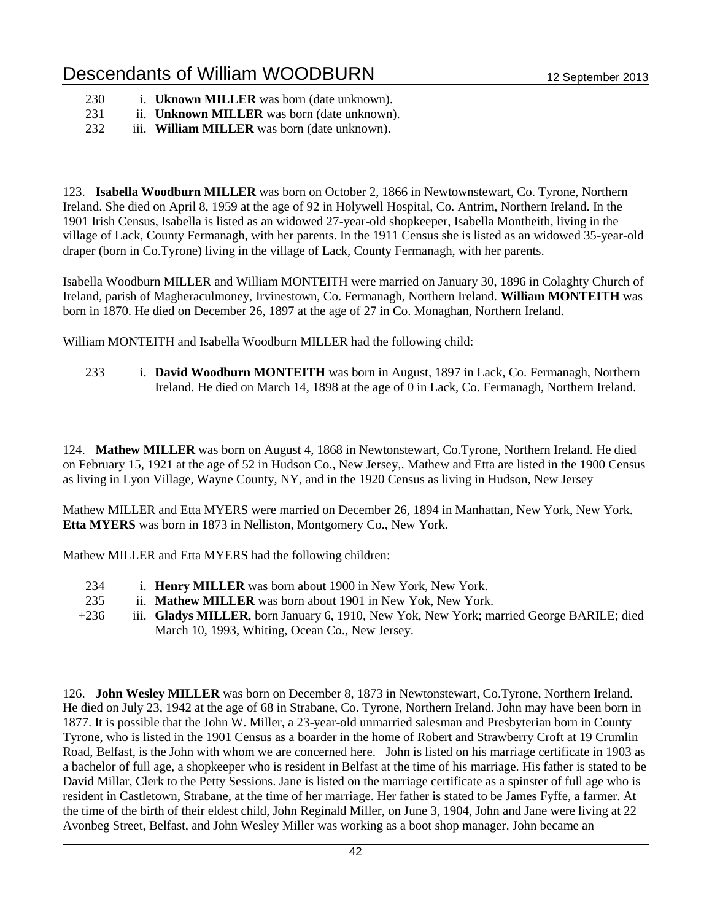230 i. **Uknown MILLER** was born (date unknown).
231 ii. **Unknown MILLER** was born (date unknown).
232 iii. **William MILLER** was born (date unknown).

123. **Isabella Woodburn MILLER** was born on October 2, 1866 in Newtownstewart, Co. Tyrone, Northern Ireland. She died on April 8, 1959 at the age of 92 in Holywell Hospital, Co. Antrim, Northern Ireland. In the 1901 Irish Census, Isabella is listed as an widowed 27-year-old shopkeeper, Isabella Montheith, living in the village of Lack, County Fermanagh, with her parents. In the 1911 Census she is listed as an widowed 35-year-old draper (born in Co.Tyrone) living in the village of Lack, County Fermanagh, with her parents.

Isabella Woodburn MILLER and William MONTEITH were married on January 30, 1896 in Colaghty Church of Ireland, parish of Magheraculmoney, Irvinestown, Co. Fermanagh, Northern Ireland. **William MONTEITH** was born in 1870. He died on December 26, 1897 at the age of 27 in Co. Monaghan, Northern Ireland.

William MONTEITH and Isabella Woodburn MILLER had the following child:

233 i. **David Woodburn MONTEITH** was born in August, 1897 in Lack, Co. Fermanagh, Northern Ireland. He died on March 14, 1898 at the age of 0 in Lack, Co. Fermanagh, Northern Ireland.

124. **Mathew MILLER** was born on August 4, 1868 in Newtonstewart, Co.Tyrone, Northern Ireland. He died on February 15, 1921 at the age of 52 in Hudson Co., New Jersey,. Mathew and Etta are listed in the 1900 Census as living in Lyon Village, Wayne County, NY, and in the 1920 Census as living in Hudson, New Jersey

Mathew MILLER and Etta MYERS were married on December 26, 1894 in Manhattan, New York, New York. **Etta MYERS** was born in 1873 in Nelliston, Montgomery Co., New York.

Mathew MILLER and Etta MYERS had the following children:

234 i. **Henry MILLER** was born about 1900 in New York, New York.
235 ii. **Mathew MILLER** was born about 1901 in New Yok, New York.
+236 iii. **Gladys MILLER**, born January 6, 1910, New Yok, New York; married George BARILE; died March 10, 1993, Whiting, Ocean Co., New Jersey.

126. **John Wesley MILLER** was born on December 8, 1873 in Newtonstewart, Co.Tyrone, Northern Ireland. He died on July 23, 1942 at the age of 68 in Strabane, Co. Tyrone, Northern Ireland. John may have been born in 1877. It is possible that the John W. Miller, a 23-year-old unmarried salesman and Presbyterian born in County Tyrone, who is listed in the 1901 Census as a boarder in the home of Robert and Strawberry Croft at 19 Crumlin Road, Belfast, is the John with whom we are concerned here. John is listed on his marriage certificate in 1903 as a bachelor of full age, a shopkeeper who is resident in Belfast at the time of his marriage. His father is stated to be David Millar, Clerk to the Petty Sessions. Jane is listed on the marriage certificate as a spinster of full age who is resident in Castletown, Strabane, at the time of her marriage. Her father is stated to be James Fyffe, a farmer. At the time of the birth of their eldest child, John Reginald Miller, on June 3, 1904, John and Jane were living at 22 Avonbeg Street, Belfast, and John Wesley Miller was working as a boot shop manager. John became an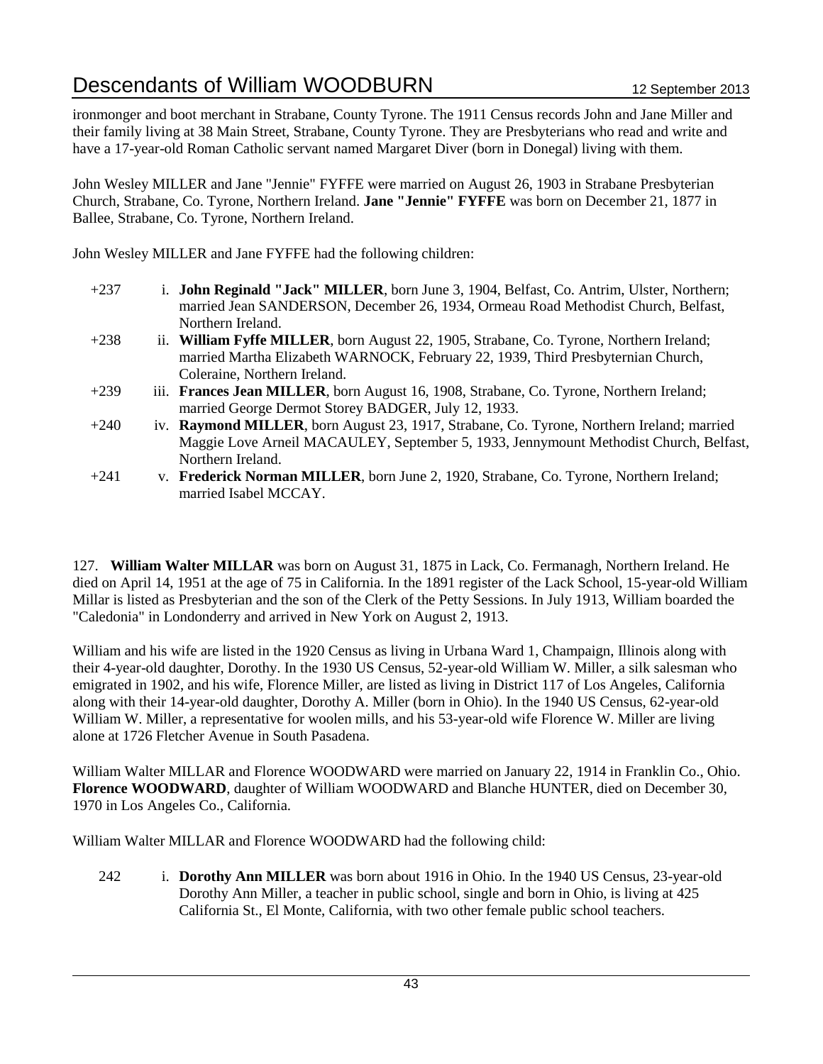ironmonger and boot merchant in Strabane, County Tyrone. The 1911 Census records John and Jane Miller and their family living at 38 Main Street, Strabane, County Tyrone. They are Presbyterians who read and write and have a 17-year-old Roman Catholic servant named Margaret Diver (born in Donegal) living with them.

John Wesley MILLER and Jane "Jennie" FYFFE were married on August 26, 1903 in Strabane Presbyterian Church, Strabane, Co. Tyrone, Northern Ireland. **Jane "Jennie" FYFFE** was born on December 21, 1877 in Ballee, Strabane, Co. Tyrone, Northern Ireland.

John Wesley MILLER and Jane FYFFE had the following children:

- +237 i. **John Reginald "Jack" MILLER**, born June 3, 1904, Belfast, Co. Antrim, Ulster, Northern; married Jean SANDERSON, December 26, 1934, Ormeau Road Methodist Church, Belfast, Northern Ireland.
- +238 ii. **William Fyffe MILLER**, born August 22, 1905, Strabane, Co. Tyrone, Northern Ireland; married Martha Elizabeth WARNOCK, February 22, 1939, Third Presbyternian Church, Coleraine, Northern Ireland.
- +239 iii. **Frances Jean MILLER**, born August 16, 1908, Strabane, Co. Tyrone, Northern Ireland; married George Dermot Storey BADGER, July 12, 1933.
- +240 iv. **Raymond MILLER**, born August 23, 1917, Strabane, Co. Tyrone, Northern Ireland; married Maggie Love Arneil MACAULEY, September 5, 1933, Jennymount Methodist Church, Belfast, Northern Ireland.
- +241 v. **Frederick Norman MILLER**, born June 2, 1920, Strabane, Co. Tyrone, Northern Ireland; married Isabel MCCAY.

127. **William Walter MILLAR** was born on August 31, 1875 in Lack, Co. Fermanagh, Northern Ireland. He died on April 14, 1951 at the age of 75 in California. In the 1891 register of the Lack School, 15-year-old William Millar is listed as Presbyterian and the son of the Clerk of the Petty Sessions. In July 1913, William boarded the "Caledonia" in Londonderry and arrived in New York on August 2, 1913.

William and his wife are listed in the 1920 Census as living in Urbana Ward 1, Champaign, Illinois along with their 4-year-old daughter, Dorothy. In the 1930 US Census, 52-year-old William W. Miller, a silk salesman who emigrated in 1902, and his wife, Florence Miller, are listed as living in District 117 of Los Angeles, California along with their 14-year-old daughter, Dorothy A. Miller (born in Ohio). In the 1940 US Census, 62-year-old William W. Miller, a representative for woolen mills, and his 53-year-old wife Florence W. Miller are living alone at 1726 Fletcher Avenue in South Pasadena.

William Walter MILLAR and Florence WOODWARD were married on January 22, 1914 in Franklin Co., Ohio. **Florence WOODWARD**, daughter of William WOODWARD and Blanche HUNTER, died on December 30, 1970 in Los Angeles Co., California.

William Walter MILLAR and Florence WOODWARD had the following child:

- 242 i. **Dorothy Ann MILLER** was born about 1916 in Ohio. In the 1940 US Census, 23-year-old Dorothy Ann Miller, a teacher in public school, single and born in Ohio, is living at 425 California St., El Monte, California, with two other female public school teachers.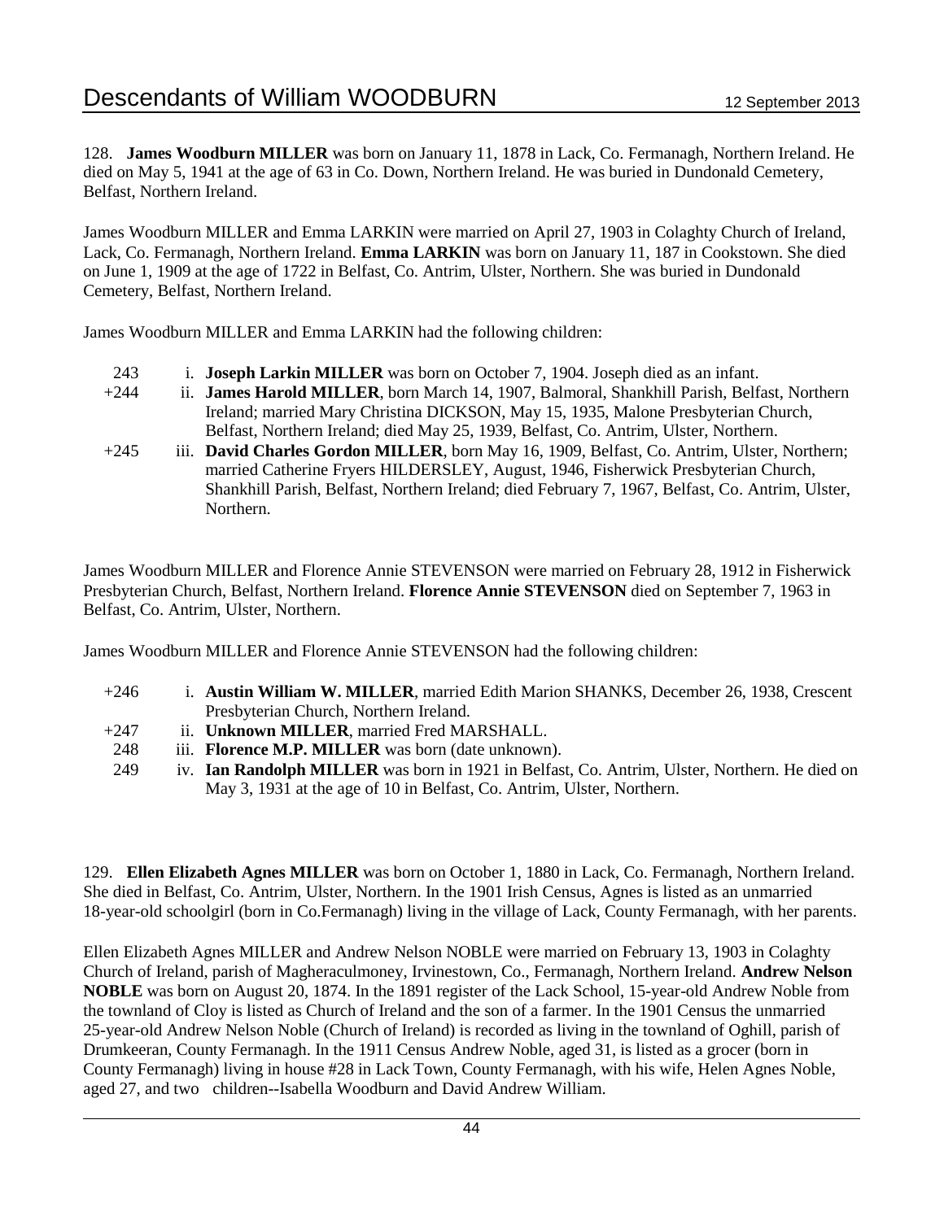128. **James Woodburn MILLER** was born on January 11, 1878 in Lack, Co. Fermanagh, Northern Ireland. He died on May 5, 1941 at the age of 63 in Co. Down, Northern Ireland. He was buried in Dundonald Cemetery, Belfast, Northern Ireland.

James Woodburn MILLER and Emma LARKIN were married on April 27, 1903 in Colaghty Church of Ireland, Lack, Co. Fermanagh, Northern Ireland. **Emma LARKIN** was born on January 11, 187 in Cookstown. She died on June 1, 1909 at the age of 1722 in Belfast, Co. Antrim, Ulster, Northern. She was buried in Dundonald Cemetery, Belfast, Northern Ireland.

James Woodburn MILLER and Emma LARKIN had the following children:

- 243 i. **Joseph Larkin MILLER** was born on October 7, 1904. Joseph died as an infant.
- +244 ii. **James Harold MILLER**, born March 14, 1907, Balmoral, Shankhill Parish, Belfast, Northern Ireland; married Mary Christina DICKSON, May 15, 1935, Malone Presbyterian Church, Belfast, Northern Ireland; died May 25, 1939, Belfast, Co. Antrim, Ulster, Northern.
- +245 iii. **David Charles Gordon MILLER**, born May 16, 1909, Belfast, Co. Antrim, Ulster, Northern; married Catherine Fryers HILDERSLEY, August, 1946, Fisherwick Presbyterian Church, Shankhill Parish, Belfast, Northern Ireland; died February 7, 1967, Belfast, Co. Antrim, Ulster, Northern.

James Woodburn MILLER and Florence Annie STEVENSON were married on February 28, 1912 in Fisherwick Presbyterian Church, Belfast, Northern Ireland. **Florence Annie STEVENSON** died on September 7, 1963 in Belfast, Co. Antrim, Ulster, Northern.

James Woodburn MILLER and Florence Annie STEVENSON had the following children:

- +246 i. **Austin William W. MILLER**, married Edith Marion SHANKS, December 26, 1938, Crescent Presbyterian Church, Northern Ireland.
- +247 ii. **Unknown MILLER**, married Fred MARSHALL.
- 248 iii. **Florence M.P. MILLER** was born (date unknown).
- 249 iv. **Ian Randolph MILLER** was born in 1921 in Belfast, Co. Antrim, Ulster, Northern. He died on May 3, 1931 at the age of 10 in Belfast, Co. Antrim, Ulster, Northern.

129. **Ellen Elizabeth Agnes MILLER** was born on October 1, 1880 in Lack, Co. Fermanagh, Northern Ireland. She died in Belfast, Co. Antrim, Ulster, Northern. In the 1901 Irish Census, Agnes is listed as an unmarried 18-year-old schoolgirl (born in Co.Fermanagh) living in the village of Lack, County Fermanagh, with her parents.

Ellen Elizabeth Agnes MILLER and Andrew Nelson NOBLE were married on February 13, 1903 in Colaghty Church of Ireland, parish of Magheraculmoney, Irvinestown, Co., Fermanagh, Northern Ireland. **Andrew Nelson NOBLE** was born on August 20, 1874. In the 1891 register of the Lack School, 15-year-old Andrew Noble from the townland of Cloy is listed as Church of Ireland and the son of a farmer. In the 1901 Census the unmarried 25-year-old Andrew Nelson Noble (Church of Ireland) is recorded as living in the townland of Oghill, parish of Drumkeeran, County Fermanagh. In the 1911 Census Andrew Noble, aged 31, is listed as a grocer (born in County Fermanagh) living in house #28 in Lack Town, County Fermanagh, with his wife, Helen Agnes Noble, aged 27, and two children--Isabella Woodburn and David Andrew William.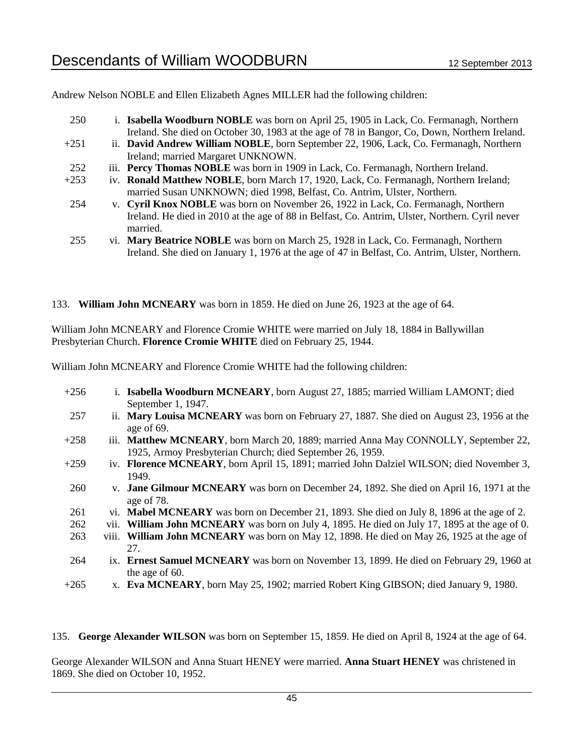Andrew Nelson NOBLE and Ellen Elizabeth Agnes MILLER had the following children:

- 250 i. **Isabella Woodburn NOBLE** was born on April 25, 1905 in Lack, Co. Fermanagh, Northern Ireland. She died on October 30, 1983 at the age of 78 in Bangor, Co, Down, Northern Ireland.
- +251 ii. **David Andrew William NOBLE**, born September 22, 1906, Lack, Co. Fermanagh, Northern Ireland; married Margaret UNKNOWN.
- 252 iii. **Percy Thomas NOBLE** was born in 1909 in Lack, Co. Fermanagh, Northern Ireland.
- +253 iv. **Ronald Matthew NOBLE**, born March 17, 1920, Lack, Co. Fermanagh, Northern Ireland; married Susan UNKNOWN; died 1998, Belfast, Co. Antrim, Ulster, Northern.
- 254 v. **Cyril Knox NOBLE** was born on November 26, 1922 in Lack, Co. Fermanagh, Northern Ireland. He died in 2010 at the age of 88 in Belfast, Co. Antrim, Ulster, Northern. Cyril never married.
- 255 vi. **Mary Beatrice NOBLE** was born on March 25, 1928 in Lack, Co. Fermanagh, Northern Ireland. She died on January 1, 1976 at the age of 47 in Belfast, Co. Antrim, Ulster, Northern.

133. **William John MCNEARY** was born in 1859. He died on June 26, 1923 at the age of 64.

William John MCNEARY and Florence Cromie WHITE were married on July 18, 1884 in Ballywillan Presbyterian Church. **Florence Cromie WHITE** died on February 25, 1944.

William John MCNEARY and Florence Cromie WHITE had the following children:

- +256 i. **Isabella Woodburn MCNEARY**, born August 27, 1885; married William LAMONT; died September 1, 1947.
- 257 ii. **Mary Louisa MCNEARY** was born on February 27, 1887. She died on August 23, 1956 at the age of 69.
- +258 iii. **Matthew MCNEARY**, born March 20, 1889; married Anna May CONNOLLY, September 22, 1925, Armoy Presbyterian Church; died September 26, 1959.
- +259 iv. **Florence MCNEARY**, born April 15, 1891; married John Dalziel WILSON; died November 3, 1949.
- 260 v. **Jane Gilmour MCNEARY** was born on December 24, 1892. She died on April 16, 1971 at the age of 78.
- 261 vi. **Mabel MCNEARY** was born on December 21, 1893. She died on July 8, 1896 at the age of 2.
- 262 vii. **William John MCNEARY** was born on July 4, 1895. He died on July 17, 1895 at the age of 0.
- 263 viii. **William John MCNEARY** was born on May 12, 1898. He died on May 26, 1925 at the age of 27.
- 264 ix. **Ernest Samuel MCNEARY** was born on November 13, 1899. He died on February 29, 1960 at the age of 60.
- +265 x. **Eva MCNEARY**, born May 25, 1902; married Robert King GIBSON; died January 9, 1980.

135. **George Alexander WILSON** was born on September 15, 1859. He died on April 8, 1924 at the age of 64.

George Alexander WILSON and Anna Stuart HENEY were married. **Anna Stuart HENEY** was christened in 1869. She died on October 10, 1952.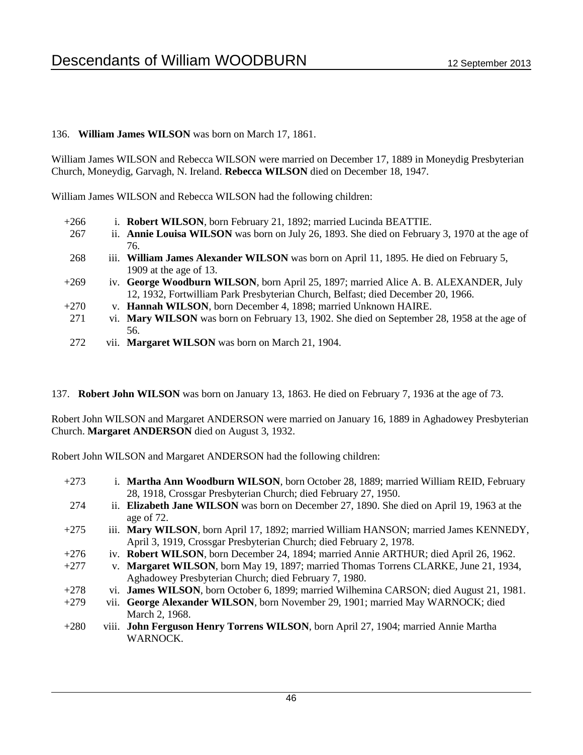136. **William James WILSON** was born on March 17, 1861.

William James WILSON and Rebecca WILSON were married on December 17, 1889 in Moneydig Presbyterian Church, Moneydig, Garvagh, N. Ireland. **Rebecca WILSON** died on December 18, 1947.

William James WILSON and Rebecca WILSON had the following children:

| | | |
|---|---|---|
| +266 | i. | **Robert WILSON**, born February 21, 1892; married Lucinda BEATTIE. |
| 267 | ii. | **Annie Louisa WILSON** was born on July 26, 1893. She died on February 3, 1970 at the age of 76. |
| 268 | iii. | **William James Alexander WILSON** was born on April 11, 1895. He died on February 5, 1909 at the age of 13. |
| +269 | iv. | **George Woodburn WILSON**, born April 25, 1897; married Alice A. B. ALEXANDER, July 12, 1932, Fortwilliam Park Presbyterian Church, Belfast; died December 20, 1966. |
| +270 | v. | **Hannah WILSON**, born December 4, 1898; married Unknown HAIRE. |
| 271 | vi. | **Mary WILSON** was born on February 13, 1902. She died on September 28, 1958 at the age of 56. |
| 272 | vii. | **Margaret WILSON** was born on March 21, 1904. |

137. **Robert John WILSON** was born on January 13, 1863. He died on February 7, 1936 at the age of 73.

Robert John WILSON and Margaret ANDERSON were married on January 16, 1889 in Aghadowey Presbyterian Church. **Margaret ANDERSON** died on August 3, 1932.

Robert John WILSON and Margaret ANDERSON had the following children:

| | | |
|---|---|---|
| +273 | i. | **Martha Ann Woodburn WILSON**, born October 28, 1889; married William REID, February 28, 1918, Crossgar Presbyterian Church; died February 27, 1950. |
| 274 | ii. | **Elizabeth Jane WILSON** was born on December 27, 1890. She died on April 19, 1963 at the age of 72. |
| +275 | iii. | **Mary WILSON**, born April 17, 1892; married William HANSON; married James KENNEDY, April 3, 1919, Crossgar Presbyterian Church; died February 2, 1978. |
| +276 | iv. | **Robert WILSON**, born December 24, 1894; married Annie ARTHUR; died April 26, 1962. |
| +277 | v. | **Margaret WILSON**, born May 19, 1897; married Thomas Torrens CLARKE, June 21, 1934, Aghadowey Presbyterian Church; died February 7, 1980. |
| +278 | vi. | **James WILSON**, born October 6, 1899; married Wilhemina CARSON; died August 21, 1981. |
| +279 | vii. | **George Alexander WILSON**, born November 29, 1901; married May WARNOCK; died March 2, 1968. |
| +280 | viii. | **John Ferguson Henry Torrens WILSON**, born April 27, 1904; married Annie Martha WARNOCK. |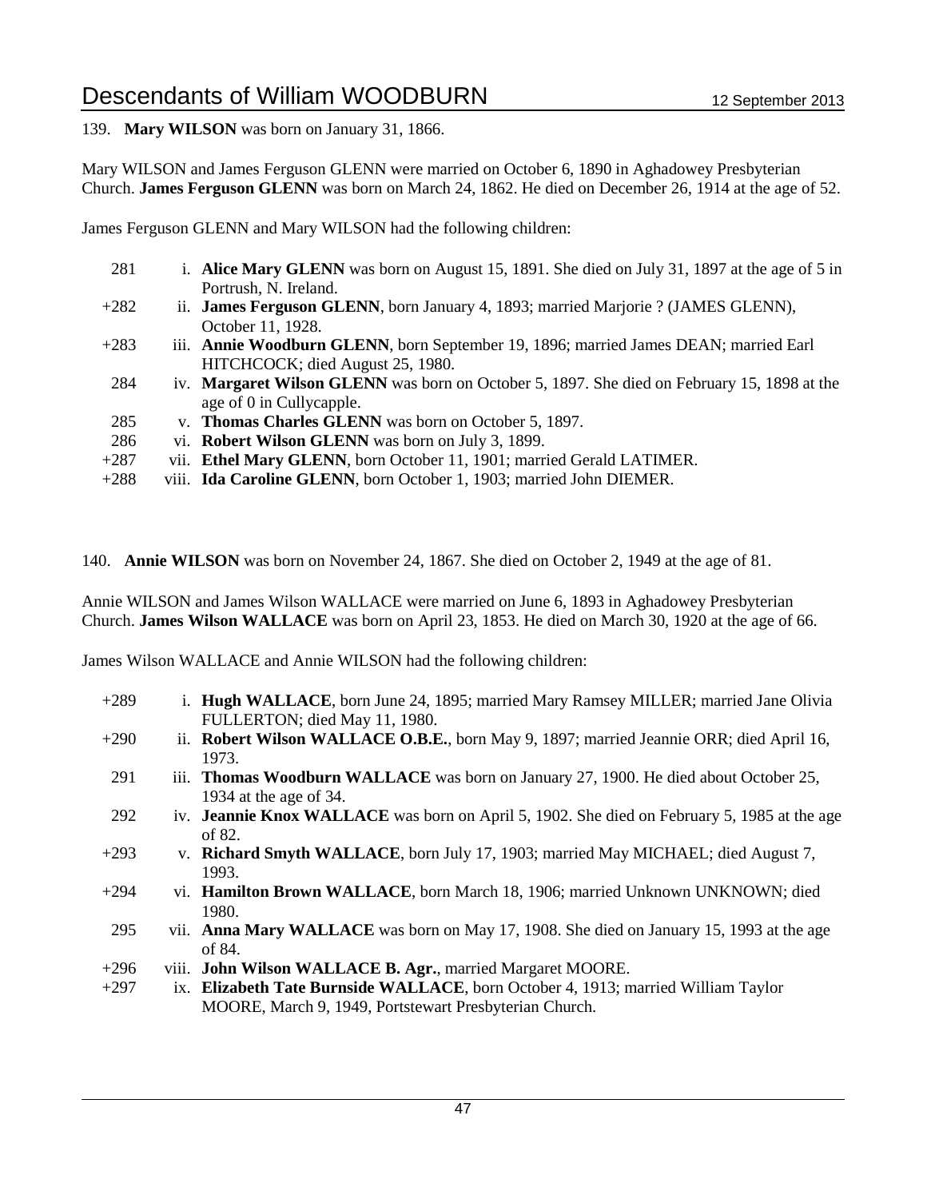139. **Mary WILSON** was born on January 31, 1866.

Mary WILSON and James Ferguson GLENN were married on October 6, 1890 in Aghadowey Presbyterian Church. **James Ferguson GLENN** was born on March 24, 1862. He died on December 26, 1914 at the age of 52.

James Ferguson GLENN and Mary WILSON had the following children:

- 281 i. **Alice Mary GLENN** was born on August 15, 1891. She died on July 31, 1897 at the age of 5 in Portrush, N. Ireland.
- +282 ii. **James Ferguson GLENN**, born January 4, 1893; married Marjorie ? (JAMES GLENN), October 11, 1928.
- +283 iii. **Annie Woodburn GLENN**, born September 19, 1896; married James DEAN; married Earl HITCHCOCK; died August 25, 1980.
- 284 iv. **Margaret Wilson GLENN** was born on October 5, 1897. She died on February 15, 1898 at the age of 0 in Cullycapple.
- 285 v. **Thomas Charles GLENN** was born on October 5, 1897.
- 286 vi. **Robert Wilson GLENN** was born on July 3, 1899.
- +287 vii. **Ethel Mary GLENN**, born October 11, 1901; married Gerald LATIMER.
- +288 viii. **Ida Caroline GLENN**, born October 1, 1903; married John DIEMER.

140. **Annie WILSON** was born on November 24, 1867. She died on October 2, 1949 at the age of 81.

Annie WILSON and James Wilson WALLACE were married on June 6, 1893 in Aghadowey Presbyterian Church. **James Wilson WALLACE** was born on April 23, 1853. He died on March 30, 1920 at the age of 66.

James Wilson WALLACE and Annie WILSON had the following children:

- +289 i. **Hugh WALLACE**, born June 24, 1895; married Mary Ramsey MILLER; married Jane Olivia FULLERTON; died May 11, 1980.
- +290 ii. **Robert Wilson WALLACE O.B.E.**, born May 9, 1897; married Jeannie ORR; died April 16, 1973.
- 291 iii. **Thomas Woodburn WALLACE** was born on January 27, 1900. He died about October 25, 1934 at the age of 34.
- 292 iv. **Jeannie Knox WALLACE** was born on April 5, 1902. She died on February 5, 1985 at the age of 82.
- +293 v. **Richard Smyth WALLACE**, born July 17, 1903; married May MICHAEL; died August 7, 1993.
- +294 vi. **Hamilton Brown WALLACE**, born March 18, 1906; married Unknown UNKNOWN; died 1980.
- 295 vii. **Anna Mary WALLACE** was born on May 17, 1908. She died on January 15, 1993 at the age of 84.
- +296 viii. **John Wilson WALLACE B. Agr.**, married Margaret MOORE.
- +297 ix. **Elizabeth Tate Burnside WALLACE**, born October 4, 1913; married William Taylor MOORE, March 9, 1949, Portstewart Presbyterian Church.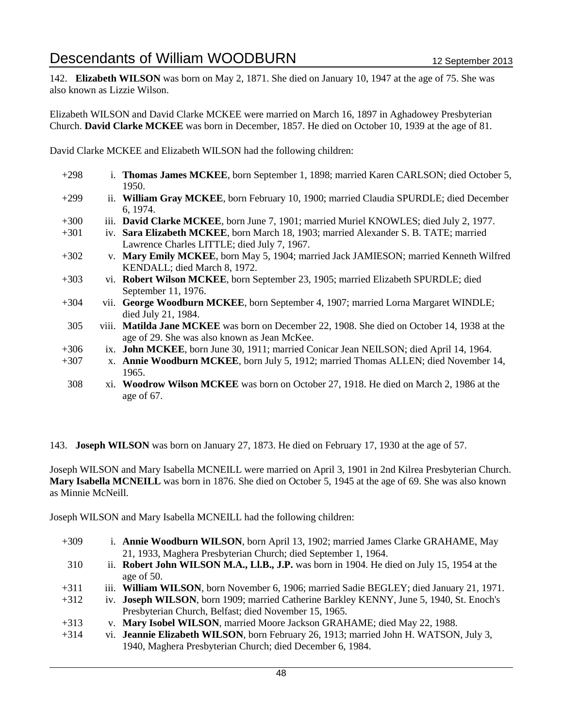142. **Elizabeth WILSON** was born on May 2, 1871. She died on January 10, 1947 at the age of 75. She was also known as Lizzie Wilson.

Elizabeth WILSON and David Clarke MCKEE were married on March 16, 1897 in Aghadowey Presbyterian Church. **David Clarke MCKEE** was born in December, 1857. He died on October 10, 1939 at the age of 81.

David Clarke MCKEE and Elizabeth WILSON had the following children:

- +298 i. **Thomas James MCKEE**, born September 1, 1898; married Karen CARLSON; died October 5, 1950.
- +299 ii. **William Gray MCKEE**, born February 10, 1900; married Claudia SPURDLE; died December 6, 1974.
- +300 iii. **David Clarke MCKEE**, born June 7, 1901; married Muriel KNOWLES; died July 2, 1977.
- +301 iv. **Sara Elizabeth MCKEE**, born March 18, 1903; married Alexander S. B. TATE; married Lawrence Charles LITTLE; died July 7, 1967.
- +302 v. **Mary Emily MCKEE**, born May 5, 1904; married Jack JAMIESON; married Kenneth Wilfred KENDALL; died March 8, 1972.
- +303 vi. **Robert Wilson MCKEE**, born September 23, 1905; married Elizabeth SPURDLE; died September 11, 1976.
- +304 vii. **George Woodburn MCKEE**, born September 4, 1907; married Lorna Margaret WINDLE; died July 21, 1984.
- 305 viii. **Matilda Jane MCKEE** was born on December 22, 1908. She died on October 14, 1938 at the age of 29. She was also known as Jean McKee.
- +306 ix. **John MCKEE**, born June 30, 1911; married Conicar Jean NEILSON; died April 14, 1964.
- +307 x. **Annie Woodburn MCKEE**, born July 5, 1912; married Thomas ALLEN; died November 14, 1965.
- 308 xi. **Woodrow Wilson MCKEE** was born on October 27, 1918. He died on March 2, 1986 at the age of 67.

143. **Joseph WILSON** was born on January 27, 1873. He died on February 17, 1930 at the age of 57.

Joseph WILSON and Mary Isabella MCNEILL were married on April 3, 1901 in 2nd Kilrea Presbyterian Church. **Mary Isabella MCNEILL** was born in 1876. She died on October 5, 1945 at the age of 69. She was also known as Minnie McNeill.

Joseph WILSON and Mary Isabella MCNEILL had the following children:

- +309 i. **Annie Woodburn WILSON**, born April 13, 1902; married James Clarke GRAHAME, May 21, 1933, Maghera Presbyterian Church; died September 1, 1964.
- 310 ii. **Robert John WILSON M.A., Ll.B., J.P.** was born in 1904. He died on July 15, 1954 at the age of 50.
- +311 iii. **William WILSON**, born November 6, 1906; married Sadie BEGLEY; died January 21, 1971.
- +312 iv. **Joseph WILSON**, born 1909; married Catherine Barkley KENNY, June 5, 1940, St. Enoch's Presbyterian Church, Belfast; died November 15, 1965.
- +313 v. **Mary Isobel WILSON**, married Moore Jackson GRAHAME; died May 22, 1988.
- +314 vi. **Jeannie Elizabeth WILSON**, born February 26, 1913; married John H. WATSON, July 3, 1940, Maghera Presbyterian Church; died December 6, 1984.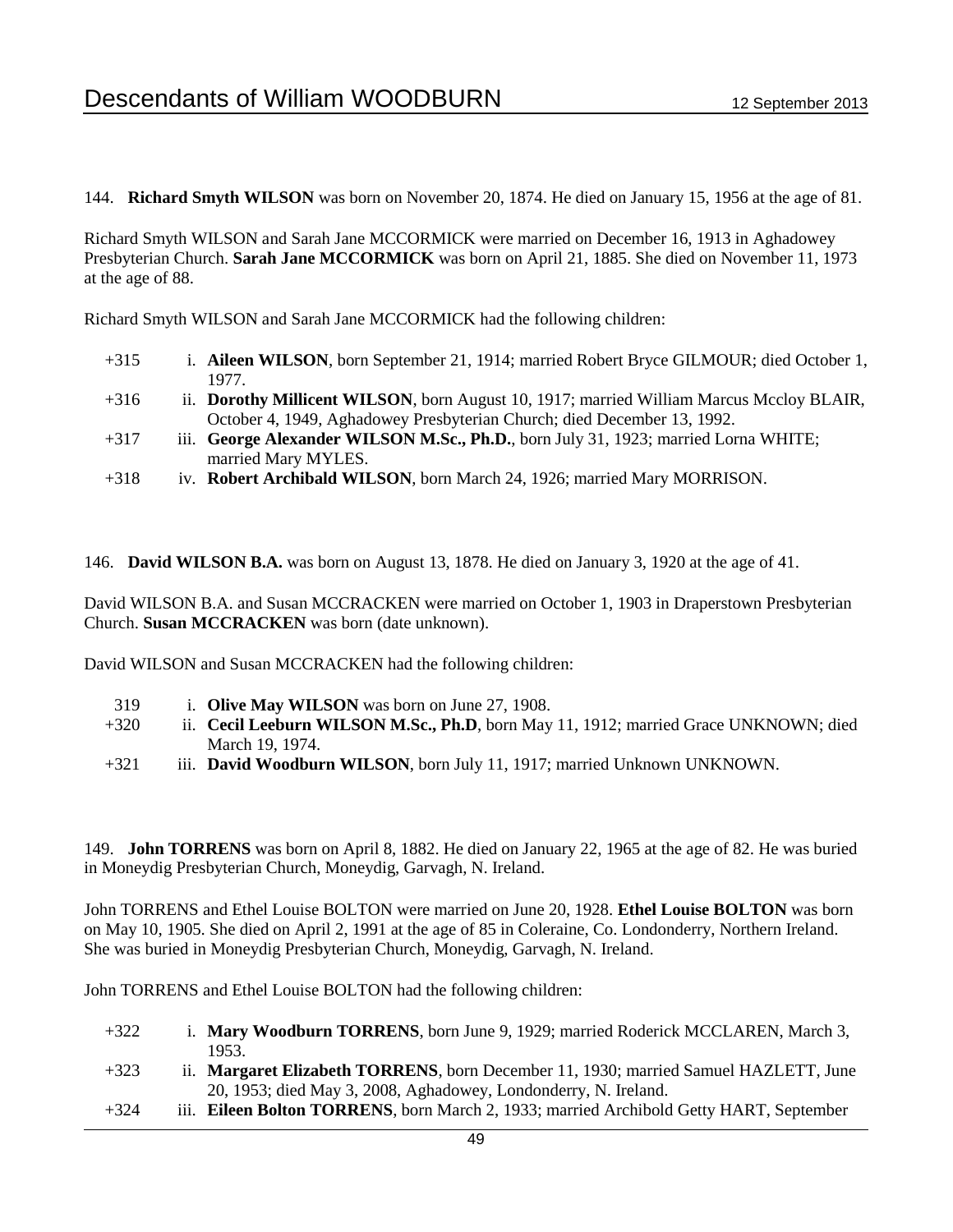144. **Richard Smyth WILSON** was born on November 20, 1874. He died on January 15, 1956 at the age of 81.

Richard Smyth WILSON and Sarah Jane MCCORMICK were married on December 16, 1913 in Aghadowey Presbyterian Church. **Sarah Jane MCCORMICK** was born on April 21, 1885. She died on November 11, 1973 at the age of 88.

Richard Smyth WILSON and Sarah Jane MCCORMICK had the following children:

- +315 i. **Aileen WILSON**, born September 21, 1914; married Robert Bryce GILMOUR; died October 1, 1977.
- +316 ii. **Dorothy Millicent WILSON**, born August 10, 1917; married William Marcus Mccloy BLAIR, October 4, 1949, Aghadowey Presbyterian Church; died December 13, 1992.
- +317 iii. **George Alexander WILSON M.Sc., Ph.D.**, born July 31, 1923; married Lorna WHITE; married Mary MYLES.
- +318 iv. **Robert Archibald WILSON**, born March 24, 1926; married Mary MORRISON.

146. **David WILSON B.A.** was born on August 13, 1878. He died on January 3, 1920 at the age of 41.

David WILSON B.A. and Susan MCCRACKEN were married on October 1, 1903 in Draperstown Presbyterian Church. **Susan MCCRACKEN** was born (date unknown).

David WILSON and Susan MCCRACKEN had the following children:

- 319 i. **Olive May WILSON** was born on June 27, 1908.
- +320 ii. **Cecil Leeburn WILSON M.Sc., Ph.D**, born May 11, 1912; married Grace UNKNOWN; died March 19, 1974.
- +321 iii. **David Woodburn WILSON**, born July 11, 1917; married Unknown UNKNOWN.

149. **John TORRENS** was born on April 8, 1882. He died on January 22, 1965 at the age of 82. He was buried in Moneydig Presbyterian Church, Moneydig, Garvagh, N. Ireland.

John TORRENS and Ethel Louise BOLTON were married on June 20, 1928. **Ethel Louise BOLTON** was born on May 10, 1905. She died on April 2, 1991 at the age of 85 in Coleraine, Co. Londonderry, Northern Ireland. She was buried in Moneydig Presbyterian Church, Moneydig, Garvagh, N. Ireland.

John TORRENS and Ethel Louise BOLTON had the following children:

- +322 i. **Mary Woodburn TORRENS**, born June 9, 1929; married Roderick MCCLAREN, March 3, 1953.
- +323 ii. **Margaret Elizabeth TORRENS**, born December 11, 1930; married Samuel HAZLETT, June 20, 1953; died May 3, 2008, Aghadowey, Londonderry, N. Ireland.
- +324 iii. **Eileen Bolton TORRENS**, born March 2, 1933; married Archibold Getty HART, September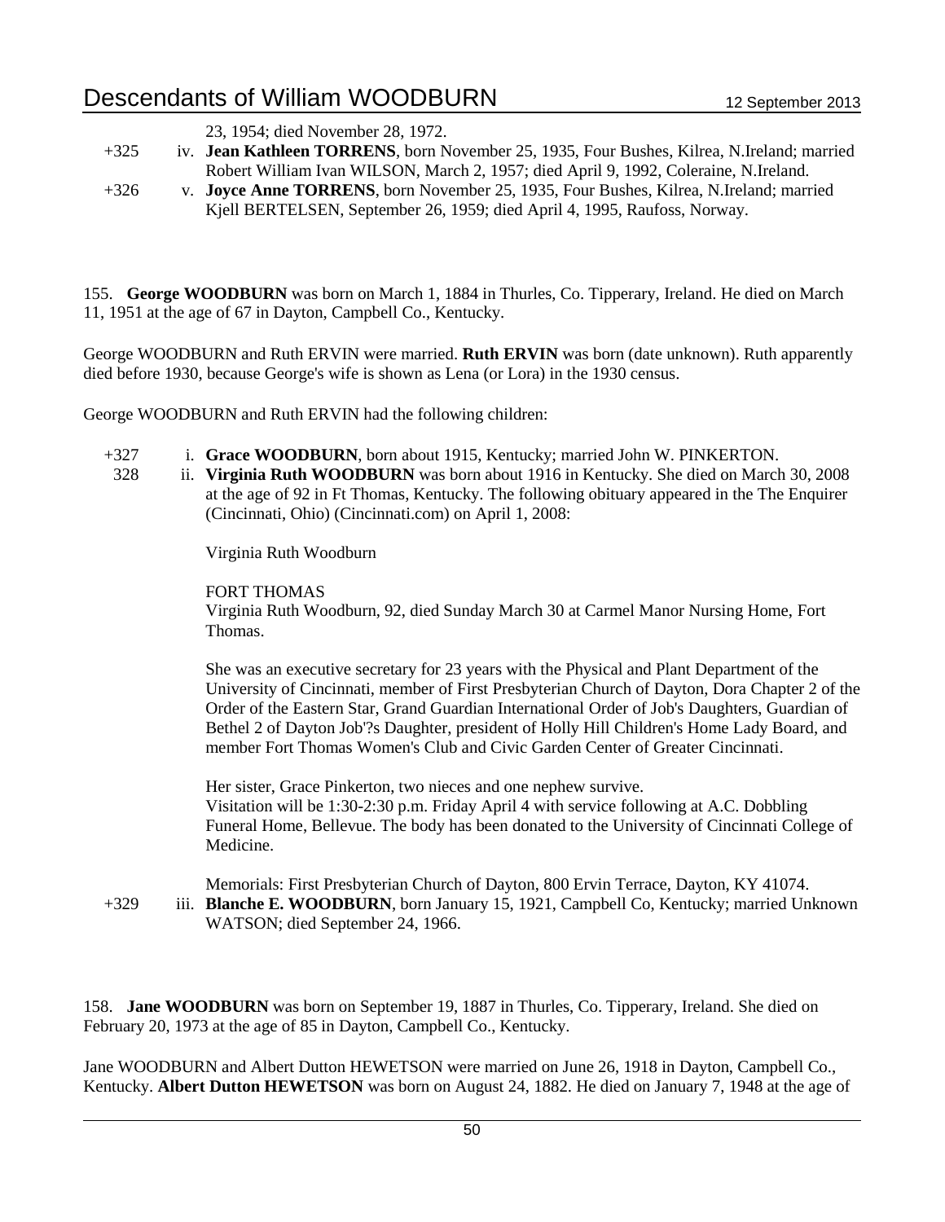23, 1954; died November 28, 1972.

+325 iv. **Jean Kathleen TORRENS**, born November 25, 1935, Four Bushes, Kilrea, N.Ireland; married Robert William Ivan WILSON, March 2, 1957; died April 9, 1992, Coleraine, N.Ireland.

+326 v. **Joyce Anne TORRENS**, born November 25, 1935, Four Bushes, Kilrea, N.Ireland; married Kjell BERTELSEN, September 26, 1959; died April 4, 1995, Raufoss, Norway.

155. **George WOODBURN** was born on March 1, 1884 in Thurles, Co. Tipperary, Ireland. He died on March 11, 1951 at the age of 67 in Dayton, Campbell Co., Kentucky.

George WOODBURN and Ruth ERVIN were married. **Ruth ERVIN** was born (date unknown). Ruth apparently died before 1930, because George's wife is shown as Lena (or Lora) in the 1930 census.

George WOODBURN and Ruth ERVIN had the following children:

+327 i. **Grace WOODBURN**, born about 1915, Kentucky; married John W. PINKERTON.

328 ii. **Virginia Ruth WOODBURN** was born about 1916 in Kentucky. She died on March 30, 2008 at the age of 92 in Ft Thomas, Kentucky. The following obituary appeared in the The Enquirer (Cincinnati, Ohio) (Cincinnati.com) on April 1, 2008:

Virginia Ruth Woodburn

FORT THOMAS
Virginia Ruth Woodburn, 92, died Sunday March 30 at Carmel Manor Nursing Home, Fort Thomas.

She was an executive secretary for 23 years with the Physical and Plant Department of the University of Cincinnati, member of First Presbyterian Church of Dayton, Dora Chapter 2 of the Order of the Eastern Star, Grand Guardian International Order of Job's Daughters, Guardian of Bethel 2 of Dayton Job'?s Daughter, president of Holly Hill Children's Home Lady Board, and member Fort Thomas Women's Club and Civic Garden Center of Greater Cincinnati.

Her sister, Grace Pinkerton, two nieces and one nephew survive.
Visitation will be 1:30-2:30 p.m. Friday April 4 with service following at A.C. Dobbling Funeral Home, Bellevue. The body has been donated to the University of Cincinnati College of Medicine.

Memorials: First Presbyterian Church of Dayton, 800 Ervin Terrace, Dayton, KY 41074.

+329 iii. **Blanche E. WOODBURN**, born January 15, 1921, Campbell Co, Kentucky; married Unknown WATSON; died September 24, 1966.

158. **Jane WOODBURN** was born on September 19, 1887 in Thurles, Co. Tipperary, Ireland. She died on February 20, 1973 at the age of 85 in Dayton, Campbell Co., Kentucky.

Jane WOODBURN and Albert Dutton HEWETSON were married on June 26, 1918 in Dayton, Campbell Co., Kentucky. **Albert Dutton HEWETSON** was born on August 24, 1882. He died on January 7, 1948 at the age of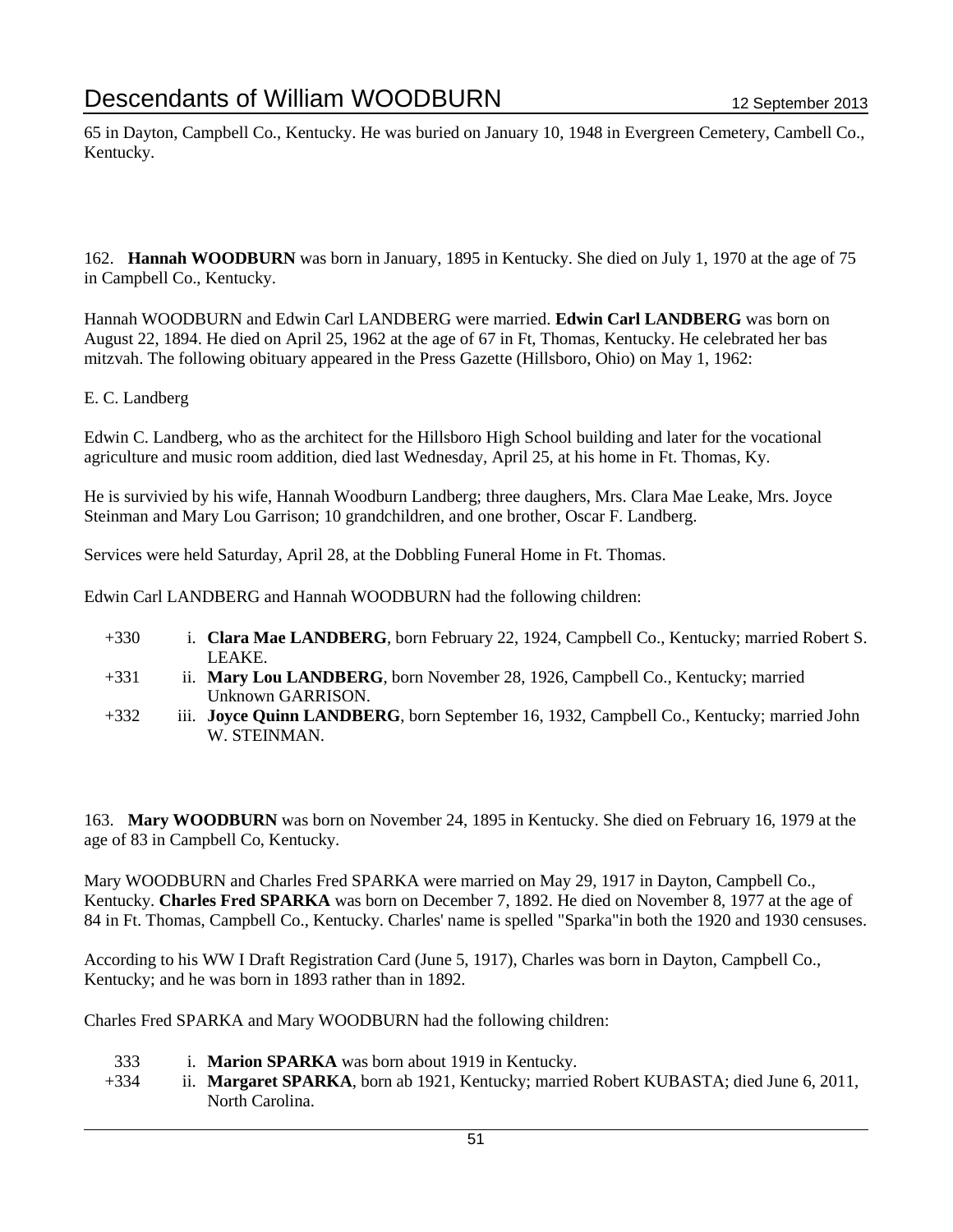65 in Dayton, Campbell Co., Kentucky. He was buried on January 10, 1948 in Evergreen Cemetery, Cambell Co., Kentucky.

162. **Hannah WOODBURN** was born in January, 1895 in Kentucky. She died on July 1, 1970 at the age of 75 in Campbell Co., Kentucky.

Hannah WOODBURN and Edwin Carl LANDBERG were married. **Edwin Carl LANDBERG** was born on August 22, 1894. He died on April 25, 1962 at the age of 67 in Ft, Thomas, Kentucky. He celebrated her bas mitzvah. The following obituary appeared in the Press Gazette (Hillsboro, Ohio) on May 1, 1962:

E. C. Landberg

Edwin C. Landberg, who as the architect for the Hillsboro High School building and later for the vocational agriculture and music room addition, died last Wednesday, April 25, at his home in Ft. Thomas, Ky.

He is survivied by his wife, Hannah Woodburn Landberg; three daughers, Mrs. Clara Mae Leake, Mrs. Joyce Steinman and Mary Lou Garrison; 10 grandchildren, and one brother, Oscar F. Landberg.

Services were held Saturday, April 28, at the Dobbling Funeral Home in Ft. Thomas.

Edwin Carl LANDBERG and Hannah WOODBURN had the following children:

- +330 i. **Clara Mae LANDBERG**, born February 22, 1924, Campbell Co., Kentucky; married Robert S. LEAKE.
- +331 ii. **Mary Lou LANDBERG**, born November 28, 1926, Campbell Co., Kentucky; married Unknown GARRISON.
- +332 iii. **Joyce Quinn LANDBERG**, born September 16, 1932, Campbell Co., Kentucky; married John W. STEINMAN.

163. **Mary WOODBURN** was born on November 24, 1895 in Kentucky. She died on February 16, 1979 at the age of 83 in Campbell Co, Kentucky.

Mary WOODBURN and Charles Fred SPARKA were married on May 29, 1917 in Dayton, Campbell Co., Kentucky. **Charles Fred SPARKA** was born on December 7, 1892. He died on November 8, 1977 at the age of 84 in Ft. Thomas, Campbell Co., Kentucky. Charles' name is spelled "Sparka"in both the 1920 and 1930 censuses.

According to his WW I Draft Registration Card (June 5, 1917), Charles was born in Dayton, Campbell Co., Kentucky; and he was born in 1893 rather than in 1892.

Charles Fred SPARKA and Mary WOODBURN had the following children:

- 333 i. **Marion SPARKA** was born about 1919 in Kentucky.
- +334 ii. **Margaret SPARKA**, born ab 1921, Kentucky; married Robert KUBASTA; died June 6, 2011, North Carolina.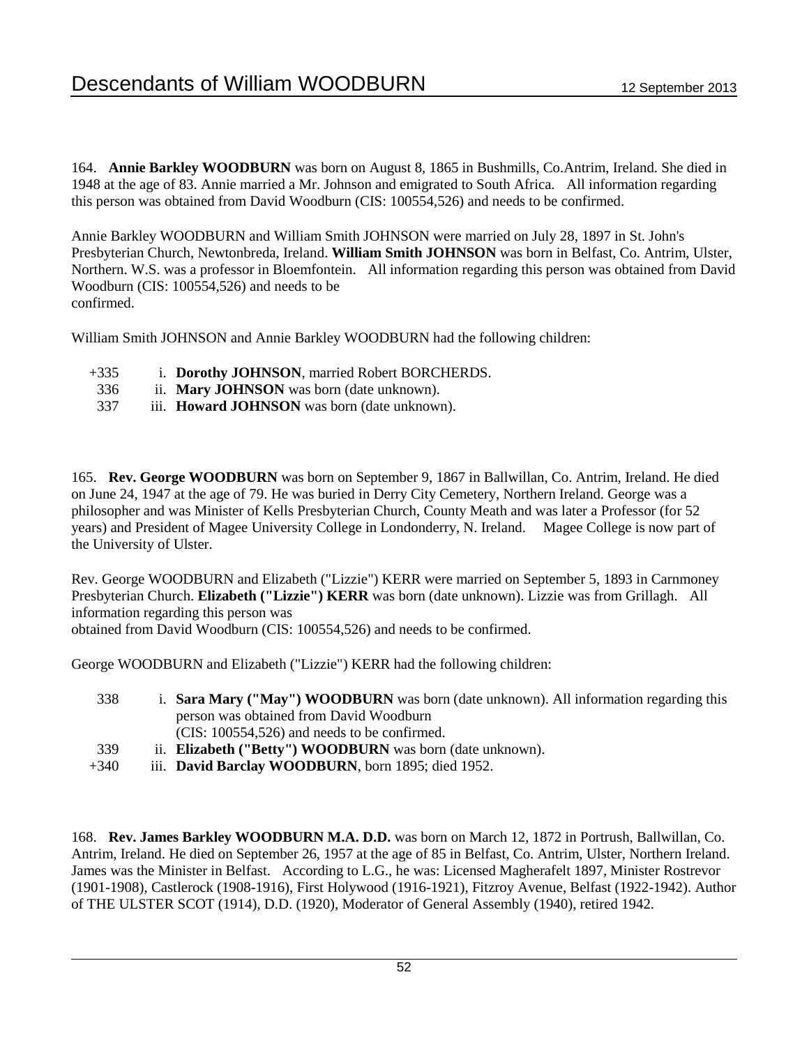164. **Annie Barkley WOODBURN** was born on August 8, 1865 in Bushmills, Co.Antrim, Ireland. She died in 1948 at the age of 83. Annie married a Mr. Johnson and emigrated to South Africa. All information regarding this person was obtained from David Woodburn (CIS: 100554,526) and needs to be confirmed.

Annie Barkley WOODBURN and William Smith JOHNSON were married on July 28, 1897 in St. John's Presbyterian Church, Newtonbreda, Ireland. **William Smith JOHNSON** was born in Belfast, Co. Antrim, Ulster, Northern. W.S. was a professor in Bloemfontein. All information regarding this person was obtained from David Woodburn (CIS: 100554,526) and needs to be confirmed.

William Smith JOHNSON and Annie Barkley WOODBURN had the following children:

- +335 i. **Dorothy JOHNSON**, married Robert BORCHERDS.
- 336 ii. **Mary JOHNSON** was born (date unknown).
- 337 iii. **Howard JOHNSON** was born (date unknown).

165. **Rev. George WOODBURN** was born on September 9, 1867 in Ballwillan, Co. Antrim, Ireland. He died on June 24, 1947 at the age of 79. He was buried in Derry City Cemetery, Northern Ireland. George was a philosopher and was Minister of Kells Presbyterian Church, County Meath and was later a Professor (for 52 years) and President of Magee University College in Londonderry, N. Ireland. Magee College is now part of the University of Ulster.

Rev. George WOODBURN and Elizabeth ("Lizzie") KERR were married on September 5, 1893 in Carnmoney Presbyterian Church. **Elizabeth ("Lizzie") KERR** was born (date unknown). Lizzie was from Grillagh. All information regarding this person was obtained from David Woodburn (CIS: 100554,526) and needs to be confirmed.

George WOODBURN and Elizabeth ("Lizzie") KERR had the following children:

- 338 i. **Sara Mary ("May") WOODBURN** was born (date unknown). All information regarding this person was obtained from David Woodburn (CIS: 100554,526) and needs to be confirmed.
- 339 ii. **Elizabeth ("Betty") WOODBURN** was born (date unknown).
- +340 iii. **David Barclay WOODBURN**, born 1895; died 1952.

168. **Rev. James Barkley WOODBURN M.A. D.D.** was born on March 12, 1872 in Portrush, Ballwillan, Co. Antrim, Ireland. He died on September 26, 1957 at the age of 85 in Belfast, Co. Antrim, Ulster, Northern Ireland. James was the Minister in Belfast. According to L.G., he was: Licensed Magherafelt 1897, Minister Rostrevor (1901-1908), Castlerock (1908-1916), First Holywood (1916-1921), Fitzroy Avenue, Belfast (1922-1942). Author of THE ULSTER SCOT (1914), D.D. (1920), Moderator of General Assembly (1940), retired 1942.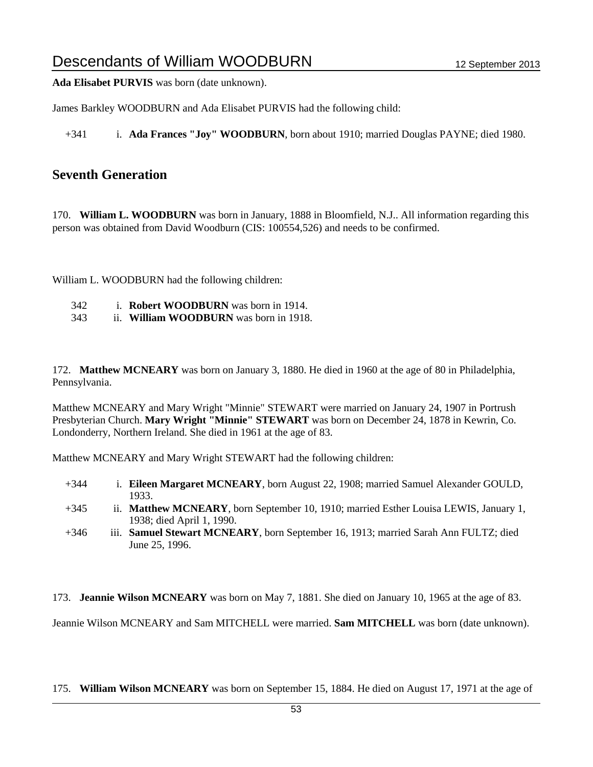**Ada Elisabet PURVIS** was born (date unknown).

James Barkley WOODBURN and Ada Elisabet PURVIS had the following child:

+341 i. **Ada Frances "Joy" WOODBURN**, born about 1910; married Douglas PAYNE; died 1980.

## Seventh Generation

170. **William L. WOODBURN** was born in January, 1888 in Bloomfield, N.J.. All information regarding this person was obtained from David Woodburn (CIS: 100554,526) and needs to be confirmed.

William L. WOODBURN had the following children:

342 i. **Robert WOODBURN** was born in 1914.
343 ii. **William WOODBURN** was born in 1918.

172. **Matthew MCNEARY** was born on January 3, 1880. He died in 1960 at the age of 80 in Philadelphia, Pennsylvania.

Matthew MCNEARY and Mary Wright "Minnie" STEWART were married on January 24, 1907 in Portrush Presbyterian Church. **Mary Wright "Minnie" STEWART** was born on December 24, 1878 in Kewrin, Co. Londonderry, Northern Ireland. She died in 1961 at the age of 83.

Matthew MCNEARY and Mary Wright STEWART had the following children:

+344 i. **Eileen Margaret MCNEARY**, born August 22, 1908; married Samuel Alexander GOULD, 1933.
+345 ii. **Matthew MCNEARY**, born September 10, 1910; married Esther Louisa LEWIS, January 1, 1938; died April 1, 1990.
+346 iii. **Samuel Stewart MCNEARY**, born September 16, 1913; married Sarah Ann FULTZ; died June 25, 1996.

173. **Jeannie Wilson MCNEARY** was born on May 7, 1881. She died on January 10, 1965 at the age of 83.

Jeannie Wilson MCNEARY and Sam MITCHELL were married. **Sam MITCHELL** was born (date unknown).

175. **William Wilson MCNEARY** was born on September 15, 1884. He died on August 17, 1971 at the age of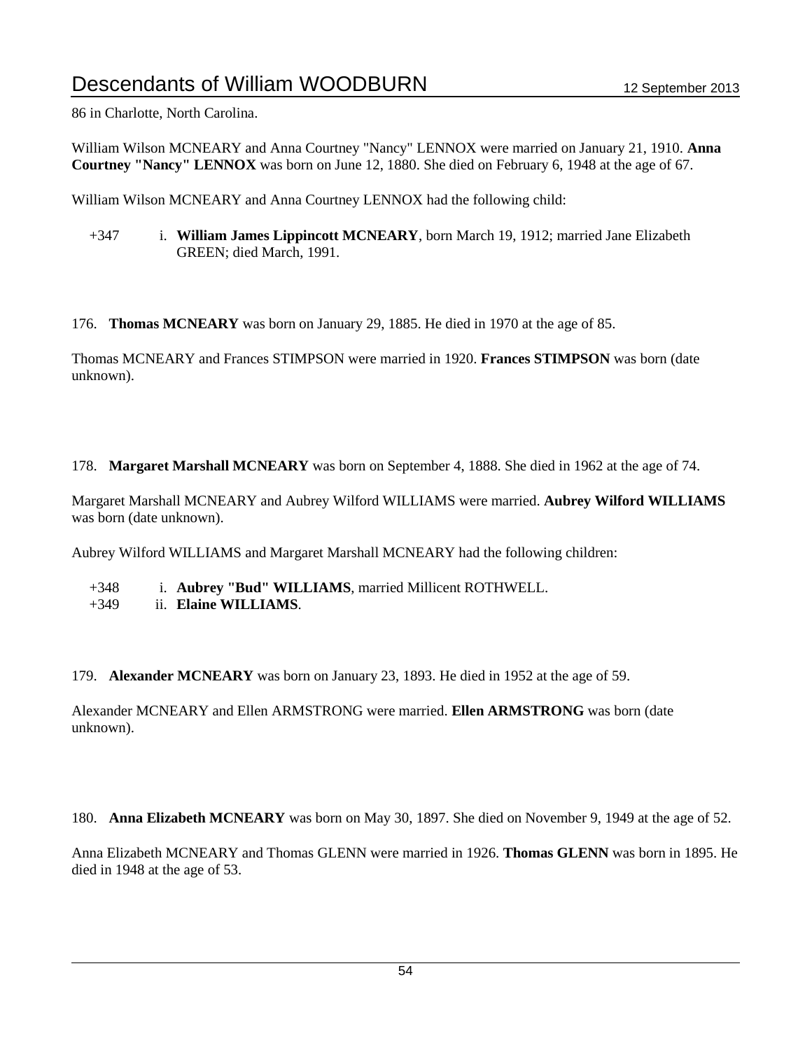86 in Charlotte, North Carolina.

William Wilson MCNEARY and Anna Courtney "Nancy" LENNOX were married on January 21, 1910. **Anna Courtney "Nancy" LENNOX** was born on June 12, 1880. She died on February 6, 1948 at the age of 67.

William Wilson MCNEARY and Anna Courtney LENNOX had the following child:

+347 i. **William James Lippincott MCNEARY**, born March 19, 1912; married Jane Elizabeth GREEN; died March, 1991.

176. **Thomas MCNEARY** was born on January 29, 1885. He died in 1970 at the age of 85.

Thomas MCNEARY and Frances STIMPSON were married in 1920. **Frances STIMPSON** was born (date unknown).

178. **Margaret Marshall MCNEARY** was born on September 4, 1888. She died in 1962 at the age of 74.

Margaret Marshall MCNEARY and Aubrey Wilford WILLIAMS were married. **Aubrey Wilford WILLIAMS** was born (date unknown).

Aubrey Wilford WILLIAMS and Margaret Marshall MCNEARY had the following children:

+348 i. **Aubrey "Bud" WILLIAMS**, married Millicent ROTHWELL.
+349 ii. **Elaine WILLIAMS**.

179. **Alexander MCNEARY** was born on January 23, 1893. He died in 1952 at the age of 59.

Alexander MCNEARY and Ellen ARMSTRONG were married. **Ellen ARMSTRONG** was born (date unknown).

180. **Anna Elizabeth MCNEARY** was born on May 30, 1897. She died on November 9, 1949 at the age of 52.

Anna Elizabeth MCNEARY and Thomas GLENN were married in 1926. **Thomas GLENN** was born in 1895. He died in 1948 at the age of 53.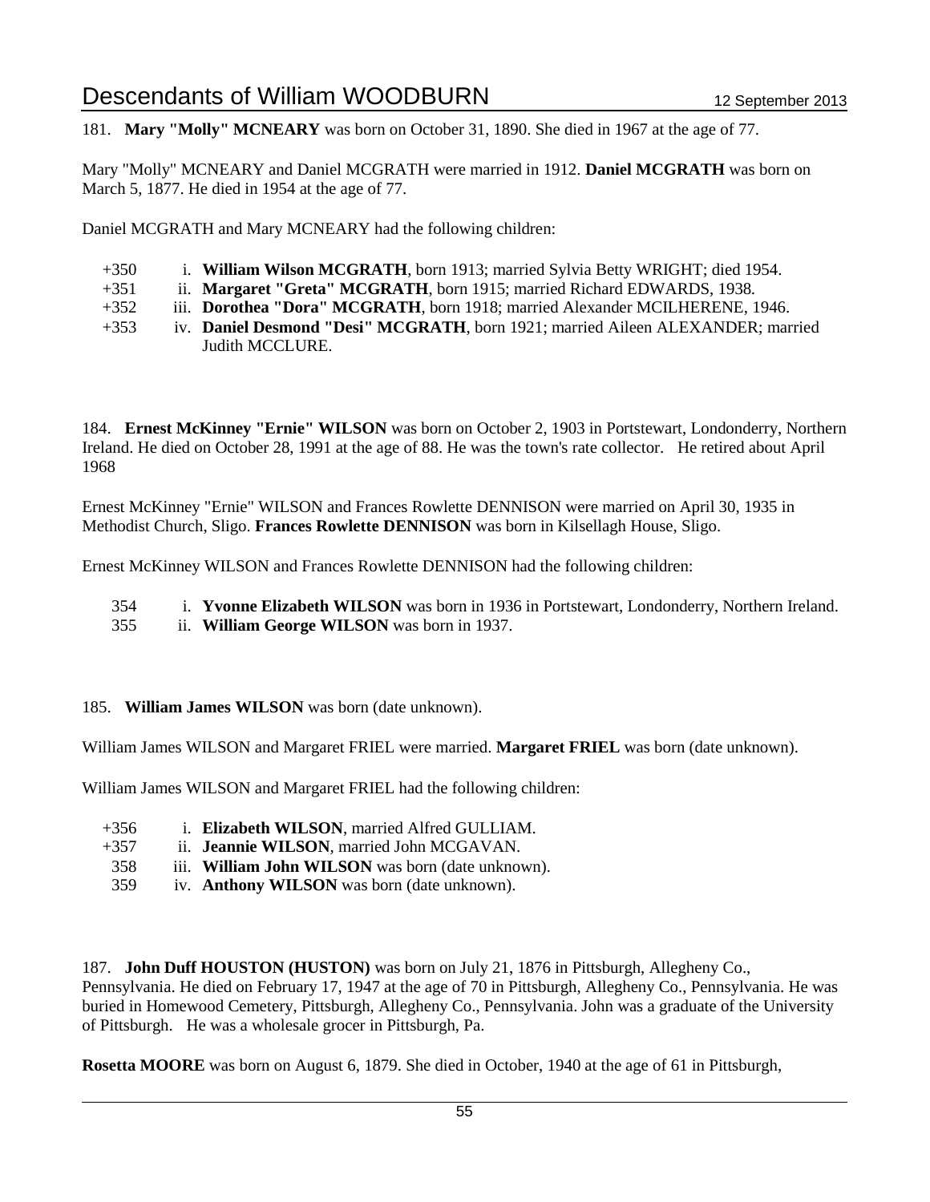181. **Mary "Molly" MCNEARY** was born on October 31, 1890. She died in 1967 at the age of 77.

Mary "Molly" MCNEARY and Daniel MCGRATH were married in 1912. **Daniel MCGRATH** was born on March 5, 1877. He died in 1954 at the age of 77.

Daniel MCGRATH and Mary MCNEARY had the following children:

- +350 i. **William Wilson MCGRATH**, born 1913; married Sylvia Betty WRIGHT; died 1954.
- +351 ii. **Margaret "Greta" MCGRATH**, born 1915; married Richard EDWARDS, 1938.
- +352 iii. **Dorothea "Dora" MCGRATH**, born 1918; married Alexander MCILHERENE, 1946.
- +353 iv. **Daniel Desmond "Desi" MCGRATH**, born 1921; married Aileen ALEXANDER; married Judith MCCLURE.

184. **Ernest McKinney "Ernie" WILSON** was born on October 2, 1903 in Portstewart, Londonderry, Northern Ireland. He died on October 28, 1991 at the age of 88. He was the town's rate collector. He retired about April 1968

Ernest McKinney "Ernie" WILSON and Frances Rowlette DENNISON were married on April 30, 1935 in Methodist Church, Sligo. **Frances Rowlette DENNISON** was born in Kilsellagh House, Sligo.

Ernest McKinney WILSON and Frances Rowlette DENNISON had the following children:

- 354 i. **Yvonne Elizabeth WILSON** was born in 1936 in Portstewart, Londonderry, Northern Ireland.
- 355 ii. **William George WILSON** was born in 1937.

185. **William James WILSON** was born (date unknown).

William James WILSON and Margaret FRIEL were married. **Margaret FRIEL** was born (date unknown).

William James WILSON and Margaret FRIEL had the following children:

- +356 i. **Elizabeth WILSON**, married Alfred GULLIAM.
- +357 ii. **Jeannie WILSON**, married John MCGAVAN.
- 358 iii. **William John WILSON** was born (date unknown).
- 359 iv. **Anthony WILSON** was born (date unknown).

187. **John Duff HOUSTON (HUSTON)** was born on July 21, 1876 in Pittsburgh, Allegheny Co., Pennsylvania. He died on February 17, 1947 at the age of 70 in Pittsburgh, Allegheny Co., Pennsylvania. He was buried in Homewood Cemetery, Pittsburgh, Allegheny Co., Pennsylvania. John was a graduate of the University of Pittsburgh. He was a wholesale grocer in Pittsburgh, Pa.

**Rosetta MOORE** was born on August 6, 1879. She died in October, 1940 at the age of 61 in Pittsburgh,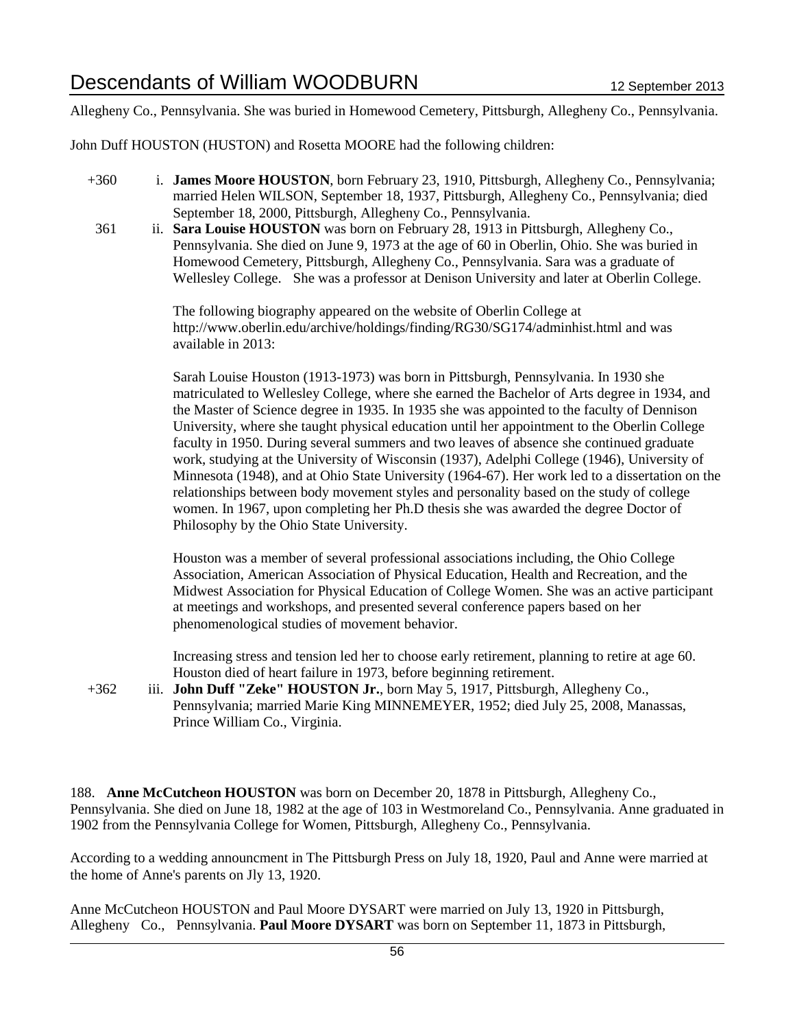Allegheny Co., Pennsylvania. She was buried in Homewood Cemetery, Pittsburgh, Allegheny Co., Pennsylvania.

John Duff HOUSTON (HUSTON) and Rosetta MOORE had the following children:

+360 i. **James Moore HOUSTON**, born February 23, 1910, Pittsburgh, Allegheny Co., Pennsylvania; married Helen WILSON, September 18, 1937, Pittsburgh, Allegheny Co., Pennsylvania; died September 18, 2000, Pittsburgh, Allegheny Co., Pennsylvania.

361 ii. **Sara Louise HOUSTON** was born on February 28, 1913 in Pittsburgh, Allegheny Co., Pennsylvania. She died on June 9, 1973 at the age of 60 in Oberlin, Ohio. She was buried in Homewood Cemetery, Pittsburgh, Allegheny Co., Pennsylvania. Sara was a graduate of Wellesley College. She was a professor at Denison University and later at Oberlin College.

The following biography appeared on the website of Oberlin College at http://www.oberlin.edu/archive/holdings/finding/RG30/SG174/adminhist.html and was available in 2013:

Sarah Louise Houston (1913-1973) was born in Pittsburgh, Pennsylvania. In 1930 she matriculated to Wellesley College, where she earned the Bachelor of Arts degree in 1934, and the Master of Science degree in 1935. In 1935 she was appointed to the faculty of Dennison University, where she taught physical education until her appointment to the Oberlin College faculty in 1950. During several summers and two leaves of absence she continued graduate work, studying at the University of Wisconsin (1937), Adelphi College (1946), University of Minnesota (1948), and at Ohio State University (1964-67). Her work led to a dissertation on the relationships between body movement styles and personality based on the study of college women. In 1967, upon completing her Ph.D thesis she was awarded the degree Doctor of Philosophy by the Ohio State University.

Houston was a member of several professional associations including, the Ohio College Association, American Association of Physical Education, Health and Recreation, and the Midwest Association for Physical Education of College Women. She was an active participant at meetings and workshops, and presented several conference papers based on her phenomenological studies of movement behavior.

Increasing stress and tension led her to choose early retirement, planning to retire at age 60. Houston died of heart failure in 1973, before beginning retirement.

+362 iii. **John Duff "Zeke" HOUSTON Jr.**, born May 5, 1917, Pittsburgh, Allegheny Co., Pennsylvania; married Marie King MINNEMEYER, 1952; died July 25, 2008, Manassas, Prince William Co., Virginia.

188. **Anne McCutcheon HOUSTON** was born on December 20, 1878 in Pittsburgh, Allegheny Co., Pennsylvania. She died on June 18, 1982 at the age of 103 in Westmoreland Co., Pennsylvania. Anne graduated in 1902 from the Pennsylvania College for Women, Pittsburgh, Allegheny Co., Pennsylvania.

According to a wedding announcment in The Pittsburgh Press on July 18, 1920, Paul and Anne were married at the home of Anne's parents on Jly 13, 1920.

Anne McCutcheon HOUSTON and Paul Moore DYSART were married on July 13, 1920 in Pittsburgh, Allegheny Co., Pennsylvania. **Paul Moore DYSART** was born on September 11, 1873 in Pittsburgh,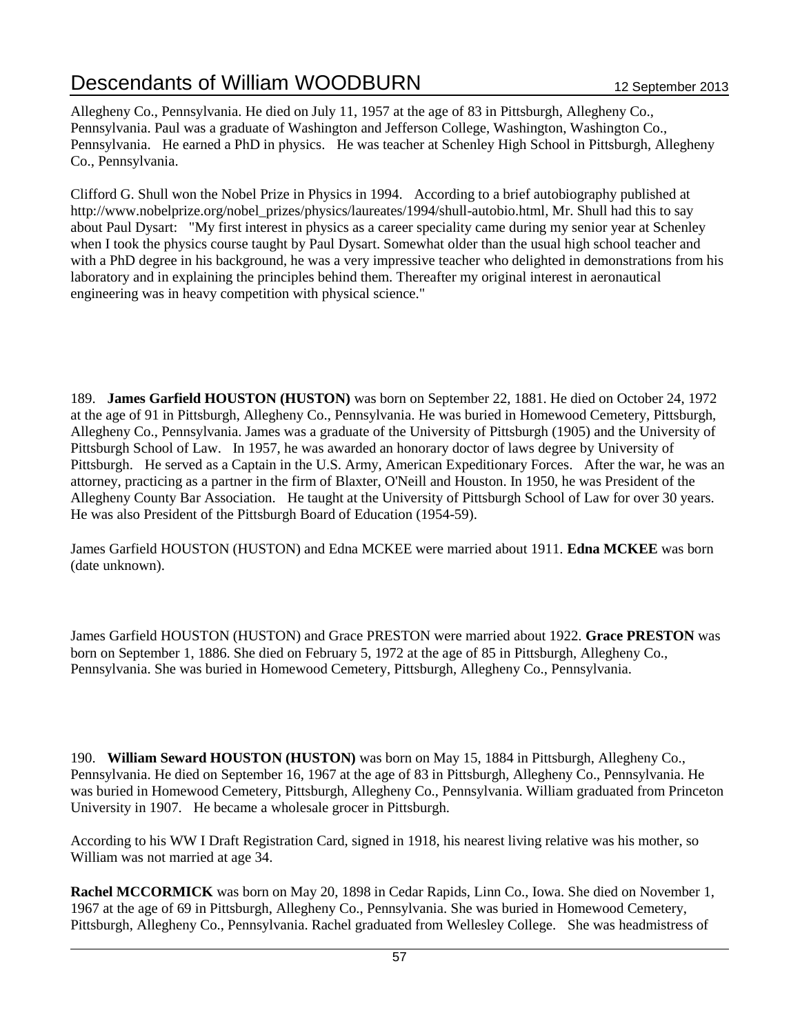Allegheny Co., Pennsylvania. He died on July 11, 1957 at the age of 83 in Pittsburgh, Allegheny Co., Pennsylvania. Paul was a graduate of Washington and Jefferson College, Washington, Washington Co., Pennsylvania. He earned a PhD in physics. He was teacher at Schenley High School in Pittsburgh, Allegheny Co., Pennsylvania.

Clifford G. Shull won the Nobel Prize in Physics in 1994. According to a brief autobiography published at http://www.nobelprize.org/nobel_prizes/physics/laureates/1994/shull-autobio.html, Mr. Shull had this to say about Paul Dysart: "My first interest in physics as a career speciality came during my senior year at Schenley when I took the physics course taught by Paul Dysart. Somewhat older than the usual high school teacher and with a PhD degree in his background, he was a very impressive teacher who delighted in demonstrations from his laboratory and in explaining the principles behind them. Thereafter my original interest in aeronautical engineering was in heavy competition with physical science."

189. **James Garfield HOUSTON (HUSTON)** was born on September 22, 1881. He died on October 24, 1972 at the age of 91 in Pittsburgh, Allegheny Co., Pennsylvania. He was buried in Homewood Cemetery, Pittsburgh, Allegheny Co., Pennsylvania. James was a graduate of the University of Pittsburgh (1905) and the University of Pittsburgh School of Law. In 1957, he was awarded an honorary doctor of laws degree by University of Pittsburgh. He served as a Captain in the U.S. Army, American Expeditionary Forces. After the war, he was an attorney, practicing as a partner in the firm of Blaxter, O'Neill and Houston. In 1950, he was President of the Allegheny County Bar Association. He taught at the University of Pittsburgh School of Law for over 30 years. He was also President of the Pittsburgh Board of Education (1954-59).

James Garfield HOUSTON (HUSTON) and Edna MCKEE were married about 1911. **Edna MCKEE** was born (date unknown).

James Garfield HOUSTON (HUSTON) and Grace PRESTON were married about 1922. **Grace PRESTON** was born on September 1, 1886. She died on February 5, 1972 at the age of 85 in Pittsburgh, Allegheny Co., Pennsylvania. She was buried in Homewood Cemetery, Pittsburgh, Allegheny Co., Pennsylvania.

190. **William Seward HOUSTON (HUSTON)** was born on May 15, 1884 in Pittsburgh, Allegheny Co., Pennsylvania. He died on September 16, 1967 at the age of 83 in Pittsburgh, Allegheny Co., Pennsylvania. He was buried in Homewood Cemetery, Pittsburgh, Allegheny Co., Pennsylvania. William graduated from Princeton University in 1907. He became a wholesale grocer in Pittsburgh.

According to his WW I Draft Registration Card, signed in 1918, his nearest living relative was his mother, so William was not married at age 34.

**Rachel MCCORMICK** was born on May 20, 1898 in Cedar Rapids, Linn Co., Iowa. She died on November 1, 1967 at the age of 69 in Pittsburgh, Allegheny Co., Pennsylvania. She was buried in Homewood Cemetery, Pittsburgh, Allegheny Co., Pennsylvania. Rachel graduated from Wellesley College. She was headmistress of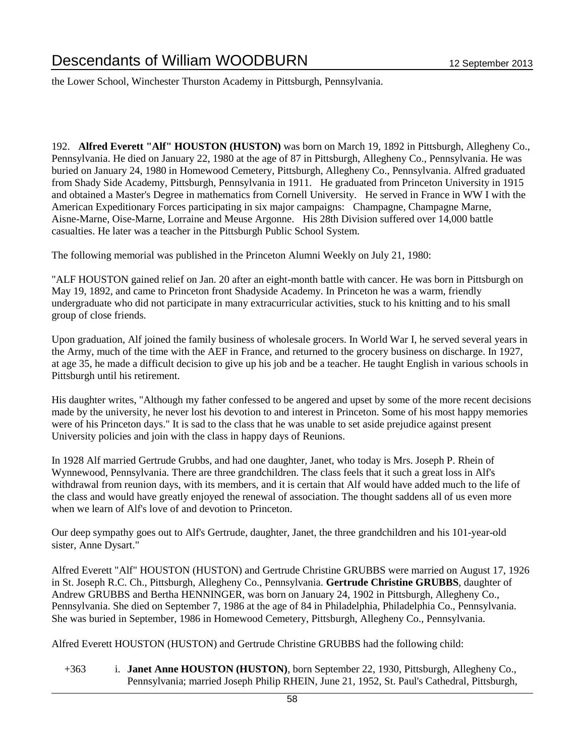the Lower School, Winchester Thurston Academy in Pittsburgh, Pennsylvania.

192. **Alfred Everett "Alf" HOUSTON (HUSTON)** was born on March 19, 1892 in Pittsburgh, Allegheny Co., Pennsylvania. He died on January 22, 1980 at the age of 87 in Pittsburgh, Allegheny Co., Pennsylvania. He was buried on January 24, 1980 in Homewood Cemetery, Pittsburgh, Allegheny Co., Pennsylvania. Alfred graduated from Shady Side Academy, Pittsburgh, Pennsylvania in 1911. He graduated from Princeton University in 1915 and obtained a Master's Degree in mathematics from Cornell University. He served in France in WW I with the American Expeditionary Forces participating in six major campaigns: Champagne, Champagne Marne, Aisne-Marne, Oise-Marne, Lorraine and Meuse Argonne. His 28th Division suffered over 14,000 battle casualties. He later was a teacher in the Pittsburgh Public School System.

The following memorial was published in the Princeton Alumni Weekly on July 21, 1980:

"ALF HOUSTON gained relief on Jan. 20 after an eight-month battle with cancer. He was born in Pittsburgh on May 19, 1892, and came to Princeton front Shadyside Academy. In Princeton he was a warm, friendly undergraduate who did not participate in many extracurricular activities, stuck to his knitting and to his small group of close friends.

Upon graduation, Alf joined the family business of wholesale grocers. In World War I, he served several years in the Army, much of the time with the AEF in France, and returned to the grocery business on discharge. In 1927, at age 35, he made a difficult decision to give up his job and be a teacher. He taught English in various schools in Pittsburgh until his retirement.

His daughter writes, "Although my father confessed to be angered and upset by some of the more recent decisions made by the university, he never lost his devotion to and interest in Princeton. Some of his most happy memories were of his Princeton days." It is sad to the class that he was unable to set aside prejudice against present University policies and join with the class in happy days of Reunions.

In 1928 Alf married Gertrude Grubbs, and had one daughter, Janet, who today is Mrs. Joseph P. Rhein of Wynnewood, Pennsylvania. There are three grandchildren. The class feels that it such a great loss in Alf's withdrawal from reunion days, with its members, and it is certain that Alf would have added much to the life of the class and would have greatly enjoyed the renewal of association. The thought saddens all of us even more when we learn of Alf's love of and devotion to Princeton.

Our deep sympathy goes out to Alf's Gertrude, daughter, Janet, the three grandchildren and his 101-year-old sister, Anne Dysart."

Alfred Everett "Alf" HOUSTON (HUSTON) and Gertrude Christine GRUBBS were married on August 17, 1926 in St. Joseph R.C. Ch., Pittsburgh, Allegheny Co., Pennsylvania. **Gertrude Christine GRUBBS**, daughter of Andrew GRUBBS and Bertha HENNINGER, was born on January 24, 1902 in Pittsburgh, Allegheny Co., Pennsylvania. She died on September 7, 1986 at the age of 84 in Philadelphia, Philadelphia Co., Pennsylvania. She was buried in September, 1986 in Homewood Cemetery, Pittsburgh, Allegheny Co., Pennsylvania.

Alfred Everett HOUSTON (HUSTON) and Gertrude Christine GRUBBS had the following child:

+363 i. **Janet Anne HOUSTON (HUSTON)**, born September 22, 1930, Pittsburgh, Allegheny Co., Pennsylvania; married Joseph Philip RHEIN, June 21, 1952, St. Paul's Cathedral, Pittsburgh,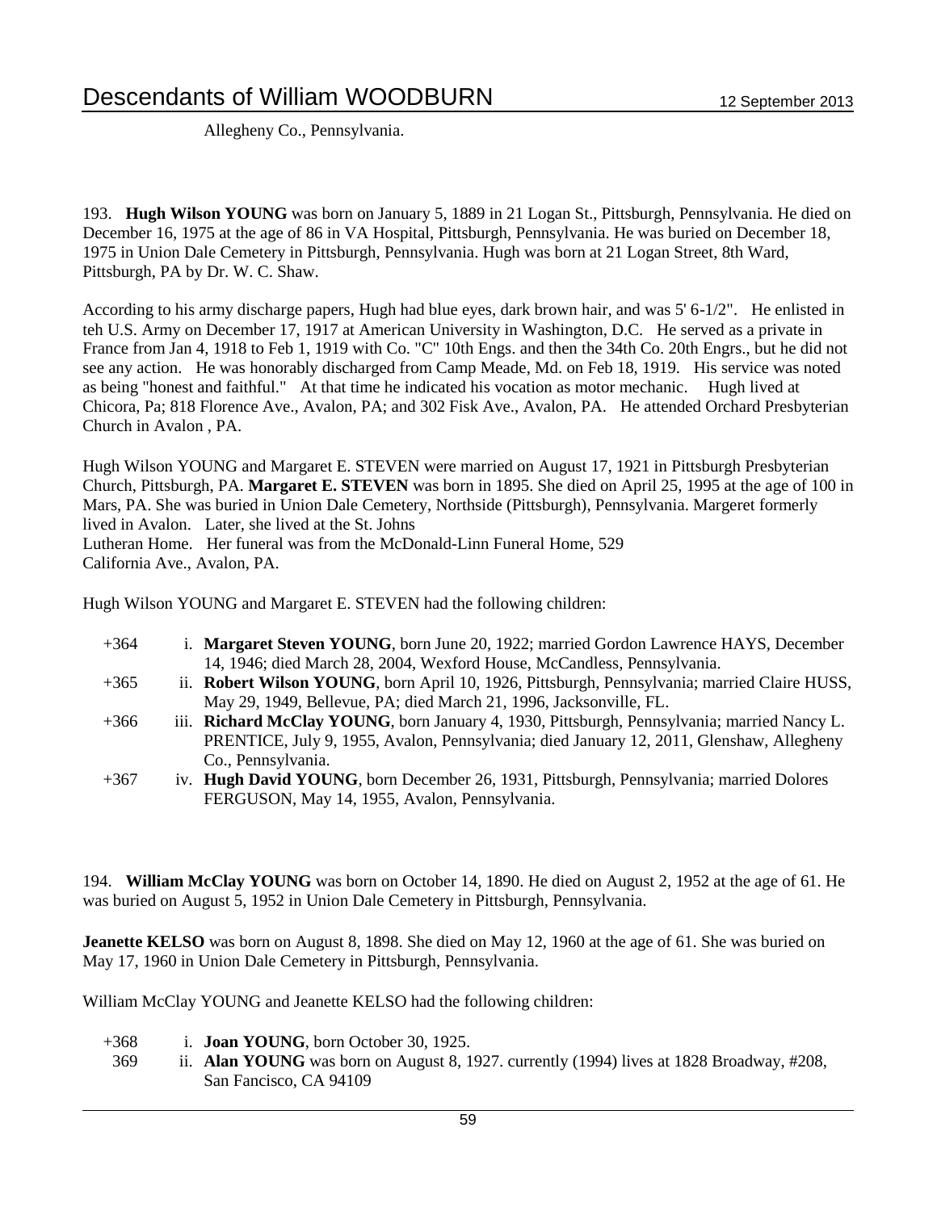Allegheny Co., Pennsylvania.

193. **Hugh Wilson YOUNG** was born on January 5, 1889 in 21 Logan St., Pittsburgh, Pennsylvania. He died on December 16, 1975 at the age of 86 in VA Hospital, Pittsburgh, Pennsylvania. He was buried on December 18, 1975 in Union Dale Cemetery in Pittsburgh, Pennsylvania. Hugh was born at 21 Logan Street, 8th Ward, Pittsburgh, PA by Dr. W. C. Shaw.

According to his army discharge papers, Hugh had blue eyes, dark brown hair, and was 5' 6-1/2". He enlisted in teh U.S. Army on December 17, 1917 at American University in Washington, D.C. He served as a private in France from Jan 4, 1918 to Feb 1, 1919 with Co. "C" 10th Engs. and then the 34th Co. 20th Engrs., but he did not see any action. He was honorably discharged from Camp Meade, Md. on Feb 18, 1919. His service was noted as being "honest and faithful." At that time he indicated his vocation as motor mechanic. Hugh lived at Chicora, Pa; 818 Florence Ave., Avalon, PA; and 302 Fisk Ave., Avalon, PA. He attended Orchard Presbyterian Church in Avalon , PA.

Hugh Wilson YOUNG and Margaret E. STEVEN were married on August 17, 1921 in Pittsburgh Presbyterian Church, Pittsburgh, PA. **Margaret E. STEVEN** was born in 1895. She died on April 25, 1995 at the age of 100 in Mars, PA. She was buried in Union Dale Cemetery, Northside (Pittsburgh), Pennsylvania. Margeret formerly lived in Avalon. Later, she lived at the St. Johns
Lutheran Home. Her funeral was from the McDonald-Linn Funeral Home, 529
California Ave., Avalon, PA.

Hugh Wilson YOUNG and Margaret E. STEVEN had the following children:

+364 i. **Margaret Steven YOUNG**, born June 20, 1922; married Gordon Lawrence HAYS, December 14, 1946; died March 28, 2004, Wexford House, McCandless, Pennsylvania.

+365 ii. **Robert Wilson YOUNG**, born April 10, 1926, Pittsburgh, Pennsylvania; married Claire HUSS, May 29, 1949, Bellevue, PA; died March 21, 1996, Jacksonville, FL.

+366 iii. **Richard McClay YOUNG**, born January 4, 1930, Pittsburgh, Pennsylvania; married Nancy L. PRENTICE, July 9, 1955, Avalon, Pennsylvania; died January 12, 2011, Glenshaw, Allegheny Co., Pennsylvania.

+367 iv. **Hugh David YOUNG**, born December 26, 1931, Pittsburgh, Pennsylvania; married Dolores FERGUSON, May 14, 1955, Avalon, Pennsylvania.

194. **William McClay YOUNG** was born on October 14, 1890. He died on August 2, 1952 at the age of 61. He was buried on August 5, 1952 in Union Dale Cemetery in Pittsburgh, Pennsylvania.

**Jeanette KELSO** was born on August 8, 1898. She died on May 12, 1960 at the age of 61. She was buried on May 17, 1960 in Union Dale Cemetery in Pittsburgh, Pennsylvania.

William McClay YOUNG and Jeanette KELSO had the following children:

+368 i. **Joan YOUNG**, born October 30, 1925.

369 ii. **Alan YOUNG** was born on August 8, 1927. currently (1994) lives at 1828 Broadway, #208, San Fancisco, CA 94109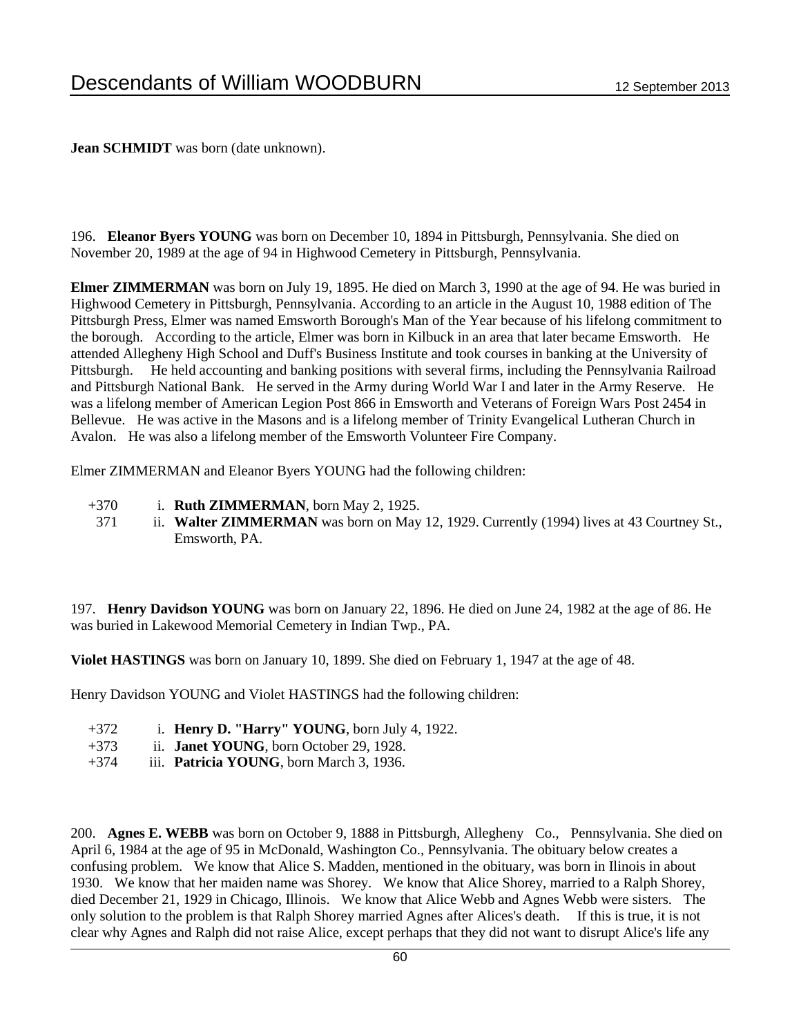**Jean SCHMIDT** was born (date unknown).

196. **Eleanor Byers YOUNG** was born on December 10, 1894 in Pittsburgh, Pennsylvania. She died on November 20, 1989 at the age of 94 in Highwood Cemetery in Pittsburgh, Pennsylvania.

**Elmer ZIMMERMAN** was born on July 19, 1895. He died on March 3, 1990 at the age of 94. He was buried in Highwood Cemetery in Pittsburgh, Pennsylvania. According to an article in the August 10, 1988 edition of The Pittsburgh Press, Elmer was named Emsworth Borough's Man of the Year because of his lifelong commitment to the borough. According to the article, Elmer was born in Kilbuck in an area that later became Emsworth. He attended Allegheny High School and Duff's Business Institute and took courses in banking at the University of Pittsburgh. He held accounting and banking positions with several firms, including the Pennsylvania Railroad and Pittsburgh National Bank. He served in the Army during World War I and later in the Army Reserve. He was a lifelong member of American Legion Post 866 in Emsworth and Veterans of Foreign Wars Post 2454 in Bellevue. He was active in the Masons and is a lifelong member of Trinity Evangelical Lutheran Church in Avalon. He was also a lifelong member of the Emsworth Volunteer Fire Company.

Elmer ZIMMERMAN and Eleanor Byers YOUNG had the following children:

- +370 i. **Ruth ZIMMERMAN**, born May 2, 1925.
- 371 ii. **Walter ZIMMERMAN** was born on May 12, 1929. Currently (1994) lives at 43 Courtney St., Emsworth, PA.

197. **Henry Davidson YOUNG** was born on January 22, 1896. He died on June 24, 1982 at the age of 86. He was buried in Lakewood Memorial Cemetery in Indian Twp., PA.

**Violet HASTINGS** was born on January 10, 1899. She died on February 1, 1947 at the age of 48.

Henry Davidson YOUNG and Violet HASTINGS had the following children:

- +372 i. **Henry D. "Harry" YOUNG**, born July 4, 1922.
- +373 ii. **Janet YOUNG**, born October 29, 1928.
- +374 iii. **Patricia YOUNG**, born March 3, 1936.

200. **Agnes E. WEBB** was born on October 9, 1888 in Pittsburgh, Allegheny Co., Pennsylvania. She died on April 6, 1984 at the age of 95 in McDonald, Washington Co., Pennsylvania. The obituary below creates a confusing problem. We know that Alice S. Madden, mentioned in the obituary, was born in Ilinois in about 1930. We know that her maiden name was Shorey. We know that Alice Shorey, married to a Ralph Shorey, died December 21, 1929 in Chicago, Illinois. We know that Alice Webb and Agnes Webb were sisters. The only solution to the problem is that Ralph Shorey married Agnes after Alices's death. If this is true, it is not clear why Agnes and Ralph did not raise Alice, except perhaps that they did not want to disrupt Alice's life any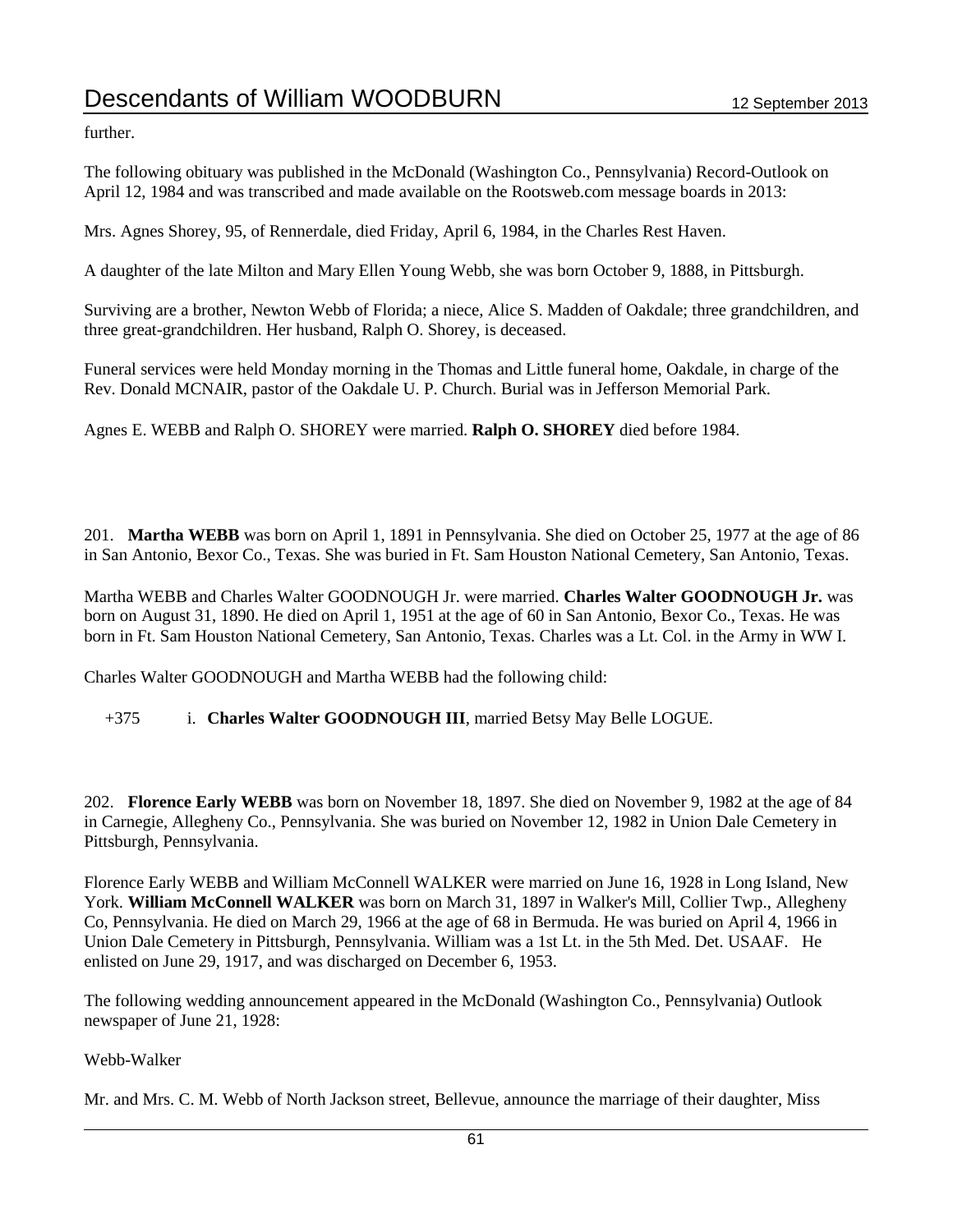further.

The following obituary was published in the McDonald (Washington Co., Pennsylvania) Record-Outlook on April 12, 1984 and was transcribed and made available on the Rootsweb.com message boards in 2013:

Mrs. Agnes Shorey, 95, of Rennerdale, died Friday, April 6, 1984, in the Charles Rest Haven.

A daughter of the late Milton and Mary Ellen Young Webb, she was born October 9, 1888, in Pittsburgh.

Surviving are a brother, Newton Webb of Florida; a niece, Alice S. Madden of Oakdale; three grandchildren, and three great-grandchildren. Her husband, Ralph O. Shorey, is deceased.

Funeral services were held Monday morning in the Thomas and Little funeral home, Oakdale, in charge of the Rev. Donald MCNAIR, pastor of the Oakdale U. P. Church. Burial was in Jefferson Memorial Park.

Agnes E. WEBB and Ralph O. SHOREY were married. **Ralph O. SHOREY** died before 1984.

201. **Martha WEBB** was born on April 1, 1891 in Pennsylvania. She died on October 25, 1977 at the age of 86 in San Antonio, Bexor Co., Texas. She was buried in Ft. Sam Houston National Cemetery, San Antonio, Texas.

Martha WEBB and Charles Walter GOODNOUGH Jr. were married. **Charles Walter GOODNOUGH Jr.** was born on August 31, 1890. He died on April 1, 1951 at the age of 60 in San Antonio, Bexor Co., Texas. He was born in Ft. Sam Houston National Cemetery, San Antonio, Texas. Charles was a Lt. Col. in the Army in WW I.

Charles Walter GOODNOUGH and Martha WEBB had the following child:

+375 i. **Charles Walter GOODNOUGH III**, married Betsy May Belle LOGUE.

202. **Florence Early WEBB** was born on November 18, 1897. She died on November 9, 1982 at the age of 84 in Carnegie, Allegheny Co., Pennsylvania. She was buried on November 12, 1982 in Union Dale Cemetery in Pittsburgh, Pennsylvania.

Florence Early WEBB and William McConnell WALKER were married on June 16, 1928 in Long Island, New York. **William McConnell WALKER** was born on March 31, 1897 in Walker's Mill, Collier Twp., Allegheny Co, Pennsylvania. He died on March 29, 1966 at the age of 68 in Bermuda. He was buried on April 4, 1966 in Union Dale Cemetery in Pittsburgh, Pennsylvania. William was a 1st Lt. in the 5th Med. Det. USAAF. He enlisted on June 29, 1917, and was discharged on December 6, 1953.

The following wedding announcement appeared in the McDonald (Washington Co., Pennsylvania) Outlook newspaper of June 21, 1928:

Webb-Walker

Mr. and Mrs. C. M. Webb of North Jackson street, Bellevue, announce the marriage of their daughter, Miss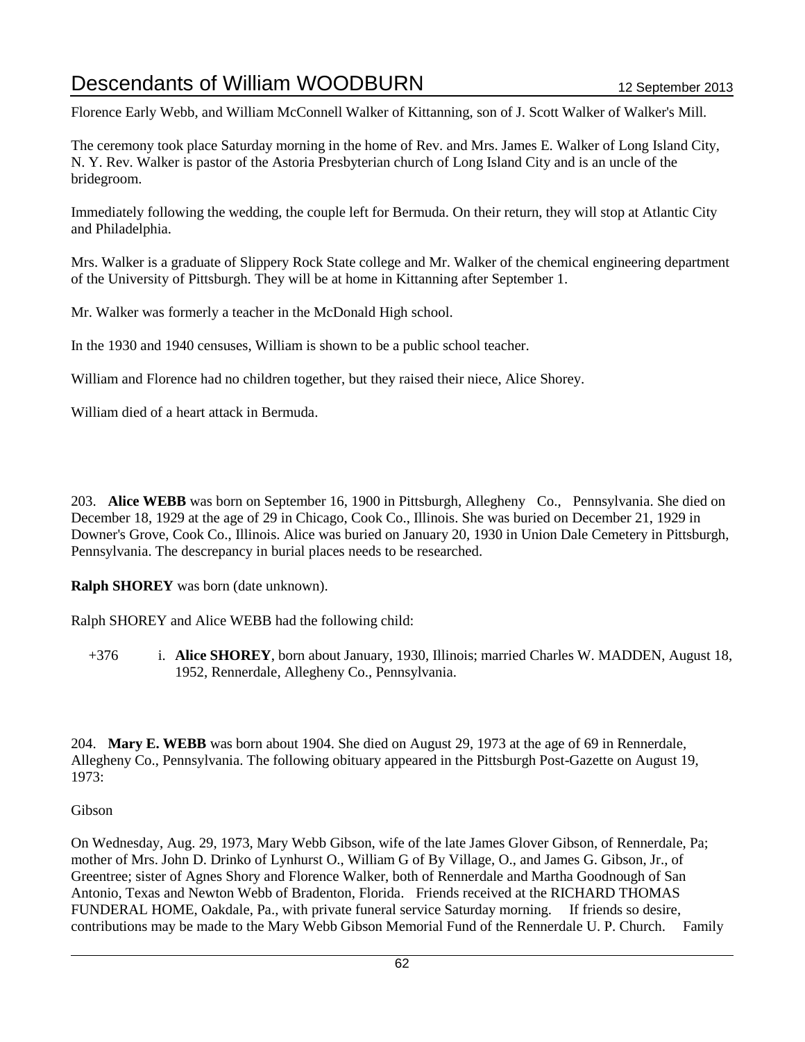Florence Early Webb, and William McConnell Walker of Kittanning, son of J. Scott Walker of Walker's Mill.

The ceremony took place Saturday morning in the home of Rev. and Mrs. James E. Walker of Long Island City, N. Y. Rev. Walker is pastor of the Astoria Presbyterian church of Long Island City and is an uncle of the bridegroom.

Immediately following the wedding, the couple left for Bermuda. On their return, they will stop at Atlantic City and Philadelphia.

Mrs. Walker is a graduate of Slippery Rock State college and Mr. Walker of the chemical engineering department of the University of Pittsburgh. They will be at home in Kittanning after September 1.

Mr. Walker was formerly a teacher in the McDonald High school.

In the 1930 and 1940 censuses, William is shown to be a public school teacher.

William and Florence had no children together, but they raised their niece, Alice Shorey.

William died of a heart attack in Bermuda.

203. **Alice WEBB** was born on September 16, 1900 in Pittsburgh, Allegheny Co., Pennsylvania. She died on December 18, 1929 at the age of 29 in Chicago, Cook Co., Illinois. She was buried on December 21, 1929 in Downer's Grove, Cook Co., Illinois. Alice was buried on January 20, 1930 in Union Dale Cemetery in Pittsburgh, Pennsylvania. The descrepancy in burial places needs to be researched.

**Ralph SHOREY** was born (date unknown).

Ralph SHOREY and Alice WEBB had the following child:

+376 i. **Alice SHOREY**, born about January, 1930, Illinois; married Charles W. MADDEN, August 18, 1952, Rennerdale, Allegheny Co., Pennsylvania.

204. **Mary E. WEBB** was born about 1904. She died on August 29, 1973 at the age of 69 in Rennerdale, Allegheny Co., Pennsylvania. The following obituary appeared in the Pittsburgh Post-Gazette on August 19, 1973:

Gibson

On Wednesday, Aug. 29, 1973, Mary Webb Gibson, wife of the late James Glover Gibson, of Rennerdale, Pa; mother of Mrs. John D. Drinko of Lynhurst O., William G of By Village, O., and James G. Gibson, Jr., of Greentree; sister of Agnes Shory and Florence Walker, both of Rennerdale and Martha Goodnough of San Antonio, Texas and Newton Webb of Bradenton, Florida. Friends received at the RICHARD THOMAS FUNDERAL HOME, Oakdale, Pa., with private funeral service Saturday morning. If friends so desire, contributions may be made to the Mary Webb Gibson Memorial Fund of the Rennerdale U. P. Church. Family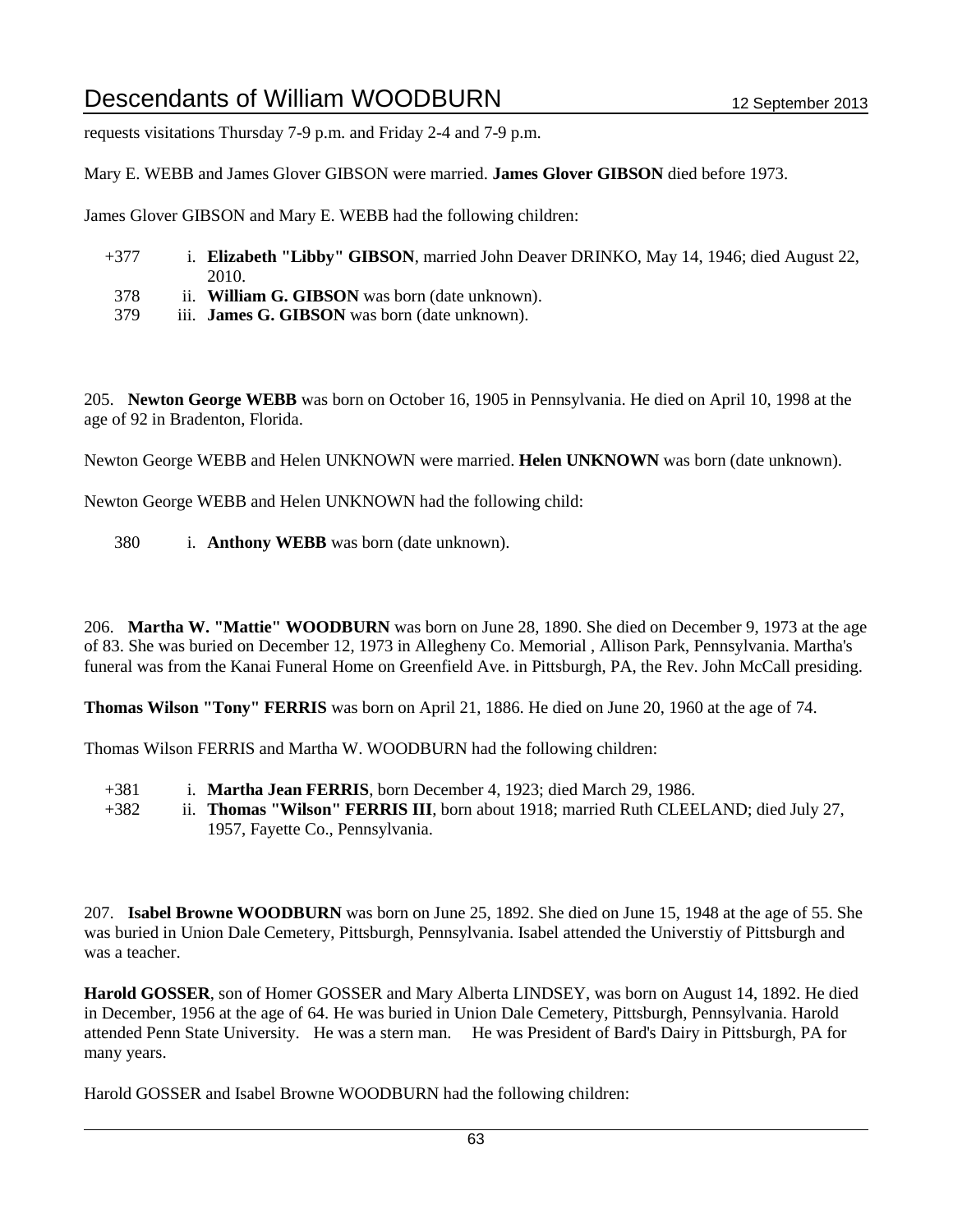requests visitations Thursday 7-9 p.m. and Friday 2-4 and 7-9 p.m.

Mary E. WEBB and James Glover GIBSON were married. **James Glover GIBSON** died before 1973.

James Glover GIBSON and Mary E. WEBB had the following children:

- +377 i. **Elizabeth "Libby" GIBSON**, married John Deaver DRINKO, May 14, 1946; died August 22, 2010.
- 378 ii. **William G. GIBSON** was born (date unknown).
- 379 iii. **James G. GIBSON** was born (date unknown).

205. **Newton George WEBB** was born on October 16, 1905 in Pennsylvania. He died on April 10, 1998 at the age of 92 in Bradenton, Florida.

Newton George WEBB and Helen UNKNOWN were married. **Helen UNKNOWN** was born (date unknown).

Newton George WEBB and Helen UNKNOWN had the following child:

- 380 i. **Anthony WEBB** was born (date unknown).

206. **Martha W. "Mattie" WOODBURN** was born on June 28, 1890. She died on December 9, 1973 at the age of 83. She was buried on December 12, 1973 in Allegheny Co. Memorial , Allison Park, Pennsylvania. Martha's funeral was from the Kanai Funeral Home on Greenfield Ave. in Pittsburgh, PA, the Rev. John McCall presiding.

**Thomas Wilson "Tony" FERRIS** was born on April 21, 1886. He died on June 20, 1960 at the age of 74.

Thomas Wilson FERRIS and Martha W. WOODBURN had the following children:

- +381 i. **Martha Jean FERRIS**, born December 4, 1923; died March 29, 1986.
- +382 ii. **Thomas "Wilson" FERRIS III**, born about 1918; married Ruth CLEELAND; died July 27, 1957, Fayette Co., Pennsylvania.

207. **Isabel Browne WOODBURN** was born on June 25, 1892. She died on June 15, 1948 at the age of 55. She was buried in Union Dale Cemetery, Pittsburgh, Pennsylvania. Isabel attended the Universtiy of Pittsburgh and was a teacher.

**Harold GOSSER**, son of Homer GOSSER and Mary Alberta LINDSEY, was born on August 14, 1892. He died in December, 1956 at the age of 64. He was buried in Union Dale Cemetery, Pittsburgh, Pennsylvania. Harold attended Penn State University. He was a stern man. He was President of Bard's Dairy in Pittsburgh, PA for many years.

Harold GOSSER and Isabel Browne WOODBURN had the following children: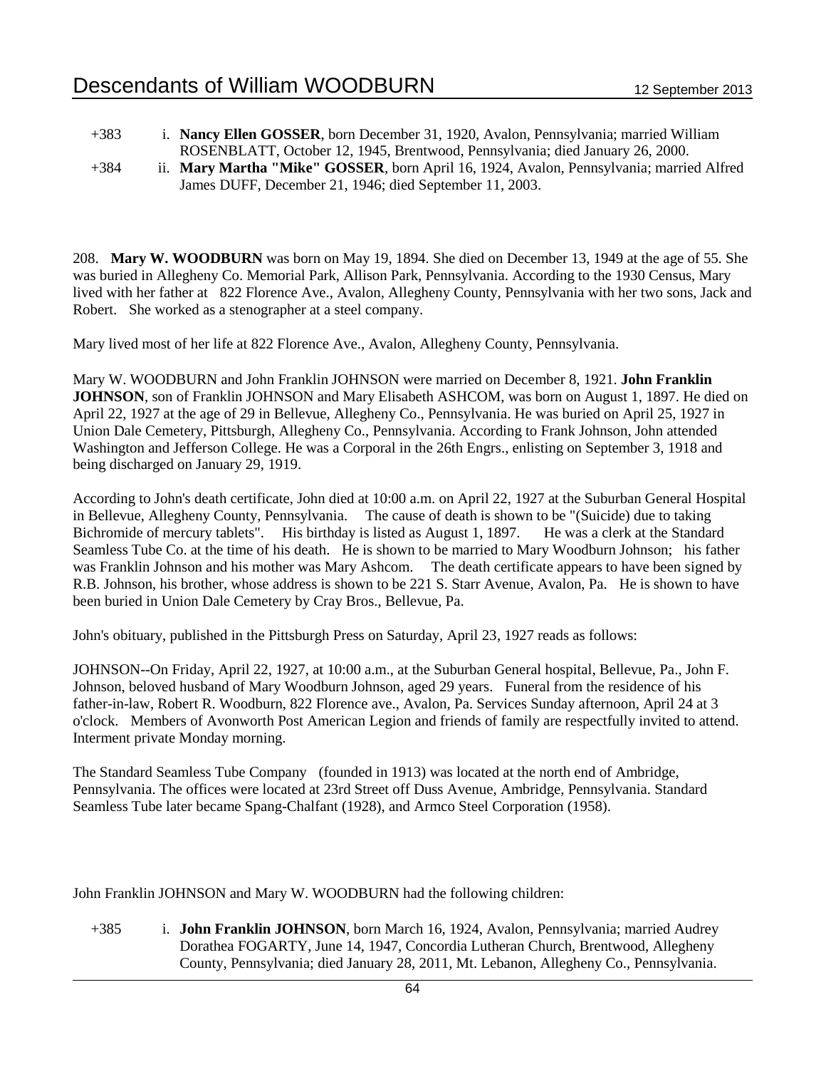+383 i. **Nancy Ellen GOSSER**, born December 31, 1920, Avalon, Pennsylvania; married William ROSENBLATT, October 12, 1945, Brentwood, Pennsylvania; died January 26, 2000.

+384 ii. **Mary Martha "Mike" GOSSER**, born April 16, 1924, Avalon, Pennsylvania; married Alfred James DUFF, December 21, 1946; died September 11, 2003.

208. **Mary W. WOODBURN** was born on May 19, 1894. She died on December 13, 1949 at the age of 55. She was buried in Allegheny Co. Memorial Park, Allison Park, Pennsylvania. According to the 1930 Census, Mary lived with her father at 822 Florence Ave., Avalon, Allegheny County, Pennsylvania with her two sons, Jack and Robert. She worked as a stenographer at a steel company.

Mary lived most of her life at 822 Florence Ave., Avalon, Allegheny County, Pennsylvania.

Mary W. WOODBURN and John Franklin JOHNSON were married on December 8, 1921. **John Franklin JOHNSON**, son of Franklin JOHNSON and Mary Elisabeth ASHCOM, was born on August 1, 1897. He died on April 22, 1927 at the age of 29 in Bellevue, Allegheny Co., Pennsylvania. He was buried on April 25, 1927 in Union Dale Cemetery, Pittsburgh, Allegheny Co., Pennsylvania. According to Frank Johnson, John attended Washington and Jefferson College. He was a Corporal in the 26th Engrs., enlisting on September 3, 1918 and being discharged on January 29, 1919.

According to John's death certificate, John died at 10:00 a.m. on April 22, 1927 at the Suburban General Hospital in Bellevue, Allegheny County, Pennsylvania. The cause of death is shown to be "(Suicide) due to taking Bichromide of mercury tablets". His birthday is listed as August 1, 1897. He was a clerk at the Standard Seamless Tube Co. at the time of his death. He is shown to be married to Mary Woodburn Johnson; his father was Franklin Johnson and his mother was Mary Ashcom. The death certificate appears to have been signed by R.B. Johnson, his brother, whose address is shown to be 221 S. Starr Avenue, Avalon, Pa. He is shown to have been buried in Union Dale Cemetery by Cray Bros., Bellevue, Pa.

John's obituary, published in the Pittsburgh Press on Saturday, April 23, 1927 reads as follows:

JOHNSON--On Friday, April 22, 1927, at 10:00 a.m., at the Suburban General hospital, Bellevue, Pa., John F. Johnson, beloved husband of Mary Woodburn Johnson, aged 29 years. Funeral from the residence of his father-in-law, Robert R. Woodburn, 822 Florence ave., Avalon, Pa. Services Sunday afternoon, April 24 at 3 o'clock. Members of Avonworth Post American Legion and friends of family are respectfully invited to attend. Interment private Monday morning.

The Standard Seamless Tube Company (founded in 1913) was located at the north end of Ambridge, Pennsylvania. The offices were located at 23rd Street off Duss Avenue, Ambridge, Pennsylvania. Standard Seamless Tube later became Spang-Chalfant (1928), and Armco Steel Corporation (1958).

John Franklin JOHNSON and Mary W. WOODBURN had the following children:

+385 i. **John Franklin JOHNSON**, born March 16, 1924, Avalon, Pennsylvania; married Audrey Dorathea FOGARTY, June 14, 1947, Concordia Lutheran Church, Brentwood, Allegheny County, Pennsylvania; died January 28, 2011, Mt. Lebanon, Allegheny Co., Pennsylvania.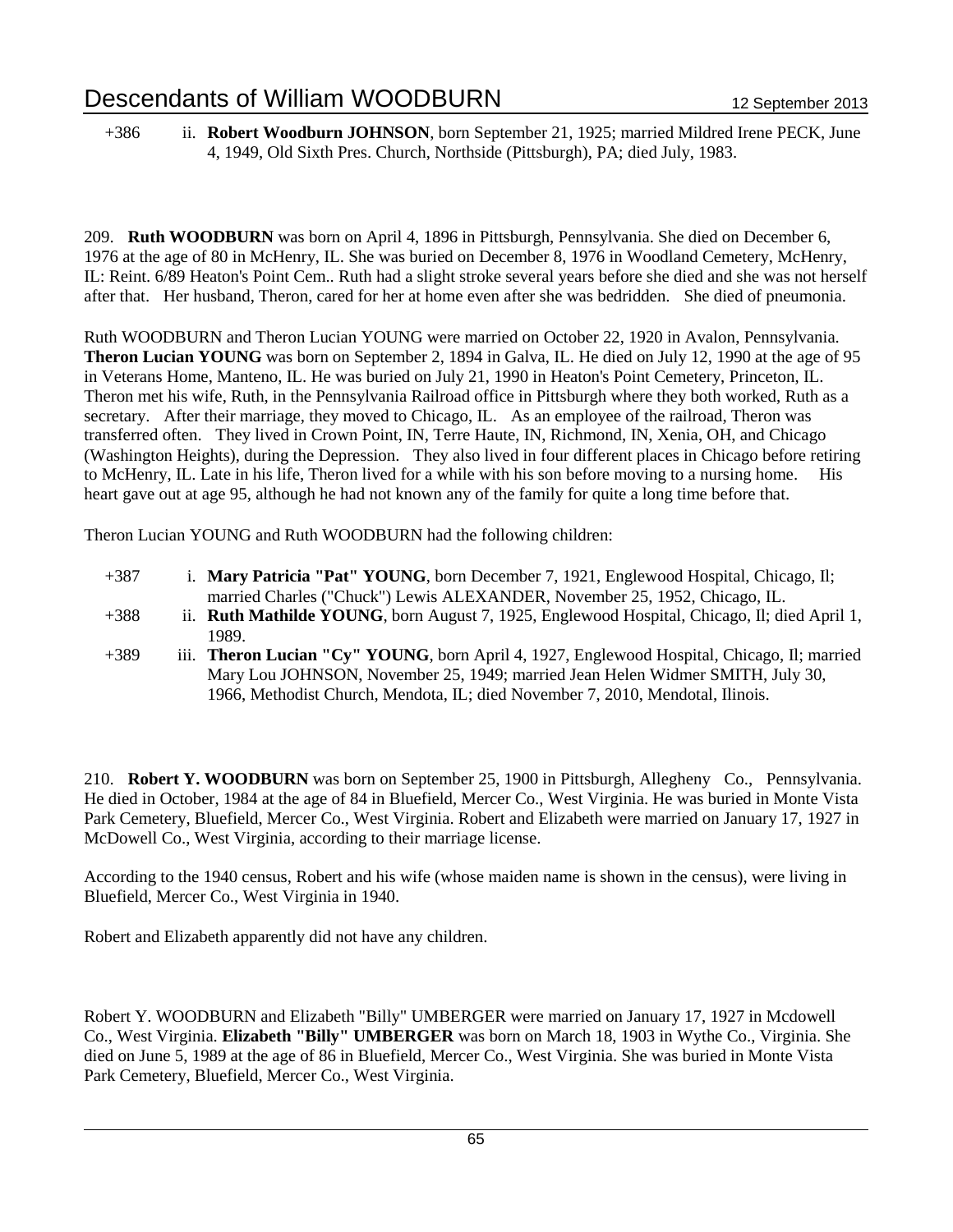+386 ii. **Robert Woodburn JOHNSON**, born September 21, 1925; married Mildred Irene PECK, June 4, 1949, Old Sixth Pres. Church, Northside (Pittsburgh), PA; died July, 1983.

209. **Ruth WOODBURN** was born on April 4, 1896 in Pittsburgh, Pennsylvania. She died on December 6, 1976 at the age of 80 in McHenry, IL. She was buried on December 8, 1976 in Woodland Cemetery, McHenry, IL: Reint. 6/89 Heaton's Point Cem.. Ruth had a slight stroke several years before she died and she was not herself after that. Her husband, Theron, cared for her at home even after she was bedridden. She died of pneumonia.

Ruth WOODBURN and Theron Lucian YOUNG were married on October 22, 1920 in Avalon, Pennsylvania. **Theron Lucian YOUNG** was born on September 2, 1894 in Galva, IL. He died on July 12, 1990 at the age of 95 in Veterans Home, Manteno, IL. He was buried on July 21, 1990 in Heaton's Point Cemetery, Princeton, IL. Theron met his wife, Ruth, in the Pennsylvania Railroad office in Pittsburgh where they both worked, Ruth as a secretary. After their marriage, they moved to Chicago, IL. As an employee of the railroad, Theron was transferred often. They lived in Crown Point, IN, Terre Haute, IN, Richmond, IN, Xenia, OH, and Chicago (Washington Heights), during the Depression. They also lived in four different places in Chicago before retiring to McHenry, IL. Late in his life, Theron lived for a while with his son before moving to a nursing home. His heart gave out at age 95, although he had not known any of the family for quite a long time before that.

Theron Lucian YOUNG and Ruth WOODBURN had the following children:

+387 i. **Mary Patricia "Pat" YOUNG**, born December 7, 1921, Englewood Hospital, Chicago, Il; married Charles ("Chuck") Lewis ALEXANDER, November 25, 1952, Chicago, IL.

+388 ii. **Ruth Mathilde YOUNG**, born August 7, 1925, Englewood Hospital, Chicago, Il; died April 1, 1989.

+389 iii. **Theron Lucian "Cy" YOUNG**, born April 4, 1927, Englewood Hospital, Chicago, Il; married Mary Lou JOHNSON, November 25, 1949; married Jean Helen Widmer SMITH, July 30, 1966, Methodist Church, Mendota, IL; died November 7, 2010, Mendotal, Ilinois.

210. **Robert Y. WOODBURN** was born on September 25, 1900 in Pittsburgh, Allegheny Co., Pennsylvania. He died in October, 1984 at the age of 84 in Bluefield, Mercer Co., West Virginia. He was buried in Monte Vista Park Cemetery, Bluefield, Mercer Co., West Virginia. Robert and Elizabeth were married on January 17, 1927 in McDowell Co., West Virginia, according to their marriage license.

According to the 1940 census, Robert and his wife (whose maiden name is shown in the census), were living in Bluefield, Mercer Co., West Virginia in 1940.

Robert and Elizabeth apparently did not have any children.

Robert Y. WOODBURN and Elizabeth "Billy" UMBERGER were married on January 17, 1927 in Mcdowell Co., West Virginia. **Elizabeth "Billy" UMBERGER** was born on March 18, 1903 in Wythe Co., Virginia. She died on June 5, 1989 at the age of 86 in Bluefield, Mercer Co., West Virginia. She was buried in Monte Vista Park Cemetery, Bluefield, Mercer Co., West Virginia.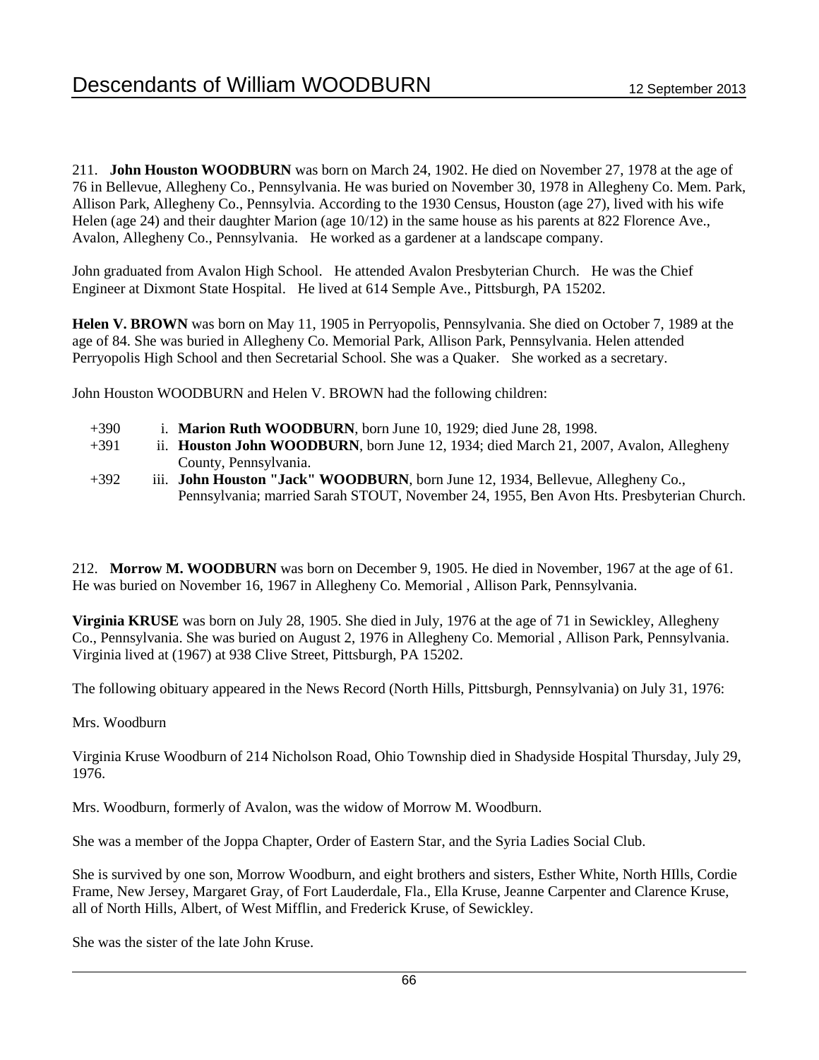211. **John Houston WOODBURN** was born on March 24, 1902. He died on November 27, 1978 at the age of 76 in Bellevue, Allegheny Co., Pennsylvania. He was buried on November 30, 1978 in Allegheny Co. Mem. Park, Allison Park, Allegheny Co., Pennsylvia. According to the 1930 Census, Houston (age 27), lived with his wife Helen (age 24) and their daughter Marion (age 10/12) in the same house as his parents at 822 Florence Ave., Avalon, Allegheny Co., Pennsylvania. He worked as a gardener at a landscape company.

John graduated from Avalon High School. He attended Avalon Presbyterian Church. He was the Chief Engineer at Dixmont State Hospital. He lived at 614 Semple Ave., Pittsburgh, PA 15202.

**Helen V. BROWN** was born on May 11, 1905 in Perryopolis, Pennsylvania. She died on October 7, 1989 at the age of 84. She was buried in Allegheny Co. Memorial Park, Allison Park, Pennsylvania. Helen attended Perryopolis High School and then Secretarial School. She was a Quaker. She worked as a secretary.

John Houston WOODBURN and Helen V. BROWN had the following children:

+390 i. **Marion Ruth WOODBURN**, born June 10, 1929; died June 28, 1998.

+391 ii. **Houston John WOODBURN**, born June 12, 1934; died March 21, 2007, Avalon, Allegheny County, Pennsylvania.

+392 iii. **John Houston "Jack" WOODBURN**, born June 12, 1934, Bellevue, Allegheny Co., Pennsylvania; married Sarah STOUT, November 24, 1955, Ben Avon Hts. Presbyterian Church.

212. **Morrow M. WOODBURN** was born on December 9, 1905. He died in November, 1967 at the age of 61. He was buried on November 16, 1967 in Allegheny Co. Memorial , Allison Park, Pennsylvania.

**Virginia KRUSE** was born on July 28, 1905. She died in July, 1976 at the age of 71 in Sewickley, Allegheny Co., Pennsylvania. She was buried on August 2, 1976 in Allegheny Co. Memorial , Allison Park, Pennsylvania. Virginia lived at (1967) at 938 Clive Street, Pittsburgh, PA 15202.

The following obituary appeared in the News Record (North Hills, Pittsburgh, Pennsylvania) on July 31, 1976:

Mrs. Woodburn

Virginia Kruse Woodburn of 214 Nicholson Road, Ohio Township died in Shadyside Hospital Thursday, July 29, 1976.

Mrs. Woodburn, formerly of Avalon, was the widow of Morrow M. Woodburn.

She was a member of the Joppa Chapter, Order of Eastern Star, and the Syria Ladies Social Club.

She is survived by one son, Morrow Woodburn, and eight brothers and sisters, Esther White, North HIlls, Cordie Frame, New Jersey, Margaret Gray, of Fort Lauderdale, Fla., Ella Kruse, Jeanne Carpenter and Clarence Kruse, all of North Hills, Albert, of West Mifflin, and Frederick Kruse, of Sewickley.

She was the sister of the late John Kruse.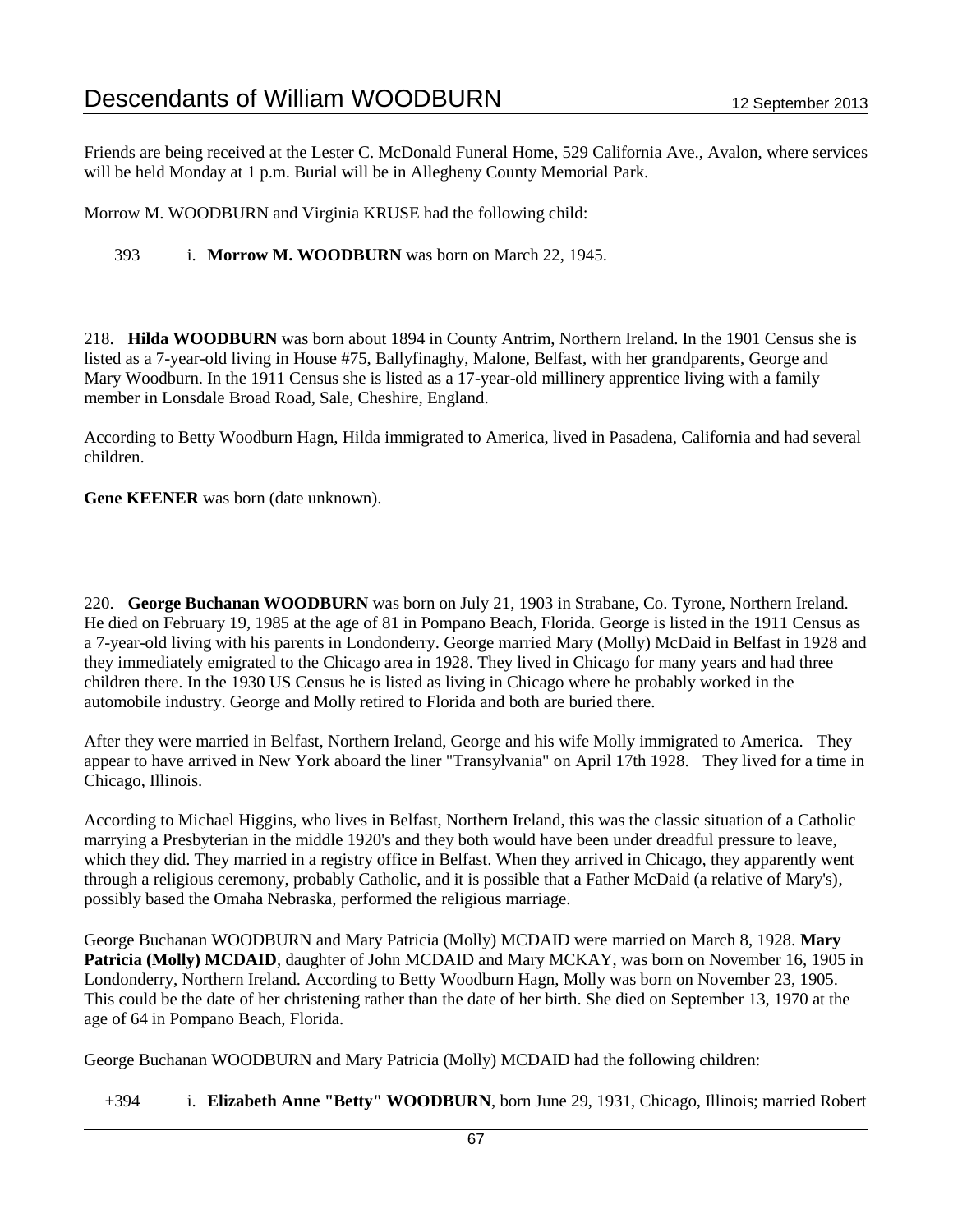Friends are being received at the Lester C. McDonald Funeral Home, 529 California Ave., Avalon, where services will be held Monday at 1 p.m. Burial will be in Allegheny County Memorial Park.

Morrow M. WOODBURN and Virginia KRUSE had the following child:

393 i. **Morrow M. WOODBURN** was born on March 22, 1945.

218. **Hilda WOODBURN** was born about 1894 in County Antrim, Northern Ireland. In the 1901 Census she is listed as a 7-year-old living in House #75, Ballyfinaghy, Malone, Belfast, with her grandparents, George and Mary Woodburn. In the 1911 Census she is listed as a 17-year-old millinery apprentice living with a family member in Lonsdale Broad Road, Sale, Cheshire, England.

According to Betty Woodburn Hagn, Hilda immigrated to America, lived in Pasadena, California and had several children.

**Gene KEENER** was born (date unknown).

220. **George Buchanan WOODBURN** was born on July 21, 1903 in Strabane, Co. Tyrone, Northern Ireland. He died on February 19, 1985 at the age of 81 in Pompano Beach, Florida. George is listed in the 1911 Census as a 7-year-old living with his parents in Londonderry. George married Mary (Molly) McDaid in Belfast in 1928 and they immediately emigrated to the Chicago area in 1928. They lived in Chicago for many years and had three children there. In the 1930 US Census he is listed as living in Chicago where he probably worked in the automobile industry. George and Molly retired to Florida and both are buried there.

After they were married in Belfast, Northern Ireland, George and his wife Molly immigrated to America. They appear to have arrived in New York aboard the liner "Transylvania" on April 17th 1928. They lived for a time in Chicago, Illinois.

According to Michael Higgins, who lives in Belfast, Northern Ireland, this was the classic situation of a Catholic marrying a Presbyterian in the middle 1920's and they both would have been under dreadful pressure to leave, which they did. They married in a registry office in Belfast. When they arrived in Chicago, they apparently went through a religious ceremony, probably Catholic, and it is possible that a Father McDaid (a relative of Mary's), possibly based the Omaha Nebraska, performed the religious marriage.

George Buchanan WOODBURN and Mary Patricia (Molly) MCDAID were married on March 8, 1928. **Mary Patricia (Molly) MCDAID**, daughter of John MCDAID and Mary MCKAY, was born on November 16, 1905 in Londonderry, Northern Ireland. According to Betty Woodburn Hagn, Molly was born on November 23, 1905. This could be the date of her christening rather than the date of her birth. She died on September 13, 1970 at the age of 64 in Pompano Beach, Florida.

George Buchanan WOODBURN and Mary Patricia (Molly) MCDAID had the following children:

+394 i. **Elizabeth Anne "Betty" WOODBURN**, born June 29, 1931, Chicago, Illinois; married Robert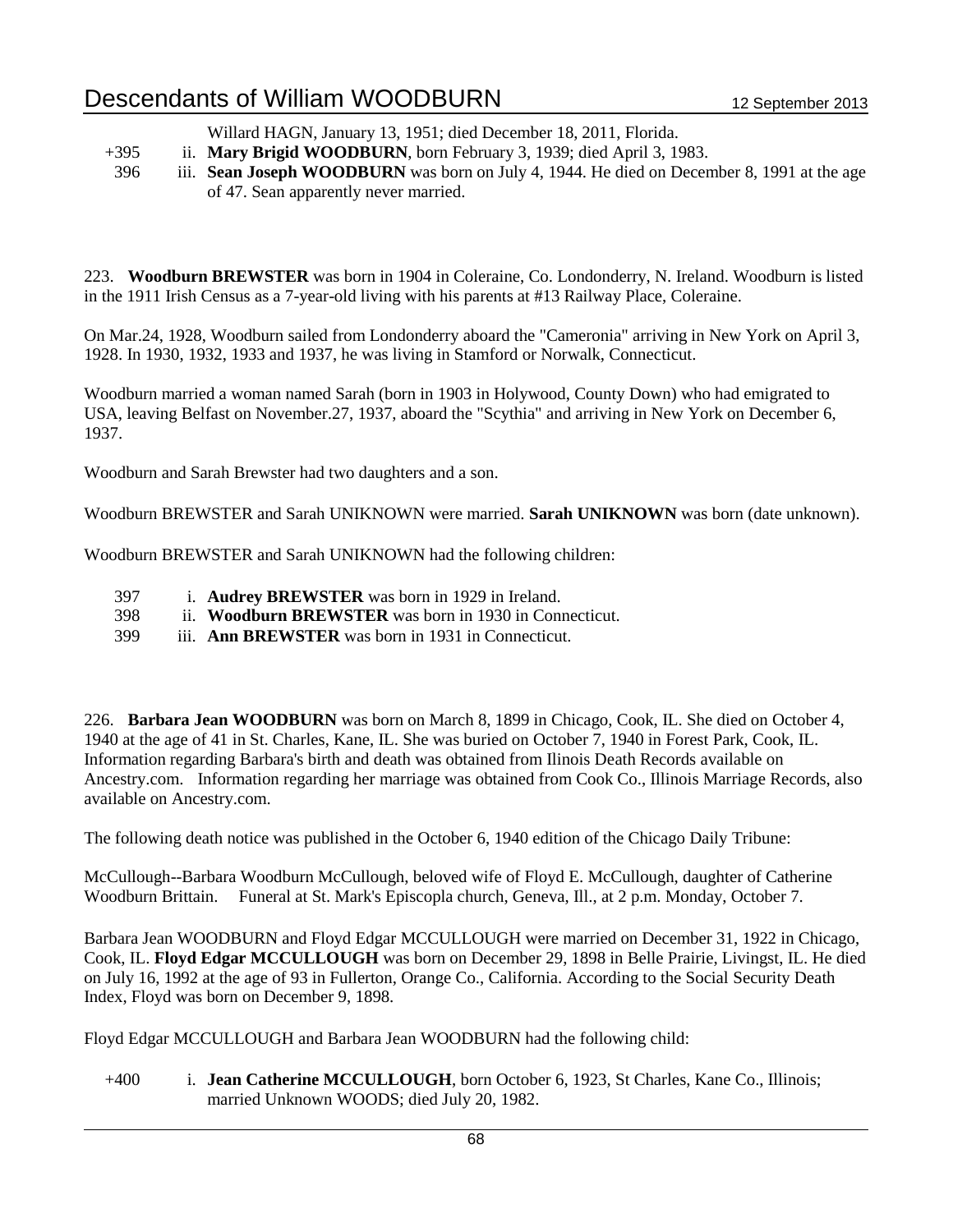Willard HAGN, January 13, 1951; died December 18, 2011, Florida.

+395 ii. **Mary Brigid WOODBURN**, born February 3, 1939; died April 3, 1983.

396 iii. **Sean Joseph WOODBURN** was born on July 4, 1944. He died on December 8, 1991 at the age of 47. Sean apparently never married.

223. **Woodburn BREWSTER** was born in 1904 in Coleraine, Co. Londonderry, N. Ireland. Woodburn is listed in the 1911 Irish Census as a 7-year-old living with his parents at #13 Railway Place, Coleraine.

On Mar.24, 1928, Woodburn sailed from Londonderry aboard the "Cameronia" arriving in New York on April 3, 1928. In 1930, 1932, 1933 and 1937, he was living in Stamford or Norwalk, Connecticut.

Woodburn married a woman named Sarah (born in 1903 in Holywood, County Down) who had emigrated to USA, leaving Belfast on November.27, 1937, aboard the "Scythia" and arriving in New York on December 6, 1937.

Woodburn and Sarah Brewster had two daughters and a son.

Woodburn BREWSTER and Sarah UNIKNOWN were married. **Sarah UNIKNOWN** was born (date unknown).

Woodburn BREWSTER and Sarah UNIKNOWN had the following children:

397 i. **Audrey BREWSTER** was born in 1929 in Ireland.

398 ii. **Woodburn BREWSTER** was born in 1930 in Connecticut.

399 iii. **Ann BREWSTER** was born in 1931 in Connecticut.

226. **Barbara Jean WOODBURN** was born on March 8, 1899 in Chicago, Cook, IL. She died on October 4, 1940 at the age of 41 in St. Charles, Kane, IL. She was buried on October 7, 1940 in Forest Park, Cook, IL. Information regarding Barbara's birth and death was obtained from Ilinois Death Records available on Ancestry.com. Information regarding her marriage was obtained from Cook Co., Illinois Marriage Records, also available on Ancestry.com.

The following death notice was published in the October 6, 1940 edition of the Chicago Daily Tribune:

McCullough--Barbara Woodburn McCullough, beloved wife of Floyd E. McCullough, daughter of Catherine Woodburn Brittain. Funeral at St. Mark's Episcopla church, Geneva, Ill., at 2 p.m. Monday, October 7.

Barbara Jean WOODBURN and Floyd Edgar MCCULLOUGH were married on December 31, 1922 in Chicago, Cook, IL. **Floyd Edgar MCCULLOUGH** was born on December 29, 1898 in Belle Prairie, Livingst, IL. He died on July 16, 1992 at the age of 93 in Fullerton, Orange Co., California. According to the Social Security Death Index, Floyd was born on December 9, 1898.

Floyd Edgar MCCULLOUGH and Barbara Jean WOODBURN had the following child:

+400 i. **Jean Catherine MCCULLOUGH**, born October 6, 1923, St Charles, Kane Co., Illinois; married Unknown WOODS; died July 20, 1982.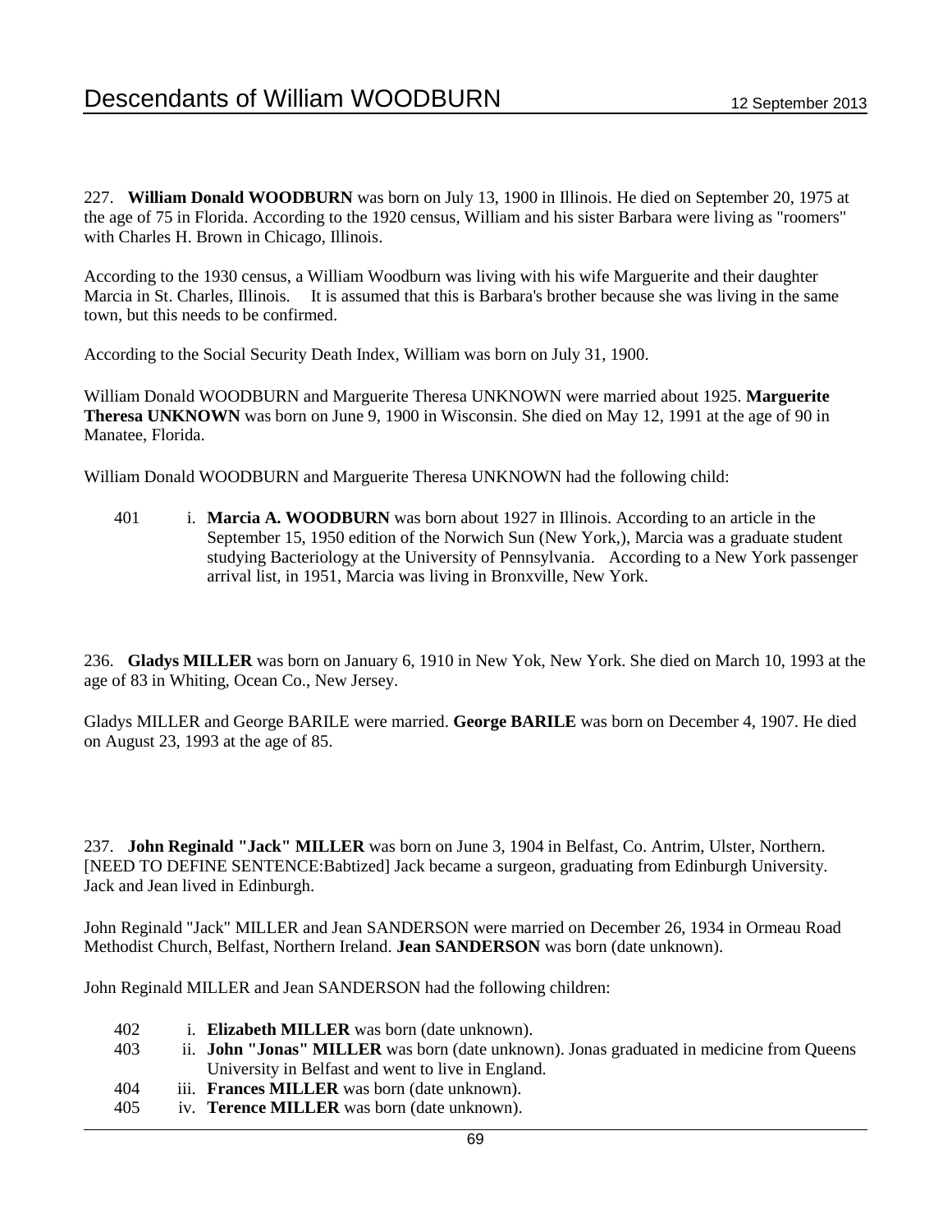227. **William Donald WOODBURN** was born on July 13, 1900 in Illinois. He died on September 20, 1975 at the age of 75 in Florida. According to the 1920 census, William and his sister Barbara were living as "roomers" with Charles H. Brown in Chicago, Illinois.

According to the 1930 census, a William Woodburn was living with his wife Marguerite and their daughter Marcia in St. Charles, Illinois. It is assumed that this is Barbara's brother because she was living in the same town, but this needs to be confirmed.

According to the Social Security Death Index, William was born on July 31, 1900.

William Donald WOODBURN and Marguerite Theresa UNKNOWN were married about 1925. **Marguerite Theresa UNKNOWN** was born on June 9, 1900 in Wisconsin. She died on May 12, 1991 at the age of 90 in Manatee, Florida.

William Donald WOODBURN and Marguerite Theresa UNKNOWN had the following child:

401 i. **Marcia A. WOODBURN** was born about 1927 in Illinois. According to an article in the September 15, 1950 edition of the Norwich Sun (New York,), Marcia was a graduate student studying Bacteriology at the University of Pennsylvania. According to a New York passenger arrival list, in 1951, Marcia was living in Bronxville, New York.

236. **Gladys MILLER** was born on January 6, 1910 in New Yok, New York. She died on March 10, 1993 at the age of 83 in Whiting, Ocean Co., New Jersey.

Gladys MILLER and George BARILE were married. **George BARILE** was born on December 4, 1907. He died on August 23, 1993 at the age of 85.

237. **John Reginald "Jack" MILLER** was born on June 3, 1904 in Belfast, Co. Antrim, Ulster, Northern. [NEED TO DEFINE SENTENCE:Babtized] Jack became a surgeon, graduating from Edinburgh University. Jack and Jean lived in Edinburgh.

John Reginald "Jack" MILLER and Jean SANDERSON were married on December 26, 1934 in Ormeau Road Methodist Church, Belfast, Northern Ireland. **Jean SANDERSON** was born (date unknown).

John Reginald MILLER and Jean SANDERSON had the following children:

402 i. **Elizabeth MILLER** was born (date unknown).
403 ii. **John "Jonas" MILLER** was born (date unknown). Jonas graduated in medicine from Queens University in Belfast and went to live in England.
404 iii. **Frances MILLER** was born (date unknown).
405 iv. **Terence MILLER** was born (date unknown).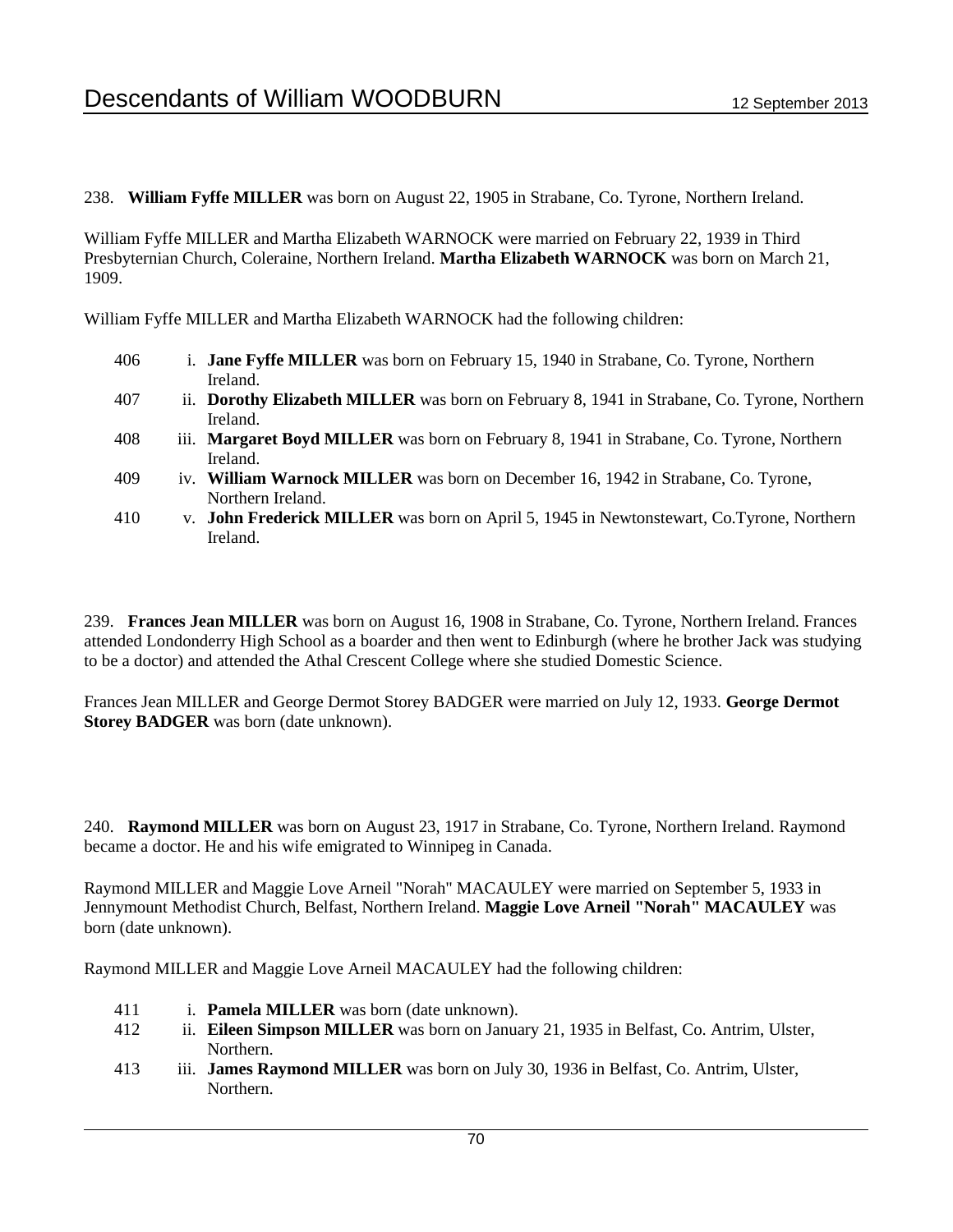238. **William Fyffe MILLER** was born on August 22, 1905 in Strabane, Co. Tyrone, Northern Ireland.

William Fyffe MILLER and Martha Elizabeth WARNOCK were married on February 22, 1939 in Third Presbyternian Church, Coleraine, Northern Ireland. **Martha Elizabeth WARNOCK** was born on March 21, 1909.

William Fyffe MILLER and Martha Elizabeth WARNOCK had the following children:

406 i. **Jane Fyffe MILLER** was born on February 15, 1940 in Strabane, Co. Tyrone, Northern Ireland.

407 ii. **Dorothy Elizabeth MILLER** was born on February 8, 1941 in Strabane, Co. Tyrone, Northern Ireland.

408 iii. **Margaret Boyd MILLER** was born on February 8, 1941 in Strabane, Co. Tyrone, Northern Ireland.

409 iv. **William Warnock MILLER** was born on December 16, 1942 in Strabane, Co. Tyrone, Northern Ireland.

410 v. **John Frederick MILLER** was born on April 5, 1945 in Newtonstewart, Co.Tyrone, Northern Ireland.

239. **Frances Jean MILLER** was born on August 16, 1908 in Strabane, Co. Tyrone, Northern Ireland. Frances attended Londonderry High School as a boarder and then went to Edinburgh (where he brother Jack was studying to be a doctor) and attended the Athal Crescent College where she studied Domestic Science.

Frances Jean MILLER and George Dermot Storey BADGER were married on July 12, 1933. **George Dermot Storey BADGER** was born (date unknown).

240. **Raymond MILLER** was born on August 23, 1917 in Strabane, Co. Tyrone, Northern Ireland. Raymond became a doctor. He and his wife emigrated to Winnipeg in Canada.

Raymond MILLER and Maggie Love Arneil "Norah" MACAULEY were married on September 5, 1933 in Jennymount Methodist Church, Belfast, Northern Ireland. **Maggie Love Arneil "Norah" MACAULEY** was born (date unknown).

Raymond MILLER and Maggie Love Arneil MACAULEY had the following children:

411 i. **Pamela MILLER** was born (date unknown).

412 ii. **Eileen Simpson MILLER** was born on January 21, 1935 in Belfast, Co. Antrim, Ulster, Northern.

413 iii. **James Raymond MILLER** was born on July 30, 1936 in Belfast, Co. Antrim, Ulster, Northern.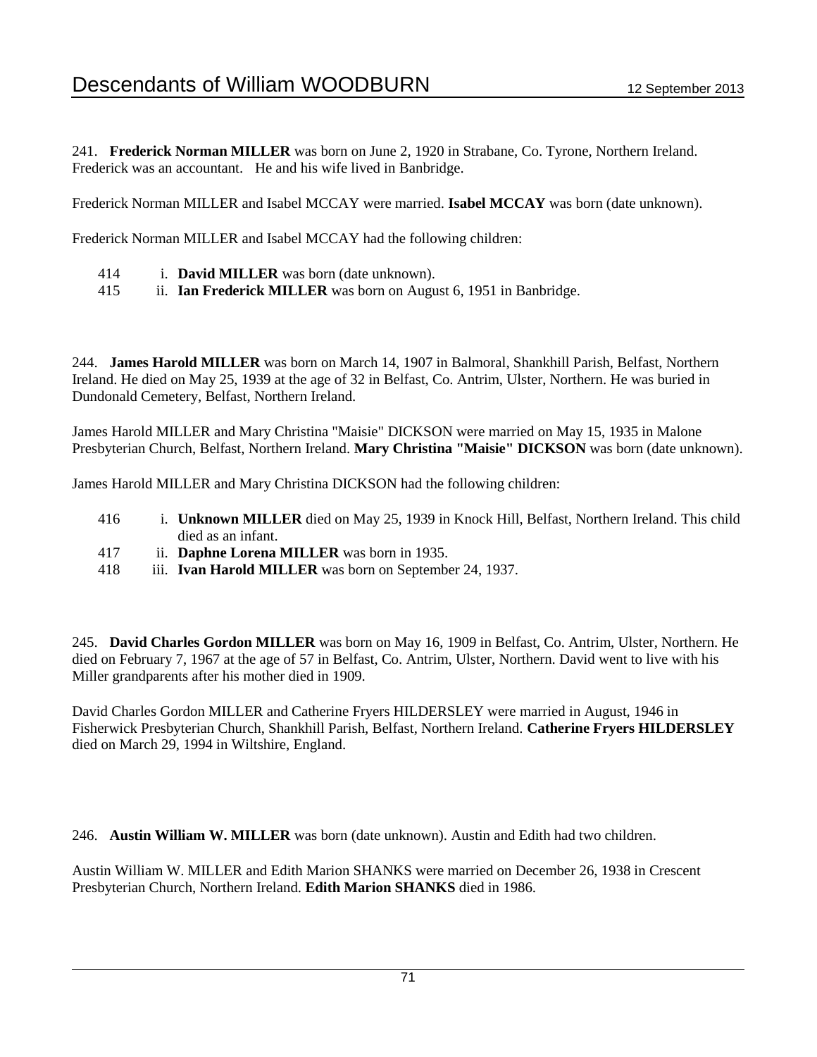241. **Frederick Norman MILLER** was born on June 2, 1920 in Strabane, Co. Tyrone, Northern Ireland. Frederick was an accountant. He and his wife lived in Banbridge.

Frederick Norman MILLER and Isabel MCCAY were married. **Isabel MCCAY** was born (date unknown).

Frederick Norman MILLER and Isabel MCCAY had the following children:

- 414 i. **David MILLER** was born (date unknown).
- 415 ii. **Ian Frederick MILLER** was born on August 6, 1951 in Banbridge.

244. **James Harold MILLER** was born on March 14, 1907 in Balmoral, Shankhill Parish, Belfast, Northern Ireland. He died on May 25, 1939 at the age of 32 in Belfast, Co. Antrim, Ulster, Northern. He was buried in Dundonald Cemetery, Belfast, Northern Ireland.

James Harold MILLER and Mary Christina "Maisie" DICKSON were married on May 15, 1935 in Malone Presbyterian Church, Belfast, Northern Ireland. **Mary Christina "Maisie" DICKSON** was born (date unknown).

James Harold MILLER and Mary Christina DICKSON had the following children:

- 416 i. **Unknown MILLER** died on May 25, 1939 in Knock Hill, Belfast, Northern Ireland. This child died as an infant.
- 417 ii. **Daphne Lorena MILLER** was born in 1935.
- 418 iii. **Ivan Harold MILLER** was born on September 24, 1937.

245. **David Charles Gordon MILLER** was born on May 16, 1909 in Belfast, Co. Antrim, Ulster, Northern. He died on February 7, 1967 at the age of 57 in Belfast, Co. Antrim, Ulster, Northern. David went to live with his Miller grandparents after his mother died in 1909.

David Charles Gordon MILLER and Catherine Fryers HILDERSLEY were married in August, 1946 in Fisherwick Presbyterian Church, Shankhill Parish, Belfast, Northern Ireland. **Catherine Fryers HILDERSLEY** died on March 29, 1994 in Wiltshire, England.

246. **Austin William W. MILLER** was born (date unknown). Austin and Edith had two children.

Austin William W. MILLER and Edith Marion SHANKS were married on December 26, 1938 in Crescent Presbyterian Church, Northern Ireland. **Edith Marion SHANKS** died in 1986.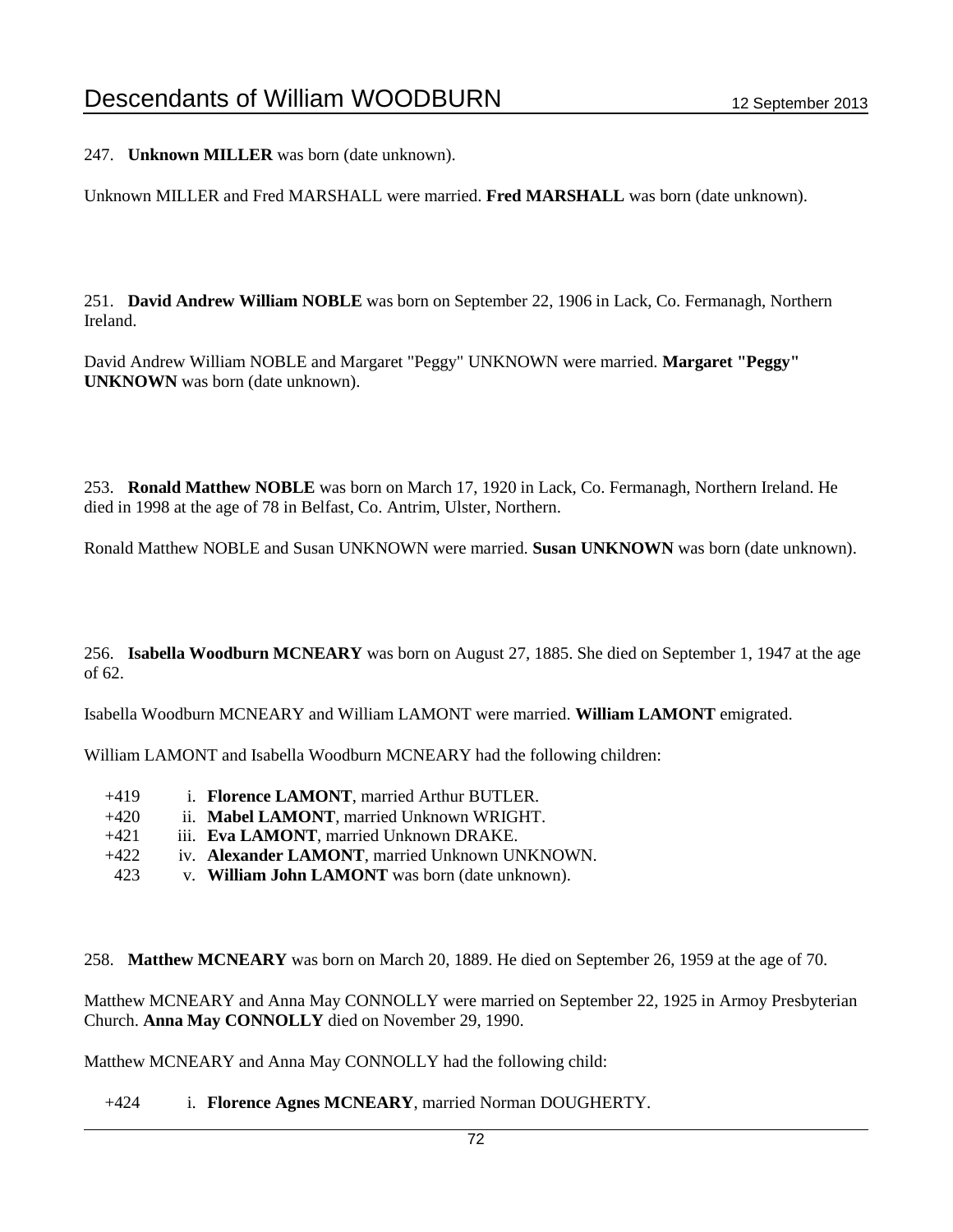247. **Unknown MILLER** was born (date unknown).

Unknown MILLER and Fred MARSHALL were married. **Fred MARSHALL** was born (date unknown).

251. **David Andrew William NOBLE** was born on September 22, 1906 in Lack, Co. Fermanagh, Northern Ireland.

David Andrew William NOBLE and Margaret "Peggy" UNKNOWN were married. **Margaret "Peggy" UNKNOWN** was born (date unknown).

253. **Ronald Matthew NOBLE** was born on March 17, 1920 in Lack, Co. Fermanagh, Northern Ireland. He died in 1998 at the age of 78 in Belfast, Co. Antrim, Ulster, Northern.

Ronald Matthew NOBLE and Susan UNKNOWN were married. **Susan UNKNOWN** was born (date unknown).

256. **Isabella Woodburn MCNEARY** was born on August 27, 1885. She died on September 1, 1947 at the age of 62.

Isabella Woodburn MCNEARY and William LAMONT were married. **William LAMONT** emigrated.

William LAMONT and Isabella Woodburn MCNEARY had the following children:

+419 i. **Florence LAMONT**, married Arthur BUTLER.
+420 ii. **Mabel LAMONT**, married Unknown WRIGHT.
+421 iii. **Eva LAMONT**, married Unknown DRAKE.
+422 iv. **Alexander LAMONT**, married Unknown UNKNOWN.
423 v. **William John LAMONT** was born (date unknown).

258. **Matthew MCNEARY** was born on March 20, 1889. He died on September 26, 1959 at the age of 70.

Matthew MCNEARY and Anna May CONNOLLY were married on September 22, 1925 in Armoy Presbyterian Church. **Anna May CONNOLLY** died on November 29, 1990.

Matthew MCNEARY and Anna May CONNOLLY had the following child:

+424 i. **Florence Agnes MCNEARY**, married Norman DOUGHERTY.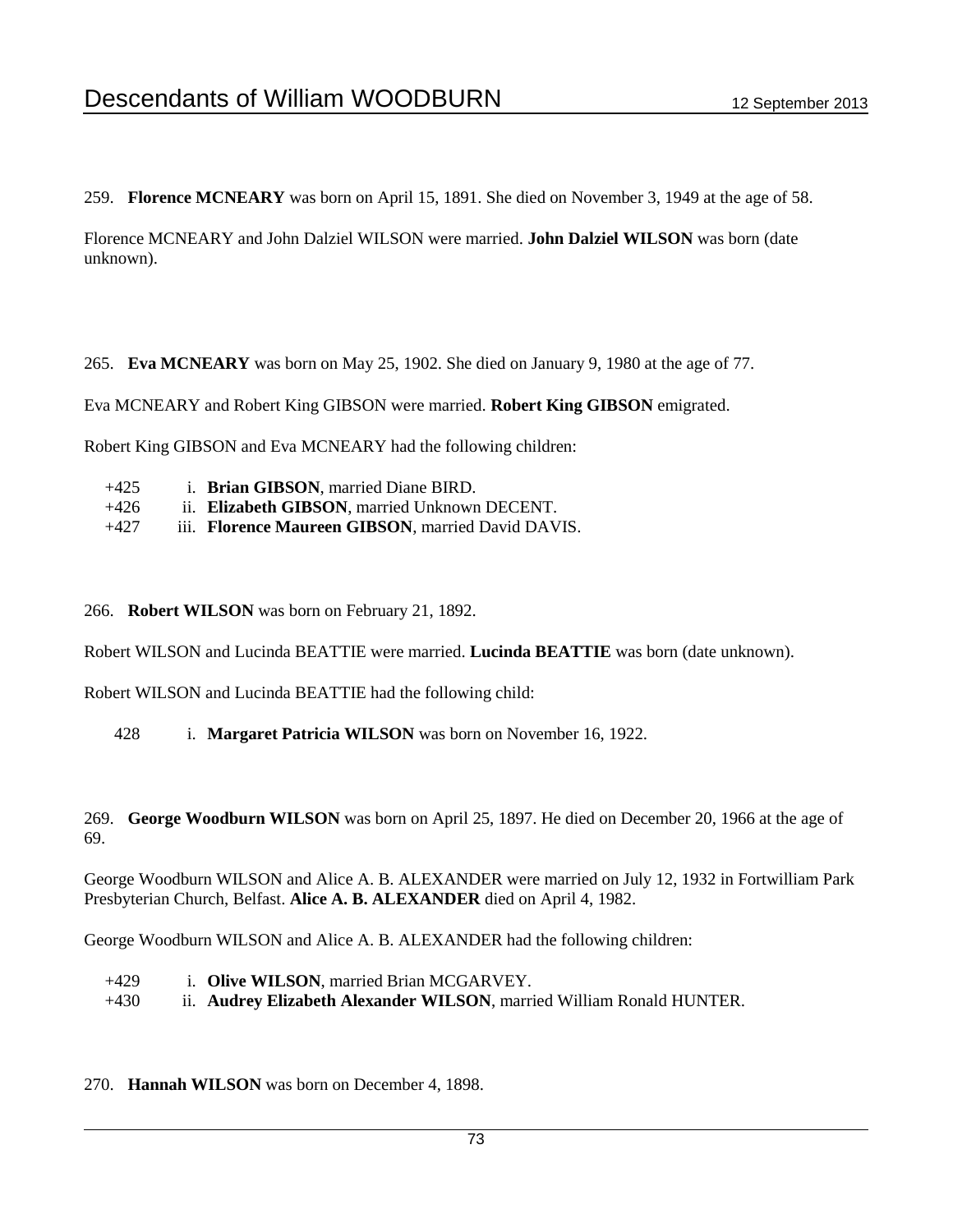259. **Florence MCNEARY** was born on April 15, 1891. She died on November 3, 1949 at the age of 58.

Florence MCNEARY and John Dalziel WILSON were married. **John Dalziel WILSON** was born (date unknown).

265. **Eva MCNEARY** was born on May 25, 1902. She died on January 9, 1980 at the age of 77.

Eva MCNEARY and Robert King GIBSON were married. **Robert King GIBSON** emigrated.

Robert King GIBSON and Eva MCNEARY had the following children:

+425 i. **Brian GIBSON**, married Diane BIRD.
+426 ii. **Elizabeth GIBSON**, married Unknown DECENT.
+427 iii. **Florence Maureen GIBSON**, married David DAVIS.

266. **Robert WILSON** was born on February 21, 1892.

Robert WILSON and Lucinda BEATTIE were married. **Lucinda BEATTIE** was born (date unknown).

Robert WILSON and Lucinda BEATTIE had the following child:

428 i. **Margaret Patricia WILSON** was born on November 16, 1922.

269. **George Woodburn WILSON** was born on April 25, 1897. He died on December 20, 1966 at the age of 69.

George Woodburn WILSON and Alice A. B. ALEXANDER were married on July 12, 1932 in Fortwilliam Park Presbyterian Church, Belfast. **Alice A. B. ALEXANDER** died on April 4, 1982.

George Woodburn WILSON and Alice A. B. ALEXANDER had the following children:

+429 i. **Olive WILSON**, married Brian MCGARVEY.
+430 ii. **Audrey Elizabeth Alexander WILSON**, married William Ronald HUNTER.

270. **Hannah WILSON** was born on December 4, 1898.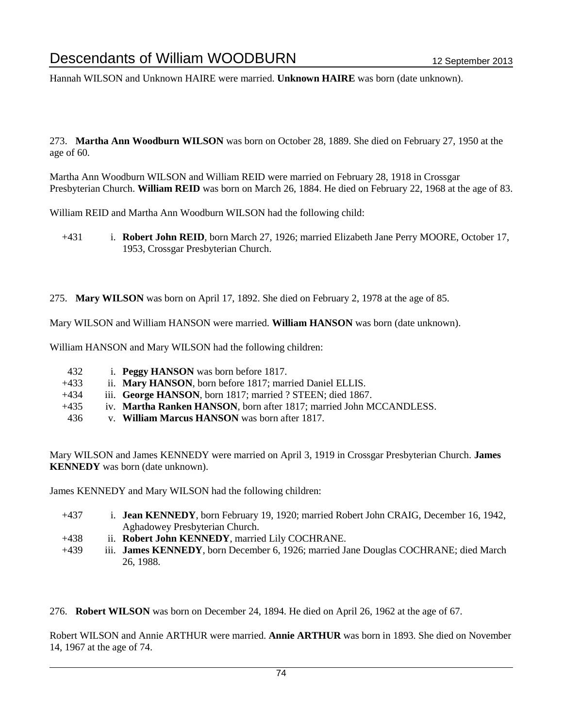Hannah WILSON and Unknown HAIRE were married. **Unknown HAIRE** was born (date unknown).

273. **Martha Ann Woodburn WILSON** was born on October 28, 1889. She died on February 27, 1950 at the age of 60.

Martha Ann Woodburn WILSON and William REID were married on February 28, 1918 in Crossgar Presbyterian Church. **William REID** was born on March 26, 1884. He died on February 22, 1968 at the age of 83.

William REID and Martha Ann Woodburn WILSON had the following child:

- +431 i. **Robert John REID**, born March 27, 1926; married Elizabeth Jane Perry MOORE, October 17, 1953, Crossgar Presbyterian Church.

275. **Mary WILSON** was born on April 17, 1892. She died on February 2, 1978 at the age of 85.

Mary WILSON and William HANSON were married. **William HANSON** was born (date unknown).

William HANSON and Mary WILSON had the following children:

- 432 i. **Peggy HANSON** was born before 1817.
- +433 ii. **Mary HANSON**, born before 1817; married Daniel ELLIS.
- +434 iii. **George HANSON**, born 1817; married ? STEEN; died 1867.
- +435 iv. **Martha Ranken HANSON**, born after 1817; married John MCCANDLESS.
- 436 v. **William Marcus HANSON** was born after 1817.

Mary WILSON and James KENNEDY were married on April 3, 1919 in Crossgar Presbyterian Church. **James KENNEDY** was born (date unknown).

James KENNEDY and Mary WILSON had the following children:

- +437 i. **Jean KENNEDY**, born February 19, 1920; married Robert John CRAIG, December 16, 1942, Aghadowey Presbyterian Church.
- +438 ii. **Robert John KENNEDY**, married Lily COCHRANE.
- +439 iii. **James KENNEDY**, born December 6, 1926; married Jane Douglas COCHRANE; died March 26, 1988.

276. **Robert WILSON** was born on December 24, 1894. He died on April 26, 1962 at the age of 67.

Robert WILSON and Annie ARTHUR were married. **Annie ARTHUR** was born in 1893. She died on November 14, 1967 at the age of 74.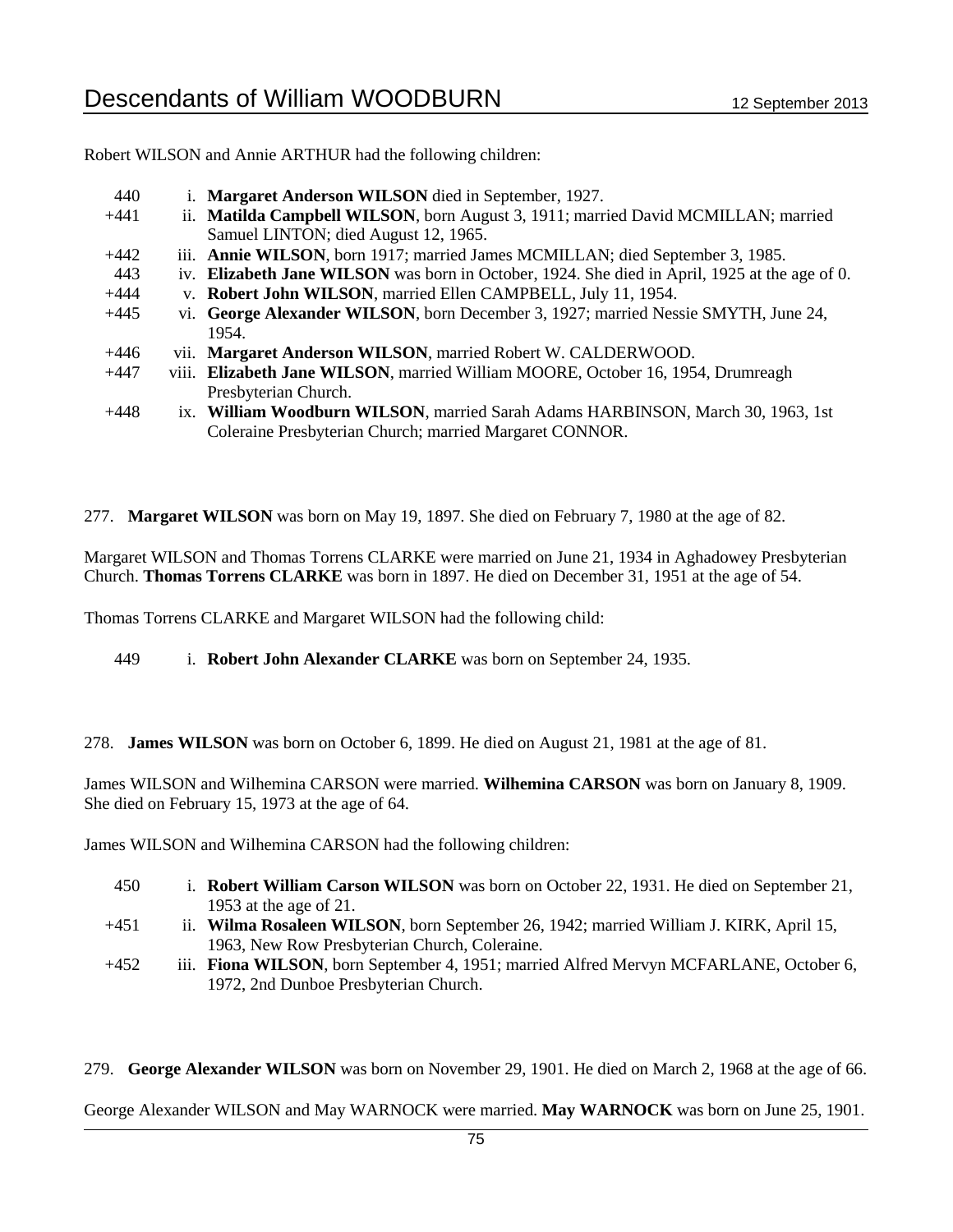Robert WILSON and Annie ARTHUR had the following children:

- 440 i. **Margaret Anderson WILSON** died in September, 1927.
- +441 ii. **Matilda Campbell WILSON**, born August 3, 1911; married David MCMILLAN; married Samuel LINTON; died August 12, 1965.
- +442 iii. **Annie WILSON**, born 1917; married James MCMILLAN; died September 3, 1985.
- 443 iv. **Elizabeth Jane WILSON** was born in October, 1924. She died in April, 1925 at the age of 0.
- +444 v. **Robert John WILSON**, married Ellen CAMPBELL, July 11, 1954.
- +445 vi. **George Alexander WILSON**, born December 3, 1927; married Nessie SMYTH, June 24, 1954.
- +446 vii. **Margaret Anderson WILSON**, married Robert W. CALDERWOOD.
- +447 viii. **Elizabeth Jane WILSON**, married William MOORE, October 16, 1954, Drumreagh Presbyterian Church.
- +448 ix. **William Woodburn WILSON**, married Sarah Adams HARBINSON, March 30, 1963, 1st Coleraine Presbyterian Church; married Margaret CONNOR.

277. **Margaret WILSON** was born on May 19, 1897. She died on February 7, 1980 at the age of 82.

Margaret WILSON and Thomas Torrens CLARKE were married on June 21, 1934 in Aghadowey Presbyterian Church. **Thomas Torrens CLARKE** was born in 1897. He died on December 31, 1951 at the age of 54.

Thomas Torrens CLARKE and Margaret WILSON had the following child:

- 449 i. **Robert John Alexander CLARKE** was born on September 24, 1935.

278. **James WILSON** was born on October 6, 1899. He died on August 21, 1981 at the age of 81.

James WILSON and Wilhemina CARSON were married. **Wilhemina CARSON** was born on January 8, 1909. She died on February 15, 1973 at the age of 64.

James WILSON and Wilhemina CARSON had the following children:

- 450 i. **Robert William Carson WILSON** was born on October 22, 1931. He died on September 21, 1953 at the age of 21.
- +451 ii. **Wilma Rosaleen WILSON**, born September 26, 1942; married William J. KIRK, April 15, 1963, New Row Presbyterian Church, Coleraine.
- +452 iii. **Fiona WILSON**, born September 4, 1951; married Alfred Mervyn MCFARLANE, October 6, 1972, 2nd Dunboe Presbyterian Church.

279. **George Alexander WILSON** was born on November 29, 1901. He died on March 2, 1968 at the age of 66.

George Alexander WILSON and May WARNOCK were married. **May WARNOCK** was born on June 25, 1901.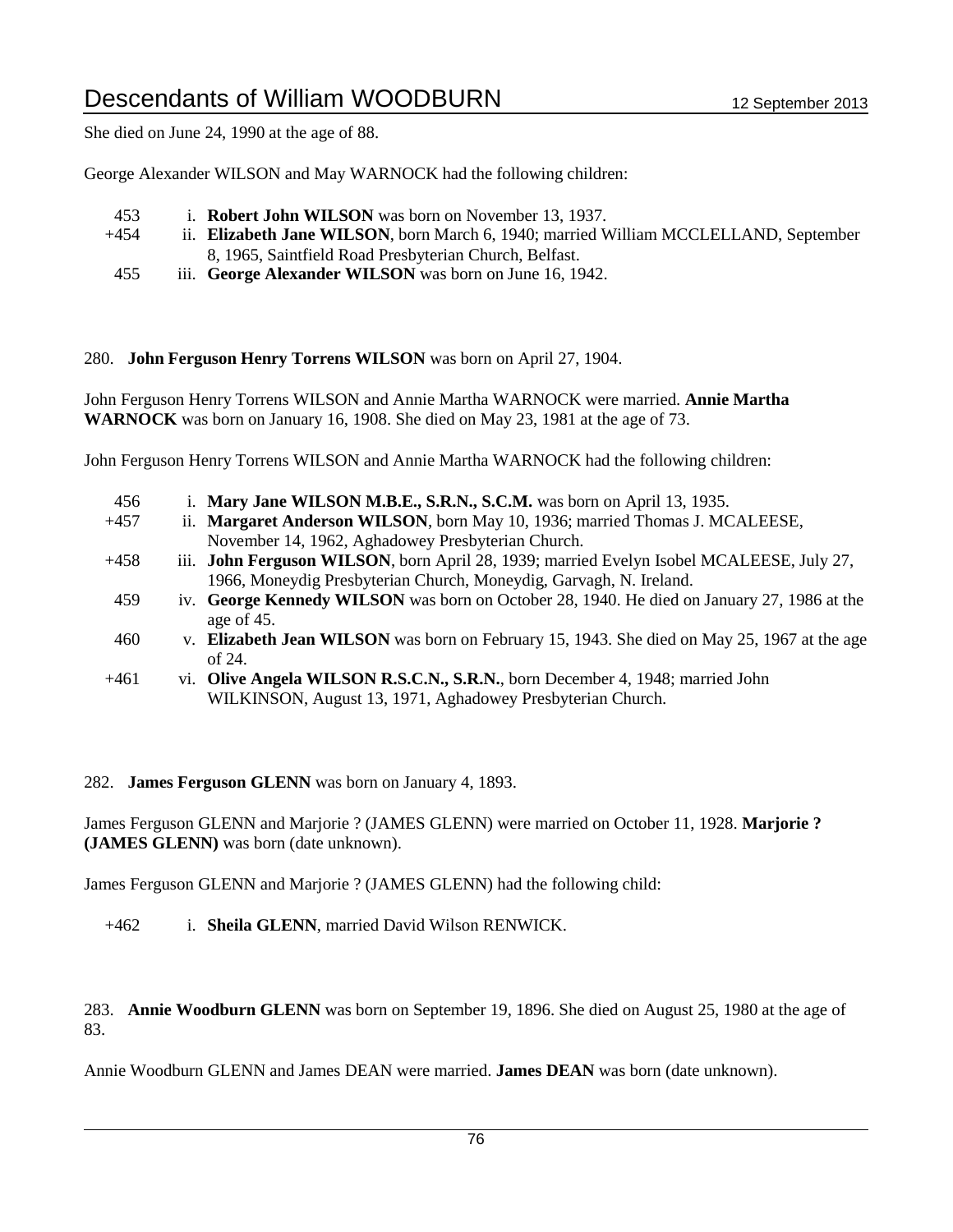She died on June 24, 1990 at the age of 88.

George Alexander WILSON and May WARNOCK had the following children:

- 453 i. **Robert John WILSON** was born on November 13, 1937.
- +454 ii. **Elizabeth Jane WILSON**, born March 6, 1940; married William MCCLELLAND, September 8, 1965, Saintfield Road Presbyterian Church, Belfast.
- 455 iii. **George Alexander WILSON** was born on June 16, 1942.

280. **John Ferguson Henry Torrens WILSON** was born on April 27, 1904.

John Ferguson Henry Torrens WILSON and Annie Martha WARNOCK were married. **Annie Martha WARNOCK** was born on January 16, 1908. She died on May 23, 1981 at the age of 73.

John Ferguson Henry Torrens WILSON and Annie Martha WARNOCK had the following children:

- 456 i. **Mary Jane WILSON M.B.E., S.R.N., S.C.M.** was born on April 13, 1935.
- +457 ii. **Margaret Anderson WILSON**, born May 10, 1936; married Thomas J. MCALEESE, November 14, 1962, Aghadowey Presbyterian Church.
- +458 iii. **John Ferguson WILSON**, born April 28, 1939; married Evelyn Isobel MCALEESE, July 27, 1966, Moneydig Presbyterian Church, Moneydig, Garvagh, N. Ireland.
- 459 iv. **George Kennedy WILSON** was born on October 28, 1940. He died on January 27, 1986 at the age of 45.
- 460 v. **Elizabeth Jean WILSON** was born on February 15, 1943. She died on May 25, 1967 at the age of 24.
- +461 vi. **Olive Angela WILSON R.S.C.N., S.R.N.**, born December 4, 1948; married John WILKINSON, August 13, 1971, Aghadowey Presbyterian Church.

282. **James Ferguson GLENN** was born on January 4, 1893.

James Ferguson GLENN and Marjorie ? (JAMES GLENN) were married on October 11, 1928. **Marjorie ? (JAMES GLENN)** was born (date unknown).

James Ferguson GLENN and Marjorie ? (JAMES GLENN) had the following child:

- +462 i. **Sheila GLENN**, married David Wilson RENWICK.

283. **Annie Woodburn GLENN** was born on September 19, 1896. She died on August 25, 1980 at the age of 83.

Annie Woodburn GLENN and James DEAN were married. **James DEAN** was born (date unknown).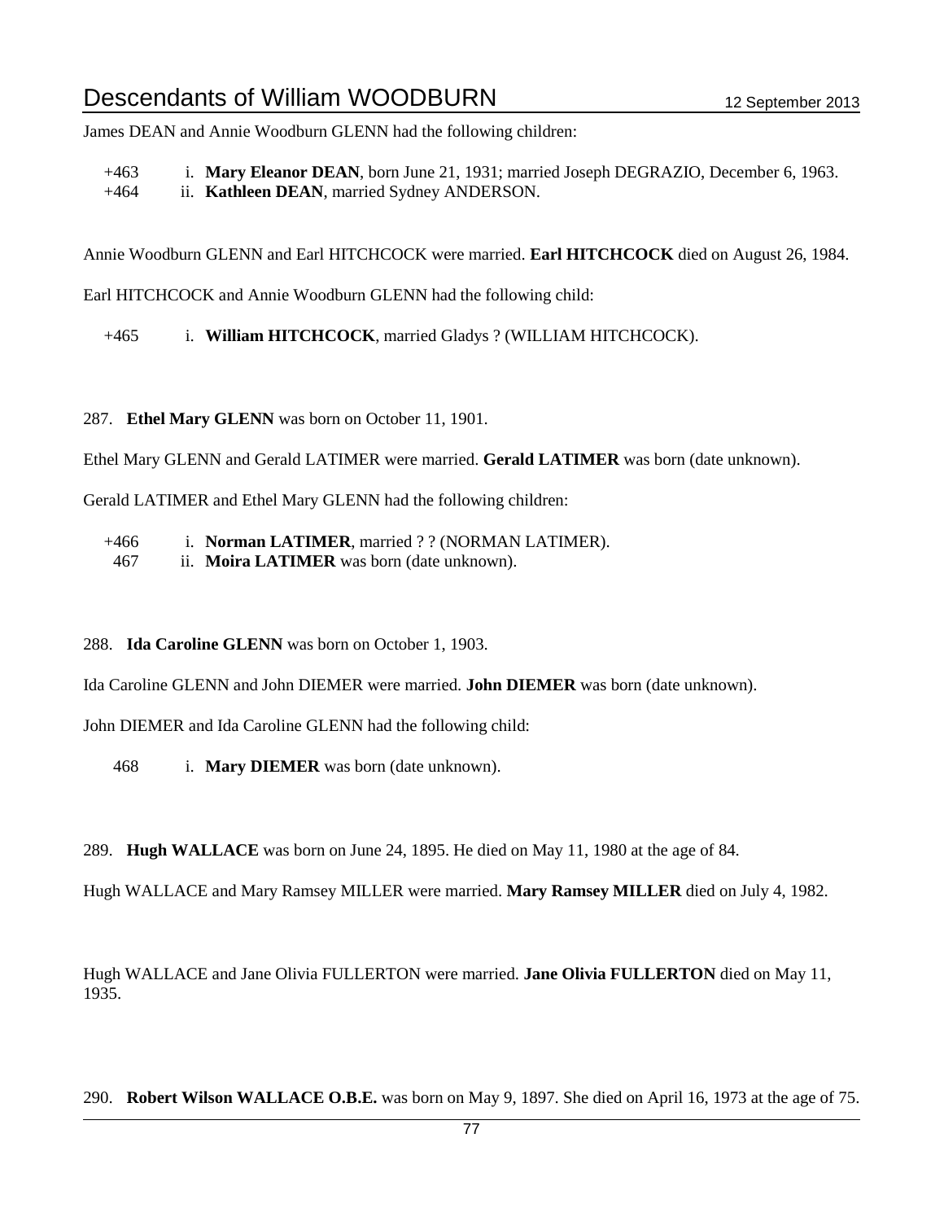James DEAN and Annie Woodburn GLENN had the following children:

+463 i. **Mary Eleanor DEAN**, born June 21, 1931; married Joseph DEGRAZIO, December 6, 1963.
+464 ii. **Kathleen DEAN**, married Sydney ANDERSON.

Annie Woodburn GLENN and Earl HITCHCOCK were married. **Earl HITCHCOCK** died on August 26, 1984.

Earl HITCHCOCK and Annie Woodburn GLENN had the following child:

+465 i. **William HITCHCOCK**, married Gladys ? (WILLIAM HITCHCOCK).

287. **Ethel Mary GLENN** was born on October 11, 1901.

Ethel Mary GLENN and Gerald LATIMER were married. **Gerald LATIMER** was born (date unknown).

Gerald LATIMER and Ethel Mary GLENN had the following children:

+466 i. **Norman LATIMER**, married ? ? (NORMAN LATIMER).
467 ii. **Moira LATIMER** was born (date unknown).

288. **Ida Caroline GLENN** was born on October 1, 1903.

Ida Caroline GLENN and John DIEMER were married. **John DIEMER** was born (date unknown).

John DIEMER and Ida Caroline GLENN had the following child:

468 i. **Mary DIEMER** was born (date unknown).

289. **Hugh WALLACE** was born on June 24, 1895. He died on May 11, 1980 at the age of 84.

Hugh WALLACE and Mary Ramsey MILLER were married. **Mary Ramsey MILLER** died on July 4, 1982.

Hugh WALLACE and Jane Olivia FULLERTON were married. **Jane Olivia FULLERTON** died on May 11, 1935.

290. **Robert Wilson WALLACE O.B.E.** was born on May 9, 1897. She died on April 16, 1973 at the age of 75.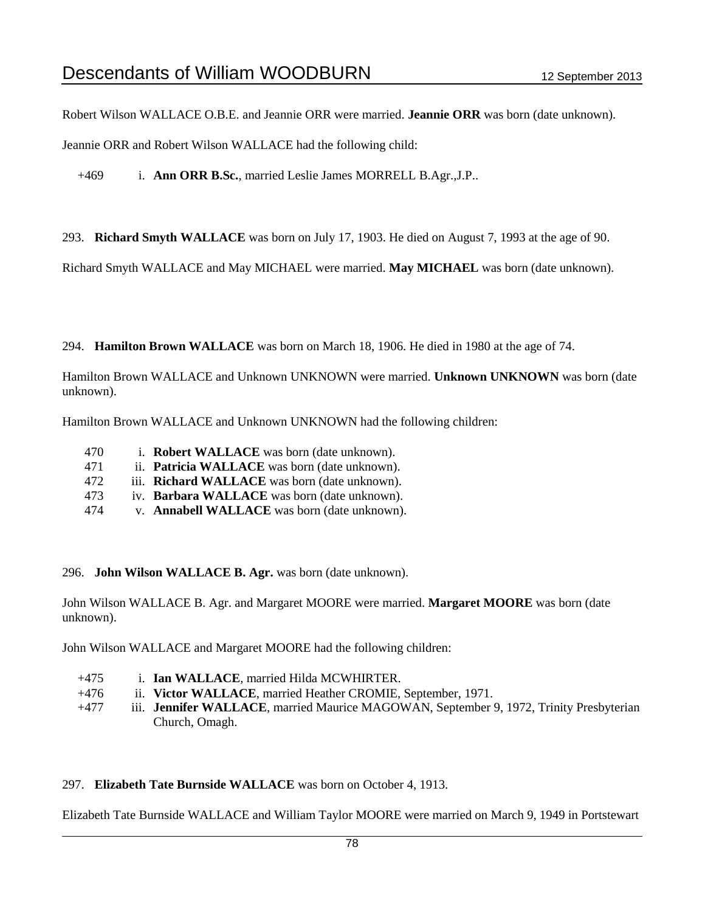Robert Wilson WALLACE O.B.E. and Jeannie ORR were married. **Jeannie ORR** was born (date unknown).

Jeannie ORR and Robert Wilson WALLACE had the following child:

+469 i. **Ann ORR B.Sc.**, married Leslie James MORRELL B.Agr.,J.P..

293. **Richard Smyth WALLACE** was born on July 17, 1903. He died on August 7, 1993 at the age of 90.

Richard Smyth WALLACE and May MICHAEL were married. **May MICHAEL** was born (date unknown).

294. **Hamilton Brown WALLACE** was born on March 18, 1906. He died in 1980 at the age of 74.

Hamilton Brown WALLACE and Unknown UNKNOWN were married. **Unknown UNKNOWN** was born (date unknown).

Hamilton Brown WALLACE and Unknown UNKNOWN had the following children:

470 i. **Robert WALLACE** was born (date unknown).
471 ii. **Patricia WALLACE** was born (date unknown).
472 iii. **Richard WALLACE** was born (date unknown).
473 iv. **Barbara WALLACE** was born (date unknown).
474 v. **Annabell WALLACE** was born (date unknown).

296. **John Wilson WALLACE B. Agr.** was born (date unknown).

John Wilson WALLACE B. Agr. and Margaret MOORE were married. **Margaret MOORE** was born (date unknown).

John Wilson WALLACE and Margaret MOORE had the following children:

+475 i. **Ian WALLACE**, married Hilda MCWHIRTER.
+476 ii. **Victor WALLACE**, married Heather CROMIE, September, 1971.
+477 iii. **Jennifer WALLACE**, married Maurice MAGOWAN, September 9, 1972, Trinity Presbyterian Church, Omagh.

297. **Elizabeth Tate Burnside WALLACE** was born on October 4, 1913.

Elizabeth Tate Burnside WALLACE and William Taylor MOORE were married on March 9, 1949 in Portstewart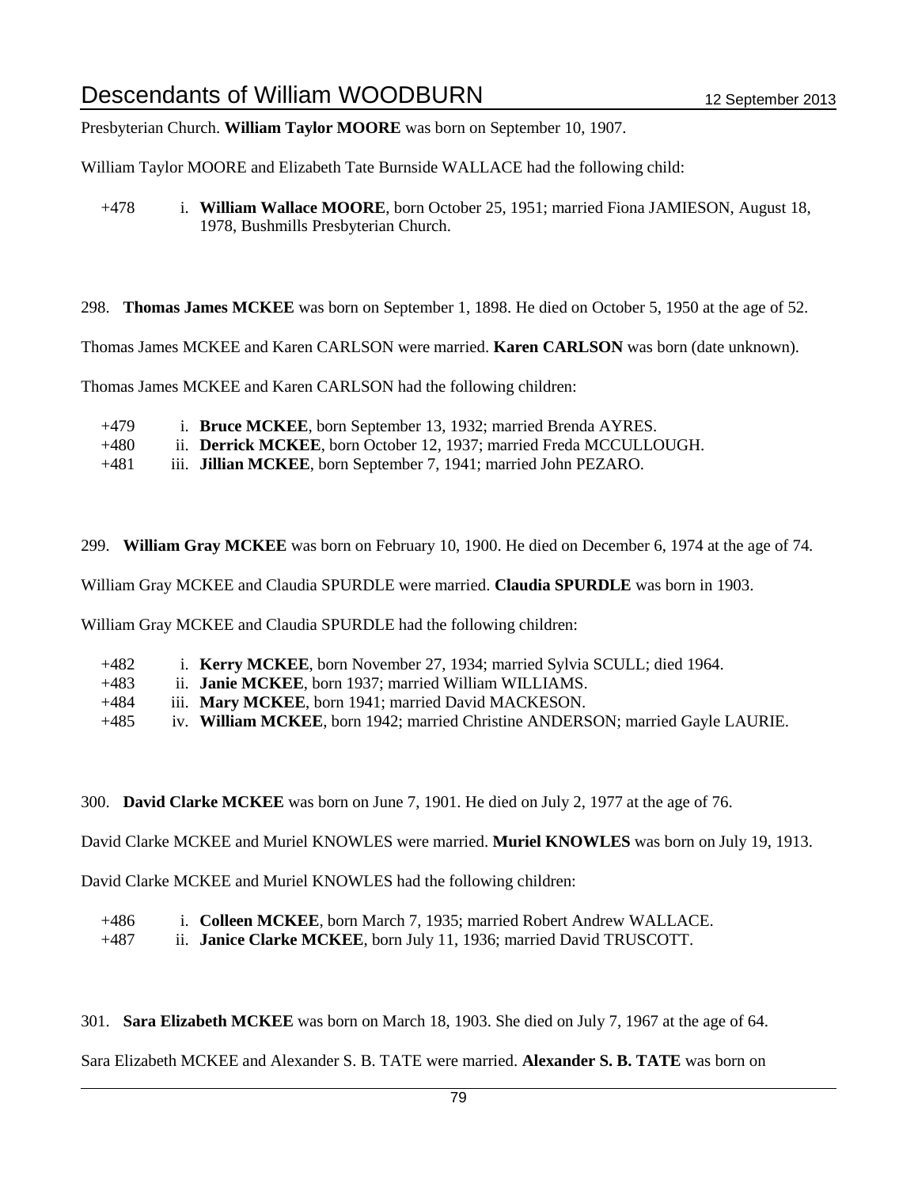Presbyterian Church. **William Taylor MOORE** was born on September 10, 1907.

William Taylor MOORE and Elizabeth Tate Burnside WALLACE had the following child:

+478 i. **William Wallace MOORE**, born October 25, 1951; married Fiona JAMIESON, August 18, 1978, Bushmills Presbyterian Church.

298. **Thomas James MCKEE** was born on September 1, 1898. He died on October 5, 1950 at the age of 52.

Thomas James MCKEE and Karen CARLSON were married. **Karen CARLSON** was born (date unknown).

Thomas James MCKEE and Karen CARLSON had the following children:

+479 i. **Bruce MCKEE**, born September 13, 1932; married Brenda AYRES.
+480 ii. **Derrick MCKEE**, born October 12, 1937; married Freda MCCULLOUGH.
+481 iii. **Jillian MCKEE**, born September 7, 1941; married John PEZARO.

299. **William Gray MCKEE** was born on February 10, 1900. He died on December 6, 1974 at the age of 74.

William Gray MCKEE and Claudia SPURDLE were married. **Claudia SPURDLE** was born in 1903.

William Gray MCKEE and Claudia SPURDLE had the following children:

+482 i. **Kerry MCKEE**, born November 27, 1934; married Sylvia SCULL; died 1964.
+483 ii. **Janie MCKEE**, born 1937; married William WILLIAMS.
+484 iii. **Mary MCKEE**, born 1941; married David MACKESON.
+485 iv. **William MCKEE**, born 1942; married Christine ANDERSON; married Gayle LAURIE.

300. **David Clarke MCKEE** was born on June 7, 1901. He died on July 2, 1977 at the age of 76.

David Clarke MCKEE and Muriel KNOWLES were married. **Muriel KNOWLES** was born on July 19, 1913.

David Clarke MCKEE and Muriel KNOWLES had the following children:

+486 i. **Colleen MCKEE**, born March 7, 1935; married Robert Andrew WALLACE.
+487 ii. **Janice Clarke MCKEE**, born July 11, 1936; married David TRUSCOTT.

301. **Sara Elizabeth MCKEE** was born on March 18, 1903. She died on July 7, 1967 at the age of 64.

Sara Elizabeth MCKEE and Alexander S. B. TATE were married. **Alexander S. B. TATE** was born on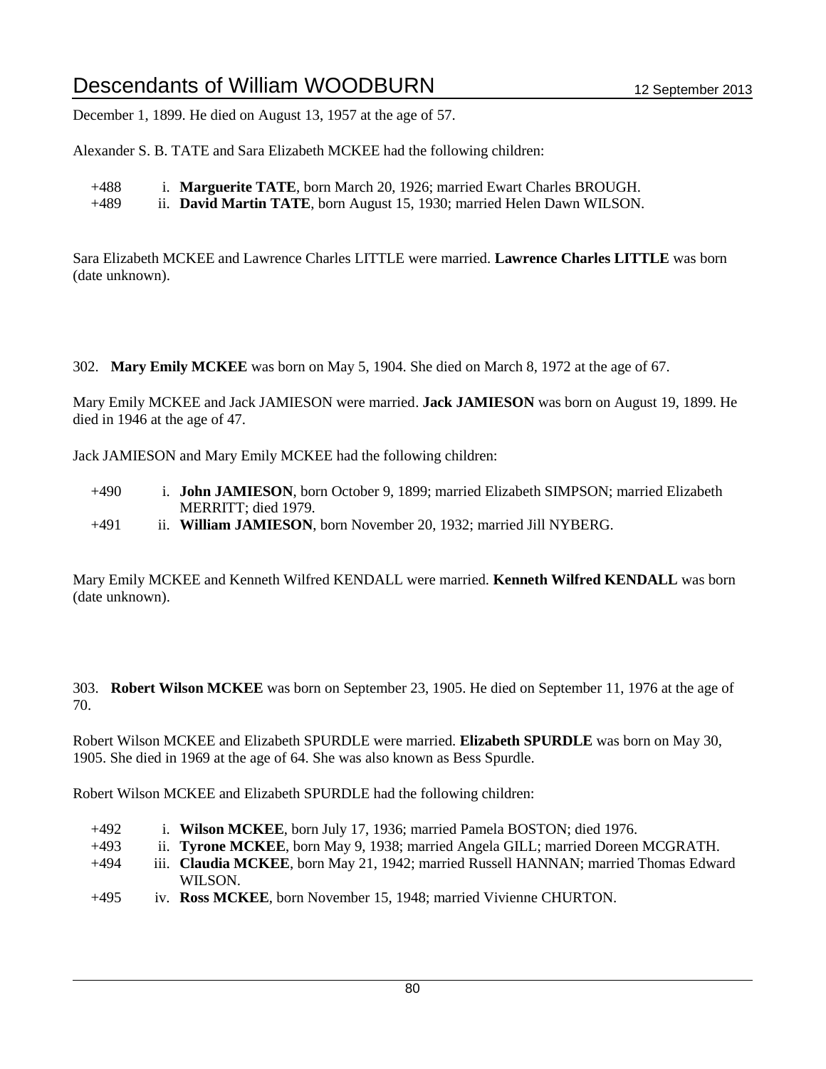December 1, 1899. He died on August 13, 1957 at the age of 57.

Alexander S. B. TATE and Sara Elizabeth MCKEE had the following children:

+488 i. **Marguerite TATE**, born March 20, 1926; married Ewart Charles BROUGH.
+489 ii. **David Martin TATE**, born August 15, 1930; married Helen Dawn WILSON.

Sara Elizabeth MCKEE and Lawrence Charles LITTLE were married. **Lawrence Charles LITTLE** was born (date unknown).

302. **Mary Emily MCKEE** was born on May 5, 1904. She died on March 8, 1972 at the age of 67.

Mary Emily MCKEE and Jack JAMIESON were married. **Jack JAMIESON** was born on August 19, 1899. He died in 1946 at the age of 47.

Jack JAMIESON and Mary Emily MCKEE had the following children:

+490 i. **John JAMIESON**, born October 9, 1899; married Elizabeth SIMPSON; married Elizabeth MERRITT; died 1979.
+491 ii. **William JAMIESON**, born November 20, 1932; married Jill NYBERG.

Mary Emily MCKEE and Kenneth Wilfred KENDALL were married. **Kenneth Wilfred KENDALL** was born (date unknown).

303. **Robert Wilson MCKEE** was born on September 23, 1905. He died on September 11, 1976 at the age of 70.

Robert Wilson MCKEE and Elizabeth SPURDLE were married. **Elizabeth SPURDLE** was born on May 30, 1905. She died in 1969 at the age of 64. She was also known as Bess Spurdle.

Robert Wilson MCKEE and Elizabeth SPURDLE had the following children:

+492 i. **Wilson MCKEE**, born July 17, 1936; married Pamela BOSTON; died 1976.
+493 ii. **Tyrone MCKEE**, born May 9, 1938; married Angela GILL; married Doreen MCGRATH.
+494 iii. **Claudia MCKEE**, born May 21, 1942; married Russell HANNAN; married Thomas Edward WILSON.
+495 iv. **Ross MCKEE**, born November 15, 1948; married Vivienne CHURTON.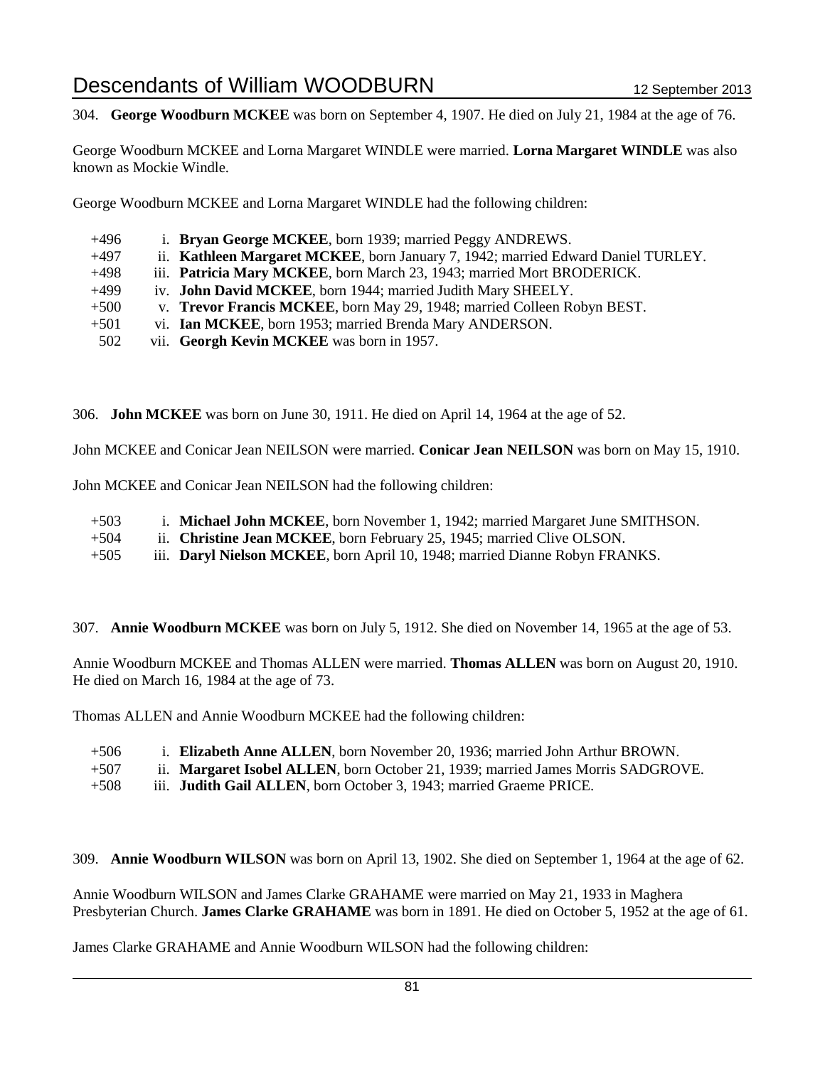304. **George Woodburn MCKEE** was born on September 4, 1907. He died on July 21, 1984 at the age of 76.

George Woodburn MCKEE and Lorna Margaret WINDLE were married. **Lorna Margaret WINDLE** was also known as Mockie Windle.

George Woodburn MCKEE and Lorna Margaret WINDLE had the following children:

- +496 i. **Bryan George MCKEE**, born 1939; married Peggy ANDREWS.
- +497 ii. **Kathleen Margaret MCKEE**, born January 7, 1942; married Edward Daniel TURLEY.
- +498 iii. **Patricia Mary MCKEE**, born March 23, 1943; married Mort BRODERICK.
- +499 iv. **John David MCKEE**, born 1944; married Judith Mary SHEELY.
- +500 v. **Trevor Francis MCKEE**, born May 29, 1948; married Colleen Robyn BEST.
- +501 vi. **Ian MCKEE**, born 1953; married Brenda Mary ANDERSON.
- 502 vii. **Georgh Kevin MCKEE** was born in 1957.

306. **John MCKEE** was born on June 30, 1911. He died on April 14, 1964 at the age of 52.

John MCKEE and Conicar Jean NEILSON were married. **Conicar Jean NEILSON** was born on May 15, 1910.

John MCKEE and Conicar Jean NEILSON had the following children:

- +503 i. **Michael John MCKEE**, born November 1, 1942; married Margaret June SMITHSON.
- +504 ii. **Christine Jean MCKEE**, born February 25, 1945; married Clive OLSON.
- +505 iii. **Daryl Nielson MCKEE**, born April 10, 1948; married Dianne Robyn FRANKS.

307. **Annie Woodburn MCKEE** was born on July 5, 1912. She died on November 14, 1965 at the age of 53.

Annie Woodburn MCKEE and Thomas ALLEN were married. **Thomas ALLEN** was born on August 20, 1910. He died on March 16, 1984 at the age of 73.

Thomas ALLEN and Annie Woodburn MCKEE had the following children:

- +506 i. **Elizabeth Anne ALLEN**, born November 20, 1936; married John Arthur BROWN.
- +507 ii. **Margaret Isobel ALLEN**, born October 21, 1939; married James Morris SADGROVE.
- +508 iii. **Judith Gail ALLEN**, born October 3, 1943; married Graeme PRICE.

309. **Annie Woodburn WILSON** was born on April 13, 1902. She died on September 1, 1964 at the age of 62.

Annie Woodburn WILSON and James Clarke GRAHAME were married on May 21, 1933 in Maghera Presbyterian Church. **James Clarke GRAHAME** was born in 1891. He died on October 5, 1952 at the age of 61.

James Clarke GRAHAME and Annie Woodburn WILSON had the following children: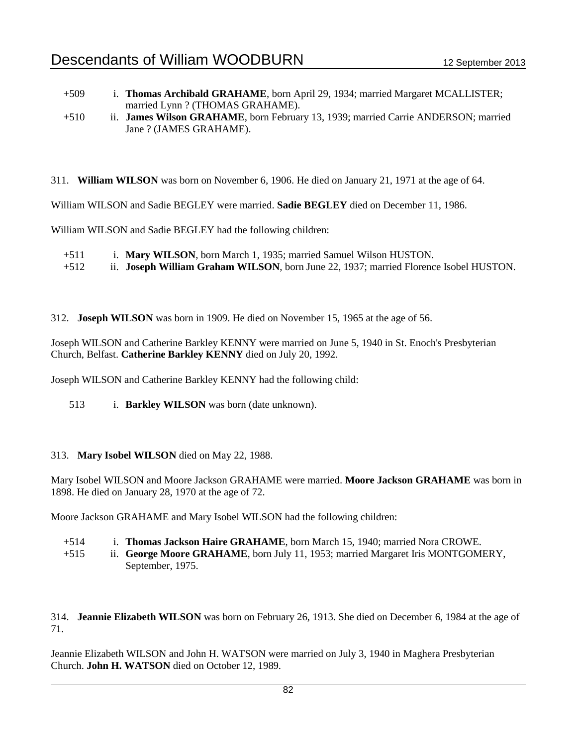+509 i. **Thomas Archibald GRAHAME**, born April 29, 1934; married Margaret MCALLISTER; married Lynn ? (THOMAS GRAHAME).

+510 ii. **James Wilson GRAHAME**, born February 13, 1939; married Carrie ANDERSON; married Jane ? (JAMES GRAHAME).

311. **William WILSON** was born on November 6, 1906. He died on January 21, 1971 at the age of 64.

William WILSON and Sadie BEGLEY were married. **Sadie BEGLEY** died on December 11, 1986.

William WILSON and Sadie BEGLEY had the following children:

+511 i. **Mary WILSON**, born March 1, 1935; married Samuel Wilson HUSTON.

+512 ii. **Joseph William Graham WILSON**, born June 22, 1937; married Florence Isobel HUSTON.

312. **Joseph WILSON** was born in 1909. He died on November 15, 1965 at the age of 56.

Joseph WILSON and Catherine Barkley KENNY were married on June 5, 1940 in St. Enoch's Presbyterian Church, Belfast. **Catherine Barkley KENNY** died on July 20, 1992.

Joseph WILSON and Catherine Barkley KENNY had the following child:

513 i. **Barkley WILSON** was born (date unknown).

313. **Mary Isobel WILSON** died on May 22, 1988.

Mary Isobel WILSON and Moore Jackson GRAHAME were married. **Moore Jackson GRAHAME** was born in 1898. He died on January 28, 1970 at the age of 72.

Moore Jackson GRAHAME and Mary Isobel WILSON had the following children:

+514 i. **Thomas Jackson Haire GRAHAME**, born March 15, 1940; married Nora CROWE.

+515 ii. **George Moore GRAHAME**, born July 11, 1953; married Margaret Iris MONTGOMERY, September, 1975.

314. **Jeannie Elizabeth WILSON** was born on February 26, 1913. She died on December 6, 1984 at the age of 71.

Jeannie Elizabeth WILSON and John H. WATSON were married on July 3, 1940 in Maghera Presbyterian Church. **John H. WATSON** died on October 12, 1989.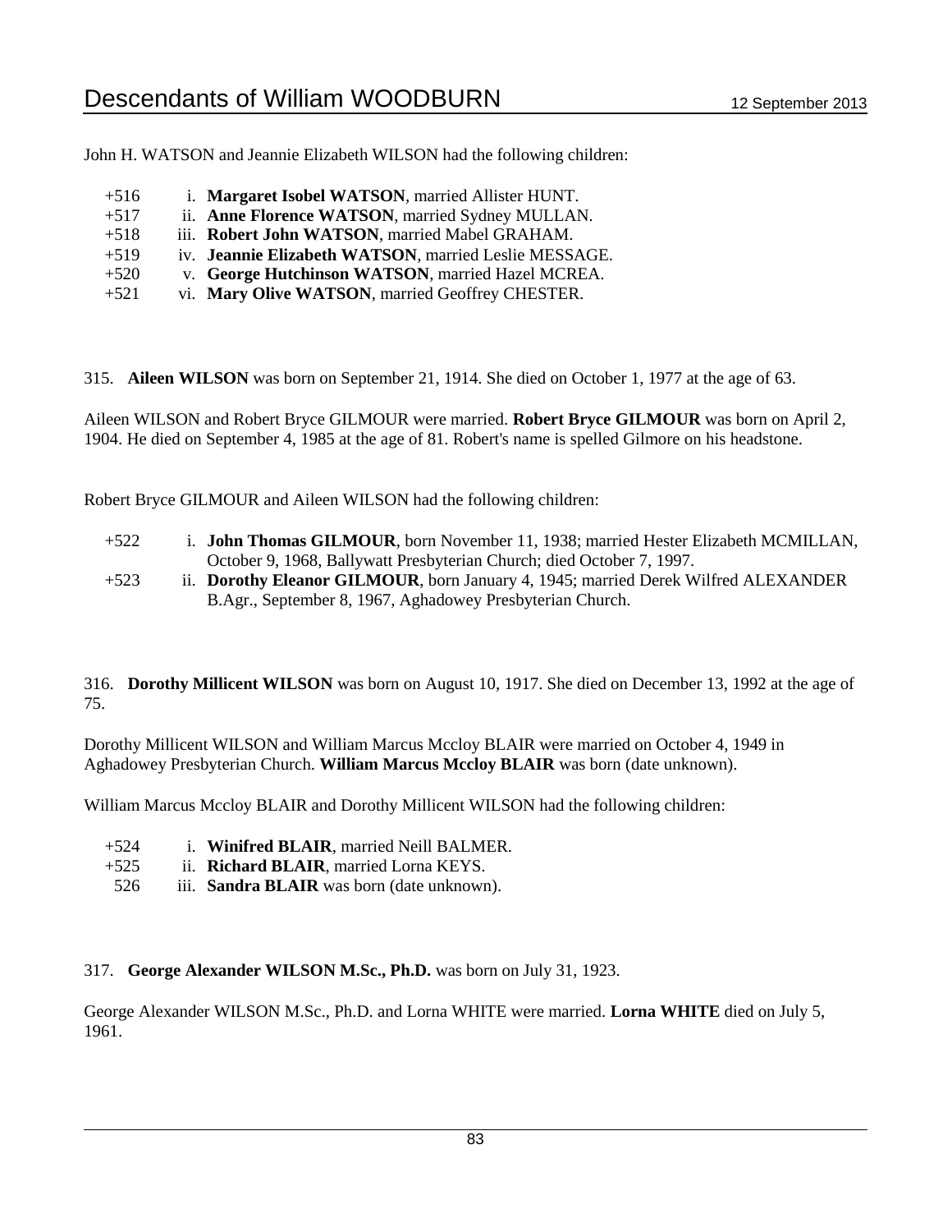John H. WATSON and Jeannie Elizabeth WILSON had the following children:

- +516 i. **Margaret Isobel WATSON**, married Allister HUNT.
- +517 ii. **Anne Florence WATSON**, married Sydney MULLAN.
- +518 iii. **Robert John WATSON**, married Mabel GRAHAM.
- +519 iv. **Jeannie Elizabeth WATSON**, married Leslie MESSAGE.
- +520 v. **George Hutchinson WATSON**, married Hazel MCREA.
- +521 vi. **Mary Olive WATSON**, married Geoffrey CHESTER.

315. **Aileen WILSON** was born on September 21, 1914. She died on October 1, 1977 at the age of 63.

Aileen WILSON and Robert Bryce GILMOUR were married. **Robert Bryce GILMOUR** was born on April 2, 1904. He died on September 4, 1985 at the age of 81. Robert's name is spelled Gilmore on his headstone.

Robert Bryce GILMOUR and Aileen WILSON had the following children:

- +522 i. **John Thomas GILMOUR**, born November 11, 1938; married Hester Elizabeth MCMILLAN, October 9, 1968, Ballywatt Presbyterian Church; died October 7, 1997.
- +523 ii. **Dorothy Eleanor GILMOUR**, born January 4, 1945; married Derek Wilfred ALEXANDER B.Agr., September 8, 1967, Aghadowey Presbyterian Church.

316. **Dorothy Millicent WILSON** was born on August 10, 1917. She died on December 13, 1992 at the age of 75.

Dorothy Millicent WILSON and William Marcus Mccloy BLAIR were married on October 4, 1949 in Aghadowey Presbyterian Church. **William Marcus Mccloy BLAIR** was born (date unknown).

William Marcus Mccloy BLAIR and Dorothy Millicent WILSON had the following children:

- +524 i. **Winifred BLAIR**, married Neill BALMER.
- +525 ii. **Richard BLAIR**, married Lorna KEYS.
- 526 iii. **Sandra BLAIR** was born (date unknown).

317. **George Alexander WILSON M.Sc., Ph.D.** was born on July 31, 1923.

George Alexander WILSON M.Sc., Ph.D. and Lorna WHITE were married. **Lorna WHITE** died on July 5, 1961.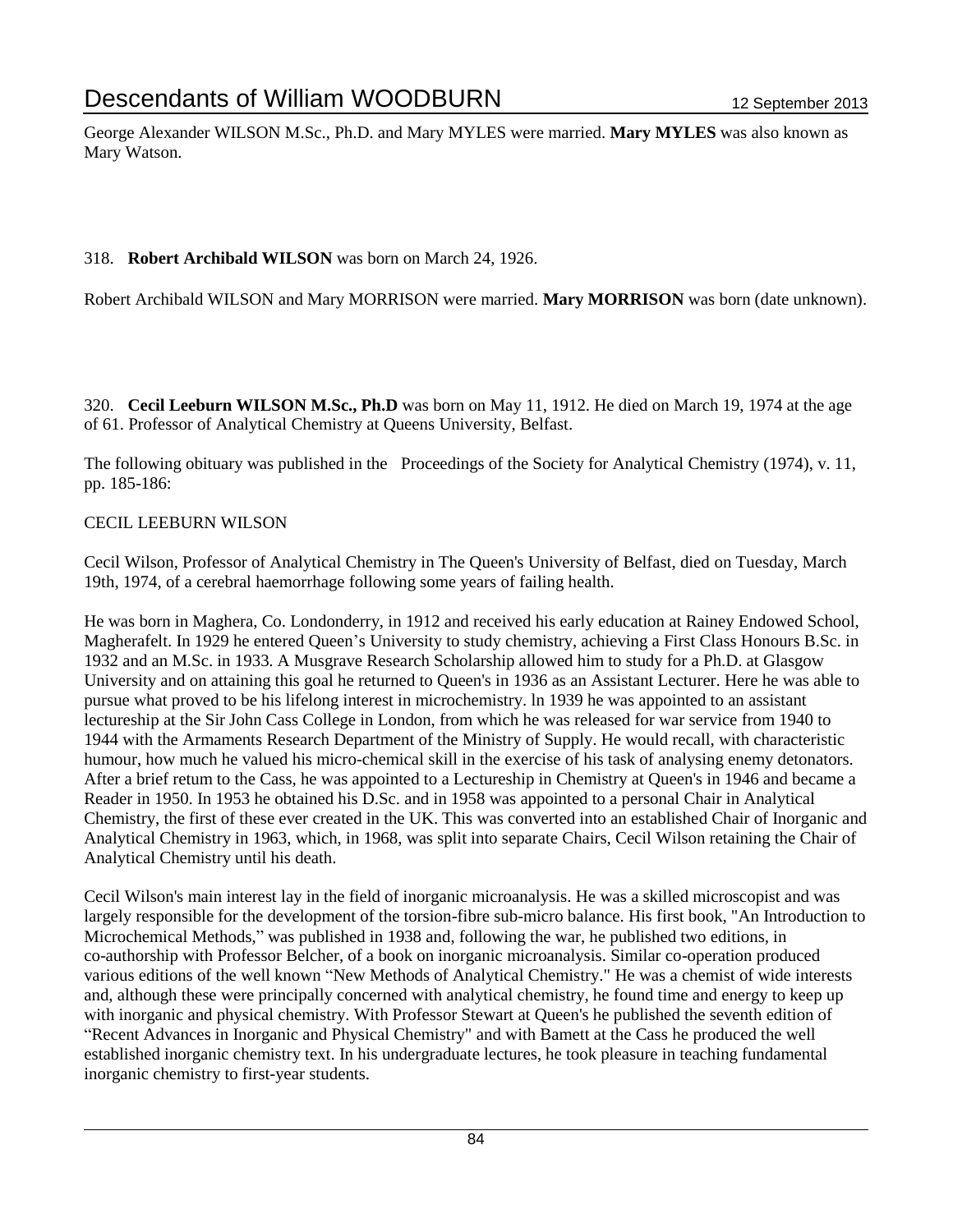George Alexander WILSON M.Sc., Ph.D. and Mary MYLES were married. **Mary MYLES** was also known as Mary Watson.

318. **Robert Archibald WILSON** was born on March 24, 1926.

Robert Archibald WILSON and Mary MORRISON were married. **Mary MORRISON** was born (date unknown).

320. **Cecil Leeburn WILSON M.Sc., Ph.D** was born on May 11, 1912. He died on March 19, 1974 at the age of 61. Professor of Analytical Chemistry at Queens University, Belfast.

The following obituary was published in the Proceedings of the Society for Analytical Chemistry (1974), v. 11, pp. 185-186:

CECIL LEEBURN WILSON

Cecil Wilson, Professor of Analytical Chemistry in The Queen's University of Belfast, died on Tuesday, March 19th, 1974, of a cerebral haemorrhage following some years of failing health.

He was born in Maghera, Co. Londonderry, in 1912 and received his early education at Rainey Endowed School, Magherafelt. In 1929 he entered Queen's University to study chemistry, achieving a First Class Honours B.Sc. in 1932 and an M.Sc. in 1933. A Musgrave Research Scholarship allowed him to study for a Ph.D. at Glasgow University and on attaining this goal he returned to Queen's in 1936 as an Assistant Lecturer. Here he was able to pursue what proved to be his lifelong interest in microchemistry. ln 1939 he was appointed to an assistant lectureship at the Sir John Cass College in London, from which he was released for war service from 1940 to 1944 with the Armaments Research Department of the Ministry of Supply. He would recall, with characteristic humour, how much he valued his micro-chemical skill in the exercise of his task of analysing enemy detonators. After a brief retum to the Cass, he was appointed to a Lectureship in Chemistry at Queen's in 1946 and became a Reader in 1950. In 1953 he obtained his D.Sc. and in 1958 was appointed to a personal Chair in Analytical Chemistry, the first of these ever created in the UK. This was converted into an established Chair of Inorganic and Analytical Chemistry in 1963, which, in 1968, was split into separate Chairs, Cecil Wilson retaining the Chair of Analytical Chemistry until his death.

Cecil Wilson's main interest lay in the field of inorganic microanalysis. He was a skilled microscopist and was largely responsible for the development of the torsion-fibre sub-micro balance. His first book, "An Introduction to Microchemical Methods," was published in 1938 and, following the war, he published two editions, in co-authorship with Professor Belcher, of a book on inorganic microanalysis. Similar co-operation produced various editions of the well known "New Methods of Analytical Chemistry." He was a chemist of wide interests and, although these were principally concerned with analytical chemistry, he found time and energy to keep up with inorganic and physical chemistry. With Professor Stewart at Queen's he published the seventh edition of "Recent Advances in Inorganic and Physical Chemistry" and with Bamett at the Cass he produced the well established inorganic chemistry text. In his undergraduate lectures, he took pleasure in teaching fundamental inorganic chemistry to first-year students.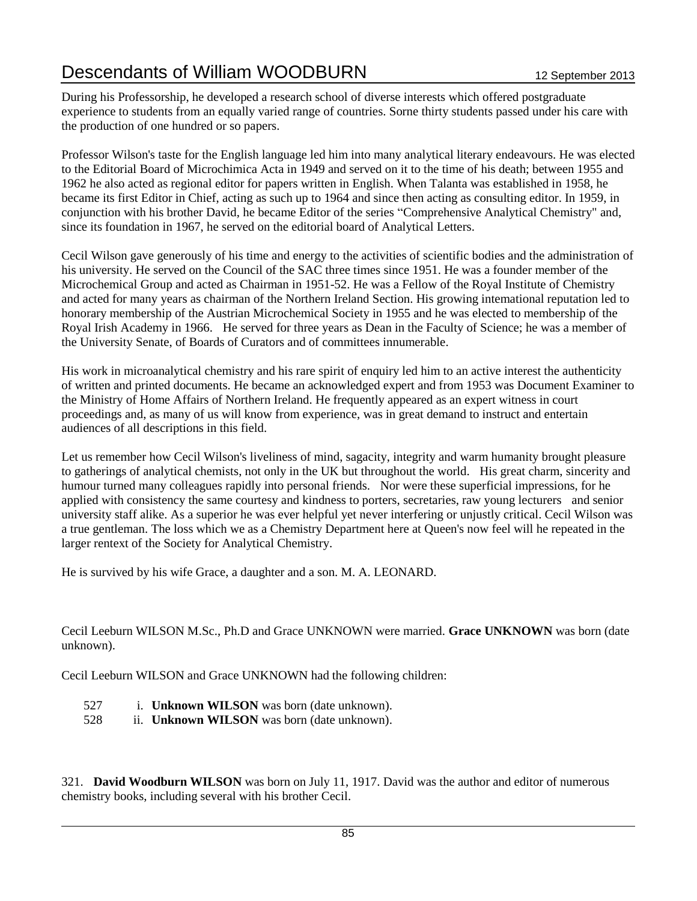During his Professorship, he developed a research school of diverse interests which offered postgraduate experience to students from an equally varied range of countries. Sorne thirty students passed under his care with the production of one hundred or so papers.

Professor Wilson's taste for the English language led him into many analytical literary endeavours. He was elected to the Editorial Board of Microchimica Acta in 1949 and served on it to the time of his death; between 1955 and 1962 he also acted as regional editor for papers written in English. When Talanta was established in 1958, he became its first Editor in Chief, acting as such up to 1964 and since then acting as consulting editor. In 1959, in conjunction with his brother David, he became Editor of the series "Comprehensive Analytical Chemistry" and, since its foundation in 1967, he served on the editorial board of Analytical Letters.

Cecil Wilson gave generously of his time and energy to the activities of scientific bodies and the administration of his university. He served on the Council of the SAC three times since 1951. He was a founder member of the Microchemical Group and acted as Chairman in 1951-52. He was a Fellow of the Royal Institute of Chemistry and acted for many years as chairman of the Northern Ireland Section. His growing intemational reputation led to honorary membership of the Austrian Microchemical Society in 1955 and he was elected to membership of the Royal Irish Academy in 1966. He served for three years as Dean in the Faculty of Science; he was a member of the University Senate, of Boards of Curators and of committees innumerable.

His work in microanalytical chemistry and his rare spirit of enquiry led him to an active interest the authenticity of written and printed documents. He became an acknowledged expert and from 1953 was Document Examiner to the Ministry of Home Affairs of Northern Ireland. He frequently appeared as an expert witness in court proceedings and, as many of us will know from experience, was in great demand to instruct and entertain audiences of all descriptions in this field.

Let us remember how Cecil Wilson's liveliness of mind, sagacity, integrity and warm humanity brought pleasure to gatherings of analytical chemists, not only in the UK but throughout the world. His great charm, sincerity and humour turned many colleagues rapidly into personal friends. Nor were these superficial impressions, for he applied with consistency the same courtesy and kindness to porters, secretaries, raw young lecturers and senior university staff alike. As a superior he was ever helpful yet never interfering or unjustly critical. Cecil Wilson was a true gentleman. The loss which we as a Chemistry Department here at Queen's now feel will he repeated in the larger rentext of the Society for Analytical Chemistry.

He is survived by his wife Grace, a daughter and a son. M. A. LEONARD.

Cecil Leeburn WILSON M.Sc., Ph.D and Grace UNKNOWN were married. **Grace UNKNOWN** was born (date unknown).

Cecil Leeburn WILSON and Grace UNKNOWN had the following children:

527 i. **Unknown WILSON** was born (date unknown).
528 ii. **Unknown WILSON** was born (date unknown).

321. **David Woodburn WILSON** was born on July 11, 1917. David was the author and editor of numerous chemistry books, including several with his brother Cecil.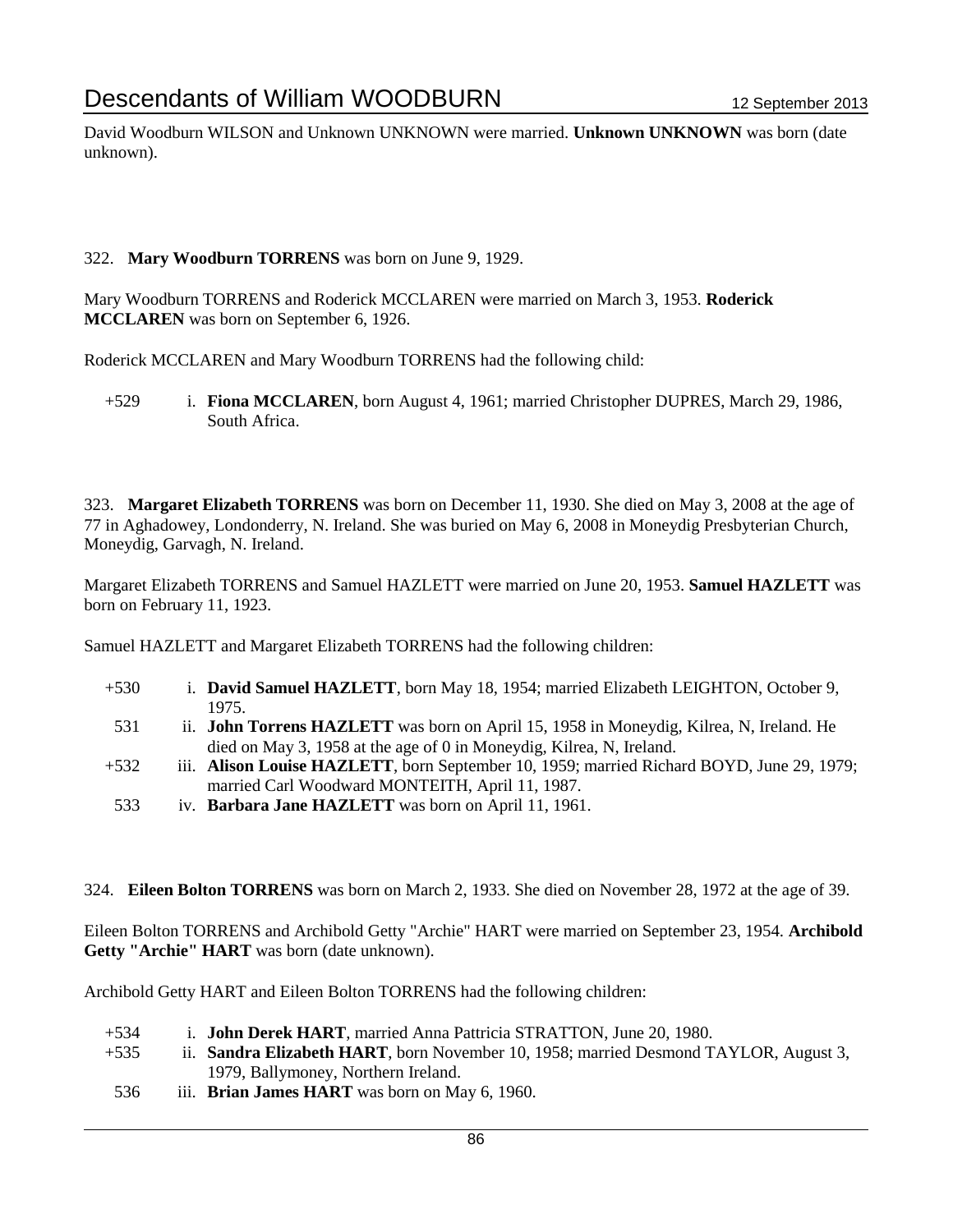David Woodburn WILSON and Unknown UNKNOWN were married. **Unknown UNKNOWN** was born (date unknown).

322. **Mary Woodburn TORRENS** was born on June 9, 1929.

Mary Woodburn TORRENS and Roderick MCCLAREN were married on March 3, 1953. **Roderick MCCLAREN** was born on September 6, 1926.

Roderick MCCLAREN and Mary Woodburn TORRENS had the following child:

+529 i. **Fiona MCCLAREN**, born August 4, 1961; married Christopher DUPRES, March 29, 1986, South Africa.

323. **Margaret Elizabeth TORRENS** was born on December 11, 1930. She died on May 3, 2008 at the age of 77 in Aghadowey, Londonderry, N. Ireland. She was buried on May 6, 2008 in Moneydig Presbyterian Church, Moneydig, Garvagh, N. Ireland.

Margaret Elizabeth TORRENS and Samuel HAZLETT were married on June 20, 1953. **Samuel HAZLETT** was born on February 11, 1923.

Samuel HAZLETT and Margaret Elizabeth TORRENS had the following children:

+530 i. **David Samuel HAZLETT**, born May 18, 1954; married Elizabeth LEIGHTON, October 9, 1975.

531 ii. **John Torrens HAZLETT** was born on April 15, 1958 in Moneydig, Kilrea, N, Ireland. He died on May 3, 1958 at the age of 0 in Moneydig, Kilrea, N, Ireland.

+532 iii. **Alison Louise HAZLETT**, born September 10, 1959; married Richard BOYD, June 29, 1979; married Carl Woodward MONTEITH, April 11, 1987.

533 iv. **Barbara Jane HAZLETT** was born on April 11, 1961.

324. **Eileen Bolton TORRENS** was born on March 2, 1933. She died on November 28, 1972 at the age of 39.

Eileen Bolton TORRENS and Archibold Getty "Archie" HART were married on September 23, 1954. **Archibold Getty "Archie" HART** was born (date unknown).

Archibold Getty HART and Eileen Bolton TORRENS had the following children:

+534 i. **John Derek HART**, married Anna Pattricia STRATTON, June 20, 1980.

+535 ii. **Sandra Elizabeth HART**, born November 10, 1958; married Desmond TAYLOR, August 3, 1979, Ballymoney, Northern Ireland.

536 iii. **Brian James HART** was born on May 6, 1960.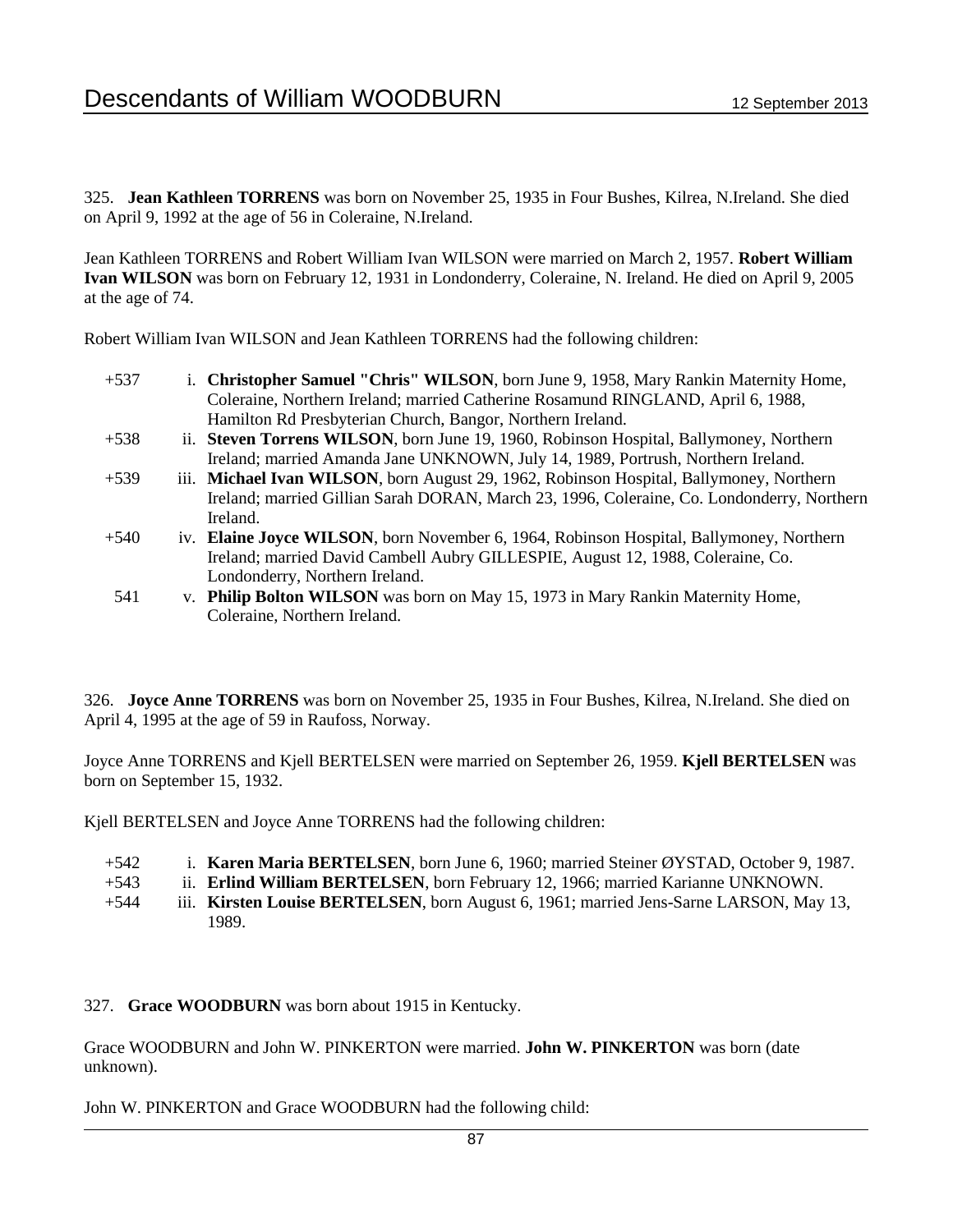325. **Jean Kathleen TORRENS** was born on November 25, 1935 in Four Bushes, Kilrea, N.Ireland. She died on April 9, 1992 at the age of 56 in Coleraine, N.Ireland.

Jean Kathleen TORRENS and Robert William Ivan WILSON were married on March 2, 1957. **Robert William Ivan WILSON** was born on February 12, 1931 in Londonderry, Coleraine, N. Ireland. He died on April 9, 2005 at the age of 74.

Robert William Ivan WILSON and Jean Kathleen TORRENS had the following children:

- +537 i. **Christopher Samuel "Chris" WILSON**, born June 9, 1958, Mary Rankin Maternity Home, Coleraine, Northern Ireland; married Catherine Rosamund RINGLAND, April 6, 1988, Hamilton Rd Presbyterian Church, Bangor, Northern Ireland.
- +538 ii. **Steven Torrens WILSON**, born June 19, 1960, Robinson Hospital, Ballymoney, Northern Ireland; married Amanda Jane UNKNOWN, July 14, 1989, Portrush, Northern Ireland.
- +539 iii. **Michael Ivan WILSON**, born August 29, 1962, Robinson Hospital, Ballymoney, Northern Ireland; married Gillian Sarah DORAN, March 23, 1996, Coleraine, Co. Londonderry, Northern Ireland.
- +540 iv. **Elaine Joyce WILSON**, born November 6, 1964, Robinson Hospital, Ballymoney, Northern Ireland; married David Cambell Aubry GILLESPIE, August 12, 1988, Coleraine, Co. Londonderry, Northern Ireland.
- 541 v. **Philip Bolton WILSON** was born on May 15, 1973 in Mary Rankin Maternity Home, Coleraine, Northern Ireland.

326. **Joyce Anne TORRENS** was born on November 25, 1935 in Four Bushes, Kilrea, N.Ireland. She died on April 4, 1995 at the age of 59 in Raufoss, Norway.

Joyce Anne TORRENS and Kjell BERTELSEN were married on September 26, 1959. **Kjell BERTELSEN** was born on September 15, 1932.

Kjell BERTELSEN and Joyce Anne TORRENS had the following children:

- +542 i. **Karen Maria BERTELSEN**, born June 6, 1960; married Steiner ØYSTAD, October 9, 1987.
- +543 ii. **Erlind William BERTELSEN**, born February 12, 1966; married Karianne UNKNOWN.
- +544 iii. **Kirsten Louise BERTELSEN**, born August 6, 1961; married Jens-Sarne LARSON, May 13, 1989.

327. **Grace WOODBURN** was born about 1915 in Kentucky.

Grace WOODBURN and John W. PINKERTON were married. **John W. PINKERTON** was born (date unknown).

John W. PINKERTON and Grace WOODBURN had the following child: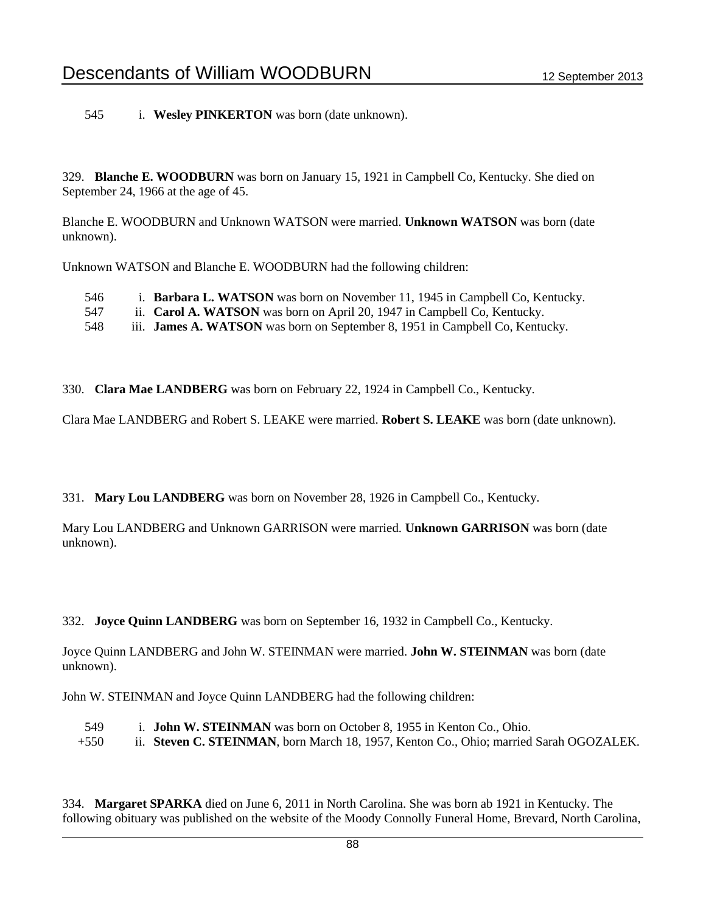545 i. **Wesley PINKERTON** was born (date unknown).

329. **Blanche E. WOODBURN** was born on January 15, 1921 in Campbell Co, Kentucky. She died on September 24, 1966 at the age of 45.

Blanche E. WOODBURN and Unknown WATSON were married. **Unknown WATSON** was born (date unknown).

Unknown WATSON and Blanche E. WOODBURN had the following children:

546 i. **Barbara L. WATSON** was born on November 11, 1945 in Campbell Co, Kentucky.
547 ii. **Carol A. WATSON** was born on April 20, 1947 in Campbell Co, Kentucky.
548 iii. **James A. WATSON** was born on September 8, 1951 in Campbell Co, Kentucky.

330. **Clara Mae LANDBERG** was born on February 22, 1924 in Campbell Co., Kentucky.

Clara Mae LANDBERG and Robert S. LEAKE were married. **Robert S. LEAKE** was born (date unknown).

331. **Mary Lou LANDBERG** was born on November 28, 1926 in Campbell Co., Kentucky.

Mary Lou LANDBERG and Unknown GARRISON were married. **Unknown GARRISON** was born (date unknown).

332. **Joyce Quinn LANDBERG** was born on September 16, 1932 in Campbell Co., Kentucky.

Joyce Quinn LANDBERG and John W. STEINMAN were married. **John W. STEINMAN** was born (date unknown).

John W. STEINMAN and Joyce Quinn LANDBERG had the following children:

549 i. **John W. STEINMAN** was born on October 8, 1955 in Kenton Co., Ohio.
+550 ii. **Steven C. STEINMAN**, born March 18, 1957, Kenton Co., Ohio; married Sarah OGOZALEK.

334. **Margaret SPARKA** died on June 6, 2011 in North Carolina. She was born ab 1921 in Kentucky. The following obituary was published on the website of the Moody Connolly Funeral Home, Brevard, North Carolina,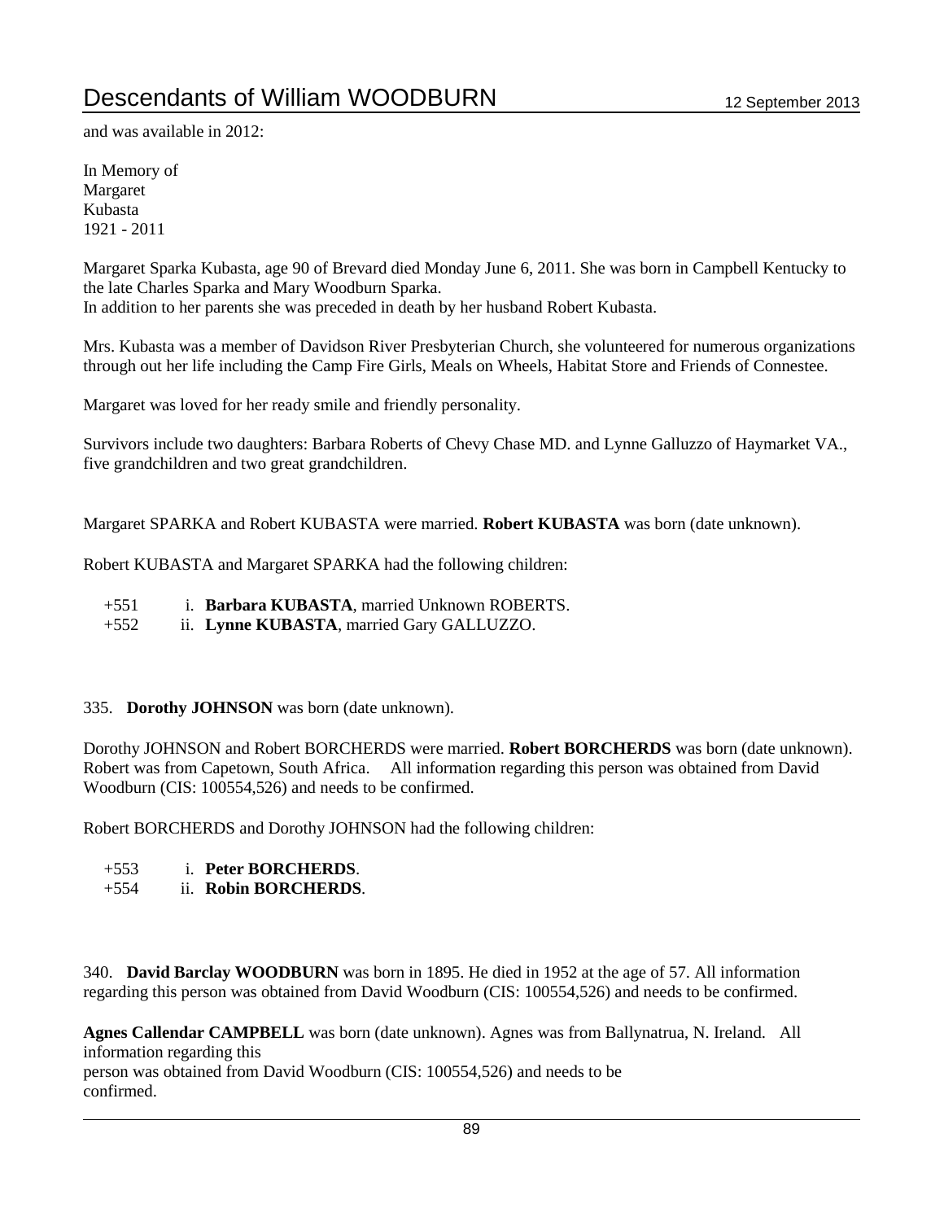and was available in 2012:

In Memory of
Margaret
Kubasta
1921 - 2011

Margaret Sparka Kubasta, age 90 of Brevard died Monday June 6, 2011. She was born in Campbell Kentucky to the late Charles Sparka and Mary Woodburn Sparka.
In addition to her parents she was preceded in death by her husband Robert Kubasta.

Mrs. Kubasta was a member of Davidson River Presbyterian Church, she volunteered for numerous organizations through out her life including the Camp Fire Girls, Meals on Wheels, Habitat Store and Friends of Connestee.

Margaret was loved for her ready smile and friendly personality.

Survivors include two daughters: Barbara Roberts of Chevy Chase MD. and Lynne Galluzzo of Haymarket VA., five grandchildren and two great grandchildren.

Margaret SPARKA and Robert KUBASTA were married. **Robert KUBASTA** was born (date unknown).

Robert KUBASTA and Margaret SPARKA had the following children:

- +551 i. **Barbara KUBASTA**, married Unknown ROBERTS.
- +552 ii. **Lynne KUBASTA**, married Gary GALLUZZO.

335. **Dorothy JOHNSON** was born (date unknown).

Dorothy JOHNSON and Robert BORCHERDS were married. **Robert BORCHERDS** was born (date unknown). Robert was from Capetown, South Africa. All information regarding this person was obtained from David Woodburn (CIS: 100554,526) and needs to be confirmed.

Robert BORCHERDS and Dorothy JOHNSON had the following children:

- +553 i. **Peter BORCHERDS**.
- +554 ii. **Robin BORCHERDS**.

340. **David Barclay WOODBURN** was born in 1895. He died in 1952 at the age of 57. All information regarding this person was obtained from David Woodburn (CIS: 100554,526) and needs to be confirmed.

**Agnes Callendar CAMPBELL** was born (date unknown). Agnes was from Ballynatrua, N. Ireland. All information regarding this
person was obtained from David Woodburn (CIS: 100554,526) and needs to be
confirmed.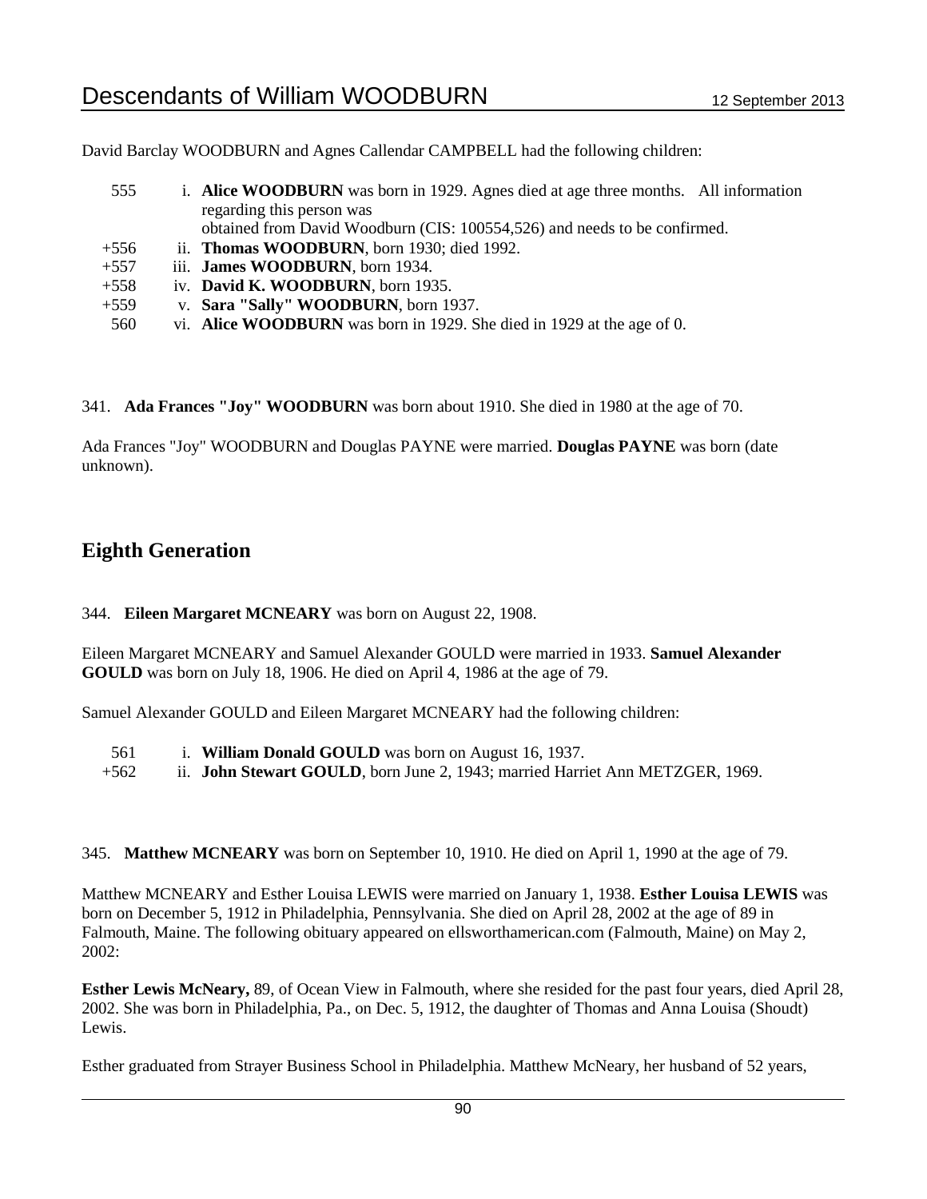David Barclay WOODBURN and Agnes Callendar CAMPBELL had the following children:

- 555 i. **Alice WOODBURN** was born in 1929. Agnes died at age three months. All information regarding this person was obtained from David Woodburn (CIS: 100554,526) and needs to be confirmed.
- +556 ii. **Thomas WOODBURN**, born 1930; died 1992.
- +557 iii. **James WOODBURN**, born 1934.
- +558 iv. **David K. WOODBURN**, born 1935.
- +559 v. **Sara "Sally" WOODBURN**, born 1937.
- 560 vi. **Alice WOODBURN** was born in 1929. She died in 1929 at the age of 0.

341. **Ada Frances "Joy" WOODBURN** was born about 1910. She died in 1980 at the age of 70.

Ada Frances "Joy" WOODBURN and Douglas PAYNE were married. **Douglas PAYNE** was born (date unknown).

## Eighth Generation

344. **Eileen Margaret MCNEARY** was born on August 22, 1908.

Eileen Margaret MCNEARY and Samuel Alexander GOULD were married in 1933. **Samuel Alexander GOULD** was born on July 18, 1906. He died on April 4, 1986 at the age of 79.

Samuel Alexander GOULD and Eileen Margaret MCNEARY had the following children:

- 561 i. **William Donald GOULD** was born on August 16, 1937.
- +562 ii. **John Stewart GOULD**, born June 2, 1943; married Harriet Ann METZGER, 1969.

345. **Matthew MCNEARY** was born on September 10, 1910. He died on April 1, 1990 at the age of 79.

Matthew MCNEARY and Esther Louisa LEWIS were married on January 1, 1938. **Esther Louisa LEWIS** was born on December 5, 1912 in Philadelphia, Pennsylvania. She died on April 28, 2002 at the age of 89 in Falmouth, Maine. The following obituary appeared on ellsworthamerican.com (Falmouth, Maine) on May 2, 2002:

**Esther Lewis McNeary,** 89, of Ocean View in Falmouth, where she resided for the past four years, died April 28, 2002. She was born in Philadelphia, Pa., on Dec. 5, 1912, the daughter of Thomas and Anna Louisa (Shoudt) Lewis.

Esther graduated from Strayer Business School in Philadelphia. Matthew McNeary, her husband of 52 years,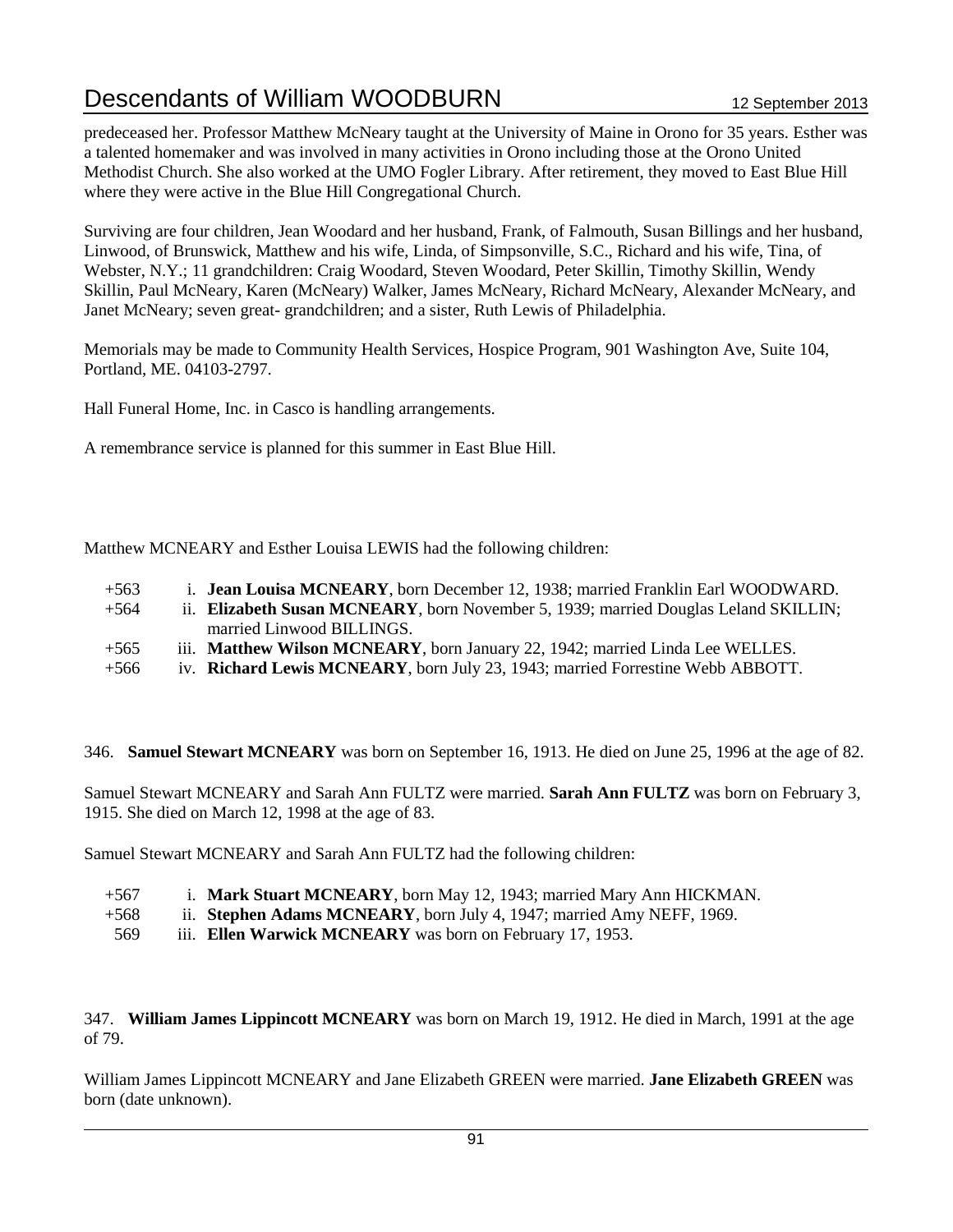predeceased her. Professor Matthew McNeary taught at the University of Maine in Orono for 35 years. Esther was a talented homemaker and was involved in many activities in Orono including those at the Orono United Methodist Church. She also worked at the UMO Fogler Library. After retirement, they moved to East Blue Hill where they were active in the Blue Hill Congregational Church.

Surviving are four children, Jean Woodard and her husband, Frank, of Falmouth, Susan Billings and her husband, Linwood, of Brunswick, Matthew and his wife, Linda, of Simpsonville, S.C., Richard and his wife, Tina, of Webster, N.Y.; 11 grandchildren: Craig Woodard, Steven Woodard, Peter Skillin, Timothy Skillin, Wendy Skillin, Paul McNeary, Karen (McNeary) Walker, James McNeary, Richard McNeary, Alexander McNeary, and Janet McNeary; seven great- grandchildren; and a sister, Ruth Lewis of Philadelphia.

Memorials may be made to Community Health Services, Hospice Program, 901 Washington Ave, Suite 104, Portland, ME. 04103-2797.

Hall Funeral Home, Inc. in Casco is handling arrangements.

A remembrance service is planned for this summer in East Blue Hill.

Matthew MCNEARY and Esther Louisa LEWIS had the following children:

- +563 i. **Jean Louisa MCNEARY**, born December 12, 1938; married Franklin Earl WOODWARD.
- +564 ii. **Elizabeth Susan MCNEARY**, born November 5, 1939; married Douglas Leland SKILLIN; married Linwood BILLINGS.
- +565 iii. **Matthew Wilson MCNEARY**, born January 22, 1942; married Linda Lee WELLES.
- +566 iv. **Richard Lewis MCNEARY**, born July 23, 1943; married Forrestine Webb ABBOTT.

346. **Samuel Stewart MCNEARY** was born on September 16, 1913. He died on June 25, 1996 at the age of 82.

Samuel Stewart MCNEARY and Sarah Ann FULTZ were married. **Sarah Ann FULTZ** was born on February 3, 1915. She died on March 12, 1998 at the age of 83.

Samuel Stewart MCNEARY and Sarah Ann FULTZ had the following children:

- +567 i. **Mark Stuart MCNEARY**, born May 12, 1943; married Mary Ann HICKMAN.
- +568 ii. **Stephen Adams MCNEARY**, born July 4, 1947; married Amy NEFF, 1969.
- 569 iii. **Ellen Warwick MCNEARY** was born on February 17, 1953.

347. **William James Lippincott MCNEARY** was born on March 19, 1912. He died in March, 1991 at the age of 79.

William James Lippincott MCNEARY and Jane Elizabeth GREEN were married. **Jane Elizabeth GREEN** was born (date unknown).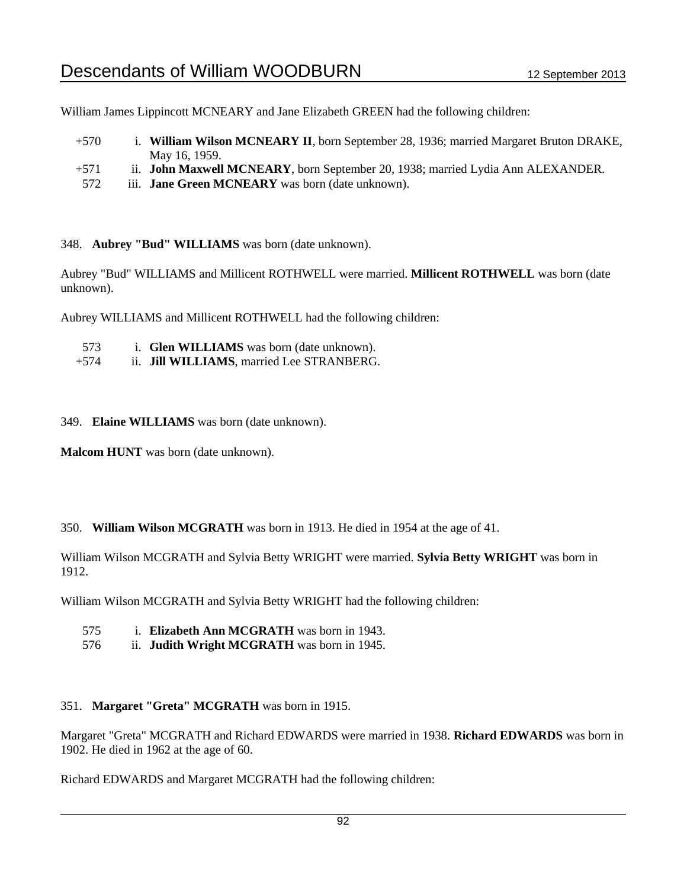William James Lippincott MCNEARY and Jane Elizabeth GREEN had the following children:

- +570 i. **William Wilson MCNEARY II**, born September 28, 1936; married Margaret Bruton DRAKE, May 16, 1959.
- +571 ii. **John Maxwell MCNEARY**, born September 20, 1938; married Lydia Ann ALEXANDER.
- 572 iii. **Jane Green MCNEARY** was born (date unknown).

348. **Aubrey "Bud" WILLIAMS** was born (date unknown).

Aubrey "Bud" WILLIAMS and Millicent ROTHWELL were married. **Millicent ROTHWELL** was born (date unknown).

Aubrey WILLIAMS and Millicent ROTHWELL had the following children:

- 573 i. **Glen WILLIAMS** was born (date unknown).
- +574 ii. **Jill WILLIAMS**, married Lee STRANBERG.

349. **Elaine WILLIAMS** was born (date unknown).

**Malcom HUNT** was born (date unknown).

350. **William Wilson MCGRATH** was born in 1913. He died in 1954 at the age of 41.

William Wilson MCGRATH and Sylvia Betty WRIGHT were married. **Sylvia Betty WRIGHT** was born in 1912.

William Wilson MCGRATH and Sylvia Betty WRIGHT had the following children:

- 575 i. **Elizabeth Ann MCGRATH** was born in 1943.
- 576 ii. **Judith Wright MCGRATH** was born in 1945.

351. **Margaret "Greta" MCGRATH** was born in 1915.

Margaret "Greta" MCGRATH and Richard EDWARDS were married in 1938. **Richard EDWARDS** was born in 1902. He died in 1962 at the age of 60.

Richard EDWARDS and Margaret MCGRATH had the following children: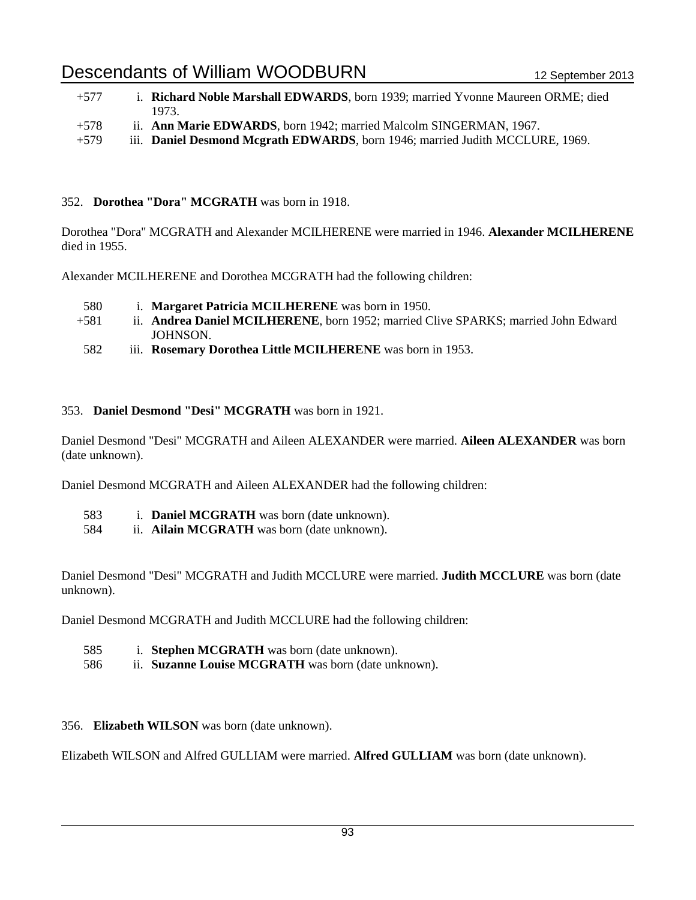+577 i. **Richard Noble Marshall EDWARDS**, born 1939; married Yvonne Maureen ORME; died 1973.

+578 ii. **Ann Marie EDWARDS**, born 1942; married Malcolm SINGERMAN, 1967.

+579 iii. **Daniel Desmond Mcgrath EDWARDS**, born 1946; married Judith MCCLURE, 1969.

352. **Dorothea "Dora" MCGRATH** was born in 1918.

Dorothea "Dora" MCGRATH and Alexander MCILHERENE were married in 1946. **Alexander MCILHERENE** died in 1955.

Alexander MCILHERENE and Dorothea MCGRATH had the following children:

580 i. **Margaret Patricia MCILHERENE** was born in 1950.

+581 ii. **Andrea Daniel MCILHERENE**, born 1952; married Clive SPARKS; married John Edward JOHNSON.

582 iii. **Rosemary Dorothea Little MCILHERENE** was born in 1953.

353. **Daniel Desmond "Desi" MCGRATH** was born in 1921.

Daniel Desmond "Desi" MCGRATH and Aileen ALEXANDER were married. **Aileen ALEXANDER** was born (date unknown).

Daniel Desmond MCGRATH and Aileen ALEXANDER had the following children:

583 i. **Daniel MCGRATH** was born (date unknown).

584 ii. **Ailain MCGRATH** was born (date unknown).

Daniel Desmond "Desi" MCGRATH and Judith MCCLURE were married. **Judith MCCLURE** was born (date unknown).

Daniel Desmond MCGRATH and Judith MCCLURE had the following children:

585 i. **Stephen MCGRATH** was born (date unknown).

586 ii. **Suzanne Louise MCGRATH** was born (date unknown).

356. **Elizabeth WILSON** was born (date unknown).

Elizabeth WILSON and Alfred GULLIAM were married. **Alfred GULLIAM** was born (date unknown).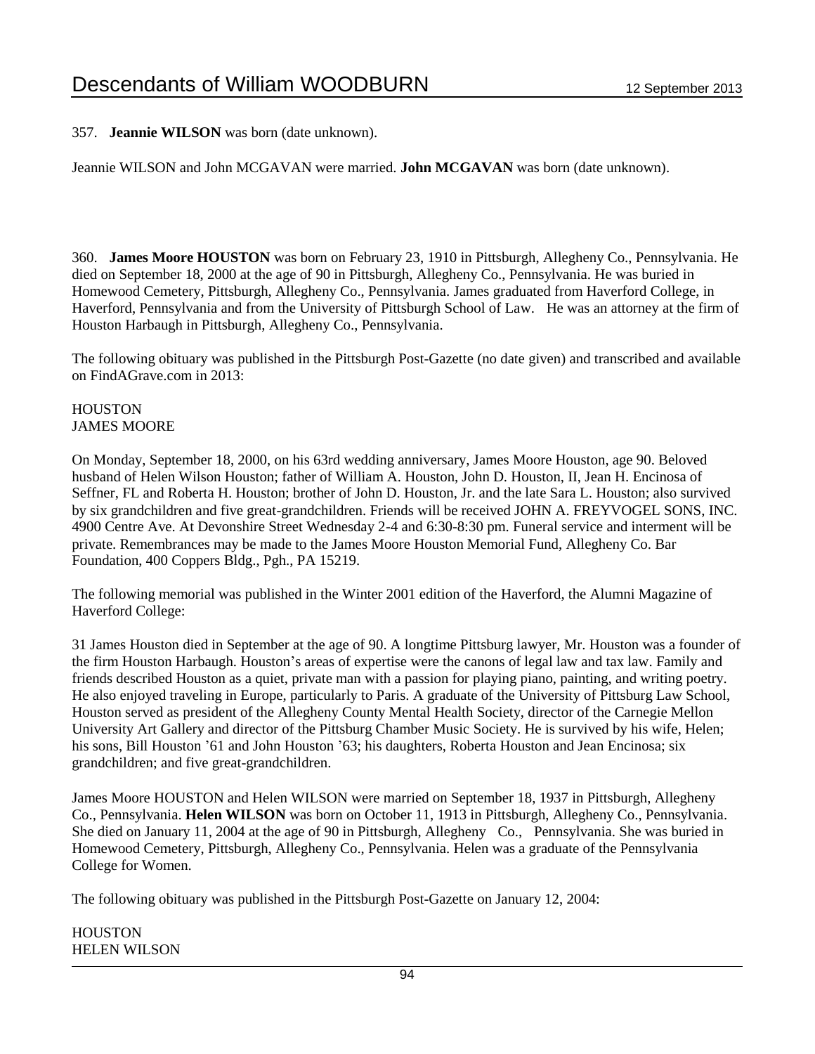357. **Jeannie WILSON** was born (date unknown).

Jeannie WILSON and John MCGAVAN were married. **John MCGAVAN** was born (date unknown).

360. **James Moore HOUSTON** was born on February 23, 1910 in Pittsburgh, Allegheny Co., Pennsylvania. He died on September 18, 2000 at the age of 90 in Pittsburgh, Allegheny Co., Pennsylvania. He was buried in Homewood Cemetery, Pittsburgh, Allegheny Co., Pennsylvania. James graduated from Haverford College, in Haverford, Pennsylvania and from the University of Pittsburgh School of Law. He was an attorney at the firm of Houston Harbaugh in Pittsburgh, Allegheny Co., Pennsylvania.

The following obituary was published in the Pittsburgh Post-Gazette (no date given) and transcribed and available on FindAGrave.com in 2013:

HOUSTON
JAMES MOORE

On Monday, September 18, 2000, on his 63rd wedding anniversary, James Moore Houston, age 90. Beloved husband of Helen Wilson Houston; father of William A. Houston, John D. Houston, II, Jean H. Encinosa of Seffner, FL and Roberta H. Houston; brother of John D. Houston, Jr. and the late Sara L. Houston; also survived by six grandchildren and five great-grandchildren. Friends will be received JOHN A. FREYVOGEL SONS, INC. 4900 Centre Ave. At Devonshire Street Wednesday 2-4 and 6:30-8:30 pm. Funeral service and interment will be private. Remembrances may be made to the James Moore Houston Memorial Fund, Allegheny Co. Bar Foundation, 400 Coppers Bldg., Pgh., PA 15219.

The following memorial was published in the Winter 2001 edition of the Haverford, the Alumni Magazine of Haverford College:

31 James Houston died in September at the age of 90. A longtime Pittsburg lawyer, Mr. Houston was a founder of the firm Houston Harbaugh. Houston's areas of expertise were the canons of legal law and tax law. Family and friends described Houston as a quiet, private man with a passion for playing piano, painting, and writing poetry. He also enjoyed traveling in Europe, particularly to Paris. A graduate of the University of Pittsburg Law School, Houston served as president of the Allegheny County Mental Health Society, director of the Carnegie Mellon University Art Gallery and director of the Pittsburg Chamber Music Society. He is survived by his wife, Helen; his sons, Bill Houston '61 and John Houston '63; his daughters, Roberta Houston and Jean Encinosa; six grandchildren; and five great-grandchildren.

James Moore HOUSTON and Helen WILSON were married on September 18, 1937 in Pittsburgh, Allegheny Co., Pennsylvania. **Helen WILSON** was born on October 11, 1913 in Pittsburgh, Allegheny Co., Pennsylvania. She died on January 11, 2004 at the age of 90 in Pittsburgh, Allegheny Co., Pennsylvania. She was buried in Homewood Cemetery, Pittsburgh, Allegheny Co., Pennsylvania. Helen was a graduate of the Pennsylvania College for Women.

The following obituary was published in the Pittsburgh Post-Gazette on January 12, 2004:

HOUSTON
HELEN WILSON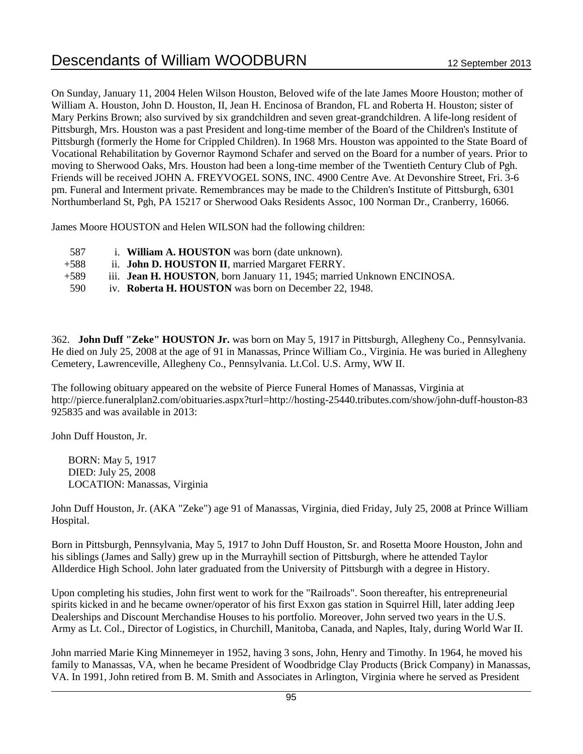On Sunday, January 11, 2004 Helen Wilson Houston, Beloved wife of the late James Moore Houston; mother of William A. Houston, John D. Houston, II, Jean H. Encinosa of Brandon, FL and Roberta H. Houston; sister of Mary Perkins Brown; also survived by six grandchildren and seven great-grandchildren. A life-long resident of Pittsburgh, Mrs. Houston was a past President and long-time member of the Board of the Children's Institute of Pittsburgh (formerly the Home for Crippled Children). In 1968 Mrs. Houston was appointed to the State Board of Vocational Rehabilitation by Governor Raymond Schafer and served on the Board for a number of years. Prior to moving to Sherwood Oaks, Mrs. Houston had been a long-time member of the Twentieth Century Club of Pgh. Friends will be received JOHN A. FREYVOGEL SONS, INC. 4900 Centre Ave. At Devonshire Street, Fri. 3-6 pm. Funeral and Interment private. Remembrances may be made to the Children's Institute of Pittsburgh, 6301 Northumberland St, Pgh, PA 15217 or Sherwood Oaks Residents Assoc, 100 Norman Dr., Cranberry, 16066.

James Moore HOUSTON and Helen WILSON had the following children:

587 i. **William A. HOUSTON** was born (date unknown).
+588 ii. **John D. HOUSTON II**, married Margaret FERRY.
+589 iii. **Jean H. HOUSTON**, born January 11, 1945; married Unknown ENCINOSA.
590 iv. **Roberta H. HOUSTON** was born on December 22, 1948.

362. **John Duff "Zeke" HOUSTON Jr.** was born on May 5, 1917 in Pittsburgh, Allegheny Co., Pennsylvania. He died on July 25, 2008 at the age of 91 in Manassas, Prince William Co., Virginia. He was buried in Allegheny Cemetery, Lawrenceville, Allegheny Co., Pennsylvania. Lt.Col. U.S. Army, WW II.

The following obituary appeared on the website of Pierce Funeral Homes of Manassas, Virginia at http://pierce.funeralplan2.com/obituaries.aspx?turl=http://hosting-25440.tributes.com/show/john-duff-houston-83925835 and was available in 2013:

John Duff Houston, Jr.

BORN: May 5, 1917
DIED: July 25, 2008
LOCATION: Manassas, Virginia

John Duff Houston, Jr. (AKA "Zeke") age 91 of Manassas, Virginia, died Friday, July 25, 2008 at Prince William Hospital.

Born in Pittsburgh, Pennsylvania, May 5, 1917 to John Duff Houston, Sr. and Rosetta Moore Houston, John and his siblings (James and Sally) grew up in the Murrayhill section of Pittsburgh, where he attended Taylor Allderdice High School. John later graduated from the University of Pittsburgh with a degree in History.

Upon completing his studies, John first went to work for the "Railroads". Soon thereafter, his entrepreneurial spirits kicked in and he became owner/operator of his first Exxon gas station in Squirrel Hill, later adding Jeep Dealerships and Discount Merchandise Houses to his portfolio. Moreover, John served two years in the U.S. Army as Lt. Col., Director of Logistics, in Churchill, Manitoba, Canada, and Naples, Italy, during World War II.

John married Marie King Minnemeyer in 1952, having 3 sons, John, Henry and Timothy. In 1964, he moved his family to Manassas, VA, when he became President of Woodbridge Clay Products (Brick Company) in Manassas, VA. In 1991, John retired from B. M. Smith and Associates in Arlington, Virginia where he served as President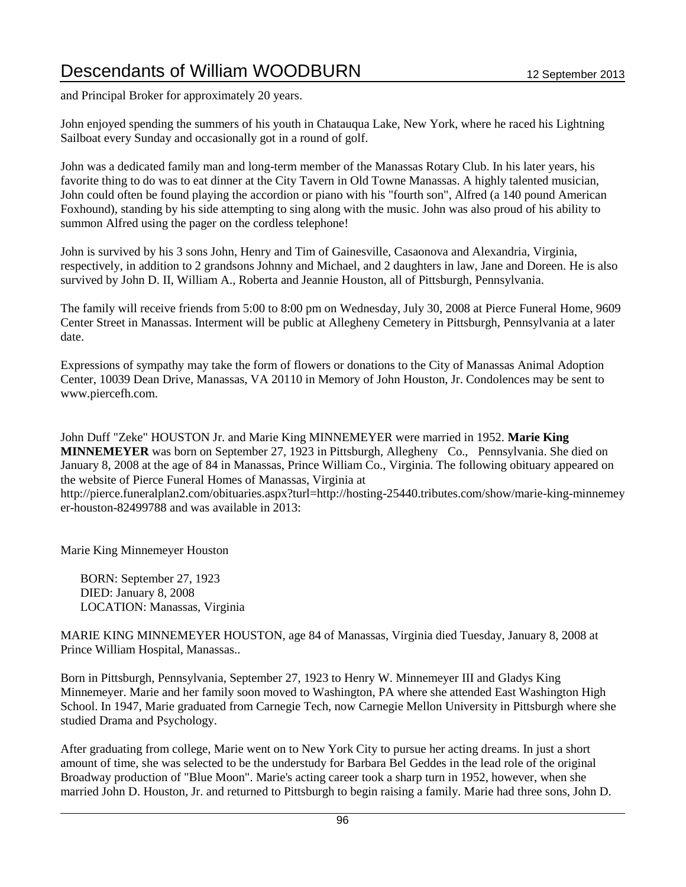and Principal Broker for approximately 20 years.

John enjoyed spending the summers of his youth in Chatauqua Lake, New York, where he raced his Lightning Sailboat every Sunday and occasionally got in a round of golf.

John was a dedicated family man and long-term member of the Manassas Rotary Club. In his later years, his favorite thing to do was to eat dinner at the City Tavern in Old Towne Manassas. A highly talented musician, John could often be found playing the accordion or piano with his "fourth son", Alfred (a 140 pound American Foxhound), standing by his side attempting to sing along with the music. John was also proud of his ability to summon Alfred using the pager on the cordless telephone!

John is survived by his 3 sons John, Henry and Tim of Gainesville, Casaonova and Alexandria, Virginia, respectively, in addition to 2 grandsons Johnny and Michael, and 2 daughters in law, Jane and Doreen. He is also survived by John D. II, William A., Roberta and Jeannie Houston, all of Pittsburgh, Pennsylvania.

The family will receive friends from 5:00 to 8:00 pm on Wednesday, July 30, 2008 at Pierce Funeral Home, 9609 Center Street in Manassas. Interment will be public at Allegheny Cemetery in Pittsburgh, Pennsylvania at a later date.

Expressions of sympathy may take the form of flowers or donations to the City of Manassas Animal Adoption Center, 10039 Dean Drive, Manassas, VA 20110 in Memory of John Houston, Jr. Condolences may be sent to www.piercefh.com.

John Duff "Zeke" HOUSTON Jr. and Marie King MINNEMEYER were married in 1952. **Marie King MINNEMEYER** was born on September 27, 1923 in Pittsburgh, Allegheny Co., Pennsylvania. She died on January 8, 2008 at the age of 84 in Manassas, Prince William Co., Virginia. The following obituary appeared on the website of Pierce Funeral Homes of Manassas, Virginia at http://pierce.funeralplan2.com/obituaries.aspx?turl=http://hosting-25440.tributes.com/show/marie-king-minnemeyer-houston-82499788 and was available in 2013:

Marie King Minnemeyer Houston

BORN: September 27, 1923
DIED: January 8, 2008
LOCATION: Manassas, Virginia

MARIE KING MINNEMEYER HOUSTON, age 84 of Manassas, Virginia died Tuesday, January 8, 2008 at Prince William Hospital, Manassas..

Born in Pittsburgh, Pennsylvania, September 27, 1923 to Henry W. Minnemeyer III and Gladys King Minnemeyer. Marie and her family soon moved to Washington, PA where she attended East Washington High School. In 1947, Marie graduated from Carnegie Tech, now Carnegie Mellon University in Pittsburgh where she studied Drama and Psychology.

After graduating from college, Marie went on to New York City to pursue her acting dreams. In just a short amount of time, she was selected to be the understudy for Barbara Bel Geddes in the lead role of the original Broadway production of "Blue Moon". Marie's acting career took a sharp turn in 1952, however, when she married John D. Houston, Jr. and returned to Pittsburgh to begin raising a family. Marie had three sons, John D.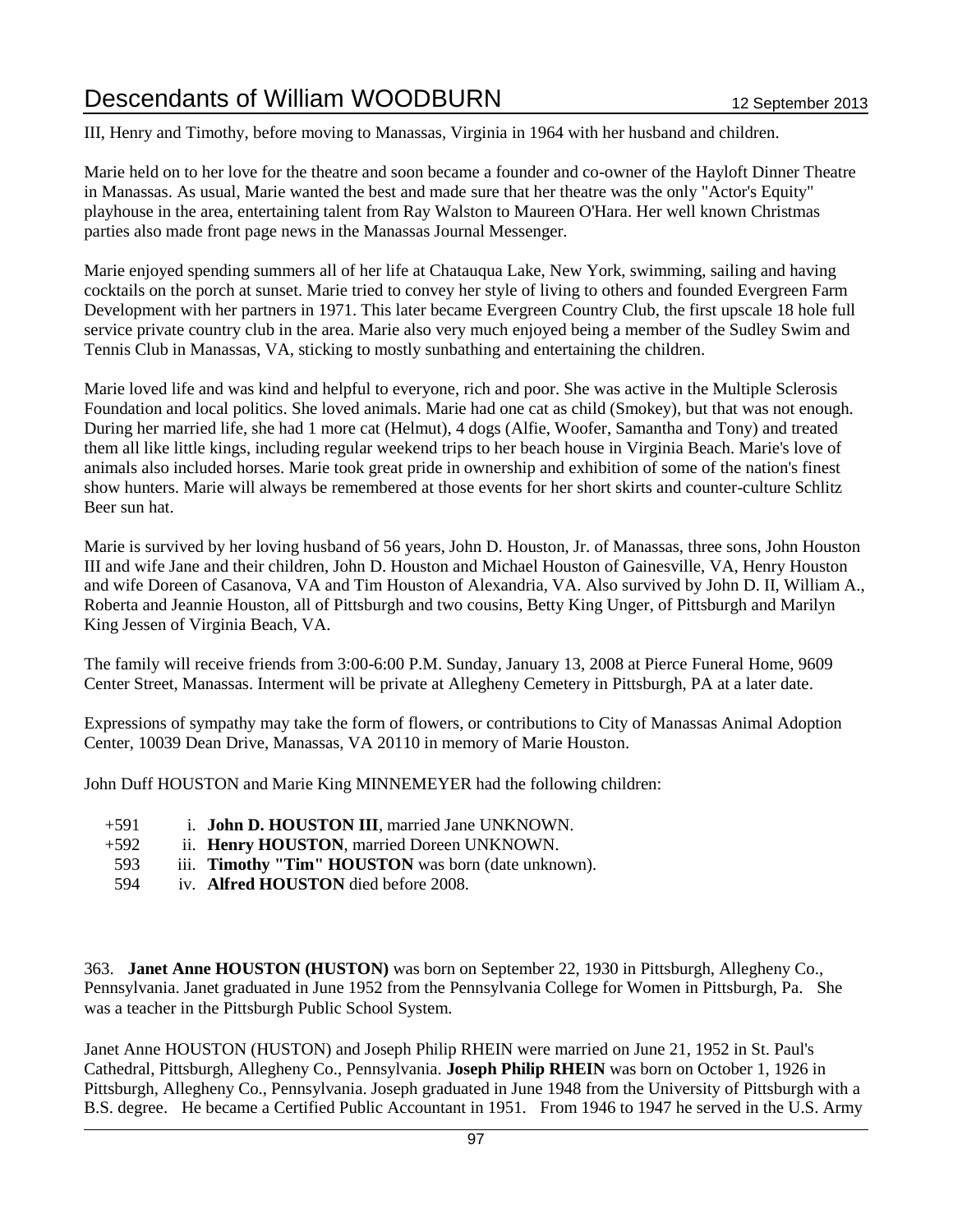III, Henry and Timothy, before moving to Manassas, Virginia in 1964 with her husband and children.

Marie held on to her love for the theatre and soon became a founder and co-owner of the Hayloft Dinner Theatre in Manassas. As usual, Marie wanted the best and made sure that her theatre was the only "Actor's Equity" playhouse in the area, entertaining talent from Ray Walston to Maureen O'Hara. Her well known Christmas parties also made front page news in the Manassas Journal Messenger.

Marie enjoyed spending summers all of her life at Chatauqua Lake, New York, swimming, sailing and having cocktails on the porch at sunset. Marie tried to convey her style of living to others and founded Evergreen Farm Development with her partners in 1971. This later became Evergreen Country Club, the first upscale 18 hole full service private country club in the area. Marie also very much enjoyed being a member of the Sudley Swim and Tennis Club in Manassas, VA, sticking to mostly sunbathing and entertaining the children.

Marie loved life and was kind and helpful to everyone, rich and poor. She was active in the Multiple Sclerosis Foundation and local politics. She loved animals. Marie had one cat as child (Smokey), but that was not enough. During her married life, she had 1 more cat (Helmut), 4 dogs (Alfie, Woofer, Samantha and Tony) and treated them all like little kings, including regular weekend trips to her beach house in Virginia Beach. Marie's love of animals also included horses. Marie took great pride in ownership and exhibition of some of the nation's finest show hunters. Marie will always be remembered at those events for her short skirts and counter-culture Schlitz Beer sun hat.

Marie is survived by her loving husband of 56 years, John D. Houston, Jr. of Manassas, three sons, John Houston III and wife Jane and their children, John D. Houston and Michael Houston of Gainesville, VA, Henry Houston and wife Doreen of Casanova, VA and Tim Houston of Alexandria, VA. Also survived by John D. II, William A., Roberta and Jeannie Houston, all of Pittsburgh and two cousins, Betty King Unger, of Pittsburgh and Marilyn King Jessen of Virginia Beach, VA.

The family will receive friends from 3:00-6:00 P.M. Sunday, January 13, 2008 at Pierce Funeral Home, 9609 Center Street, Manassas. Interment will be private at Allegheny Cemetery in Pittsburgh, PA at a later date.

Expressions of sympathy may take the form of flowers, or contributions to City of Manassas Animal Adoption Center, 10039 Dean Drive, Manassas, VA 20110 in memory of Marie Houston.

John Duff HOUSTON and Marie King MINNEMEYER had the following children:

+591 i. **John D. HOUSTON III**, married Jane UNKNOWN.
+592 ii. **Henry HOUSTON**, married Doreen UNKNOWN.
593 iii. **Timothy "Tim" HOUSTON** was born (date unknown).
594 iv. **Alfred HOUSTON** died before 2008.

363. **Janet Anne HOUSTON (HUSTON)** was born on September 22, 1930 in Pittsburgh, Allegheny Co., Pennsylvania. Janet graduated in June 1952 from the Pennsylvania College for Women in Pittsburgh, Pa. She was a teacher in the Pittsburgh Public School System.

Janet Anne HOUSTON (HUSTON) and Joseph Philip RHEIN were married on June 21, 1952 in St. Paul's Cathedral, Pittsburgh, Allegheny Co., Pennsylvania. **Joseph Philip RHEIN** was born on October 1, 1926 in Pittsburgh, Allegheny Co., Pennsylvania. Joseph graduated in June 1948 from the University of Pittsburgh with a B.S. degree. He became a Certified Public Accountant in 1951. From 1946 to 1947 he served in the U.S. Army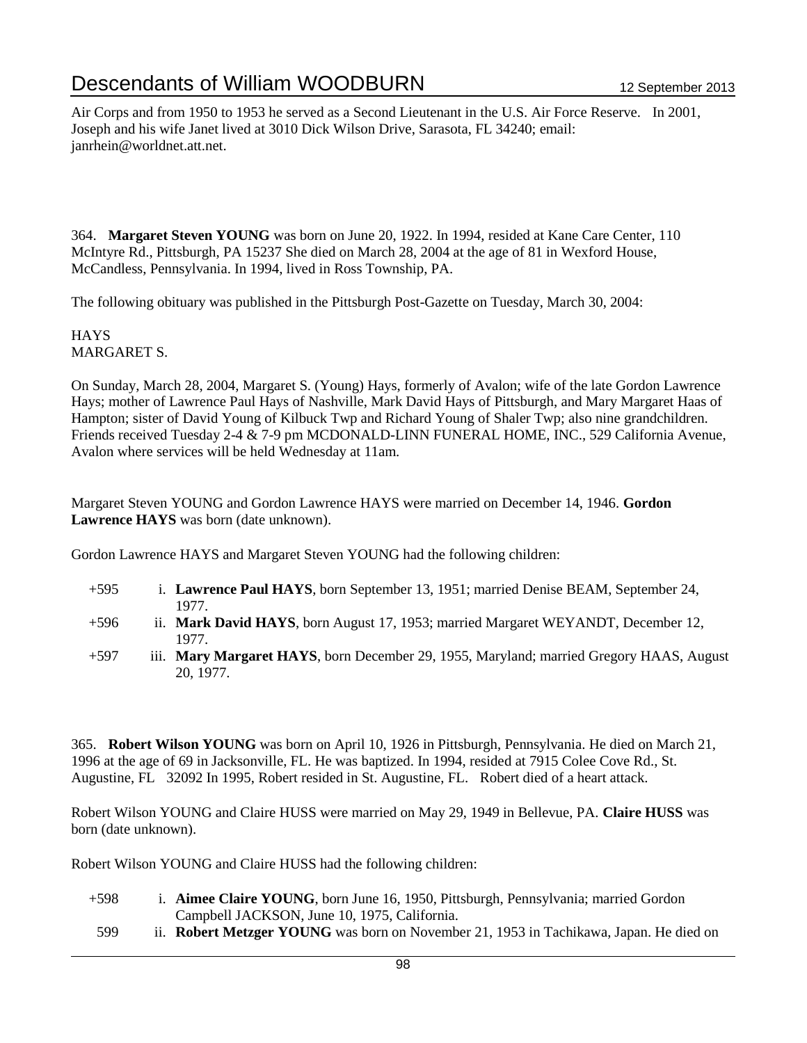Air Corps and from 1950 to 1953 he served as a Second Lieutenant in the U.S. Air Force Reserve. In 2001, Joseph and his wife Janet lived at 3010 Dick Wilson Drive, Sarasota, FL 34240; email: janrhein@worldnet.att.net.

364. **Margaret Steven YOUNG** was born on June 20, 1922. In 1994, resided at Kane Care Center, 110 McIntyre Rd., Pittsburgh, PA 15237 She died on March 28, 2004 at the age of 81 in Wexford House, McCandless, Pennsylvania. In 1994, lived in Ross Township, PA.

The following obituary was published in the Pittsburgh Post-Gazette on Tuesday, March 30, 2004:

HAYS
MARGARET S.

On Sunday, March 28, 2004, Margaret S. (Young) Hays, formerly of Avalon; wife of the late Gordon Lawrence Hays; mother of Lawrence Paul Hays of Nashville, Mark David Hays of Pittsburgh, and Mary Margaret Haas of Hampton; sister of David Young of Kilbuck Twp and Richard Young of Shaler Twp; also nine grandchildren. Friends received Tuesday 2-4 & 7-9 pm MCDONALD-LINN FUNERAL HOME, INC., 529 California Avenue, Avalon where services will be held Wednesday at 11am.

Margaret Steven YOUNG and Gordon Lawrence HAYS were married on December 14, 1946. **Gordon Lawrence HAYS** was born (date unknown).

Gordon Lawrence HAYS and Margaret Steven YOUNG had the following children:

+595 i. **Lawrence Paul HAYS**, born September 13, 1951; married Denise BEAM, September 24, 1977.

+596 ii. **Mark David HAYS**, born August 17, 1953; married Margaret WEYANDT, December 12, 1977.

+597 iii. **Mary Margaret HAYS**, born December 29, 1955, Maryland; married Gregory HAAS, August 20, 1977.

365. **Robert Wilson YOUNG** was born on April 10, 1926 in Pittsburgh, Pennsylvania. He died on March 21, 1996 at the age of 69 in Jacksonville, FL. He was baptized. In 1994, resided at 7915 Colee Cove Rd., St. Augustine, FL 32092 In 1995, Robert resided in St. Augustine, FL. Robert died of a heart attack.

Robert Wilson YOUNG and Claire HUSS were married on May 29, 1949 in Bellevue, PA. **Claire HUSS** was born (date unknown).

Robert Wilson YOUNG and Claire HUSS had the following children:

+598 i. **Aimee Claire YOUNG**, born June 16, 1950, Pittsburgh, Pennsylvania; married Gordon Campbell JACKSON, June 10, 1975, California.

599 ii. **Robert Metzger YOUNG** was born on November 21, 1953 in Tachikawa, Japan. He died on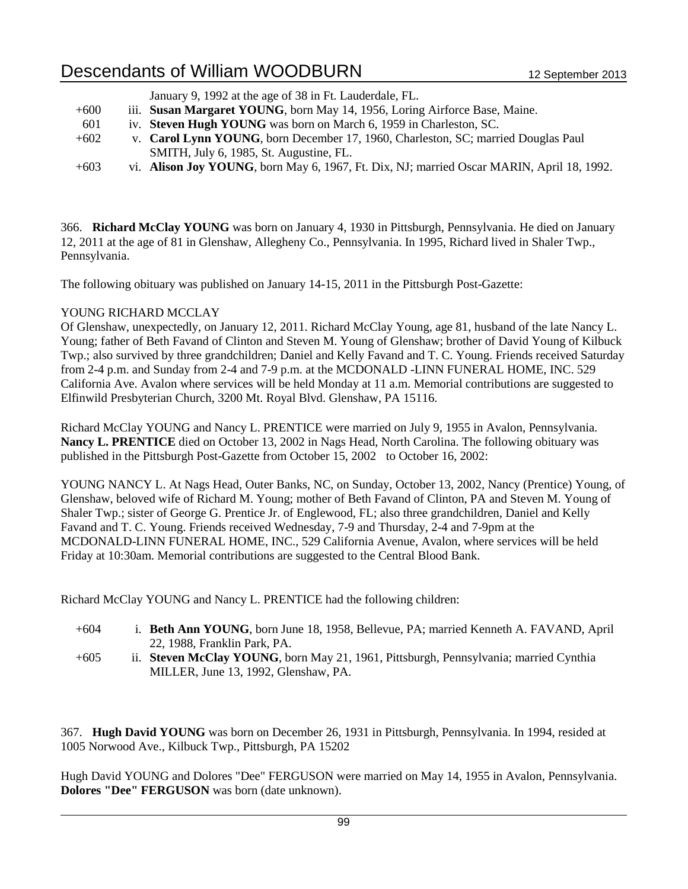January 9, 1992 at the age of 38 in Ft. Lauderdale, FL.

+600 iii. **Susan Margaret YOUNG**, born May 14, 1956, Loring Airforce Base, Maine.

601 iv. **Steven Hugh YOUNG** was born on March 6, 1959 in Charleston, SC.

+602 v. **Carol Lynn YOUNG**, born December 17, 1960, Charleston, SC; married Douglas Paul SMITH, July 6, 1985, St. Augustine, FL.

+603 vi. **Alison Joy YOUNG**, born May 6, 1967, Ft. Dix, NJ; married Oscar MARIN, April 18, 1992.

366. **Richard McClay YOUNG** was born on January 4, 1930 in Pittsburgh, Pennsylvania. He died on January 12, 2011 at the age of 81 in Glenshaw, Allegheny Co., Pennsylvania. In 1995, Richard lived in Shaler Twp., Pennsylvania.

The following obituary was published on January 14-15, 2011 in the Pittsburgh Post-Gazette:

YOUNG RICHARD MCCLAY
Of Glenshaw, unexpectedly, on January 12, 2011. Richard McClay Young, age 81, husband of the late Nancy L. Young; father of Beth Favand of Clinton and Steven M. Young of Glenshaw; brother of David Young of Kilbuck Twp.; also survived by three grandchildren; Daniel and Kelly Favand and T. C. Young. Friends received Saturday from 2-4 p.m. and Sunday from 2-4 and 7-9 p.m. at the MCDONALD -LINN FUNERAL HOME, INC. 529 California Ave. Avalon where services will be held Monday at 11 a.m. Memorial contributions are suggested to Elfinwild Presbyterian Church, 3200 Mt. Royal Blvd. Glenshaw, PA 15116.

Richard McClay YOUNG and Nancy L. PRENTICE were married on July 9, 1955 in Avalon, Pennsylvania. **Nancy L. PRENTICE** died on October 13, 2002 in Nags Head, North Carolina. The following obituary was published in the Pittsburgh Post-Gazette from October 15, 2002 to October 16, 2002:

YOUNG NANCY L. At Nags Head, Outer Banks, NC, on Sunday, October 13, 2002, Nancy (Prentice) Young, of Glenshaw, beloved wife of Richard M. Young; mother of Beth Favand of Clinton, PA and Steven M. Young of Shaler Twp.; sister of George G. Prentice Jr. of Englewood, FL; also three grandchildren, Daniel and Kelly Favand and T. C. Young. Friends received Wednesday, 7-9 and Thursday, 2-4 and 7-9pm at the MCDONALD-LINN FUNERAL HOME, INC., 529 California Avenue, Avalon, where services will be held Friday at 10:30am. Memorial contributions are suggested to the Central Blood Bank.

Richard McClay YOUNG and Nancy L. PRENTICE had the following children:

+604 i. **Beth Ann YOUNG**, born June 18, 1958, Bellevue, PA; married Kenneth A. FAVAND, April 22, 1988, Franklin Park, PA.

+605 ii. **Steven McClay YOUNG**, born May 21, 1961, Pittsburgh, Pennsylvania; married Cynthia MILLER, June 13, 1992, Glenshaw, PA.

367. **Hugh David YOUNG** was born on December 26, 1931 in Pittsburgh, Pennsylvania. In 1994, resided at 1005 Norwood Ave., Kilbuck Twp., Pittsburgh, PA 15202

Hugh David YOUNG and Dolores "Dee" FERGUSON were married on May 14, 1955 in Avalon, Pennsylvania. **Dolores "Dee" FERGUSON** was born (date unknown).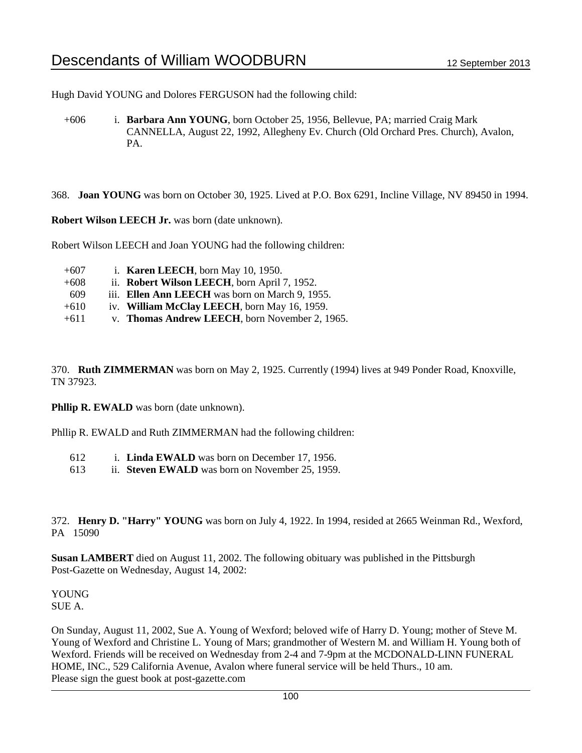Hugh David YOUNG and Dolores FERGUSON had the following child:

+606 i. **Barbara Ann YOUNG**, born October 25, 1956, Bellevue, PA; married Craig Mark CANNELLA, August 22, 1992, Allegheny Ev. Church (Old Orchard Pres. Church), Avalon, PA.

368. **Joan YOUNG** was born on October 30, 1925. Lived at P.O. Box 6291, Incline Village, NV 89450 in 1994.

**Robert Wilson LEECH Jr.** was born (date unknown).

Robert Wilson LEECH and Joan YOUNG had the following children:

+607 i. **Karen LEECH**, born May 10, 1950.
+608 ii. **Robert Wilson LEECH**, born April 7, 1952.
609 iii. **Ellen Ann LEECH** was born on March 9, 1955.
+610 iv. **William McClay LEECH**, born May 16, 1959.
+611 v. **Thomas Andrew LEECH**, born November 2, 1965.

370. **Ruth ZIMMERMAN** was born on May 2, 1925. Currently (1994) lives at 949 Ponder Road, Knoxville, TN 37923.

**Phllip R. EWALD** was born (date unknown).

Phllip R. EWALD and Ruth ZIMMERMAN had the following children:

612 i. **Linda EWALD** was born on December 17, 1956.
613 ii. **Steven EWALD** was born on November 25, 1959.

372. **Henry D. "Harry" YOUNG** was born on July 4, 1922. In 1994, resided at 2665 Weinman Rd., Wexford, PA 15090

**Susan LAMBERT** died on August 11, 2002. The following obituary was published in the Pittsburgh Post-Gazette on Wednesday, August 14, 2002:

YOUNG
SUE A.

On Sunday, August 11, 2002, Sue A. Young of Wexford; beloved wife of Harry D. Young; mother of Steve M. Young of Wexford and Christine L. Young of Mars; grandmother of Western M. and William H. Young both of Wexford. Friends will be received on Wednesday from 2-4 and 7-9pm at the MCDONALD-LINN FUNERAL HOME, INC., 529 California Avenue, Avalon where funeral service will be held Thurs., 10 am.
Please sign the guest book at post-gazette.com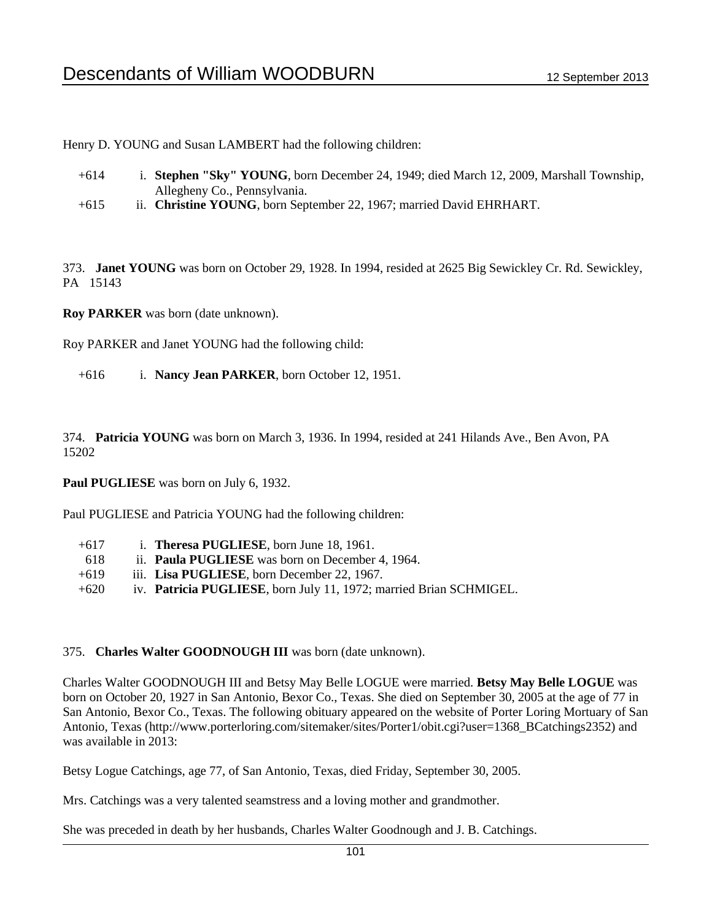Henry D. YOUNG and Susan LAMBERT had the following children:

+614 i. **Stephen "Sky" YOUNG**, born December 24, 1949; died March 12, 2009, Marshall Township, Allegheny Co., Pennsylvania.
+615 ii. **Christine YOUNG**, born September 22, 1967; married David EHRHART.

373. **Janet YOUNG** was born on October 29, 1928. In 1994, resided at 2625 Big Sewickley Cr. Rd. Sewickley, PA 15143

**Roy PARKER** was born (date unknown).

Roy PARKER and Janet YOUNG had the following child:

+616 i. **Nancy Jean PARKER**, born October 12, 1951.

374. **Patricia YOUNG** was born on March 3, 1936. In 1994, resided at 241 Hilands Ave., Ben Avon, PA 15202

**Paul PUGLIESE** was born on July 6, 1932.

Paul PUGLIESE and Patricia YOUNG had the following children:

+617 i. **Theresa PUGLIESE**, born June 18, 1961.
618 ii. **Paula PUGLIESE** was born on December 4, 1964.
+619 iii. **Lisa PUGLIESE**, born December 22, 1967.
+620 iv. **Patricia PUGLIESE**, born July 11, 1972; married Brian SCHMIGEL.

375. **Charles Walter GOODNOUGH III** was born (date unknown).

Charles Walter GOODNOUGH III and Betsy May Belle LOGUE were married. **Betsy May Belle LOGUE** was born on October 20, 1927 in San Antonio, Bexor Co., Texas. She died on September 30, 2005 at the age of 77 in San Antonio, Bexor Co., Texas. The following obituary appeared on the website of Porter Loring Mortuary of San Antonio, Texas (http://www.porterloring.com/sitemaker/sites/Porter1/obit.cgi?user=1368_BCatchings2352) and was available in 2013:

Betsy Logue Catchings, age 77, of San Antonio, Texas, died Friday, September 30, 2005.

Mrs. Catchings was a very talented seamstress and a loving mother and grandmother.

She was preceded in death by her husbands, Charles Walter Goodnough and J. B. Catchings.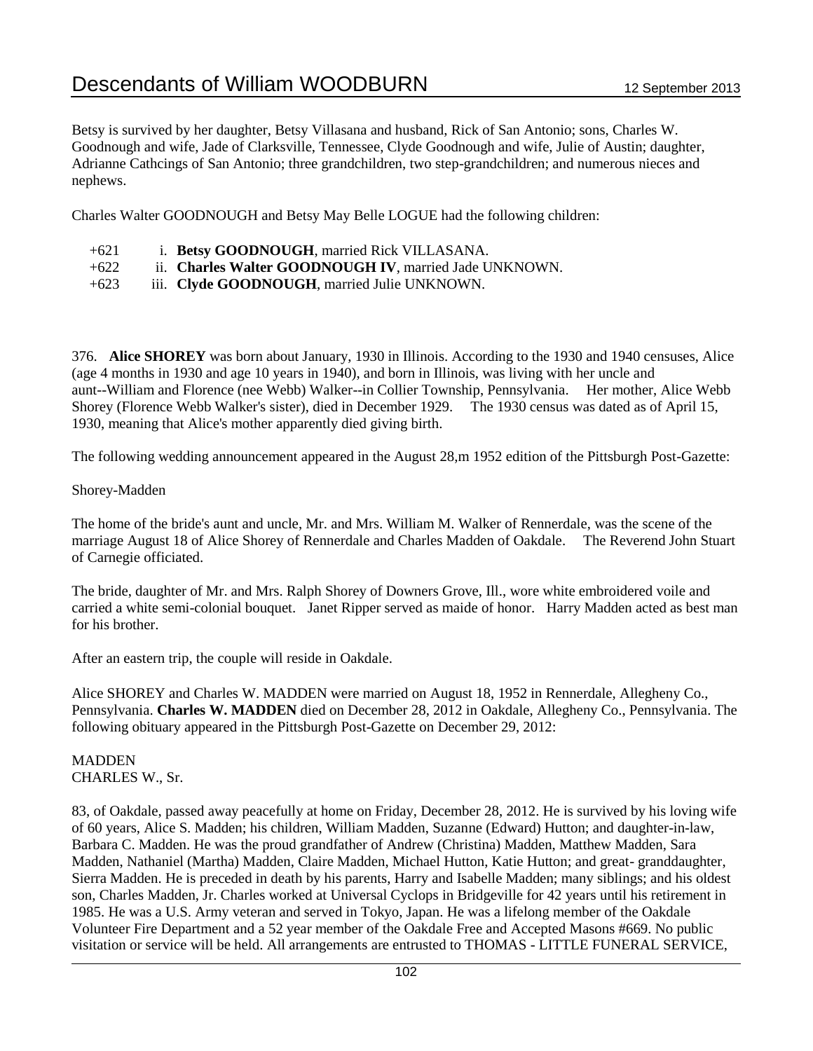Betsy is survived by her daughter, Betsy Villasana and husband, Rick of San Antonio; sons, Charles W. Goodnough and wife, Jade of Clarksville, Tennessee, Clyde Goodnough and wife, Julie of Austin; daughter, Adrianne Cathcings of San Antonio; three grandchildren, two step-grandchildren; and numerous nieces and nephews.

Charles Walter GOODNOUGH and Betsy May Belle LOGUE had the following children:

+621 i. **Betsy GOODNOUGH**, married Rick VILLASANA.
+622 ii. **Charles Walter GOODNOUGH IV**, married Jade UNKNOWN.
+623 iii. **Clyde GOODNOUGH**, married Julie UNKNOWN.

376. **Alice SHOREY** was born about January, 1930 in Illinois. According to the 1930 and 1940 censuses, Alice (age 4 months in 1930 and age 10 years in 1940), and born in Illinois, was living with her uncle and aunt--William and Florence (nee Webb) Walker--in Collier Township, Pennsylvania. Her mother, Alice Webb Shorey (Florence Webb Walker's sister), died in December 1929. The 1930 census was dated as of April 15, 1930, meaning that Alice's mother apparently died giving birth.

The following wedding announcement appeared in the August 28,m 1952 edition of the Pittsburgh Post-Gazette:

Shorey-Madden

The home of the bride's aunt and uncle, Mr. and Mrs. William M. Walker of Rennerdale, was the scene of the marriage August 18 of Alice Shorey of Rennerdale and Charles Madden of Oakdale. The Reverend John Stuart of Carnegie officiated.

The bride, daughter of Mr. and Mrs. Ralph Shorey of Downers Grove, Ill., wore white embroidered voile and carried a white semi-colonial bouquet. Janet Ripper served as maide of honor. Harry Madden acted as best man for his brother.

After an eastern trip, the couple will reside in Oakdale.

Alice SHOREY and Charles W. MADDEN were married on August 18, 1952 in Rennerdale, Allegheny Co., Pennsylvania. **Charles W. MADDEN** died on December 28, 2012 in Oakdale, Allegheny Co., Pennsylvania. The following obituary appeared in the Pittsburgh Post-Gazette on December 29, 2012:

MADDEN
CHARLES W., Sr.

83, of Oakdale, passed away peacefully at home on Friday, December 28, 2012. He is survived by his loving wife of 60 years, Alice S. Madden; his children, William Madden, Suzanne (Edward) Hutton; and daughter-in-law, Barbara C. Madden. He was the proud grandfather of Andrew (Christina) Madden, Matthew Madden, Sara Madden, Nathaniel (Martha) Madden, Claire Madden, Michael Hutton, Katie Hutton; and great- granddaughter, Sierra Madden. He is preceded in death by his parents, Harry and Isabelle Madden; many siblings; and his oldest son, Charles Madden, Jr. Charles worked at Universal Cyclops in Bridgeville for 42 years until his retirement in 1985. He was a U.S. Army veteran and served in Tokyo, Japan. He was a lifelong member of the Oakdale Volunteer Fire Department and a 52 year member of the Oakdale Free and Accepted Masons #669. No public visitation or service will be held. All arrangements are entrusted to THOMAS - LITTLE FUNERAL SERVICE,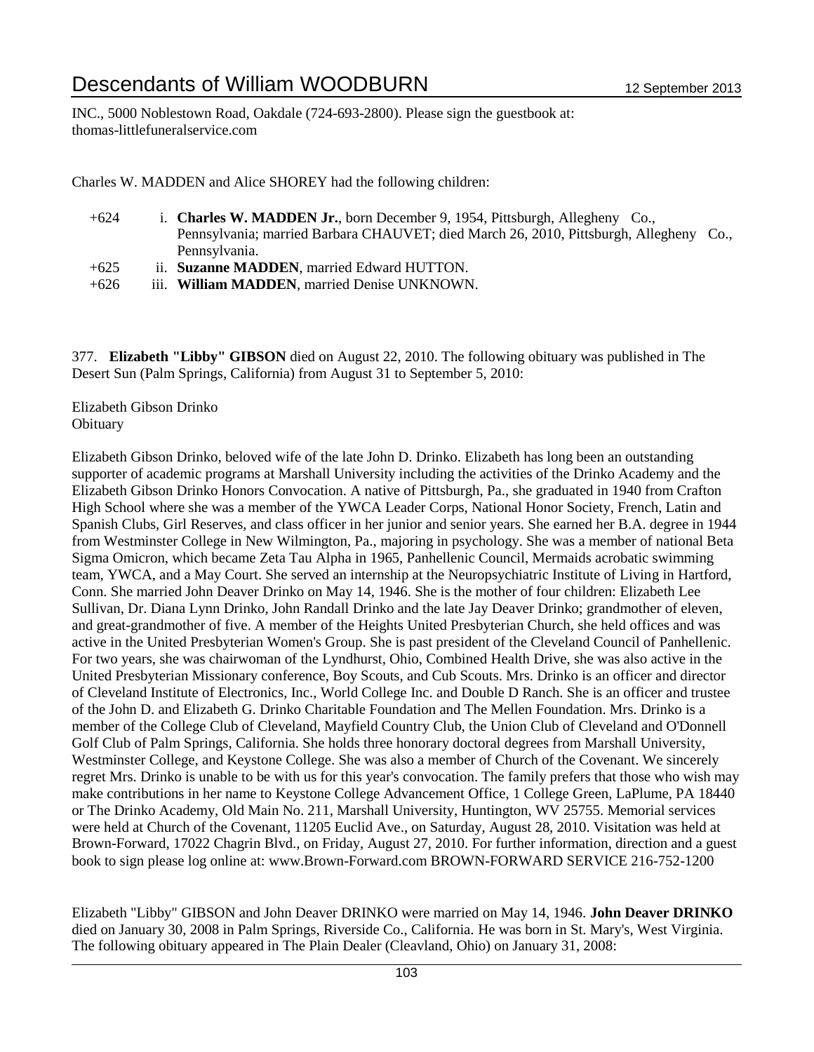INC., 5000 Noblestown Road, Oakdale (724-693-2800). Please sign the guestbook at: thomas-littlefuneralservice.com

Charles W. MADDEN and Alice SHOREY had the following children:

- +624 i. **Charles W. MADDEN Jr.**, born December 9, 1954, Pittsburgh, Allegheny Co., Pennsylvania; married Barbara CHAUVET; died March 26, 2010, Pittsburgh, Allegheny Co., Pennsylvania.
- +625 ii. **Suzanne MADDEN**, married Edward HUTTON.
- +626 iii. **William MADDEN**, married Denise UNKNOWN.

377. **Elizabeth "Libby" GIBSON** died on August 22, 2010. The following obituary was published in The Desert Sun (Palm Springs, California) from August 31 to September 5, 2010:

Elizabeth Gibson Drinko
Obituary

Elizabeth Gibson Drinko, beloved wife of the late John D. Drinko. Elizabeth has long been an outstanding supporter of academic programs at Marshall University including the activities of the Drinko Academy and the Elizabeth Gibson Drinko Honors Convocation. A native of Pittsburgh, Pa., she graduated in 1940 from Crafton High School where she was a member of the YWCA Leader Corps, National Honor Society, French, Latin and Spanish Clubs, Girl Reserves, and class officer in her junior and senior years. She earned her B.A. degree in 1944 from Westminster College in New Wilmington, Pa., majoring in psychology. She was a member of national Beta Sigma Omicron, which became Zeta Tau Alpha in 1965, Panhellenic Council, Mermaids acrobatic swimming team, YWCA, and a May Court. She served an internship at the Neuropsychiatric Institute of Living in Hartford, Conn. She married John Deaver Drinko on May 14, 1946. She is the mother of four children: Elizabeth Lee Sullivan, Dr. Diana Lynn Drinko, John Randall Drinko and the late Jay Deaver Drinko; grandmother of eleven, and great-grandmother of five. A member of the Heights United Presbyterian Church, she held offices and was active in the United Presbyterian Women's Group. She is past president of the Cleveland Council of Panhellenic. For two years, she was chairwoman of the Lyndhurst, Ohio, Combined Health Drive, she was also active in the United Presbyterian Missionary conference, Boy Scouts, and Cub Scouts. Mrs. Drinko is an officer and director of Cleveland Institute of Electronics, Inc., World College Inc. and Double D Ranch. She is an officer and trustee of the John D. and Elizabeth G. Drinko Charitable Foundation and The Mellen Foundation. Mrs. Drinko is a member of the College Club of Cleveland, Mayfield Country Club, the Union Club of Cleveland and O'Donnell Golf Club of Palm Springs, California. She holds three honorary doctoral degrees from Marshall University, Westminster College, and Keystone College. She was also a member of Church of the Covenant. We sincerely regret Mrs. Drinko is unable to be with us for this year's convocation. The family prefers that those who wish may make contributions in her name to Keystone College Advancement Office, 1 College Green, LaPlume, PA 18440 or The Drinko Academy, Old Main No. 211, Marshall University, Huntington, WV 25755. Memorial services were held at Church of the Covenant, 11205 Euclid Ave., on Saturday, August 28, 2010. Visitation was held at Brown-Forward, 17022 Chagrin Blvd., on Friday, August 27, 2010. For further information, direction and a guest book to sign please log online at: www.Brown-Forward.com BROWN-FORWARD SERVICE 216-752-1200

Elizabeth "Libby" GIBSON and John Deaver DRINKO were married on May 14, 1946. **John Deaver DRINKO** died on January 30, 2008 in Palm Springs, Riverside Co., California. He was born in St. Mary's, West Virginia. The following obituary appeared in The Plain Dealer (Cleavland, Ohio) on January 31, 2008: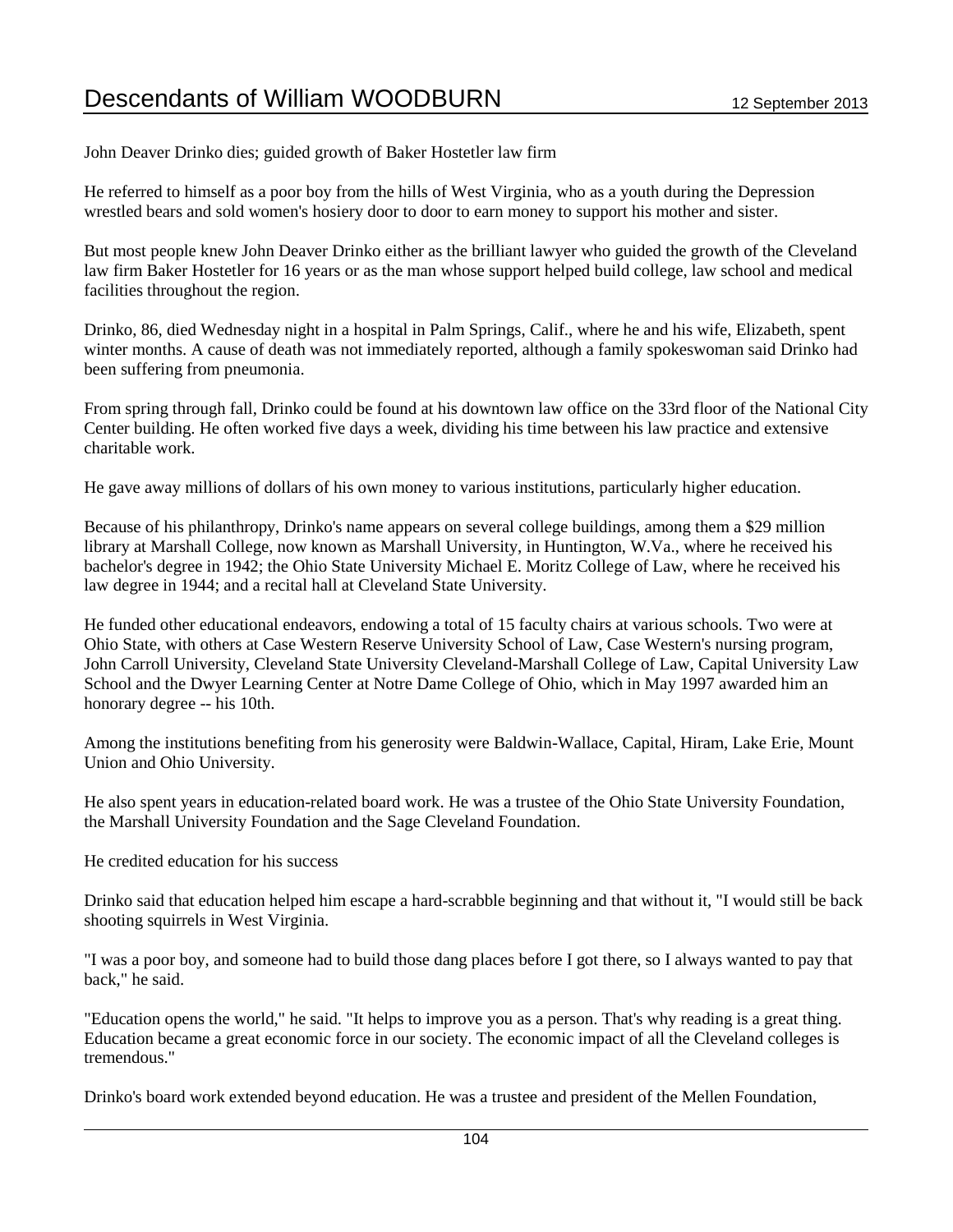John Deaver Drinko dies; guided growth of Baker Hostetler law firm

He referred to himself as a poor boy from the hills of West Virginia, who as a youth during the Depression wrestled bears and sold women's hosiery door to door to earn money to support his mother and sister.

But most people knew John Deaver Drinko either as the brilliant lawyer who guided the growth of the Cleveland law firm Baker Hostetler for 16 years or as the man whose support helped build college, law school and medical facilities throughout the region.

Drinko, 86, died Wednesday night in a hospital in Palm Springs, Calif., where he and his wife, Elizabeth, spent winter months. A cause of death was not immediately reported, although a family spokeswoman said Drinko had been suffering from pneumonia.

From spring through fall, Drinko could be found at his downtown law office on the 33rd floor of the National City Center building. He often worked five days a week, dividing his time between his law practice and extensive charitable work.

He gave away millions of dollars of his own money to various institutions, particularly higher education.

Because of his philanthropy, Drinko's name appears on several college buildings, among them a $29 million library at Marshall College, now known as Marshall University, in Huntington, W.Va., where he received his bachelor's degree in 1942; the Ohio State University Michael E. Moritz College of Law, where he received his law degree in 1944; and a recital hall at Cleveland State University.

He funded other educational endeavors, endowing a total of 15 faculty chairs at various schools. Two were at Ohio State, with others at Case Western Reserve University School of Law, Case Western's nursing program, John Carroll University, Cleveland State University Cleveland-Marshall College of Law, Capital University Law School and the Dwyer Learning Center at Notre Dame College of Ohio, which in May 1997 awarded him an honorary degree -- his 10th.

Among the institutions benefiting from his generosity were Baldwin-Wallace, Capital, Hiram, Lake Erie, Mount Union and Ohio University.

He also spent years in education-related board work. He was a trustee of the Ohio State University Foundation, the Marshall University Foundation and the Sage Cleveland Foundation.

He credited education for his success

Drinko said that education helped him escape a hard-scrabble beginning and that without it, "I would still be back shooting squirrels in West Virginia.

"I was a poor boy, and someone had to build those dang places before I got there, so I always wanted to pay that back," he said.

"Education opens the world," he said. "It helps to improve you as a person. That's why reading is a great thing. Education became a great economic force in our society. The economic impact of all the Cleveland colleges is tremendous."

Drinko's board work extended beyond education. He was a trustee and president of the Mellen Foundation,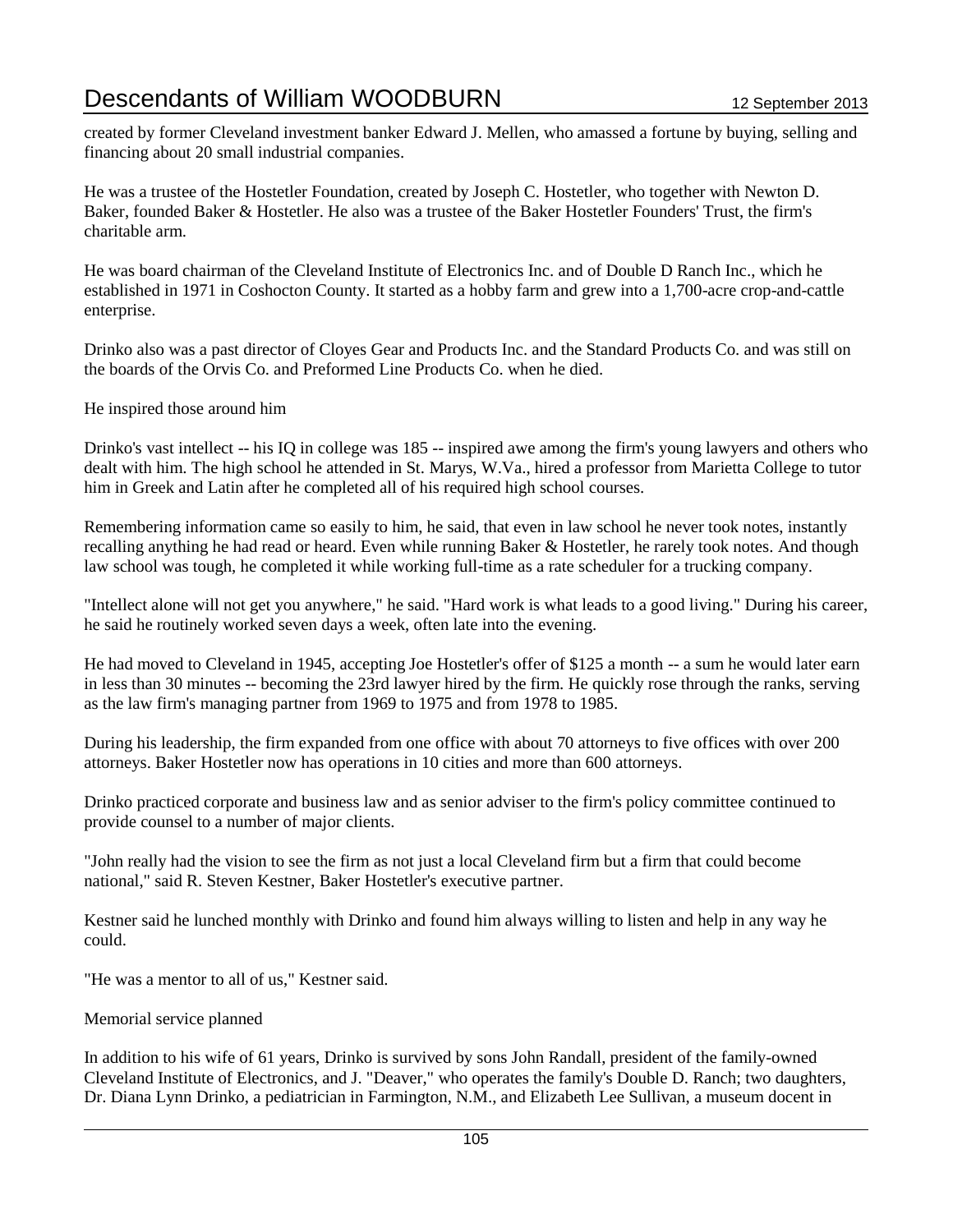created by former Cleveland investment banker Edward J. Mellen, who amassed a fortune by buying, selling and financing about 20 small industrial companies.

He was a trustee of the Hostetler Foundation, created by Joseph C. Hostetler, who together with Newton D. Baker, founded Baker & Hostetler. He also was a trustee of the Baker Hostetler Founders' Trust, the firm's charitable arm.

He was board chairman of the Cleveland Institute of Electronics Inc. and of Double D Ranch Inc., which he established in 1971 in Coshocton County. It started as a hobby farm and grew into a 1,700-acre crop-and-cattle enterprise.

Drinko also was a past director of Cloyes Gear and Products Inc. and the Standard Products Co. and was still on the boards of the Orvis Co. and Preformed Line Products Co. when he died.

He inspired those around him

Drinko's vast intellect -- his IQ in college was 185 -- inspired awe among the firm's young lawyers and others who dealt with him. The high school he attended in St. Marys, W.Va., hired a professor from Marietta College to tutor him in Greek and Latin after he completed all of his required high school courses.

Remembering information came so easily to him, he said, that even in law school he never took notes, instantly recalling anything he had read or heard. Even while running Baker & Hostetler, he rarely took notes. And though law school was tough, he completed it while working full-time as a rate scheduler for a trucking company.

"Intellect alone will not get you anywhere," he said. "Hard work is what leads to a good living." During his career, he said he routinely worked seven days a week, often late into the evening.

He had moved to Cleveland in 1945, accepting Joe Hostetler's offer of $125 a month -- a sum he would later earn in less than 30 minutes -- becoming the 23rd lawyer hired by the firm. He quickly rose through the ranks, serving as the law firm's managing partner from 1969 to 1975 and from 1978 to 1985.

During his leadership, the firm expanded from one office with about 70 attorneys to five offices with over 200 attorneys. Baker Hostetler now has operations in 10 cities and more than 600 attorneys.

Drinko practiced corporate and business law and as senior adviser to the firm's policy committee continued to provide counsel to a number of major clients.

"John really had the vision to see the firm as not just a local Cleveland firm but a firm that could become national," said R. Steven Kestner, Baker Hostetler's executive partner.

Kestner said he lunched monthly with Drinko and found him always willing to listen and help in any way he could.

"He was a mentor to all of us," Kestner said.

Memorial service planned

In addition to his wife of 61 years, Drinko is survived by sons John Randall, president of the family-owned Cleveland Institute of Electronics, and J. "Deaver," who operates the family's Double D. Ranch; two daughters, Dr. Diana Lynn Drinko, a pediatrician in Farmington, N.M., and Elizabeth Lee Sullivan, a museum docent in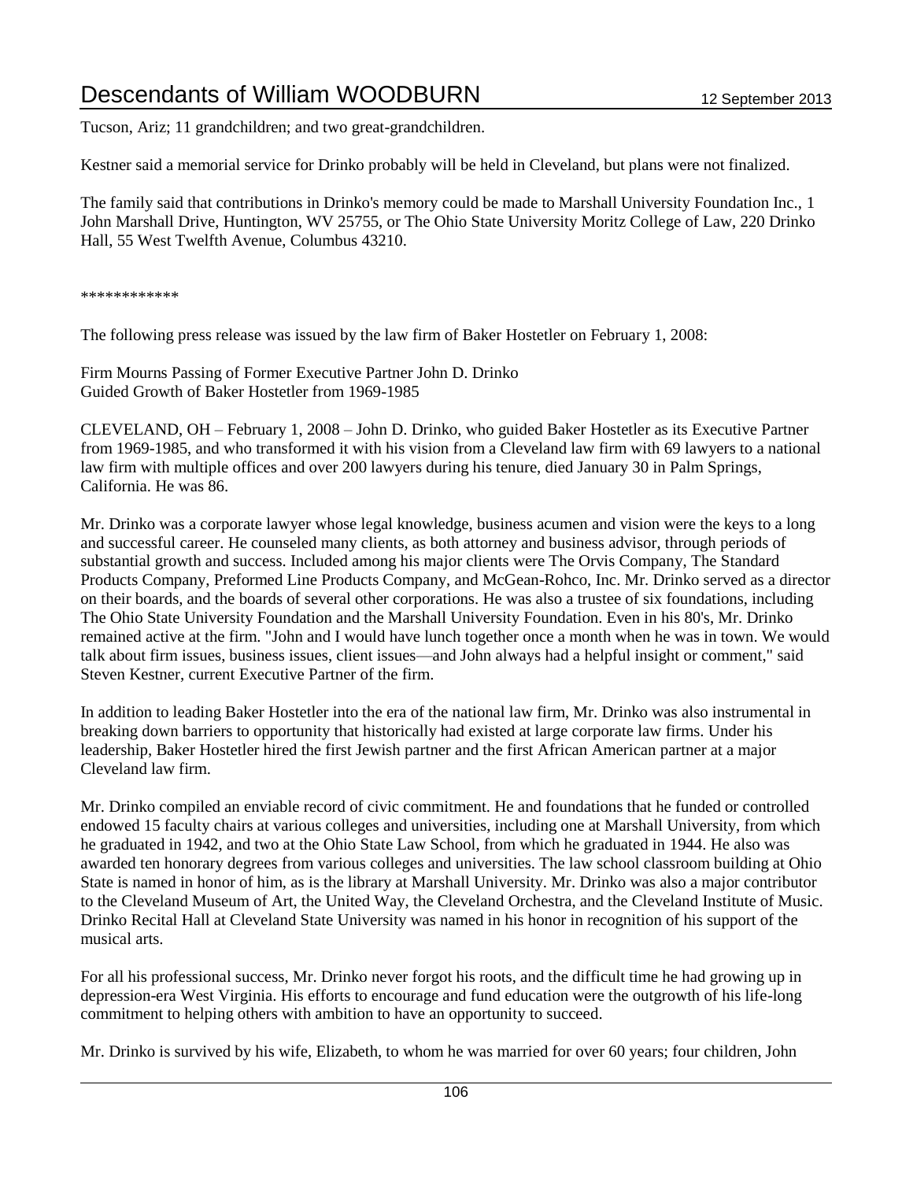Tucson, Ariz; 11 grandchildren; and two great-grandchildren.

Kestner said a memorial service for Drinko probably will be held in Cleveland, but plans were not finalized.

The family said that contributions in Drinko's memory could be made to Marshall University Foundation Inc., 1 John Marshall Drive, Huntington, WV 25755, or The Ohio State University Moritz College of Law, 220 Drinko Hall, 55 West Twelfth Avenue, Columbus 43210.

************

The following press release was issued by the law firm of Baker Hostetler on February 1, 2008:

Firm Mourns Passing of Former Executive Partner John D. Drinko
Guided Growth of Baker Hostetler from 1969-1985

CLEVELAND, OH – February 1, 2008 – John D. Drinko, who guided Baker Hostetler as its Executive Partner from 1969-1985, and who transformed it with his vision from a Cleveland law firm with 69 lawyers to a national law firm with multiple offices and over 200 lawyers during his tenure, died January 30 in Palm Springs, California. He was 86.

Mr. Drinko was a corporate lawyer whose legal knowledge, business acumen and vision were the keys to a long and successful career. He counseled many clients, as both attorney and business advisor, through periods of substantial growth and success. Included among his major clients were The Orvis Company, The Standard Products Company, Preformed Line Products Company, and McGean-Rohco, Inc. Mr. Drinko served as a director on their boards, and the boards of several other corporations. He was also a trustee of six foundations, including The Ohio State University Foundation and the Marshall University Foundation. Even in his 80's, Mr. Drinko remained active at the firm. "John and I would have lunch together once a month when he was in town. We would talk about firm issues, business issues, client issues—and John always had a helpful insight or comment," said Steven Kestner, current Executive Partner of the firm.

In addition to leading Baker Hostetler into the era of the national law firm, Mr. Drinko was also instrumental in breaking down barriers to opportunity that historically had existed at large corporate law firms. Under his leadership, Baker Hostetler hired the first Jewish partner and the first African American partner at a major Cleveland law firm.

Mr. Drinko compiled an enviable record of civic commitment. He and foundations that he funded or controlled endowed 15 faculty chairs at various colleges and universities, including one at Marshall University, from which he graduated in 1942, and two at the Ohio State Law School, from which he graduated in 1944. He also was awarded ten honorary degrees from various colleges and universities. The law school classroom building at Ohio State is named in honor of him, as is the library at Marshall University. Mr. Drinko was also a major contributor to the Cleveland Museum of Art, the United Way, the Cleveland Orchestra, and the Cleveland Institute of Music. Drinko Recital Hall at Cleveland State University was named in his honor in recognition of his support of the musical arts.

For all his professional success, Mr. Drinko never forgot his roots, and the difficult time he had growing up in depression-era West Virginia. His efforts to encourage and fund education were the outgrowth of his life-long commitment to helping others with ambition to have an opportunity to succeed.

Mr. Drinko is survived by his wife, Elizabeth, to whom he was married for over 60 years; four children, John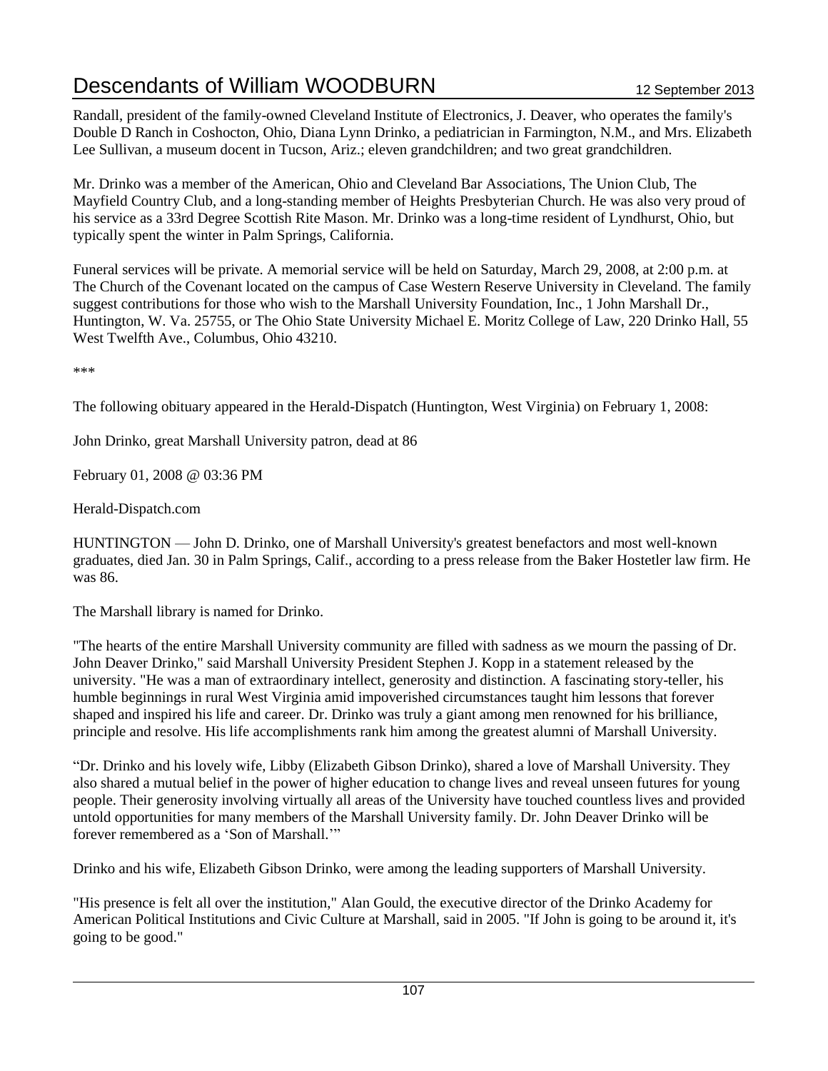Randall, president of the family-owned Cleveland Institute of Electronics, J. Deaver, who operates the family's Double D Ranch in Coshocton, Ohio, Diana Lynn Drinko, a pediatrician in Farmington, N.M., and Mrs. Elizabeth Lee Sullivan, a museum docent in Tucson, Ariz.; eleven grandchildren; and two great grandchildren.

Mr. Drinko was a member of the American, Ohio and Cleveland Bar Associations, The Union Club, The Mayfield Country Club, and a long-standing member of Heights Presbyterian Church. He was also very proud of his service as a 33rd Degree Scottish Rite Mason. Mr. Drinko was a long-time resident of Lyndhurst, Ohio, but typically spent the winter in Palm Springs, California.

Funeral services will be private. A memorial service will be held on Saturday, March 29, 2008, at 2:00 p.m. at The Church of the Covenant located on the campus of Case Western Reserve University in Cleveland. The family suggest contributions for those who wish to the Marshall University Foundation, Inc., 1 John Marshall Dr., Huntington, W. Va. 25755, or The Ohio State University Michael E. Moritz College of Law, 220 Drinko Hall, 55 West Twelfth Ave., Columbus, Ohio 43210.

***

The following obituary appeared in the Herald-Dispatch (Huntington, West Virginia) on February 1, 2008:

John Drinko, great Marshall University patron, dead at 86

February 01, 2008 @ 03:36 PM

Herald-Dispatch.com

HUNTINGTON — John D. Drinko, one of Marshall University's greatest benefactors and most well-known graduates, died Jan. 30 in Palm Springs, Calif., according to a press release from the Baker Hostetler law firm. He was 86.

The Marshall library is named for Drinko.

"The hearts of the entire Marshall University community are filled with sadness as we mourn the passing of Dr. John Deaver Drinko," said Marshall University President Stephen J. Kopp in a statement released by the university. "He was a man of extraordinary intellect, generosity and distinction. A fascinating story-teller, his humble beginnings in rural West Virginia amid impoverished circumstances taught him lessons that forever shaped and inspired his life and career. Dr. Drinko was truly a giant among men renowned for his brilliance, principle and resolve. His life accomplishments rank him among the greatest alumni of Marshall University.

"Dr. Drinko and his lovely wife, Libby (Elizabeth Gibson Drinko), shared a love of Marshall University. They also shared a mutual belief in the power of higher education to change lives and reveal unseen futures for young people. Their generosity involving virtually all areas of the University have touched countless lives and provided untold opportunities for many members of the Marshall University family. Dr. John Deaver Drinko will be forever remembered as a 'Son of Marshall.'"

Drinko and his wife, Elizabeth Gibson Drinko, were among the leading supporters of Marshall University.

"His presence is felt all over the institution," Alan Gould, the executive director of the Drinko Academy for American Political Institutions and Civic Culture at Marshall, said in 2005. "If John is going to be around it, it's going to be good."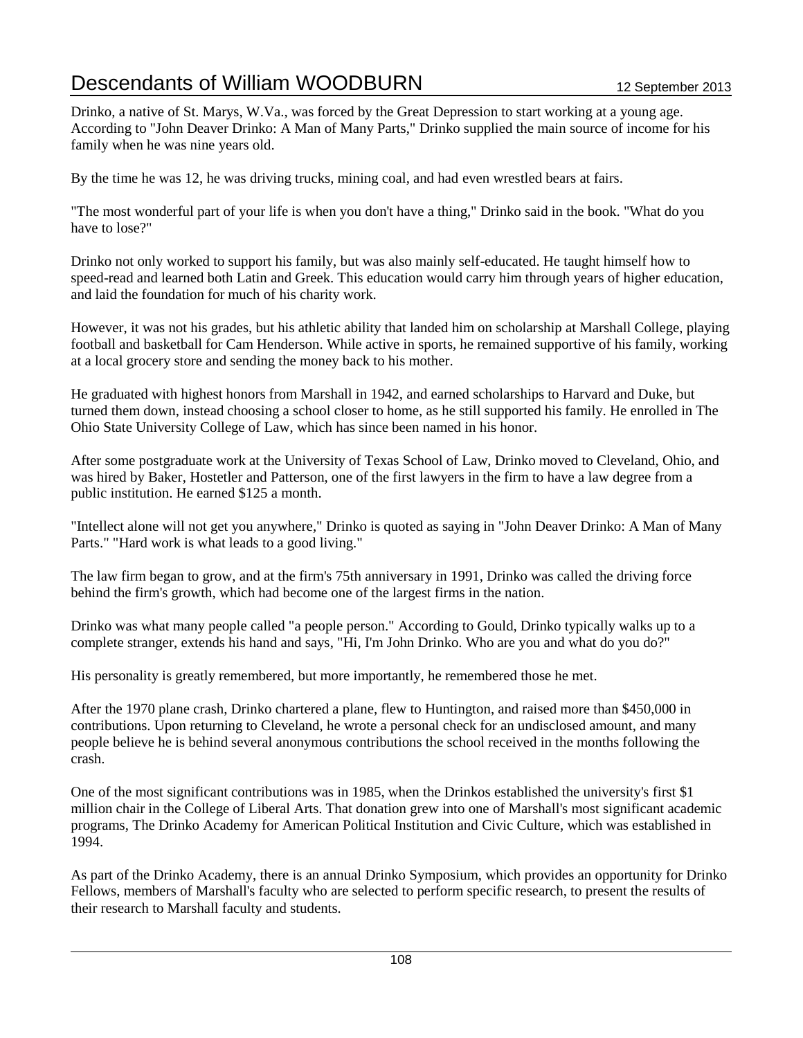Drinko, a native of St. Marys, W.Va., was forced by the Great Depression to start working at a young age. According to "John Deaver Drinko: A Man of Many Parts," Drinko supplied the main source of income for his family when he was nine years old.

By the time he was 12, he was driving trucks, mining coal, and had even wrestled bears at fairs.

"The most wonderful part of your life is when you don't have a thing," Drinko said in the book. "What do you have to lose?"

Drinko not only worked to support his family, but was also mainly self-educated. He taught himself how to speed-read and learned both Latin and Greek. This education would carry him through years of higher education, and laid the foundation for much of his charity work.

However, it was not his grades, but his athletic ability that landed him on scholarship at Marshall College, playing football and basketball for Cam Henderson. While active in sports, he remained supportive of his family, working at a local grocery store and sending the money back to his mother.

He graduated with highest honors from Marshall in 1942, and earned scholarships to Harvard and Duke, but turned them down, instead choosing a school closer to home, as he still supported his family. He enrolled in The Ohio State University College of Law, which has since been named in his honor.

After some postgraduate work at the University of Texas School of Law, Drinko moved to Cleveland, Ohio, and was hired by Baker, Hostetler and Patterson, one of the first lawyers in the firm to have a law degree from a public institution. He earned $125 a month.

"Intellect alone will not get you anywhere," Drinko is quoted as saying in "John Deaver Drinko: A Man of Many Parts." "Hard work is what leads to a good living."

The law firm began to grow, and at the firm's 75th anniversary in 1991, Drinko was called the driving force behind the firm's growth, which had become one of the largest firms in the nation.

Drinko was what many people called "a people person." According to Gould, Drinko typically walks up to a complete stranger, extends his hand and says, "Hi, I'm John Drinko. Who are you and what do you do?"

His personality is greatly remembered, but more importantly, he remembered those he met.

After the 1970 plane crash, Drinko chartered a plane, flew to Huntington, and raised more than $450,000 in contributions. Upon returning to Cleveland, he wrote a personal check for an undisclosed amount, and many people believe he is behind several anonymous contributions the school received in the months following the crash.

One of the most significant contributions was in 1985, when the Drinkos established the university's first $1 million chair in the College of Liberal Arts. That donation grew into one of Marshall's most significant academic programs, The Drinko Academy for American Political Institution and Civic Culture, which was established in 1994.

As part of the Drinko Academy, there is an annual Drinko Symposium, which provides an opportunity for Drinko Fellows, members of Marshall's faculty who are selected to perform specific research, to present the results of their research to Marshall faculty and students.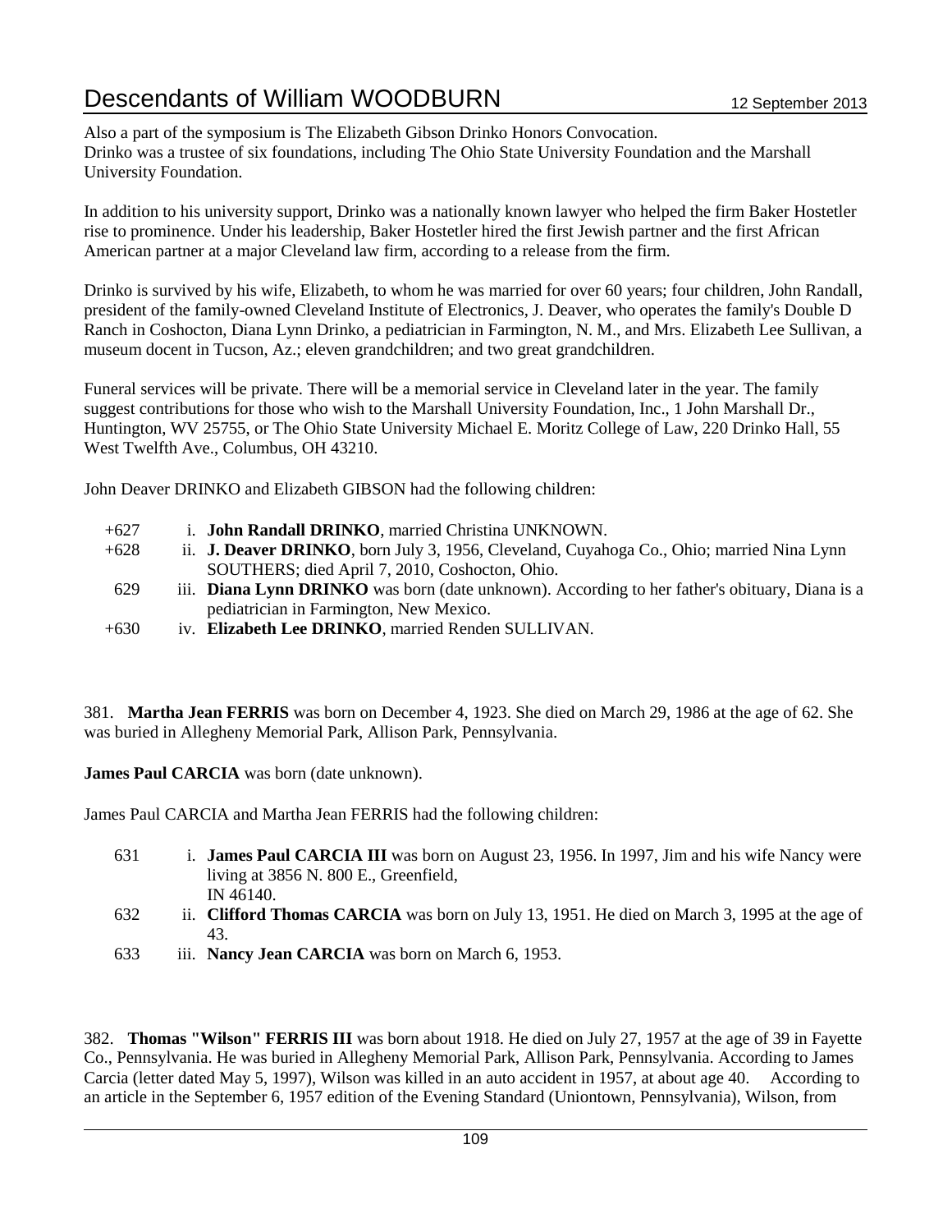Also a part of the symposium is The Elizabeth Gibson Drinko Honors Convocation.
Drinko was a trustee of six foundations, including The Ohio State University Foundation and the Marshall University Foundation.

In addition to his university support, Drinko was a nationally known lawyer who helped the firm Baker Hostetler rise to prominence. Under his leadership, Baker Hostetler hired the first Jewish partner and the first African American partner at a major Cleveland law firm, according to a release from the firm.

Drinko is survived by his wife, Elizabeth, to whom he was married for over 60 years; four children, John Randall, president of the family-owned Cleveland Institute of Electronics, J. Deaver, who operates the family's Double D Ranch in Coshocton, Diana Lynn Drinko, a pediatrician in Farmington, N. M., and Mrs. Elizabeth Lee Sullivan, a museum docent in Tucson, Az.; eleven grandchildren; and two great grandchildren.

Funeral services will be private. There will be a memorial service in Cleveland later in the year. The family suggest contributions for those who wish to the Marshall University Foundation, Inc., 1 John Marshall Dr., Huntington, WV 25755, or The Ohio State University Michael E. Moritz College of Law, 220 Drinko Hall, 55 West Twelfth Ave., Columbus, OH 43210.

John Deaver DRINKO and Elizabeth GIBSON had the following children:

- +627 i. **John Randall DRINKO**, married Christina UNKNOWN.
- +628 ii. **J. Deaver DRINKO**, born July 3, 1956, Cleveland, Cuyahoga Co., Ohio; married Nina Lynn SOUTHERS; died April 7, 2010, Coshocton, Ohio.
- 629 iii. **Diana Lynn DRINKO** was born (date unknown). According to her father's obituary, Diana is a pediatrician in Farmington, New Mexico.
- +630 iv. **Elizabeth Lee DRINKO**, married Renden SULLIVAN.

381. **Martha Jean FERRIS** was born on December 4, 1923. She died on March 29, 1986 at the age of 62. She was buried in Allegheny Memorial Park, Allison Park, Pennsylvania.

**James Paul CARCIA** was born (date unknown).

James Paul CARCIA and Martha Jean FERRIS had the following children:

- 631 i. **James Paul CARCIA III** was born on August 23, 1956. In 1997, Jim and his wife Nancy were living at 3856 N. 800 E., Greenfield, IN 46140.
- 632 ii. **Clifford Thomas CARCIA** was born on July 13, 1951. He died on March 3, 1995 at the age of 43.
- 633 iii. **Nancy Jean CARCIA** was born on March 6, 1953.

382. **Thomas "Wilson" FERRIS III** was born about 1918. He died on July 27, 1957 at the age of 39 in Fayette Co., Pennsylvania. He was buried in Allegheny Memorial Park, Allison Park, Pennsylvania. According to James Carcia (letter dated May 5, 1997), Wilson was killed in an auto accident in 1957, at about age 40. According to an article in the September 6, 1957 edition of the Evening Standard (Uniontown, Pennsylvania), Wilson, from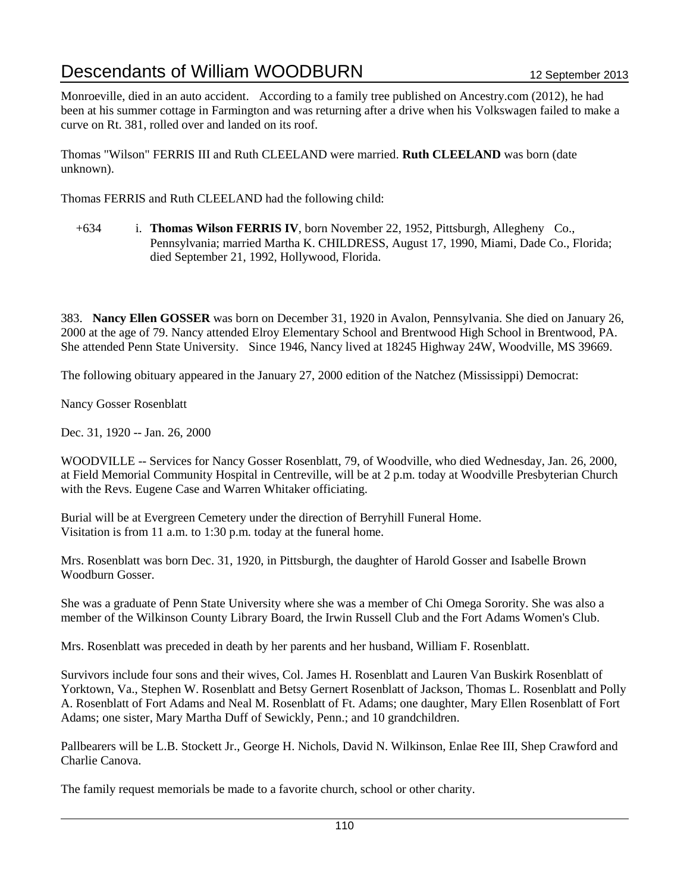Monroeville, died in an auto accident. According to a family tree published on Ancestry.com (2012), he had been at his summer cottage in Farmington and was returning after a drive when his Volkswagen failed to make a curve on Rt. 381, rolled over and landed on its roof.

Thomas "Wilson" FERRIS III and Ruth CLEELAND were married. **Ruth CLEELAND** was born (date unknown).

Thomas FERRIS and Ruth CLEELAND had the following child:

+634 i. **Thomas Wilson FERRIS IV**, born November 22, 1952, Pittsburgh, Allegheny Co., Pennsylvania; married Martha K. CHILDRESS, August 17, 1990, Miami, Dade Co., Florida; died September 21, 1992, Hollywood, Florida.

383. **Nancy Ellen GOSSER** was born on December 31, 1920 in Avalon, Pennsylvania. She died on January 26, 2000 at the age of 79. Nancy attended Elroy Elementary School and Brentwood High School in Brentwood, PA. She attended Penn State University. Since 1946, Nancy lived at 18245 Highway 24W, Woodville, MS 39669.

The following obituary appeared in the January 27, 2000 edition of the Natchez (Mississippi) Democrat:

Nancy Gosser Rosenblatt

Dec. 31, 1920 -- Jan. 26, 2000

WOODVILLE -- Services for Nancy Gosser Rosenblatt, 79, of Woodville, who died Wednesday, Jan. 26, 2000, at Field Memorial Community Hospital in Centreville, will be at 2 p.m. today at Woodville Presbyterian Church with the Revs. Eugene Case and Warren Whitaker officiating.

Burial will be at Evergreen Cemetery under the direction of Berryhill Funeral Home.
Visitation is from 11 a.m. to 1:30 p.m. today at the funeral home.

Mrs. Rosenblatt was born Dec. 31, 1920, in Pittsburgh, the daughter of Harold Gosser and Isabelle Brown Woodburn Gosser.

She was a graduate of Penn State University where she was a member of Chi Omega Sorority. She was also a member of the Wilkinson County Library Board, the Irwin Russell Club and the Fort Adams Women's Club.

Mrs. Rosenblatt was preceded in death by her parents and her husband, William F. Rosenblatt.

Survivors include four sons and their wives, Col. James H. Rosenblatt and Lauren Van Buskirk Rosenblatt of Yorktown, Va., Stephen W. Rosenblatt and Betsy Gernert Rosenblatt of Jackson, Thomas L. Rosenblatt and Polly A. Rosenblatt of Fort Adams and Neal M. Rosenblatt of Ft. Adams; one daughter, Mary Ellen Rosenblatt of Fort Adams; one sister, Mary Martha Duff of Sewickly, Penn.; and 10 grandchildren.

Pallbearers will be L.B. Stockett Jr., George H. Nichols, David N. Wilkinson, Enlae Ree III, Shep Crawford and Charlie Canova.

The family request memorials be made to a favorite church, school or other charity.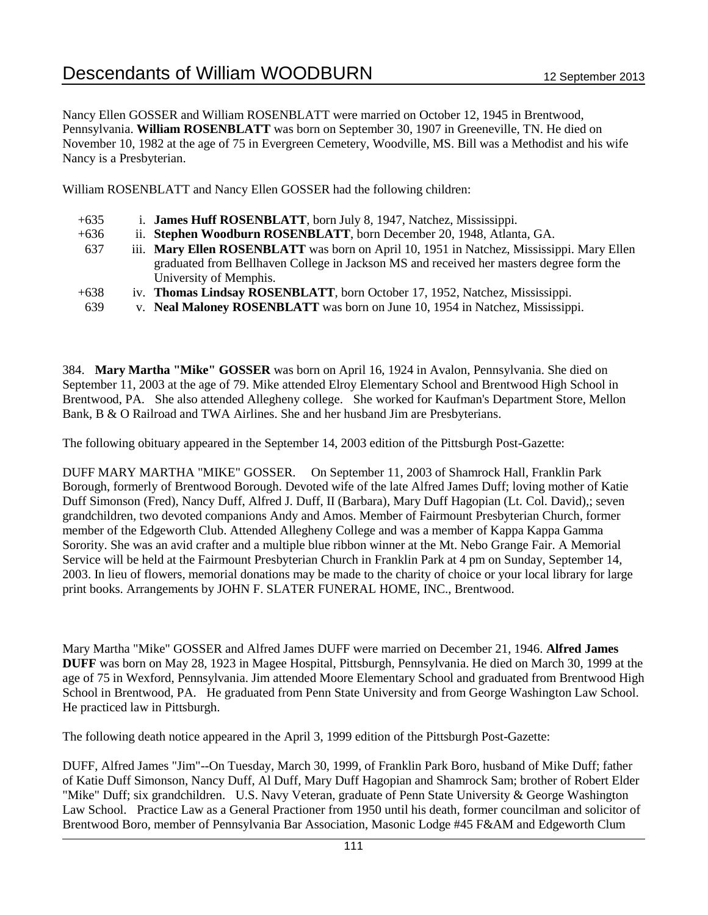Nancy Ellen GOSSER and William ROSENBLATT were married on October 12, 1945 in Brentwood, Pennsylvania. **William ROSENBLATT** was born on September 30, 1907 in Greeneville, TN. He died on November 10, 1982 at the age of 75 in Evergreen Cemetery, Woodville, MS. Bill was a Methodist and his wife Nancy is a Presbyterian.

William ROSENBLATT and Nancy Ellen GOSSER had the following children:

+635 i. **James Huff ROSENBLATT**, born July 8, 1947, Natchez, Mississippi.

+636 ii. **Stephen Woodburn ROSENBLATT**, born December 20, 1948, Atlanta, GA.

637 iii. **Mary Ellen ROSENBLATT** was born on April 10, 1951 in Natchez, Mississippi. Mary Ellen graduated from Bellhaven College in Jackson MS and received her masters degree form the University of Memphis.

+638 iv. **Thomas Lindsay ROSENBLATT**, born October 17, 1952, Natchez, Mississippi.

639 v. **Neal Maloney ROSENBLATT** was born on June 10, 1954 in Natchez, Mississippi.

384. **Mary Martha "Mike" GOSSER** was born on April 16, 1924 in Avalon, Pennsylvania. She died on September 11, 2003 at the age of 79. Mike attended Elroy Elementary School and Brentwood High School in Brentwood, PA. She also attended Allegheny college. She worked for Kaufman's Department Store, Mellon Bank, B & O Railroad and TWA Airlines. She and her husband Jim are Presbyterians.

The following obituary appeared in the September 14, 2003 edition of the Pittsburgh Post-Gazette:

DUFF MARY MARTHA "MIKE" GOSSER. On September 11, 2003 of Shamrock Hall, Franklin Park Borough, formerly of Brentwood Borough. Devoted wife of the late Alfred James Duff; loving mother of Katie Duff Simonson (Fred), Nancy Duff, Alfred J. Duff, II (Barbara), Mary Duff Hagopian (Lt. Col. David),; seven grandchildren, two devoted companions Andy and Amos. Member of Fairmount Presbyterian Church, former member of the Edgeworth Club. Attended Allegheny College and was a member of Kappa Kappa Gamma Sorority. She was an avid crafter and a multiple blue ribbon winner at the Mt. Nebo Grange Fair. A Memorial Service will be held at the Fairmount Presbyterian Church in Franklin Park at 4 pm on Sunday, September 14, 2003. In lieu of flowers, memorial donations may be made to the charity of choice or your local library for large print books. Arrangements by JOHN F. SLATER FUNERAL HOME, INC., Brentwood.

Mary Martha "Mike" GOSSER and Alfred James DUFF were married on December 21, 1946. **Alfred James DUFF** was born on May 28, 1923 in Magee Hospital, Pittsburgh, Pennsylvania. He died on March 30, 1999 at the age of 75 in Wexford, Pennsylvania. Jim attended Moore Elementary School and graduated from Brentwood High School in Brentwood, PA. He graduated from Penn State University and from George Washington Law School. He practiced law in Pittsburgh.

The following death notice appeared in the April 3, 1999 edition of the Pittsburgh Post-Gazette:

DUFF, Alfred James "Jim"--On Tuesday, March 30, 1999, of Franklin Park Boro, husband of Mike Duff; father of Katie Duff Simonson, Nancy Duff, Al Duff, Mary Duff Hagopian and Shamrock Sam; brother of Robert Elder "Mike" Duff; six grandchildren. U.S. Navy Veteran, graduate of Penn State University & George Washington Law School. Practice Law as a General Practioner from 1950 until his death, former councilman and solicitor of Brentwood Boro, member of Pennsylvania Bar Association, Masonic Lodge #45 F&AM and Edgeworth Clum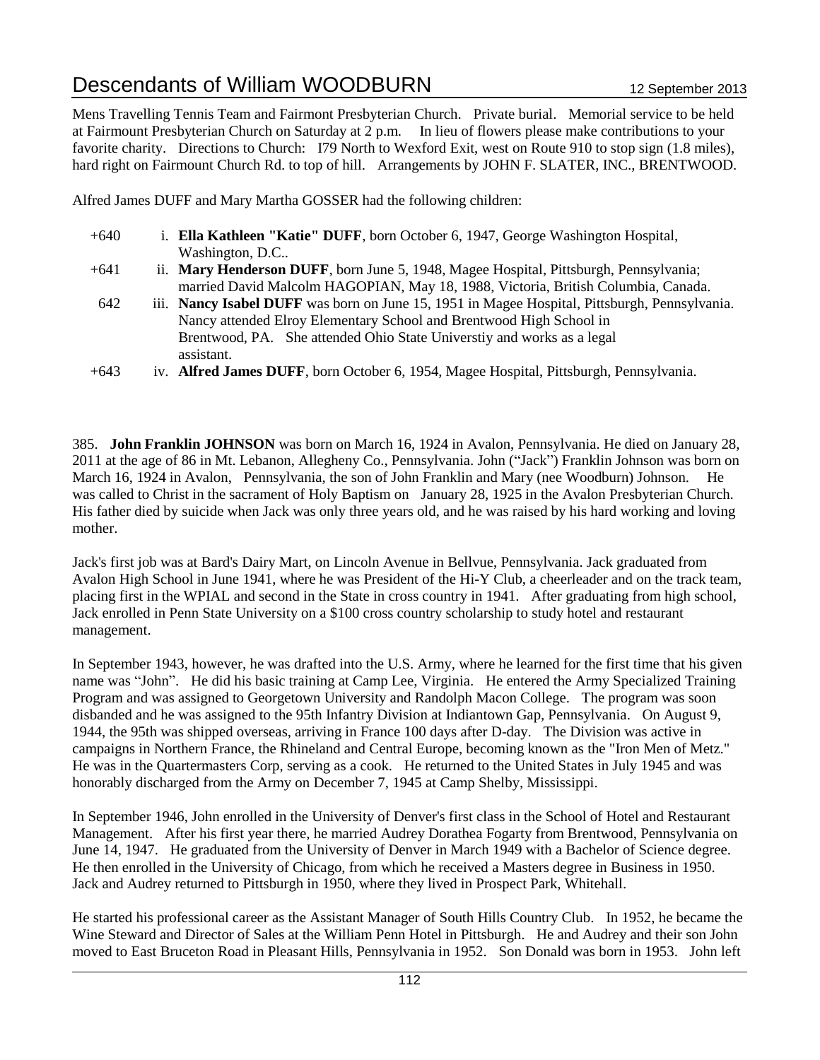Mens Travelling Tennis Team and Fairmont Presbyterian Church. Private burial. Memorial service to be held at Fairmount Presbyterian Church on Saturday at 2 p.m. In lieu of flowers please make contributions to your favorite charity. Directions to Church: I79 North to Wexford Exit, west on Route 910 to stop sign (1.8 miles), hard right on Fairmount Church Rd. to top of hill. Arrangements by JOHN F. SLATER, INC., BRENTWOOD.

Alfred James DUFF and Mary Martha GOSSER had the following children:

- +640 i. **Ella Kathleen "Katie" DUFF**, born October 6, 1947, George Washington Hospital, Washington, D.C..
- +641 ii. **Mary Henderson DUFF**, born June 5, 1948, Magee Hospital, Pittsburgh, Pennsylvania; married David Malcolm HAGOPIAN, May 18, 1988, Victoria, British Columbia, Canada.
- 642 iii. **Nancy Isabel DUFF** was born on June 15, 1951 in Magee Hospital, Pittsburgh, Pennsylvania. Nancy attended Elroy Elementary School and Brentwood High School in Brentwood, PA. She attended Ohio State Universtiy and works as a legal assistant.
- +643 iv. **Alfred James DUFF**, born October 6, 1954, Magee Hospital, Pittsburgh, Pennsylvania.

385. **John Franklin JOHNSON** was born on March 16, 1924 in Avalon, Pennsylvania. He died on January 28, 2011 at the age of 86 in Mt. Lebanon, Allegheny Co., Pennsylvania. John ("Jack") Franklin Johnson was born on March 16, 1924 in Avalon, Pennsylvania, the son of John Franklin and Mary (nee Woodburn) Johnson. He was called to Christ in the sacrament of Holy Baptism on January 28, 1925 in the Avalon Presbyterian Church. His father died by suicide when Jack was only three years old, and he was raised by his hard working and loving mother.

Jack's first job was at Bard's Dairy Mart, on Lincoln Avenue in Bellvue, Pennsylvania. Jack graduated from Avalon High School in June 1941, where he was President of the Hi-Y Club, a cheerleader and on the track team, placing first in the WPIAL and second in the State in cross country in 1941. After graduating from high school, Jack enrolled in Penn State University on a $100 cross country scholarship to study hotel and restaurant management.

In September 1943, however, he was drafted into the U.S. Army, where he learned for the first time that his given name was "John". He did his basic training at Camp Lee, Virginia. He entered the Army Specialized Training Program and was assigned to Georgetown University and Randolph Macon College. The program was soon disbanded and he was assigned to the 95th Infantry Division at Indiantown Gap, Pennsylvania. On August 9, 1944, the 95th was shipped overseas, arriving in France 100 days after D-day. The Division was active in campaigns in Northern France, the Rhineland and Central Europe, becoming known as the "Iron Men of Metz." He was in the Quartermasters Corp, serving as a cook. He returned to the United States in July 1945 and was honorably discharged from the Army on December 7, 1945 at Camp Shelby, Mississippi.

In September 1946, John enrolled in the University of Denver's first class in the School of Hotel and Restaurant Management. After his first year there, he married Audrey Dorathea Fogarty from Brentwood, Pennsylvania on June 14, 1947. He graduated from the University of Denver in March 1949 with a Bachelor of Science degree. He then enrolled in the University of Chicago, from which he received a Masters degree in Business in 1950. Jack and Audrey returned to Pittsburgh in 1950, where they lived in Prospect Park, Whitehall.

He started his professional career as the Assistant Manager of South Hills Country Club. In 1952, he became the Wine Steward and Director of Sales at the William Penn Hotel in Pittsburgh. He and Audrey and their son John moved to East Bruceton Road in Pleasant Hills, Pennsylvania in 1952. Son Donald was born in 1953. John left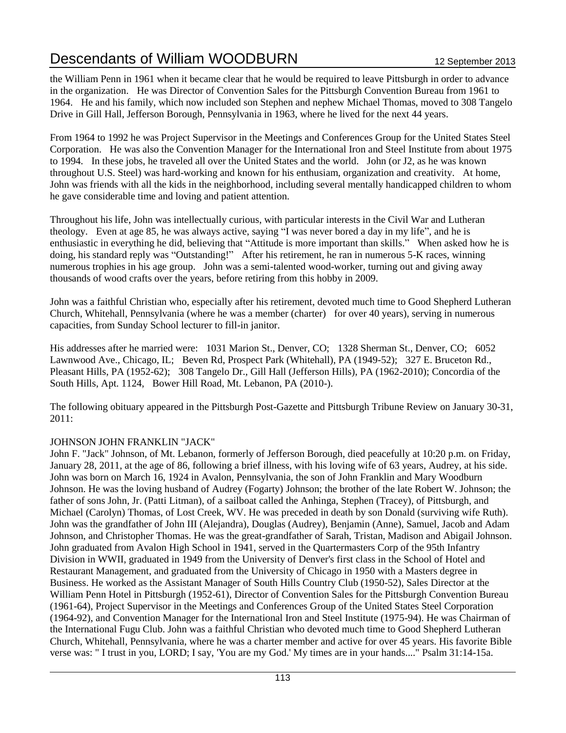the William Penn in 1961 when it became clear that he would be required to leave Pittsburgh in order to advance in the organization. He was Director of Convention Sales for the Pittsburgh Convention Bureau from 1961 to 1964. He and his family, which now included son Stephen and nephew Michael Thomas, moved to 308 Tangelo Drive in Gill Hall, Jefferson Borough, Pennsylvania in 1963, where he lived for the next 44 years.

From 1964 to 1992 he was Project Supervisor in the Meetings and Conferences Group for the United States Steel Corporation. He was also the Convention Manager for the International Iron and Steel Institute from about 1975 to 1994. In these jobs, he traveled all over the United States and the world. John (or J2, as he was known throughout U.S. Steel) was hard-working and known for his enthusiam, organization and creativity. At home, John was friends with all the kids in the neighborhood, including several mentally handicapped children to whom he gave considerable time and loving and patient attention.

Throughout his life, John was intellectually curious, with particular interests in the Civil War and Lutheran theology. Even at age 85, he was always active, saying "I was never bored a day in my life", and he is enthusiastic in everything he did, believing that "Attitude is more important than skills." When asked how he is doing, his standard reply was "Outstanding!" After his retirement, he ran in numerous 5-K races, winning numerous trophies in his age group. John was a semi-talented wood-worker, turning out and giving away thousands of wood crafts over the years, before retiring from this hobby in 2009.

John was a faithful Christian who, especially after his retirement, devoted much time to Good Shepherd Lutheran Church, Whitehall, Pennsylvania (where he was a member (charter) for over 40 years), serving in numerous capacities, from Sunday School lecturer to fill-in janitor.

His addresses after he married were: 1031 Marion St., Denver, CO; 1328 Sherman St., Denver, CO; 6052 Lawnwood Ave., Chicago, IL; Beven Rd, Prospect Park (Whitehall), PA (1949-52); 327 E. Bruceton Rd., Pleasant Hills, PA (1952-62); 308 Tangelo Dr., Gill Hall (Jefferson Hills), PA (1962-2010); Concordia of the South Hills, Apt. 1124, Bower Hill Road, Mt. Lebanon, PA (2010-).

The following obituary appeared in the Pittsburgh Post-Gazette and Pittsburgh Tribune Review on January 30-31, 2011:

JOHNSON JOHN FRANKLIN "JACK"
John F. "Jack" Johnson, of Mt. Lebanon, formerly of Jefferson Borough, died peacefully at 10:20 p.m. on Friday, January 28, 2011, at the age of 86, following a brief illness, with his loving wife of 63 years, Audrey, at his side. John was born on March 16, 1924 in Avalon, Pennsylvania, the son of John Franklin and Mary Woodburn Johnson. He was the loving husband of Audrey (Fogarty) Johnson; the brother of the late Robert W. Johnson; the father of sons John, Jr. (Patti Litman), of a sailboat called the Anhinga, Stephen (Tracey), of Pittsburgh, and Michael (Carolyn) Thomas, of Lost Creek, WV. He was preceded in death by son Donald (surviving wife Ruth). John was the grandfather of John III (Alejandra), Douglas (Audrey), Benjamin (Anne), Samuel, Jacob and Adam Johnson, and Christopher Thomas. He was the great-grandfather of Sarah, Tristan, Madison and Abigail Johnson. John graduated from Avalon High School in 1941, served in the Quartermasters Corp of the 95th Infantry Division in WWII, graduated in 1949 from the University of Denver's first class in the School of Hotel and Restaurant Management, and graduated from the University of Chicago in 1950 with a Masters degree in Business. He worked as the Assistant Manager of South Hills Country Club (1950-52), Sales Director at the William Penn Hotel in Pittsburgh (1952-61), Director of Convention Sales for the Pittsburgh Convention Bureau (1961-64), Project Supervisor in the Meetings and Conferences Group of the United States Steel Corporation (1964-92), and Convention Manager for the International Iron and Steel Institute (1975-94). He was Chairman of the International Fugu Club. John was a faithful Christian who devoted much time to Good Shepherd Lutheran Church, Whitehall, Pennsylvania, where he was a charter member and active for over 45 years. His favorite Bible verse was: " I trust in you, LORD; I say, 'You are my God.' My times are in your hands...." Psalm 31:14-15a.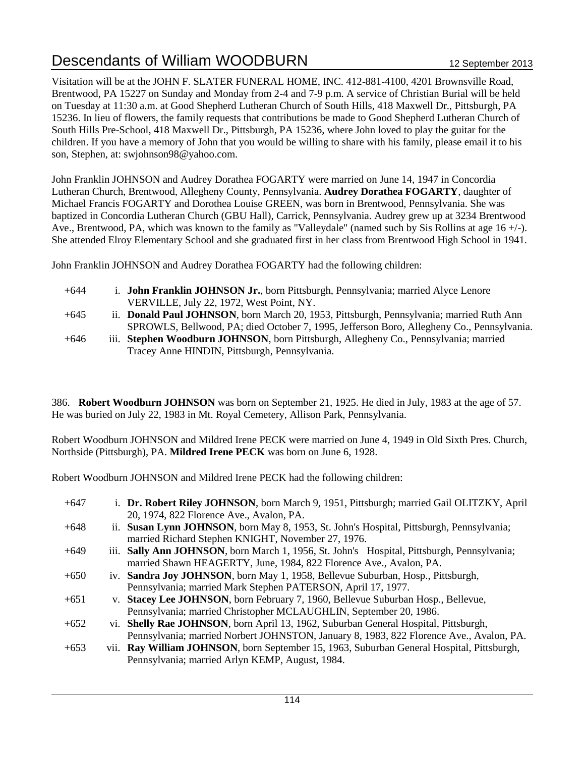Visitation will be at the JOHN F. SLATER FUNERAL HOME, INC. 412-881-4100, 4201 Brownsville Road, Brentwood, PA 15227 on Sunday and Monday from 2-4 and 7-9 p.m. A service of Christian Burial will be held on Tuesday at 11:30 a.m. at Good Shepherd Lutheran Church of South Hills, 418 Maxwell Dr., Pittsburgh, PA 15236. In lieu of flowers, the family requests that contributions be made to Good Shepherd Lutheran Church of South Hills Pre-School, 418 Maxwell Dr., Pittsburgh, PA 15236, where John loved to play the guitar for the children. If you have a memory of John that you would be willing to share with his family, please email it to his son, Stephen, at: swjohnson98@yahoo.com.

John Franklin JOHNSON and Audrey Dorathea FOGARTY were married on June 14, 1947 in Concordia Lutheran Church, Brentwood, Allegheny County, Pennsylvania. **Audrey Dorathea FOGARTY**, daughter of Michael Francis FOGARTY and Dorothea Louise GREEN, was born in Brentwood, Pennsylvania. She was baptized in Concordia Lutheran Church (GBU Hall), Carrick, Pennsylvania. Audrey grew up at 3234 Brentwood Ave., Brentwood, PA, which was known to the family as "Valleydale" (named such by Sis Rollins at age 16 +/-). She attended Elroy Elementary School and she graduated first in her class from Brentwood High School in 1941.

John Franklin JOHNSON and Audrey Dorathea FOGARTY had the following children:

- +644 i. **John Franklin JOHNSON Jr.**, born Pittsburgh, Pennsylvania; married Alyce Lenore VERVILLE, July 22, 1972, West Point, NY.
- +645 ii. **Donald Paul JOHNSON**, born March 20, 1953, Pittsburgh, Pennsylvania; married Ruth Ann SPROWLS, Bellwood, PA; died October 7, 1995, Jefferson Boro, Allegheny Co., Pennsylvania.
- +646 iii. **Stephen Woodburn JOHNSON**, born Pittsburgh, Allegheny Co., Pennsylvania; married Tracey Anne HINDIN, Pittsburgh, Pennsylvania.

386. **Robert Woodburn JOHNSON** was born on September 21, 1925. He died in July, 1983 at the age of 57. He was buried on July 22, 1983 in Mt. Royal Cemetery, Allison Park, Pennsylvania.

Robert Woodburn JOHNSON and Mildred Irene PECK were married on June 4, 1949 in Old Sixth Pres. Church, Northside (Pittsburgh), PA. **Mildred Irene PECK** was born on June 6, 1928.

Robert Woodburn JOHNSON and Mildred Irene PECK had the following children:

- +647 i. **Dr. Robert Riley JOHNSON**, born March 9, 1951, Pittsburgh; married Gail OLITZKY, April 20, 1974, 822 Florence Ave., Avalon, PA.
- +648 ii. **Susan Lynn JOHNSON**, born May 8, 1953, St. John's Hospital, Pittsburgh, Pennsylvania; married Richard Stephen KNIGHT, November 27, 1976.
- +649 iii. **Sally Ann JOHNSON**, born March 1, 1956, St. John's Hospital, Pittsburgh, Pennsylvania; married Shawn HEAGERTY, June, 1984, 822 Florence Ave., Avalon, PA.
- +650 iv. **Sandra Joy JOHNSON**, born May 1, 1958, Bellevue Suburban, Hosp., Pittsburgh, Pennsylvania; married Mark Stephen PATERSON, April 17, 1977.
- +651 v. **Stacey Lee JOHNSON**, born February 7, 1960, Bellevue Suburban Hosp., Bellevue, Pennsylvania; married Christopher MCLAUGHLIN, September 20, 1986.
- +652 vi. **Shelly Rae JOHNSON**, born April 13, 1962, Suburban General Hospital, Pittsburgh, Pennsylvania; married Norbert JOHNSTON, January 8, 1983, 822 Florence Ave., Avalon, PA.
- +653 vii. **Ray William JOHNSON**, born September 15, 1963, Suburban General Hospital, Pittsburgh, Pennsylvania; married Arlyn KEMP, August, 1984.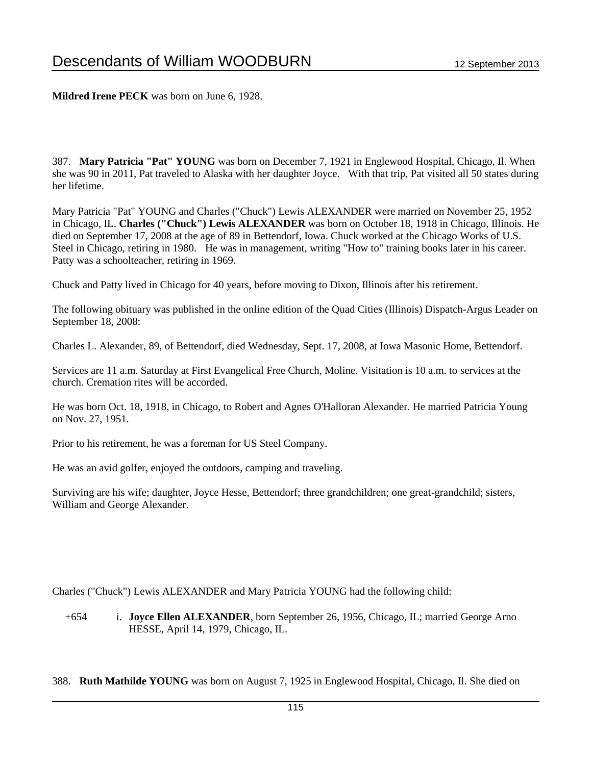**Mildred Irene PECK** was born on June 6, 1928.

387. **Mary Patricia "Pat" YOUNG** was born on December 7, 1921 in Englewood Hospital, Chicago, Il. When she was 90 in 2011, Pat traveled to Alaska with her daughter Joyce. With that trip, Pat visited all 50 states during her lifetime.

Mary Patricia "Pat" YOUNG and Charles ("Chuck") Lewis ALEXANDER were married on November 25, 1952 in Chicago, IL. **Charles ("Chuck") Lewis ALEXANDER** was born on October 18, 1918 in Chicago, Illinois. He died on September 17, 2008 at the age of 89 in Bettendorf, Iowa. Chuck worked at the Chicago Works of U.S. Steel in Chicago, retiring in 1980. He was in management, writing "How to" training books later in his career. Patty was a schoolteacher, retiring in 1969.

Chuck and Patty lived in Chicago for 40 years, before moving to Dixon, Illinois after his retirement.

The following obituary was published in the online edition of the Quad Cities (Illinois) Dispatch-Argus Leader on September 18, 2008:

Charles L. Alexander, 89, of Bettendorf, died Wednesday, Sept. 17, 2008, at Iowa Masonic Home, Bettendorf.

Services are 11 a.m. Saturday at First Evangelical Free Church, Moline. Visitation is 10 a.m. to services at the church. Cremation rites will be accorded.

He was born Oct. 18, 1918, in Chicago, to Robert and Agnes O'Halloran Alexander. He married Patricia Young on Nov. 27, 1951.

Prior to his retirement, he was a foreman for US Steel Company.

He was an avid golfer, enjoyed the outdoors, camping and traveling.

Surviving are his wife; daughter, Joyce Hesse, Bettendorf; three grandchildren; one great-grandchild; sisters, William and George Alexander.

Charles ("Chuck") Lewis ALEXANDER and Mary Patricia YOUNG had the following child:

+654 i. **Joyce Ellen ALEXANDER**, born September 26, 1956, Chicago, IL; married George Arno HESSE, April 14, 1979, Chicago, IL.

388. **Ruth Mathilde YOUNG** was born on August 7, 1925 in Englewood Hospital, Chicago, Il. She died on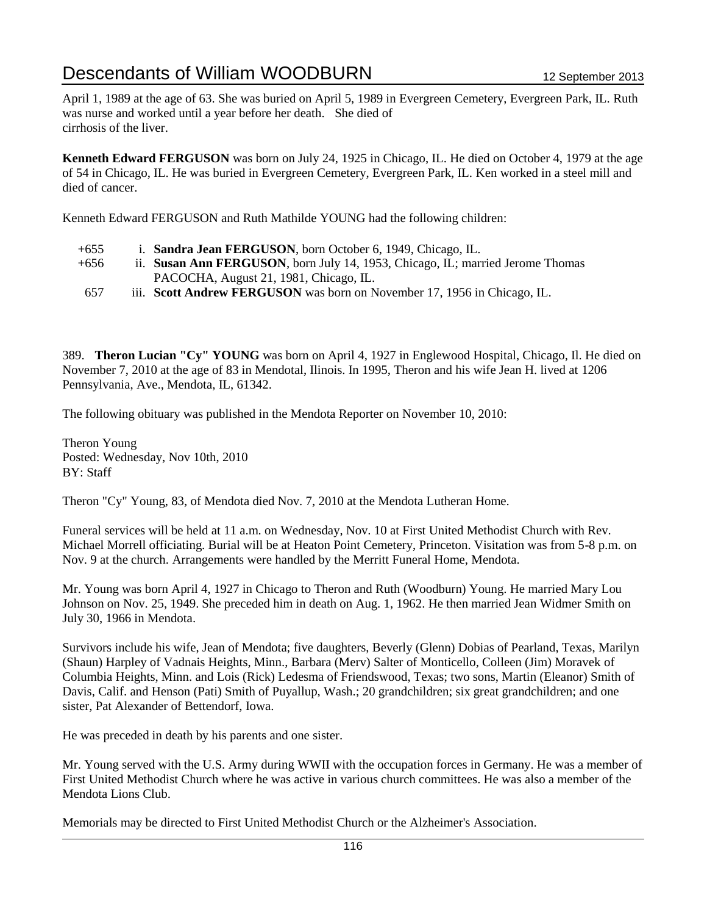April 1, 1989 at the age of 63. She was buried on April 5, 1989 in Evergreen Cemetery, Evergreen Park, IL. Ruth was nurse and worked until a year before her death. She died of cirrhosis of the liver.

**Kenneth Edward FERGUSON** was born on July 24, 1925 in Chicago, IL. He died on October 4, 1979 at the age of 54 in Chicago, IL. He was buried in Evergreen Cemetery, Evergreen Park, IL. Ken worked in a steel mill and died of cancer.

Kenneth Edward FERGUSON and Ruth Mathilde YOUNG had the following children:

+655 i. **Sandra Jean FERGUSON**, born October 6, 1949, Chicago, IL.
+656 ii. **Susan Ann FERGUSON**, born July 14, 1953, Chicago, IL; married Jerome Thomas PACOCHA, August 21, 1981, Chicago, IL.
657 iii. **Scott Andrew FERGUSON** was born on November 17, 1956 in Chicago, IL.

389. **Theron Lucian "Cy" YOUNG** was born on April 4, 1927 in Englewood Hospital, Chicago, Il. He died on November 7, 2010 at the age of 83 in Mendotal, Ilinois. In 1995, Theron and his wife Jean H. lived at 1206 Pennsylvania, Ave., Mendota, IL, 61342.

The following obituary was published in the Mendota Reporter on November 10, 2010:

Theron Young
Posted: Wednesday, Nov 10th, 2010
BY: Staff

Theron "Cy" Young, 83, of Mendota died Nov. 7, 2010 at the Mendota Lutheran Home.

Funeral services will be held at 11 a.m. on Wednesday, Nov. 10 at First United Methodist Church with Rev. Michael Morrell officiating. Burial will be at Heaton Point Cemetery, Princeton. Visitation was from 5-8 p.m. on Nov. 9 at the church. Arrangements were handled by the Merritt Funeral Home, Mendota.

Mr. Young was born April 4, 1927 in Chicago to Theron and Ruth (Woodburn) Young. He married Mary Lou Johnson on Nov. 25, 1949. She preceded him in death on Aug. 1, 1962. He then married Jean Widmer Smith on July 30, 1966 in Mendota.

Survivors include his wife, Jean of Mendota; five daughters, Beverly (Glenn) Dobias of Pearland, Texas, Marilyn (Shaun) Harpley of Vadnais Heights, Minn., Barbara (Merv) Salter of Monticello, Colleen (Jim) Moravek of Columbia Heights, Minn. and Lois (Rick) Ledesma of Friendswood, Texas; two sons, Martin (Eleanor) Smith of Davis, Calif. and Henson (Pati) Smith of Puyallup, Wash.; 20 grandchildren; six great grandchildren; and one sister, Pat Alexander of Bettendorf, Iowa.

He was preceded in death by his parents and one sister.

Mr. Young served with the U.S. Army during WWII with the occupation forces in Germany. He was a member of First United Methodist Church where he was active in various church committees. He was also a member of the Mendota Lions Club.

Memorials may be directed to First United Methodist Church or the Alzheimer's Association.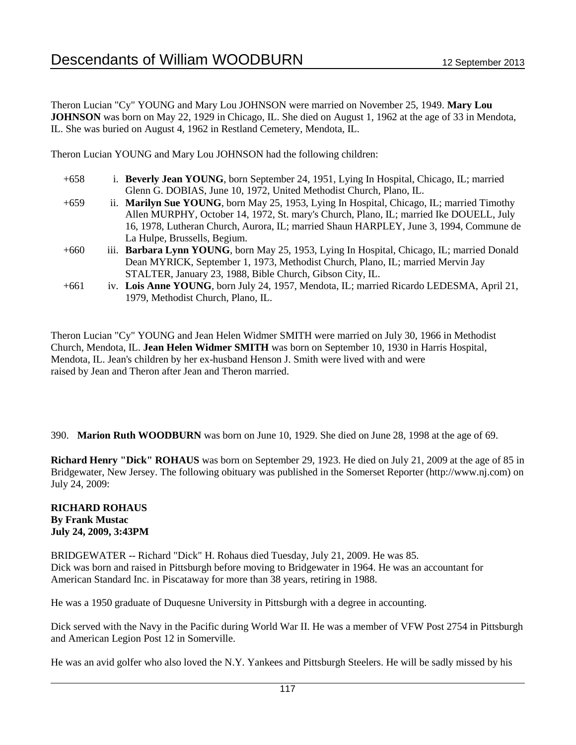Theron Lucian "Cy" YOUNG and Mary Lou JOHNSON were married on November 25, 1949. **Mary Lou JOHNSON** was born on May 22, 1929 in Chicago, IL. She died on August 1, 1962 at the age of 33 in Mendota, IL. She was buried on August 4, 1962 in Restland Cemetery, Mendota, IL.

Theron Lucian YOUNG and Mary Lou JOHNSON had the following children:

- +658 i. **Beverly Jean YOUNG**, born September 24, 1951, Lying In Hospital, Chicago, IL; married Glenn G. DOBIAS, June 10, 1972, United Methodist Church, Plano, IL.
- +659 ii. **Marilyn Sue YOUNG**, born May 25, 1953, Lying In Hospital, Chicago, IL; married Timothy Allen MURPHY, October 14, 1972, St. mary's Church, Plano, IL; married Ike DOUELL, July 16, 1978, Lutheran Church, Aurora, IL; married Shaun HARPLEY, June 3, 1994, Commune de La Hulpe, Brussells, Begium.
- +660 iii. **Barbara Lynn YOUNG**, born May 25, 1953, Lying In Hospital, Chicago, IL; married Donald Dean MYRICK, September 1, 1973, Methodist Church, Plano, IL; married Mervin Jay STALTER, January 23, 1988, Bible Church, Gibson City, IL.
- +661 iv. **Lois Anne YOUNG**, born July 24, 1957, Mendota, IL; married Ricardo LEDESMA, April 21, 1979, Methodist Church, Plano, IL.

Theron Lucian "Cy" YOUNG and Jean Helen Widmer SMITH were married on July 30, 1966 in Methodist Church, Mendota, IL. **Jean Helen Widmer SMITH** was born on September 10, 1930 in Harris Hospital, Mendota, IL. Jean's children by her ex-husband Henson J. Smith were lived with and were raised by Jean and Theron after Jean and Theron married.

390. **Marion Ruth WOODBURN** was born on June 10, 1929. She died on June 28, 1998 at the age of 69.

**Richard Henry "Dick" ROHAUS** was born on September 29, 1923. He died on July 21, 2009 at the age of 85 in Bridgewater, New Jersey. The following obituary was published in the Somerset Reporter (http://www.nj.com) on July 24, 2009:

**RICHARD ROHAUS**
**By Frank Mustac**
**July 24, 2009, 3:43PM**

BRIDGEWATER -- Richard "Dick" H. Rohaus died Tuesday, July 21, 2009. He was 85.
Dick was born and raised in Pittsburgh before moving to Bridgewater in 1964. He was an accountant for American Standard Inc. in Piscataway for more than 38 years, retiring in 1988.

He was a 1950 graduate of Duquesne University in Pittsburgh with a degree in accounting.

Dick served with the Navy in the Pacific during World War II. He was a member of VFW Post 2754 in Pittsburgh and American Legion Post 12 in Somerville.

He was an avid golfer who also loved the N.Y. Yankees and Pittsburgh Steelers. He will be sadly missed by his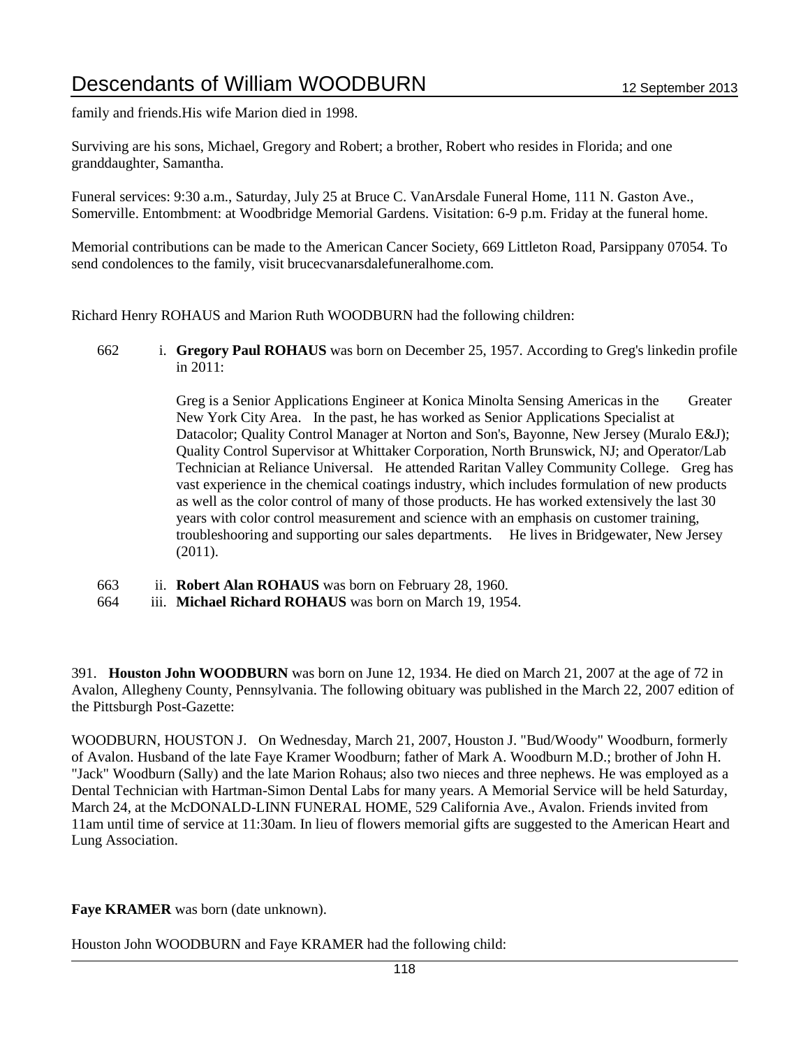family and friends.His wife Marion died in 1998.

Surviving are his sons, Michael, Gregory and Robert; a brother, Robert who resides in Florida; and one granddaughter, Samantha.

Funeral services: 9:30 a.m., Saturday, July 25 at Bruce C. VanArsdale Funeral Home, 111 N. Gaston Ave., Somerville. Entombment: at Woodbridge Memorial Gardens. Visitation: 6-9 p.m. Friday at the funeral home.

Memorial contributions can be made to the American Cancer Society, 669 Littleton Road, Parsippany 07054. To send condolences to the family, visit brucecvanarsdalefuneralhome.com.

Richard Henry ROHAUS and Marion Ruth WOODBURN had the following children:

662 i. **Gregory Paul ROHAUS** was born on December 25, 1957. According to Greg's linkedin profile in 2011:

Greg is a Senior Applications Engineer at Konica Minolta Sensing Americas in the Greater New York City Area. In the past, he has worked as Senior Applications Specialist at Datacolor; Quality Control Manager at Norton and Son's, Bayonne, New Jersey (Muralo E&J); Quality Control Supervisor at Whittaker Corporation, North Brunswick, NJ; and Operator/Lab Technician at Reliance Universal. He attended Raritan Valley Community College. Greg has vast experience in the chemical coatings industry, which includes formulation of new products as well as the color control of many of those products. He has worked extensively the last 30 years with color control measurement and science with an emphasis on customer training, troubleshooting and supporting our sales departments. He lives in Bridgewater, New Jersey (2011).

663 ii. **Robert Alan ROHAUS** was born on February 28, 1960.

664 iii. **Michael Richard ROHAUS** was born on March 19, 1954.

391. **Houston John WOODBURN** was born on June 12, 1934. He died on March 21, 2007 at the age of 72 in Avalon, Allegheny County, Pennsylvania. The following obituary was published in the March 22, 2007 edition of the Pittsburgh Post-Gazette:

WOODBURN, HOUSTON J. On Wednesday, March 21, 2007, Houston J. "Bud/Woody" Woodburn, formerly of Avalon. Husband of the late Faye Kramer Woodburn; father of Mark A. Woodburn M.D.; brother of John H. "Jack" Woodburn (Sally) and the late Marion Rohaus; also two nieces and three nephews. He was employed as a Dental Technician with Hartman-Simon Dental Labs for many years. A Memorial Service will be held Saturday, March 24, at the McDONALD-LINN FUNERAL HOME, 529 California Ave., Avalon. Friends invited from 11am until time of service at 11:30am. In lieu of flowers memorial gifts are suggested to the American Heart and Lung Association.

**Faye KRAMER** was born (date unknown).

Houston John WOODBURN and Faye KRAMER had the following child: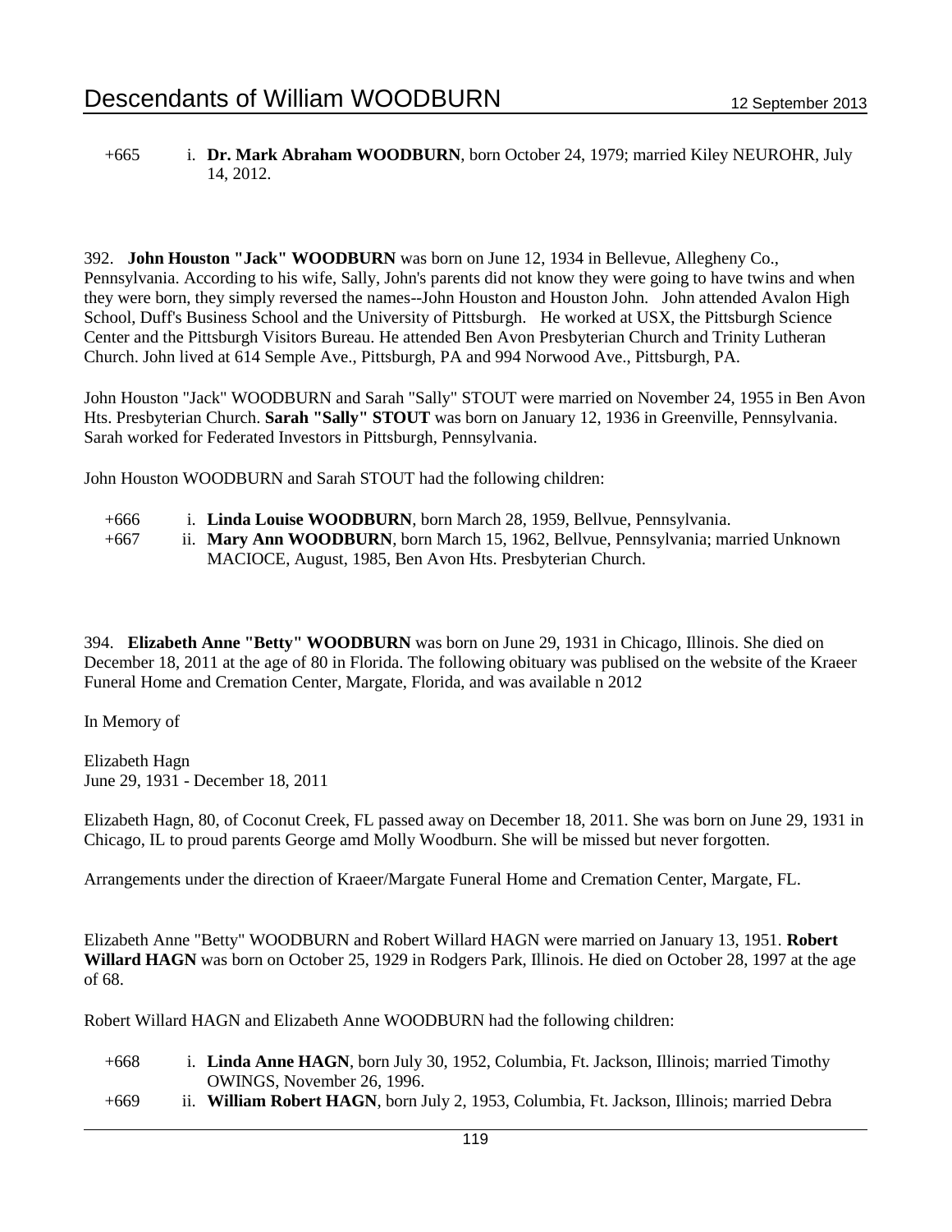+665 i. **Dr. Mark Abraham WOODBURN**, born October 24, 1979; married Kiley NEUROHR, July 14, 2012.

392. **John Houston "Jack" WOODBURN** was born on June 12, 1934 in Bellevue, Allegheny Co., Pennsylvania. According to his wife, Sally, John's parents did not know they were going to have twins and when they were born, they simply reversed the names--John Houston and Houston John. John attended Avalon High School, Duff's Business School and the University of Pittsburgh. He worked at USX, the Pittsburgh Science Center and the Pittsburgh Visitors Bureau. He attended Ben Avon Presbyterian Church and Trinity Lutheran Church. John lived at 614 Semple Ave., Pittsburgh, PA and 994 Norwood Ave., Pittsburgh, PA.

John Houston "Jack" WOODBURN and Sarah "Sally" STOUT were married on November 24, 1955 in Ben Avon Hts. Presbyterian Church. **Sarah "Sally" STOUT** was born on January 12, 1936 in Greenville, Pennsylvania. Sarah worked for Federated Investors in Pittsburgh, Pennsylvania.

John Houston WOODBURN and Sarah STOUT had the following children:

+666 i. **Linda Louise WOODBURN**, born March 28, 1959, Bellvue, Pennsylvania.
+667 ii. **Mary Ann WOODBURN**, born March 15, 1962, Bellvue, Pennsylvania; married Unknown MACIOCE, August, 1985, Ben Avon Hts. Presbyterian Church.

394. **Elizabeth Anne "Betty" WOODBURN** was born on June 29, 1931 in Chicago, Illinois. She died on December 18, 2011 at the age of 80 in Florida. The following obituary was publised on the website of the Kraeer Funeral Home and Cremation Center, Margate, Florida, and was available n 2012

In Memory of

Elizabeth Hagn
June 29, 1931 - December 18, 2011

Elizabeth Hagn, 80, of Coconut Creek, FL passed away on December 18, 2011. She was born on June 29, 1931 in Chicago, IL to proud parents George amd Molly Woodburn. She will be missed but never forgotten.

Arrangements under the direction of Kraeer/Margate Funeral Home and Cremation Center, Margate, FL.

Elizabeth Anne "Betty" WOODBURN and Robert Willard HAGN were married on January 13, 1951. **Robert Willard HAGN** was born on October 25, 1929 in Rodgers Park, Illinois. He died on October 28, 1997 at the age of 68.

Robert Willard HAGN and Elizabeth Anne WOODBURN had the following children:

+668 i. **Linda Anne HAGN**, born July 30, 1952, Columbia, Ft. Jackson, Illinois; married Timothy OWINGS, November 26, 1996.
+669 ii. **William Robert HAGN**, born July 2, 1953, Columbia, Ft. Jackson, Illinois; married Debra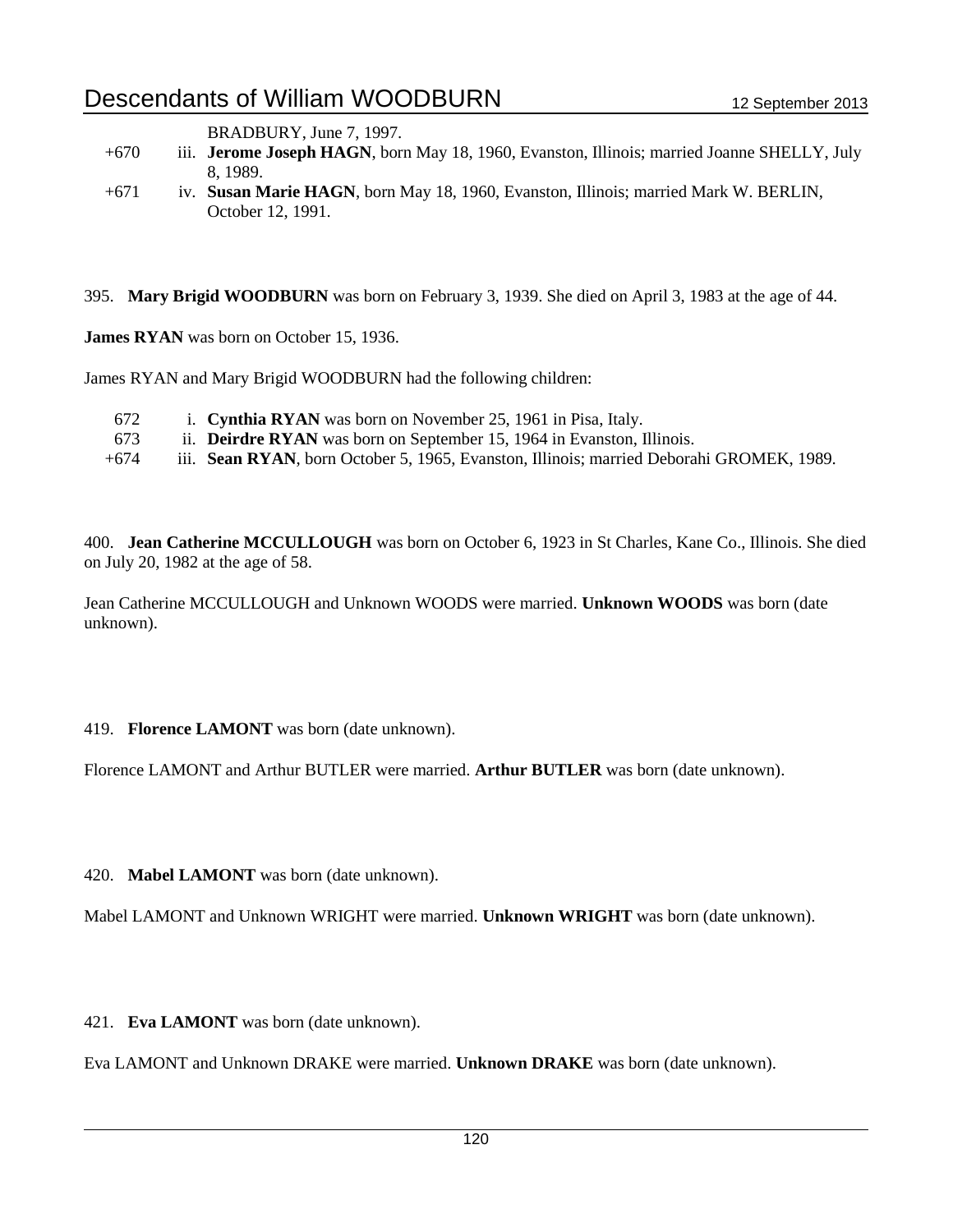BRADBURY, June 7, 1997.

- +670 iii. **Jerome Joseph HAGN**, born May 18, 1960, Evanston, Illinois; married Joanne SHELLY, July 8, 1989.
- +671 iv. **Susan Marie HAGN**, born May 18, 1960, Evanston, Illinois; married Mark W. BERLIN, October 12, 1991.

395. **Mary Brigid WOODBURN** was born on February 3, 1939. She died on April 3, 1983 at the age of 44.

**James RYAN** was born on October 15, 1936.

James RYAN and Mary Brigid WOODBURN had the following children:

- 672 i. **Cynthia RYAN** was born on November 25, 1961 in Pisa, Italy.
- 673 ii. **Deirdre RYAN** was born on September 15, 1964 in Evanston, Illinois.
- +674 iii. **Sean RYAN**, born October 5, 1965, Evanston, Illinois; married Deborahi GROMEK, 1989.

400. **Jean Catherine MCCULLOUGH** was born on October 6, 1923 in St Charles, Kane Co., Illinois. She died on July 20, 1982 at the age of 58.

Jean Catherine MCCULLOUGH and Unknown WOODS were married. **Unknown WOODS** was born (date unknown).

419. **Florence LAMONT** was born (date unknown).

Florence LAMONT and Arthur BUTLER were married. **Arthur BUTLER** was born (date unknown).

420. **Mabel LAMONT** was born (date unknown).

Mabel LAMONT and Unknown WRIGHT were married. **Unknown WRIGHT** was born (date unknown).

421. **Eva LAMONT** was born (date unknown).

Eva LAMONT and Unknown DRAKE were married. **Unknown DRAKE** was born (date unknown).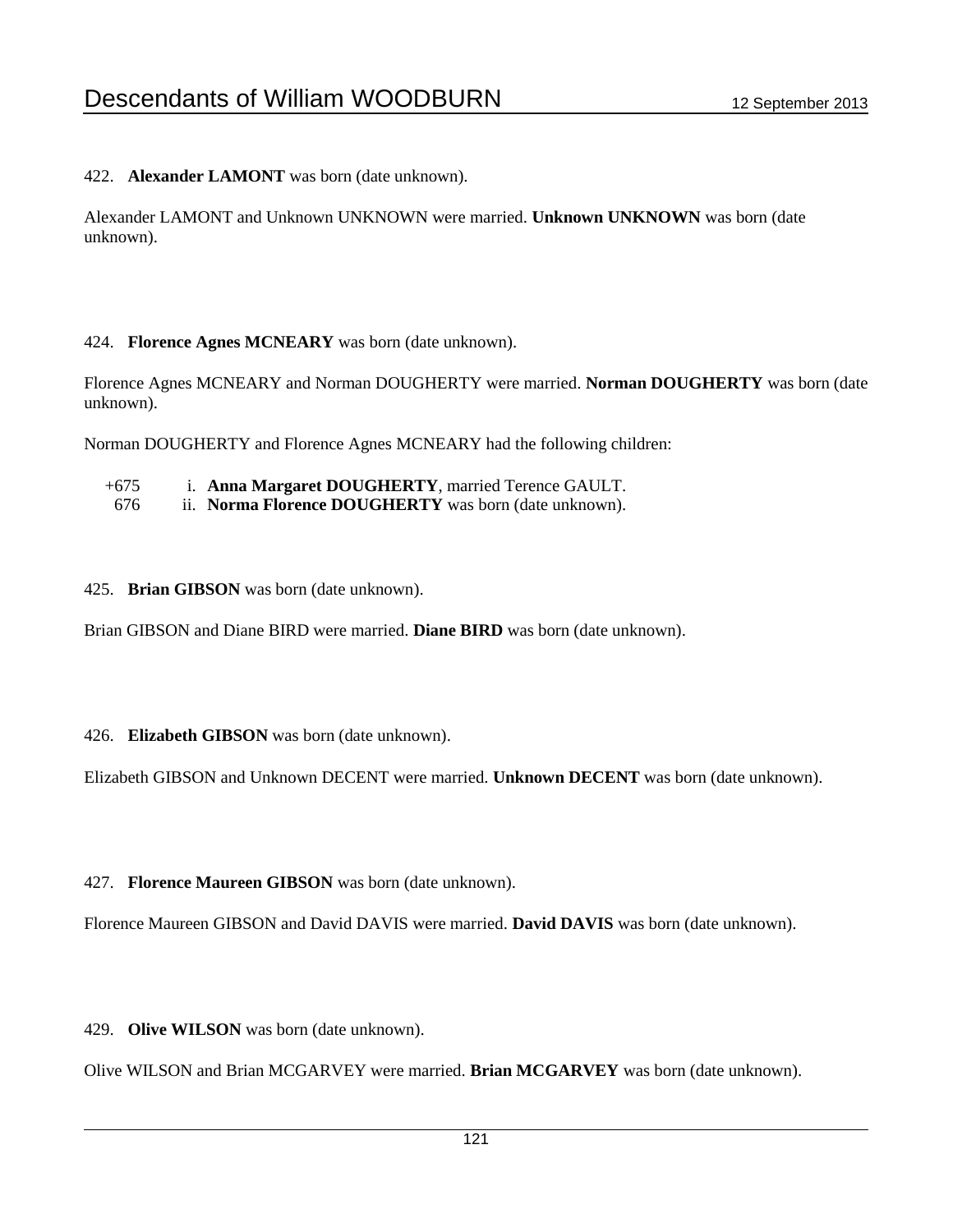422. **Alexander LAMONT** was born (date unknown).

Alexander LAMONT and Unknown UNKNOWN were married. **Unknown UNKNOWN** was born (date unknown).

424. **Florence Agnes MCNEARY** was born (date unknown).

Florence Agnes MCNEARY and Norman DOUGHERTY were married. **Norman DOUGHERTY** was born (date unknown).

Norman DOUGHERTY and Florence Agnes MCNEARY had the following children:

- +675 i. **Anna Margaret DOUGHERTY**, married Terence GAULT.
- 676 ii. **Norma Florence DOUGHERTY** was born (date unknown).

425. **Brian GIBSON** was born (date unknown).

Brian GIBSON and Diane BIRD were married. **Diane BIRD** was born (date unknown).

426. **Elizabeth GIBSON** was born (date unknown).

Elizabeth GIBSON and Unknown DECENT were married. **Unknown DECENT** was born (date unknown).

427. **Florence Maureen GIBSON** was born (date unknown).

Florence Maureen GIBSON and David DAVIS were married. **David DAVIS** was born (date unknown).

429. **Olive WILSON** was born (date unknown).

Olive WILSON and Brian MCGARVEY were married. **Brian MCGARVEY** was born (date unknown).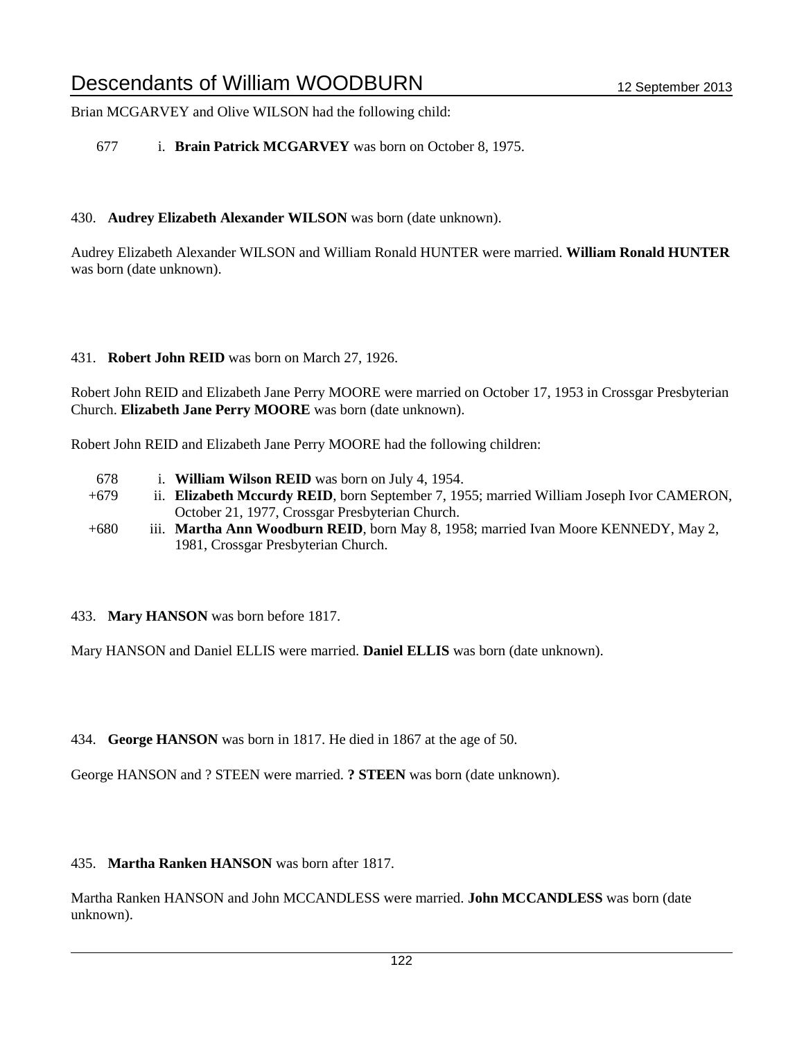Brian MCGARVEY and Olive WILSON had the following child:

677 i. **Brain Patrick MCGARVEY** was born on October 8, 1975.

430. **Audrey Elizabeth Alexander WILSON** was born (date unknown).

Audrey Elizabeth Alexander WILSON and William Ronald HUNTER were married. **William Ronald HUNTER** was born (date unknown).

431. **Robert John REID** was born on March 27, 1926.

Robert John REID and Elizabeth Jane Perry MOORE were married on October 17, 1953 in Crossgar Presbyterian Church. **Elizabeth Jane Perry MOORE** was born (date unknown).

Robert John REID and Elizabeth Jane Perry MOORE had the following children:

678 i. **William Wilson REID** was born on July 4, 1954.
+679 ii. **Elizabeth Mccurdy REID**, born September 7, 1955; married William Joseph Ivor CAMERON, October 21, 1977, Crossgar Presbyterian Church.
+680 iii. **Martha Ann Woodburn REID**, born May 8, 1958; married Ivan Moore KENNEDY, May 2, 1981, Crossgar Presbyterian Church.

433. **Mary HANSON** was born before 1817.

Mary HANSON and Daniel ELLIS were married. **Daniel ELLIS** was born (date unknown).

434. **George HANSON** was born in 1817. He died in 1867 at the age of 50.

George HANSON and ? STEEN were married. **? STEEN** was born (date unknown).

435. **Martha Ranken HANSON** was born after 1817.

Martha Ranken HANSON and John MCCANDLESS were married. **John MCCANDLESS** was born (date unknown).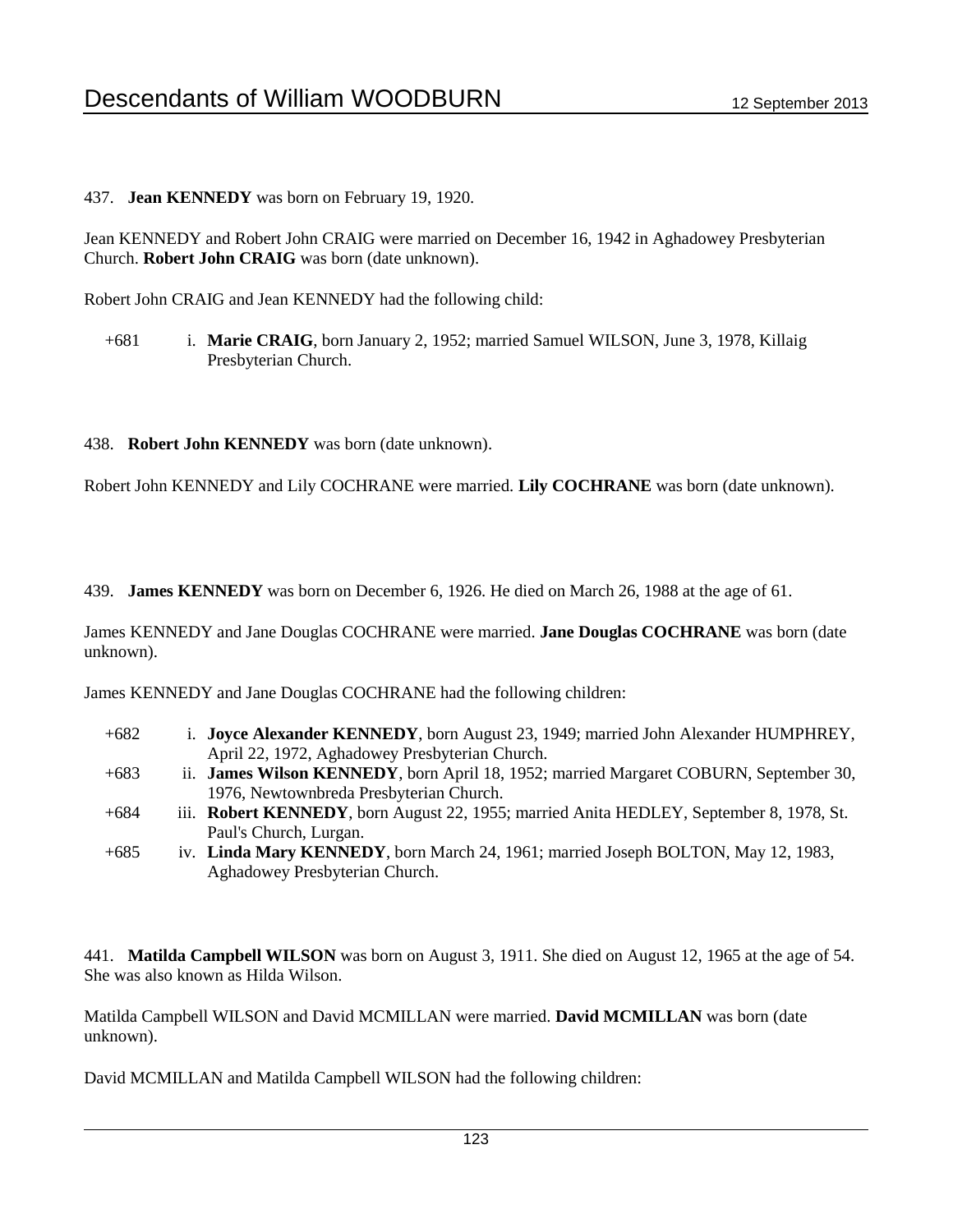437. **Jean KENNEDY** was born on February 19, 1920.

Jean KENNEDY and Robert John CRAIG were married on December 16, 1942 in Aghadowey Presbyterian Church. **Robert John CRAIG** was born (date unknown).

Robert John CRAIG and Jean KENNEDY had the following child:

+681 i. **Marie CRAIG**, born January 2, 1952; married Samuel WILSON, June 3, 1978, Killaig Presbyterian Church.

438. **Robert John KENNEDY** was born (date unknown).

Robert John KENNEDY and Lily COCHRANE were married. **Lily COCHRANE** was born (date unknown).

439. **James KENNEDY** was born on December 6, 1926. He died on March 26, 1988 at the age of 61.

James KENNEDY and Jane Douglas COCHRANE were married. **Jane Douglas COCHRANE** was born (date unknown).

James KENNEDY and Jane Douglas COCHRANE had the following children:

+682 i. **Joyce Alexander KENNEDY**, born August 23, 1949; married John Alexander HUMPHREY, April 22, 1972, Aghadowey Presbyterian Church.
+683 ii. **James Wilson KENNEDY**, born April 18, 1952; married Margaret COBURN, September 30, 1976, Newtownbreda Presbyterian Church.
+684 iii. **Robert KENNEDY**, born August 22, 1955; married Anita HEDLEY, September 8, 1978, St. Paul's Church, Lurgan.
+685 iv. **Linda Mary KENNEDY**, born March 24, 1961; married Joseph BOLTON, May 12, 1983, Aghadowey Presbyterian Church.

441. **Matilda Campbell WILSON** was born on August 3, 1911. She died on August 12, 1965 at the age of 54. She was also known as Hilda Wilson.

Matilda Campbell WILSON and David MCMILLAN were married. **David MCMILLAN** was born (date unknown).

David MCMILLAN and Matilda Campbell WILSON had the following children: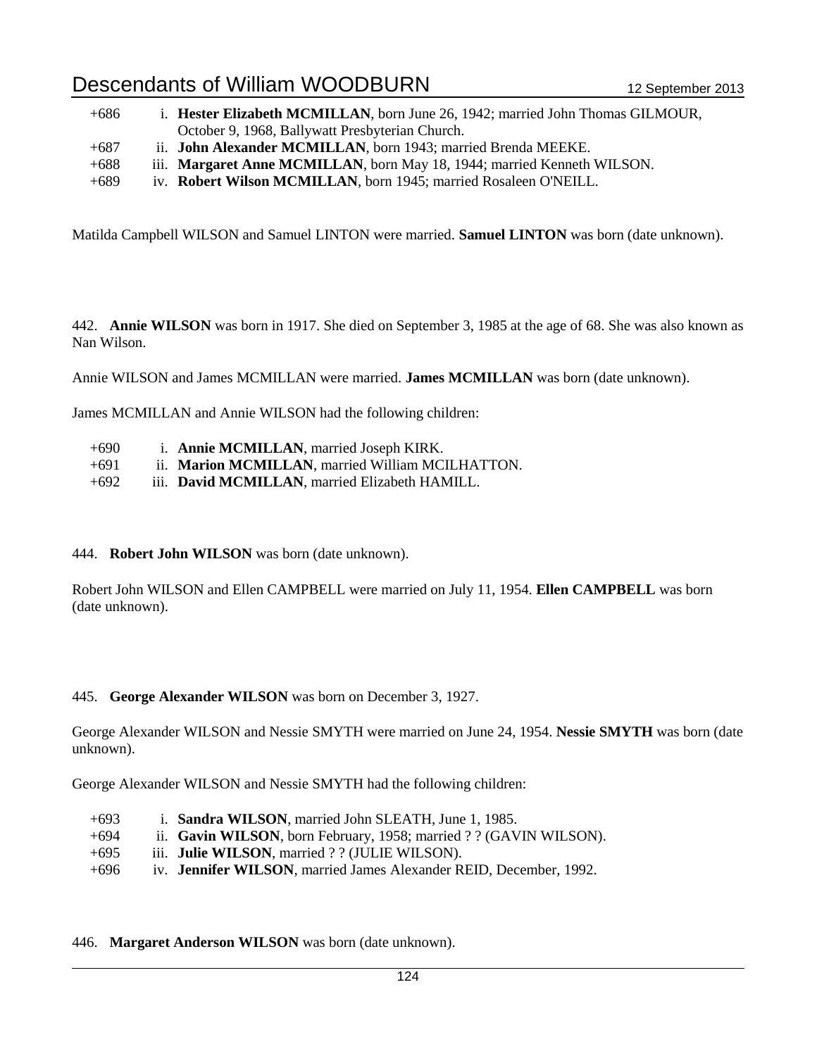+686 i. **Hester Elizabeth MCMILLAN**, born June 26, 1942; married John Thomas GILMOUR, October 9, 1968, Ballywatt Presbyterian Church.
+687 ii. **John Alexander MCMILLAN**, born 1943; married Brenda MEEKE.
+688 iii. **Margaret Anne MCMILLAN**, born May 18, 1944; married Kenneth WILSON.
+689 iv. **Robert Wilson MCMILLAN**, born 1945; married Rosaleen O'NEILL.

Matilda Campbell WILSON and Samuel LINTON were married. **Samuel LINTON** was born (date unknown).

442. **Annie WILSON** was born in 1917. She died on September 3, 1985 at the age of 68. She was also known as Nan Wilson.

Annie WILSON and James MCMILLAN were married. **James MCMILLAN** was born (date unknown).

James MCMILLAN and Annie WILSON had the following children:

+690 i. **Annie MCMILLAN**, married Joseph KIRK.
+691 ii. **Marion MCMILLAN**, married William MCILHATTON.
+692 iii. **David MCMILLAN**, married Elizabeth HAMILL.

444. **Robert John WILSON** was born (date unknown).

Robert John WILSON and Ellen CAMPBELL were married on July 11, 1954. **Ellen CAMPBELL** was born (date unknown).

445. **George Alexander WILSON** was born on December 3, 1927.

George Alexander WILSON and Nessie SMYTH were married on June 24, 1954. **Nessie SMYTH** was born (date unknown).

George Alexander WILSON and Nessie SMYTH had the following children:

+693 i. **Sandra WILSON**, married John SLEATH, June 1, 1985.
+694 ii. **Gavin WILSON**, born February, 1958; married ? ? (GAVIN WILSON).
+695 iii. **Julie WILSON**, married ? ? (JULIE WILSON).
+696 iv. **Jennifer WILSON**, married James Alexander REID, December, 1992.

446. **Margaret Anderson WILSON** was born (date unknown).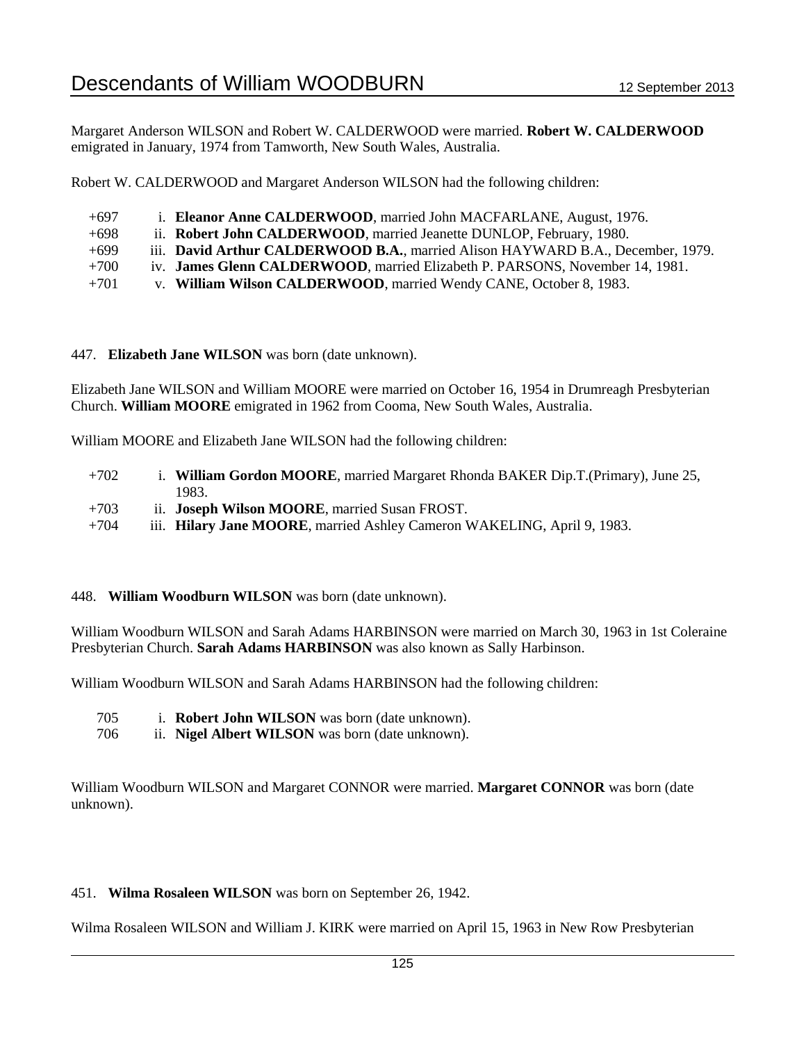Margaret Anderson WILSON and Robert W. CALDERWOOD were married. **Robert W. CALDERWOOD** emigrated in January, 1974 from Tamworth, New South Wales, Australia.

Robert W. CALDERWOOD and Margaret Anderson WILSON had the following children:

- +697 i. **Eleanor Anne CALDERWOOD**, married John MACFARLANE, August, 1976.
- +698 ii. **Robert John CALDERWOOD**, married Jeanette DUNLOP, February, 1980.
- +699 iii. **David Arthur CALDERWOOD B.A.**, married Alison HAYWARD B.A., December, 1979.
- +700 iv. **James Glenn CALDERWOOD**, married Elizabeth P. PARSONS, November 14, 1981.
- +701 v. **William Wilson CALDERWOOD**, married Wendy CANE, October 8, 1983.

447. **Elizabeth Jane WILSON** was born (date unknown).

Elizabeth Jane WILSON and William MOORE were married on October 16, 1954 in Drumreagh Presbyterian Church. **William MOORE** emigrated in 1962 from Cooma, New South Wales, Australia.

William MOORE and Elizabeth Jane WILSON had the following children:

- +702 i. **William Gordon MOORE**, married Margaret Rhonda BAKER Dip.T.(Primary), June 25, 1983.
- +703 ii. **Joseph Wilson MOORE**, married Susan FROST.
- +704 iii. **Hilary Jane MOORE**, married Ashley Cameron WAKELING, April 9, 1983.

448. **William Woodburn WILSON** was born (date unknown).

William Woodburn WILSON and Sarah Adams HARBINSON were married on March 30, 1963 in 1st Coleraine Presbyterian Church. **Sarah Adams HARBINSON** was also known as Sally Harbinson.

William Woodburn WILSON and Sarah Adams HARBINSON had the following children:

- 705 i. **Robert John WILSON** was born (date unknown).
- 706 ii. **Nigel Albert WILSON** was born (date unknown).

William Woodburn WILSON and Margaret CONNOR were married. **Margaret CONNOR** was born (date unknown).

451. **Wilma Rosaleen WILSON** was born on September 26, 1942.

Wilma Rosaleen WILSON and William J. KIRK were married on April 15, 1963 in New Row Presbyterian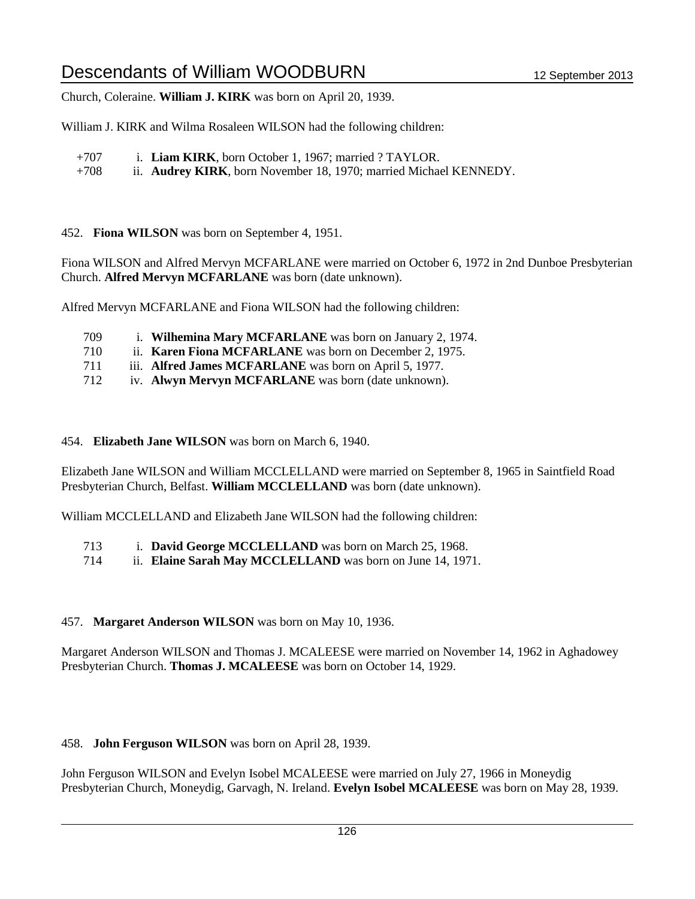Church, Coleraine. **William J. KIRK** was born on April 20, 1939.

William J. KIRK and Wilma Rosaleen WILSON had the following children:

+707 i. **Liam KIRK**, born October 1, 1967; married ? TAYLOR.
+708 ii. **Audrey KIRK**, born November 18, 1970; married Michael KENNEDY.

452. **Fiona WILSON** was born on September 4, 1951.

Fiona WILSON and Alfred Mervyn MCFARLANE were married on October 6, 1972 in 2nd Dunboe Presbyterian Church. **Alfred Mervyn MCFARLANE** was born (date unknown).

Alfred Mervyn MCFARLANE and Fiona WILSON had the following children:

709 i. **Wilhemina Mary MCFARLANE** was born on January 2, 1974.
710 ii. **Karen Fiona MCFARLANE** was born on December 2, 1975.
711 iii. **Alfred James MCFARLANE** was born on April 5, 1977.
712 iv. **Alwyn Mervyn MCFARLANE** was born (date unknown).

454. **Elizabeth Jane WILSON** was born on March 6, 1940.

Elizabeth Jane WILSON and William MCCLELLAND were married on September 8, 1965 in Saintfield Road Presbyterian Church, Belfast. **William MCCLELLAND** was born (date unknown).

William MCCLELLAND and Elizabeth Jane WILSON had the following children:

713 i. **David George MCCLELLAND** was born on March 25, 1968.
714 ii. **Elaine Sarah May MCCLELLAND** was born on June 14, 1971.

457. **Margaret Anderson WILSON** was born on May 10, 1936.

Margaret Anderson WILSON and Thomas J. MCALEESE were married on November 14, 1962 in Aghadowey Presbyterian Church. **Thomas J. MCALEESE** was born on October 14, 1929.

458. **John Ferguson WILSON** was born on April 28, 1939.

John Ferguson WILSON and Evelyn Isobel MCALEESE were married on July 27, 1966 in Moneydig Presbyterian Church, Moneydig, Garvagh, N. Ireland. **Evelyn Isobel MCALEESE** was born on May 28, 1939.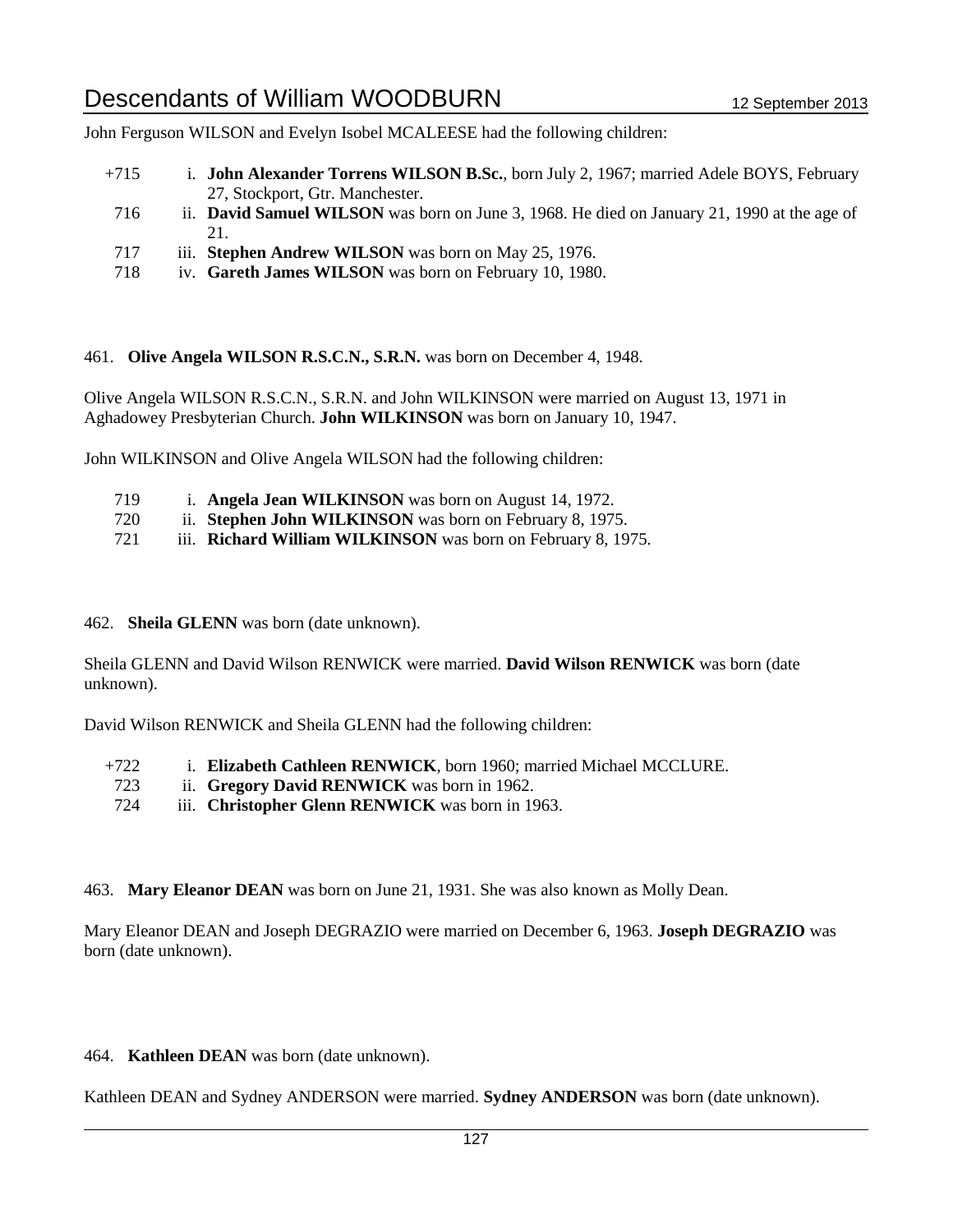John Ferguson WILSON and Evelyn Isobel MCALEESE had the following children:

+715 i. **John Alexander Torrens WILSON B.Sc.**, born July 2, 1967; married Adele BOYS, February 27, Stockport, Gtr. Manchester.
716 ii. **David Samuel WILSON** was born on June 3, 1968. He died on January 21, 1990 at the age of 21.
717 iii. **Stephen Andrew WILSON** was born on May 25, 1976.
718 iv. **Gareth James WILSON** was born on February 10, 1980.

461. **Olive Angela WILSON R.S.C.N., S.R.N.** was born on December 4, 1948.

Olive Angela WILSON R.S.C.N., S.R.N. and John WILKINSON were married on August 13, 1971 in Aghadowey Presbyterian Church. **John WILKINSON** was born on January 10, 1947.

John WILKINSON and Olive Angela WILSON had the following children:

719 i. **Angela Jean WILKINSON** was born on August 14, 1972.
720 ii. **Stephen John WILKINSON** was born on February 8, 1975.
721 iii. **Richard William WILKINSON** was born on February 8, 1975.

462. **Sheila GLENN** was born (date unknown).

Sheila GLENN and David Wilson RENWICK were married. **David Wilson RENWICK** was born (date unknown).

David Wilson RENWICK and Sheila GLENN had the following children:

+722 i. **Elizabeth Cathleen RENWICK**, born 1960; married Michael MCCLURE.
723 ii. **Gregory David RENWICK** was born in 1962.
724 iii. **Christopher Glenn RENWICK** was born in 1963.

463. **Mary Eleanor DEAN** was born on June 21, 1931. She was also known as Molly Dean.

Mary Eleanor DEAN and Joseph DEGRAZIO were married on December 6, 1963. **Joseph DEGRAZIO** was born (date unknown).

464. **Kathleen DEAN** was born (date unknown).

Kathleen DEAN and Sydney ANDERSON were married. **Sydney ANDERSON** was born (date unknown).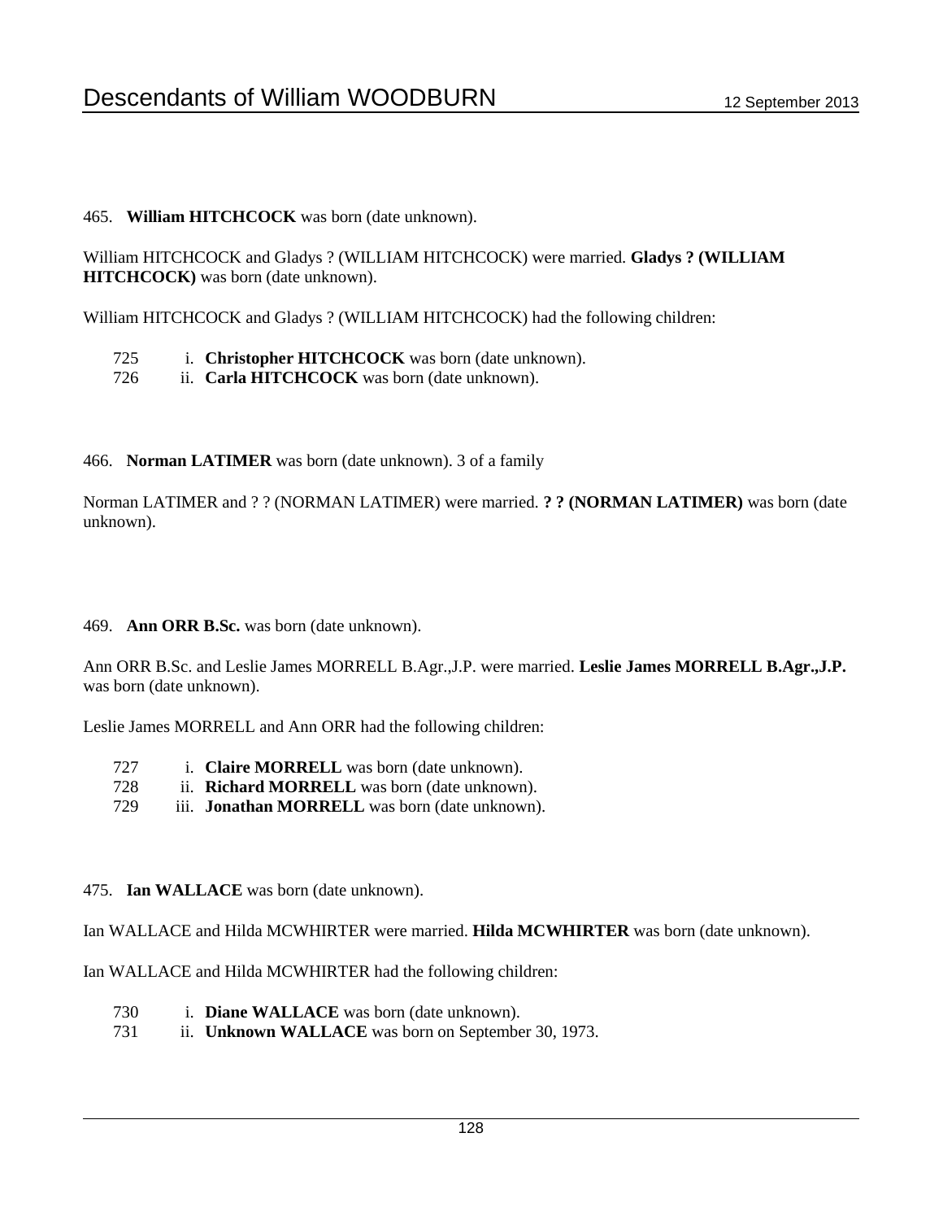465. **William HITCHCOCK** was born (date unknown).

William HITCHCOCK and Gladys ? (WILLIAM HITCHCOCK) were married. **Gladys ? (WILLIAM HITCHCOCK)** was born (date unknown).

William HITCHCOCK and Gladys ? (WILLIAM HITCHCOCK) had the following children:

725 i. **Christopher HITCHCOCK** was born (date unknown).
726 ii. **Carla HITCHCOCK** was born (date unknown).

466. **Norman LATIMER** was born (date unknown). 3 of a family

Norman LATIMER and ? ? (NORMAN LATIMER) were married. **? ? (NORMAN LATIMER)** was born (date unknown).

469. **Ann ORR B.Sc.** was born (date unknown).

Ann ORR B.Sc. and Leslie James MORRELL B.Agr.,J.P. were married. **Leslie James MORRELL B.Agr.,J.P.** was born (date unknown).

Leslie James MORRELL and Ann ORR had the following children:

727 i. **Claire MORRELL** was born (date unknown).
728 ii. **Richard MORRELL** was born (date unknown).
729 iii. **Jonathan MORRELL** was born (date unknown).

475. **Ian WALLACE** was born (date unknown).

Ian WALLACE and Hilda MCWHIRTER were married. **Hilda MCWHIRTER** was born (date unknown).

Ian WALLACE and Hilda MCWHIRTER had the following children:

730 i. **Diane WALLACE** was born (date unknown).
731 ii. **Unknown WALLACE** was born on September 30, 1973.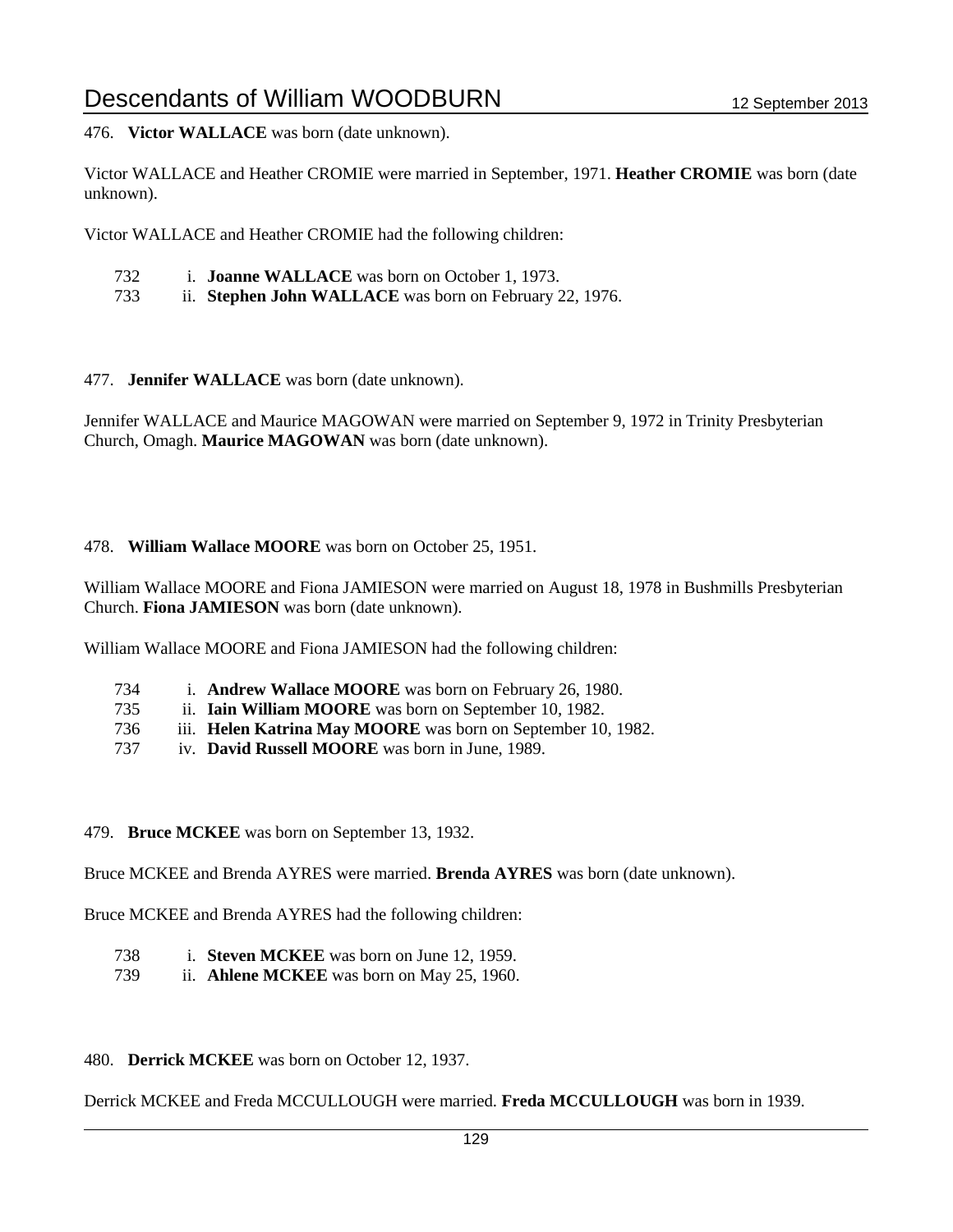476. **Victor WALLACE** was born (date unknown).

Victor WALLACE and Heather CROMIE were married in September, 1971. **Heather CROMIE** was born (date unknown).

Victor WALLACE and Heather CROMIE had the following children:

732 i. **Joanne WALLACE** was born on October 1, 1973.
733 ii. **Stephen John WALLACE** was born on February 22, 1976.

477. **Jennifer WALLACE** was born (date unknown).

Jennifer WALLACE and Maurice MAGOWAN were married on September 9, 1972 in Trinity Presbyterian Church, Omagh. **Maurice MAGOWAN** was born (date unknown).

478. **William Wallace MOORE** was born on October 25, 1951.

William Wallace MOORE and Fiona JAMIESON were married on August 18, 1978 in Bushmills Presbyterian Church. **Fiona JAMIESON** was born (date unknown).

William Wallace MOORE and Fiona JAMIESON had the following children:

734 i. **Andrew Wallace MOORE** was born on February 26, 1980.
735 ii. **Iain William MOORE** was born on September 10, 1982.
736 iii. **Helen Katrina May MOORE** was born on September 10, 1982.
737 iv. **David Russell MOORE** was born in June, 1989.

479. **Bruce MCKEE** was born on September 13, 1932.

Bruce MCKEE and Brenda AYRES were married. **Brenda AYRES** was born (date unknown).

Bruce MCKEE and Brenda AYRES had the following children:

738 i. **Steven MCKEE** was born on June 12, 1959.
739 ii. **Ahlene MCKEE** was born on May 25, 1960.

480. **Derrick MCKEE** was born on October 12, 1937.

Derrick MCKEE and Freda MCCULLOUGH were married. **Freda MCCULLOUGH** was born in 1939.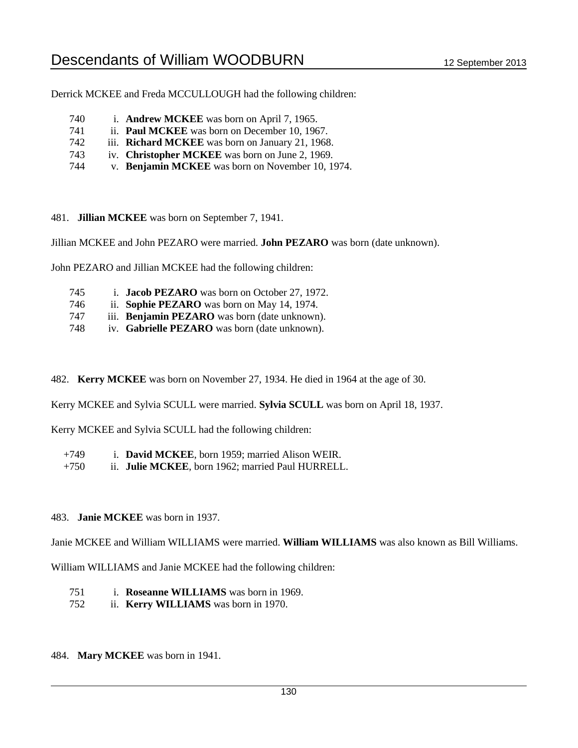Derrick MCKEE and Freda MCCULLOUGH had the following children:

740 i. **Andrew MCKEE** was born on April 7, 1965.
741 ii. **Paul MCKEE** was born on December 10, 1967.
742 iii. **Richard MCKEE** was born on January 21, 1968.
743 iv. **Christopher MCKEE** was born on June 2, 1969.
744 v. **Benjamin MCKEE** was born on November 10, 1974.

481. **Jillian MCKEE** was born on September 7, 1941.

Jillian MCKEE and John PEZARO were married. **John PEZARO** was born (date unknown).

John PEZARO and Jillian MCKEE had the following children:

745 i. **Jacob PEZARO** was born on October 27, 1972.
746 ii. **Sophie PEZARO** was born on May 14, 1974.
747 iii. **Benjamin PEZARO** was born (date unknown).
748 iv. **Gabrielle PEZARO** was born (date unknown).

482. **Kerry MCKEE** was born on November 27, 1934. He died in 1964 at the age of 30.

Kerry MCKEE and Sylvia SCULL were married. **Sylvia SCULL** was born on April 18, 1937.

Kerry MCKEE and Sylvia SCULL had the following children:

+749 i. **David MCKEE**, born 1959; married Alison WEIR.
+750 ii. **Julie MCKEE**, born 1962; married Paul HURRELL.

483. **Janie MCKEE** was born in 1937.

Janie MCKEE and William WILLIAMS were married. **William WILLIAMS** was also known as Bill Williams.

William WILLIAMS and Janie MCKEE had the following children:

751 i. **Roseanne WILLIAMS** was born in 1969.
752 ii. **Kerry WILLIAMS** was born in 1970.

484. **Mary MCKEE** was born in 1941.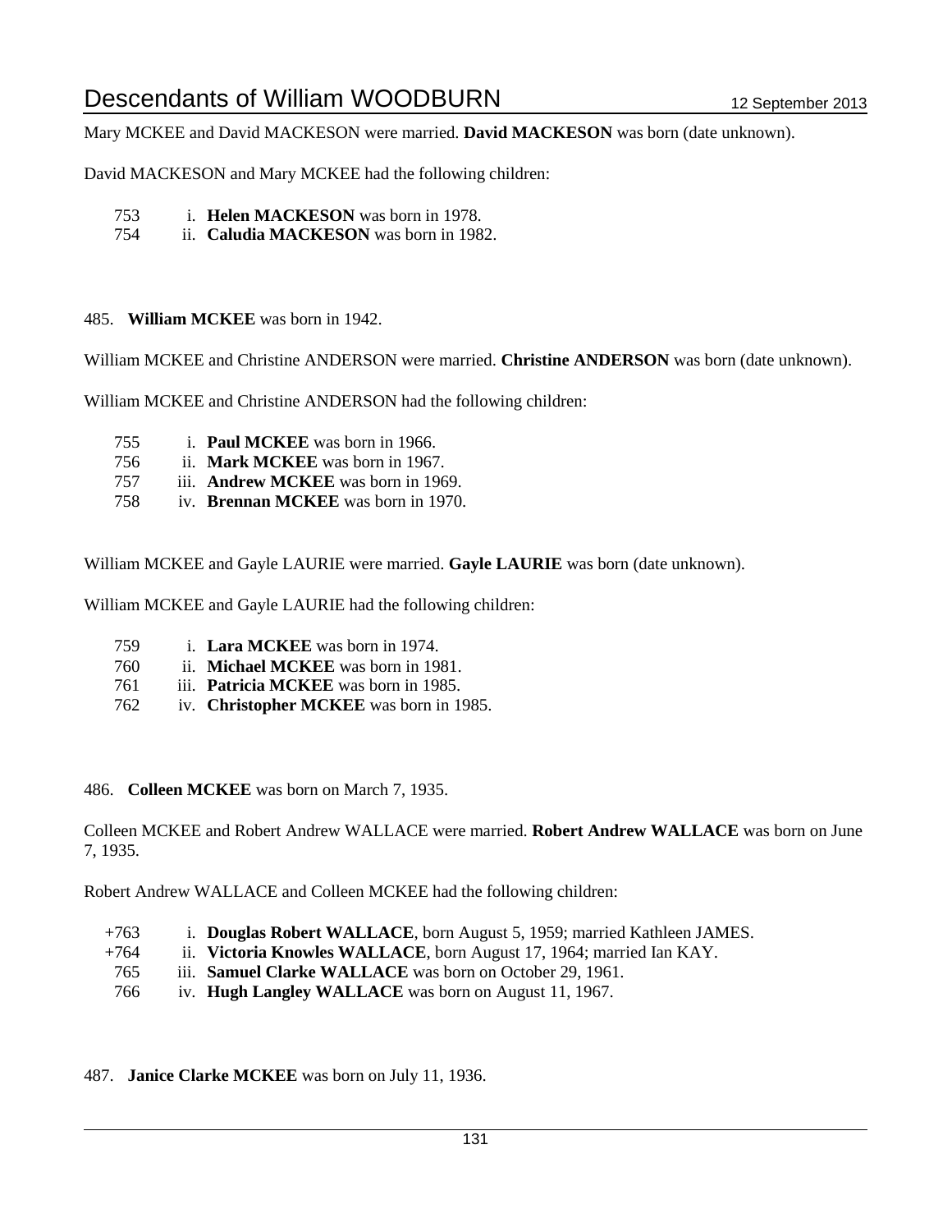Mary MCKEE and David MACKESON were married. **David MACKESON** was born (date unknown).

David MACKESON and Mary MCKEE had the following children:

753 i. **Helen MACKESON** was born in 1978.
754 ii. **Caludia MACKESON** was born in 1982.

485. **William MCKEE** was born in 1942.

William MCKEE and Christine ANDERSON were married. **Christine ANDERSON** was born (date unknown).

William MCKEE and Christine ANDERSON had the following children:

755 i. **Paul MCKEE** was born in 1966.
756 ii. **Mark MCKEE** was born in 1967.
757 iii. **Andrew MCKEE** was born in 1969.
758 iv. **Brennan MCKEE** was born in 1970.

William MCKEE and Gayle LAURIE were married. **Gayle LAURIE** was born (date unknown).

William MCKEE and Gayle LAURIE had the following children:

759 i. **Lara MCKEE** was born in 1974.
760 ii. **Michael MCKEE** was born in 1981.
761 iii. **Patricia MCKEE** was born in 1985.
762 iv. **Christopher MCKEE** was born in 1985.

486. **Colleen MCKEE** was born on March 7, 1935.

Colleen MCKEE and Robert Andrew WALLACE were married. **Robert Andrew WALLACE** was born on June 7, 1935.

Robert Andrew WALLACE and Colleen MCKEE had the following children:

+763 i. **Douglas Robert WALLACE**, born August 5, 1959; married Kathleen JAMES.
+764 ii. **Victoria Knowles WALLACE**, born August 17, 1964; married Ian KAY.
765 iii. **Samuel Clarke WALLACE** was born on October 29, 1961.
766 iv. **Hugh Langley WALLACE** was born on August 11, 1967.

487. **Janice Clarke MCKEE** was born on July 11, 1936.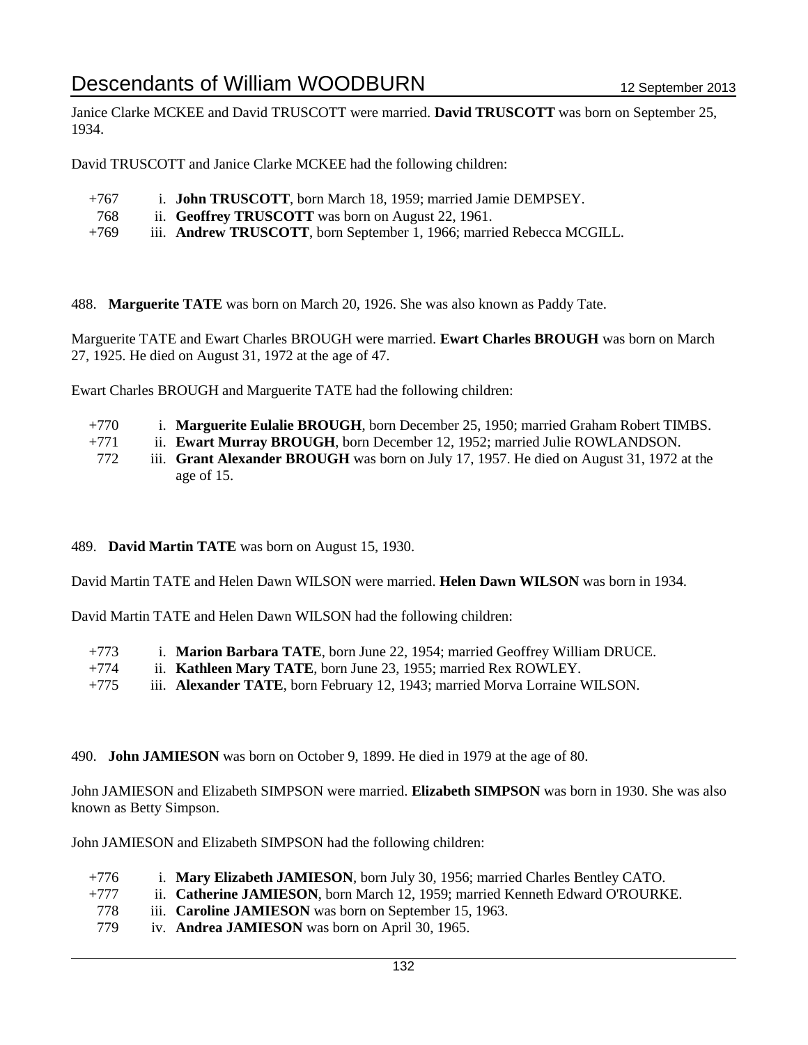Janice Clarke MCKEE and David TRUSCOTT were married. **David TRUSCOTT** was born on September 25, 1934.

David TRUSCOTT and Janice Clarke MCKEE had the following children:

- +767 i. **John TRUSCOTT**, born March 18, 1959; married Jamie DEMPSEY.
- 768 ii. **Geoffrey TRUSCOTT** was born on August 22, 1961.
- +769 iii. **Andrew TRUSCOTT**, born September 1, 1966; married Rebecca MCGILL.

488. **Marguerite TATE** was born on March 20, 1926. She was also known as Paddy Tate.

Marguerite TATE and Ewart Charles BROUGH were married. **Ewart Charles BROUGH** was born on March 27, 1925. He died on August 31, 1972 at the age of 47.

Ewart Charles BROUGH and Marguerite TATE had the following children:

- +770 i. **Marguerite Eulalie BROUGH**, born December 25, 1950; married Graham Robert TIMBS.
- +771 ii. **Ewart Murray BROUGH**, born December 12, 1952; married Julie ROWLANDSON.
- 772 iii. **Grant Alexander BROUGH** was born on July 17, 1957. He died on August 31, 1972 at the age of 15.

489. **David Martin TATE** was born on August 15, 1930.

David Martin TATE and Helen Dawn WILSON were married. **Helen Dawn WILSON** was born in 1934.

David Martin TATE and Helen Dawn WILSON had the following children:

- +773 i. **Marion Barbara TATE**, born June 22, 1954; married Geoffrey William DRUCE.
- +774 ii. **Kathleen Mary TATE**, born June 23, 1955; married Rex ROWLEY.
- +775 iii. **Alexander TATE**, born February 12, 1943; married Morva Lorraine WILSON.

490. **John JAMIESON** was born on October 9, 1899. He died in 1979 at the age of 80.

John JAMIESON and Elizabeth SIMPSON were married. **Elizabeth SIMPSON** was born in 1930. She was also known as Betty Simpson.

John JAMIESON and Elizabeth SIMPSON had the following children:

- +776 i. **Mary Elizabeth JAMIESON**, born July 30, 1956; married Charles Bentley CATO.
- +777 ii. **Catherine JAMIESON**, born March 12, 1959; married Kenneth Edward O'ROURKE.
- 778 iii. **Caroline JAMIESON** was born on September 15, 1963.
- 779 iv. **Andrea JAMIESON** was born on April 30, 1965.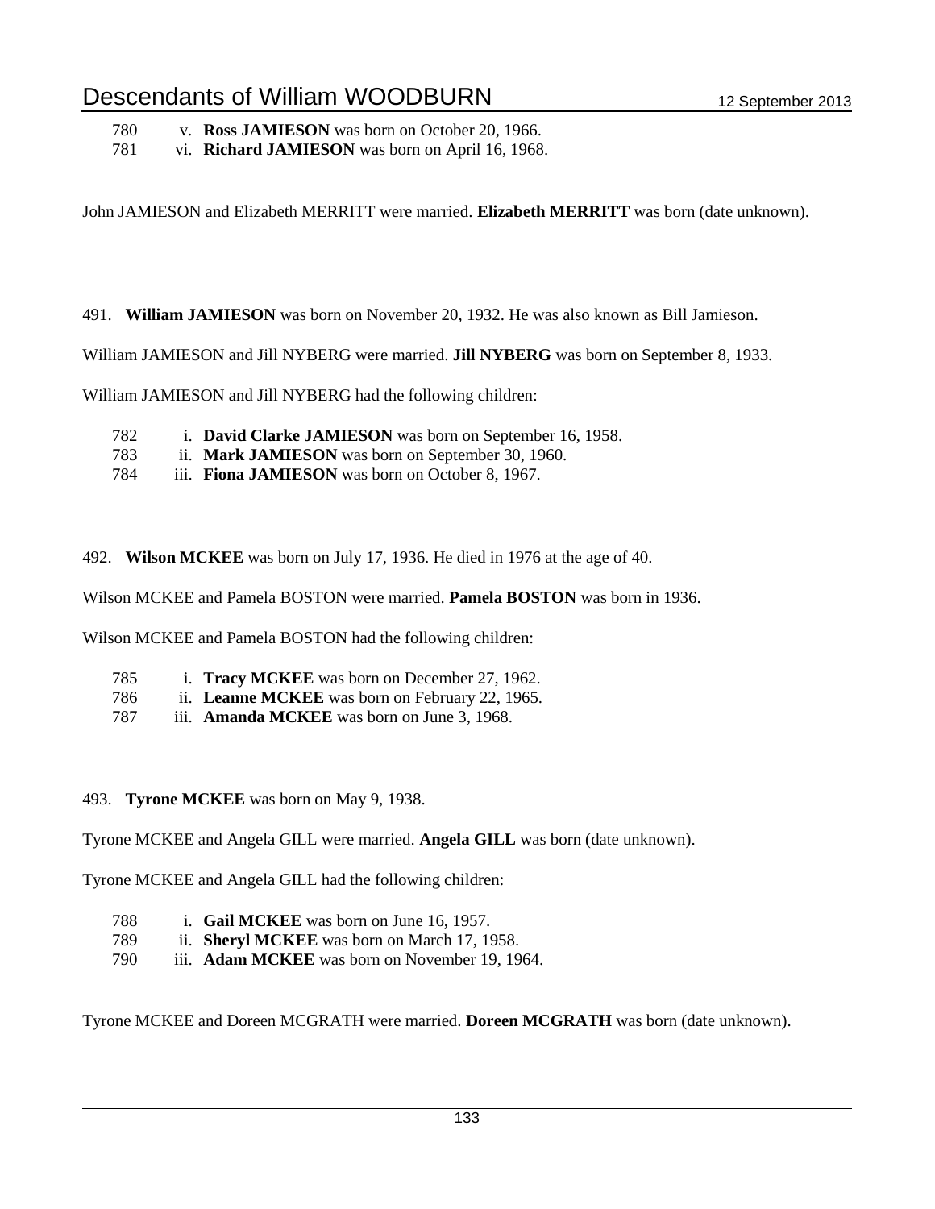780 v. **Ross JAMIESON** was born on October 20, 1966.
781 vi. **Richard JAMIESON** was born on April 16, 1968.

John JAMIESON and Elizabeth MERRITT were married. **Elizabeth MERRITT** was born (date unknown).

491. **William JAMIESON** was born on November 20, 1932. He was also known as Bill Jamieson.

William JAMIESON and Jill NYBERG were married. **Jill NYBERG** was born on September 8, 1933.

William JAMIESON and Jill NYBERG had the following children:

782 i. **David Clarke JAMIESON** was born on September 16, 1958.
783 ii. **Mark JAMIESON** was born on September 30, 1960.
784 iii. **Fiona JAMIESON** was born on October 8, 1967.

492. **Wilson MCKEE** was born on July 17, 1936. He died in 1976 at the age of 40.

Wilson MCKEE and Pamela BOSTON were married. **Pamela BOSTON** was born in 1936.

Wilson MCKEE and Pamela BOSTON had the following children:

785 i. **Tracy MCKEE** was born on December 27, 1962.
786 ii. **Leanne MCKEE** was born on February 22, 1965.
787 iii. **Amanda MCKEE** was born on June 3, 1968.

493. **Tyrone MCKEE** was born on May 9, 1938.

Tyrone MCKEE and Angela GILL were married. **Angela GILL** was born (date unknown).

Tyrone MCKEE and Angela GILL had the following children:

788 i. **Gail MCKEE** was born on June 16, 1957.
789 ii. **Sheryl MCKEE** was born on March 17, 1958.
790 iii. **Adam MCKEE** was born on November 19, 1964.

Tyrone MCKEE and Doreen MCGRATH were married. **Doreen MCGRATH** was born (date unknown).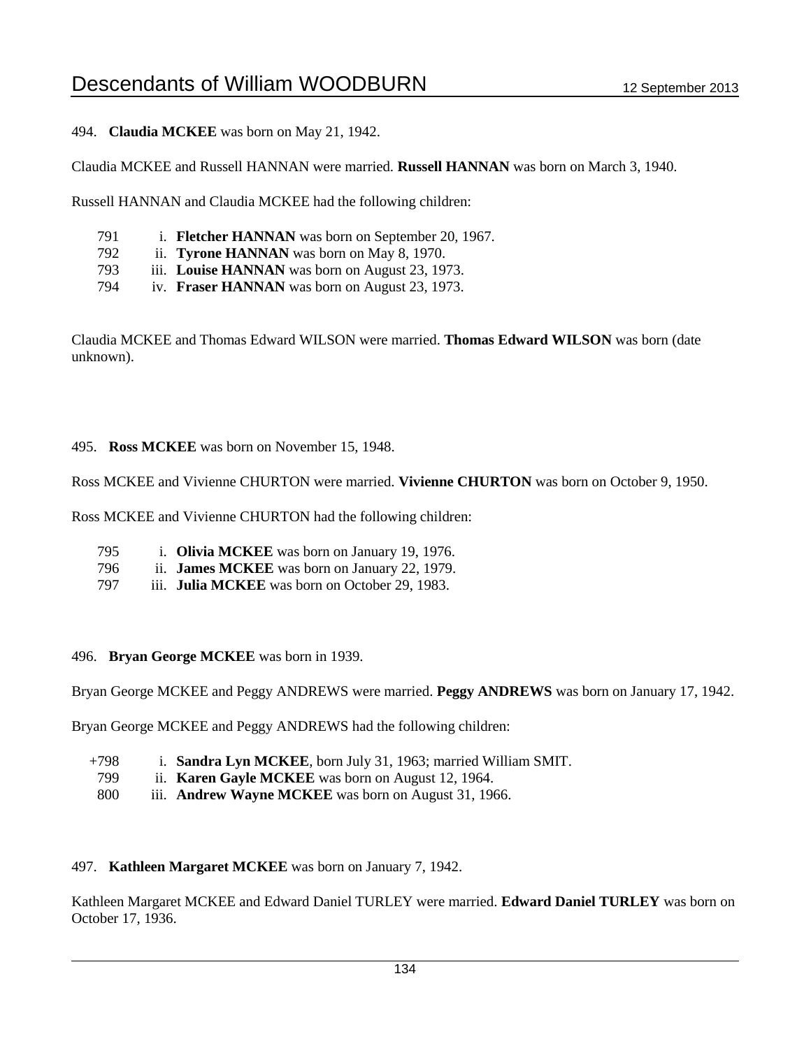494. **Claudia MCKEE** was born on May 21, 1942.

Claudia MCKEE and Russell HANNAN were married. **Russell HANNAN** was born on March 3, 1940.

Russell HANNAN and Claudia MCKEE had the following children:

- 791 i. **Fletcher HANNAN** was born on September 20, 1967.
- 792 ii. **Tyrone HANNAN** was born on May 8, 1970.
- 793 iii. **Louise HANNAN** was born on August 23, 1973.
- 794 iv. **Fraser HANNAN** was born on August 23, 1973.

Claudia MCKEE and Thomas Edward WILSON were married. **Thomas Edward WILSON** was born (date unknown).

495. **Ross MCKEE** was born on November 15, 1948.

Ross MCKEE and Vivienne CHURTON were married. **Vivienne CHURTON** was born on October 9, 1950.

Ross MCKEE and Vivienne CHURTON had the following children:

- 795 i. **Olivia MCKEE** was born on January 19, 1976.
- 796 ii. **James MCKEE** was born on January 22, 1979.
- 797 iii. **Julia MCKEE** was born on October 29, 1983.

496. **Bryan George MCKEE** was born in 1939.

Bryan George MCKEE and Peggy ANDREWS were married. **Peggy ANDREWS** was born on January 17, 1942.

Bryan George MCKEE and Peggy ANDREWS had the following children:

- +798 i. **Sandra Lyn MCKEE**, born July 31, 1963; married William SMIT.
- 799 ii. **Karen Gayle MCKEE** was born on August 12, 1964.
- 800 iii. **Andrew Wayne MCKEE** was born on August 31, 1966.

497. **Kathleen Margaret MCKEE** was born on January 7, 1942.

Kathleen Margaret MCKEE and Edward Daniel TURLEY were married. **Edward Daniel TURLEY** was born on October 17, 1936.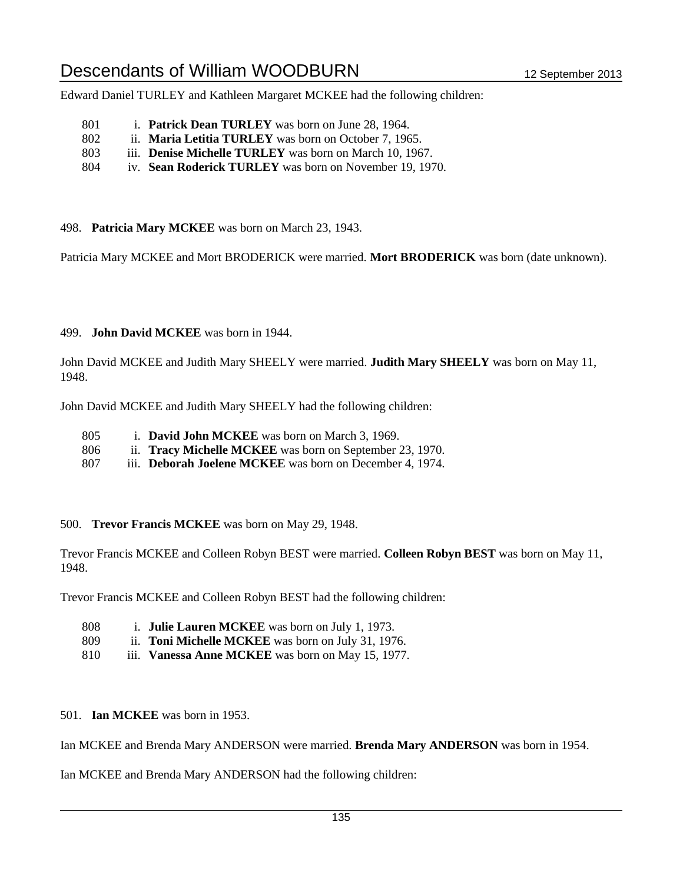Edward Daniel TURLEY and Kathleen Margaret MCKEE had the following children:

801 i. **Patrick Dean TURLEY** was born on June 28, 1964.
802 ii. **Maria Letitia TURLEY** was born on October 7, 1965.
803 iii. **Denise Michelle TURLEY** was born on March 10, 1967.
804 iv. **Sean Roderick TURLEY** was born on November 19, 1970.

498. **Patricia Mary MCKEE** was born on March 23, 1943.

Patricia Mary MCKEE and Mort BRODERICK were married. **Mort BRODERICK** was born (date unknown).

499. **John David MCKEE** was born in 1944.

John David MCKEE and Judith Mary SHEELY were married. **Judith Mary SHEELY** was born on May 11, 1948.

John David MCKEE and Judith Mary SHEELY had the following children:

805 i. **David John MCKEE** was born on March 3, 1969.
806 ii. **Tracy Michelle MCKEE** was born on September 23, 1970.
807 iii. **Deborah Joelene MCKEE** was born on December 4, 1974.

500. **Trevor Francis MCKEE** was born on May 29, 1948.

Trevor Francis MCKEE and Colleen Robyn BEST were married. **Colleen Robyn BEST** was born on May 11, 1948.

Trevor Francis MCKEE and Colleen Robyn BEST had the following children:

808 i. **Julie Lauren MCKEE** was born on July 1, 1973.
809 ii. **Toni Michelle MCKEE** was born on July 31, 1976.
810 iii. **Vanessa Anne MCKEE** was born on May 15, 1977.

501. **Ian MCKEE** was born in 1953.

Ian MCKEE and Brenda Mary ANDERSON were married. **Brenda Mary ANDERSON** was born in 1954.

Ian MCKEE and Brenda Mary ANDERSON had the following children: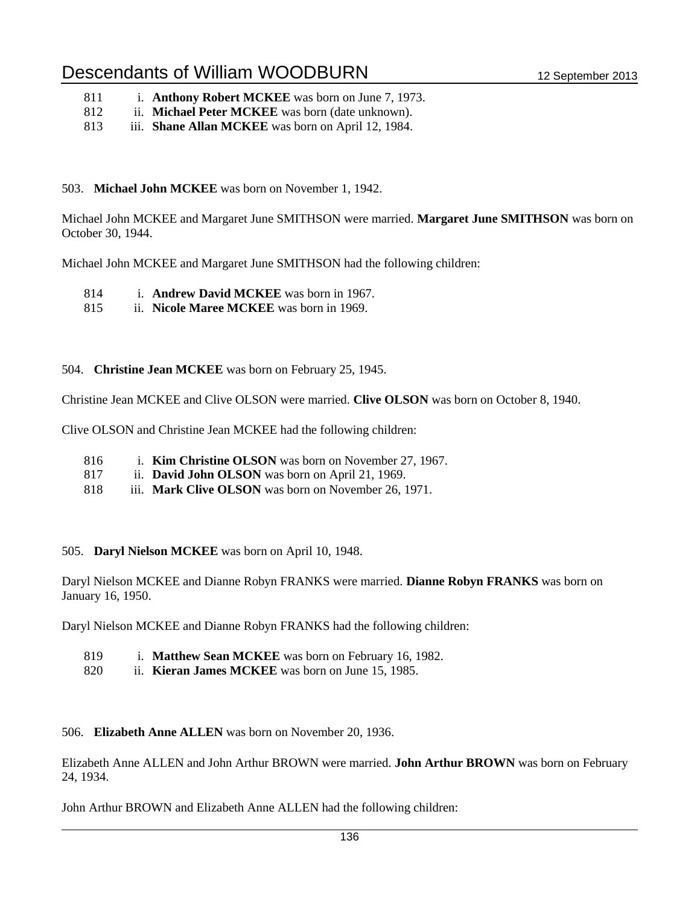811 i. **Anthony Robert MCKEE** was born on June 7, 1973.
812 ii. **Michael Peter MCKEE** was born (date unknown).
813 iii. **Shane Allan MCKEE** was born on April 12, 1984.

503. **Michael John MCKEE** was born on November 1, 1942.

Michael John MCKEE and Margaret June SMITHSON were married. **Margaret June SMITHSON** was born on October 30, 1944.

Michael John MCKEE and Margaret June SMITHSON had the following children:

814 i. **Andrew David MCKEE** was born in 1967.
815 ii. **Nicole Maree MCKEE** was born in 1969.

504. **Christine Jean MCKEE** was born on February 25, 1945.

Christine Jean MCKEE and Clive OLSON were married. **Clive OLSON** was born on October 8, 1940.

Clive OLSON and Christine Jean MCKEE had the following children:

816 i. **Kim Christine OLSON** was born on November 27, 1967.
817 ii. **David John OLSON** was born on April 21, 1969.
818 iii. **Mark Clive OLSON** was born on November 26, 1971.

505. **Daryl Nielson MCKEE** was born on April 10, 1948.

Daryl Nielson MCKEE and Dianne Robyn FRANKS were married. **Dianne Robyn FRANKS** was born on January 16, 1950.

Daryl Nielson MCKEE and Dianne Robyn FRANKS had the following children:

819 i. **Matthew Sean MCKEE** was born on February 16, 1982.
820 ii. **Kieran James MCKEE** was born on June 15, 1985.

506. **Elizabeth Anne ALLEN** was born on November 20, 1936.

Elizabeth Anne ALLEN and John Arthur BROWN were married. **John Arthur BROWN** was born on February 24, 1934.

John Arthur BROWN and Elizabeth Anne ALLEN had the following children: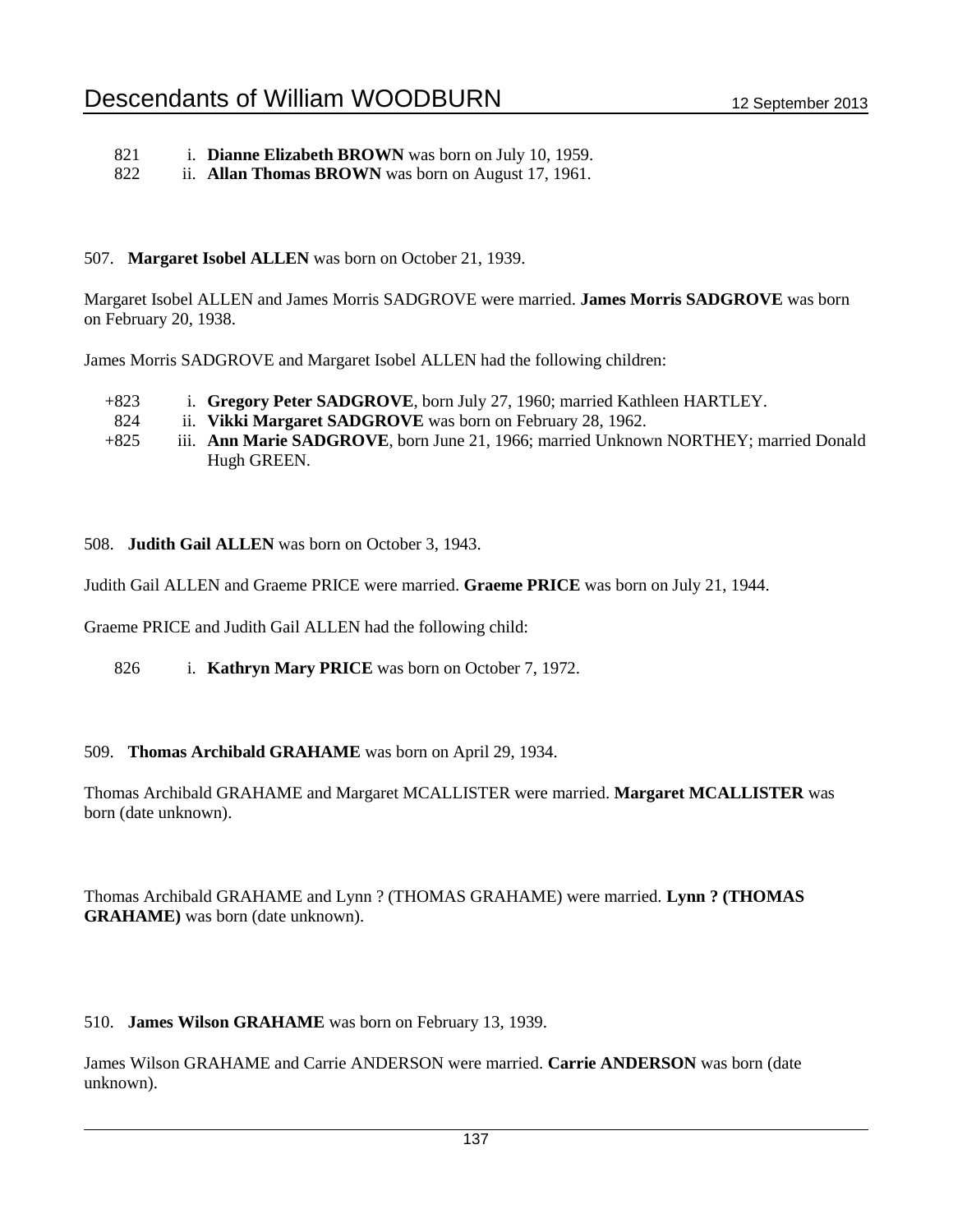821 i. **Dianne Elizabeth BROWN** was born on July 10, 1959.
822 ii. **Allan Thomas BROWN** was born on August 17, 1961.

507. **Margaret Isobel ALLEN** was born on October 21, 1939.

Margaret Isobel ALLEN and James Morris SADGROVE were married. **James Morris SADGROVE** was born on February 20, 1938.

James Morris SADGROVE and Margaret Isobel ALLEN had the following children:

+823 i. **Gregory Peter SADGROVE**, born July 27, 1960; married Kathleen HARTLEY.
824 ii. **Vikki Margaret SADGROVE** was born on February 28, 1962.
+825 iii. **Ann Marie SADGROVE**, born June 21, 1966; married Unknown NORTHEY; married Donald Hugh GREEN.

508. **Judith Gail ALLEN** was born on October 3, 1943.

Judith Gail ALLEN and Graeme PRICE were married. **Graeme PRICE** was born on July 21, 1944.

Graeme PRICE and Judith Gail ALLEN had the following child:

826 i. **Kathryn Mary PRICE** was born on October 7, 1972.

509. **Thomas Archibald GRAHAME** was born on April 29, 1934.

Thomas Archibald GRAHAME and Margaret MCALLISTER were married. **Margaret MCALLISTER** was born (date unknown).

Thomas Archibald GRAHAME and Lynn ? (THOMAS GRAHAME) were married. **Lynn ? (THOMAS GRAHAME)** was born (date unknown).

510. **James Wilson GRAHAME** was born on February 13, 1939.

James Wilson GRAHAME and Carrie ANDERSON were married. **Carrie ANDERSON** was born (date unknown).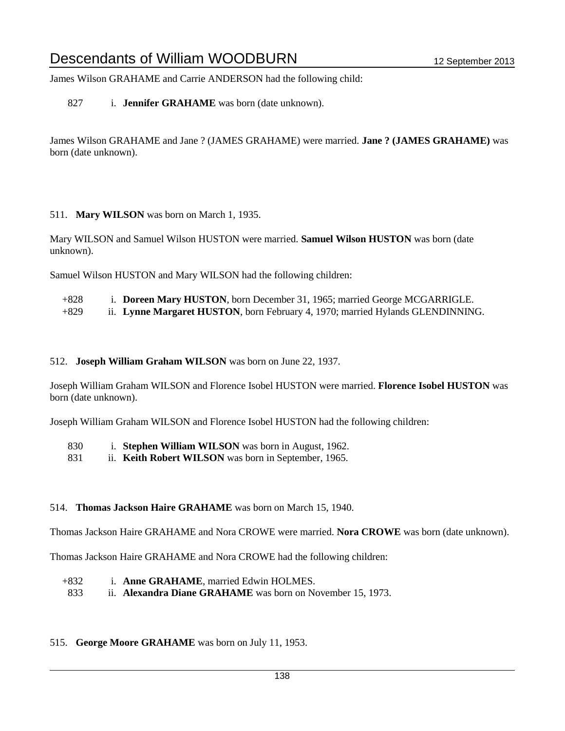James Wilson GRAHAME and Carrie ANDERSON had the following child:

827 i. **Jennifer GRAHAME** was born (date unknown).

James Wilson GRAHAME and Jane ? (JAMES GRAHAME) were married. **Jane ? (JAMES GRAHAME)** was born (date unknown).

511. **Mary WILSON** was born on March 1, 1935.

Mary WILSON and Samuel Wilson HUSTON were married. **Samuel Wilson HUSTON** was born (date unknown).

Samuel Wilson HUSTON and Mary WILSON had the following children:

+828 i. **Doreen Mary HUSTON**, born December 31, 1965; married George MCGARRIGLE.
+829 ii. **Lynne Margaret HUSTON**, born February 4, 1970; married Hylands GLENDINNING.

512. **Joseph William Graham WILSON** was born on June 22, 1937.

Joseph William Graham WILSON and Florence Isobel HUSTON were married. **Florence Isobel HUSTON** was born (date unknown).

Joseph William Graham WILSON and Florence Isobel HUSTON had the following children:

830 i. **Stephen William WILSON** was born in August, 1962.
831 ii. **Keith Robert WILSON** was born in September, 1965.

514. **Thomas Jackson Haire GRAHAME** was born on March 15, 1940.

Thomas Jackson Haire GRAHAME and Nora CROWE were married. **Nora CROWE** was born (date unknown).

Thomas Jackson Haire GRAHAME and Nora CROWE had the following children:

+832 i. **Anne GRAHAME**, married Edwin HOLMES.
833 ii. **Alexandra Diane GRAHAME** was born on November 15, 1973.

515. **George Moore GRAHAME** was born on July 11, 1953.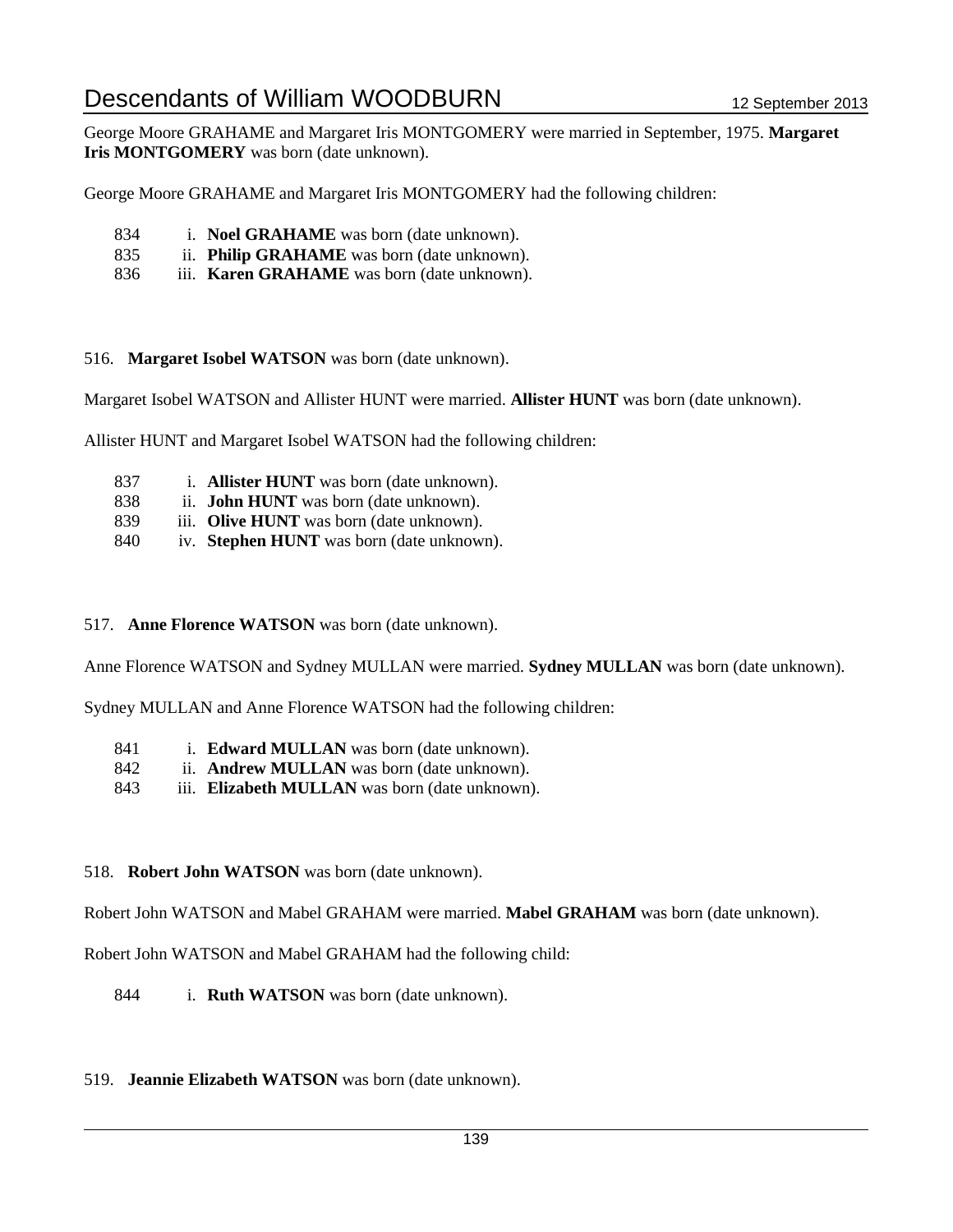George Moore GRAHAME and Margaret Iris MONTGOMERY were married in September, 1975. **Margaret Iris MONTGOMERY** was born (date unknown).

George Moore GRAHAME and Margaret Iris MONTGOMERY had the following children:

834 i. **Noel GRAHAME** was born (date unknown).
835 ii. **Philip GRAHAME** was born (date unknown).
836 iii. **Karen GRAHAME** was born (date unknown).

516. **Margaret Isobel WATSON** was born (date unknown).

Margaret Isobel WATSON and Allister HUNT were married. **Allister HUNT** was born (date unknown).

Allister HUNT and Margaret Isobel WATSON had the following children:

837 i. **Allister HUNT** was born (date unknown).
838 ii. **John HUNT** was born (date unknown).
839 iii. **Olive HUNT** was born (date unknown).
840 iv. **Stephen HUNT** was born (date unknown).

517. **Anne Florence WATSON** was born (date unknown).

Anne Florence WATSON and Sydney MULLAN were married. **Sydney MULLAN** was born (date unknown).

Sydney MULLAN and Anne Florence WATSON had the following children:

841 i. **Edward MULLAN** was born (date unknown).
842 ii. **Andrew MULLAN** was born (date unknown).
843 iii. **Elizabeth MULLAN** was born (date unknown).

518. **Robert John WATSON** was born (date unknown).

Robert John WATSON and Mabel GRAHAM were married. **Mabel GRAHAM** was born (date unknown).

Robert John WATSON and Mabel GRAHAM had the following child:

844 i. **Ruth WATSON** was born (date unknown).

519. **Jeannie Elizabeth WATSON** was born (date unknown).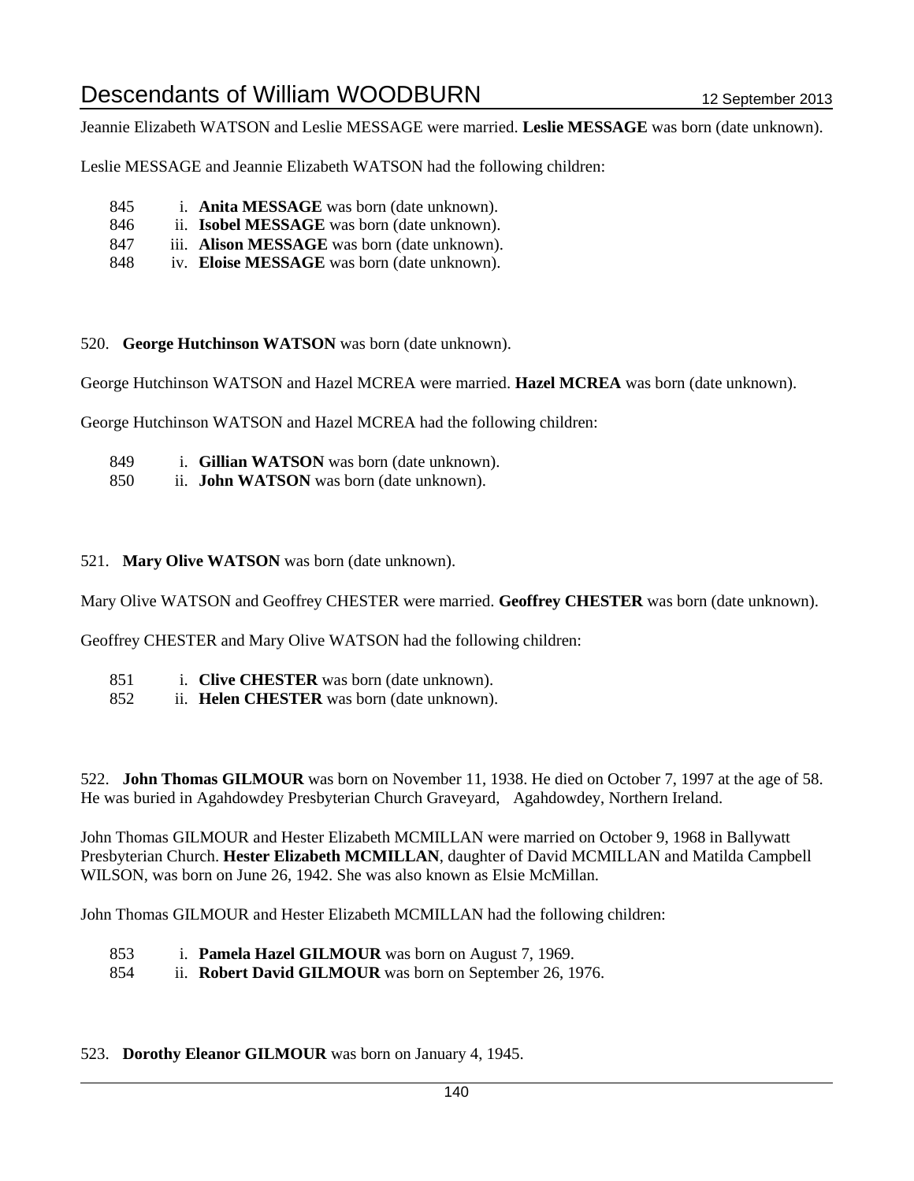Jeannie Elizabeth WATSON and Leslie MESSAGE were married. **Leslie MESSAGE** was born (date unknown).

Leslie MESSAGE and Jeannie Elizabeth WATSON had the following children:

845 i. **Anita MESSAGE** was born (date unknown).
846 ii. **Isobel MESSAGE** was born (date unknown).
847 iii. **Alison MESSAGE** was born (date unknown).
848 iv. **Eloise MESSAGE** was born (date unknown).

520. **George Hutchinson WATSON** was born (date unknown).

George Hutchinson WATSON and Hazel MCREA were married. **Hazel MCREA** was born (date unknown).

George Hutchinson WATSON and Hazel MCREA had the following children:

849 i. **Gillian WATSON** was born (date unknown).
850 ii. **John WATSON** was born (date unknown).

521. **Mary Olive WATSON** was born (date unknown).

Mary Olive WATSON and Geoffrey CHESTER were married. **Geoffrey CHESTER** was born (date unknown).

Geoffrey CHESTER and Mary Olive WATSON had the following children:

851 i. **Clive CHESTER** was born (date unknown).
852 ii. **Helen CHESTER** was born (date unknown).

522. **John Thomas GILMOUR** was born on November 11, 1938. He died on October 7, 1997 at the age of 58. He was buried in Agahdowdey Presbyterian Church Graveyard, Agahdowdey, Northern Ireland.

John Thomas GILMOUR and Hester Elizabeth MCMILLAN were married on October 9, 1968 in Ballywatt Presbyterian Church. **Hester Elizabeth MCMILLAN**, daughter of David MCMILLAN and Matilda Campbell WILSON, was born on June 26, 1942. She was also known as Elsie McMillan.

John Thomas GILMOUR and Hester Elizabeth MCMILLAN had the following children:

853 i. **Pamela Hazel GILMOUR** was born on August 7, 1969.
854 ii. **Robert David GILMOUR** was born on September 26, 1976.

523. **Dorothy Eleanor GILMOUR** was born on January 4, 1945.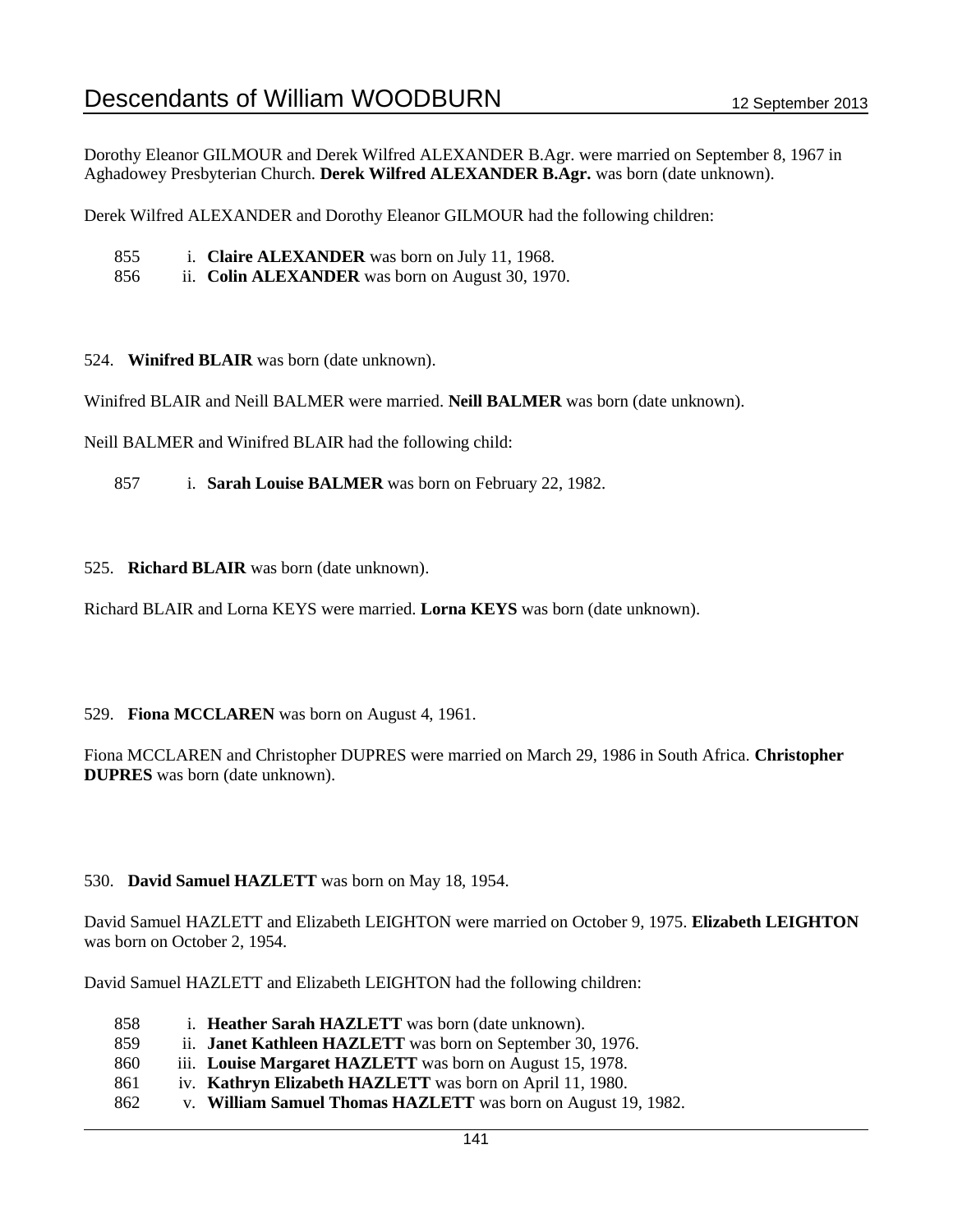Dorothy Eleanor GILMOUR and Derek Wilfred ALEXANDER B.Agr. were married on September 8, 1967 in Aghadowey Presbyterian Church. **Derek Wilfred ALEXANDER B.Agr.** was born (date unknown).

Derek Wilfred ALEXANDER and Dorothy Eleanor GILMOUR had the following children:

855 i. **Claire ALEXANDER** was born on July 11, 1968.
856 ii. **Colin ALEXANDER** was born on August 30, 1970.

524. **Winifred BLAIR** was born (date unknown).

Winifred BLAIR and Neill BALMER were married. **Neill BALMER** was born (date unknown).

Neill BALMER and Winifred BLAIR had the following child:

857 i. **Sarah Louise BALMER** was born on February 22, 1982.

525. **Richard BLAIR** was born (date unknown).

Richard BLAIR and Lorna KEYS were married. **Lorna KEYS** was born (date unknown).

529. **Fiona MCCLAREN** was born on August 4, 1961.

Fiona MCCLAREN and Christopher DUPRES were married on March 29, 1986 in South Africa. **Christopher DUPRES** was born (date unknown).

530. **David Samuel HAZLETT** was born on May 18, 1954.

David Samuel HAZLETT and Elizabeth LEIGHTON were married on October 9, 1975. **Elizabeth LEIGHTON** was born on October 2, 1954.

David Samuel HAZLETT and Elizabeth LEIGHTON had the following children:

858 i. **Heather Sarah HAZLETT** was born (date unknown).
859 ii. **Janet Kathleen HAZLETT** was born on September 30, 1976.
860 iii. **Louise Margaret HAZLETT** was born on August 15, 1978.
861 iv. **Kathryn Elizabeth HAZLETT** was born on April 11, 1980.
862 v. **William Samuel Thomas HAZLETT** was born on August 19, 1982.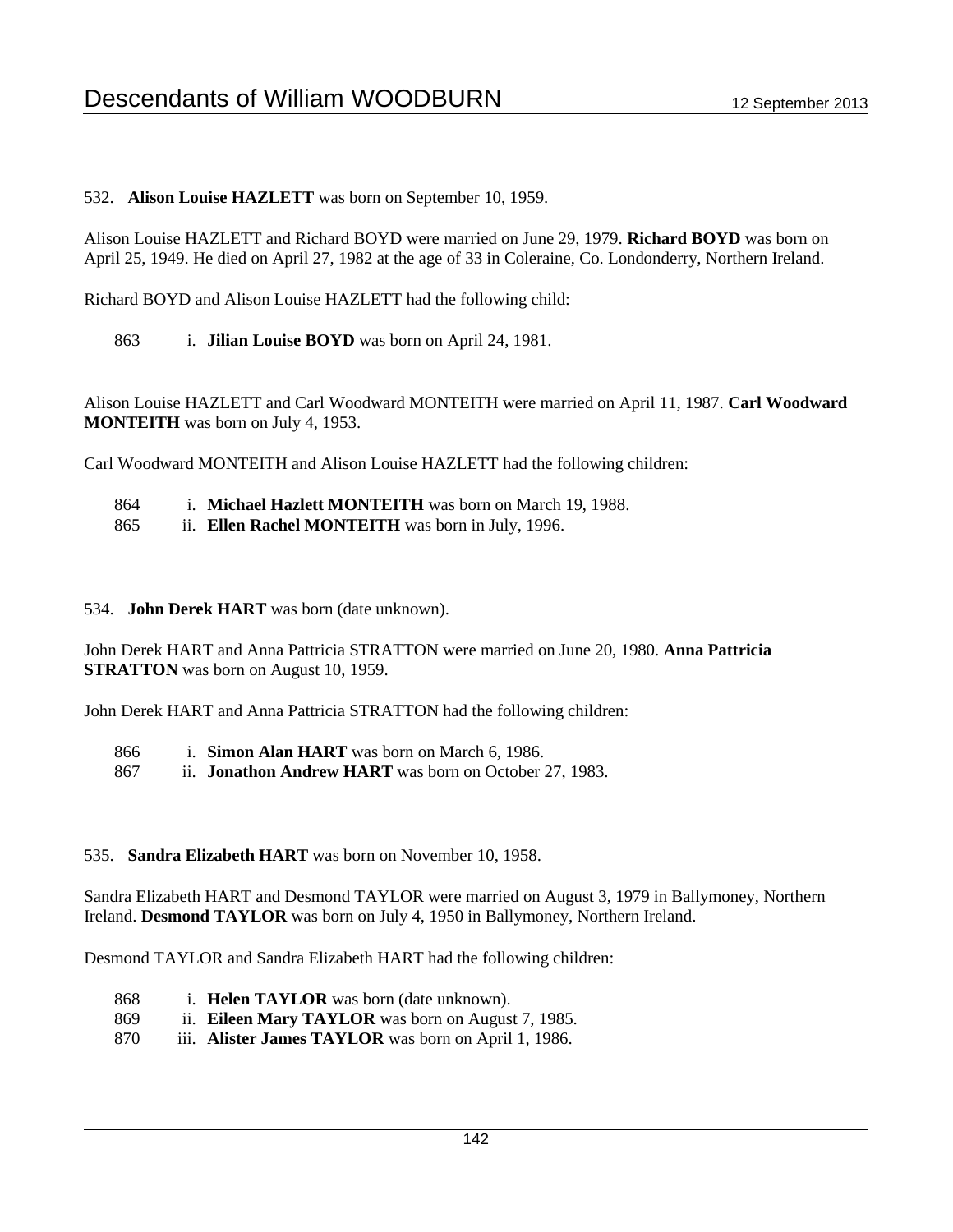532. **Alison Louise HAZLETT** was born on September 10, 1959.

Alison Louise HAZLETT and Richard BOYD were married on June 29, 1979. **Richard BOYD** was born on April 25, 1949. He died on April 27, 1982 at the age of 33 in Coleraine, Co. Londonderry, Northern Ireland.

Richard BOYD and Alison Louise HAZLETT had the following child:

863 i. **Jilian Louise BOYD** was born on April 24, 1981.

Alison Louise HAZLETT and Carl Woodward MONTEITH were married on April 11, 1987. **Carl Woodward MONTEITH** was born on July 4, 1953.

Carl Woodward MONTEITH and Alison Louise HAZLETT had the following children:

864 i. **Michael Hazlett MONTEITH** was born on March 19, 1988.
865 ii. **Ellen Rachel MONTEITH** was born in July, 1996.

534. **John Derek HART** was born (date unknown).

John Derek HART and Anna Pattricia STRATTON were married on June 20, 1980. **Anna Pattricia STRATTON** was born on August 10, 1959.

John Derek HART and Anna Pattricia STRATTON had the following children:

866 i. **Simon Alan HART** was born on March 6, 1986.
867 ii. **Jonathon Andrew HART** was born on October 27, 1983.

535. **Sandra Elizabeth HART** was born on November 10, 1958.

Sandra Elizabeth HART and Desmond TAYLOR were married on August 3, 1979 in Ballymoney, Northern Ireland. **Desmond TAYLOR** was born on July 4, 1950 in Ballymoney, Northern Ireland.

Desmond TAYLOR and Sandra Elizabeth HART had the following children:

868 i. **Helen TAYLOR** was born (date unknown).
869 ii. **Eileen Mary TAYLOR** was born on August 7, 1985.
870 iii. **Alister James TAYLOR** was born on April 1, 1986.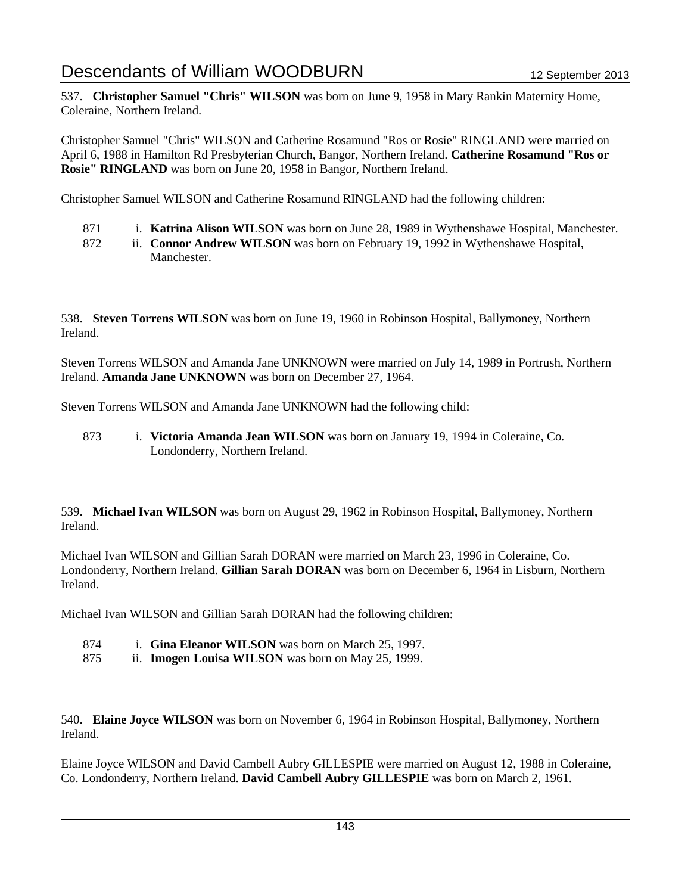537. **Christopher Samuel "Chris" WILSON** was born on June 9, 1958 in Mary Rankin Maternity Home, Coleraine, Northern Ireland.

Christopher Samuel "Chris" WILSON and Catherine Rosamund "Ros or Rosie" RINGLAND were married on April 6, 1988 in Hamilton Rd Presbyterian Church, Bangor, Northern Ireland. **Catherine Rosamund "Ros or Rosie" RINGLAND** was born on June 20, 1958 in Bangor, Northern Ireland.

Christopher Samuel WILSON and Catherine Rosamund RINGLAND had the following children:

871 i. **Katrina Alison WILSON** was born on June 28, 1989 in Wythenshawe Hospital, Manchester.

872 ii. **Connor Andrew WILSON** was born on February 19, 1992 in Wythenshawe Hospital, Manchester.

538. **Steven Torrens WILSON** was born on June 19, 1960 in Robinson Hospital, Ballymoney, Northern Ireland.

Steven Torrens WILSON and Amanda Jane UNKNOWN were married on July 14, 1989 in Portrush, Northern Ireland. **Amanda Jane UNKNOWN** was born on December 27, 1964.

Steven Torrens WILSON and Amanda Jane UNKNOWN had the following child:

873 i. **Victoria Amanda Jean WILSON** was born on January 19, 1994 in Coleraine, Co. Londonderry, Northern Ireland.

539. **Michael Ivan WILSON** was born on August 29, 1962 in Robinson Hospital, Ballymoney, Northern Ireland.

Michael Ivan WILSON and Gillian Sarah DORAN were married on March 23, 1996 in Coleraine, Co. Londonderry, Northern Ireland. **Gillian Sarah DORAN** was born on December 6, 1964 in Lisburn, Northern Ireland.

Michael Ivan WILSON and Gillian Sarah DORAN had the following children:

874 i. **Gina Eleanor WILSON** was born on March 25, 1997.

875 ii. **Imogen Louisa WILSON** was born on May 25, 1999.

540. **Elaine Joyce WILSON** was born on November 6, 1964 in Robinson Hospital, Ballymoney, Northern Ireland.

Elaine Joyce WILSON and David Cambell Aubry GILLESPIE were married on August 12, 1988 in Coleraine, Co. Londonderry, Northern Ireland. **David Cambell Aubry GILLESPIE** was born on March 2, 1961.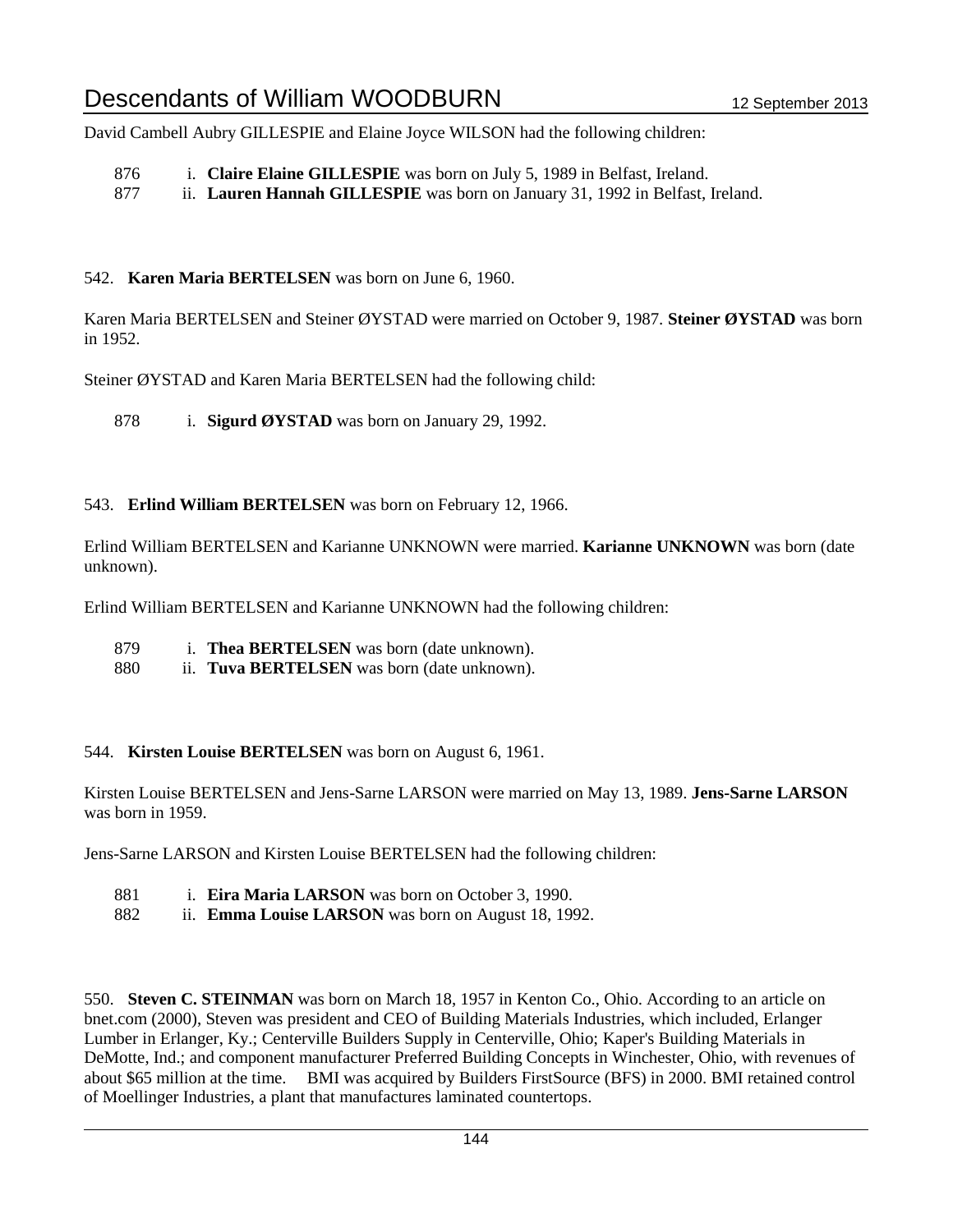David Cambell Aubry GILLESPIE and Elaine Joyce WILSON had the following children:

- 876 i. **Claire Elaine GILLESPIE** was born on July 5, 1989 in Belfast, Ireland.
- 877 ii. **Lauren Hannah GILLESPIE** was born on January 31, 1992 in Belfast, Ireland.

542. **Karen Maria BERTELSEN** was born on June 6, 1960.

Karen Maria BERTELSEN and Steiner ØYSTAD were married on October 9, 1987. **Steiner ØYSTAD** was born in 1952.

Steiner ØYSTAD and Karen Maria BERTELSEN had the following child:

- 878 i. **Sigurd ØYSTAD** was born on January 29, 1992.

543. **Erlind William BERTELSEN** was born on February 12, 1966.

Erlind William BERTELSEN and Karianne UNKNOWN were married. **Karianne UNKNOWN** was born (date unknown).

Erlind William BERTELSEN and Karianne UNKNOWN had the following children:

- 879 i. **Thea BERTELSEN** was born (date unknown).
- 880 ii. **Tuva BERTELSEN** was born (date unknown).

544. **Kirsten Louise BERTELSEN** was born on August 6, 1961.

Kirsten Louise BERTELSEN and Jens-Sarne LARSON were married on May 13, 1989. **Jens-Sarne LARSON** was born in 1959.

Jens-Sarne LARSON and Kirsten Louise BERTELSEN had the following children:

- 881 i. **Eira Maria LARSON** was born on October 3, 1990.
- 882 ii. **Emma Louise LARSON** was born on August 18, 1992.

550. **Steven C. STEINMAN** was born on March 18, 1957 in Kenton Co., Ohio. According to an article on bnet.com (2000), Steven was president and CEO of Building Materials Industries, which included, Erlanger Lumber in Erlanger, Ky.; Centerville Builders Supply in Centerville, Ohio; Kaper's Building Materials in DeMotte, Ind.; and component manufacturer Preferred Building Concepts in Winchester, Ohio, with revenues of about $65 million at the time. BMI was acquired by Builders FirstSource (BFS) in 2000. BMI retained control of Moellinger Industries, a plant that manufactures laminated countertops.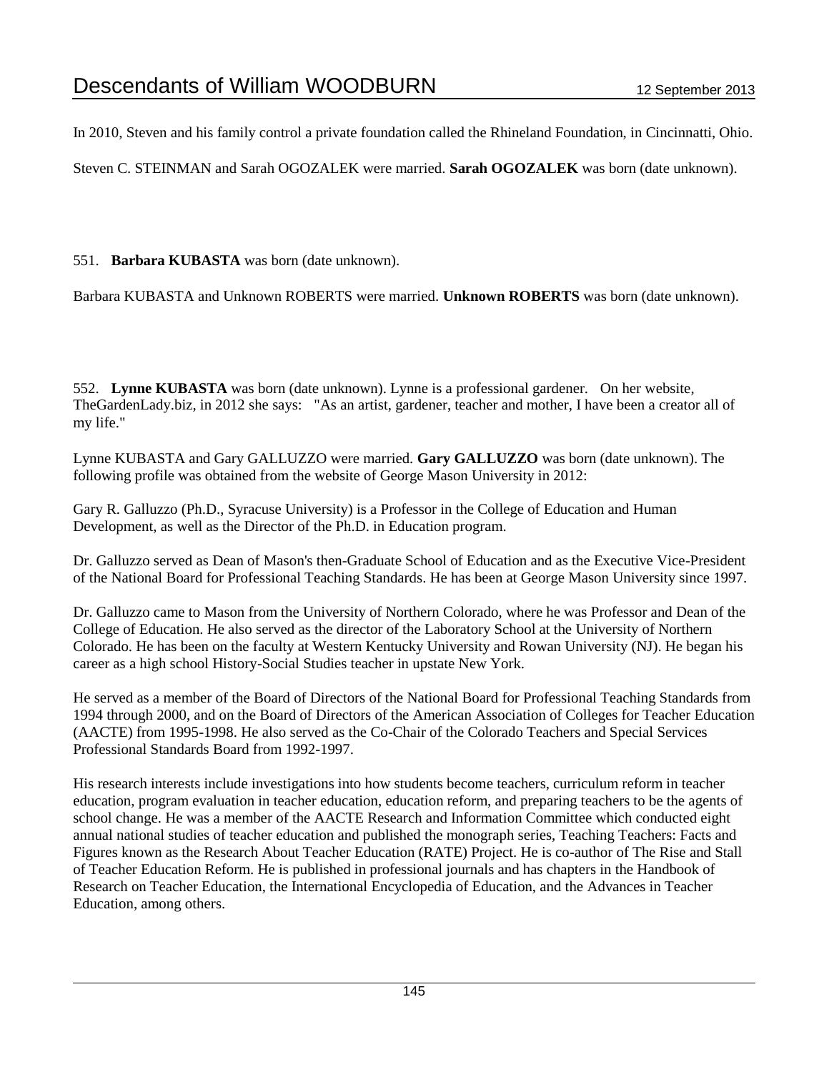In 2010, Steven and his family control a private foundation called the Rhineland Foundation, in Cincinnatti, Ohio.

Steven C. STEINMAN and Sarah OGOZALEK were married. **Sarah OGOZALEK** was born (date unknown).

551. **Barbara KUBASTA** was born (date unknown).

Barbara KUBASTA and Unknown ROBERTS were married. **Unknown ROBERTS** was born (date unknown).

552. **Lynne KUBASTA** was born (date unknown). Lynne is a professional gardener. On her website, TheGardenLady.biz, in 2012 she says: "As an artist, gardener, teacher and mother, I have been a creator all of my life."

Lynne KUBASTA and Gary GALLUZZO were married. **Gary GALLUZZO** was born (date unknown). The following profile was obtained from the website of George Mason University in 2012:

Gary R. Galluzzo (Ph.D., Syracuse University) is a Professor in the College of Education and Human Development, as well as the Director of the Ph.D. in Education program.

Dr. Galluzzo served as Dean of Mason's then-Graduate School of Education and as the Executive Vice-President of the National Board for Professional Teaching Standards. He has been at George Mason University since 1997.

Dr. Galluzzo came to Mason from the University of Northern Colorado, where he was Professor and Dean of the College of Education. He also served as the director of the Laboratory School at the University of Northern Colorado. He has been on the faculty at Western Kentucky University and Rowan University (NJ). He began his career as a high school History-Social Studies teacher in upstate New York.

He served as a member of the Board of Directors of the National Board for Professional Teaching Standards from 1994 through 2000, and on the Board of Directors of the American Association of Colleges for Teacher Education (AACTE) from 1995-1998. He also served as the Co-Chair of the Colorado Teachers and Special Services Professional Standards Board from 1992-1997.

His research interests include investigations into how students become teachers, curriculum reform in teacher education, program evaluation in teacher education, education reform, and preparing teachers to be the agents of school change. He was a member of the AACTE Research and Information Committee which conducted eight annual national studies of teacher education and published the monograph series, Teaching Teachers: Facts and Figures known as the Research About Teacher Education (RATE) Project. He is co-author of The Rise and Stall of Teacher Education Reform. He is published in professional journals and has chapters in the Handbook of Research on Teacher Education, the International Encyclopedia of Education, and the Advances in Teacher Education, among others.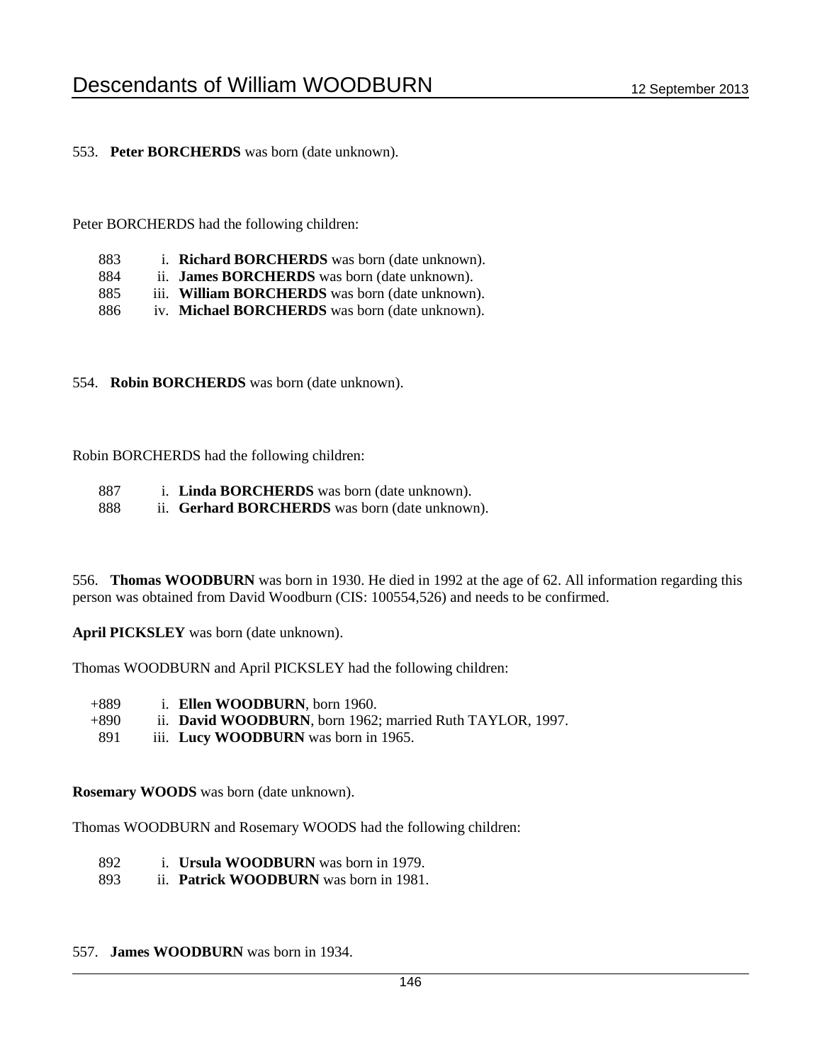553. **Peter BORCHERDS** was born (date unknown).

Peter BORCHERDS had the following children:

883 i. **Richard BORCHERDS** was born (date unknown).
884 ii. **James BORCHERDS** was born (date unknown).
885 iii. **William BORCHERDS** was born (date unknown).
886 iv. **Michael BORCHERDS** was born (date unknown).

554. **Robin BORCHERDS** was born (date unknown).

Robin BORCHERDS had the following children:

887 i. **Linda BORCHERDS** was born (date unknown).
888 ii. **Gerhard BORCHERDS** was born (date unknown).

556. **Thomas WOODBURN** was born in 1930. He died in 1992 at the age of 62. All information regarding this person was obtained from David Woodburn (CIS: 100554,526) and needs to be confirmed.

**April PICKSLEY** was born (date unknown).

Thomas WOODBURN and April PICKSLEY had the following children:

+889 i. **Ellen WOODBURN**, born 1960.
+890 ii. **David WOODBURN**, born 1962; married Ruth TAYLOR, 1997.
891 iii. **Lucy WOODBURN** was born in 1965.

**Rosemary WOODS** was born (date unknown).

Thomas WOODBURN and Rosemary WOODS had the following children:

892 i. **Ursula WOODBURN** was born in 1979.
893 ii. **Patrick WOODBURN** was born in 1981.

557. **James WOODBURN** was born in 1934.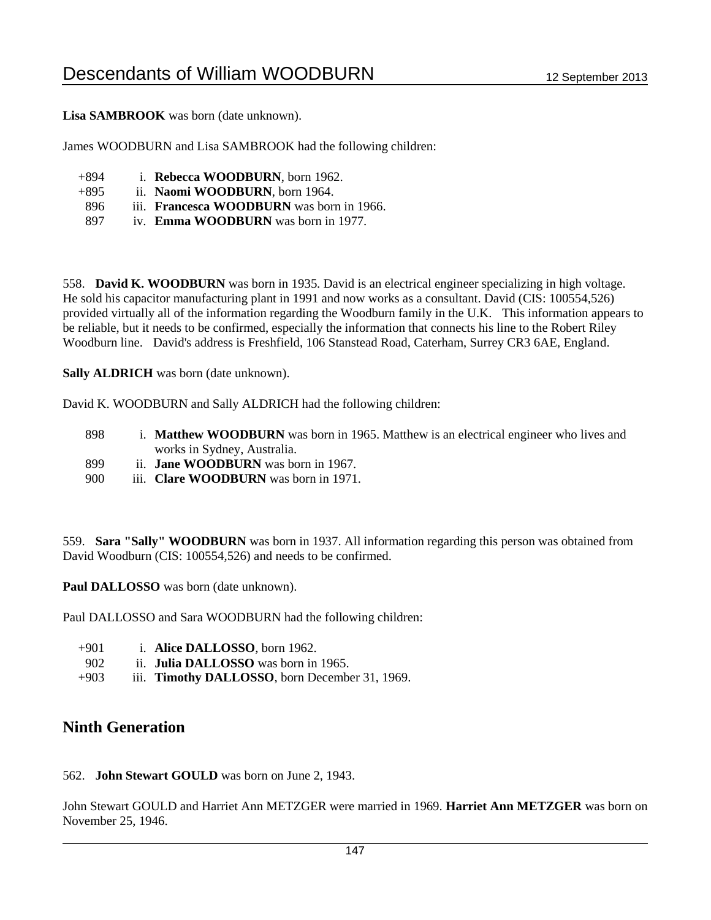**Lisa SAMBROOK** was born (date unknown).

James WOODBURN and Lisa SAMBROOK had the following children:

+894 i. **Rebecca WOODBURN**, born 1962.
+895 ii. **Naomi WOODBURN**, born 1964.
896 iii. **Francesca WOODBURN** was born in 1966.
897 iv. **Emma WOODBURN** was born in 1977.

558. **David K. WOODBURN** was born in 1935. David is an electrical engineer specializing in high voltage. He sold his capacitor manufacturing plant in 1991 and now works as a consultant. David (CIS: 100554,526) provided virtually all of the information regarding the Woodburn family in the U.K. This information appears to be reliable, but it needs to be confirmed, especially the information that connects his line to the Robert Riley Woodburn line. David's address is Freshfield, 106 Stanstead Road, Caterham, Surrey CR3 6AE, England.

**Sally ALDRICH** was born (date unknown).

David K. WOODBURN and Sally ALDRICH had the following children:

898 i. **Matthew WOODBURN** was born in 1965. Matthew is an electrical engineer who lives and works in Sydney, Australia.
899 ii. **Jane WOODBURN** was born in 1967.
900 iii. **Clare WOODBURN** was born in 1971.

559. **Sara "Sally" WOODBURN** was born in 1937. All information regarding this person was obtained from David Woodburn (CIS: 100554,526) and needs to be confirmed.

**Paul DALLOSSO** was born (date unknown).

Paul DALLOSSO and Sara WOODBURN had the following children:

+901 i. **Alice DALLOSSO**, born 1962.
902 ii. **Julia DALLOSSO** was born in 1965.
+903 iii. **Timothy DALLOSSO**, born December 31, 1969.

## Ninth Generation

562. **John Stewart GOULD** was born on June 2, 1943.

John Stewart GOULD and Harriet Ann METZGER were married in 1969. **Harriet Ann METZGER** was born on November 25, 1946.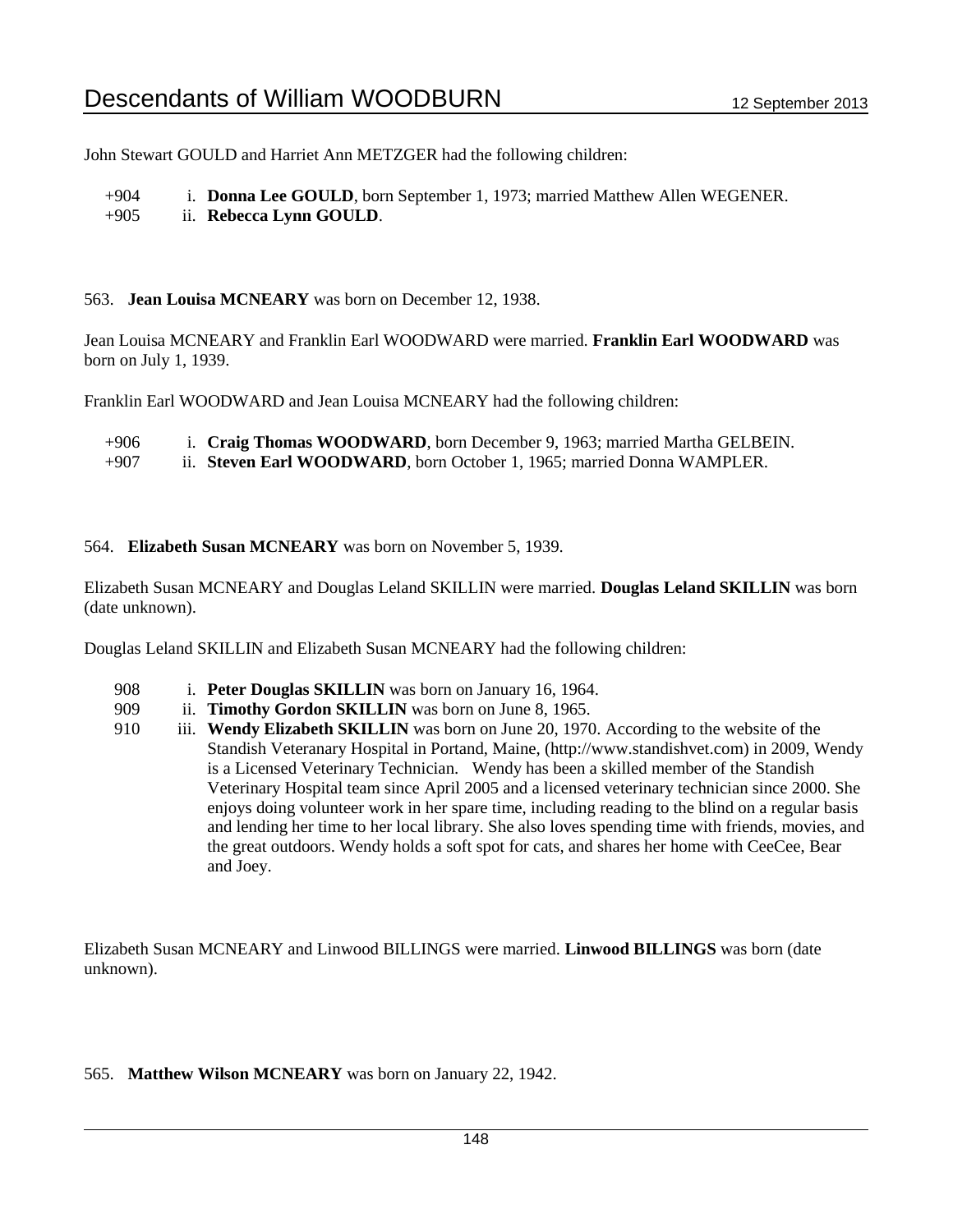John Stewart GOULD and Harriet Ann METZGER had the following children:

+904 i. **Donna Lee GOULD**, born September 1, 1973; married Matthew Allen WEGENER.
+905 ii. **Rebecca Lynn GOULD**.

563. **Jean Louisa MCNEARY** was born on December 12, 1938.

Jean Louisa MCNEARY and Franklin Earl WOODWARD were married. **Franklin Earl WOODWARD** was born on July 1, 1939.

Franklin Earl WOODWARD and Jean Louisa MCNEARY had the following children:

+906 i. **Craig Thomas WOODWARD**, born December 9, 1963; married Martha GELBEIN.
+907 ii. **Steven Earl WOODWARD**, born October 1, 1965; married Donna WAMPLER.

564. **Elizabeth Susan MCNEARY** was born on November 5, 1939.

Elizabeth Susan MCNEARY and Douglas Leland SKILLIN were married. **Douglas Leland SKILLIN** was born (date unknown).

Douglas Leland SKILLIN and Elizabeth Susan MCNEARY had the following children:

908 i. **Peter Douglas SKILLIN** was born on January 16, 1964.
909 ii. **Timothy Gordon SKILLIN** was born on June 8, 1965.
910 iii. **Wendy Elizabeth SKILLIN** was born on June 20, 1970. According to the website of the Standish Veteranary Hospital in Portand, Maine, (http://www.standishvet.com) in 2009, Wendy is a Licensed Veterinary Technician. Wendy has been a skilled member of the Standish Veterinary Hospital team since April 2005 and a licensed veterinary technician since 2000. She enjoys doing volunteer work in her spare time, including reading to the blind on a regular basis and lending her time to her local library. She also loves spending time with friends, movies, and the great outdoors. Wendy holds a soft spot for cats, and shares her home with CeeCee, Bear and Joey.

Elizabeth Susan MCNEARY and Linwood BILLINGS were married. **Linwood BILLINGS** was born (date unknown).

565. **Matthew Wilson MCNEARY** was born on January 22, 1942.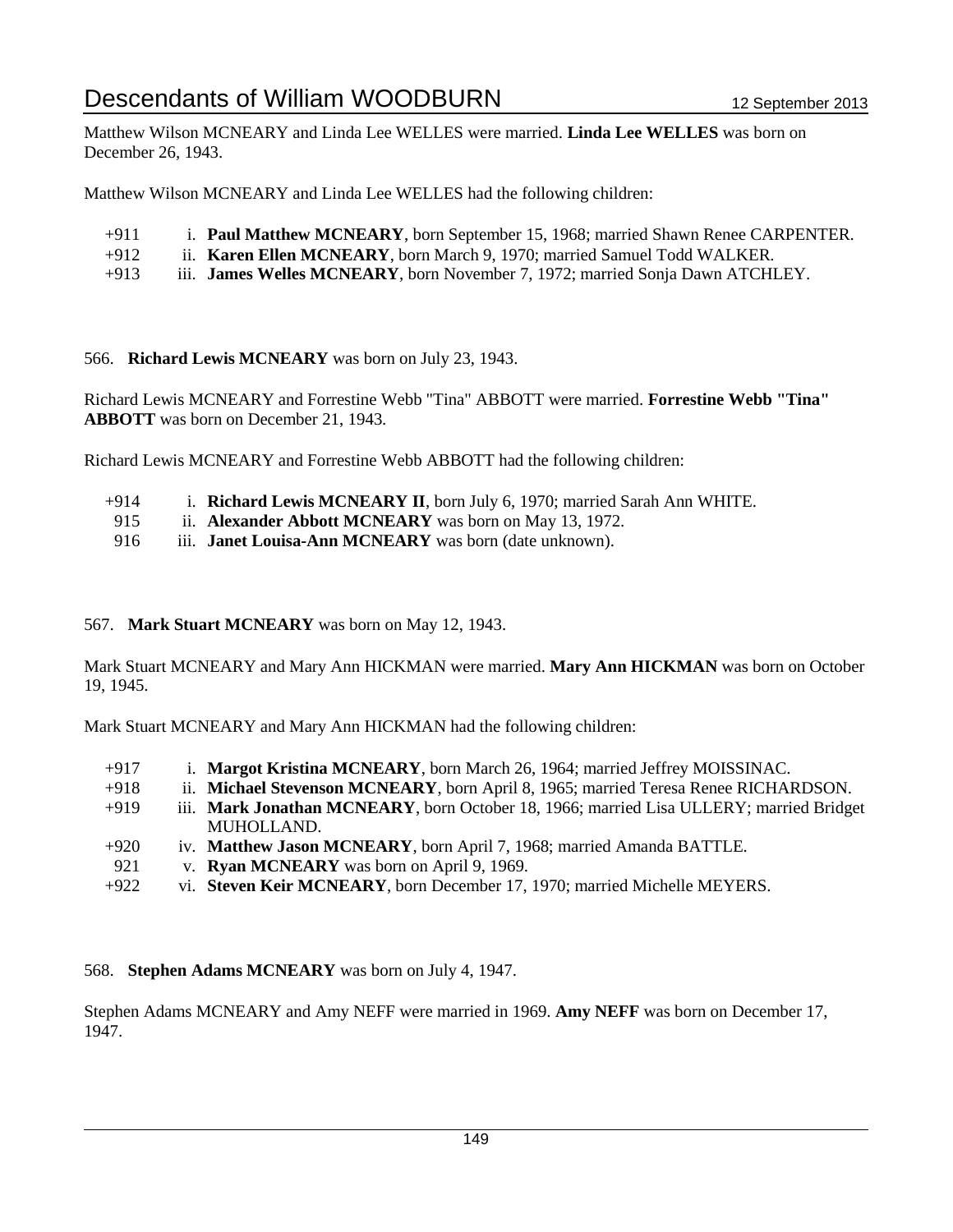Matthew Wilson MCNEARY and Linda Lee WELLES were married. **Linda Lee WELLES** was born on December 26, 1943.

Matthew Wilson MCNEARY and Linda Lee WELLES had the following children:

+911 i. **Paul Matthew MCNEARY**, born September 15, 1968; married Shawn Renee CARPENTER.
+912 ii. **Karen Ellen MCNEARY**, born March 9, 1970; married Samuel Todd WALKER.
+913 iii. **James Welles MCNEARY**, born November 7, 1972; married Sonja Dawn ATCHLEY.

566. **Richard Lewis MCNEARY** was born on July 23, 1943.

Richard Lewis MCNEARY and Forrestine Webb "Tina" ABBOTT were married. **Forrestine Webb "Tina" ABBOTT** was born on December 21, 1943.

Richard Lewis MCNEARY and Forrestine Webb ABBOTT had the following children:

+914 i. **Richard Lewis MCNEARY II**, born July 6, 1970; married Sarah Ann WHITE.
915 ii. **Alexander Abbott MCNEARY** was born on May 13, 1972.
916 iii. **Janet Louisa-Ann MCNEARY** was born (date unknown).

567. **Mark Stuart MCNEARY** was born on May 12, 1943.

Mark Stuart MCNEARY and Mary Ann HICKMAN were married. **Mary Ann HICKMAN** was born on October 19, 1945.

Mark Stuart MCNEARY and Mary Ann HICKMAN had the following children:

+917 i. **Margot Kristina MCNEARY**, born March 26, 1964; married Jeffrey MOISSINAC.
+918 ii. **Michael Stevenson MCNEARY**, born April 8, 1965; married Teresa Renee RICHARDSON.
+919 iii. **Mark Jonathan MCNEARY**, born October 18, 1966; married Lisa ULLERY; married Bridget MUHOLLAND.
+920 iv. **Matthew Jason MCNEARY**, born April 7, 1968; married Amanda BATTLE.
921 v. **Ryan MCNEARY** was born on April 9, 1969.
+922 vi. **Steven Keir MCNEARY**, born December 17, 1970; married Michelle MEYERS.

568. **Stephen Adams MCNEARY** was born on July 4, 1947.

Stephen Adams MCNEARY and Amy NEFF were married in 1969. **Amy NEFF** was born on December 17, 1947.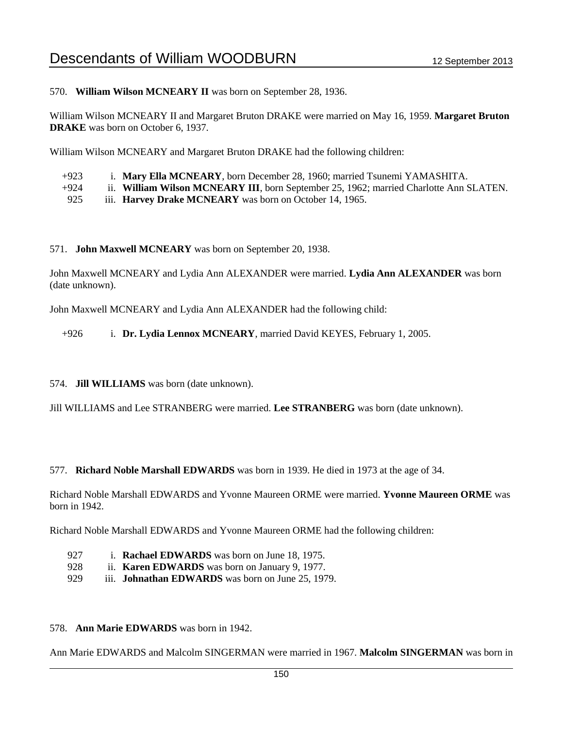570. **William Wilson MCNEARY II** was born on September 28, 1936.

William Wilson MCNEARY II and Margaret Bruton DRAKE were married on May 16, 1959. **Margaret Bruton DRAKE** was born on October 6, 1937.

William Wilson MCNEARY and Margaret Bruton DRAKE had the following children:

+923 i. **Mary Ella MCNEARY**, born December 28, 1960; married Tsunemi YAMASHITA.
+924 ii. **William Wilson MCNEARY III**, born September 25, 1962; married Charlotte Ann SLATEN.
925 iii. **Harvey Drake MCNEARY** was born on October 14, 1965.

571. **John Maxwell MCNEARY** was born on September 20, 1938.

John Maxwell MCNEARY and Lydia Ann ALEXANDER were married. **Lydia Ann ALEXANDER** was born (date unknown).

John Maxwell MCNEARY and Lydia Ann ALEXANDER had the following child:

+926 i. **Dr. Lydia Lennox MCNEARY**, married David KEYES, February 1, 2005.

574. **Jill WILLIAMS** was born (date unknown).

Jill WILLIAMS and Lee STRANBERG were married. **Lee STRANBERG** was born (date unknown).

577. **Richard Noble Marshall EDWARDS** was born in 1939. He died in 1973 at the age of 34.

Richard Noble Marshall EDWARDS and Yvonne Maureen ORME were married. **Yvonne Maureen ORME** was born in 1942.

Richard Noble Marshall EDWARDS and Yvonne Maureen ORME had the following children:

927 i. **Rachael EDWARDS** was born on June 18, 1975.
928 ii. **Karen EDWARDS** was born on January 9, 1977.
929 iii. **Johnathan EDWARDS** was born on June 25, 1979.

578. **Ann Marie EDWARDS** was born in 1942.

Ann Marie EDWARDS and Malcolm SINGERMAN were married in 1967. **Malcolm SINGERMAN** was born in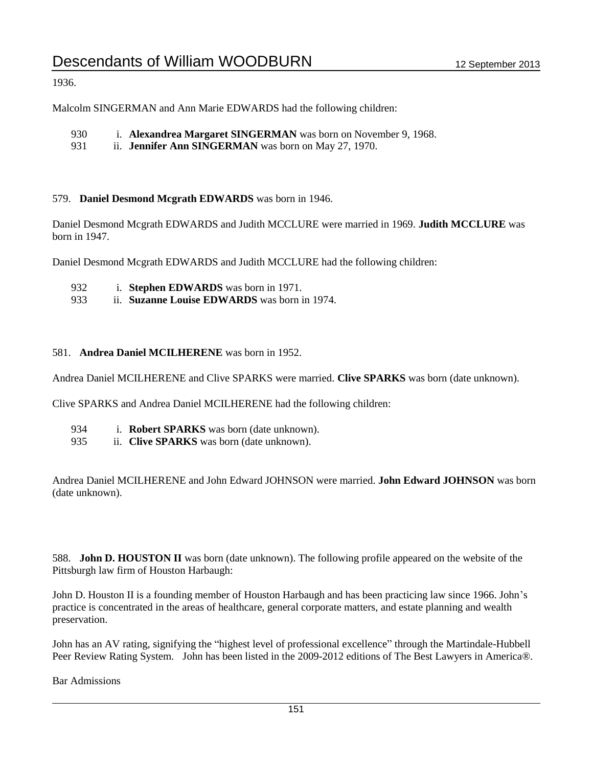1936.

Malcolm SINGERMAN and Ann Marie EDWARDS had the following children:

930 i. **Alexandrea Margaret SINGERMAN** was born on November 9, 1968.
931 ii. **Jennifer Ann SINGERMAN** was born on May 27, 1970.

579. **Daniel Desmond Mcgrath EDWARDS** was born in 1946.

Daniel Desmond Mcgrath EDWARDS and Judith MCCLURE were married in 1969. **Judith MCCLURE** was born in 1947.

Daniel Desmond Mcgrath EDWARDS and Judith MCCLURE had the following children:

932 i. **Stephen EDWARDS** was born in 1971.
933 ii. **Suzanne Louise EDWARDS** was born in 1974.

581. **Andrea Daniel MCILHERENE** was born in 1952.

Andrea Daniel MCILHERENE and Clive SPARKS were married. **Clive SPARKS** was born (date unknown).

Clive SPARKS and Andrea Daniel MCILHERENE had the following children:

934 i. **Robert SPARKS** was born (date unknown).
935 ii. **Clive SPARKS** was born (date unknown).

Andrea Daniel MCILHERENE and John Edward JOHNSON were married. **John Edward JOHNSON** was born (date unknown).

588. **John D. HOUSTON II** was born (date unknown). The following profile appeared on the website of the Pittsburgh law firm of Houston Harbaugh:

John D. Houston II is a founding member of Houston Harbaugh and has been practicing law since 1966. John's practice is concentrated in the areas of healthcare, general corporate matters, and estate planning and wealth preservation.

John has an AV rating, signifying the "highest level of professional excellence" through the Martindale-Hubbell Peer Review Rating System. John has been listed in the 2009-2012 editions of The Best Lawyers in America®.

Bar Admissions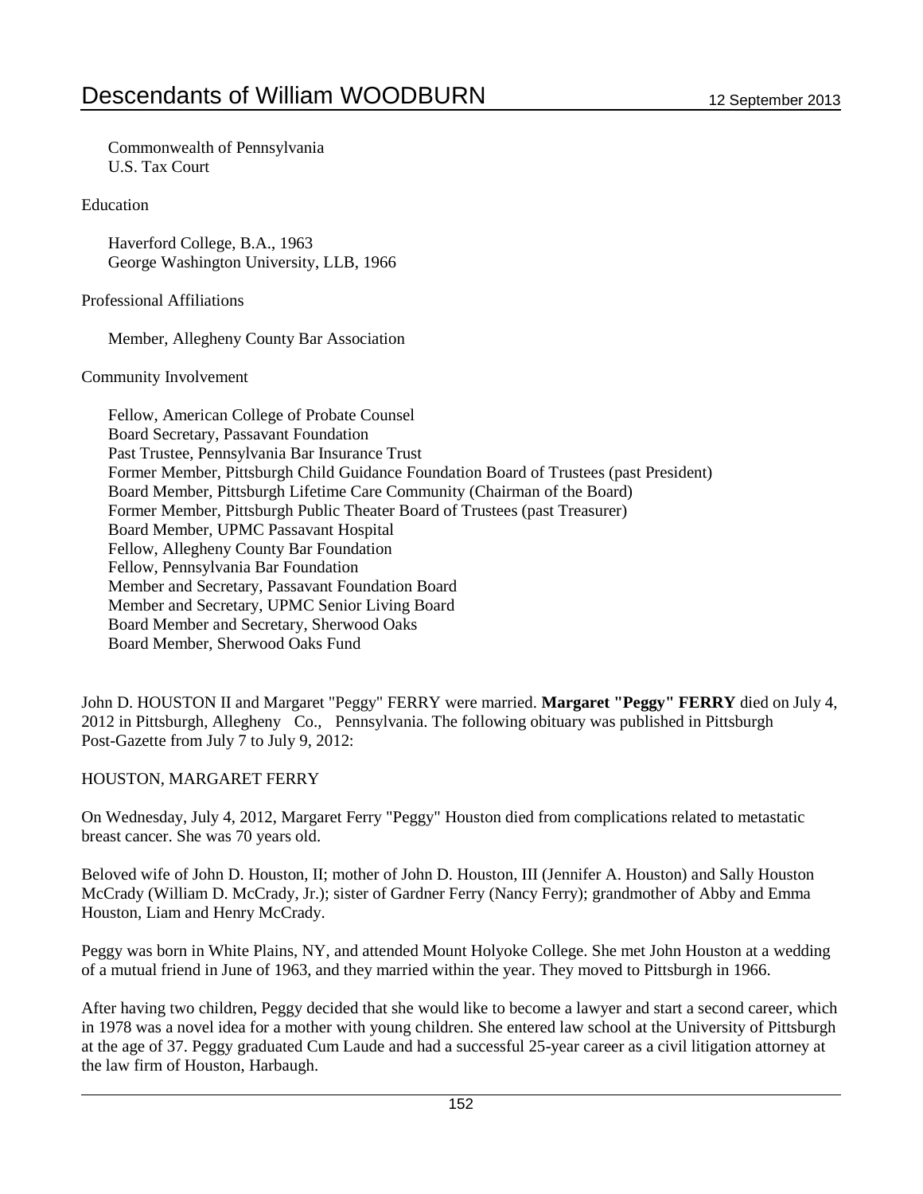Commonwealth of Pennsylvania
U.S. Tax Court

Education

Haverford College, B.A., 1963
George Washington University, LLB, 1966

Professional Affiliations

Member, Allegheny County Bar Association

Community Involvement

Fellow, American College of Probate Counsel
Board Secretary, Passavant Foundation
Past Trustee, Pennsylvania Bar Insurance Trust
Former Member, Pittsburgh Child Guidance Foundation Board of Trustees (past President)
Board Member, Pittsburgh Lifetime Care Community (Chairman of the Board)
Former Member, Pittsburgh Public Theater Board of Trustees (past Treasurer)
Board Member, UPMC Passavant Hospital
Fellow, Allegheny County Bar Foundation
Fellow, Pennsylvania Bar Foundation
Member and Secretary, Passavant Foundation Board
Member and Secretary, UPMC Senior Living Board
Board Member and Secretary, Sherwood Oaks
Board Member, Sherwood Oaks Fund

John D. HOUSTON II and Margaret "Peggy" FERRY were married. **Margaret "Peggy" FERRY** died on July 4, 2012 in Pittsburgh, Allegheny Co., Pennsylvania. The following obituary was published in Pittsburgh Post-Gazette from July 7 to July 9, 2012:

HOUSTON, MARGARET FERRY

On Wednesday, July 4, 2012, Margaret Ferry "Peggy" Houston died from complications related to metastatic breast cancer. She was 70 years old.

Beloved wife of John D. Houston, II; mother of John D. Houston, III (Jennifer A. Houston) and Sally Houston McCrady (William D. McCrady, Jr.); sister of Gardner Ferry (Nancy Ferry); grandmother of Abby and Emma Houston, Liam and Henry McCrady.

Peggy was born in White Plains, NY, and attended Mount Holyoke College. She met John Houston at a wedding of a mutual friend in June of 1963, and they married within the year. They moved to Pittsburgh in 1966.

After having two children, Peggy decided that she would like to become a lawyer and start a second career, which in 1978 was a novel idea for a mother with young children. She entered law school at the University of Pittsburgh at the age of 37. Peggy graduated Cum Laude and had a successful 25-year career as a civil litigation attorney at the law firm of Houston, Harbaugh.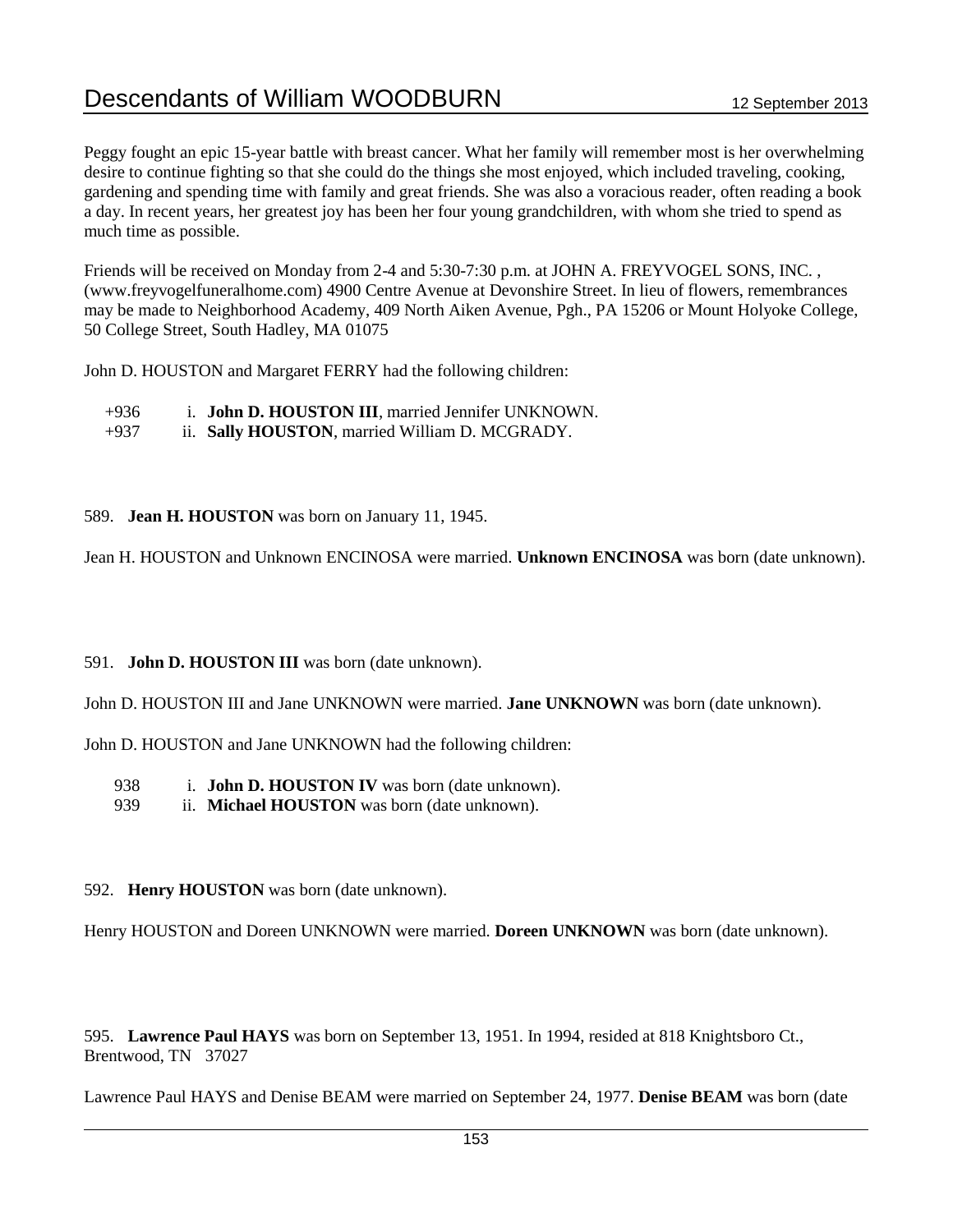Peggy fought an epic 15-year battle with breast cancer. What her family will remember most is her overwhelming desire to continue fighting so that she could do the things she most enjoyed, which included traveling, cooking, gardening and spending time with family and great friends. She was also a voracious reader, often reading a book a day. In recent years, her greatest joy has been her four young grandchildren, with whom she tried to spend as much time as possible.

Friends will be received on Monday from 2-4 and 5:30-7:30 p.m. at JOHN A. FREYVOGEL SONS, INC. , (www.freyvogelfuneralhome.com) 4900 Centre Avenue at Devonshire Street. In lieu of flowers, remembrances may be made to Neighborhood Academy, 409 North Aiken Avenue, Pgh., PA 15206 or Mount Holyoke College, 50 College Street, South Hadley, MA 01075

John D. HOUSTON and Margaret FERRY had the following children:

+936 i. **John D. HOUSTON III**, married Jennifer UNKNOWN.
+937 ii. **Sally HOUSTON**, married William D. MCGRADY.

589. **Jean H. HOUSTON** was born on January 11, 1945.

Jean H. HOUSTON and Unknown ENCINOSA were married. **Unknown ENCINOSA** was born (date unknown).

591. **John D. HOUSTON III** was born (date unknown).

John D. HOUSTON III and Jane UNKNOWN were married. **Jane UNKNOWN** was born (date unknown).

John D. HOUSTON and Jane UNKNOWN had the following children:

938 i. **John D. HOUSTON IV** was born (date unknown).
939 ii. **Michael HOUSTON** was born (date unknown).

592. **Henry HOUSTON** was born (date unknown).

Henry HOUSTON and Doreen UNKNOWN were married. **Doreen UNKNOWN** was born (date unknown).

595. **Lawrence Paul HAYS** was born on September 13, 1951. In 1994, resided at 818 Knightsboro Ct., Brentwood, TN 37027

Lawrence Paul HAYS and Denise BEAM were married on September 24, 1977. **Denise BEAM** was born (date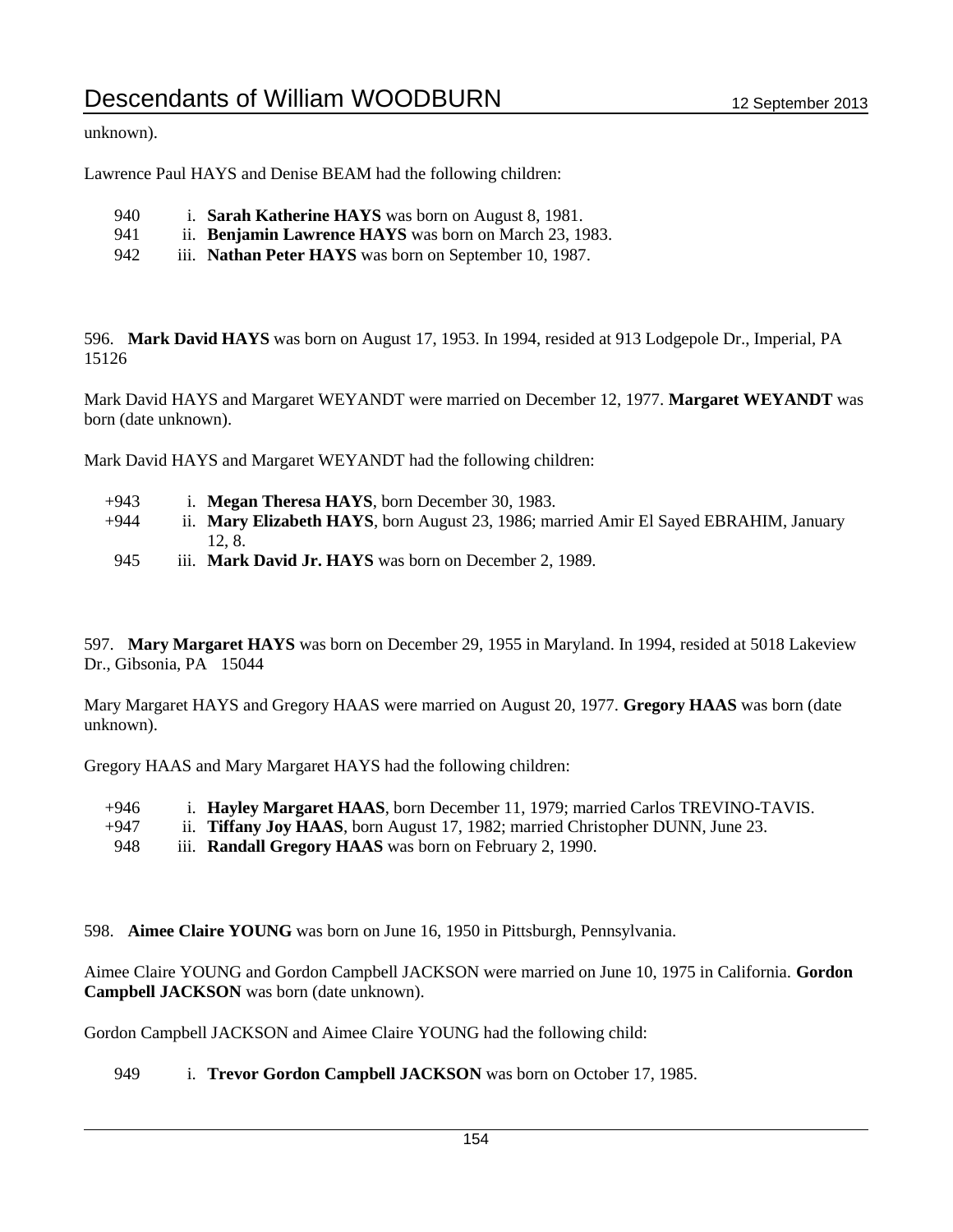unknown).

Lawrence Paul HAYS and Denise BEAM had the following children:

- 940 i. **Sarah Katherine HAYS** was born on August 8, 1981.
- 941 ii. **Benjamin Lawrence HAYS** was born on March 23, 1983.
- 942 iii. **Nathan Peter HAYS** was born on September 10, 1987.

596. **Mark David HAYS** was born on August 17, 1953. In 1994, resided at 913 Lodgepole Dr., Imperial, PA 15126

Mark David HAYS and Margaret WEYANDT were married on December 12, 1977. **Margaret WEYANDT** was born (date unknown).

Mark David HAYS and Margaret WEYANDT had the following children:

- +943 i. **Megan Theresa HAYS**, born December 30, 1983.
- +944 ii. **Mary Elizabeth HAYS**, born August 23, 1986; married Amir El Sayed EBRAHIM, January 12, 8.
- 945 iii. **Mark David Jr. HAYS** was born on December 2, 1989.

597. **Mary Margaret HAYS** was born on December 29, 1955 in Maryland. In 1994, resided at 5018 Lakeview Dr., Gibsonia, PA 15044

Mary Margaret HAYS and Gregory HAAS were married on August 20, 1977. **Gregory HAAS** was born (date unknown).

Gregory HAAS and Mary Margaret HAYS had the following children:

- +946 i. **Hayley Margaret HAAS**, born December 11, 1979; married Carlos TREVINO-TAVIS.
- +947 ii. **Tiffany Joy HAAS**, born August 17, 1982; married Christopher DUNN, June 23.
- 948 iii. **Randall Gregory HAAS** was born on February 2, 1990.

598. **Aimee Claire YOUNG** was born on June 16, 1950 in Pittsburgh, Pennsylvania.

Aimee Claire YOUNG and Gordon Campbell JACKSON were married on June 10, 1975 in California. **Gordon Campbell JACKSON** was born (date unknown).

Gordon Campbell JACKSON and Aimee Claire YOUNG had the following child:

- 949 i. **Trevor Gordon Campbell JACKSON** was born on October 17, 1985.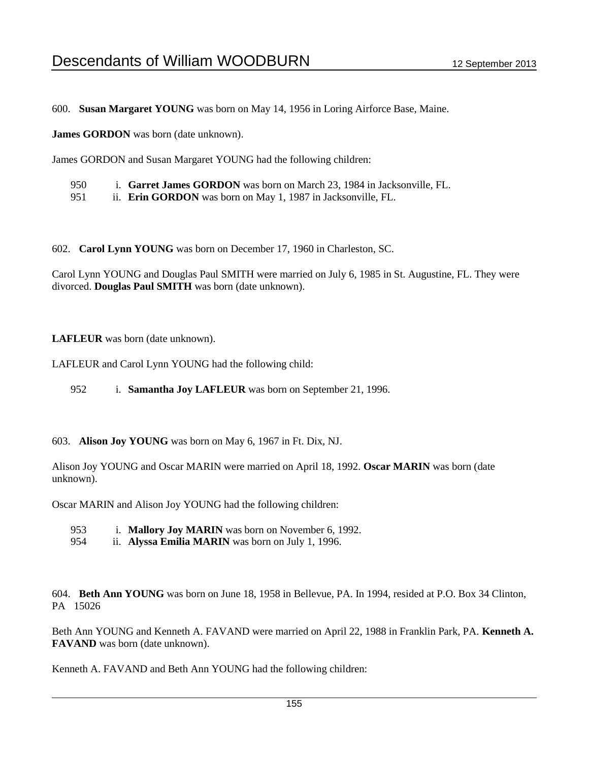600. **Susan Margaret YOUNG** was born on May 14, 1956 in Loring Airforce Base, Maine.

**James GORDON** was born (date unknown).

James GORDON and Susan Margaret YOUNG had the following children:

950 i. **Garret James GORDON** was born on March 23, 1984 in Jacksonville, FL.
951 ii. **Erin GORDON** was born on May 1, 1987 in Jacksonville, FL.

602. **Carol Lynn YOUNG** was born on December 17, 1960 in Charleston, SC.

Carol Lynn YOUNG and Douglas Paul SMITH were married on July 6, 1985 in St. Augustine, FL. They were divorced. **Douglas Paul SMITH** was born (date unknown).

**LAFLEUR** was born (date unknown).

LAFLEUR and Carol Lynn YOUNG had the following child:

952 i. **Samantha Joy LAFLEUR** was born on September 21, 1996.

603. **Alison Joy YOUNG** was born on May 6, 1967 in Ft. Dix, NJ.

Alison Joy YOUNG and Oscar MARIN were married on April 18, 1992. **Oscar MARIN** was born (date unknown).

Oscar MARIN and Alison Joy YOUNG had the following children:

953 i. **Mallory Joy MARIN** was born on November 6, 1992.
954 ii. **Alyssa Emilia MARIN** was born on July 1, 1996.

604. **Beth Ann YOUNG** was born on June 18, 1958 in Bellevue, PA. In 1994, resided at P.O. Box 34 Clinton, PA 15026

Beth Ann YOUNG and Kenneth A. FAVAND were married on April 22, 1988 in Franklin Park, PA. **Kenneth A. FAVAND** was born (date unknown).

Kenneth A. FAVAND and Beth Ann YOUNG had the following children: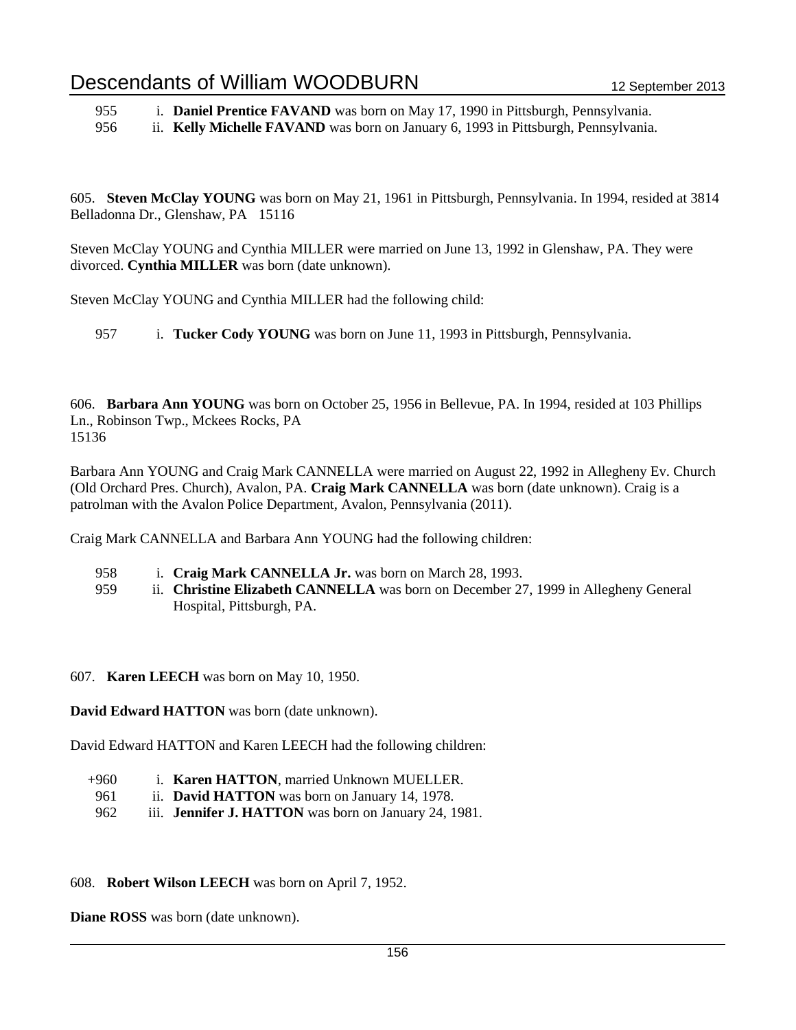955 i. **Daniel Prentice FAVAND** was born on May 17, 1990 in Pittsburgh, Pennsylvania.
956 ii. **Kelly Michelle FAVAND** was born on January 6, 1993 in Pittsburgh, Pennsylvania.

605. **Steven McClay YOUNG** was born on May 21, 1961 in Pittsburgh, Pennsylvania. In 1994, resided at 3814 Belladonna Dr., Glenshaw, PA 15116

Steven McClay YOUNG and Cynthia MILLER were married on June 13, 1992 in Glenshaw, PA. They were divorced. **Cynthia MILLER** was born (date unknown).

Steven McClay YOUNG and Cynthia MILLER had the following child:

957 i. **Tucker Cody YOUNG** was born on June 11, 1993 in Pittsburgh, Pennsylvania.

606. **Barbara Ann YOUNG** was born on October 25, 1956 in Bellevue, PA. In 1994, resided at 103 Phillips Ln., Robinson Twp., Mckees Rocks, PA
15136

Barbara Ann YOUNG and Craig Mark CANNELLA were married on August 22, 1992 in Allegheny Ev. Church (Old Orchard Pres. Church), Avalon, PA. **Craig Mark CANNELLA** was born (date unknown). Craig is a patrolman with the Avalon Police Department, Avalon, Pennsylvania (2011).

Craig Mark CANNELLA and Barbara Ann YOUNG had the following children:

958 i. **Craig Mark CANNELLA Jr.** was born on March 28, 1993.
959 ii. **Christine Elizabeth CANNELLA** was born on December 27, 1999 in Allegheny General Hospital, Pittsburgh, PA.

607. **Karen LEECH** was born on May 10, 1950.

**David Edward HATTON** was born (date unknown).

David Edward HATTON and Karen LEECH had the following children:

+960 i. **Karen HATTON**, married Unknown MUELLER.
961 ii. **David HATTON** was born on January 14, 1978.
962 iii. **Jennifer J. HATTON** was born on January 24, 1981.

608. **Robert Wilson LEECH** was born on April 7, 1952.

**Diane ROSS** was born (date unknown).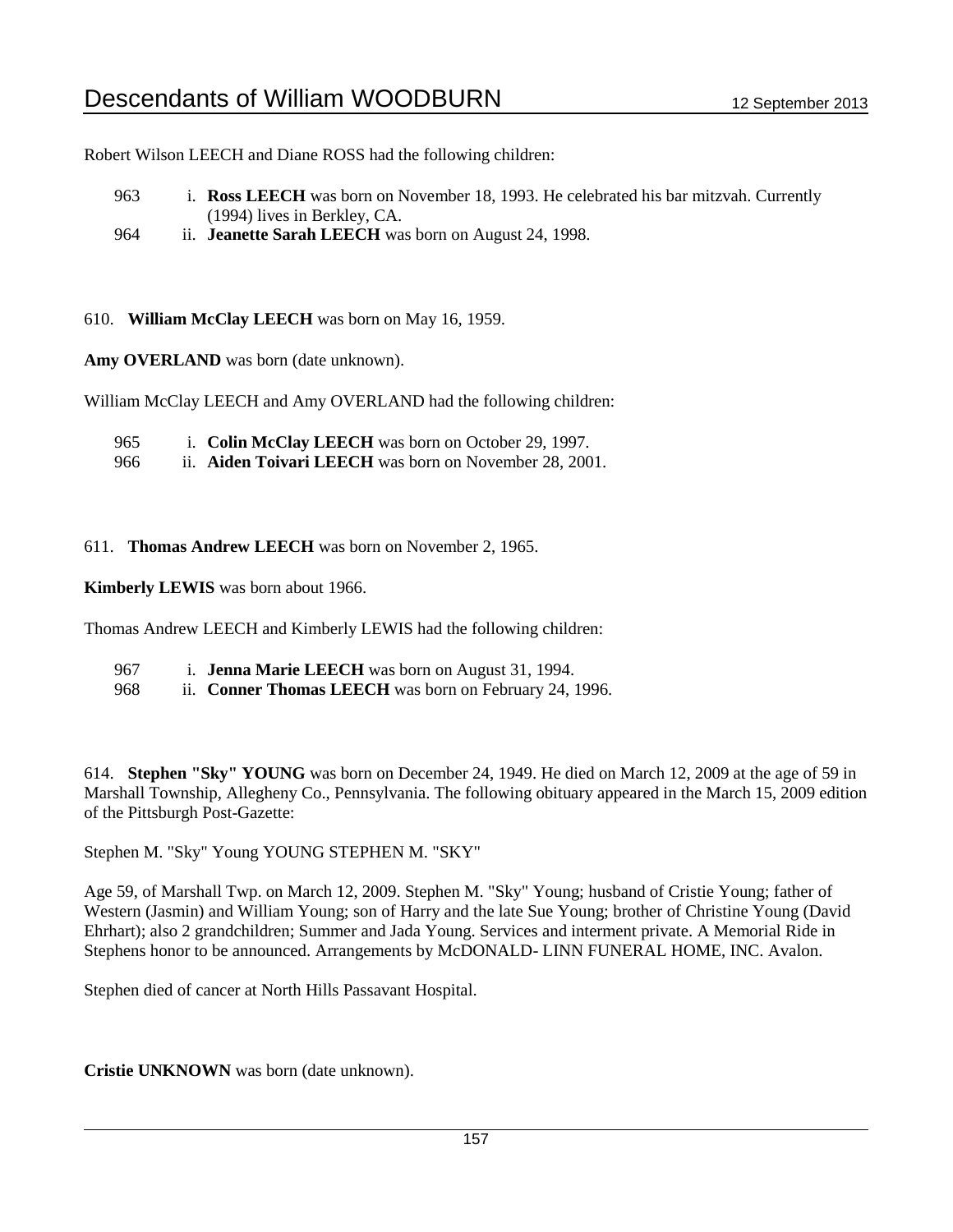Robert Wilson LEECH and Diane ROSS had the following children:

963 i. **Ross LEECH** was born on November 18, 1993. He celebrated his bar mitzvah. Currently (1994) lives in Berkley, CA.
964 ii. **Jeanette Sarah LEECH** was born on August 24, 1998.

610. **William McClay LEECH** was born on May 16, 1959.

**Amy OVERLAND** was born (date unknown).

William McClay LEECH and Amy OVERLAND had the following children:

965 i. **Colin McClay LEECH** was born on October 29, 1997.
966 ii. **Aiden Toivari LEECH** was born on November 28, 2001.

611. **Thomas Andrew LEECH** was born on November 2, 1965.

**Kimberly LEWIS** was born about 1966.

Thomas Andrew LEECH and Kimberly LEWIS had the following children:

967 i. **Jenna Marie LEECH** was born on August 31, 1994.
968 ii. **Conner Thomas LEECH** was born on February 24, 1996.

614. **Stephen "Sky" YOUNG** was born on December 24, 1949. He died on March 12, 2009 at the age of 59 in Marshall Township, Allegheny Co., Pennsylvania. The following obituary appeared in the March 15, 2009 edition of the Pittsburgh Post-Gazette:

Stephen M. "Sky" Young YOUNG STEPHEN M. "SKY"

Age 59, of Marshall Twp. on March 12, 2009. Stephen M. "Sky" Young; husband of Cristie Young; father of Western (Jasmin) and William Young; son of Harry and the late Sue Young; brother of Christine Young (David Ehrhart); also 2 grandchildren; Summer and Jada Young. Services and interment private. A Memorial Ride in Stephens honor to be announced. Arrangements by McDONALD- LINN FUNERAL HOME, INC. Avalon.

Stephen died of cancer at North Hills Passavant Hospital.

**Cristie UNKNOWN** was born (date unknown).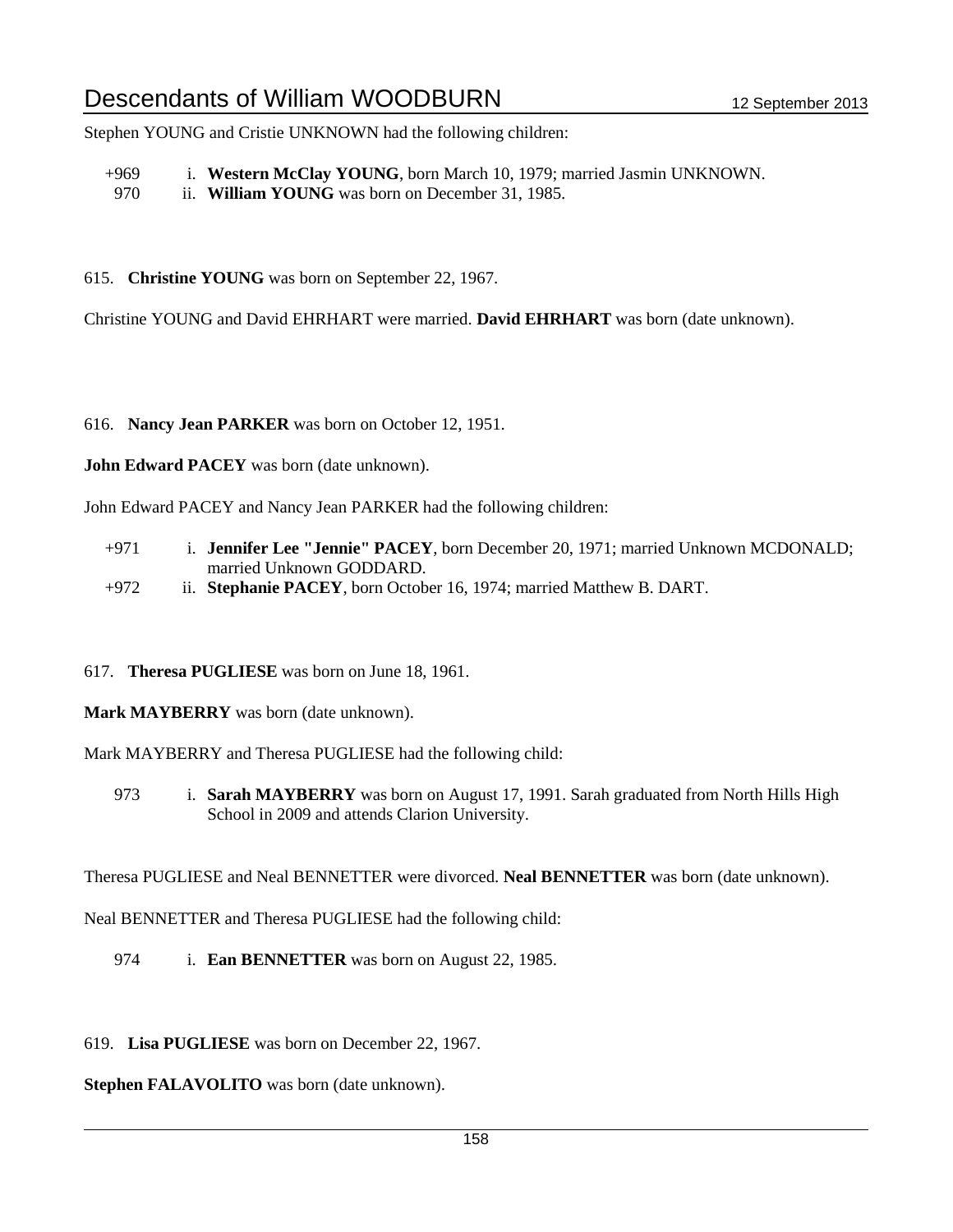Stephen YOUNG and Cristie UNKNOWN had the following children:

- +969 i. **Western McClay YOUNG**, born March 10, 1979; married Jasmin UNKNOWN.
- 970 ii. **William YOUNG** was born on December 31, 1985.

615. **Christine YOUNG** was born on September 22, 1967.

Christine YOUNG and David EHRHART were married. **David EHRHART** was born (date unknown).

616. **Nancy Jean PARKER** was born on October 12, 1951.

**John Edward PACEY** was born (date unknown).

John Edward PACEY and Nancy Jean PARKER had the following children:

- +971 i. **Jennifer Lee "Jennie" PACEY**, born December 20, 1971; married Unknown MCDONALD; married Unknown GODDARD.
- +972 ii. **Stephanie PACEY**, born October 16, 1974; married Matthew B. DART.

617. **Theresa PUGLIESE** was born on June 18, 1961.

**Mark MAYBERRY** was born (date unknown).

Mark MAYBERRY and Theresa PUGLIESE had the following child:

- 973 i. **Sarah MAYBERRY** was born on August 17, 1991. Sarah graduated from North Hills High School in 2009 and attends Clarion University.

Theresa PUGLIESE and Neal BENNETTER were divorced. **Neal BENNETTER** was born (date unknown).

Neal BENNETTER and Theresa PUGLIESE had the following child:

- 974 i. **Ean BENNETTER** was born on August 22, 1985.

619. **Lisa PUGLIESE** was born on December 22, 1967.

**Stephen FALAVOLITO** was born (date unknown).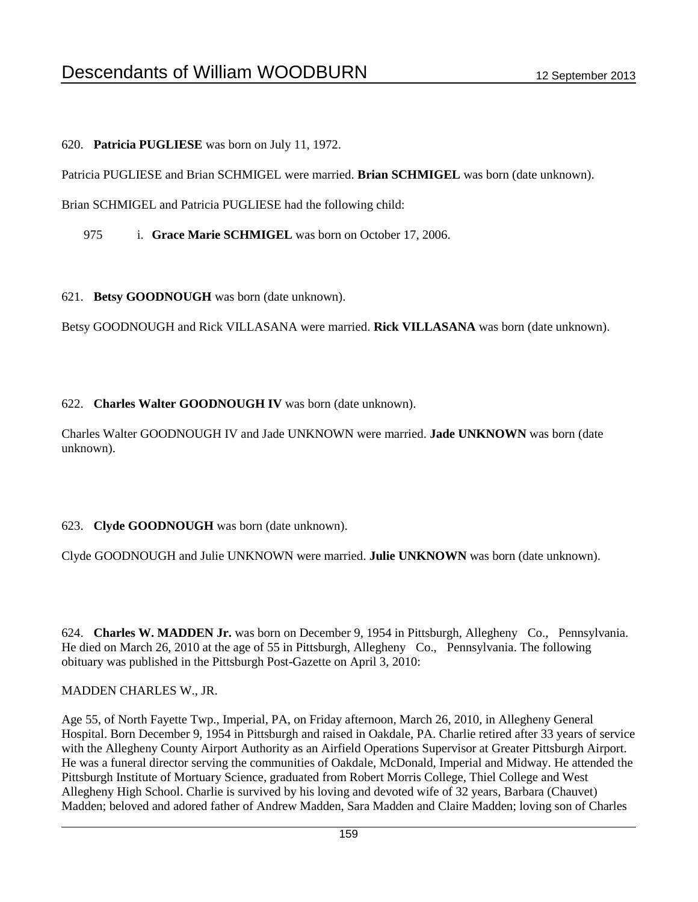620. **Patricia PUGLIESE** was born on July 11, 1972.

Patricia PUGLIESE and Brian SCHMIGEL were married. **Brian SCHMIGEL** was born (date unknown).

Brian SCHMIGEL and Patricia PUGLIESE had the following child:

975 i. **Grace Marie SCHMIGEL** was born on October 17, 2006.

621. **Betsy GOODNOUGH** was born (date unknown).

Betsy GOODNOUGH and Rick VILLASANA were married. **Rick VILLASANA** was born (date unknown).

622. **Charles Walter GOODNOUGH IV** was born (date unknown).

Charles Walter GOODNOUGH IV and Jade UNKNOWN were married. **Jade UNKNOWN** was born (date unknown).

623. **Clyde GOODNOUGH** was born (date unknown).

Clyde GOODNOUGH and Julie UNKNOWN were married. **Julie UNKNOWN** was born (date unknown).

624. **Charles W. MADDEN Jr.** was born on December 9, 1954 in Pittsburgh, Allegheny Co., Pennsylvania. He died on March 26, 2010 at the age of 55 in Pittsburgh, Allegheny Co., Pennsylvania. The following obituary was published in the Pittsburgh Post-Gazette on April 3, 2010:

MADDEN CHARLES W., JR.

Age 55, of North Fayette Twp., Imperial, PA, on Friday afternoon, March 26, 2010, in Allegheny General Hospital. Born December 9, 1954 in Pittsburgh and raised in Oakdale, PA. Charlie retired after 33 years of service with the Allegheny County Airport Authority as an Airfield Operations Supervisor at Greater Pittsburgh Airport. He was a funeral director serving the communities of Oakdale, McDonald, Imperial and Midway. He attended the Pittsburgh Institute of Mortuary Science, graduated from Robert Morris College, Thiel College and West Allegheny High School. Charlie is survived by his loving and devoted wife of 32 years, Barbara (Chauvet) Madden; beloved and adored father of Andrew Madden, Sara Madden and Claire Madden; loving son of Charles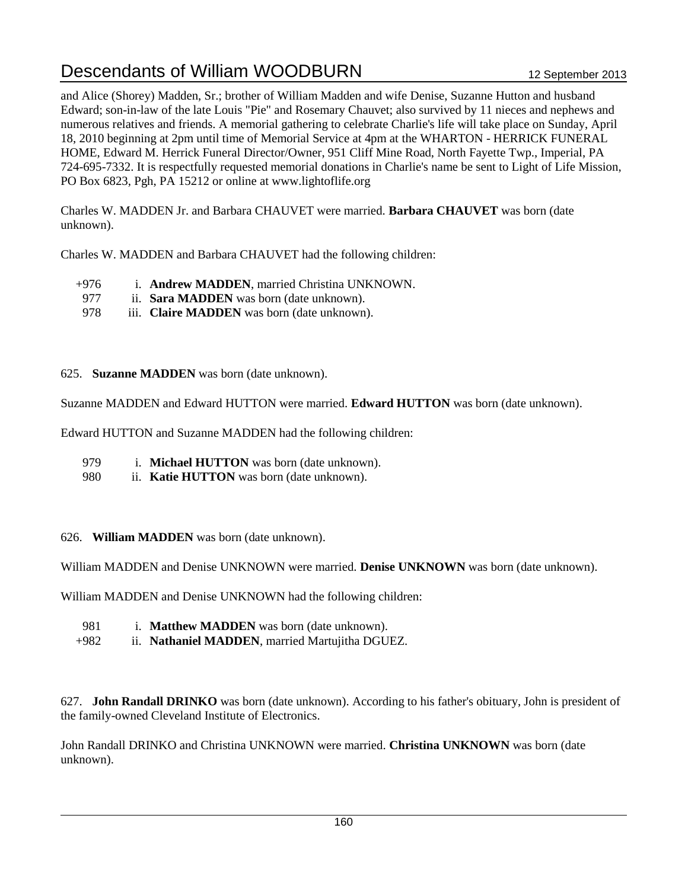and Alice (Shorey) Madden, Sr.; brother of William Madden and wife Denise, Suzanne Hutton and husband Edward; son-in-law of the late Louis "Pie" and Rosemary Chauvet; also survived by 11 nieces and nephews and numerous relatives and friends. A memorial gathering to celebrate Charlie's life will take place on Sunday, April 18, 2010 beginning at 2pm until time of Memorial Service at 4pm at the WHARTON - HERRICK FUNERAL HOME, Edward M. Herrick Funeral Director/Owner, 951 Cliff Mine Road, North Fayette Twp., Imperial, PA 724-695-7332. It is respectfully requested memorial donations in Charlie's name be sent to Light of Life Mission, PO Box 6823, Pgh, PA 15212 or online at www.lightoflife.org

Charles W. MADDEN Jr. and Barbara CHAUVET were married. **Barbara CHAUVET** was born (date unknown).

Charles W. MADDEN and Barbara CHAUVET had the following children:

- +976 i. **Andrew MADDEN**, married Christina UNKNOWN.
- 977 ii. **Sara MADDEN** was born (date unknown).
- 978 iii. **Claire MADDEN** was born (date unknown).

625. **Suzanne MADDEN** was born (date unknown).

Suzanne MADDEN and Edward HUTTON were married. **Edward HUTTON** was born (date unknown).

Edward HUTTON and Suzanne MADDEN had the following children:

- 979 i. **Michael HUTTON** was born (date unknown).
- 980 ii. **Katie HUTTON** was born (date unknown).

626. **William MADDEN** was born (date unknown).

William MADDEN and Denise UNKNOWN were married. **Denise UNKNOWN** was born (date unknown).

William MADDEN and Denise UNKNOWN had the following children:

- 981 i. **Matthew MADDEN** was born (date unknown).
- +982 ii. **Nathaniel MADDEN**, married Martujitha DGUEZ.

627. **John Randall DRINKO** was born (date unknown). According to his father's obituary, John is president of the family-owned Cleveland Institute of Electronics.

John Randall DRINKO and Christina UNKNOWN were married. **Christina UNKNOWN** was born (date unknown).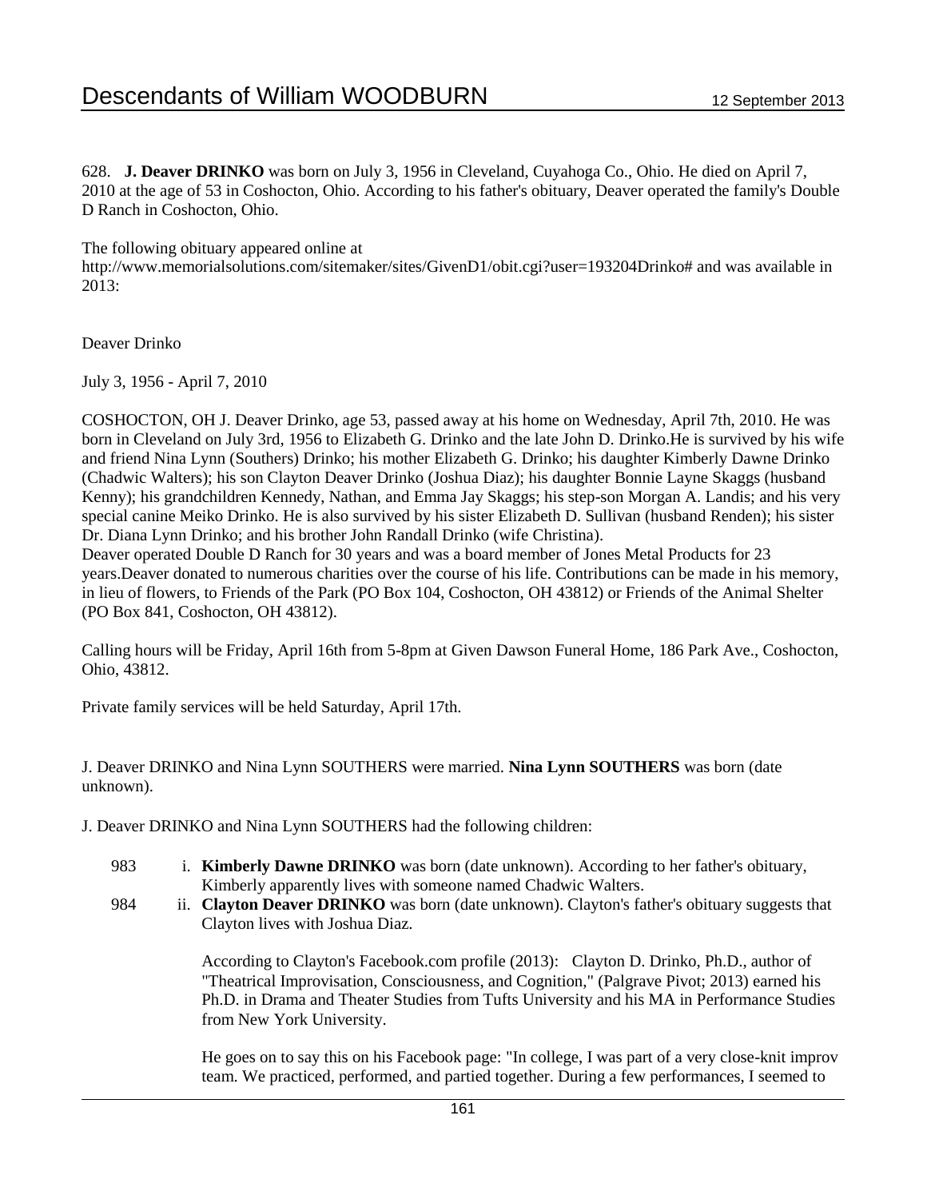628. **J. Deaver DRINKO** was born on July 3, 1956 in Cleveland, Cuyahoga Co., Ohio. He died on April 7, 2010 at the age of 53 in Coshocton, Ohio. According to his father's obituary, Deaver operated the family's Double D Ranch in Coshocton, Ohio.

The following obituary appeared online at http://www.memorialsolutions.com/sitemaker/sites/GivenD1/obit.cgi?user=193204Drinko# and was available in 2013:

Deaver Drinko

July 3, 1956 - April 7, 2010

COSHOCTON, OH J. Deaver Drinko, age 53, passed away at his home on Wednesday, April 7th, 2010. He was born in Cleveland on July 3rd, 1956 to Elizabeth G. Drinko and the late John D. Drinko.He is survived by his wife and friend Nina Lynn (Southers) Drinko; his mother Elizabeth G. Drinko; his daughter Kimberly Dawne Drinko (Chadwic Walters); his son Clayton Deaver Drinko (Joshua Diaz); his daughter Bonnie Layne Skaggs (husband Kenny); his grandchildren Kennedy, Nathan, and Emma Jay Skaggs; his step-son Morgan A. Landis; and his very special canine Meiko Drinko. He is also survived by his sister Elizabeth D. Sullivan (husband Renden); his sister Dr. Diana Lynn Drinko; and his brother John Randall Drinko (wife Christina).
Deaver operated Double D Ranch for 30 years and was a board member of Jones Metal Products for 23 years.Deaver donated to numerous charities over the course of his life. Contributions can be made in his memory, in lieu of flowers, to Friends of the Park (PO Box 104, Coshocton, OH 43812) or Friends of the Animal Shelter (PO Box 841, Coshocton, OH 43812).

Calling hours will be Friday, April 16th from 5-8pm at Given Dawson Funeral Home, 186 Park Ave., Coshocton, Ohio, 43812.

Private family services will be held Saturday, April 17th.

J. Deaver DRINKO and Nina Lynn SOUTHERS were married. **Nina Lynn SOUTHERS** was born (date unknown).

J. Deaver DRINKO and Nina Lynn SOUTHERS had the following children:

983 i. **Kimberly Dawne DRINKO** was born (date unknown). According to her father's obituary, Kimberly apparently lives with someone named Chadwic Walters.

984 ii. **Clayton Deaver DRINKO** was born (date unknown). Clayton's father's obituary suggests that Clayton lives with Joshua Diaz.

According to Clayton's Facebook.com profile (2013): Clayton D. Drinko, Ph.D., author of "Theatrical Improvisation, Consciousness, and Cognition," (Palgrave Pivot; 2013) earned his Ph.D. in Drama and Theater Studies from Tufts University and his MA in Performance Studies from New York University.

He goes on to say this on his Facebook page: "In college, I was part of a very close-knit improv team. We practiced, performed, and partied together. During a few performances, I seemed to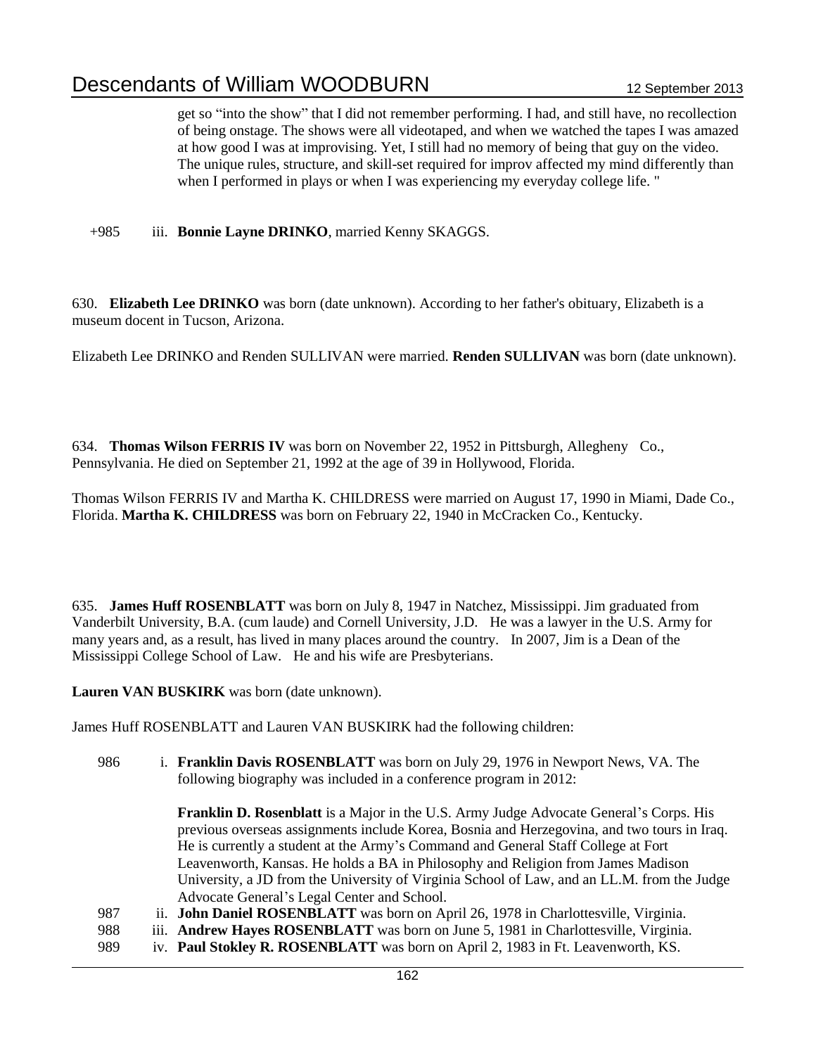get so "into the show" that I did not remember performing. I had, and still have, no recollection of being onstage. The shows were all videotaped, and when we watched the tapes I was amazed at how good I was at improvising. Yet, I still had no memory of being that guy on the video. The unique rules, structure, and skill-set required for improv affected my mind differently than when I performed in plays or when I was experiencing my everyday college life. "

+985 iii. **Bonnie Layne DRINKO**, married Kenny SKAGGS.

630. **Elizabeth Lee DRINKO** was born (date unknown). According to her father's obituary, Elizabeth is a museum docent in Tucson, Arizona.

Elizabeth Lee DRINKO and Renden SULLIVAN were married. **Renden SULLIVAN** was born (date unknown).

634. **Thomas Wilson FERRIS IV** was born on November 22, 1952 in Pittsburgh, Allegheny Co., Pennsylvania. He died on September 21, 1992 at the age of 39 in Hollywood, Florida.

Thomas Wilson FERRIS IV and Martha K. CHILDRESS were married on August 17, 1990 in Miami, Dade Co., Florida. **Martha K. CHILDRESS** was born on February 22, 1940 in McCracken Co., Kentucky.

635. **James Huff ROSENBLATT** was born on July 8, 1947 in Natchez, Mississippi. Jim graduated from Vanderbilt University, B.A. (cum laude) and Cornell University, J.D. He was a lawyer in the U.S. Army for many years and, as a result, has lived in many places around the country. In 2007, Jim is a Dean of the Mississippi College School of Law. He and his wife are Presbyterians.

**Lauren VAN BUSKIRK** was born (date unknown).

James Huff ROSENBLATT and Lauren VAN BUSKIRK had the following children:

986 i. **Franklin Davis ROSENBLATT** was born on July 29, 1976 in Newport News, VA. The following biography was included in a conference program in 2012:

**Franklin D. Rosenblatt** is a Major in the U.S. Army Judge Advocate General's Corps. His previous overseas assignments include Korea, Bosnia and Herzegovina, and two tours in Iraq. He is currently a student at the Army's Command and General Staff College at Fort Leavenworth, Kansas. He holds a BA in Philosophy and Religion from James Madison University, a JD from the University of Virginia School of Law, and an LL.M. from the Judge Advocate General's Legal Center and School.

987 ii. **John Daniel ROSENBLATT** was born on April 26, 1978 in Charlottesville, Virginia.

988 iii. **Andrew Hayes ROSENBLATT** was born on June 5, 1981 in Charlottesville, Virginia.

989 iv. **Paul Stokley R. ROSENBLATT** was born on April 2, 1983 in Ft. Leavenworth, KS.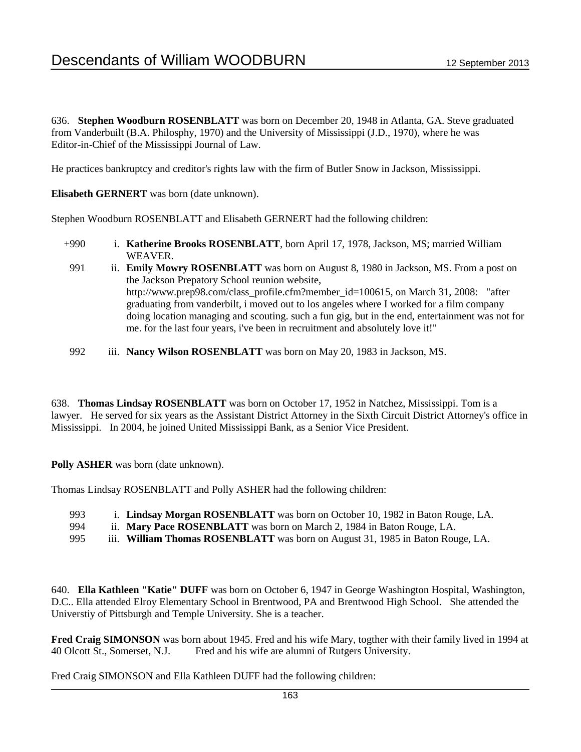636. **Stephen Woodburn ROSENBLATT** was born on December 20, 1948 in Atlanta, GA. Steve graduated from Vanderbuilt (B.A. Philosphy, 1970) and the University of Mississippi (J.D., 1970), where he was Editor-in-Chief of the Mississippi Journal of Law.

He practices bankruptcy and creditor's rights law with the firm of Butler Snow in Jackson, Mississippi.

**Elisabeth GERNERT** was born (date unknown).

Stephen Woodburn ROSENBLATT and Elisabeth GERNERT had the following children:

- +990 i. **Katherine Brooks ROSENBLATT**, born April 17, 1978, Jackson, MS; married William WEAVER.
- 991 ii. **Emily Mowry ROSENBLATT** was born on August 8, 1980 in Jackson, MS. From a post on the Jackson Prepatory School reunion website, http://www.prep98.com/class_profile.cfm?member_id=100615, on March 31, 2008: "after graduating from vanderbilt, i moved out to los angeles where I worked for a film company doing location managing and scouting. such a fun gig, but in the end, entertainment was not for me. for the last four years, i've been in recruitment and absolutely love it!"
- 992 iii. **Nancy Wilson ROSENBLATT** was born on May 20, 1983 in Jackson, MS.

638. **Thomas Lindsay ROSENBLATT** was born on October 17, 1952 in Natchez, Mississippi. Tom is a lawyer. He served for six years as the Assistant District Attorney in the Sixth Circuit District Attorney's office in Mississippi. In 2004, he joined United Mississippi Bank, as a Senior Vice President.

**Polly ASHER** was born (date unknown).

Thomas Lindsay ROSENBLATT and Polly ASHER had the following children:

- 993 i. **Lindsay Morgan ROSENBLATT** was born on October 10, 1982 in Baton Rouge, LA.
- 994 ii. **Mary Pace ROSENBLATT** was born on March 2, 1984 in Baton Rouge, LA.
- 995 iii. **William Thomas ROSENBLATT** was born on August 31, 1985 in Baton Rouge, LA.

640. **Ella Kathleen "Katie" DUFF** was born on October 6, 1947 in George Washington Hospital, Washington, D.C.. Ella attended Elroy Elementary School in Brentwood, PA and Brentwood High School. She attended the Universtiy of Pittsburgh and Temple University. She is a teacher.

**Fred Craig SIMONSON** was born about 1945. Fred and his wife Mary, togther with their family lived in 1994 at 40 Olcott St., Somerset, N.J. Fred and his wife are alumni of Rutgers University.

Fred Craig SIMONSON and Ella Kathleen DUFF had the following children: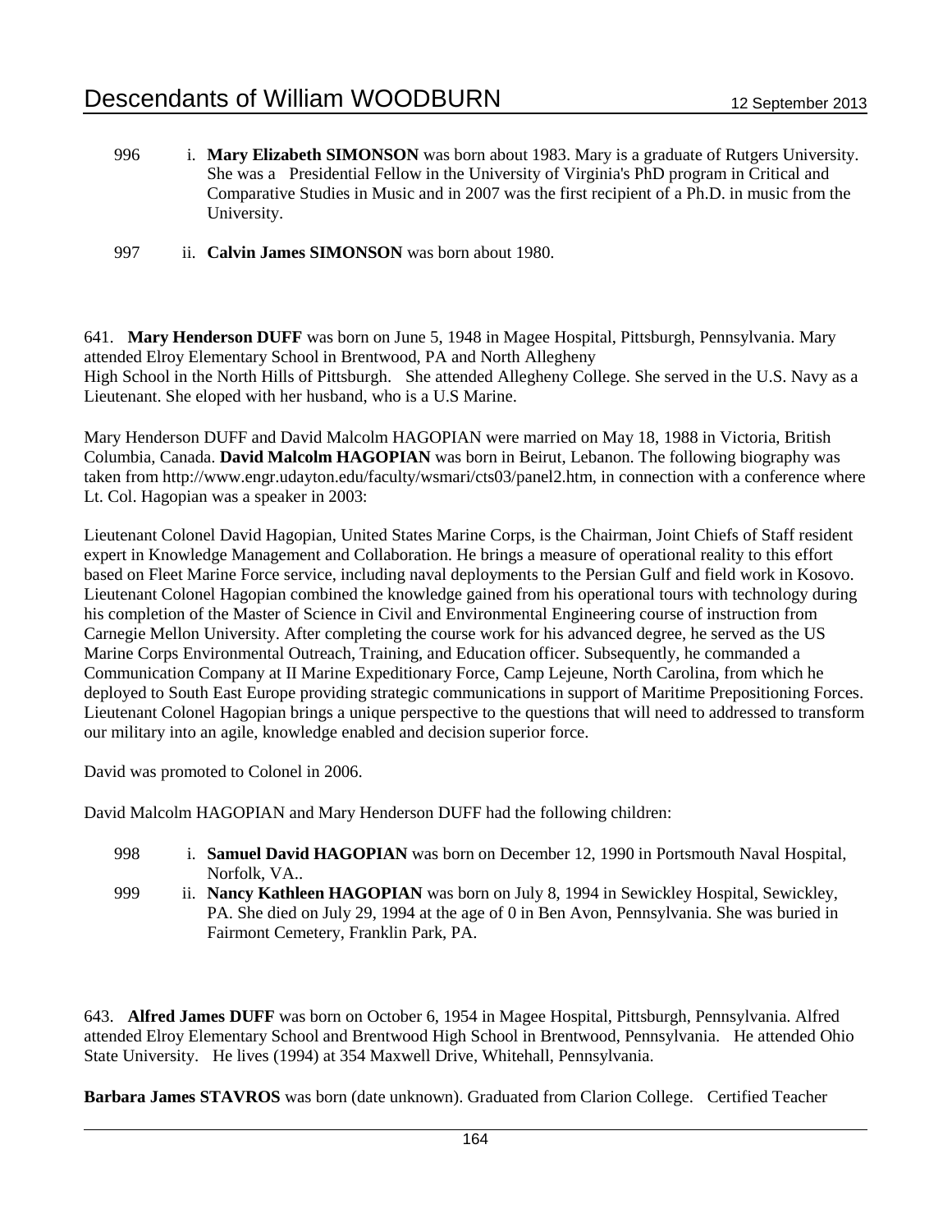996 i. **Mary Elizabeth SIMONSON** was born about 1983. Mary is a graduate of Rutgers University. She was a Presidential Fellow in the University of Virginia's PhD program in Critical and Comparative Studies in Music and in 2007 was the first recipient of a Ph.D. in music from the University.

997 ii. **Calvin James SIMONSON** was born about 1980.

641. **Mary Henderson DUFF** was born on June 5, 1948 in Magee Hospital, Pittsburgh, Pennsylvania. Mary attended Elroy Elementary School in Brentwood, PA and North Allegheny High School in the North Hills of Pittsburgh. She attended Allegheny College. She served in the U.S. Navy as a Lieutenant. She eloped with her husband, who is a U.S Marine.

Mary Henderson DUFF and David Malcolm HAGOPIAN were married on May 18, 1988 in Victoria, British Columbia, Canada. **David Malcolm HAGOPIAN** was born in Beirut, Lebanon. The following biography was taken from http://www.engr.udayton.edu/faculty/wsmari/cts03/panel2.htm, in connection with a conference where Lt. Col. Hagopian was a speaker in 2003:

Lieutenant Colonel David Hagopian, United States Marine Corps, is the Chairman, Joint Chiefs of Staff resident expert in Knowledge Management and Collaboration. He brings a measure of operational reality to this effort based on Fleet Marine Force service, including naval deployments to the Persian Gulf and field work in Kosovo. Lieutenant Colonel Hagopian combined the knowledge gained from his operational tours with technology during his completion of the Master of Science in Civil and Environmental Engineering course of instruction from Carnegie Mellon University. After completing the course work for his advanced degree, he served as the US Marine Corps Environmental Outreach, Training, and Education officer. Subsequently, he commanded a Communication Company at II Marine Expeditionary Force, Camp Lejeune, North Carolina, from which he deployed to South East Europe providing strategic communications in support of Maritime Prepositioning Forces. Lieutenant Colonel Hagopian brings a unique perspective to the questions that will need to addressed to transform our military into an agile, knowledge enabled and decision superior force.

David was promoted to Colonel in 2006.

David Malcolm HAGOPIAN and Mary Henderson DUFF had the following children:

998 i. **Samuel David HAGOPIAN** was born on December 12, 1990 in Portsmouth Naval Hospital, Norfolk, VA..

999 ii. **Nancy Kathleen HAGOPIAN** was born on July 8, 1994 in Sewickley Hospital, Sewickley, PA. She died on July 29, 1994 at the age of 0 in Ben Avon, Pennsylvania. She was buried in Fairmont Cemetery, Franklin Park, PA.

643. **Alfred James DUFF** was born on October 6, 1954 in Magee Hospital, Pittsburgh, Pennsylvania. Alfred attended Elroy Elementary School and Brentwood High School in Brentwood, Pennsylvania. He attended Ohio State University. He lives (1994) at 354 Maxwell Drive, Whitehall, Pennsylvania.

**Barbara James STAVROS** was born (date unknown). Graduated from Clarion College. Certified Teacher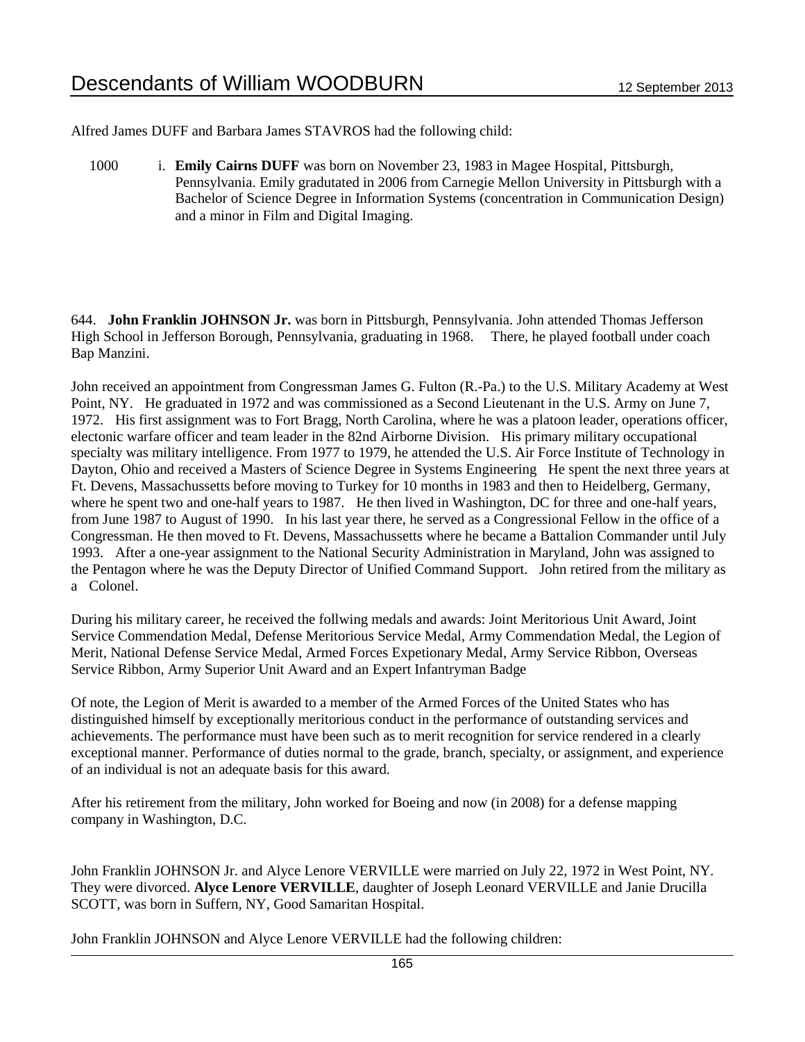Alfred James DUFF and Barbara James STAVROS had the following child:

1000 i. **Emily Cairns DUFF** was born on November 23, 1983 in Magee Hospital, Pittsburgh, Pennsylvania. Emily gradutated in 2006 from Carnegie Mellon University in Pittsburgh with a Bachelor of Science Degree in Information Systems (concentration in Communication Design) and a minor in Film and Digital Imaging.

644. **John Franklin JOHNSON Jr.** was born in Pittsburgh, Pennsylvania. John attended Thomas Jefferson High School in Jefferson Borough, Pennsylvania, graduating in 1968. There, he played football under coach Bap Manzini.

John received an appointment from Congressman James G. Fulton (R.-Pa.) to the U.S. Military Academy at West Point, NY. He graduated in 1972 and was commissioned as a Second Lieutenant in the U.S. Army on June 7, 1972. His first assignment was to Fort Bragg, North Carolina, where he was a platoon leader, operations officer, electonic warfare officer and team leader in the 82nd Airborne Division. His primary military occupational specialty was military intelligence. From 1977 to 1979, he attended the U.S. Air Force Institute of Technology in Dayton, Ohio and received a Masters of Science Degree in Systems Engineering He spent the next three years at Ft. Devens, Massachussetts before moving to Turkey for 10 months in 1983 and then to Heidelberg, Germany, where he spent two and one-half years to 1987. He then lived in Washington, DC for three and one-half years, from June 1987 to August of 1990. In his last year there, he served as a Congressional Fellow in the office of a Congressman. He then moved to Ft. Devens, Massachussetts where he became a Battalion Commander until July 1993. After a one-year assignment to the National Security Administration in Maryland, John was assigned to the Pentagon where he was the Deputy Director of Unified Command Support. John retired from the military as a Colonel.

During his military career, he received the follwing medals and awards: Joint Meritorious Unit Award, Joint Service Commendation Medal, Defense Meritorious Service Medal, Army Commendation Medal, the Legion of Merit, National Defense Service Medal, Armed Forces Expetionary Medal, Army Service Ribbon, Overseas Service Ribbon, Army Superior Unit Award and an Expert Infantryman Badge

Of note, the Legion of Merit is awarded to a member of the Armed Forces of the United States who has distinguished himself by exceptionally meritorious conduct in the performance of outstanding services and achievements. The performance must have been such as to merit recognition for service rendered in a clearly exceptional manner. Performance of duties normal to the grade, branch, specialty, or assignment, and experience of an individual is not an adequate basis for this award.

After his retirement from the military, John worked for Boeing and now (in 2008) for a defense mapping company in Washington, D.C.

John Franklin JOHNSON Jr. and Alyce Lenore VERVILLE were married on July 22, 1972 in West Point, NY. They were divorced. **Alyce Lenore VERVILLE**, daughter of Joseph Leonard VERVILLE and Janie Drucilla SCOTT, was born in Suffern, NY, Good Samaritan Hospital.

John Franklin JOHNSON and Alyce Lenore VERVILLE had the following children: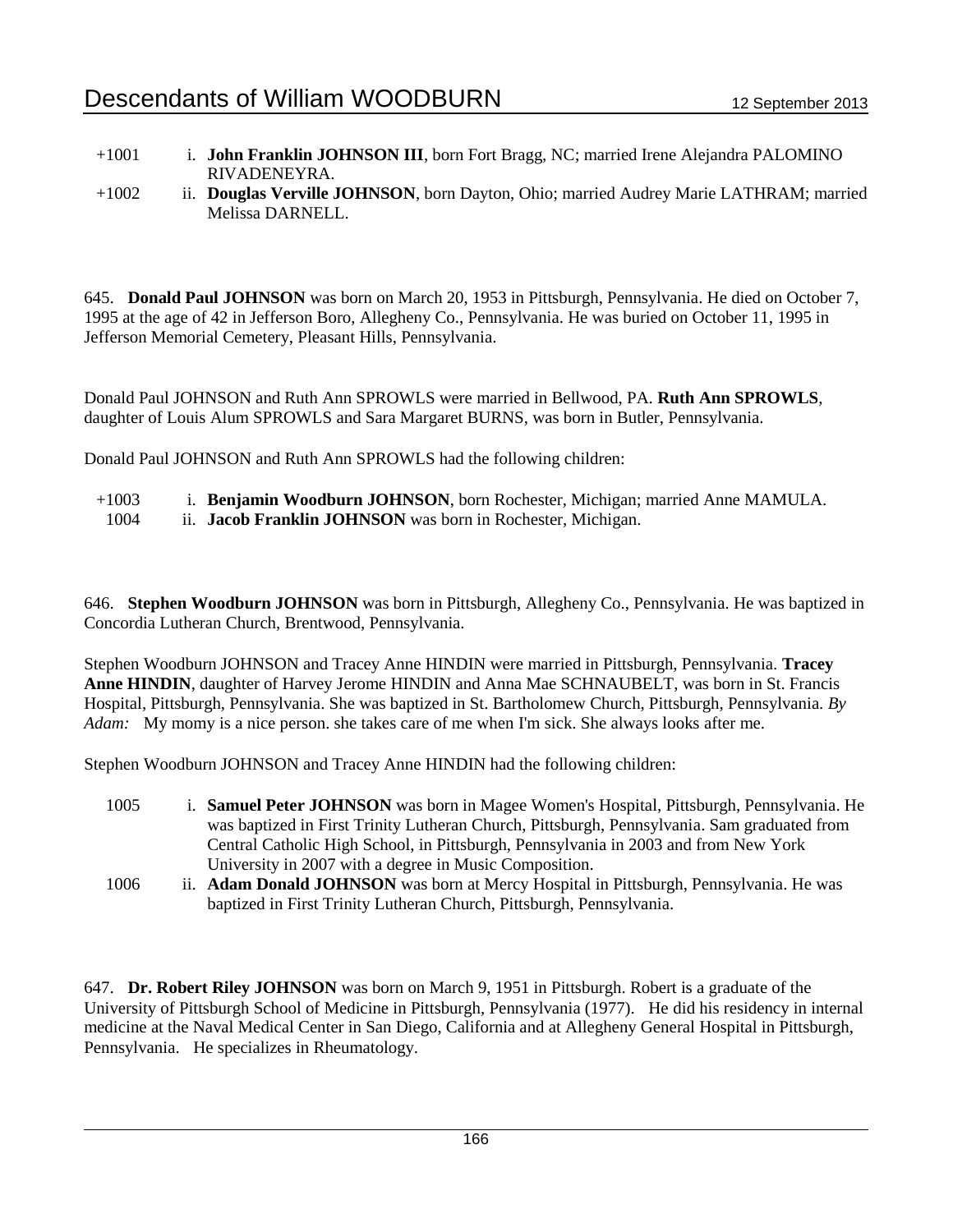+1001 i. **John Franklin JOHNSON III**, born Fort Bragg, NC; married Irene Alejandra PALOMINO RIVADENEYRA.

+1002 ii. **Douglas Verville JOHNSON**, born Dayton, Ohio; married Audrey Marie LATHRAM; married Melissa DARNELL.

645. **Donald Paul JOHNSON** was born on March 20, 1953 in Pittsburgh, Pennsylvania. He died on October 7, 1995 at the age of 42 in Jefferson Boro, Allegheny Co., Pennsylvania. He was buried on October 11, 1995 in Jefferson Memorial Cemetery, Pleasant Hills, Pennsylvania.

Donald Paul JOHNSON and Ruth Ann SPROWLS were married in Bellwood, PA. **Ruth Ann SPROWLS**, daughter of Louis Alum SPROWLS and Sara Margaret BURNS, was born in Butler, Pennsylvania.

Donald Paul JOHNSON and Ruth Ann SPROWLS had the following children:

+1003 i. **Benjamin Woodburn JOHNSON**, born Rochester, Michigan; married Anne MAMULA.

1004 ii. **Jacob Franklin JOHNSON** was born in Rochester, Michigan.

646. **Stephen Woodburn JOHNSON** was born in Pittsburgh, Allegheny Co., Pennsylvania. He was baptized in Concordia Lutheran Church, Brentwood, Pennsylvania.

Stephen Woodburn JOHNSON and Tracey Anne HINDIN were married in Pittsburgh, Pennsylvania. **Tracey Anne HINDIN**, daughter of Harvey Jerome HINDIN and Anna Mae SCHNAUBELT, was born in St. Francis Hospital, Pittsburgh, Pennsylvania. She was baptized in St. Bartholomew Church, Pittsburgh, Pennsylvania. *By Adam:* My momy is a nice person. she takes care of me when I'm sick. She always looks after me.

Stephen Woodburn JOHNSON and Tracey Anne HINDIN had the following children:

1005 i. **Samuel Peter JOHNSON** was born in Magee Women's Hospital, Pittsburgh, Pennsylvania. He was baptized in First Trinity Lutheran Church, Pittsburgh, Pennsylvania. Sam graduated from Central Catholic High School, in Pittsburgh, Pennsylvania in 2003 and from New York University in 2007 with a degree in Music Composition.

1006 ii. **Adam Donald JOHNSON** was born at Mercy Hospital in Pittsburgh, Pennsylvania. He was baptized in First Trinity Lutheran Church, Pittsburgh, Pennsylvania.

647. **Dr. Robert Riley JOHNSON** was born on March 9, 1951 in Pittsburgh. Robert is a graduate of the University of Pittsburgh School of Medicine in Pittsburgh, Pennsylvania (1977). He did his residency in internal medicine at the Naval Medical Center in San Diego, California and at Allegheny General Hospital in Pittsburgh, Pennsylvania. He specializes in Rheumatology.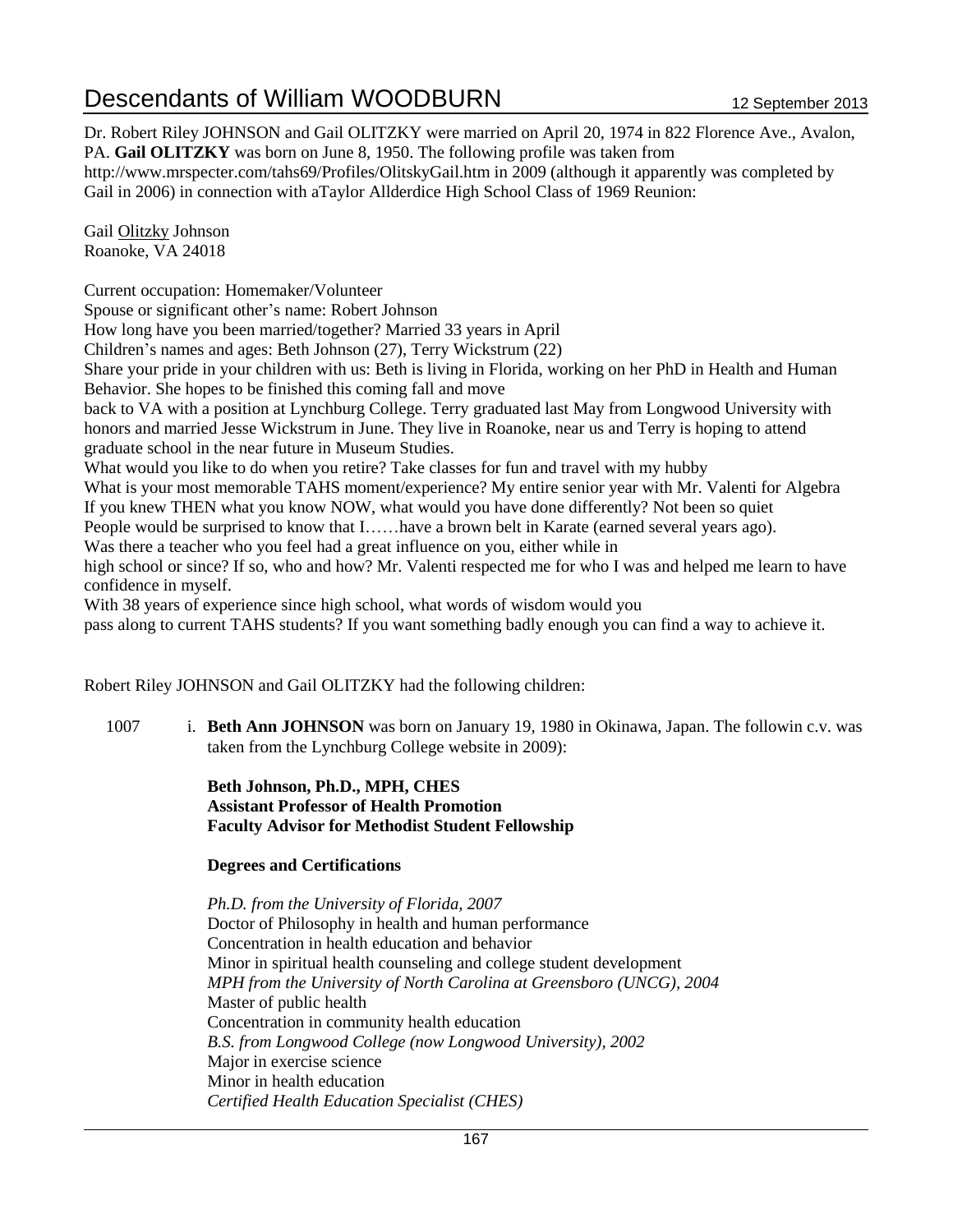Dr. Robert Riley JOHNSON and Gail OLITZKY were married on April 20, 1974 in 822 Florence Ave., Avalon, PA. **Gail OLITZKY** was born on June 8, 1950. The following profile was taken from http://www.mrspecter.com/tahs69/Profiles/OlitskyGail.htm in 2009 (although it apparently was completed by Gail in 2006) in connection with aTaylor Allderdice High School Class of 1969 Reunion:

Gail Olitzky Johnson
Roanoke, VA 24018

Current occupation: Homemaker/Volunteer
Spouse or significant other's name: Robert Johnson
How long have you been married/together? Married 33 years in April
Children's names and ages: Beth Johnson (27), Terry Wickstrum (22)
Share your pride in your children with us: Beth is living in Florida, working on her PhD in Health and Human Behavior. She hopes to be finished this coming fall and move
back to VA with a position at Lynchburg College. Terry graduated last May from Longwood University with honors and married Jesse Wickstrum in June. They live in Roanoke, near us and Terry is hoping to attend graduate school in the near future in Museum Studies.
What would you like to do when you retire? Take classes for fun and travel with my hubby
What is your most memorable TAHS moment/experience? My entire senior year with Mr. Valenti for Algebra
If you knew THEN what you know NOW, what would you have done differently? Not been so quiet
People would be surprised to know that I……have a brown belt in Karate (earned several years ago).
Was there a teacher who you feel had a great influence on you, either while in
high school or since? If so, who and how? Mr. Valenti respected me for who I was and helped me learn to have confidence in myself.
With 38 years of experience since high school, what words of wisdom would you
pass along to current TAHS students? If you want something badly enough you can find a way to achieve it.

Robert Riley JOHNSON and Gail OLITZKY had the following children:

1007 i. **Beth Ann JOHNSON** was born on January 19, 1980 in Okinawa, Japan. The followin c.v. was taken from the Lynchburg College website in 2009):

**Beth Johnson, Ph.D., MPH, CHES**
**Assistant Professor of Health Promotion**
**Faculty Advisor for Methodist Student Fellowship**

**Degrees and Certifications**

*Ph.D. from the University of Florida, 2007*
Doctor of Philosophy in health and human performance
Concentration in health education and behavior
Minor in spiritual health counseling and college student development
*MPH from the University of North Carolina at Greensboro (UNCG), 2004*
Master of public health
Concentration in community health education
*B.S. from Longwood College (now Longwood University), 2002*
Major in exercise science
Minor in health education
*Certified Health Education Specialist (CHES)*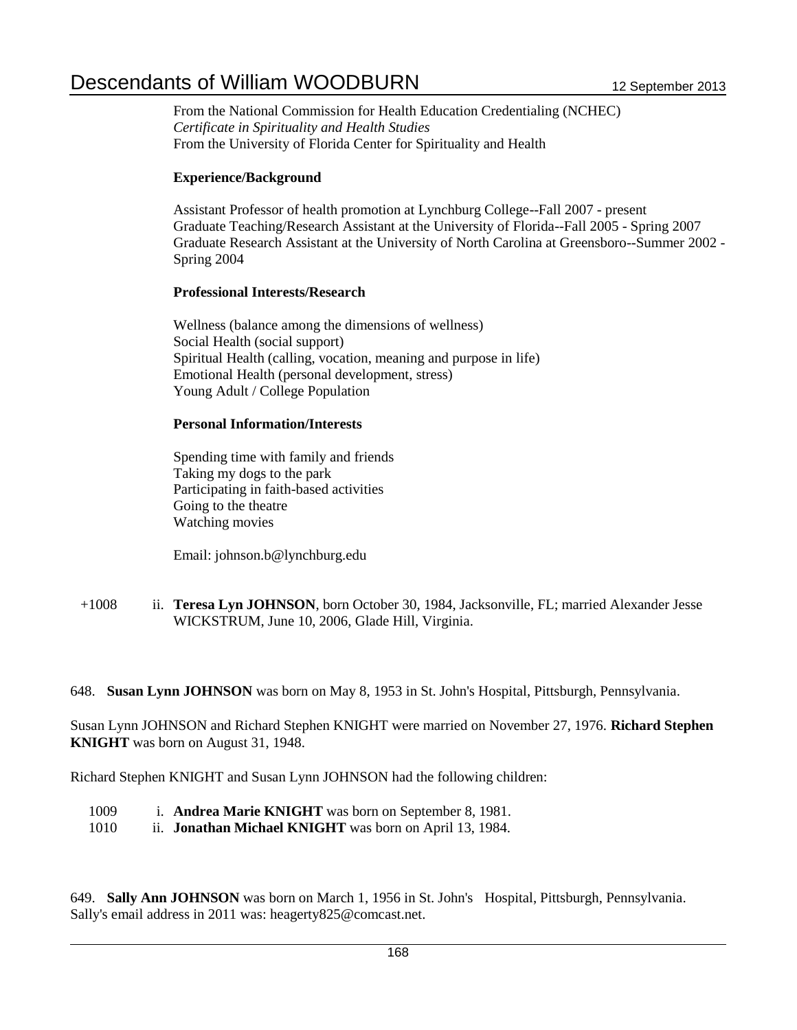From the National Commission for Health Education Credentialing (NCHEC)
*Certificate in Spirituality and Health Studies*
From the University of Florida Center for Spirituality and Health

**Experience/Background**

Assistant Professor of health promotion at Lynchburg College--Fall 2007 - present
Graduate Teaching/Research Assistant at the University of Florida--Fall 2005 - Spring 2007
Graduate Research Assistant at the University of North Carolina at Greensboro--Summer 2002 - Spring 2004

**Professional Interests/Research**

Wellness (balance among the dimensions of wellness)
Social Health (social support)
Spiritual Health (calling, vocation, meaning and purpose in life)
Emotional Health (personal development, stress)
Young Adult / College Population

**Personal Information/Interests**

Spending time with family and friends
Taking my dogs to the park
Participating in faith-based activities
Going to the theatre
Watching movies

Email: johnson.b@lynchburg.edu

+1008 ii. **Teresa Lyn JOHNSON**, born October 30, 1984, Jacksonville, FL; married Alexander Jesse WICKSTRUM, June 10, 2006, Glade Hill, Virginia.

648. **Susan Lynn JOHNSON** was born on May 8, 1953 in St. John's Hospital, Pittsburgh, Pennsylvania.

Susan Lynn JOHNSON and Richard Stephen KNIGHT were married on November 27, 1976. **Richard Stephen KNIGHT** was born on August 31, 1948.

Richard Stephen KNIGHT and Susan Lynn JOHNSON had the following children:

1009 i. **Andrea Marie KNIGHT** was born on September 8, 1981.
1010 ii. **Jonathan Michael KNIGHT** was born on April 13, 1984.

649. **Sally Ann JOHNSON** was born on March 1, 1956 in St. John's Hospital, Pittsburgh, Pennsylvania. Sally's email address in 2011 was: heagerty825@comcast.net.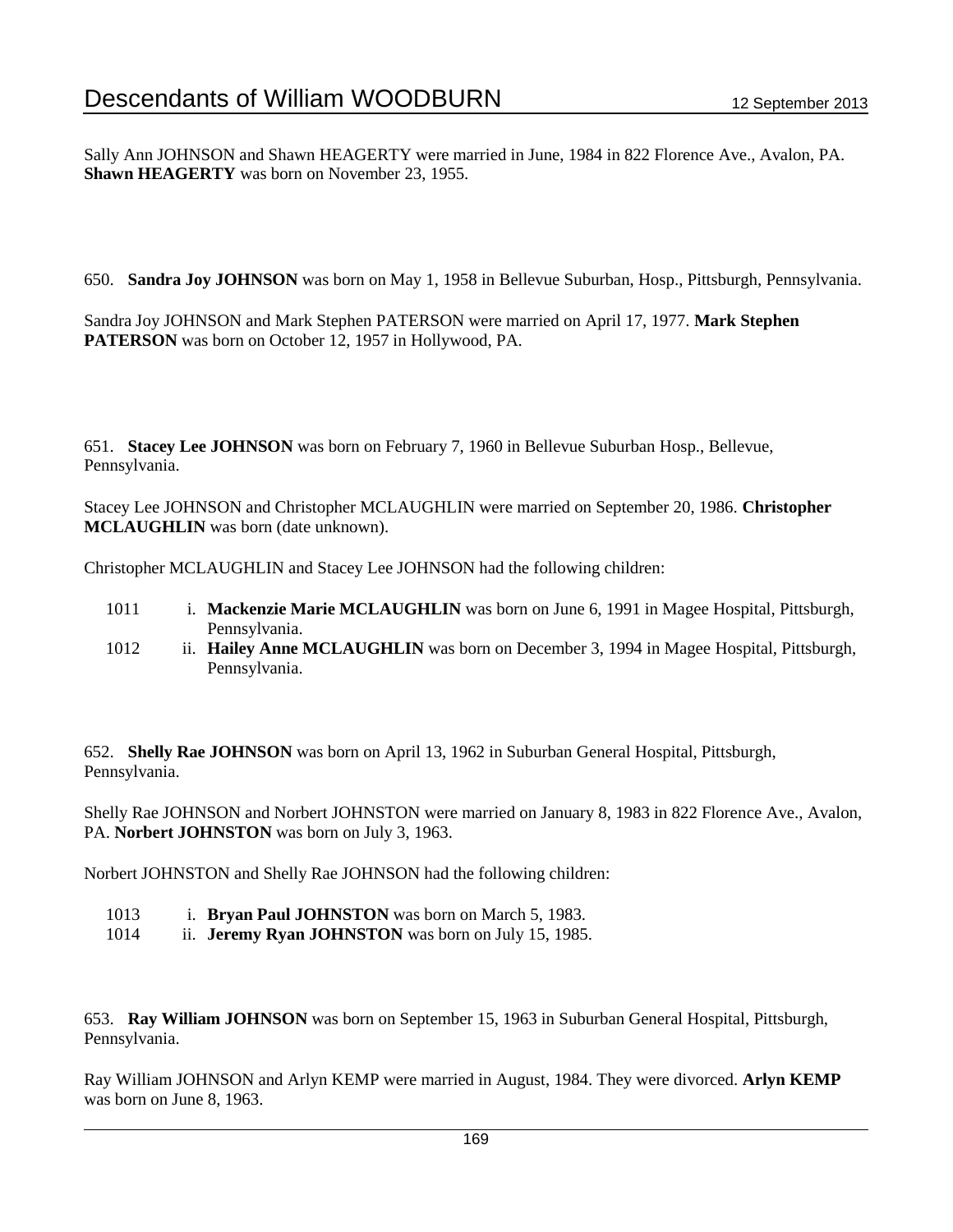Sally Ann JOHNSON and Shawn HEAGERTY were married in June, 1984 in 822 Florence Ave., Avalon, PA. **Shawn HEAGERTY** was born on November 23, 1955.

650. **Sandra Joy JOHNSON** was born on May 1, 1958 in Bellevue Suburban, Hosp., Pittsburgh, Pennsylvania.

Sandra Joy JOHNSON and Mark Stephen PATERSON were married on April 17, 1977. **Mark Stephen PATERSON** was born on October 12, 1957 in Hollywood, PA.

651. **Stacey Lee JOHNSON** was born on February 7, 1960 in Bellevue Suburban Hosp., Bellevue, Pennsylvania.

Stacey Lee JOHNSON and Christopher MCLAUGHLIN were married on September 20, 1986. **Christopher MCLAUGHLIN** was born (date unknown).

Christopher MCLAUGHLIN and Stacey Lee JOHNSON had the following children:

1011 i. **Mackenzie Marie MCLAUGHLIN** was born on June 6, 1991 in Magee Hospital, Pittsburgh, Pennsylvania.
1012 ii. **Hailey Anne MCLAUGHLIN** was born on December 3, 1994 in Magee Hospital, Pittsburgh, Pennsylvania.

652. **Shelly Rae JOHNSON** was born on April 13, 1962 in Suburban General Hospital, Pittsburgh, Pennsylvania.

Shelly Rae JOHNSON and Norbert JOHNSTON were married on January 8, 1983 in 822 Florence Ave., Avalon, PA. **Norbert JOHNSTON** was born on July 3, 1963.

Norbert JOHNSTON and Shelly Rae JOHNSON had the following children:

1013 i. **Bryan Paul JOHNSTON** was born on March 5, 1983.
1014 ii. **Jeremy Ryan JOHNSTON** was born on July 15, 1985.

653. **Ray William JOHNSON** was born on September 15, 1963 in Suburban General Hospital, Pittsburgh, Pennsylvania.

Ray William JOHNSON and Arlyn KEMP were married in August, 1984. They were divorced. **Arlyn KEMP** was born on June 8, 1963.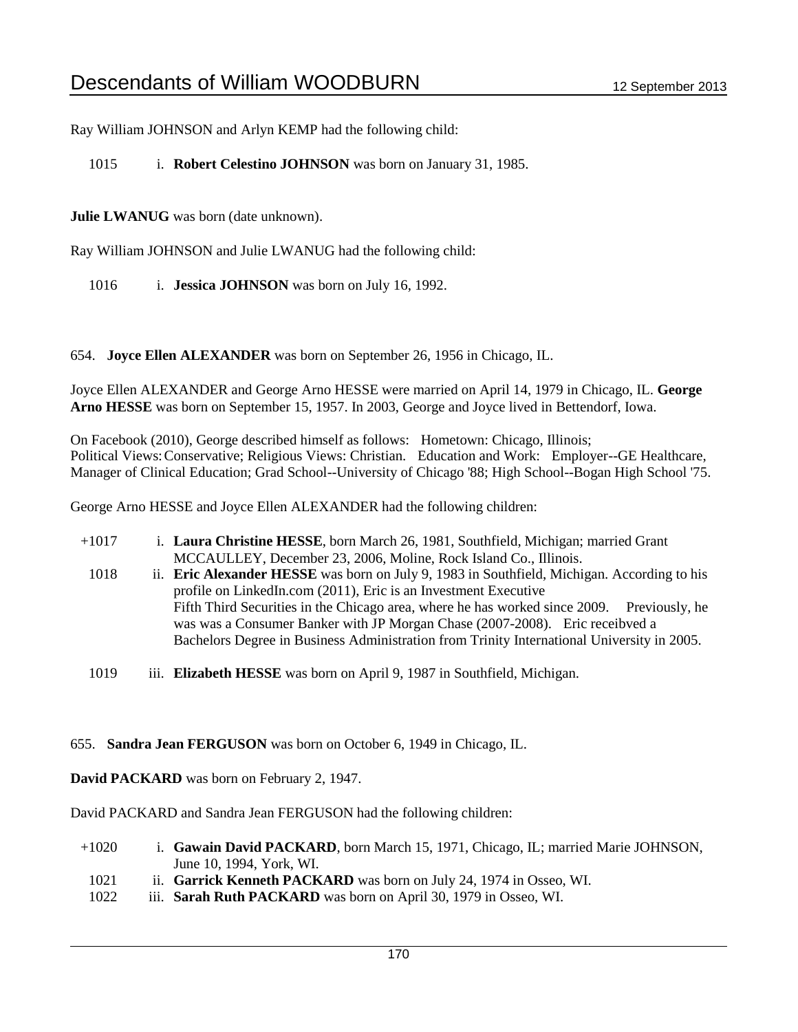Ray William JOHNSON and Arlyn KEMP had the following child:

1015 i. **Robert Celestino JOHNSON** was born on January 31, 1985.

**Julie LWANUG** was born (date unknown).

Ray William JOHNSON and Julie LWANUG had the following child:

1016 i. **Jessica JOHNSON** was born on July 16, 1992.

654. **Joyce Ellen ALEXANDER** was born on September 26, 1956 in Chicago, IL.

Joyce Ellen ALEXANDER and George Arno HESSE were married on April 14, 1979 in Chicago, IL. **George Arno HESSE** was born on September 15, 1957. In 2003, George and Joyce lived in Bettendorf, Iowa.

On Facebook (2010), George described himself as follows: Hometown: Chicago, Illinois; Political Views: Conservative; Religious Views: Christian. Education and Work: Employer--GE Healthcare, Manager of Clinical Education; Grad School--University of Chicago '88; High School--Bogan High School '75.

George Arno HESSE and Joyce Ellen ALEXANDER had the following children:

+1017 i. **Laura Christine HESSE**, born March 26, 1981, Southfield, Michigan; married Grant MCCAULLEY, December 23, 2006, Moline, Rock Island Co., Illinois.

1018 ii. **Eric Alexander HESSE** was born on July 9, 1983 in Southfield, Michigan. According to his profile on LinkedIn.com (2011), Eric is an Investment Executive Fifth Third Securities in the Chicago area, where he has worked since 2009. Previously, he was was a Consumer Banker with JP Morgan Chase (2007-2008). Eric receibved a Bachelors Degree in Business Administration from Trinity International University in 2005.

1019 iii. **Elizabeth HESSE** was born on April 9, 1987 in Southfield, Michigan.

655. **Sandra Jean FERGUSON** was born on October 6, 1949 in Chicago, IL.

**David PACKARD** was born on February 2, 1947.

David PACKARD and Sandra Jean FERGUSON had the following children:

+1020 i. **Gawain David PACKARD**, born March 15, 1971, Chicago, IL; married Marie JOHNSON, June 10, 1994, York, WI.

1021 ii. **Garrick Kenneth PACKARD** was born on July 24, 1974 in Osseo, WI.

1022 iii. **Sarah Ruth PACKARD** was born on April 30, 1979 in Osseo, WI.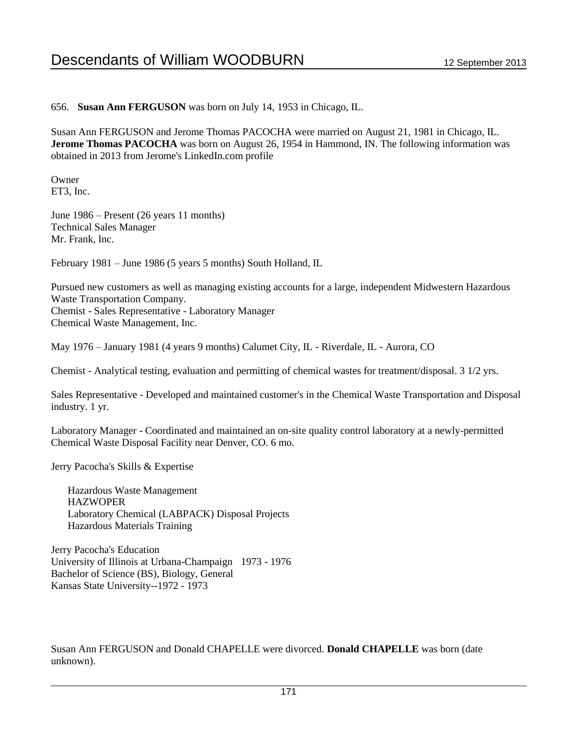656. **Susan Ann FERGUSON** was born on July 14, 1953 in Chicago, IL.

Susan Ann FERGUSON and Jerome Thomas PACOCHA were married on August 21, 1981 in Chicago, IL. **Jerome Thomas PACOCHA** was born on August 26, 1954 in Hammond, IN. The following information was obtained in 2013 from Jerome's LinkedIn.com profile

Owner
ET3, Inc.

June 1986 – Present (26 years 11 months)
Technical Sales Manager
Mr. Frank, Inc.

February 1981 – June 1986 (5 years 5 months) South Holland, IL

Pursued new customers as well as managing existing accounts for a large, independent Midwestern Hazardous Waste Transportation Company.
Chemist - Sales Representative - Laboratory Manager
Chemical Waste Management, Inc.

May 1976 – January 1981 (4 years 9 months) Calumet City, IL - Riverdale, IL - Aurora, CO

Chemist - Analytical testing, evaluation and permitting of chemical wastes for treatment/disposal. 3 1/2 yrs.

Sales Representative - Developed and maintained customer's in the Chemical Waste Transportation and Disposal industry. 1 yr.

Laboratory Manager - Coordinated and maintained an on-site quality control laboratory at a newly-permitted Chemical Waste Disposal Facility near Denver, CO. 6 mo.

Jerry Pacocha's Skills & Expertise

- Hazardous Waste Management
- HAZWOPER
- Laboratory Chemical (LABPACK) Disposal Projects
- Hazardous Materials Training

Jerry Pacocha's Education
University of Illinois at Urbana-Champaign 1973 - 1976
Bachelor of Science (BS), Biology, General
Kansas State University--1972 - 1973

Susan Ann FERGUSON and Donald CHAPELLE were divorced. **Donald CHAPELLE** was born (date unknown).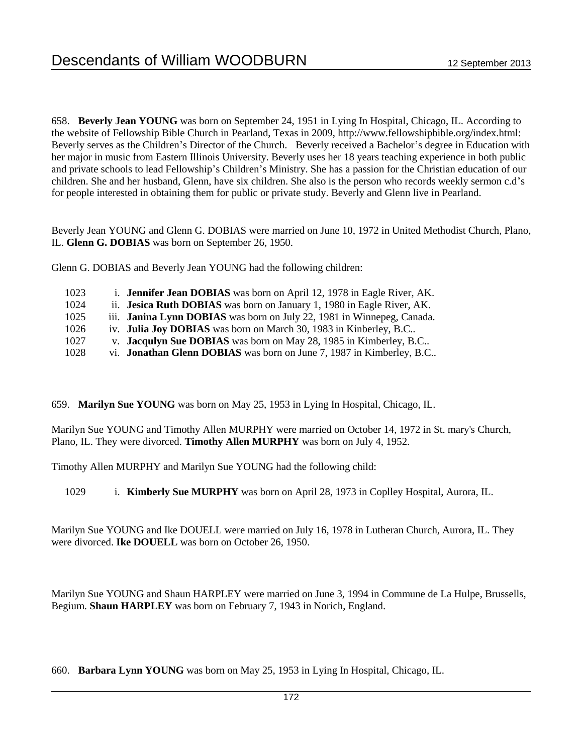658. **Beverly Jean YOUNG** was born on September 24, 1951 in Lying In Hospital, Chicago, IL. According to the website of Fellowship Bible Church in Pearland, Texas in 2009, http://www.fellowshipbible.org/index.html: Beverly serves as the Children's Director of the Church. Beverly received a Bachelor's degree in Education with her major in music from Eastern Illinois University. Beverly uses her 18 years teaching experience in both public and private schools to lead Fellowship's Children's Ministry. She has a passion for the Christian education of our children. She and her husband, Glenn, have six children. She also is the person who records weekly sermon c.d's for people interested in obtaining them for public or private study. Beverly and Glenn live in Pearland.

Beverly Jean YOUNG and Glenn G. DOBIAS were married on June 10, 1972 in United Methodist Church, Plano, IL. **Glenn G. DOBIAS** was born on September 26, 1950.

Glenn G. DOBIAS and Beverly Jean YOUNG had the following children:

1023 i. **Jennifer Jean DOBIAS** was born on April 12, 1978 in Eagle River, AK.
1024 ii. **Jesica Ruth DOBIAS** was born on January 1, 1980 in Eagle River, AK.
1025 iii. **Janina Lynn DOBIAS** was born on July 22, 1981 in Winnepeg, Canada.
1026 iv. **Julia Joy DOBIAS** was born on March 30, 1983 in Kinberley, B.C..
1027 v. **Jacqulyn Sue DOBIAS** was born on May 28, 1985 in Kimberley, B.C..
1028 vi. **Jonathan Glenn DOBIAS** was born on June 7, 1987 in Kimberley, B.C..

659. **Marilyn Sue YOUNG** was born on May 25, 1953 in Lying In Hospital, Chicago, IL.

Marilyn Sue YOUNG and Timothy Allen MURPHY were married on October 14, 1972 in St. mary's Church, Plano, IL. They were divorced. **Timothy Allen MURPHY** was born on July 4, 1952.

Timothy Allen MURPHY and Marilyn Sue YOUNG had the following child:

1029 i. **Kimberly Sue MURPHY** was born on April 28, 1973 in Coplley Hospital, Aurora, IL.

Marilyn Sue YOUNG and Ike DOUELL were married on July 16, 1978 in Lutheran Church, Aurora, IL. They were divorced. **Ike DOUELL** was born on October 26, 1950.

Marilyn Sue YOUNG and Shaun HARPLEY were married on June 3, 1994 in Commune de La Hulpe, Brussells, Begium. **Shaun HARPLEY** was born on February 7, 1943 in Norich, England.

660. **Barbara Lynn YOUNG** was born on May 25, 1953 in Lying In Hospital, Chicago, IL.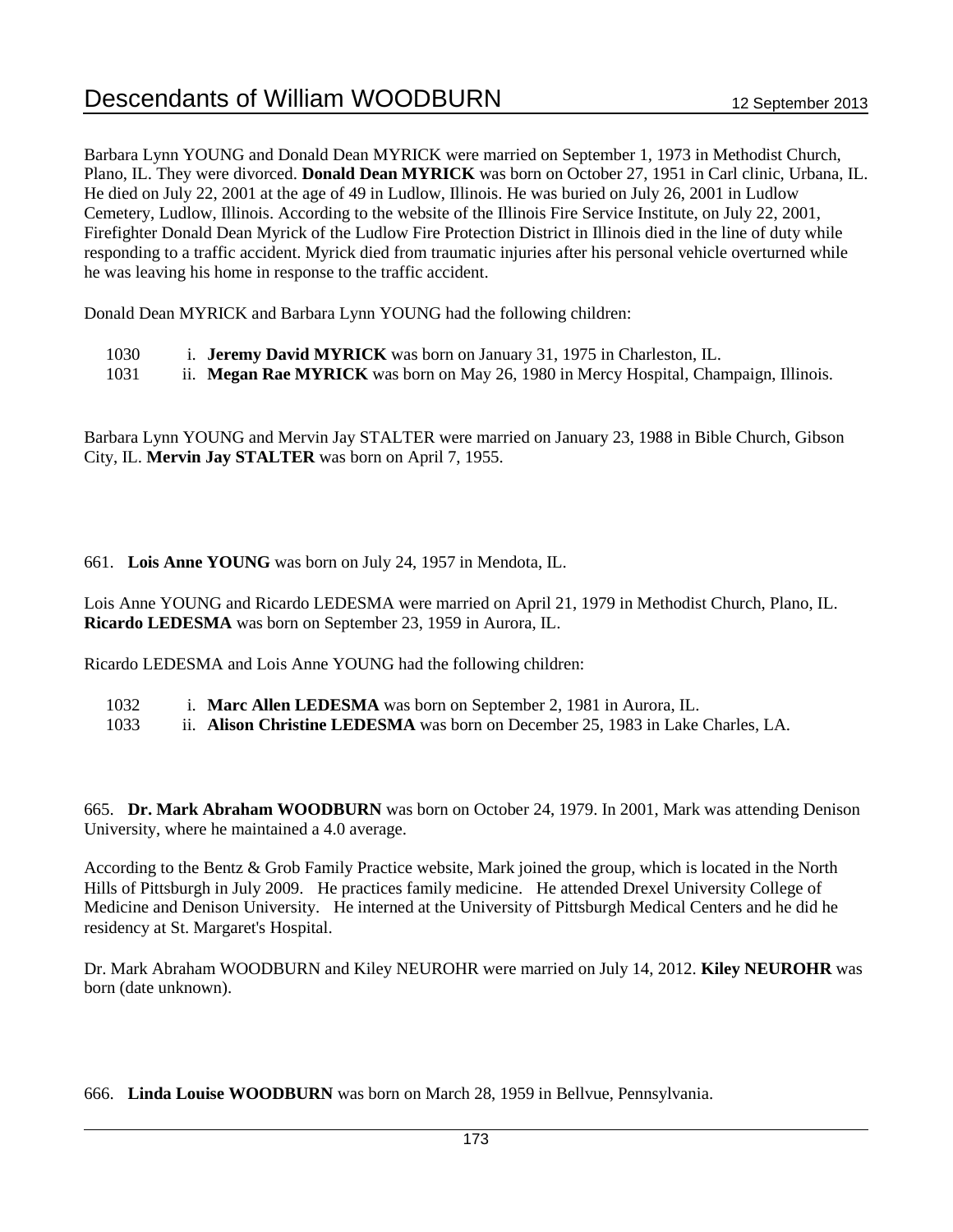Barbara Lynn YOUNG and Donald Dean MYRICK were married on September 1, 1973 in Methodist Church, Plano, IL. They were divorced. **Donald Dean MYRICK** was born on October 27, 1951 in Carl clinic, Urbana, IL. He died on July 22, 2001 at the age of 49 in Ludlow, Illinois. He was buried on July 26, 2001 in Ludlow Cemetery, Ludlow, Illinois. According to the website of the Illinois Fire Service Institute, on July 22, 2001, Firefighter Donald Dean Myrick of the Ludlow Fire Protection District in Illinois died in the line of duty while responding to a traffic accident. Myrick died from traumatic injuries after his personal vehicle overturned while he was leaving his home in response to the traffic accident.

Donald Dean MYRICK and Barbara Lynn YOUNG had the following children:

1030 i. **Jeremy David MYRICK** was born on January 31, 1975 in Charleston, IL.
1031 ii. **Megan Rae MYRICK** was born on May 26, 1980 in Mercy Hospital, Champaign, Illinois.

Barbara Lynn YOUNG and Mervin Jay STALTER were married on January 23, 1988 in Bible Church, Gibson City, IL. **Mervin Jay STALTER** was born on April 7, 1955.

661. **Lois Anne YOUNG** was born on July 24, 1957 in Mendota, IL.

Lois Anne YOUNG and Ricardo LEDESMA were married on April 21, 1979 in Methodist Church, Plano, IL. **Ricardo LEDESMA** was born on September 23, 1959 in Aurora, IL.

Ricardo LEDESMA and Lois Anne YOUNG had the following children:

1032 i. **Marc Allen LEDESMA** was born on September 2, 1981 in Aurora, IL.
1033 ii. **Alison Christine LEDESMA** was born on December 25, 1983 in Lake Charles, LA.

665. **Dr. Mark Abraham WOODBURN** was born on October 24, 1979. In 2001, Mark was attending Denison University, where he maintained a 4.0 average.

According to the Bentz & Grob Family Practice website, Mark joined the group, which is located in the North Hills of Pittsburgh in July 2009. He practices family medicine. He attended Drexel University College of Medicine and Denison University. He interned at the University of Pittsburgh Medical Centers and he did he residency at St. Margaret's Hospital.

Dr. Mark Abraham WOODBURN and Kiley NEUROHR were married on July 14, 2012. **Kiley NEUROHR** was born (date unknown).

666. **Linda Louise WOODBURN** was born on March 28, 1959 in Bellvue, Pennsylvania.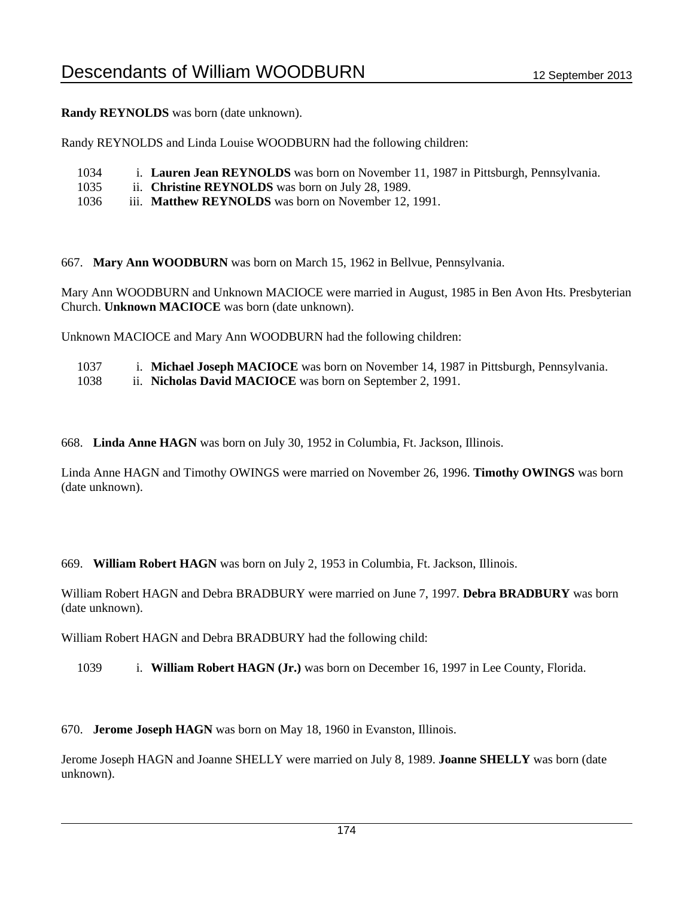**Randy REYNOLDS** was born (date unknown).

Randy REYNOLDS and Linda Louise WOODBURN had the following children:

1034 i. **Lauren Jean REYNOLDS** was born on November 11, 1987 in Pittsburgh, Pennsylvania.
1035 ii. **Christine REYNOLDS** was born on July 28, 1989.
1036 iii. **Matthew REYNOLDS** was born on November 12, 1991.

667. **Mary Ann WOODBURN** was born on March 15, 1962 in Bellvue, Pennsylvania.

Mary Ann WOODBURN and Unknown MACIOCE were married in August, 1985 in Ben Avon Hts. Presbyterian Church. **Unknown MACIOCE** was born (date unknown).

Unknown MACIOCE and Mary Ann WOODBURN had the following children:

1037 i. **Michael Joseph MACIOCE** was born on November 14, 1987 in Pittsburgh, Pennsylvania.
1038 ii. **Nicholas David MACIOCE** was born on September 2, 1991.

668. **Linda Anne HAGN** was born on July 30, 1952 in Columbia, Ft. Jackson, Illinois.

Linda Anne HAGN and Timothy OWINGS were married on November 26, 1996. **Timothy OWINGS** was born (date unknown).

669. **William Robert HAGN** was born on July 2, 1953 in Columbia, Ft. Jackson, Illinois.

William Robert HAGN and Debra BRADBURY were married on June 7, 1997. **Debra BRADBURY** was born (date unknown).

William Robert HAGN and Debra BRADBURY had the following child:

1039 i. **William Robert HAGN (Jr.)** was born on December 16, 1997 in Lee County, Florida.

670. **Jerome Joseph HAGN** was born on May 18, 1960 in Evanston, Illinois.

Jerome Joseph HAGN and Joanne SHELLY were married on July 8, 1989. **Joanne SHELLY** was born (date unknown).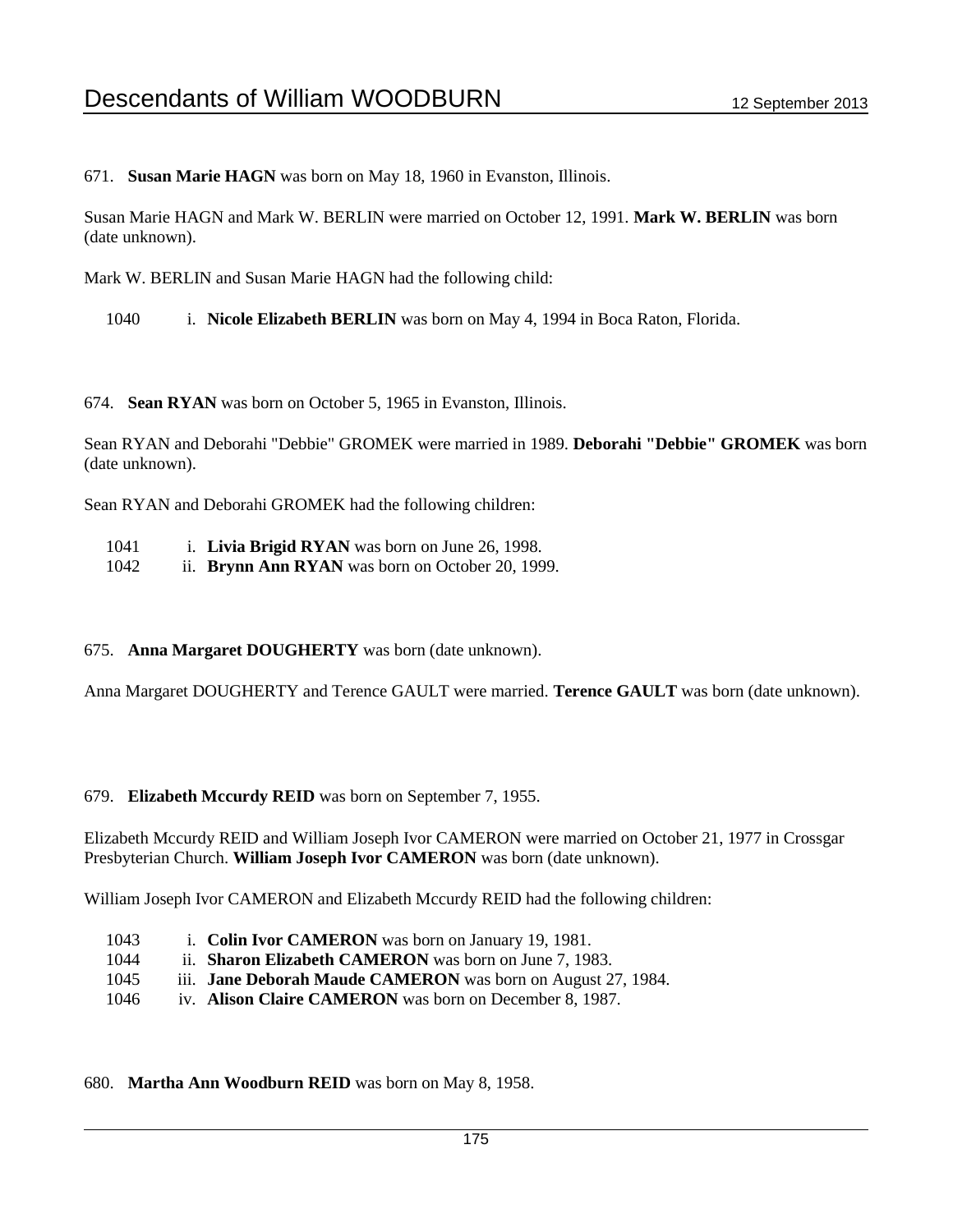671. **Susan Marie HAGN** was born on May 18, 1960 in Evanston, Illinois.

Susan Marie HAGN and Mark W. BERLIN were married on October 12, 1991. **Mark W. BERLIN** was born (date unknown).

Mark W. BERLIN and Susan Marie HAGN had the following child:

1040 i. **Nicole Elizabeth BERLIN** was born on May 4, 1994 in Boca Raton, Florida.

674. **Sean RYAN** was born on October 5, 1965 in Evanston, Illinois.

Sean RYAN and Deborahi "Debbie" GROMEK were married in 1989. **Deborahi "Debbie" GROMEK** was born (date unknown).

Sean RYAN and Deborahi GROMEK had the following children:

1041 i. **Livia Brigid RYAN** was born on June 26, 1998.
1042 ii. **Brynn Ann RYAN** was born on October 20, 1999.

675. **Anna Margaret DOUGHERTY** was born (date unknown).

Anna Margaret DOUGHERTY and Terence GAULT were married. **Terence GAULT** was born (date unknown).

679. **Elizabeth Mccurdy REID** was born on September 7, 1955.

Elizabeth Mccurdy REID and William Joseph Ivor CAMERON were married on October 21, 1977 in Crossgar Presbyterian Church. **William Joseph Ivor CAMERON** was born (date unknown).

William Joseph Ivor CAMERON and Elizabeth Mccurdy REID had the following children:

1043 i. **Colin Ivor CAMERON** was born on January 19, 1981.
1044 ii. **Sharon Elizabeth CAMERON** was born on June 7, 1983.
1045 iii. **Jane Deborah Maude CAMERON** was born on August 27, 1984.
1046 iv. **Alison Claire CAMERON** was born on December 8, 1987.

680. **Martha Ann Woodburn REID** was born on May 8, 1958.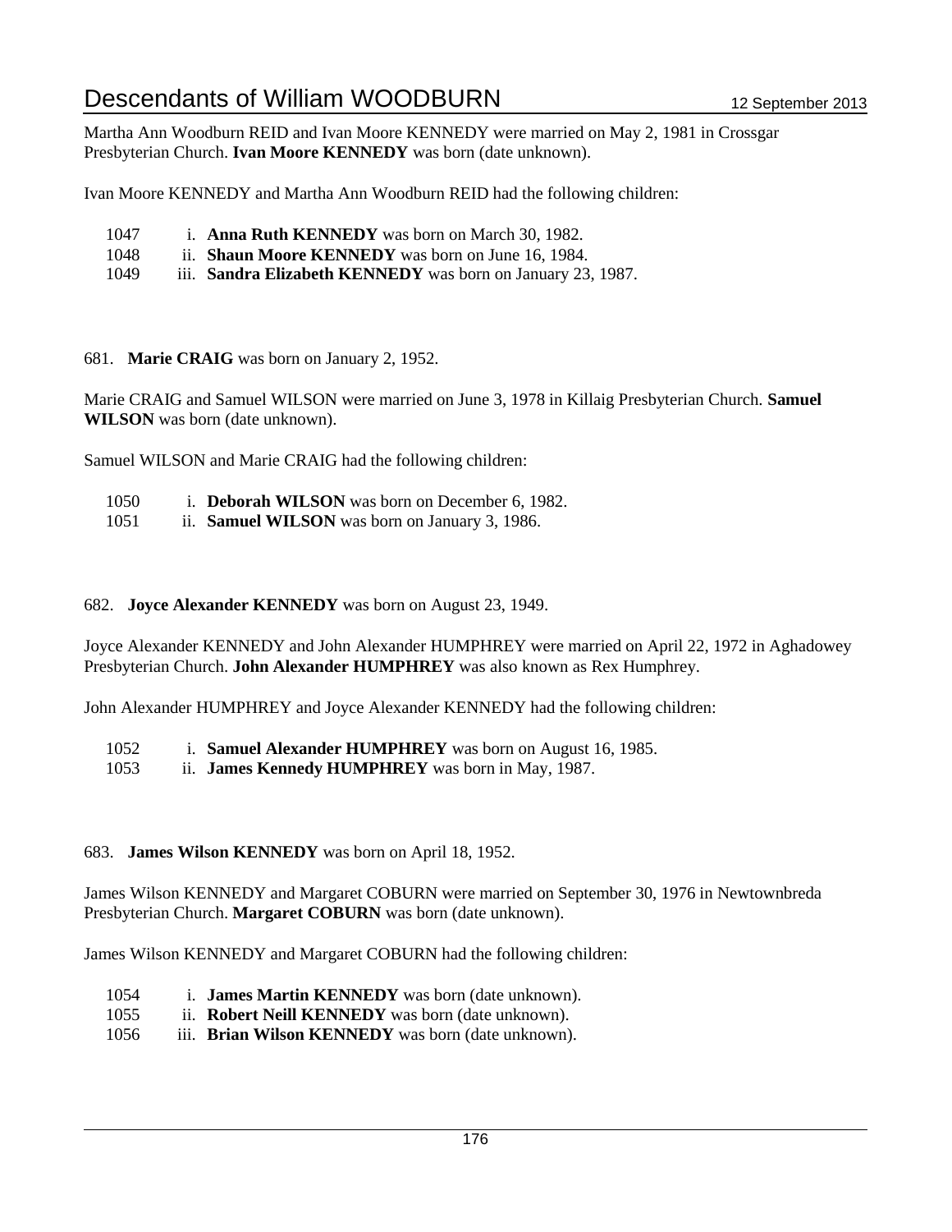Martha Ann Woodburn REID and Ivan Moore KENNEDY were married on May 2, 1981 in Crossgar Presbyterian Church. **Ivan Moore KENNEDY** was born (date unknown).

Ivan Moore KENNEDY and Martha Ann Woodburn REID had the following children:

1047 i. **Anna Ruth KENNEDY** was born on March 30, 1982.
1048 ii. **Shaun Moore KENNEDY** was born on June 16, 1984.
1049 iii. **Sandra Elizabeth KENNEDY** was born on January 23, 1987.

681. **Marie CRAIG** was born on January 2, 1952.

Marie CRAIG and Samuel WILSON were married on June 3, 1978 in Killaig Presbyterian Church. **Samuel WILSON** was born (date unknown).

Samuel WILSON and Marie CRAIG had the following children:

1050 i. **Deborah WILSON** was born on December 6, 1982.
1051 ii. **Samuel WILSON** was born on January 3, 1986.

682. **Joyce Alexander KENNEDY** was born on August 23, 1949.

Joyce Alexander KENNEDY and John Alexander HUMPHREY were married on April 22, 1972 in Aghadowey Presbyterian Church. **John Alexander HUMPHREY** was also known as Rex Humphrey.

John Alexander HUMPHREY and Joyce Alexander KENNEDY had the following children:

1052 i. **Samuel Alexander HUMPHREY** was born on August 16, 1985.
1053 ii. **James Kennedy HUMPHREY** was born in May, 1987.

683. **James Wilson KENNEDY** was born on April 18, 1952.

James Wilson KENNEDY and Margaret COBURN were married on September 30, 1976 in Newtownbreda Presbyterian Church. **Margaret COBURN** was born (date unknown).

James Wilson KENNEDY and Margaret COBURN had the following children:

1054 i. **James Martin KENNEDY** was born (date unknown).
1055 ii. **Robert Neill KENNEDY** was born (date unknown).
1056 iii. **Brian Wilson KENNEDY** was born (date unknown).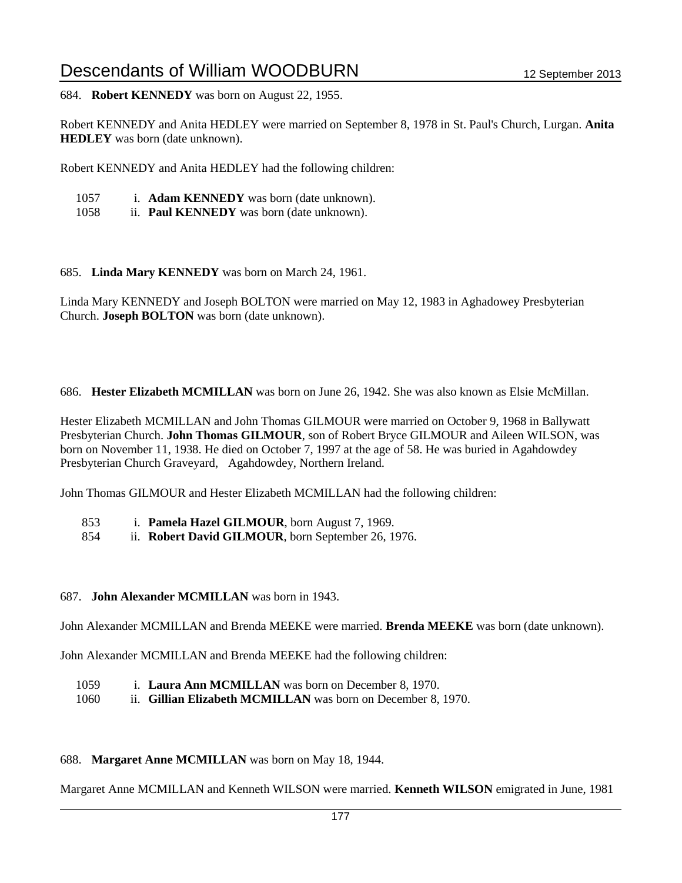684. **Robert KENNEDY** was born on August 22, 1955.

Robert KENNEDY and Anita HEDLEY were married on September 8, 1978 in St. Paul's Church, Lurgan. **Anita HEDLEY** was born (date unknown).

Robert KENNEDY and Anita HEDLEY had the following children:

1057 i. **Adam KENNEDY** was born (date unknown).
1058 ii. **Paul KENNEDY** was born (date unknown).

685. **Linda Mary KENNEDY** was born on March 24, 1961.

Linda Mary KENNEDY and Joseph BOLTON were married on May 12, 1983 in Aghadowey Presbyterian Church. **Joseph BOLTON** was born (date unknown).

686. **Hester Elizabeth MCMILLAN** was born on June 26, 1942. She was also known as Elsie McMillan.

Hester Elizabeth MCMILLAN and John Thomas GILMOUR were married on October 9, 1968 in Ballywatt Presbyterian Church. **John Thomas GILMOUR**, son of Robert Bryce GILMOUR and Aileen WILSON, was born on November 11, 1938. He died on October 7, 1997 at the age of 58. He was buried in Agahdowdey Presbyterian Church Graveyard, Agahdowdey, Northern Ireland.

John Thomas GILMOUR and Hester Elizabeth MCMILLAN had the following children:

853 i. **Pamela Hazel GILMOUR**, born August 7, 1969.
854 ii. **Robert David GILMOUR**, born September 26, 1976.

687. **John Alexander MCMILLAN** was born in 1943.

John Alexander MCMILLAN and Brenda MEEKE were married. **Brenda MEEKE** was born (date unknown).

John Alexander MCMILLAN and Brenda MEEKE had the following children:

1059 i. **Laura Ann MCMILLAN** was born on December 8, 1970.
1060 ii. **Gillian Elizabeth MCMILLAN** was born on December 8, 1970.

688. **Margaret Anne MCMILLAN** was born on May 18, 1944.

Margaret Anne MCMILLAN and Kenneth WILSON were married. **Kenneth WILSON** emigrated in June, 1981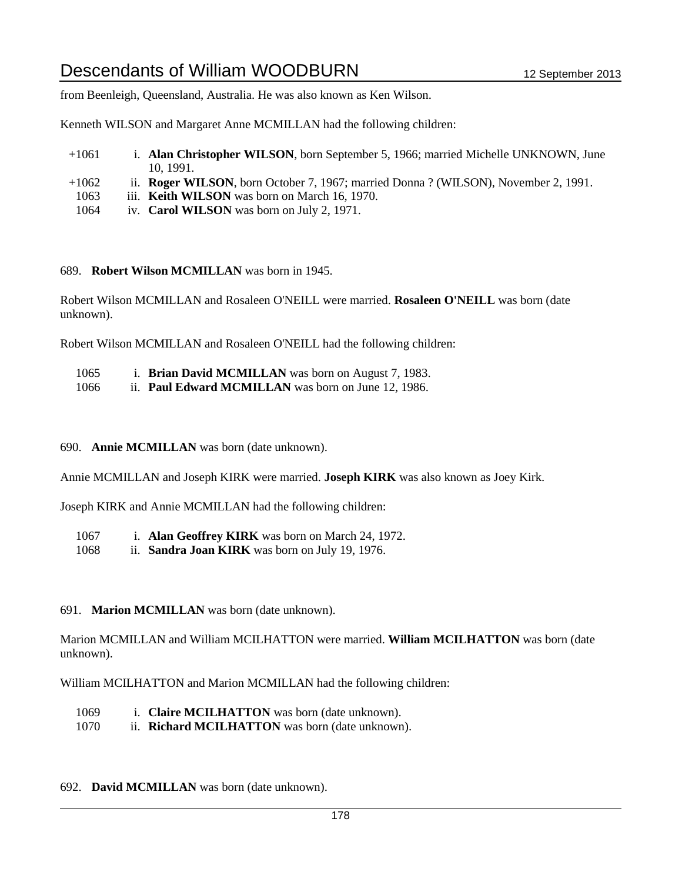from Beenleigh, Queensland, Australia. He was also known as Ken Wilson.

Kenneth WILSON and Margaret Anne MCMILLAN had the following children:

+1061 i. **Alan Christopher WILSON**, born September 5, 1966; married Michelle UNKNOWN, June 10, 1991.
+1062 ii. **Roger WILSON**, born October 7, 1967; married Donna ? (WILSON), November 2, 1991.
1063 iii. **Keith WILSON** was born on March 16, 1970.
1064 iv. **Carol WILSON** was born on July 2, 1971.

689. **Robert Wilson MCMILLAN** was born in 1945.

Robert Wilson MCMILLAN and Rosaleen O'NEILL were married. **Rosaleen O'NEILL** was born (date unknown).

Robert Wilson MCMILLAN and Rosaleen O'NEILL had the following children:

1065 i. **Brian David MCMILLAN** was born on August 7, 1983.
1066 ii. **Paul Edward MCMILLAN** was born on June 12, 1986.

690. **Annie MCMILLAN** was born (date unknown).

Annie MCMILLAN and Joseph KIRK were married. **Joseph KIRK** was also known as Joey Kirk.

Joseph KIRK and Annie MCMILLAN had the following children:

1067 i. **Alan Geoffrey KIRK** was born on March 24, 1972.
1068 ii. **Sandra Joan KIRK** was born on July 19, 1976.

691. **Marion MCMILLAN** was born (date unknown).

Marion MCMILLAN and William MCILHATTON were married. **William MCILHATTON** was born (date unknown).

William MCILHATTON and Marion MCMILLAN had the following children:

1069 i. **Claire MCILHATTON** was born (date unknown).
1070 ii. **Richard MCILHATTON** was born (date unknown).

692. **David MCMILLAN** was born (date unknown).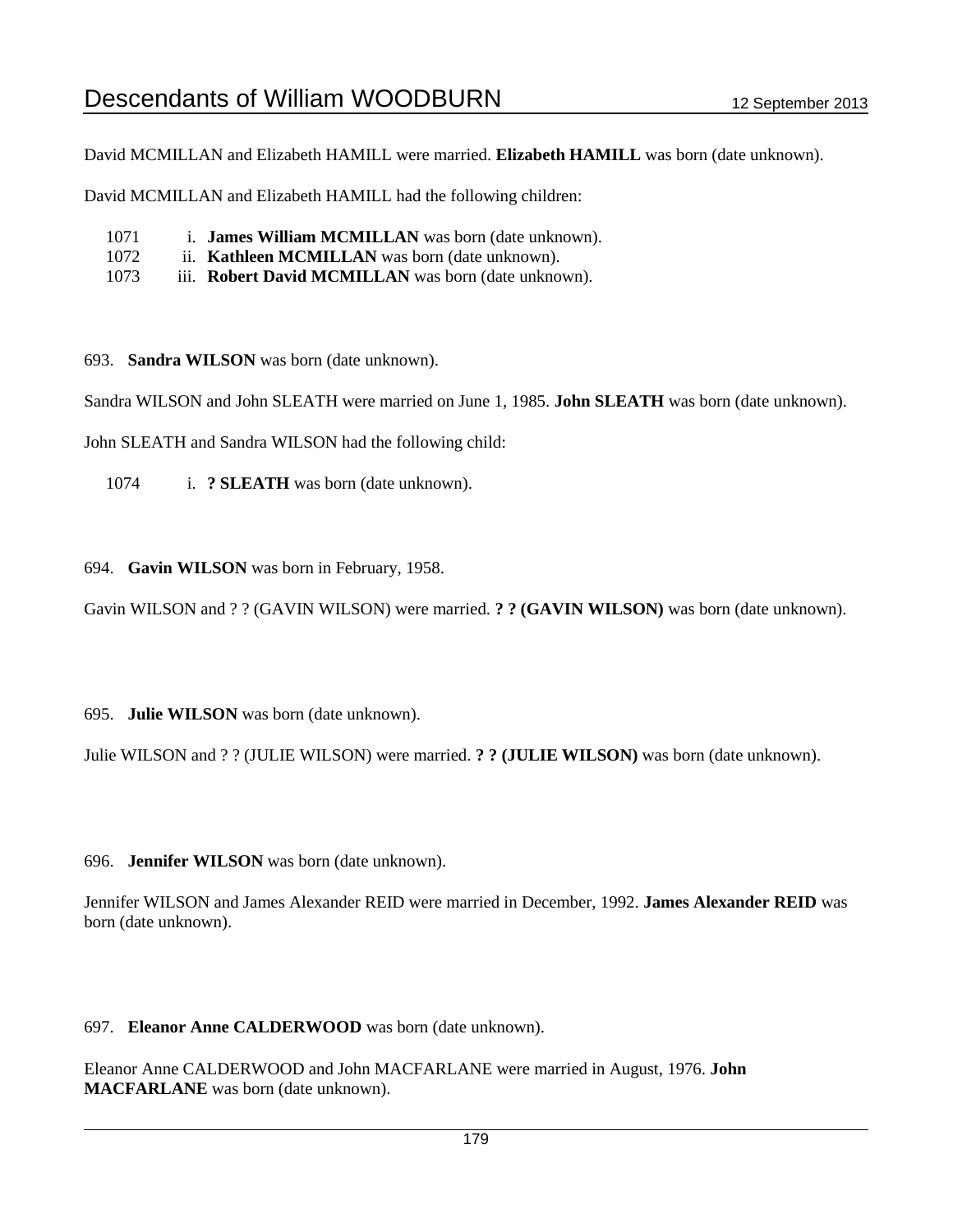David MCMILLAN and Elizabeth HAMILL were married. **Elizabeth HAMILL** was born (date unknown).

David MCMILLAN and Elizabeth HAMILL had the following children:

1071 i. **James William MCMILLAN** was born (date unknown).
1072 ii. **Kathleen MCMILLAN** was born (date unknown).
1073 iii. **Robert David MCMILLAN** was born (date unknown).

693. **Sandra WILSON** was born (date unknown).

Sandra WILSON and John SLEATH were married on June 1, 1985. **John SLEATH** was born (date unknown).

John SLEATH and Sandra WILSON had the following child:

1074 i. **? SLEATH** was born (date unknown).

694. **Gavin WILSON** was born in February, 1958.

Gavin WILSON and ? ? (GAVIN WILSON) were married. **? ? (GAVIN WILSON)** was born (date unknown).

695. **Julie WILSON** was born (date unknown).

Julie WILSON and ? ? (JULIE WILSON) were married. **? ? (JULIE WILSON)** was born (date unknown).

696. **Jennifer WILSON** was born (date unknown).

Jennifer WILSON and James Alexander REID were married in December, 1992. **James Alexander REID** was born (date unknown).

697. **Eleanor Anne CALDERWOOD** was born (date unknown).

Eleanor Anne CALDERWOOD and John MACFARLANE were married in August, 1976. **John MACFARLANE** was born (date unknown).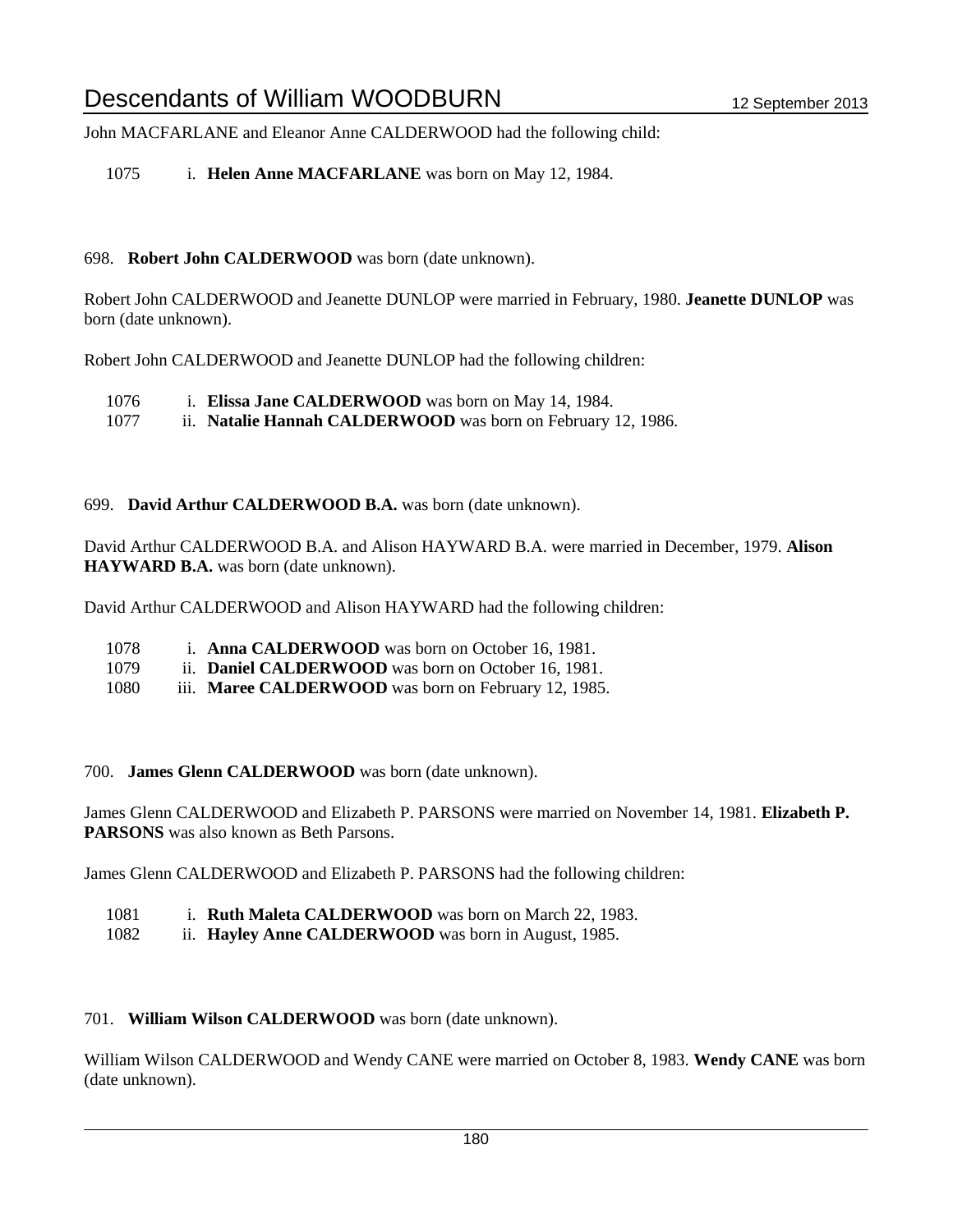John MACFARLANE and Eleanor Anne CALDERWOOD had the following child:

1075 i. **Helen Anne MACFARLANE** was born on May 12, 1984.

698. **Robert John CALDERWOOD** was born (date unknown).

Robert John CALDERWOOD and Jeanette DUNLOP were married in February, 1980. **Jeanette DUNLOP** was born (date unknown).

Robert John CALDERWOOD and Jeanette DUNLOP had the following children:

1076 i. **Elissa Jane CALDERWOOD** was born on May 14, 1984.
1077 ii. **Natalie Hannah CALDERWOOD** was born on February 12, 1986.

699. **David Arthur CALDERWOOD B.A.** was born (date unknown).

David Arthur CALDERWOOD B.A. and Alison HAYWARD B.A. were married in December, 1979. **Alison HAYWARD B.A.** was born (date unknown).

David Arthur CALDERWOOD and Alison HAYWARD had the following children:

1078 i. **Anna CALDERWOOD** was born on October 16, 1981.
1079 ii. **Daniel CALDERWOOD** was born on October 16, 1981.
1080 iii. **Maree CALDERWOOD** was born on February 12, 1985.

700. **James Glenn CALDERWOOD** was born (date unknown).

James Glenn CALDERWOOD and Elizabeth P. PARSONS were married on November 14, 1981. **Elizabeth P. PARSONS** was also known as Beth Parsons.

James Glenn CALDERWOOD and Elizabeth P. PARSONS had the following children:

1081 i. **Ruth Maleta CALDERWOOD** was born on March 22, 1983.
1082 ii. **Hayley Anne CALDERWOOD** was born in August, 1985.

701. **William Wilson CALDERWOOD** was born (date unknown).

William Wilson CALDERWOOD and Wendy CANE were married on October 8, 1983. **Wendy CANE** was born (date unknown).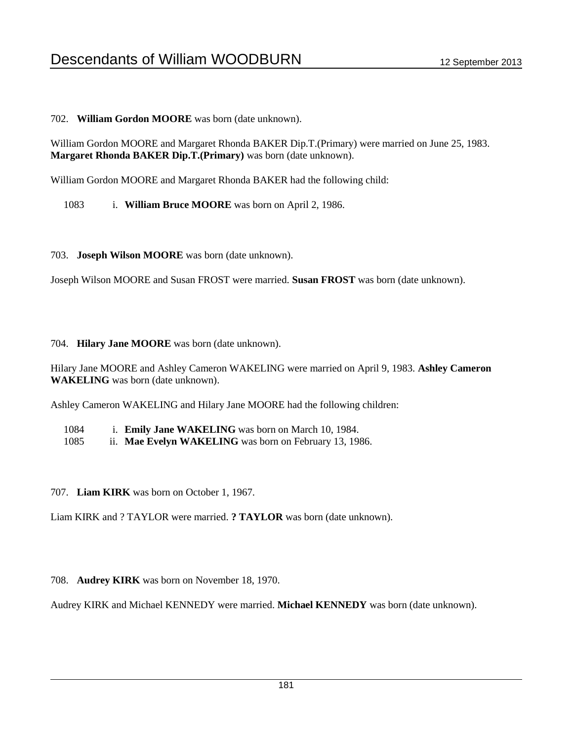702. **William Gordon MOORE** was born (date unknown).

William Gordon MOORE and Margaret Rhonda BAKER Dip.T.(Primary) were married on June 25, 1983. **Margaret Rhonda BAKER Dip.T.(Primary)** was born (date unknown).

William Gordon MOORE and Margaret Rhonda BAKER had the following child:

1083 i. **William Bruce MOORE** was born on April 2, 1986.

703. **Joseph Wilson MOORE** was born (date unknown).

Joseph Wilson MOORE and Susan FROST were married. **Susan FROST** was born (date unknown).

704. **Hilary Jane MOORE** was born (date unknown).

Hilary Jane MOORE and Ashley Cameron WAKELING were married on April 9, 1983. **Ashley Cameron WAKELING** was born (date unknown).

Ashley Cameron WAKELING and Hilary Jane MOORE had the following children:

1084 i. **Emily Jane WAKELING** was born on March 10, 1984.
1085 ii. **Mae Evelyn WAKELING** was born on February 13, 1986.

707. **Liam KIRK** was born on October 1, 1967.

Liam KIRK and ? TAYLOR were married. **? TAYLOR** was born (date unknown).

708. **Audrey KIRK** was born on November 18, 1970.

Audrey KIRK and Michael KENNEDY were married. **Michael KENNEDY** was born (date unknown).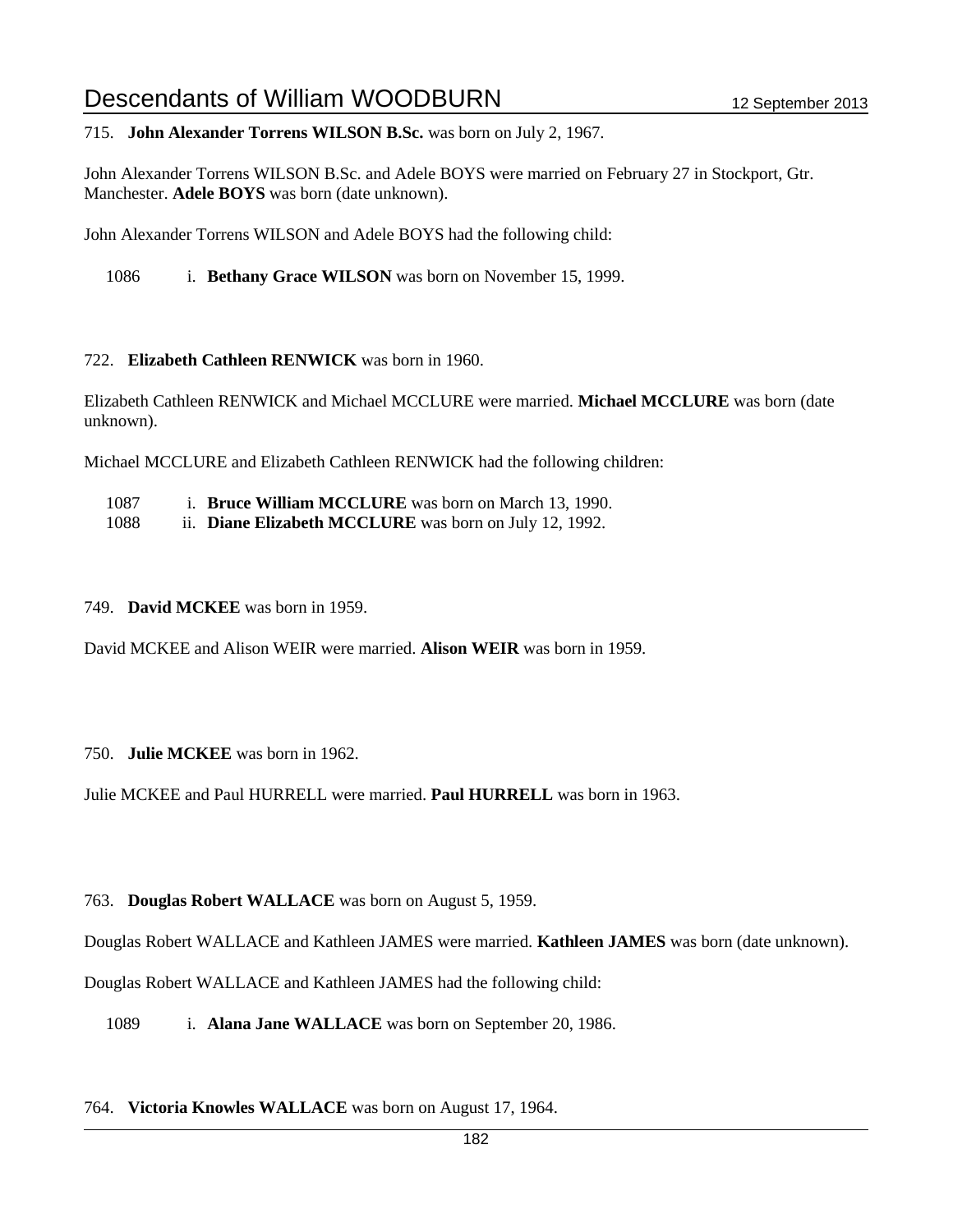715. **John Alexander Torrens WILSON B.Sc.** was born on July 2, 1967.

John Alexander Torrens WILSON B.Sc. and Adele BOYS were married on February 27 in Stockport, Gtr. Manchester. **Adele BOYS** was born (date unknown).

John Alexander Torrens WILSON and Adele BOYS had the following child:

1086 i. **Bethany Grace WILSON** was born on November 15, 1999.

722. **Elizabeth Cathleen RENWICK** was born in 1960.

Elizabeth Cathleen RENWICK and Michael MCCLURE were married. **Michael MCCLURE** was born (date unknown).

Michael MCCLURE and Elizabeth Cathleen RENWICK had the following children:

1087 i. **Bruce William MCCLURE** was born on March 13, 1990.
1088 ii. **Diane Elizabeth MCCLURE** was born on July 12, 1992.

749. **David MCKEE** was born in 1959.

David MCKEE and Alison WEIR were married. **Alison WEIR** was born in 1959.

750. **Julie MCKEE** was born in 1962.

Julie MCKEE and Paul HURRELL were married. **Paul HURRELL** was born in 1963.

763. **Douglas Robert WALLACE** was born on August 5, 1959.

Douglas Robert WALLACE and Kathleen JAMES were married. **Kathleen JAMES** was born (date unknown).

Douglas Robert WALLACE and Kathleen JAMES had the following child:

1089 i. **Alana Jane WALLACE** was born on September 20, 1986.

764. **Victoria Knowles WALLACE** was born on August 17, 1964.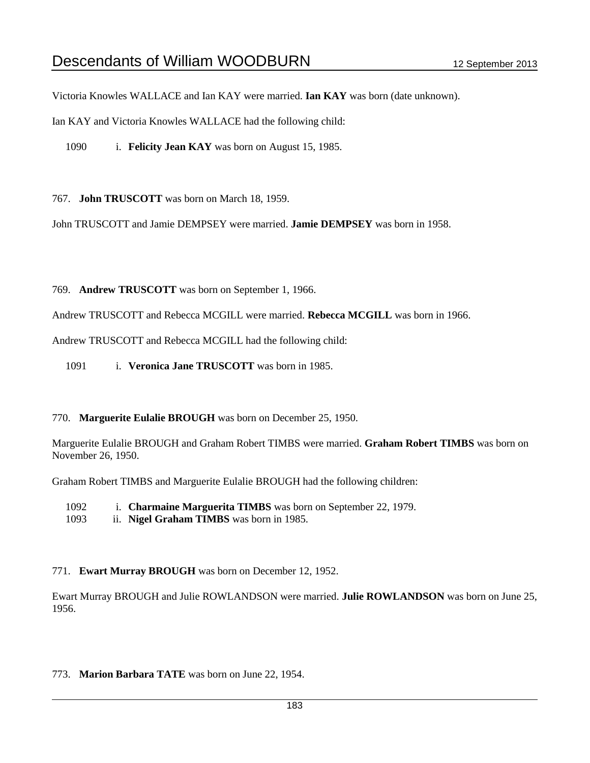Victoria Knowles WALLACE and Ian KAY were married. **Ian KAY** was born (date unknown).

Ian KAY and Victoria Knowles WALLACE had the following child:

1090 i. **Felicity Jean KAY** was born on August 15, 1985.

767. **John TRUSCOTT** was born on March 18, 1959.

John TRUSCOTT and Jamie DEMPSEY were married. **Jamie DEMPSEY** was born in 1958.

769. **Andrew TRUSCOTT** was born on September 1, 1966.

Andrew TRUSCOTT and Rebecca MCGILL were married. **Rebecca MCGILL** was born in 1966.

Andrew TRUSCOTT and Rebecca MCGILL had the following child:

1091 i. **Veronica Jane TRUSCOTT** was born in 1985.

770. **Marguerite Eulalie BROUGH** was born on December 25, 1950.

Marguerite Eulalie BROUGH and Graham Robert TIMBS were married. **Graham Robert TIMBS** was born on November 26, 1950.

Graham Robert TIMBS and Marguerite Eulalie BROUGH had the following children:

1092 i. **Charmaine Marguerita TIMBS** was born on September 22, 1979.
1093 ii. **Nigel Graham TIMBS** was born in 1985.

771. **Ewart Murray BROUGH** was born on December 12, 1952.

Ewart Murray BROUGH and Julie ROWLANDSON were married. **Julie ROWLANDSON** was born on June 25, 1956.

773. **Marion Barbara TATE** was born on June 22, 1954.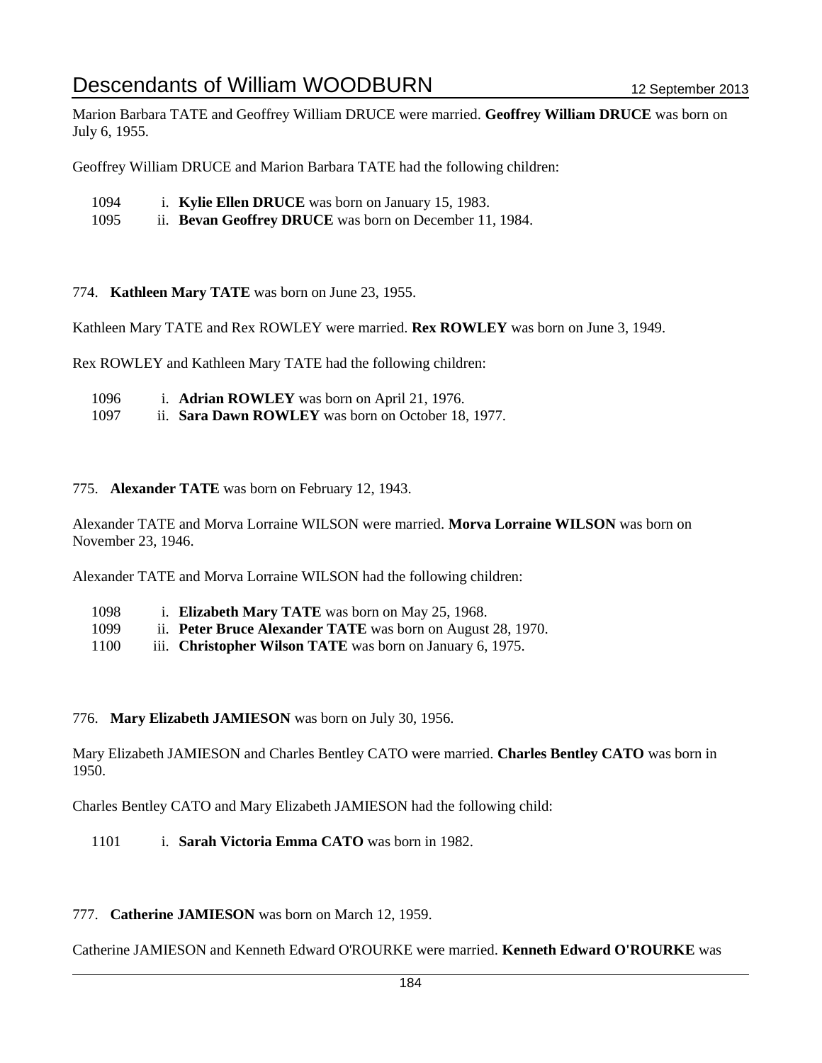Marion Barbara TATE and Geoffrey William DRUCE were married. **Geoffrey William DRUCE** was born on July 6, 1955.

Geoffrey William DRUCE and Marion Barbara TATE had the following children:

1094 i. **Kylie Ellen DRUCE** was born on January 15, 1983.
1095 ii. **Bevan Geoffrey DRUCE** was born on December 11, 1984.

774. **Kathleen Mary TATE** was born on June 23, 1955.

Kathleen Mary TATE and Rex ROWLEY were married. **Rex ROWLEY** was born on June 3, 1949.

Rex ROWLEY and Kathleen Mary TATE had the following children:

1096 i. **Adrian ROWLEY** was born on April 21, 1976.
1097 ii. **Sara Dawn ROWLEY** was born on October 18, 1977.

775. **Alexander TATE** was born on February 12, 1943.

Alexander TATE and Morva Lorraine WILSON were married. **Morva Lorraine WILSON** was born on November 23, 1946.

Alexander TATE and Morva Lorraine WILSON had the following children:

1098 i. **Elizabeth Mary TATE** was born on May 25, 1968.
1099 ii. **Peter Bruce Alexander TATE** was born on August 28, 1970.
1100 iii. **Christopher Wilson TATE** was born on January 6, 1975.

776. **Mary Elizabeth JAMIESON** was born on July 30, 1956.

Mary Elizabeth JAMIESON and Charles Bentley CATO were married. **Charles Bentley CATO** was born in 1950.

Charles Bentley CATO and Mary Elizabeth JAMIESON had the following child:

1101 i. **Sarah Victoria Emma CATO** was born in 1982.

777. **Catherine JAMIESON** was born on March 12, 1959.

Catherine JAMIESON and Kenneth Edward O'ROURKE were married. **Kenneth Edward O'ROURKE** was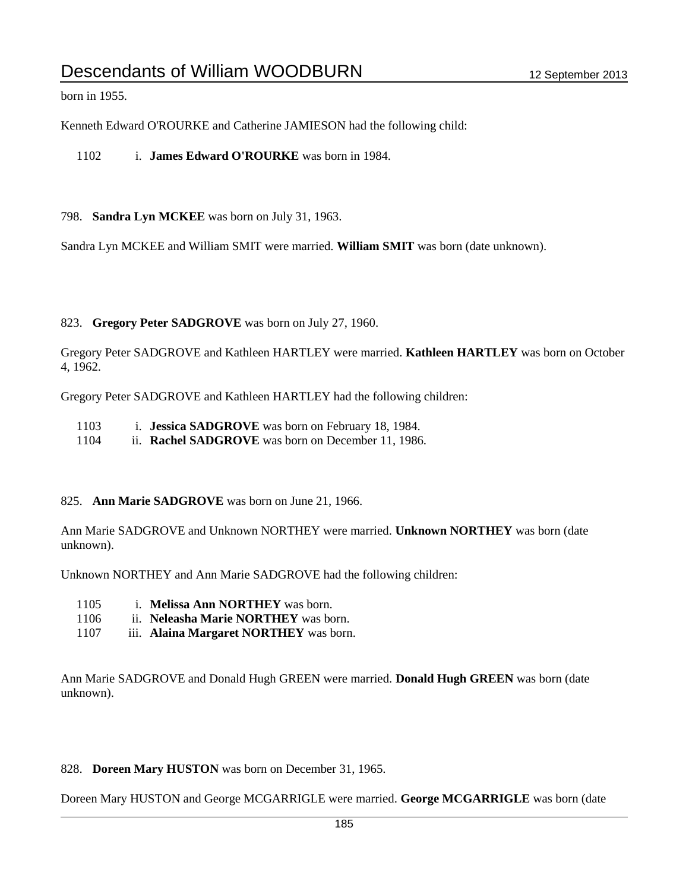born in 1955.

Kenneth Edward O'ROURKE and Catherine JAMIESON had the following child:

1102 i. **James Edward O'ROURKE** was born in 1984.

798. **Sandra Lyn MCKEE** was born on July 31, 1963.

Sandra Lyn MCKEE and William SMIT were married. **William SMIT** was born (date unknown).

823. **Gregory Peter SADGROVE** was born on July 27, 1960.

Gregory Peter SADGROVE and Kathleen HARTLEY were married. **Kathleen HARTLEY** was born on October 4, 1962.

Gregory Peter SADGROVE and Kathleen HARTLEY had the following children:

1103 i. **Jessica SADGROVE** was born on February 18, 1984.
1104 ii. **Rachel SADGROVE** was born on December 11, 1986.

825. **Ann Marie SADGROVE** was born on June 21, 1966.

Ann Marie SADGROVE and Unknown NORTHEY were married. **Unknown NORTHEY** was born (date unknown).

Unknown NORTHEY and Ann Marie SADGROVE had the following children:

1105 i. **Melissa Ann NORTHEY** was born.
1106 ii. **Neleasha Marie NORTHEY** was born.
1107 iii. **Alaina Margaret NORTHEY** was born.

Ann Marie SADGROVE and Donald Hugh GREEN were married. **Donald Hugh GREEN** was born (date unknown).

828. **Doreen Mary HUSTON** was born on December 31, 1965.

Doreen Mary HUSTON and George MCGARRIGLE were married. **George MCGARRIGLE** was born (date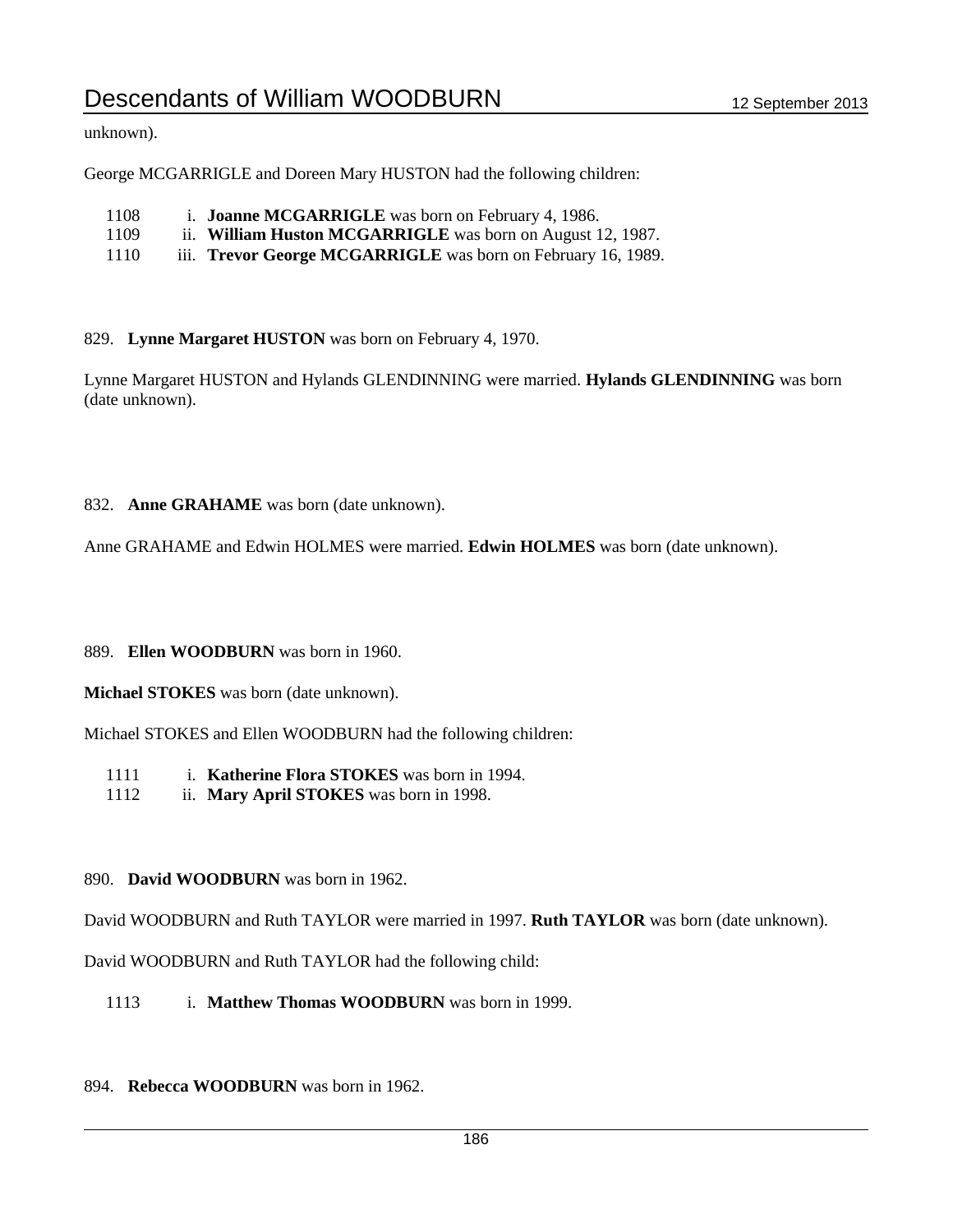unknown).

George MCGARRIGLE and Doreen Mary HUSTON had the following children:

1108 i. **Joanne MCGARRIGLE** was born on February 4, 1986.
1109 ii. **William Huston MCGARRIGLE** was born on August 12, 1987.
1110 iii. **Trevor George MCGARRIGLE** was born on February 16, 1989.

829. **Lynne Margaret HUSTON** was born on February 4, 1970.

Lynne Margaret HUSTON and Hylands GLENDINNING were married. **Hylands GLENDINNING** was born (date unknown).

832. **Anne GRAHAME** was born (date unknown).

Anne GRAHAME and Edwin HOLMES were married. **Edwin HOLMES** was born (date unknown).

889. **Ellen WOODBURN** was born in 1960.

**Michael STOKES** was born (date unknown).

Michael STOKES and Ellen WOODBURN had the following children:

1111 i. **Katherine Flora STOKES** was born in 1994.
1112 ii. **Mary April STOKES** was born in 1998.

890. **David WOODBURN** was born in 1962.

David WOODBURN and Ruth TAYLOR were married in 1997. **Ruth TAYLOR** was born (date unknown).

David WOODBURN and Ruth TAYLOR had the following child:

1113 i. **Matthew Thomas WOODBURN** was born in 1999.

894. **Rebecca WOODBURN** was born in 1962.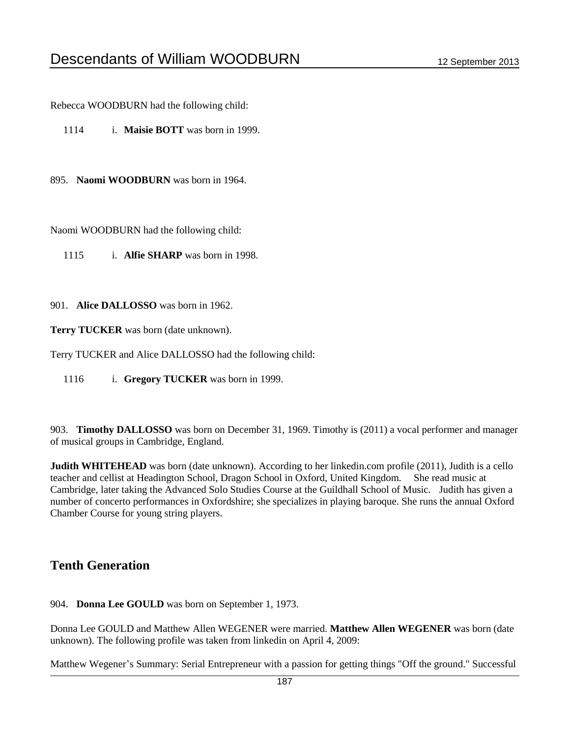Rebecca WOODBURN had the following child:

1114 i. **Maisie BOTT** was born in 1999.

895. **Naomi WOODBURN** was born in 1964.

Naomi WOODBURN had the following child:

1115 i. **Alfie SHARP** was born in 1998.

901. **Alice DALLOSSO** was born in 1962.

**Terry TUCKER** was born (date unknown).

Terry TUCKER and Alice DALLOSSO had the following child:

1116 i. **Gregory TUCKER** was born in 1999.

903. **Timothy DALLOSSO** was born on December 31, 1969. Timothy is (2011) a vocal performer and manager of musical groups in Cambridge, England.

**Judith WHITEHEAD** was born (date unknown). According to her linkedin.com profile (2011), Judith is a cello teacher and cellist at Headington School, Dragon School in Oxford, United Kingdom. She read music at Cambridge, later taking the Advanced Solo Studies Course at the Guildhall School of Music. Judith has given a number of concerto performances in Oxfordshire; she specializes in playing baroque. She runs the annual Oxford Chamber Course for young string players.

## Tenth Generation

904. **Donna Lee GOULD** was born on September 1, 1973.

Donna Lee GOULD and Matthew Allen WEGENER were married. **Matthew Allen WEGENER** was born (date unknown). The following profile was taken from linkedin on April 4, 2009:

Matthew Wegener's Summary: Serial Entrepreneur with a passion for getting things "Off the ground." Successful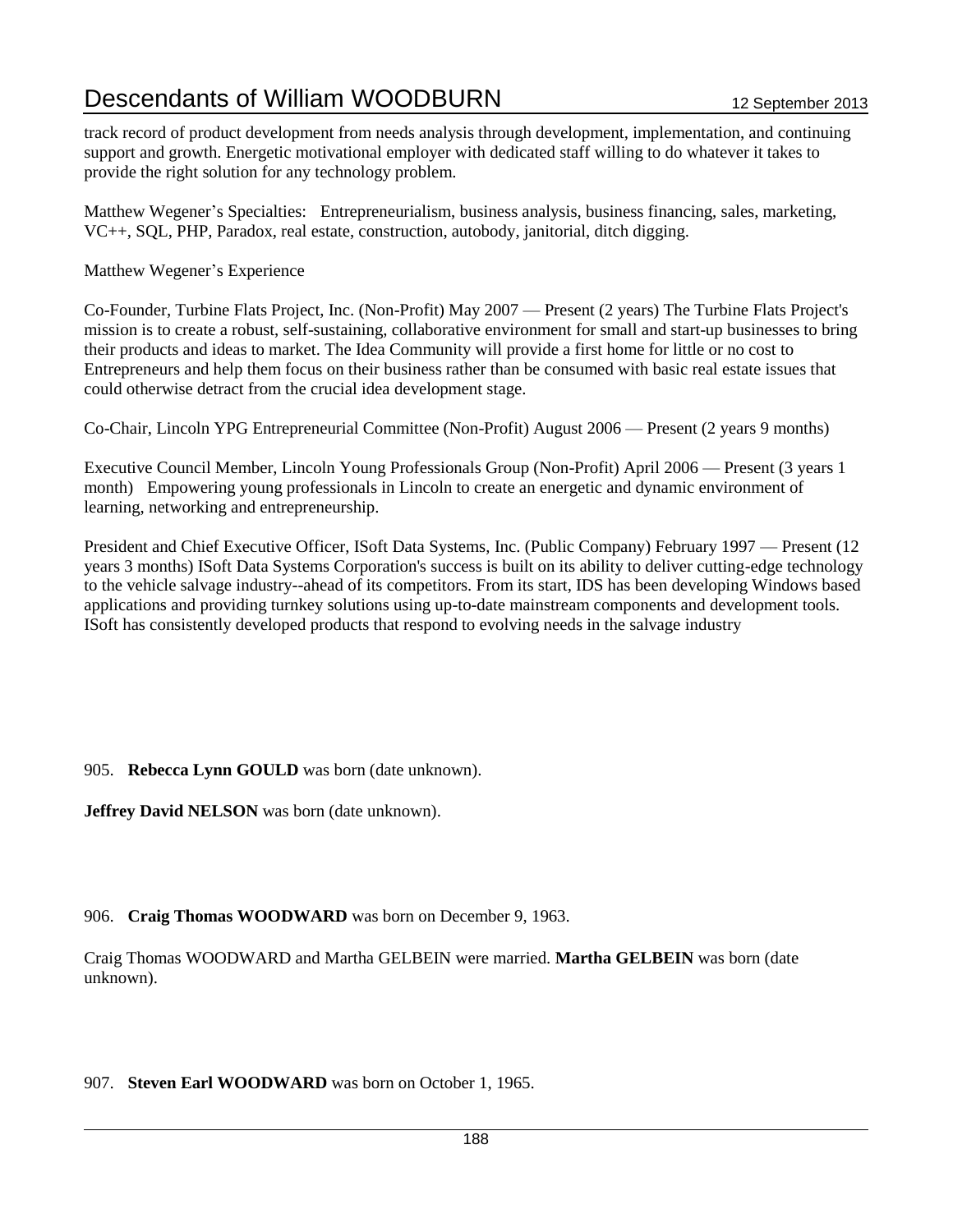track record of product development from needs analysis through development, implementation, and continuing support and growth. Energetic motivational employer with dedicated staff willing to do whatever it takes to provide the right solution for any technology problem.

Matthew Wegener's Specialties: Entrepreneurialism, business analysis, business financing, sales, marketing, VC++, SQL, PHP, Paradox, real estate, construction, autobody, janitorial, ditch digging.

Matthew Wegener's Experience

Co-Founder, Turbine Flats Project, Inc. (Non-Profit) May 2007 — Present (2 years) The Turbine Flats Project's mission is to create a robust, self-sustaining, collaborative environment for small and start-up businesses to bring their products and ideas to market. The Idea Community will provide a first home for little or no cost to Entrepreneurs and help them focus on their business rather than be consumed with basic real estate issues that could otherwise detract from the crucial idea development stage.

Co-Chair, Lincoln YPG Entrepreneurial Committee (Non-Profit) August 2006 — Present (2 years 9 months)

Executive Council Member, Lincoln Young Professionals Group (Non-Profit) April 2006 — Present (3 years 1 month) Empowering young professionals in Lincoln to create an energetic and dynamic environment of learning, networking and entrepreneurship.

President and Chief Executive Officer, ISoft Data Systems, Inc. (Public Company) February 1997 — Present (12 years 3 months) ISoft Data Systems Corporation's success is built on its ability to deliver cutting-edge technology to the vehicle salvage industry--ahead of its competitors. From its start, IDS has been developing Windows based applications and providing turnkey solutions using up-to-date mainstream components and development tools. ISoft has consistently developed products that respond to evolving needs in the salvage industry

905. **Rebecca Lynn GOULD** was born (date unknown).

**Jeffrey David NELSON** was born (date unknown).

906. **Craig Thomas WOODWARD** was born on December 9, 1963.

Craig Thomas WOODWARD and Martha GELBEIN were married. **Martha GELBEIN** was born (date unknown).

907. **Steven Earl WOODWARD** was born on October 1, 1965.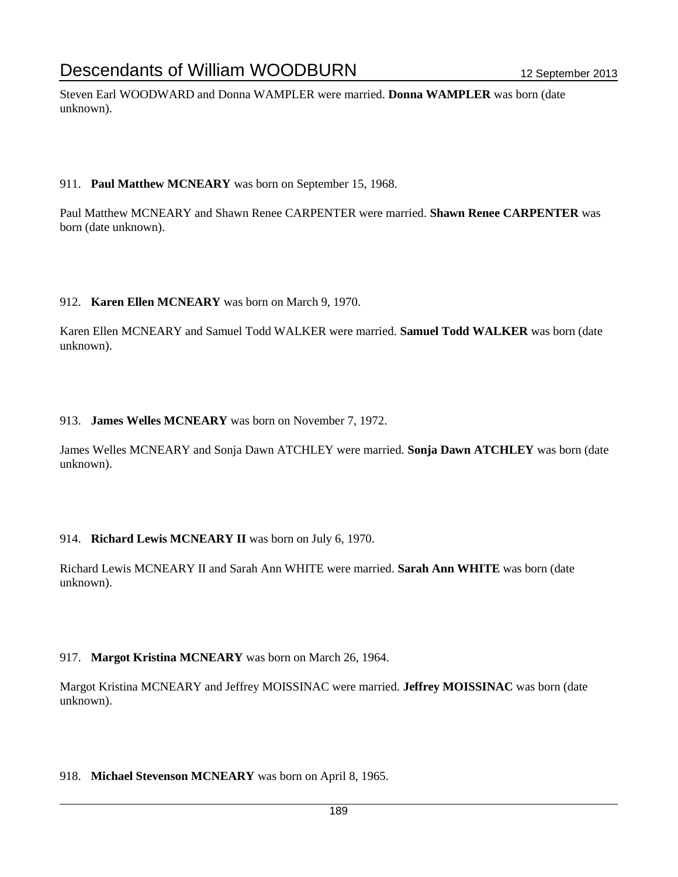Steven Earl WOODWARD and Donna WAMPLER were married. **Donna WAMPLER** was born (date unknown).

911. **Paul Matthew MCNEARY** was born on September 15, 1968.

Paul Matthew MCNEARY and Shawn Renee CARPENTER were married. **Shawn Renee CARPENTER** was born (date unknown).

912. **Karen Ellen MCNEARY** was born on March 9, 1970.

Karen Ellen MCNEARY and Samuel Todd WALKER were married. **Samuel Todd WALKER** was born (date unknown).

913. **James Welles MCNEARY** was born on November 7, 1972.

James Welles MCNEARY and Sonja Dawn ATCHLEY were married. **Sonja Dawn ATCHLEY** was born (date unknown).

914. **Richard Lewis MCNEARY II** was born on July 6, 1970.

Richard Lewis MCNEARY II and Sarah Ann WHITE were married. **Sarah Ann WHITE** was born (date unknown).

917. **Margot Kristina MCNEARY** was born on March 26, 1964.

Margot Kristina MCNEARY and Jeffrey MOISSINAC were married. **Jeffrey MOISSINAC** was born (date unknown).

918. **Michael Stevenson MCNEARY** was born on April 8, 1965.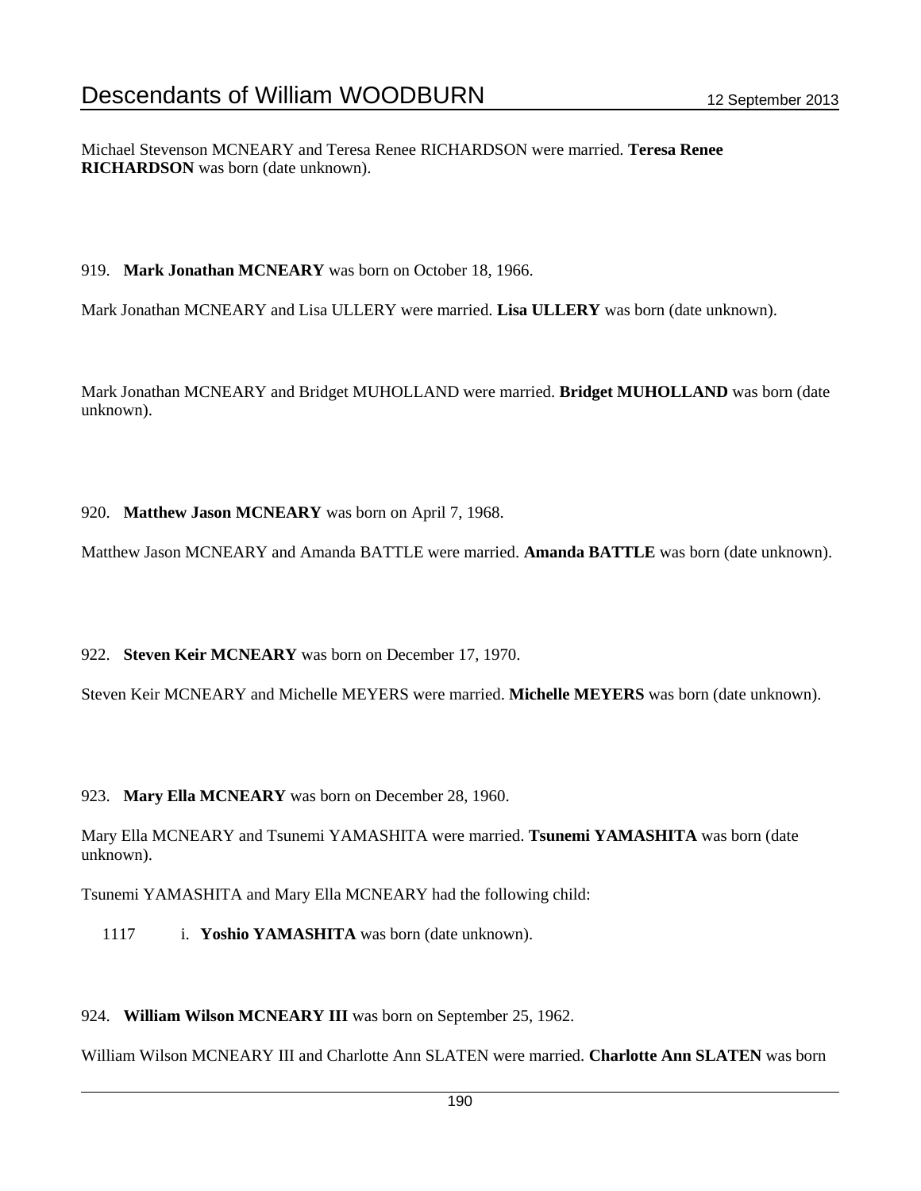Michael Stevenson MCNEARY and Teresa Renee RICHARDSON were married. **Teresa Renee RICHARDSON** was born (date unknown).

919. **Mark Jonathan MCNEARY** was born on October 18, 1966.

Mark Jonathan MCNEARY and Lisa ULLERY were married. **Lisa ULLERY** was born (date unknown).

Mark Jonathan MCNEARY and Bridget MUHOLLAND were married. **Bridget MUHOLLAND** was born (date unknown).

920. **Matthew Jason MCNEARY** was born on April 7, 1968.

Matthew Jason MCNEARY and Amanda BATTLE were married. **Amanda BATTLE** was born (date unknown).

922. **Steven Keir MCNEARY** was born on December 17, 1970.

Steven Keir MCNEARY and Michelle MEYERS were married. **Michelle MEYERS** was born (date unknown).

923. **Mary Ella MCNEARY** was born on December 28, 1960.

Mary Ella MCNEARY and Tsunemi YAMASHITA were married. **Tsunemi YAMASHITA** was born (date unknown).

Tsunemi YAMASHITA and Mary Ella MCNEARY had the following child:

1117 i. **Yoshio YAMASHITA** was born (date unknown).

924. **William Wilson MCNEARY III** was born on September 25, 1962.

William Wilson MCNEARY III and Charlotte Ann SLATEN were married. **Charlotte Ann SLATEN** was born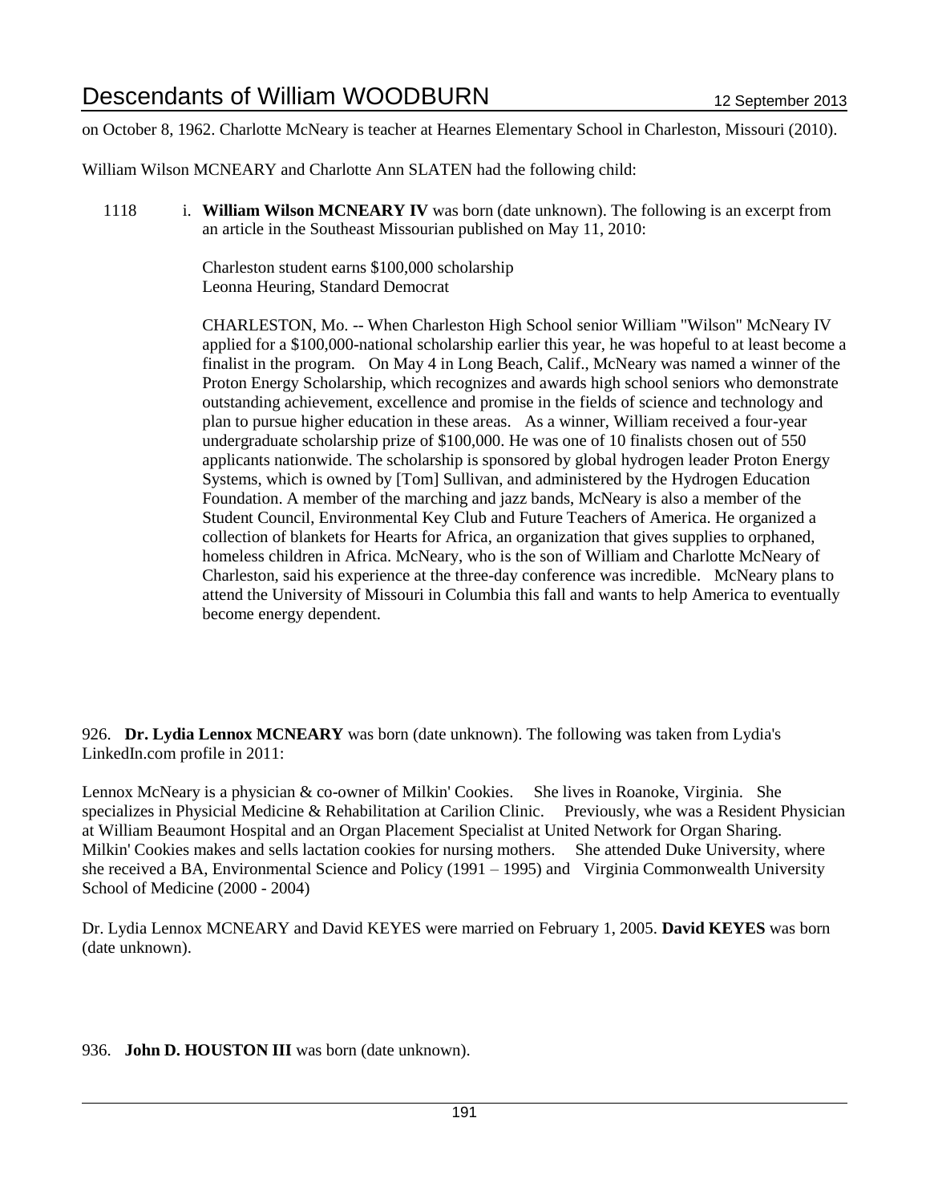on October 8, 1962. Charlotte McNeary is teacher at Hearnes Elementary School in Charleston, Missouri (2010).

William Wilson MCNEARY and Charlotte Ann SLATEN had the following child:

1118 i. **William Wilson MCNEARY IV** was born (date unknown). The following is an excerpt from an article in the Southeast Missourian published on May 11, 2010:

> Charleston student earns $100,000 scholarship
> Leonna Heuring, Standard Democrat
>
> CHARLESTON, Mo. -- When Charleston High School senior William "Wilson" McNeary IV applied for a $100,000-national scholarship earlier this year, he was hopeful to at least become a finalist in the program. On May 4 in Long Beach, Calif., McNeary was named a winner of the Proton Energy Scholarship, which recognizes and awards high school seniors who demonstrate outstanding achievement, excellence and promise in the fields of science and technology and plan to pursue higher education in these areas. As a winner, William received a four-year undergraduate scholarship prize of $100,000. He was one of 10 finalists chosen out of 550 applicants nationwide. The scholarship is sponsored by global hydrogen leader Proton Energy Systems, which is owned by [Tom] Sullivan, and administered by the Hydrogen Education Foundation. A member of the marching and jazz bands, McNeary is also a member of the Student Council, Environmental Key Club and Future Teachers of America. He organized a collection of blankets for Hearts for Africa, an organization that gives supplies to orphaned, homeless children in Africa. McNeary, who is the son of William and Charlotte McNeary of Charleston, said his experience at the three-day conference was incredible. McNeary plans to attend the University of Missouri in Columbia this fall and wants to help America to eventually become energy dependent.

926. **Dr. Lydia Lennox MCNEARY** was born (date unknown). The following was taken from Lydia's LinkedIn.com profile in 2011:

Lennox McNeary is a physician & co-owner of Milkin' Cookies. She lives in Roanoke, Virginia. She specializes in Physicial Medicine & Rehabilitation at Carilion Clinic. Previously, whe was a Resident Physician at William Beaumont Hospital and an Organ Placement Specialist at United Network for Organ Sharing. Milkin' Cookies makes and sells lactation cookies for nursing mothers. She attended Duke University, where she received a BA, Environmental Science and Policy (1991 – 1995) and Virginia Commonwealth University School of Medicine (2000 - 2004)

Dr. Lydia Lennox MCNEARY and David KEYES were married on February 1, 2005. **David KEYES** was born (date unknown).

936. **John D. HOUSTON III** was born (date unknown).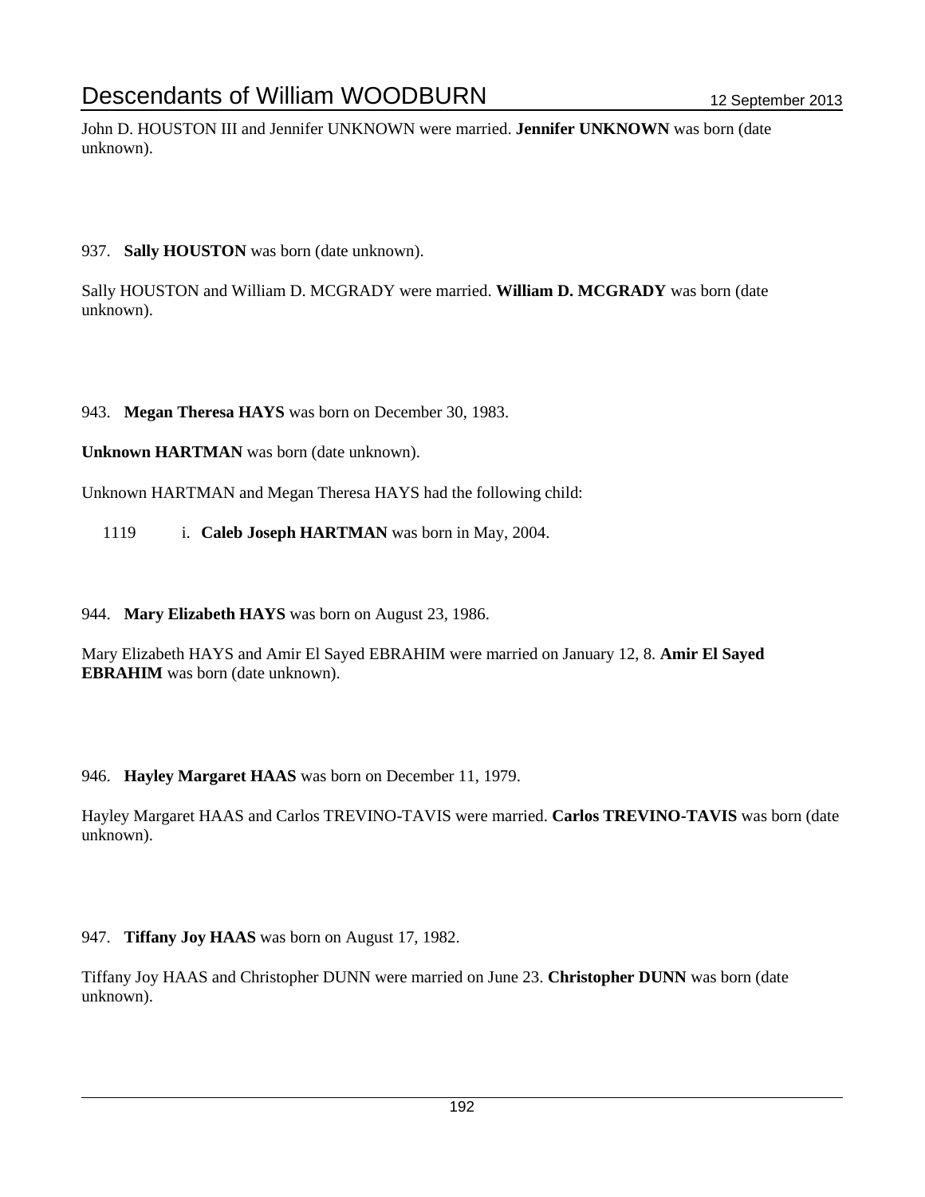John D. HOUSTON III and Jennifer UNKNOWN were married. **Jennifer UNKNOWN** was born (date unknown).

937. **Sally HOUSTON** was born (date unknown).

Sally HOUSTON and William D. MCGRADY were married. **William D. MCGRADY** was born (date unknown).

943. **Megan Theresa HAYS** was born on December 30, 1983.

**Unknown HARTMAN** was born (date unknown).

Unknown HARTMAN and Megan Theresa HAYS had the following child:

1119 i. **Caleb Joseph HARTMAN** was born in May, 2004.

944. **Mary Elizabeth HAYS** was born on August 23, 1986.

Mary Elizabeth HAYS and Amir El Sayed EBRAHIM were married on January 12, 8. **Amir El Sayed EBRAHIM** was born (date unknown).

946. **Hayley Margaret HAAS** was born on December 11, 1979.

Hayley Margaret HAAS and Carlos TREVINO-TAVIS were married. **Carlos TREVINO-TAVIS** was born (date unknown).

947. **Tiffany Joy HAAS** was born on August 17, 1982.

Tiffany Joy HAAS and Christopher DUNN were married on June 23. **Christopher DUNN** was born (date unknown).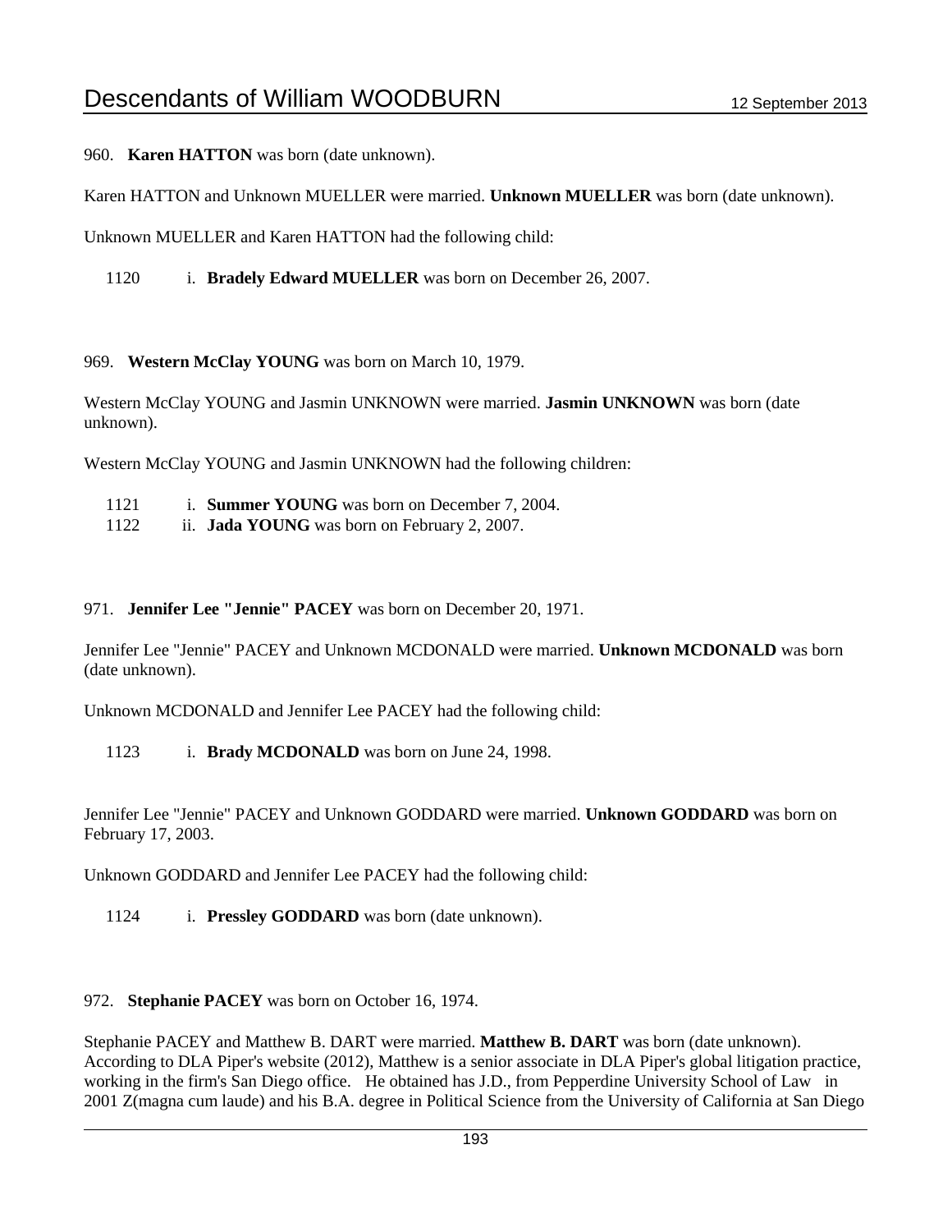960. **Karen HATTON** was born (date unknown).

Karen HATTON and Unknown MUELLER were married. **Unknown MUELLER** was born (date unknown).

Unknown MUELLER and Karen HATTON had the following child:

1120 i. **Bradely Edward MUELLER** was born on December 26, 2007.

969. **Western McClay YOUNG** was born on March 10, 1979.

Western McClay YOUNG and Jasmin UNKNOWN were married. **Jasmin UNKNOWN** was born (date unknown).

Western McClay YOUNG and Jasmin UNKNOWN had the following children:

1121 i. **Summer YOUNG** was born on December 7, 2004.
1122 ii. **Jada YOUNG** was born on February 2, 2007.

971. **Jennifer Lee "Jennie" PACEY** was born on December 20, 1971.

Jennifer Lee "Jennie" PACEY and Unknown MCDONALD were married. **Unknown MCDONALD** was born (date unknown).

Unknown MCDONALD and Jennifer Lee PACEY had the following child:

1123 i. **Brady MCDONALD** was born on June 24, 1998.

Jennifer Lee "Jennie" PACEY and Unknown GODDARD were married. **Unknown GODDARD** was born on February 17, 2003.

Unknown GODDARD and Jennifer Lee PACEY had the following child:

1124 i. **Pressley GODDARD** was born (date unknown).

972. **Stephanie PACEY** was born on October 16, 1974.

Stephanie PACEY and Matthew B. DART were married. **Matthew B. DART** was born (date unknown). According to DLA Piper's website (2012), Matthew is a senior associate in DLA Piper's global litigation practice, working in the firm's San Diego office. He obtained has J.D., from Pepperdine University School of Law in 2001 Z(magna cum laude) and his B.A. degree in Political Science from the University of California at San Diego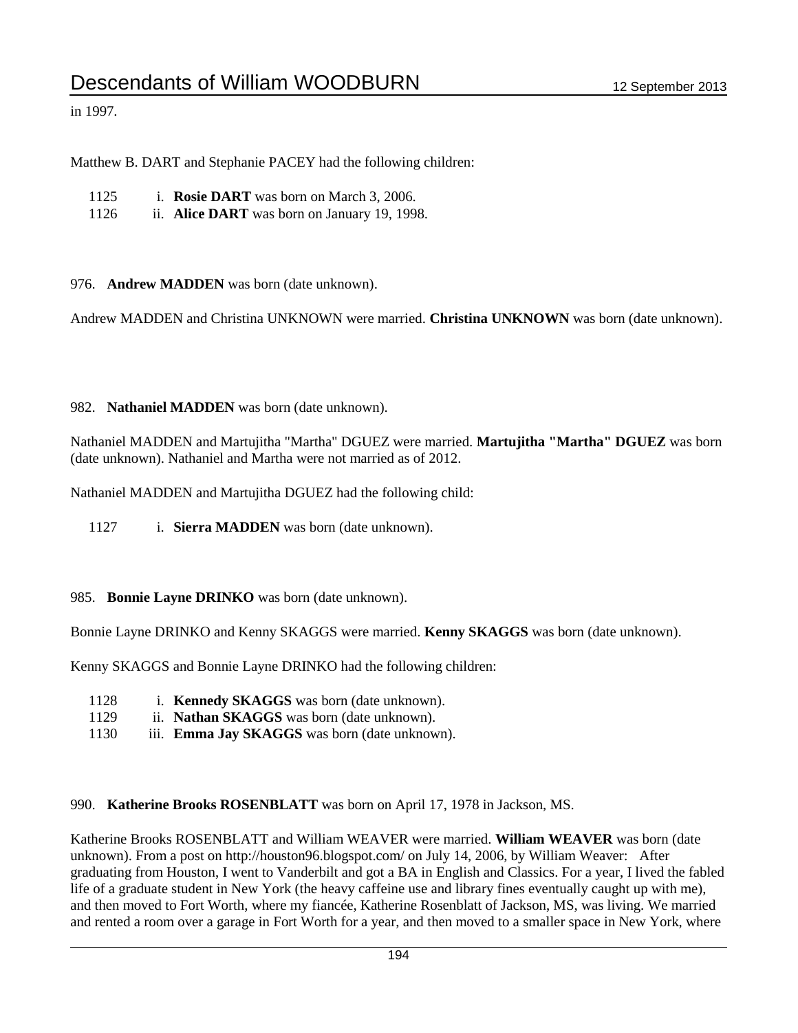in 1997.

Matthew B. DART and Stephanie PACEY had the following children:

1125 i. **Rosie DART** was born on March 3, 2006.
1126 ii. **Alice DART** was born on January 19, 1998.

976. **Andrew MADDEN** was born (date unknown).

Andrew MADDEN and Christina UNKNOWN were married. **Christina UNKNOWN** was born (date unknown).

982. **Nathaniel MADDEN** was born (date unknown).

Nathaniel MADDEN and Martujitha "Martha" DGUEZ were married. **Martujitha "Martha" DGUEZ** was born (date unknown). Nathaniel and Martha were not married as of 2012.

Nathaniel MADDEN and Martujitha DGUEZ had the following child:

1127 i. **Sierra MADDEN** was born (date unknown).

985. **Bonnie Layne DRINKO** was born (date unknown).

Bonnie Layne DRINKO and Kenny SKAGGS were married. **Kenny SKAGGS** was born (date unknown).

Kenny SKAGGS and Bonnie Layne DRINKO had the following children:

1128 i. **Kennedy SKAGGS** was born (date unknown).
1129 ii. **Nathan SKAGGS** was born (date unknown).
1130 iii. **Emma Jay SKAGGS** was born (date unknown).

990. **Katherine Brooks ROSENBLATT** was born on April 17, 1978 in Jackson, MS.

Katherine Brooks ROSENBLATT and William WEAVER were married. **William WEAVER** was born (date unknown). From a post on http://houston96.blogspot.com/ on July 14, 2006, by William Weaver: After graduating from Houston, I went to Vanderbilt and got a BA in English and Classics. For a year, I lived the fabled life of a graduate student in New York (the heavy caffeine use and library fines eventually caught up with me), and then moved to Fort Worth, where my fiancée, Katherine Rosenblatt of Jackson, MS, was living. We married and rented a room over a garage in Fort Worth for a year, and then moved to a smaller space in New York, where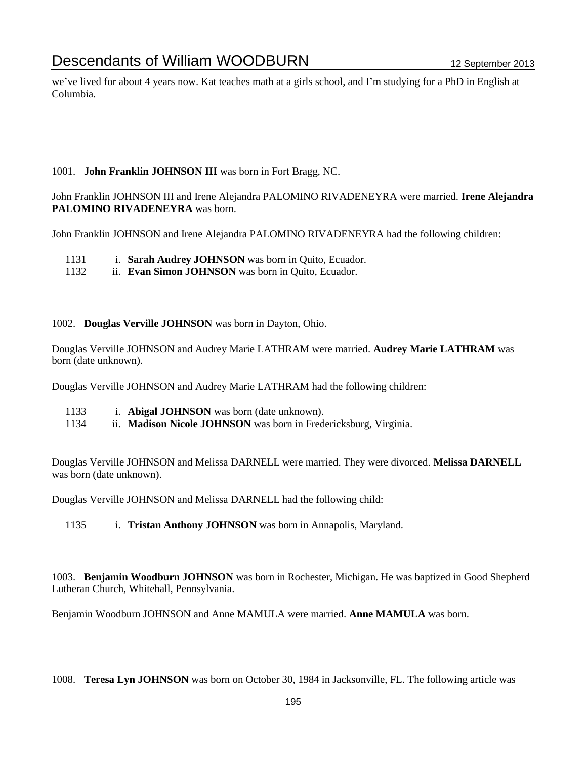we’ve lived for about 4 years now. Kat teaches math at a girls school, and I’m studying for a PhD in English at Columbia.

1001. **John Franklin JOHNSON III** was born in Fort Bragg, NC.

John Franklin JOHNSON III and Irene Alejandra PALOMINO RIVADENEYRA were married. **Irene Alejandra PALOMINO RIVADENEYRA** was born.

John Franklin JOHNSON and Irene Alejandra PALOMINO RIVADENEYRA had the following children:

1131 i. **Sarah Audrey JOHNSON** was born in Quito, Ecuador.
1132 ii. **Evan Simon JOHNSON** was born in Quito, Ecuador.

1002. **Douglas Verville JOHNSON** was born in Dayton, Ohio.

Douglas Verville JOHNSON and Audrey Marie LATHRAM were married. **Audrey Marie LATHRAM** was born (date unknown).

Douglas Verville JOHNSON and Audrey Marie LATHRAM had the following children:

1133 i. **Abigal JOHNSON** was born (date unknown).
1134 ii. **Madison Nicole JOHNSON** was born in Fredericksburg, Virginia.

Douglas Verville JOHNSON and Melissa DARNELL were married. They were divorced. **Melissa DARNELL** was born (date unknown).

Douglas Verville JOHNSON and Melissa DARNELL had the following child:

1135 i. **Tristan Anthony JOHNSON** was born in Annapolis, Maryland.

1003. **Benjamin Woodburn JOHNSON** was born in Rochester, Michigan. He was baptized in Good Shepherd Lutheran Church, Whitehall, Pennsylvania.

Benjamin Woodburn JOHNSON and Anne MAMULA were married. **Anne MAMULA** was born.

1008. **Teresa Lyn JOHNSON** was born on October 30, 1984 in Jacksonville, FL. The following article was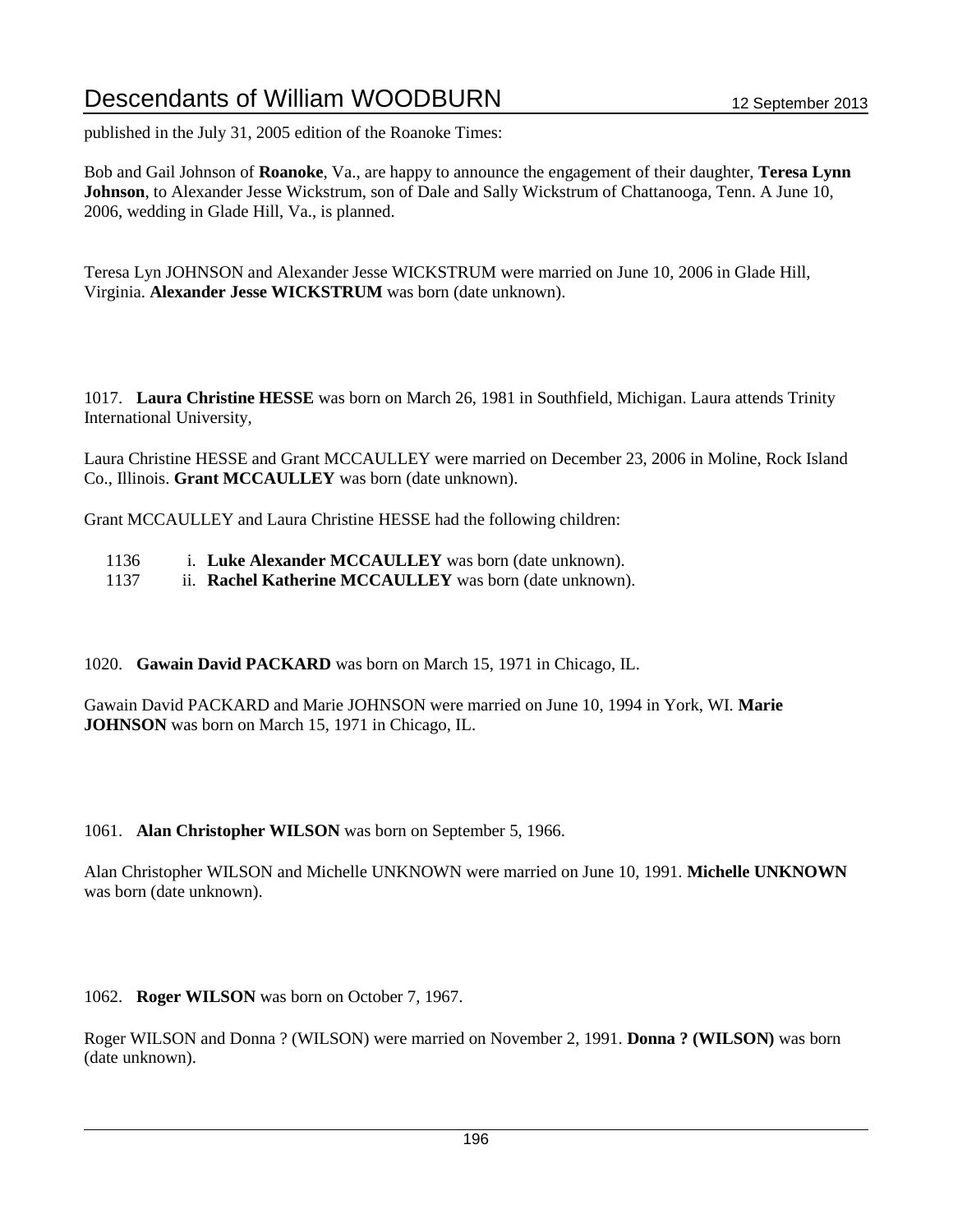published in the July 31, 2005 edition of the Roanoke Times:

Bob and Gail Johnson of **Roanoke**, Va., are happy to announce the engagement of their daughter, **Teresa Lynn Johnson**, to Alexander Jesse Wickstrum, son of Dale and Sally Wickstrum of Chattanooga, Tenn. A June 10, 2006, wedding in Glade Hill, Va., is planned.

Teresa Lyn JOHNSON and Alexander Jesse WICKSTRUM were married on June 10, 2006 in Glade Hill, Virginia. **Alexander Jesse WICKSTRUM** was born (date unknown).

1017. **Laura Christine HESSE** was born on March 26, 1981 in Southfield, Michigan. Laura attends Trinity International University,

Laura Christine HESSE and Grant MCCAULLEY were married on December 23, 2006 in Moline, Rock Island Co., Illinois. **Grant MCCAULLEY** was born (date unknown).

Grant MCCAULLEY and Laura Christine HESSE had the following children:

1136 i. **Luke Alexander MCCAULLEY** was born (date unknown).
1137 ii. **Rachel Katherine MCCAULLEY** was born (date unknown).

1020. **Gawain David PACKARD** was born on March 15, 1971 in Chicago, IL.

Gawain David PACKARD and Marie JOHNSON were married on June 10, 1994 in York, WI. **Marie JOHNSON** was born on March 15, 1971 in Chicago, IL.

1061. **Alan Christopher WILSON** was born on September 5, 1966.

Alan Christopher WILSON and Michelle UNKNOWN were married on June 10, 1991. **Michelle UNKNOWN** was born (date unknown).

1062. **Roger WILSON** was born on October 7, 1967.

Roger WILSON and Donna ? (WILSON) were married on November 2, 1991. **Donna ? (WILSON)** was born (date unknown).